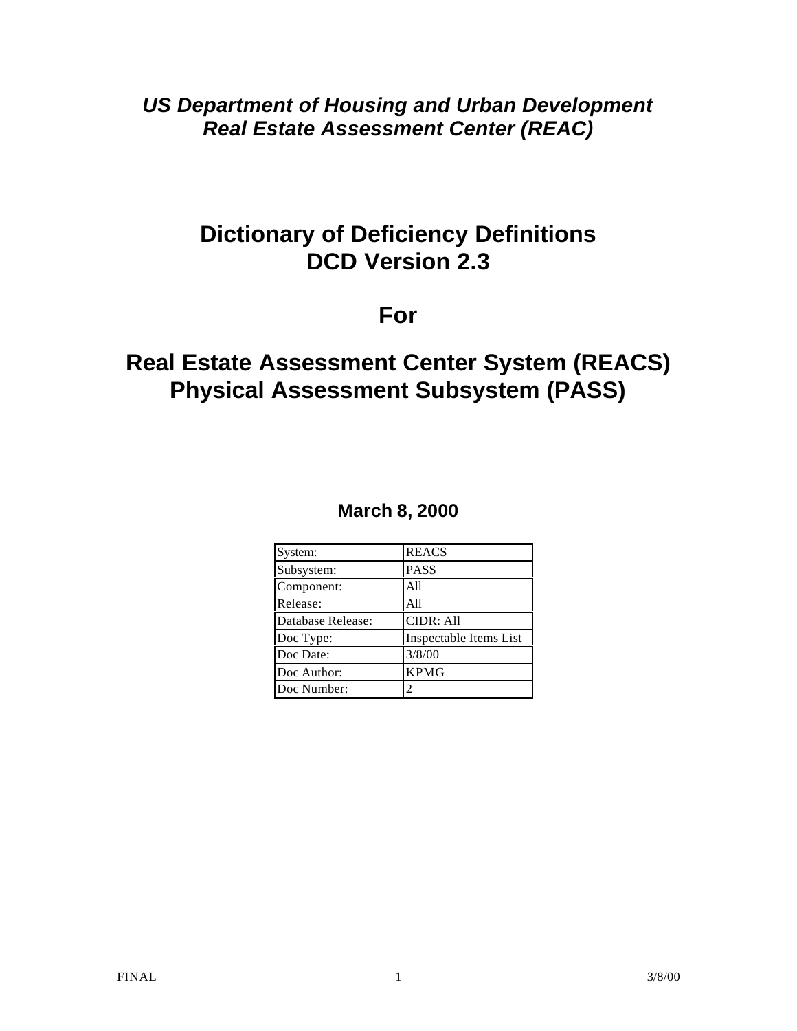***US Department of Housing and Urban Development***
***Real Estate Assessment Center (REAC)***

# Dictionary of Deficiency Definitions
# DCD Version 2.3

# For

# Real Estate Assessment Center System (REACS)
# Physical Assessment Subsystem (PASS)

**March 8, 2000**

| | |
|---|---|
| System: | REACS |
| Subsystem: | PASS |
| Component: | All |
| Release: | All |
| Database Release: | CIDR: All |
| Doc Type: | Inspectable Items List |
| Doc Date: | 3/8/00 |
| Doc Author: | KPMG |
| Doc Number: | 2 |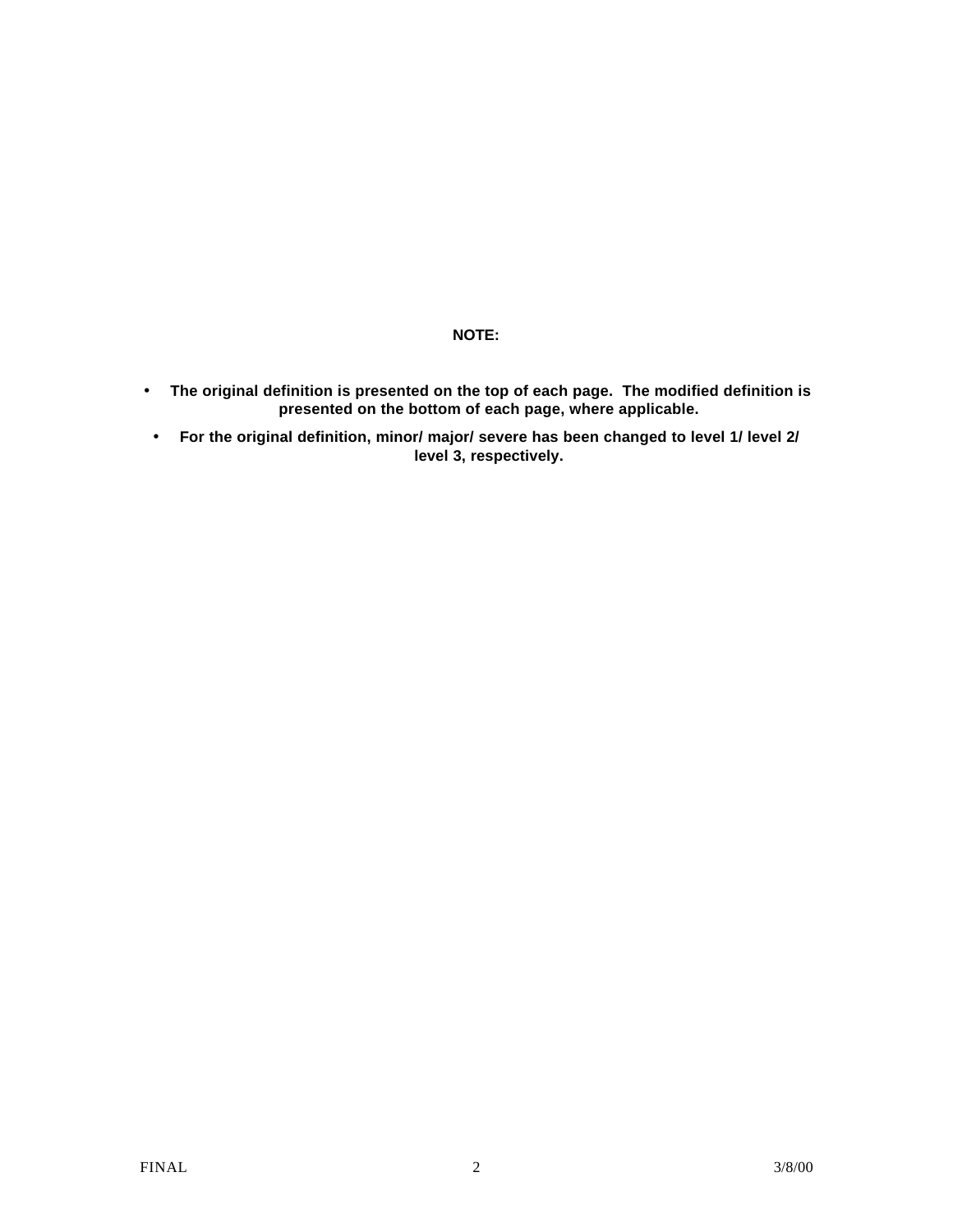**NOTE:**

- **The original definition is presented on the top of each page. The modified definition is presented on the bottom of each page, where applicable.**
- **For the original definition, minor/ major/ severe has been changed to level 1/ level 2/ level 3, respectively.**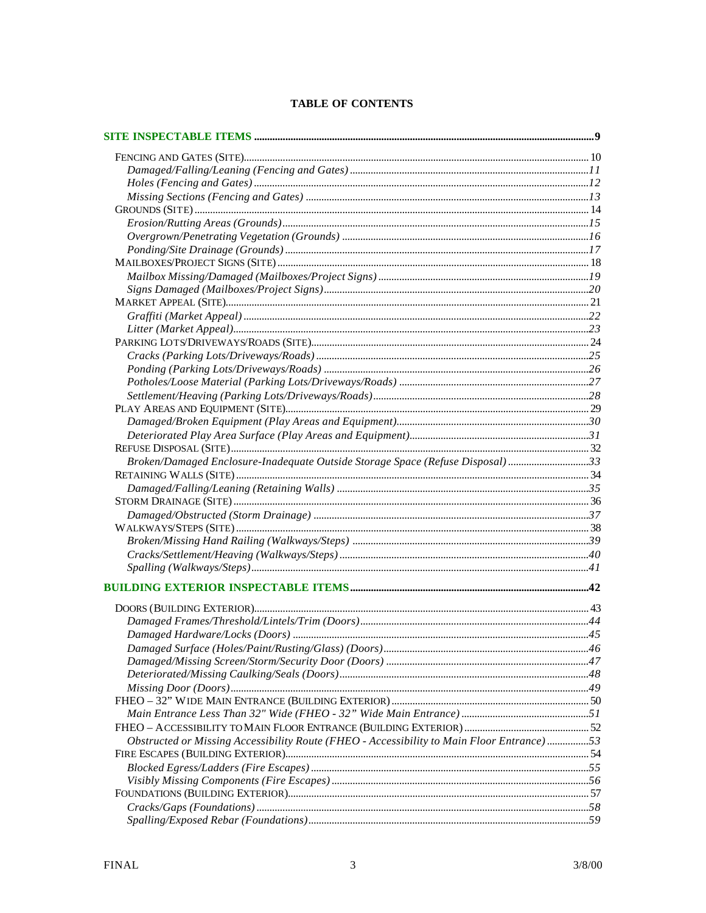**TABLE OF CONTENTS**

**SITE INSPECTABLE ITEMS** ........ 9

- FENCING AND GATES (SITE) ........ 10
  - *Damaged/Falling/Leaning (Fencing and Gates)* ........ *11*
  - *Holes (Fencing and Gates)* ........ *12*
  - *Missing Sections (Fencing and Gates)* ........ *13*
- GROUNDS (SITE) ........ 14
  - *Erosion/Rutting Areas (Grounds)* ........ *15*
  - *Overgrown/Penetrating Vegetation (Grounds)* ........ *16*
  - *Ponding/Site Drainage (Grounds)* ........ *17*
- MAILBOXES/PROJECT SIGNS (SITE) ........ 18
  - *Mailbox Missing/Damaged (Mailboxes/Project Signs)* ........ *19*
  - *Signs Damaged (Mailboxes/Project Signs)* ........ *20*
- MARKET APPEAL (SITE) ........ 21
  - *Graffiti (Market Appeal)* ........ *22*
  - *Litter (Market Appeal)* ........ *23*
- PARKING LOTS/DRIVEWAYS/ROADS (SITE) ........ 24
  - *Cracks (Parking Lots/Driveways/Roads)* ........ *25*
  - *Ponding (Parking Lots/Driveways/Roads)* ........ *26*
  - *Potholes/Loose Material (Parking Lots/Driveways/Roads)* ........ *27*
  - *Settlement/Heaving (Parking Lots/Driveways/Roads)* ........ *28*
- PLAY AREAS AND EQUIPMENT (SITE) ........ 29
  - *Damaged/Broken Equipment (Play Areas and Equipment)* ........ *30*
  - *Deteriorated Play Area Surface (Play Areas and Equipment)* ........ *31*
- REFUSE DISPOSAL (SITE) ........ 32
  - *Broken/Damaged Enclosure-Inadequate Outside Storage Space (Refuse Disposal)* ........ *33*
- RETAINING WALLS (SITE) ........ 34
  - *Damaged/Falling/Leaning (Retaining Walls)* ........ *35*
- STORM DRAINAGE (SITE) ........ 36
  - *Damaged/Obstructed (Storm Drainage)* ........ *37*
- WALKWAYS/STEPS (SITE) ........ 38
  - *Broken/Missing Hand Railing (Walkways/Steps)* ........ *39*
  - *Cracks/Settlement/Heaving (Walkways/Steps)* ........ *40*
  - *Spalling (Walkways/Steps)* ........ *41*

**BUILDING EXTERIOR INSPECTABLE ITEMS** ........ 42

- DOORS (BUILDING EXTERIOR) ........ 43
  - *Damaged Frames/Threshold/Lintels/Trim (Doors)* ........ *44*
  - *Damaged Hardware/Locks (Doors)* ........ *45*
  - *Damaged Surface (Holes/Paint/Rusting/Glass) (Doors)* ........ *46*
  - *Damaged/Missing Screen/Storm/Security Door (Doors)* ........ *47*
  - *Deteriorated/Missing Caulking/Seals (Doors)* ........ *48*
  - *Missing Door (Doors)* ........ *49*
- FHEO – 32" WIDE MAIN ENTRANCE (BUILDING EXTERIOR) ........ 50
  - *Main Entrance Less Than 32" Wide (FHEO - 32" Wide Main Entrance)* ........ *51*
- FHEO – ACCESSIBILITY TO MAIN FLOOR ENTRANCE (BUILDING EXTERIOR) ........ 52
  - *Obstructed or Missing Accessibility Route (FHEO - Accessibility to Main Floor Entrance)* ........ *53*
- FIRE ESCAPES (BUILDING EXTERIOR) ........ 54
  - *Blocked Egress/Ladders (Fire Escapes)* ........ *55*
  - *Visibly Missing Components (Fire Escapes)* ........ *56*
- FOUNDATIONS (BUILDING EXTERIOR) ........ 57
  - *Cracks/Gaps (Foundations)* ........ *58*
  - *Spalling/Exposed Rebar (Foundations)* ........ *59*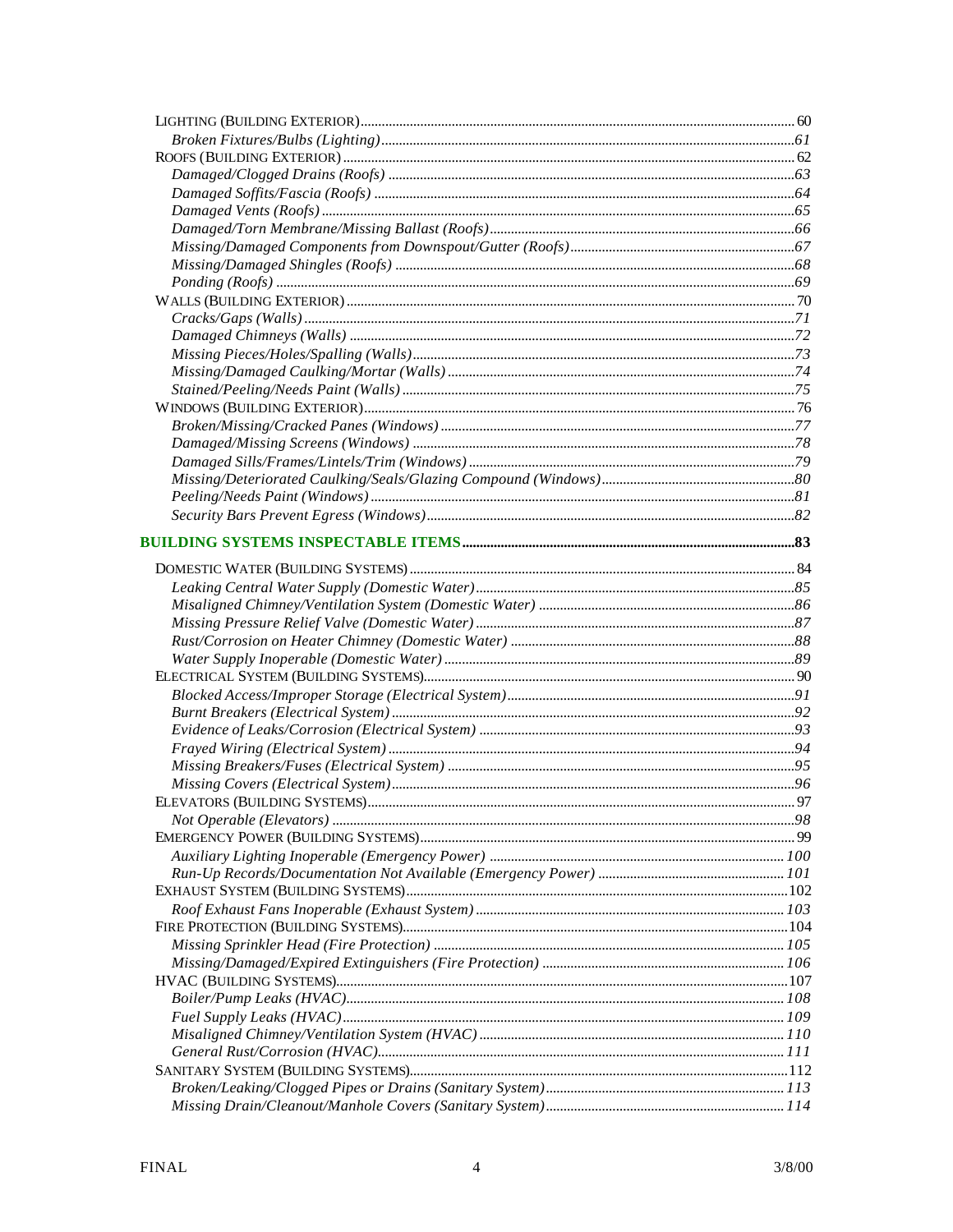LIGHTING (BUILDING EXTERIOR) .......... 60

*Broken Fixtures/Bulbs (Lighting) .......... 61*

ROOFS (BUILDING EXTERIOR) .......... 62

*Damaged/Clogged Drains (Roofs) .......... 63*

*Damaged Soffits/Fascia (Roofs) .......... 64*

*Damaged Vents (Roofs) .......... 65*

*Damaged/Torn Membrane/Missing Ballast (Roofs) .......... 66*

*Missing/Damaged Components from Downspout/Gutter (Roofs) .......... 67*

*Missing/Damaged Shingles (Roofs) .......... 68*

*Ponding (Roofs) .......... 69*

WALLS (BUILDING EXTERIOR) .......... 70

*Cracks/Gaps (Walls) .......... 71*

*Damaged Chimneys (Walls) .......... 72*

*Missing Pieces/Holes/Spalling (Walls) .......... 73*

*Missing/Damaged Caulking/Mortar (Walls) .......... 74*

*Stained/Peeling/Needs Paint (Walls) .......... 75*

WINDOWS (BUILDING EXTERIOR) .......... 76

*Broken/Missing/Cracked Panes (Windows) .......... 77*

*Damaged/Missing Screens (Windows) .......... 78*

*Damaged Sills/Frames/Lintels/Trim (Windows) .......... 79*

*Missing/Deteriorated Caulking/Seals/Glazing Compound (Windows) .......... 80*

*Peeling/Needs Paint (Windows) .......... 81*

*Security Bars Prevent Egress (Windows) .......... 82*

**BUILDING SYSTEMS INSPECTABLE ITEMS .......... 83**

DOMESTIC WATER (BUILDING SYSTEMS) .......... 84

*Leaking Central Water Supply (Domestic Water) .......... 85*

*Misaligned Chimney/Ventilation System (Domestic Water) .......... 86*

*Missing Pressure Relief Valve (Domestic Water) .......... 87*

*Rust/Corrosion on Heater Chimney (Domestic Water) .......... 88*

*Water Supply Inoperable (Domestic Water) .......... 89*

ELECTRICAL SYSTEM (BUILDING SYSTEMS) .......... 90

*Blocked Access/Improper Storage (Electrical System) .......... 91*

*Burnt Breakers (Electrical System) .......... 92*

*Evidence of Leaks/Corrosion (Electrical System) .......... 93*

*Frayed Wiring (Electrical System) .......... 94*

*Missing Breakers/Fuses (Electrical System) .......... 95*

*Missing Covers (Electrical System) .......... 96*

ELEVATORS (BUILDING SYSTEMS) .......... 97

*Not Operable (Elevators) .......... 98*

EMERGENCY POWER (BUILDING SYSTEMS) .......... 99

*Auxiliary Lighting Inoperable (Emergency Power) .......... 100*

*Run-Up Records/Documentation Not Available (Emergency Power) .......... 101*

EXHAUST SYSTEM (BUILDING SYSTEMS) .......... 102

*Roof Exhaust Fans Inoperable (Exhaust System) .......... 103*

FIRE PROTECTION (BUILDING SYSTEMS) .......... 104

*Missing Sprinkler Head (Fire Protection) .......... 105*

*Missing/Damaged/Expired Extinguishers (Fire Protection) .......... 106*

HVAC (BUILDING SYSTEMS) .......... 107

*Boiler/Pump Leaks (HVAC) .......... 108*

*Fuel Supply Leaks (HVAC) .......... 109*

*Misaligned Chimney/Ventilation System (HVAC) .......... 110*

*General Rust/Corrosion (HVAC) .......... 111*

SANITARY SYSTEM (BUILDING SYSTEMS) .......... 112

*Broken/Leaking/Clogged Pipes or Drains (Sanitary System) .......... 113*

*Missing Drain/Cleanout/Manhole Covers (Sanitary System) .......... 114*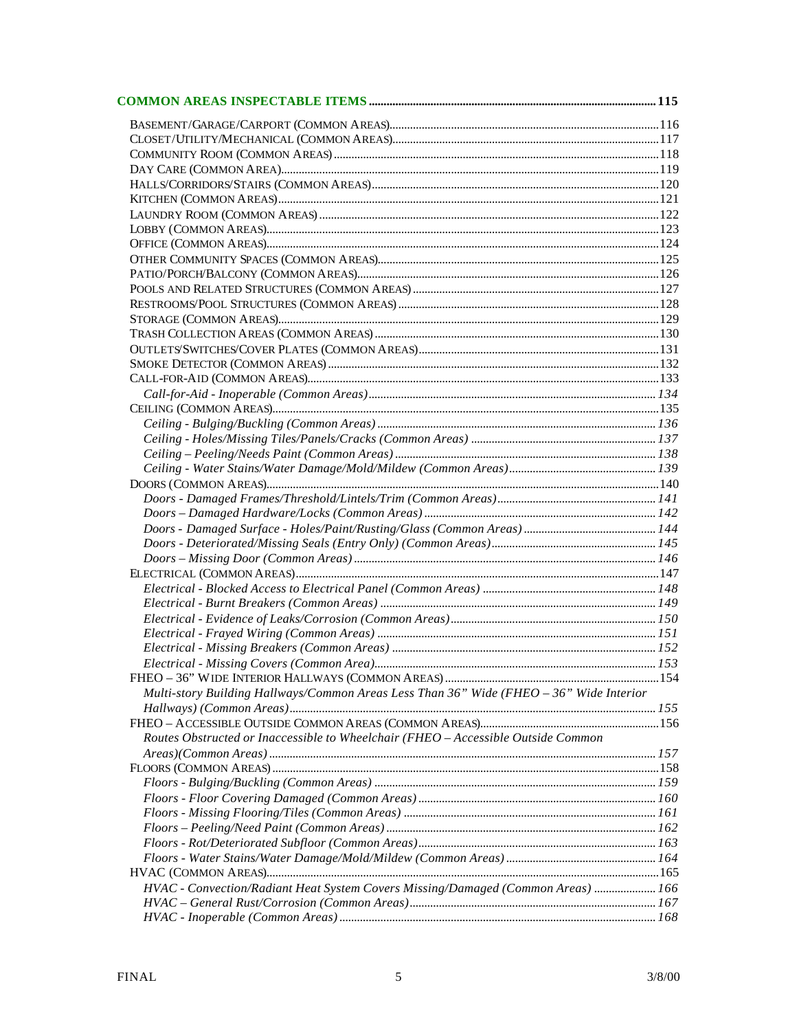**COMMON AREAS INSPECTABLE ITEMS** ........ 115

BASEMENT/GARAGE/CARPORT (COMMON AREAS) ........ 116
CLOSET/UTILITY/MECHANICAL (COMMON AREAS) ........ 117
COMMUNITY ROOM (COMMON AREAS) ........ 118
DAY CARE (COMMON AREA) ........ 119
HALLS/CORRIDORS/STAIRS (COMMON AREAS) ........ 120
KITCHEN (COMMON AREAS) ........ 121
LAUNDRY ROOM (COMMON AREAS) ........ 122
LOBBY (COMMON AREAS) ........ 123
OFFICE (COMMON AREAS) ........ 124
OTHER COMMUNITY SPACES (COMMON AREAS) ........ 125
PATIO/PORCH/BALCONY (COMMON AREAS) ........ 126
POOLS AND RELATED STRUCTURES (COMMON AREAS) ........ 127
RESTROOMS/POOL STRUCTURES (COMMON AREAS) ........ 128
STORAGE (COMMON AREAS) ........ 129
TRASH COLLECTION AREAS (COMMON AREAS) ........ 130
OUTLETS/SWITCHES/COVER PLATES (COMMON AREAS) ........ 131
SMOKE DETECTOR (COMMON AREAS) ........ 132
CALL-FOR-AID (COMMON AREAS) ........ 133
*Call-for-Aid - Inoperable (Common Areas)* ........ 134
CEILING (COMMON AREAS) ........ 135
*Ceiling - Bulging/Buckling (Common Areas)* ........ 136
*Ceiling - Holes/Missing Tiles/Panels/Cracks (Common Areas)* ........ 137
*Ceiling – Peeling/Needs Paint (Common Areas)* ........ 138
*Ceiling - Water Stains/Water Damage/Mold/Mildew (Common Areas)* ........ 139
DOORS (COMMON AREAS) ........ 140
*Doors - Damaged Frames/Threshold/Lintels/Trim (Common Areas)* ........ 141
*Doors – Damaged Hardware/Locks (Common Areas)* ........ 142
*Doors - Damaged Surface - Holes/Paint/Rusting/Glass (Common Areas)* ........ 144
*Doors - Deteriorated/Missing Seals (Entry Only) (Common Areas)* ........ 145
*Doors – Missing Door (Common Areas)* ........ 146
ELECTRICAL (COMMON AREAS) ........ 147
*Electrical - Blocked Access to Electrical Panel (Common Areas)* ........ 148
*Electrical - Burnt Breakers (Common Areas)* ........ 149
*Electrical - Evidence of Leaks/Corrosion (Common Areas)* ........ 150
*Electrical - Frayed Wiring (Common Areas)* ........ 151
*Electrical - Missing Breakers (Common Areas)* ........ 152
*Electrical - Missing Covers (Common Area)* ........ 153
FHEO – 36" WIDE INTERIOR HALLWAYS (COMMON AREAS) ........ 154
*Multi-story Building Hallways/Common Areas Less Than 36" Wide (FHEO – 36" Wide Interior Hallways) (Common Areas)* ........ 155
FHEO – ACCESSIBLE OUTSIDE COMMON AREAS (COMMON AREAS) ........ 156
*Routes Obstructed or Inaccessible to Wheelchair (FHEO – Accessible Outside Common Areas)(Common Areas)* ........ 157
FLOORS (COMMON AREAS) ........ 158
*Floors - Bulging/Buckling (Common Areas)* ........ 159
*Floors - Floor Covering Damaged (Common Areas)* ........ 160
*Floors - Missing Flooring/Tiles (Common Areas)* ........ 161
*Floors – Peeling/Need Paint (Common Areas)* ........ 162
*Floors - Rot/Deteriorated Subfloor (Common Areas)* ........ 163
*Floors - Water Stains/Water Damage/Mold/Mildew (Common Areas)* ........ 164
HVAC (COMMON AREAS) ........ 165
*HVAC - Convection/Radiant Heat System Covers Missing/Damaged (Common Areas)* ........ 166
*HVAC – General Rust/Corrosion (Common Areas)* ........ 167
*HVAC - Inoperable (Common Areas)* ........ 168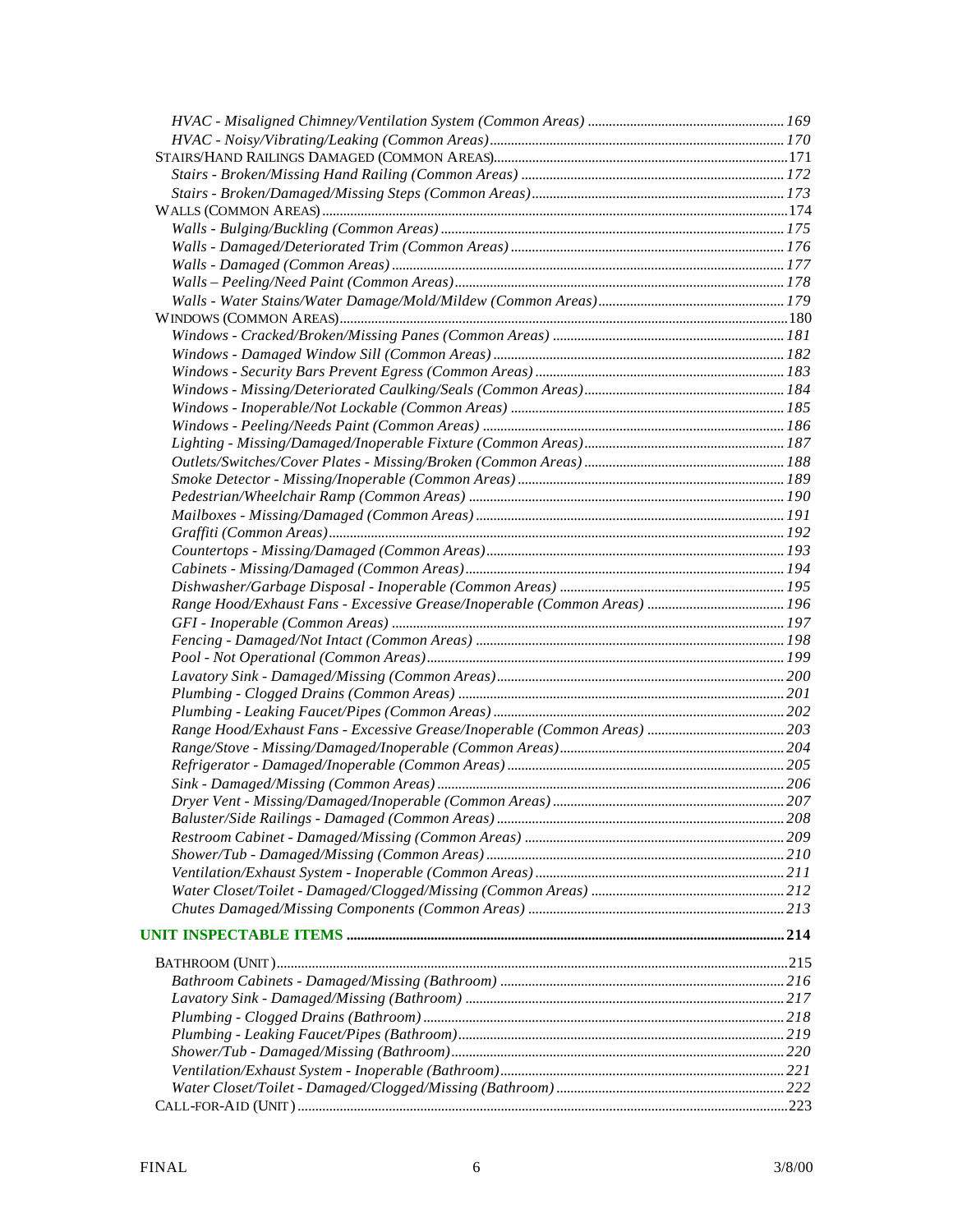*HVAC - Misaligned Chimney/Ventilation System (Common Areas)* ........................................................ *169*
*HVAC - Noisy/Vibrating/Leaking (Common Areas)* ........................................................................ *170*
STAIRS/HAND RAILINGS DAMAGED (COMMON AREAS) ........................................................................ 171
*Stairs - Broken/Missing Hand Railing (Common Areas)* ........................................................................ *172*
*Stairs - Broken/Damaged/Missing Steps (Common Areas)* ........................................................................ *173*
WALLS (COMMON AREAS) ........................................................................ 174
*Walls - Bulging/Buckling (Common Areas)* ........................................................................ *175*
*Walls - Damaged/Deteriorated Trim (Common Areas)* ........................................................................ *176*
*Walls - Damaged (Common Areas)* ........................................................................ *177*
*Walls – Peeling/Need Paint (Common Areas)* ........................................................................ *178*
*Walls - Water Stains/Water Damage/Mold/Mildew (Common Areas)* ........................................................................ *179*
WINDOWS (COMMON AREAS) ........................................................................ 180
*Windows - Cracked/Broken/Missing Panes (Common Areas)* ........................................................................ *181*
*Windows - Damaged Window Sill (Common Areas)* ........................................................................ *182*
*Windows - Security Bars Prevent Egress (Common Areas)* ........................................................................ *183*
*Windows - Missing/Deteriorated Caulking/Seals (Common Areas)* ........................................................................ *184*
*Windows - Inoperable/Not Lockable (Common Areas)* ........................................................................ *185*
*Windows - Peeling/Needs Paint (Common Areas)* ........................................................................ *186*
*Lighting - Missing/Damaged/Inoperable Fixture (Common Areas)* ........................................................................ *187*
*Outlets/Switches/Cover Plates - Missing/Broken (Common Areas)* ........................................................................ *188*
*Smoke Detector - Missing/Inoperable (Common Areas)* ........................................................................ *189*
*Pedestrian/Wheelchair Ramp (Common Areas)* ........................................................................ *190*
*Mailboxes - Missing/Damaged (Common Areas)* ........................................................................ *191*
*Graffiti (Common Areas)* ........................................................................ *192*
*Countertops - Missing/Damaged (Common Areas)* ........................................................................ *193*
*Cabinets - Missing/Damaged (Common Areas)* ........................................................................ *194*
*Dishwasher/Garbage Disposal - Inoperable (Common Areas)* ........................................................................ *195*
*Range Hood/Exhaust Fans - Excessive Grease/Inoperable (Common Areas)* ........................................................................ *196*
*GFI - Inoperable (Common Areas)* ........................................................................ *197*
*Fencing - Damaged/Not Intact (Common Areas)* ........................................................................ *198*
*Pool - Not Operational (Common Areas)* ........................................................................ *199*
*Lavatory Sink - Damaged/Missing (Common Areas)* ........................................................................ *200*
*Plumbing - Clogged Drains (Common Areas)* ........................................................................ *201*
*Plumbing - Leaking Faucet/Pipes (Common Areas)* ........................................................................ *202*
*Range Hood/Exhaust Fans - Excessive Grease/Inoperable (Common Areas)* ........................................................................ *203*
*Range/Stove - Missing/Damaged/Inoperable (Common Areas)* ........................................................................ *204*
*Refrigerator - Damaged/Inoperable (Common Areas)* ........................................................................ *205*
*Sink - Damaged/Missing (Common Areas)* ........................................................................ *206*
*Dryer Vent - Missing/Damaged/Inoperable (Common Areas)* ........................................................................ *207*
*Baluster/Side Railings - Damaged (Common Areas)* ........................................................................ *208*
*Restroom Cabinet - Damaged/Missing (Common Areas)* ........................................................................ *209*
*Shower/Tub - Damaged/Missing (Common Areas)* ........................................................................ *210*
*Ventilation/Exhaust System - Inoperable (Common Areas)* ........................................................................ *211*
*Water Closet/Toilet - Damaged/Clogged/Missing (Common Areas)* ........................................................................ *212*
*Chutes Damaged/Missing Components (Common Areas)* ........................................................................ *213*

**UNIT INSPECTABLE ITEMS ........................................................................ 214**

BATHROOM (UNIT) ........................................................................ 215
*Bathroom Cabinets - Damaged/Missing (Bathroom)* ........................................................................ *216*
*Lavatory Sink - Damaged/Missing (Bathroom)* ........................................................................ *217*
*Plumbing - Clogged Drains (Bathroom)* ........................................................................ *218*
*Plumbing - Leaking Faucet/Pipes (Bathroom)* ........................................................................ *219*
*Shower/Tub - Damaged/Missing (Bathroom)* ........................................................................ *220*
*Ventilation/Exhaust System - Inoperable (Bathroom)* ........................................................................ *221*
*Water Closet/Toilet - Damaged/Clogged/Missing (Bathroom)* ........................................................................ *222*
CALL-FOR-AID (UNIT) ........................................................................ 223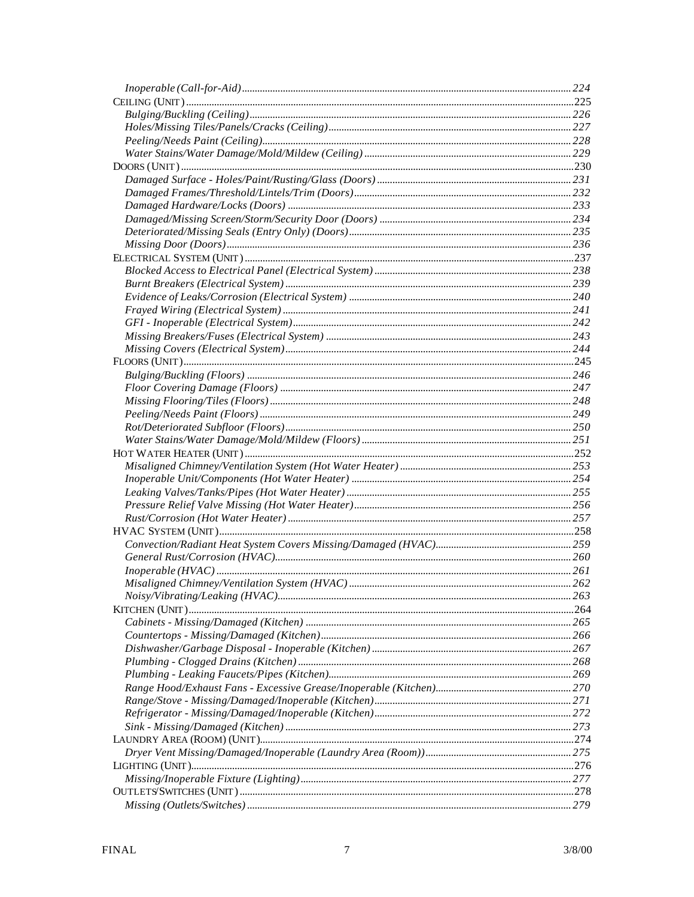*Inoperable (Call-for-Aid)* ........ *224*
CEILING (UNIT) ........ 225
*Bulging/Buckling (Ceiling)* ........ *226*
*Holes/Missing Tiles/Panels/Cracks (Ceiling)* ........ *227*
*Peeling/Needs Paint (Ceiling)* ........ *228*
*Water Stains/Water Damage/Mold/Mildew (Ceiling)* ........ *229*
DOORS (UNIT) ........ 230
*Damaged Surface - Holes/Paint/Rusting/Glass (Doors)* ........ *231*
*Damaged Frames/Threshold/Lintels/Trim (Doors)* ........ *232*
*Damaged Hardware/Locks (Doors)* ........ *233*
*Damaged/Missing Screen/Storm/Security Door (Doors)* ........ *234*
*Deteriorated/Missing Seals (Entry Only) (Doors)* ........ *235*
*Missing Door (Doors)* ........ *236*
ELECTRICAL SYSTEM (UNIT) ........ 237
*Blocked Access to Electrical Panel (Electrical System)* ........ *238*
*Burnt Breakers (Electrical System)* ........ *239*
*Evidence of Leaks/Corrosion (Electrical System)* ........ *240*
*Frayed Wiring (Electrical System)* ........ *241*
*GFI - Inoperable (Electrical System)* ........ *242*
*Missing Breakers/Fuses (Electrical System)* ........ *243*
*Missing Covers (Electrical System)* ........ *244*
FLOORS (UNIT) ........ 245
*Bulging/Buckling (Floors)* ........ *246*
*Floor Covering Damage (Floors)* ........ *247*
*Missing Flooring/Tiles (Floors)* ........ *248*
*Peeling/Needs Paint (Floors)* ........ *249*
*Rot/Deteriorated Subfloor (Floors)* ........ *250*
*Water Stains/Water Damage/Mold/Mildew (Floors)* ........ *251*
HOT WATER HEATER (UNIT) ........ 252
*Misaligned Chimney/Ventilation System (Hot Water Heater)* ........ *253*
*Inoperable Unit/Components (Hot Water Heater)* ........ *254*
*Leaking Valves/Tanks/Pipes (Hot Water Heater)* ........ *255*
*Pressure Relief Valve Missing (Hot Water Heater)* ........ *256*
*Rust/Corrosion (Hot Water Heater)* ........ *257*
HVAC SYSTEM (UNIT) ........ 258
*Convection/Radiant Heat System Covers Missing/Damaged (HVAC)* ........ *259*
*General Rust/Corrosion (HVAC)* ........ *260*
*Inoperable (HVAC)* ........ *261*
*Misaligned Chimney/Ventilation System (HVAC)* ........ *262*
*Noisy/Vibrating/Leaking (HVAC)* ........ *263*
KITCHEN (UNIT) ........ 264
*Cabinets - Missing/Damaged (Kitchen)* ........ *265*
*Countertops - Missing/Damaged (Kitchen)* ........ *266*
*Dishwasher/Garbage Disposal - Inoperable (Kitchen)* ........ *267*
*Plumbing - Clogged Drains (Kitchen)* ........ *268*
*Plumbing - Leaking Faucets/Pipes (Kitchen)* ........ *269*
*Range Hood/Exhaust Fans - Excessive Grease/Inoperable (Kitchen)* ........ *270*
*Range/Stove - Missing/Damaged/Inoperable (Kitchen)* ........ *271*
*Refrigerator - Missing/Damaged/Inoperable (Kitchen)* ........ *272*
*Sink - Missing/Damaged (Kitchen)* ........ *273*
LAUNDRY AREA (ROOM) (UNIT) ........ 274
*Dryer Vent Missing/Damaged/Inoperable (Laundry Area (Room))* ........ *275*
LIGHTING (UNIT) ........ 276
*Missing/Inoperable Fixture (Lighting)* ........ *277*
OUTLETS/SWITCHES (UNIT) ........ 278
*Missing (Outlets/Switches)* ........ *279*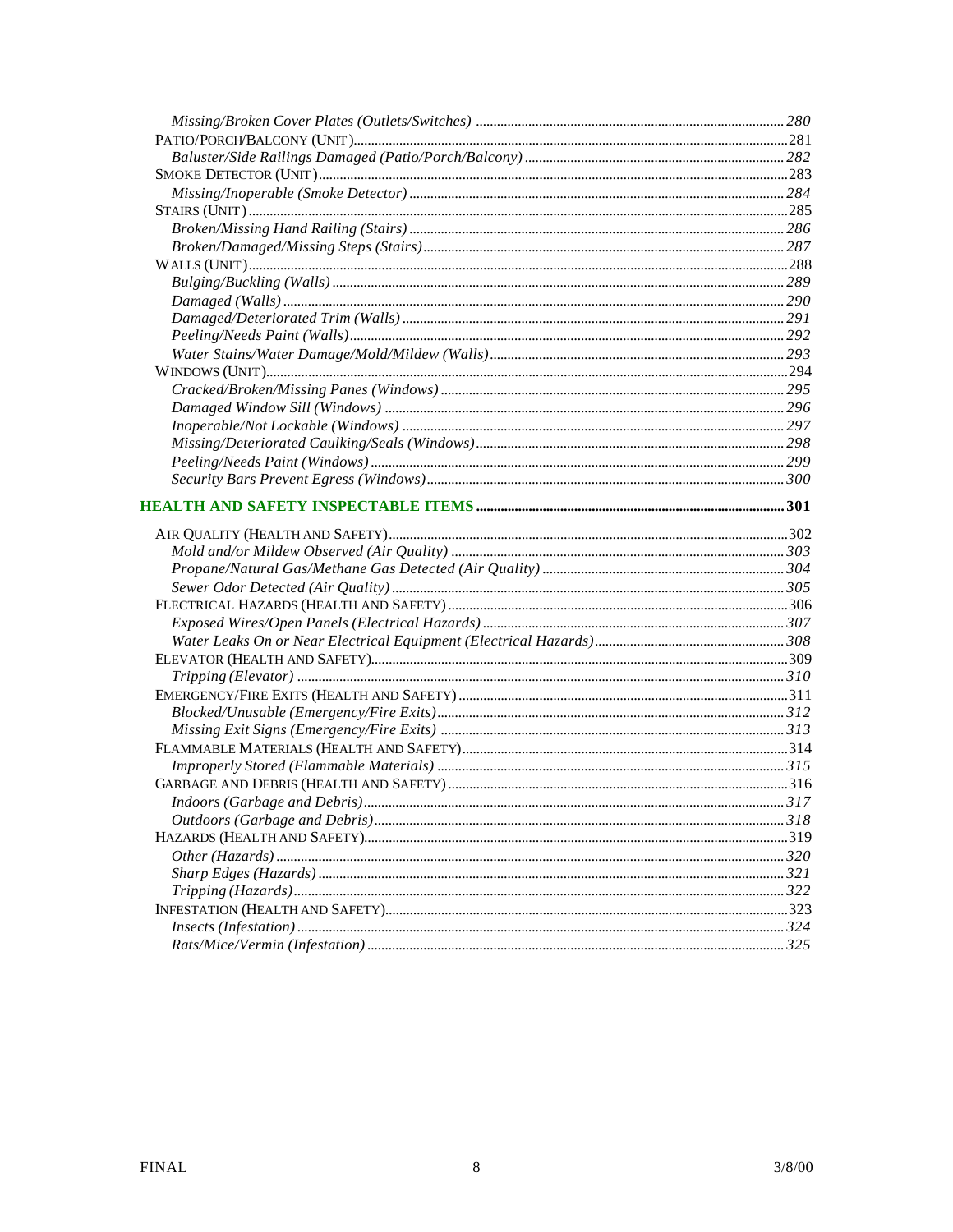*Missing/Broken Cover Plates (Outlets/Switches)* ........ *280*
PATIO/PORCH/BALCONY (UNIT)........ 281
*Baluster/Side Railings Damaged (Patio/Porch/Balcony)* ........ *282*
SMOKE DETECTOR (UNIT)........ 283
*Missing/Inoperable (Smoke Detector)* ........ *284*
STAIRS (UNIT)........ 285
*Broken/Missing Hand Railing (Stairs)* ........ *286*
*Broken/Damaged/Missing Steps (Stairs)* ........ *287*
WALLS (UNIT)........ 288
*Bulging/Buckling (Walls)* ........ *289*
*Damaged (Walls)* ........ *290*
*Damaged/Deteriorated Trim (Walls)* ........ *291*
*Peeling/Needs Paint (Walls)* ........ *292*
*Water Stains/Water Damage/Mold/Mildew (Walls)* ........ *293*
WINDOWS (UNIT)........ 294
*Cracked/Broken/Missing Panes (Windows)* ........ *295*
*Damaged Window Sill (Windows)* ........ *296*
*Inoperable/Not Lockable (Windows)* ........ *297*
*Missing/Deteriorated Caulking/Seals (Windows)* ........ *298*
*Peeling/Needs Paint (Windows)* ........ *299*
*Security Bars Prevent Egress (Windows)* ........ *300*

**HEALTH AND SAFETY INSPECTABLE ITEMS ........ 301**

AIR QUALITY (HEALTH AND SAFETY)........ 302
*Mold and/or Mildew Observed (Air Quality)* ........ *303*
*Propane/Natural Gas/Methane Gas Detected (Air Quality)* ........ *304*
*Sewer Odor Detected (Air Quality)* ........ *305*
ELECTRICAL HAZARDS (HEALTH AND SAFETY)........ 306
*Exposed Wires/Open Panels (Electrical Hazards)* ........ *307*
*Water Leaks On or Near Electrical Equipment (Electrical Hazards)* ........ *308*
ELEVATOR (HEALTH AND SAFETY)........ 309
*Tripping (Elevator)* ........ *310*
EMERGENCY/FIRE EXITS (HEALTH AND SAFETY)........ 311
*Blocked/Unusable (Emergency/Fire Exits)* ........ *312*
*Missing Exit Signs (Emergency/Fire Exits)* ........ *313*
FLAMMABLE MATERIALS (HEALTH AND SAFETY)........ 314
*Improperly Stored (Flammable Materials)* ........ *315*
GARBAGE AND DEBRIS (HEALTH AND SAFETY)........ 316
*Indoors (Garbage and Debris)* ........ *317*
*Outdoors (Garbage and Debris)* ........ *318*
HAZARDS (HEALTH AND SAFETY)........ 319
*Other (Hazards)* ........ *320*
*Sharp Edges (Hazards)* ........ *321*
*Tripping (Hazards)* ........ *322*
INFESTATION (HEALTH AND SAFETY)........ 323
*Insects (Infestation)* ........ *324*
*Rats/Mice/Vermin (Infestation)* ........ *325*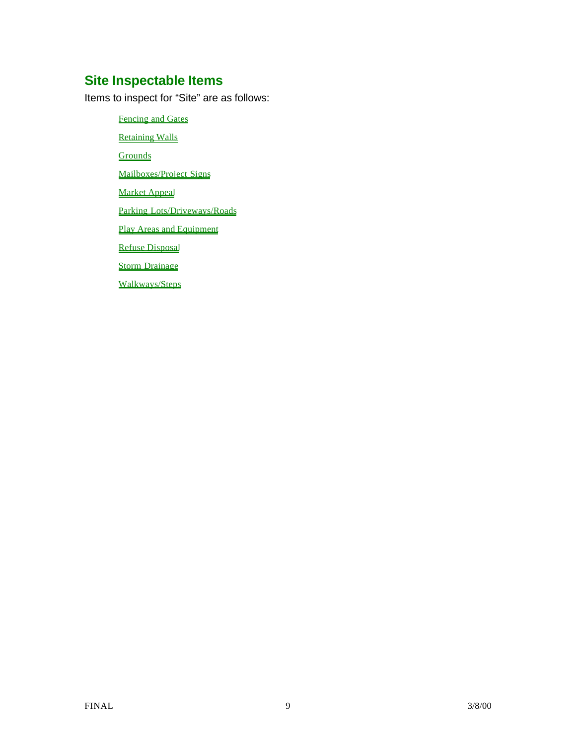## Site Inspectable Items

Items to inspect for "Site" are as follows:

- Fencing and Gates
- Retaining Walls
- Grounds
- Mailboxes/Project Signs
- Market Appeal
- Parking Lots/Driveways/Roads
- Play Areas and Equipment
- Refuse Disposal
- Storm Drainage
- Walkways/Steps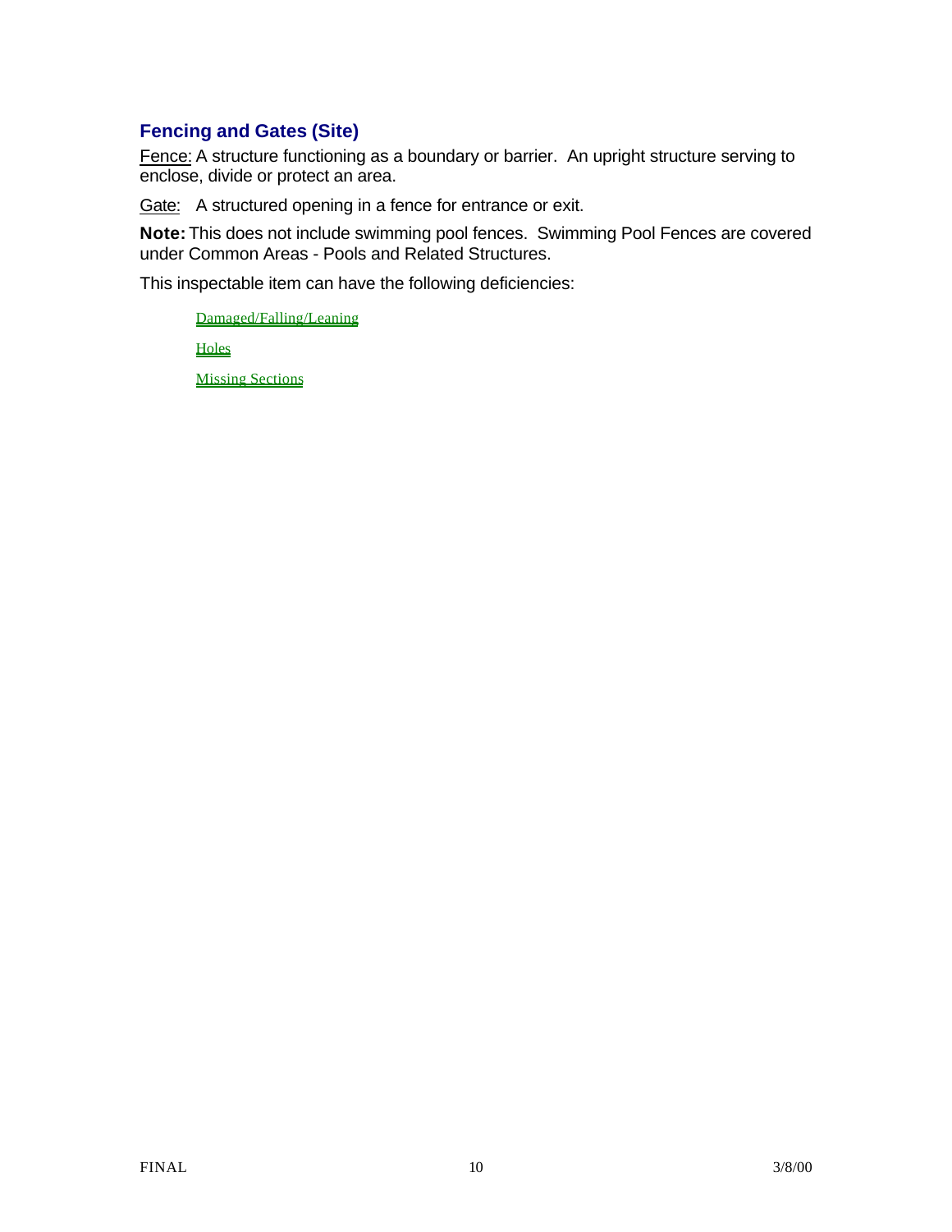### Fencing and Gates (Site)

Fence: A structure functioning as a boundary or barrier. An upright structure serving to enclose, divide or protect an area.

Gate: A structured opening in a fence for entrance or exit.

**Note:** This does not include swimming pool fences. Swimming Pool Fences are covered under Common Areas - Pools and Related Structures.

This inspectable item can have the following deficiencies:

- Damaged/Falling/Leaning
- Holes
- Missing Sections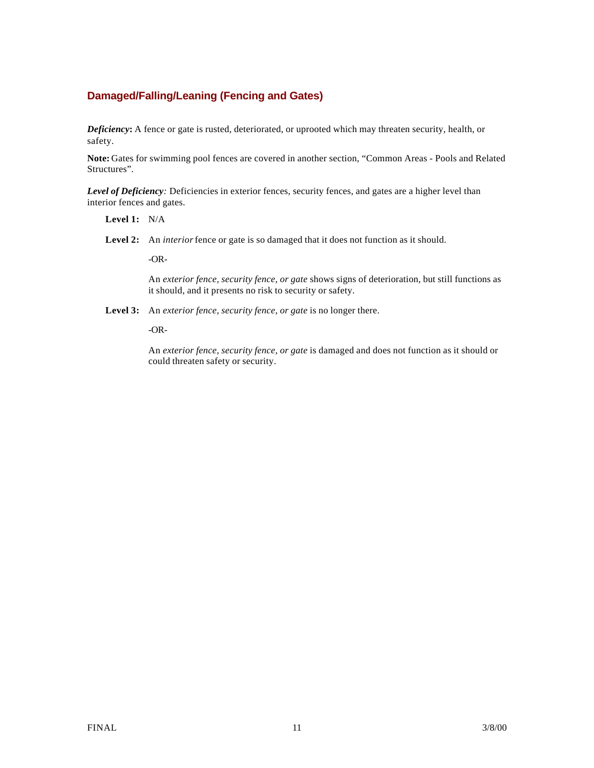## Damaged/Falling/Leaning (Fencing and Gates)

***Deficiency*:** A fence or gate is rusted, deteriorated, or uprooted which may threaten security, health, or safety.

**Note:** Gates for swimming pool fences are covered in another section, "Common Areas - Pools and Related Structures".

***Level of Deficiency*:** Deficiencies in exterior fences, security fences, and gates are a higher level than interior fences and gates.

**Level 1:** N/A

**Level 2:** An *interior* fence or gate is so damaged that it does not function as it should.

-OR-

An *exterior fence, security fence, or gate* shows signs of deterioration, but still functions as it should, and it presents no risk to security or safety.

**Level 3:** An *exterior fence, security fence, or gate* is no longer there.

-OR-

An *exterior fence, security fence, or gate* is damaged and does not function as it should or could threaten safety or security.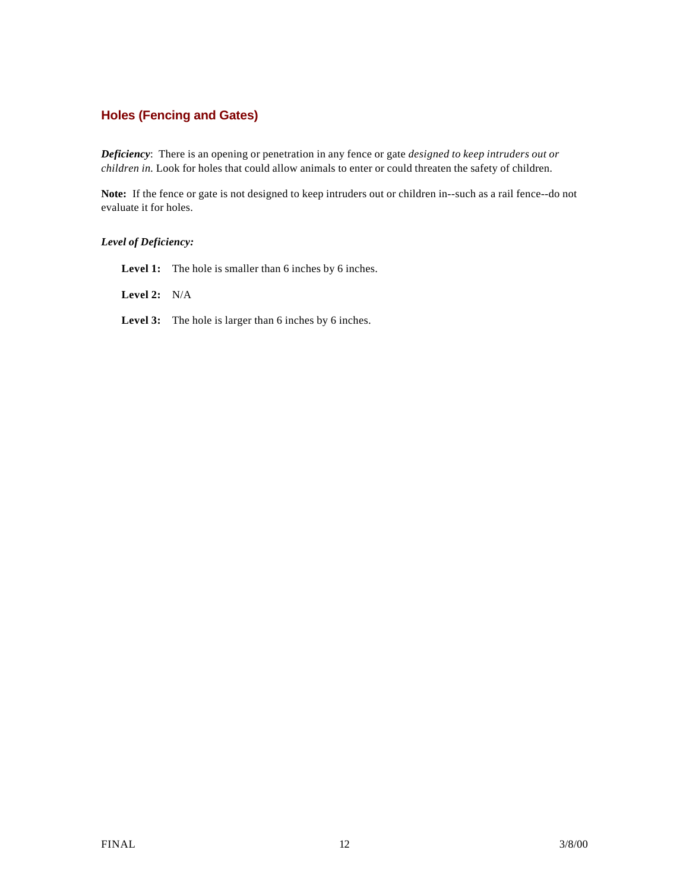## Holes (Fencing and Gates)

***Deficiency***: There is an opening or penetration in any fence or gate *designed to keep intruders out or children in.* Look for holes that could allow animals to enter or could threaten the safety of children.

**Note:** If the fence or gate is not designed to keep intruders out or children in--such as a rail fence--do not evaluate it for holes.

***Level of Deficiency:***

**Level 1:** The hole is smaller than 6 inches by 6 inches.

**Level 2:** N/A

**Level 3:** The hole is larger than 6 inches by 6 inches.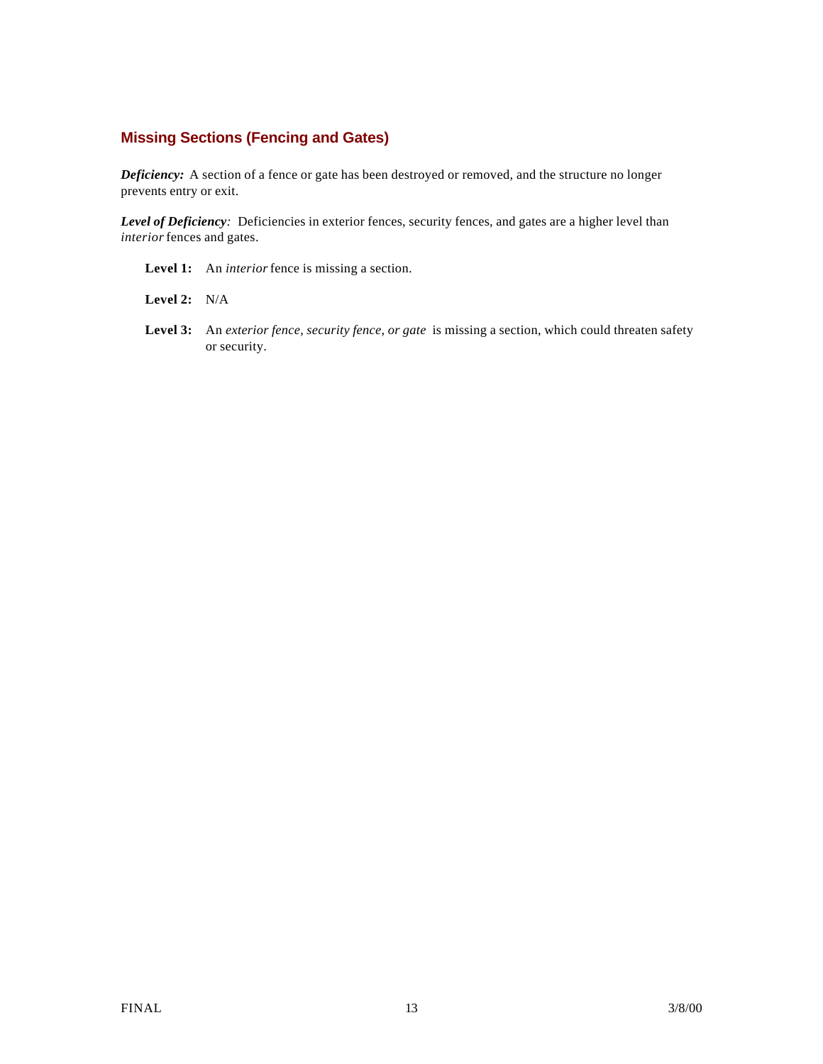## Missing Sections (Fencing and Gates)

***Deficiency:*** A section of a fence or gate has been destroyed or removed, and the structure no longer prevents entry or exit.

***Level of Deficiency****:* Deficiencies in exterior fences, security fences, and gates are a higher level than *interior* fences and gates.

**Level 1:** An *interior* fence is missing a section.

**Level 2:** N/A

**Level 3:** An *exterior fence, security fence, or gate* is missing a section, which could threaten safety or security.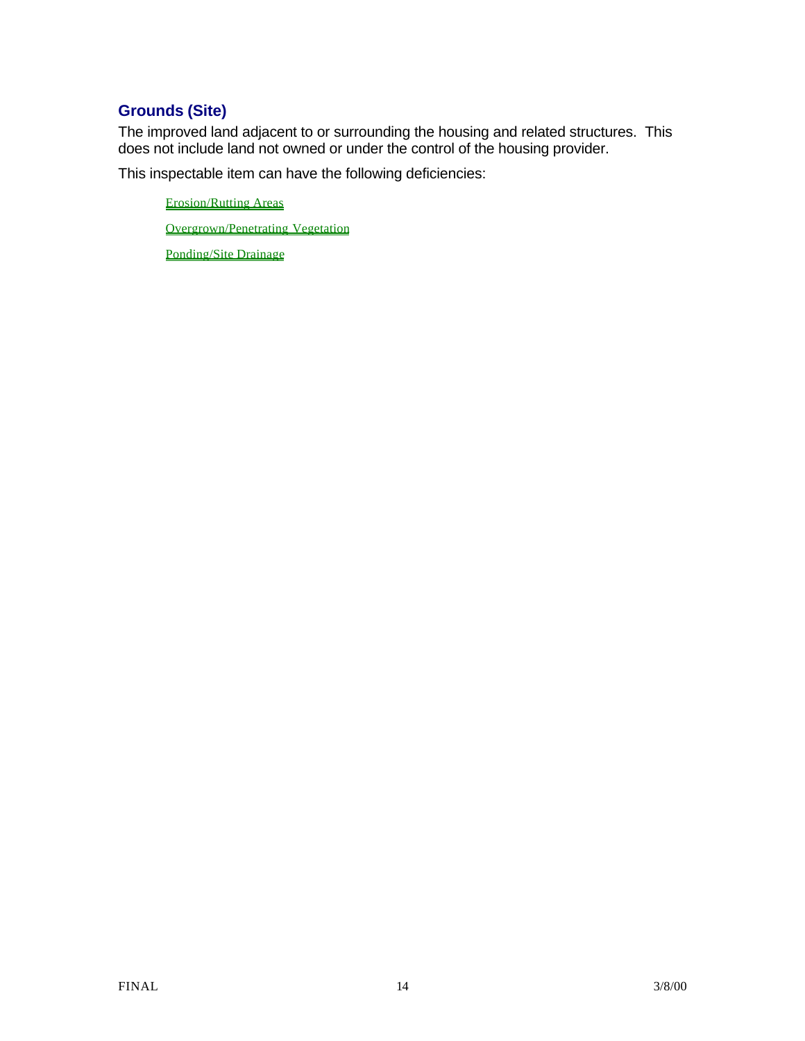## Grounds (Site)

The improved land adjacent to or surrounding the housing and related structures. This does not include land not owned or under the control of the housing provider.

This inspectable item can have the following deficiencies:

- Erosion/Rutting Areas
- Overgrown/Penetrating Vegetation
- Ponding/Site Drainage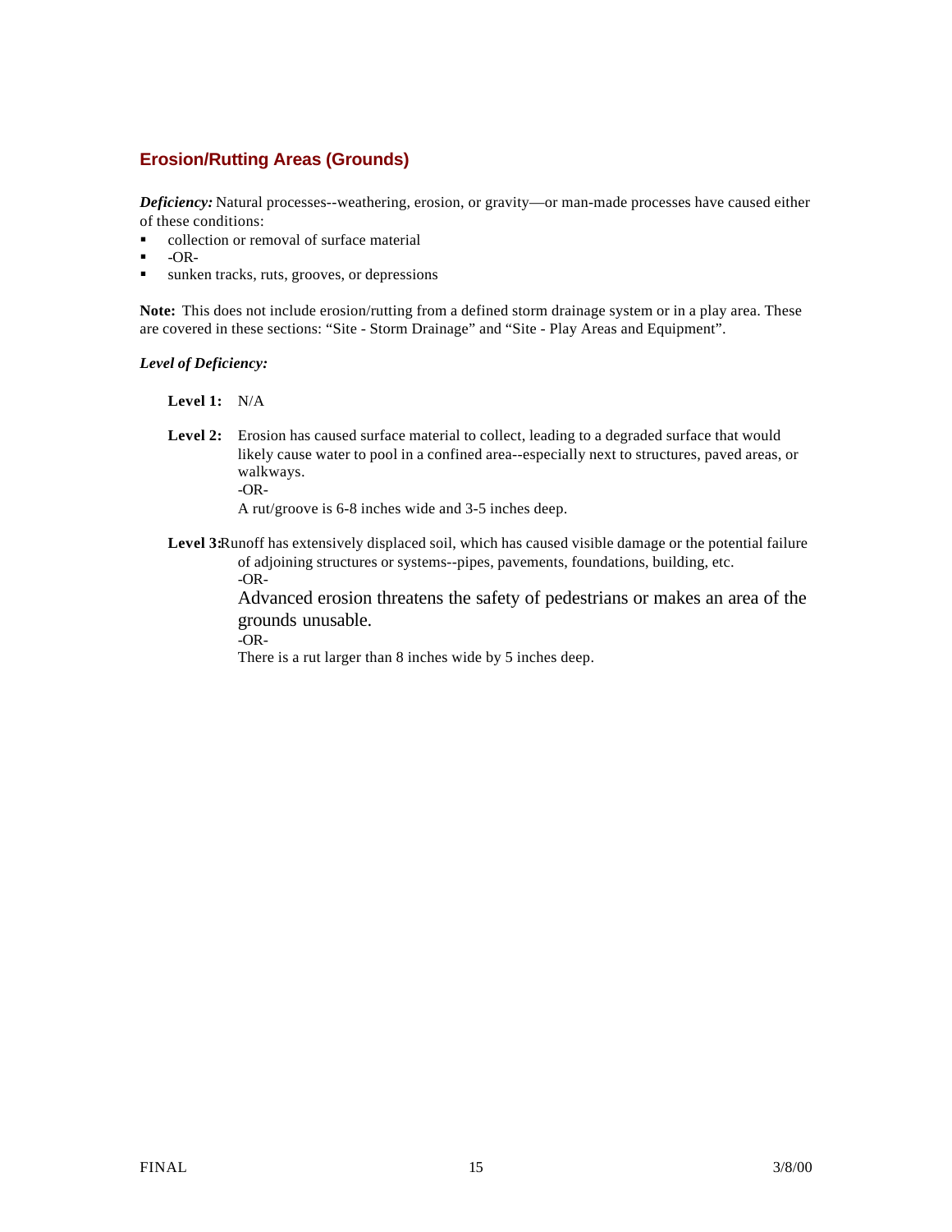## Erosion/Rutting Areas (Grounds)

***Deficiency:*** Natural processes--weathering, erosion, or gravity—or man-made processes have caused either of these conditions:

- collection or removal of surface material
- -OR-
- sunken tracks, ruts, grooves, or depressions

**Note:** This does not include erosion/rutting from a defined storm drainage system or in a play area. These are covered in these sections: "Site - Storm Drainage" and "Site - Play Areas and Equipment".

***Level of Deficiency:***

**Level 1:** N/A

**Level 2:** Erosion has caused surface material to collect, leading to a degraded surface that would likely cause water to pool in a confined area--especially next to structures, paved areas, or walkways.
-OR-
A rut/groove is 6-8 inches wide and 3-5 inches deep.

**Level 3:** Runoff has extensively displaced soil, which has caused visible damage or the potential failure of adjoining structures or systems--pipes, pavements, foundations, building, etc.
-OR-
Advanced erosion threatens the safety of pedestrians or makes an area of the grounds unusable.
-OR-
There is a rut larger than 8 inches wide by 5 inches deep.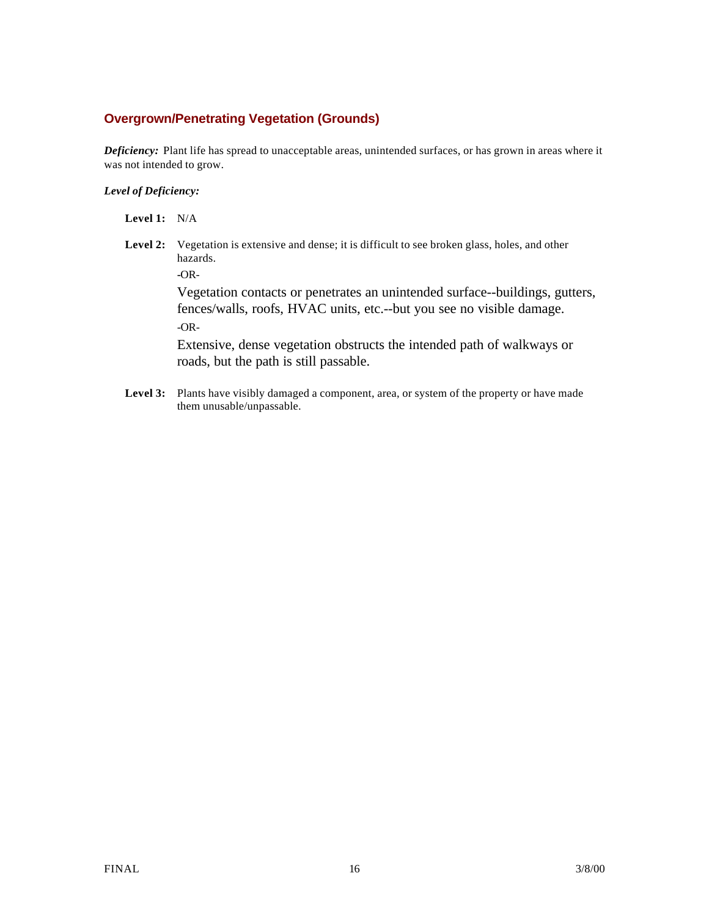### Overgrown/Penetrating Vegetation (Grounds)

***Deficiency:*** Plant life has spread to unacceptable areas, unintended surfaces, or has grown in areas where it was not intended to grow.

***Level of Deficiency:***

**Level 1:** N/A

**Level 2:** Vegetation is extensive and dense; it is difficult to see broken glass, holes, and other hazards.

-OR-

Vegetation contacts or penetrates an unintended surface--buildings, gutters, fences/walls, roofs, HVAC units, etc.--but you see no visible damage.

-OR-

Extensive, dense vegetation obstructs the intended path of walkways or roads, but the path is still passable.

**Level 3:** Plants have visibly damaged a component, area, or system of the property or have made them unusable/unpassable.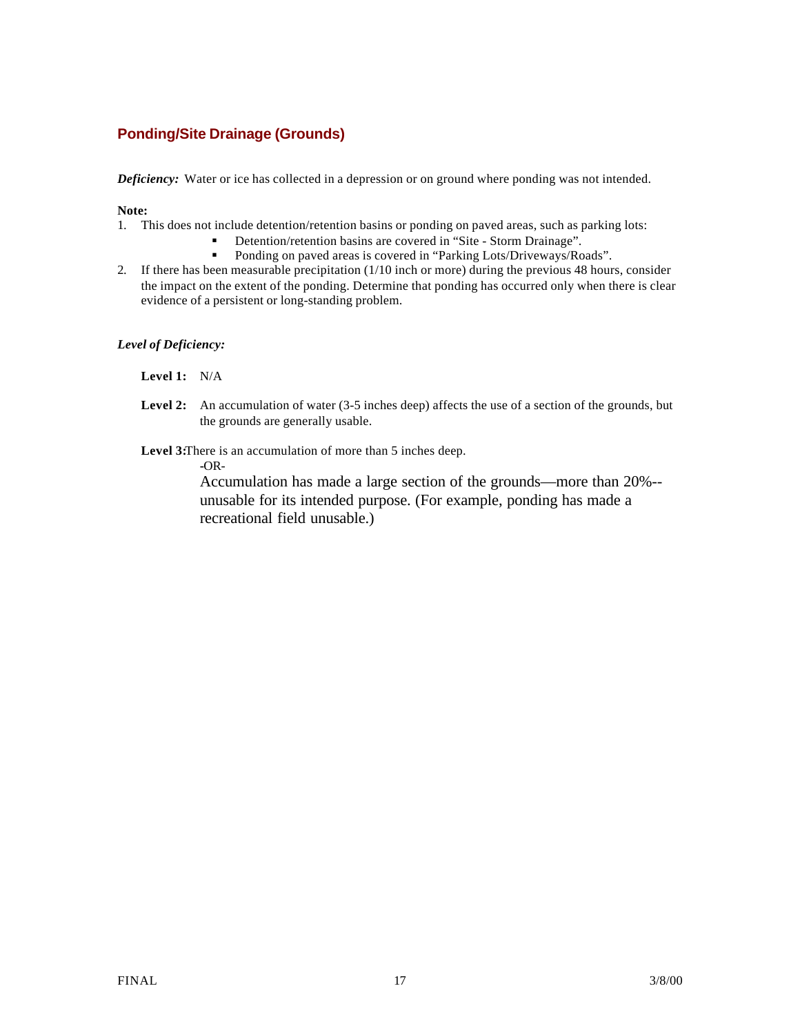## Ponding/Site Drainage (Grounds)

***Deficiency:*** Water or ice has collected in a depression or on ground where ponding was not intended.

**Note:**

1. This does not include detention/retention basins or ponding on paved areas, such as parking lots:
   - Detention/retention basins are covered in "Site - Storm Drainage".
   - Ponding on paved areas is covered in "Parking Lots/Driveways/Roads".
2. If there has been measurable precipitation (1/10 inch or more) during the previous 48 hours, consider the impact on the extent of the ponding. Determine that ponding has occurred only when there is clear evidence of a persistent or long-standing problem.

***Level of Deficiency:***

**Level 1:** N/A

**Level 2:** An accumulation of water (3-5 inches deep) affects the use of a section of the grounds, but the grounds are generally usable.

**Level 3:** There is an accumulation of more than 5 inches deep.

-OR-

Accumulation has made a large section of the grounds—more than 20%--unusable for its intended purpose. (For example, ponding has made a recreational field unusable.)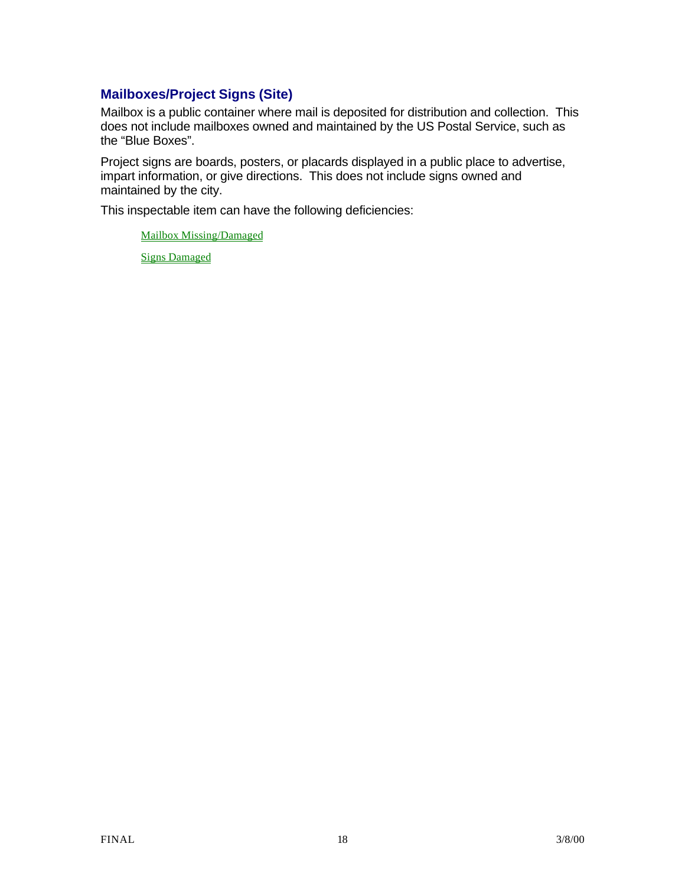## Mailboxes/Project Signs (Site)

Mailbox is a public container where mail is deposited for distribution and collection. This does not include mailboxes owned and maintained by the US Postal Service, such as the "Blue Boxes".

Project signs are boards, posters, or placards displayed in a public place to advertise, impart information, or give directions. This does not include signs owned and maintained by the city.

This inspectable item can have the following deficiencies:

- Mailbox Missing/Damaged
- Signs Damaged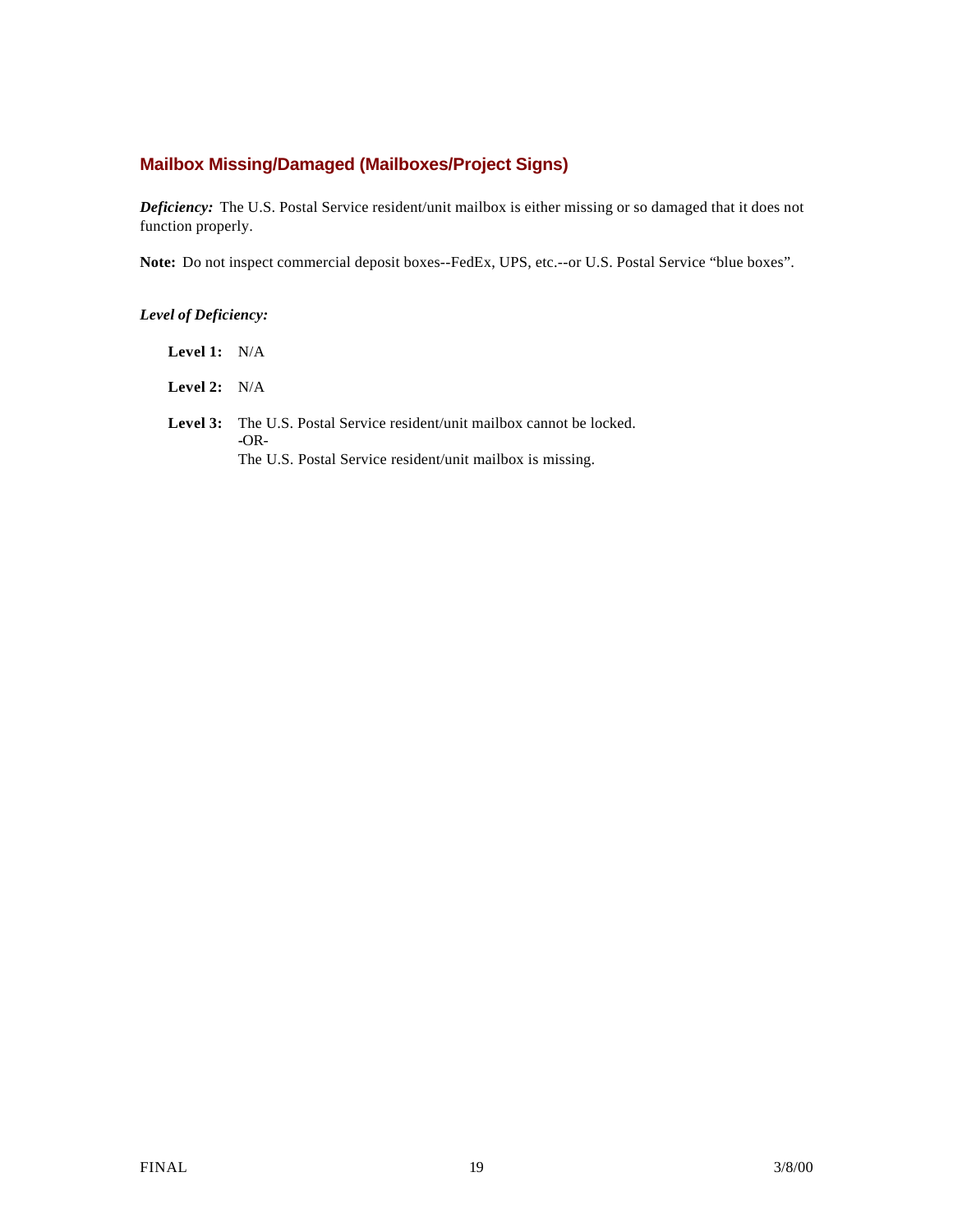## Mailbox Missing/Damaged (Mailboxes/Project Signs)

***Deficiency:*** The U.S. Postal Service resident/unit mailbox is either missing or so damaged that it does not function properly.

**Note:** Do not inspect commercial deposit boxes--FedEx, UPS, etc.--or U.S. Postal Service "blue boxes".

***Level of Deficiency:***

**Level 1:** N/A

**Level 2:** N/A

**Level 3:** The U.S. Postal Service resident/unit mailbox cannot be locked.
-OR-
The U.S. Postal Service resident/unit mailbox is missing.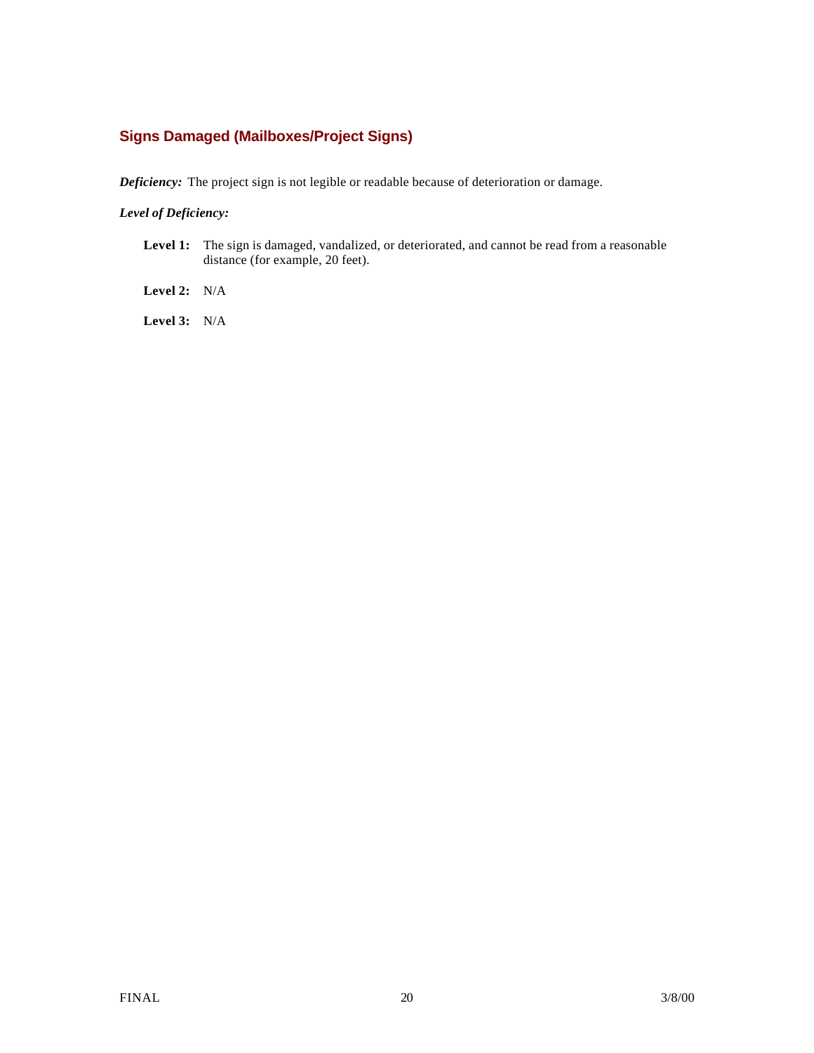### Signs Damaged (Mailboxes/Project Signs)

***Deficiency:*** The project sign is not legible or readable because of deterioration or damage.

***Level of Deficiency:***

**Level 1:** The sign is damaged, vandalized, or deteriorated, and cannot be read from a reasonable distance (for example, 20 feet).

**Level 2:** N/A

**Level 3:** N/A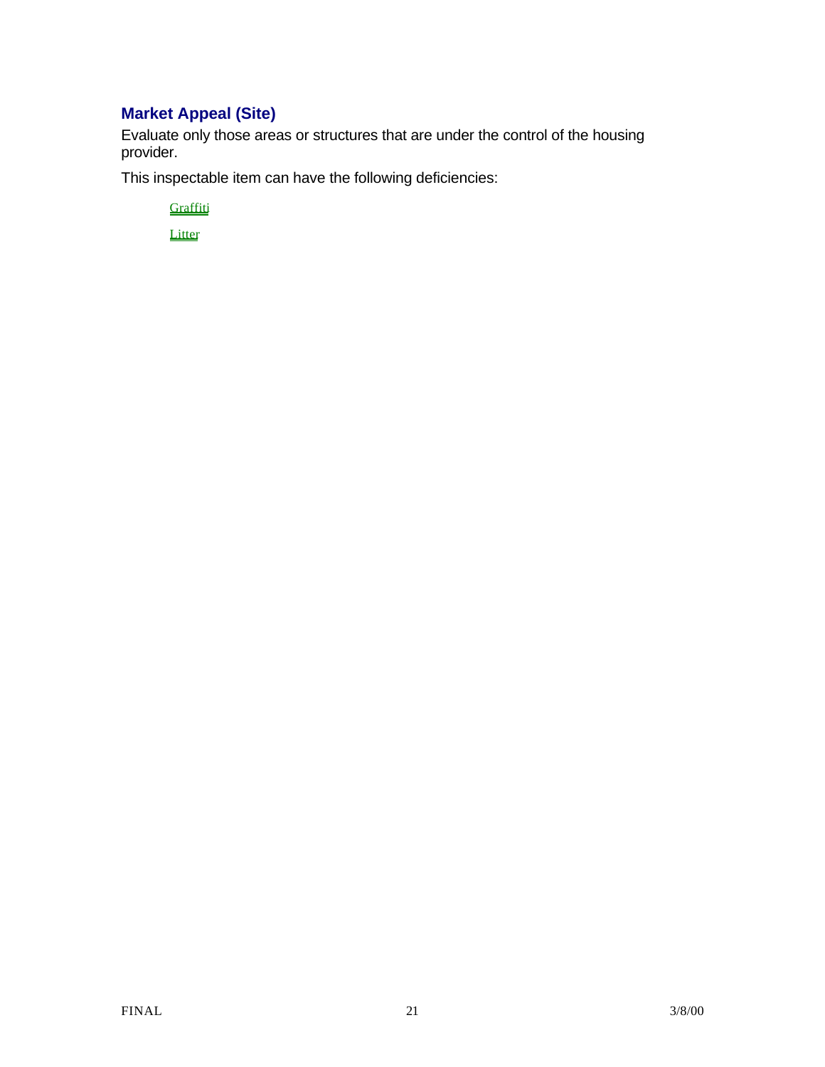## Market Appeal (Site)

Evaluate only those areas or structures that are under the control of the housing provider.

This inspectable item can have the following deficiencies:

- Graffiti
- Litter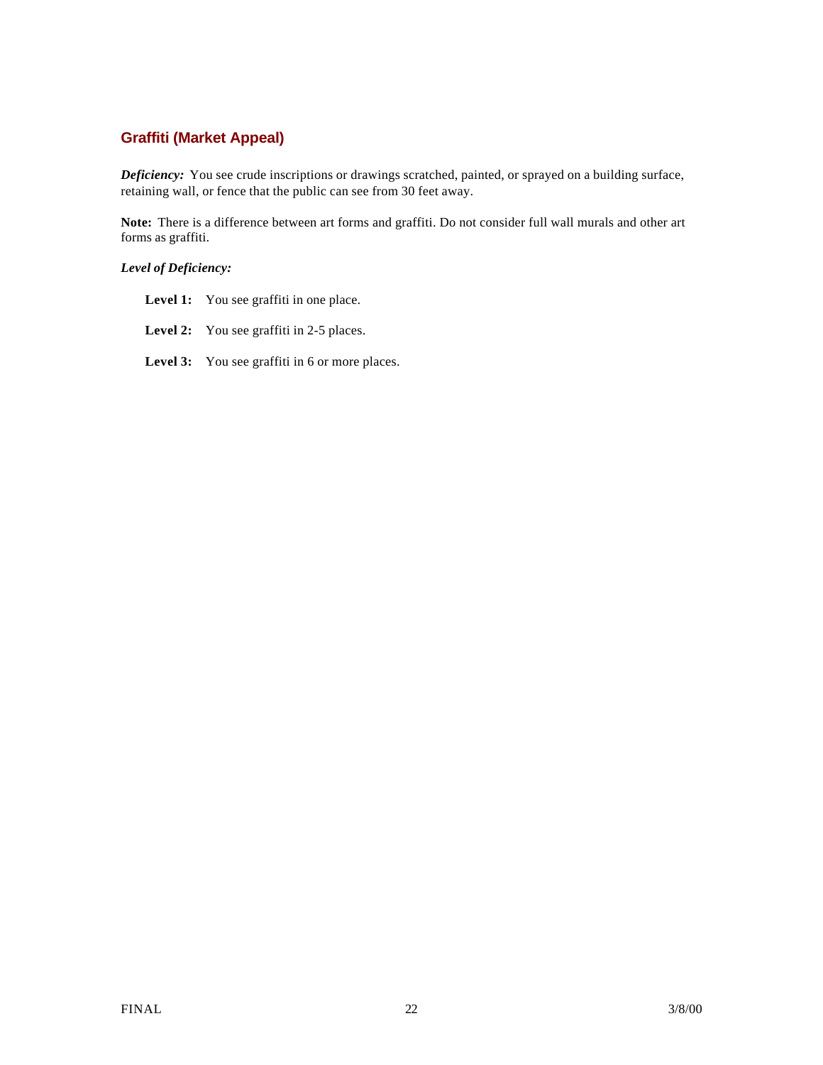### Graffiti (Market Appeal)

***Deficiency:*** You see crude inscriptions or drawings scratched, painted, or sprayed on a building surface, retaining wall, or fence that the public can see from 30 feet away.

**Note:** There is a difference between art forms and graffiti. Do not consider full wall murals and other art forms as graffiti.

***Level of Deficiency:***

**Level 1:** You see graffiti in one place.

**Level 2:** You see graffiti in 2-5 places.

**Level 3:** You see graffiti in 6 or more places.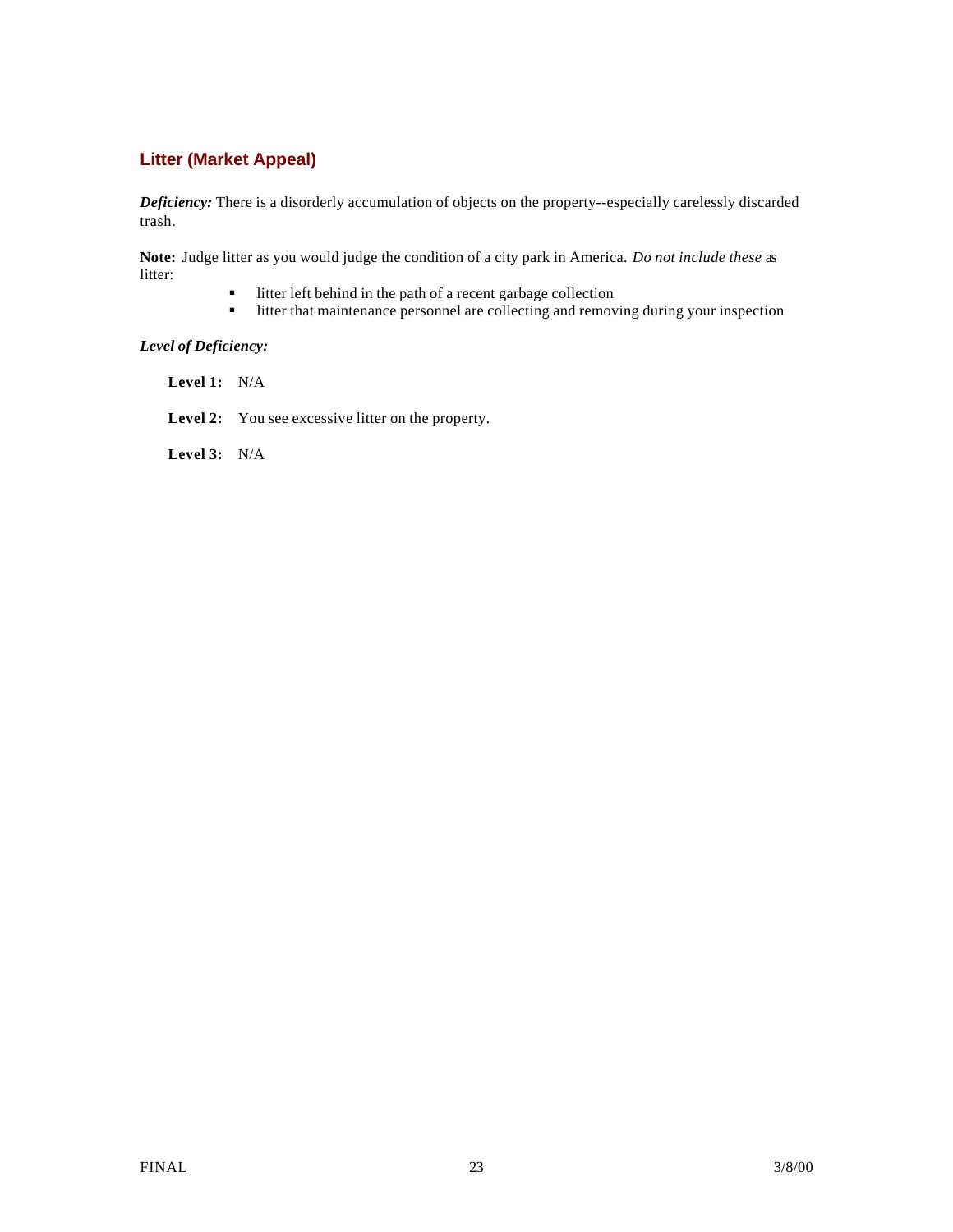### Litter (Market Appeal)

***Deficiency:*** There is a disorderly accumulation of objects on the property--especially carelessly discarded trash.

**Note:** Judge litter as you would judge the condition of a city park in America. *Do not include these* as litter:

- litter left behind in the path of a recent garbage collection
- litter that maintenance personnel are collecting and removing during your inspection

***Level of Deficiency:***

**Level 1:** N/A

**Level 2:** You see excessive litter on the property.

**Level 3:** N/A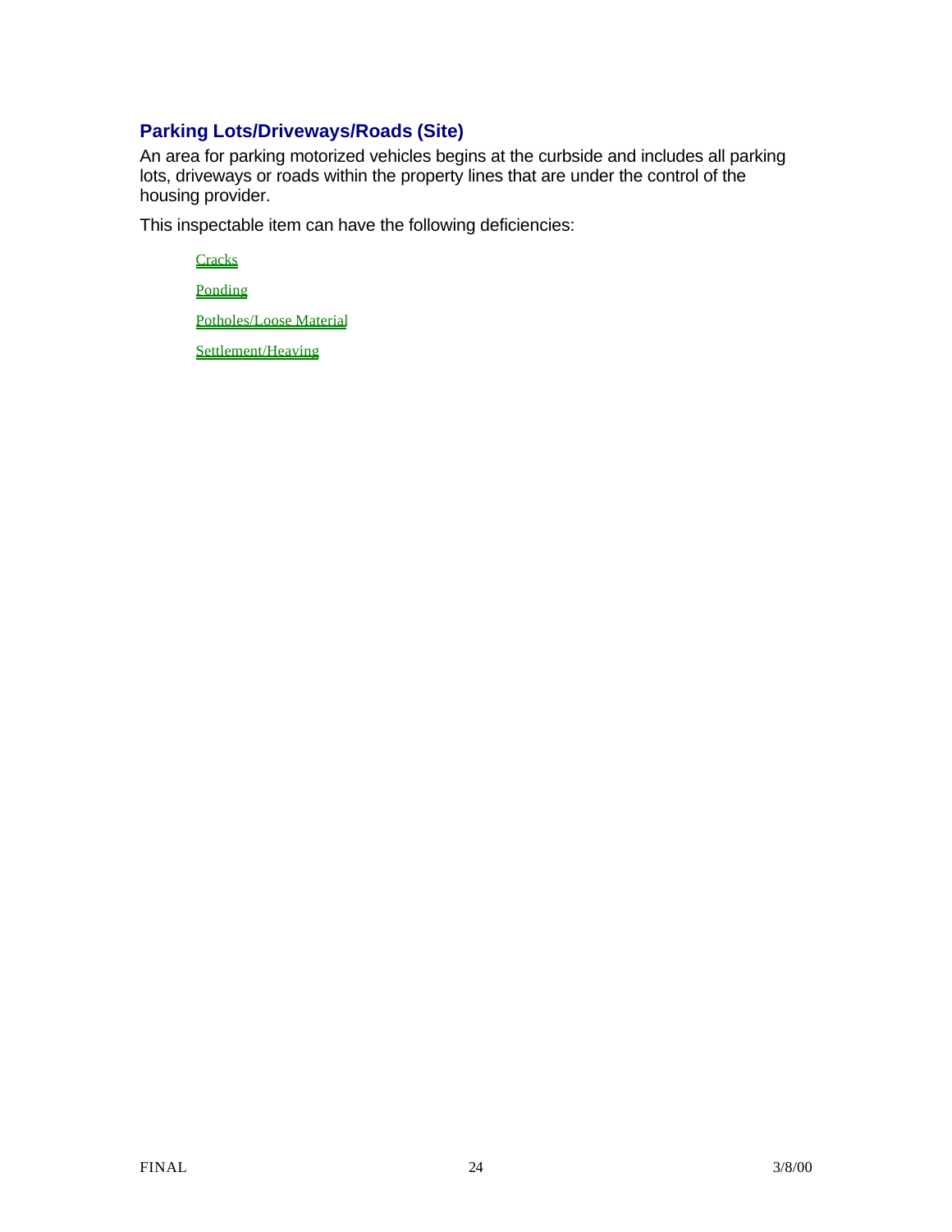## Parking Lots/Driveways/Roads (Site)

An area for parking motorized vehicles begins at the curbside and includes all parking lots, driveways or roads within the property lines that are under the control of the housing provider.

This inspectable item can have the following deficiencies:

- Cracks
- Ponding
- Potholes/Loose Material
- Settlement/Heaving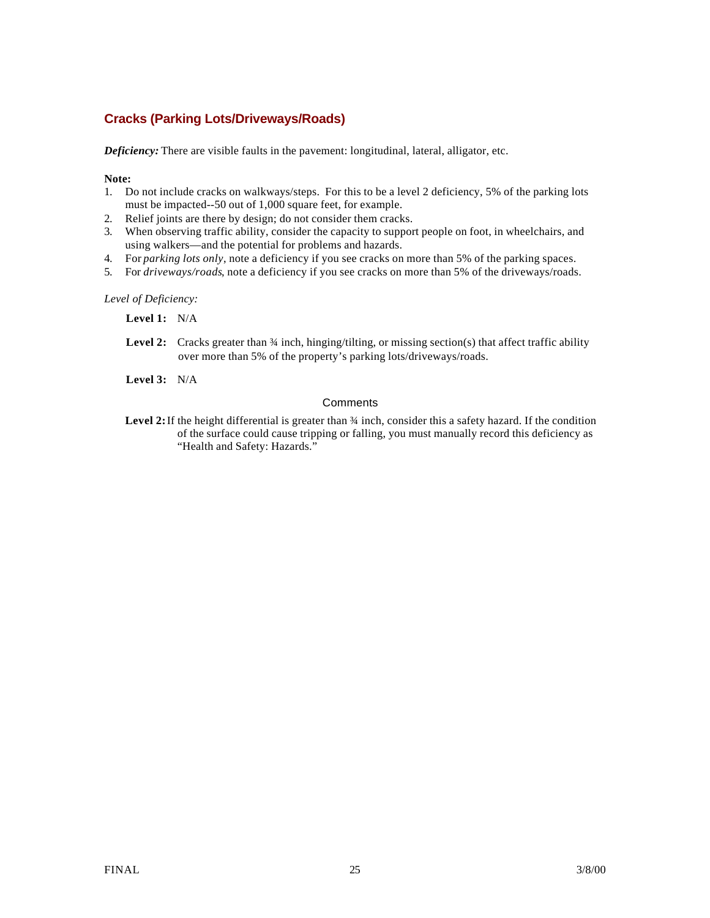### Cracks (Parking Lots/Driveways/Roads)

***Deficiency:*** There are visible faults in the pavement: longitudinal, lateral, alligator, etc.

**Note:**

1. Do not include cracks on walkways/steps. For this to be a level 2 deficiency, 5% of the parking lots must be impacted--50 out of 1,000 square feet, for example.
2. Relief joints are there by design; do not consider them cracks.
3. When observing traffic ability, consider the capacity to support people on foot, in wheelchairs, and using walkers—and the potential for problems and hazards.
4. For *parking lots only*, note a deficiency if you see cracks on more than 5% of the parking spaces.
5. For *driveways/roads*, note a deficiency if you see cracks on more than 5% of the driveways/roads.

*Level of Deficiency:*

**Level 1:** N/A

**Level 2:** Cracks greater than ¾ inch, hinging/tilting, or missing section(s) that affect traffic ability over more than 5% of the property's parking lots/driveways/roads.

**Level 3:** N/A

Comments

**Level 2:** If the height differential is greater than ¾ inch, consider this a safety hazard. If the condition of the surface could cause tripping or falling, you must manually record this deficiency as "Health and Safety: Hazards."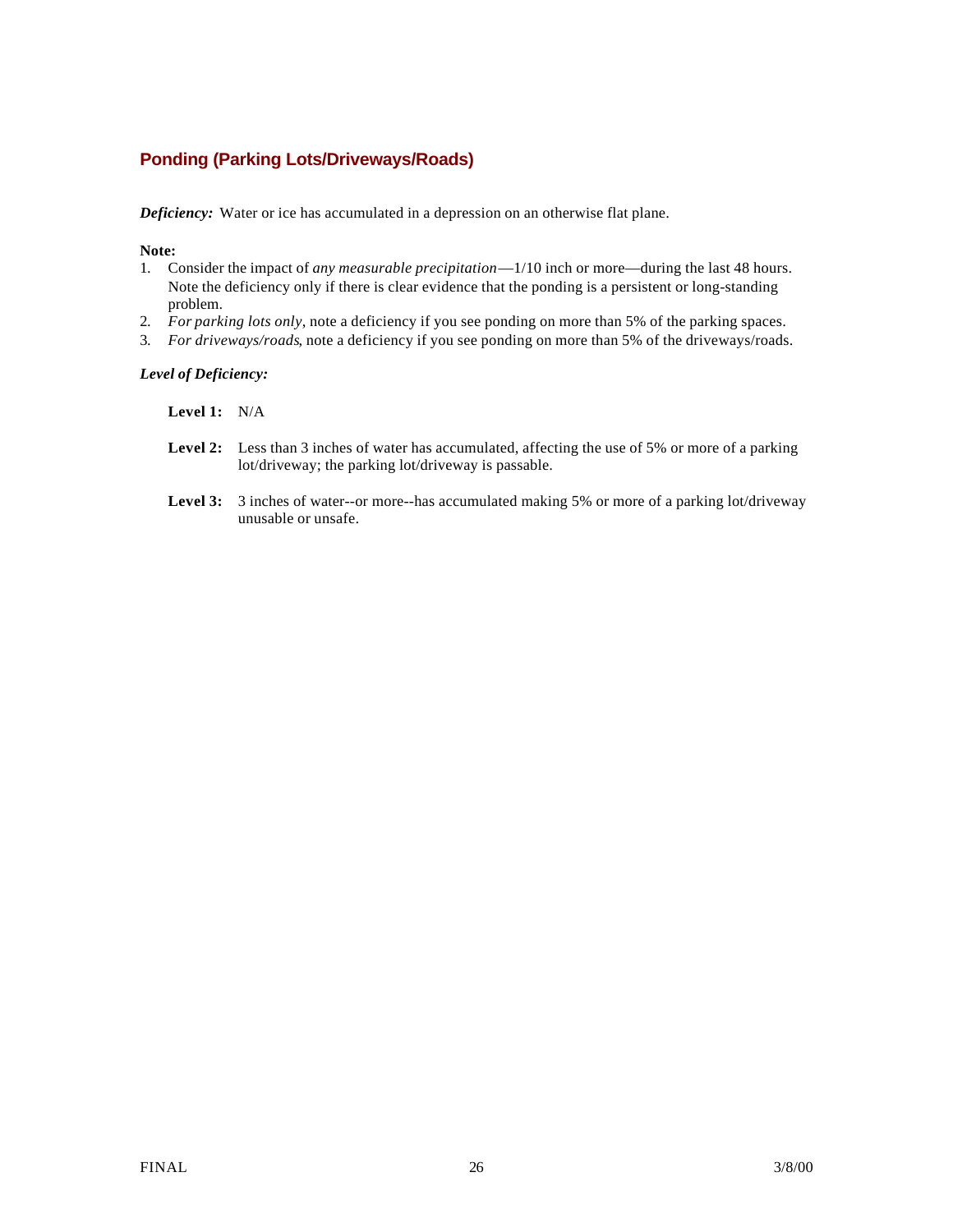## Ponding (Parking Lots/Driveways/Roads)

***Deficiency:*** Water or ice has accumulated in a depression on an otherwise flat plane.

**Note:**

1. Consider the impact of *any measurable precipitation*—1/10 inch or more—during the last 48 hours. Note the deficiency only if there is clear evidence that the ponding is a persistent or long-standing problem.
2. *For parking lots only*, note a deficiency if you see ponding on more than 5% of the parking spaces.
3. *For driveways/roads*, note a deficiency if you see ponding on more than 5% of the driveways/roads.

***Level of Deficiency:***

**Level 1:** N/A

**Level 2:** Less than 3 inches of water has accumulated, affecting the use of 5% or more of a parking lot/driveway; the parking lot/driveway is passable.

**Level 3:** 3 inches of water--or more--has accumulated making 5% or more of a parking lot/driveway unusable or unsafe.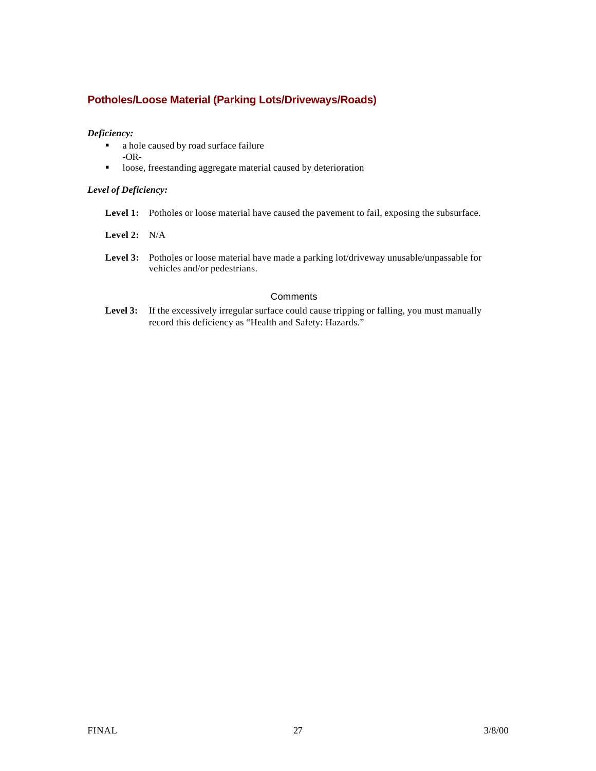## Potholes/Loose Material (Parking Lots/Driveways/Roads)

***Deficiency:***

- a hole caused by road surface failure
  -OR-
- loose, freestanding aggregate material caused by deterioration

***Level of Deficiency:***

**Level 1:** Potholes or loose material have caused the pavement to fail, exposing the subsurface.

**Level 2:** N/A

**Level 3:** Potholes or loose material have made a parking lot/driveway unusable/unpassable for vehicles and/or pedestrians.

Comments

**Level 3:** If the excessively irregular surface could cause tripping or falling, you must manually record this deficiency as “Health and Safety: Hazards.”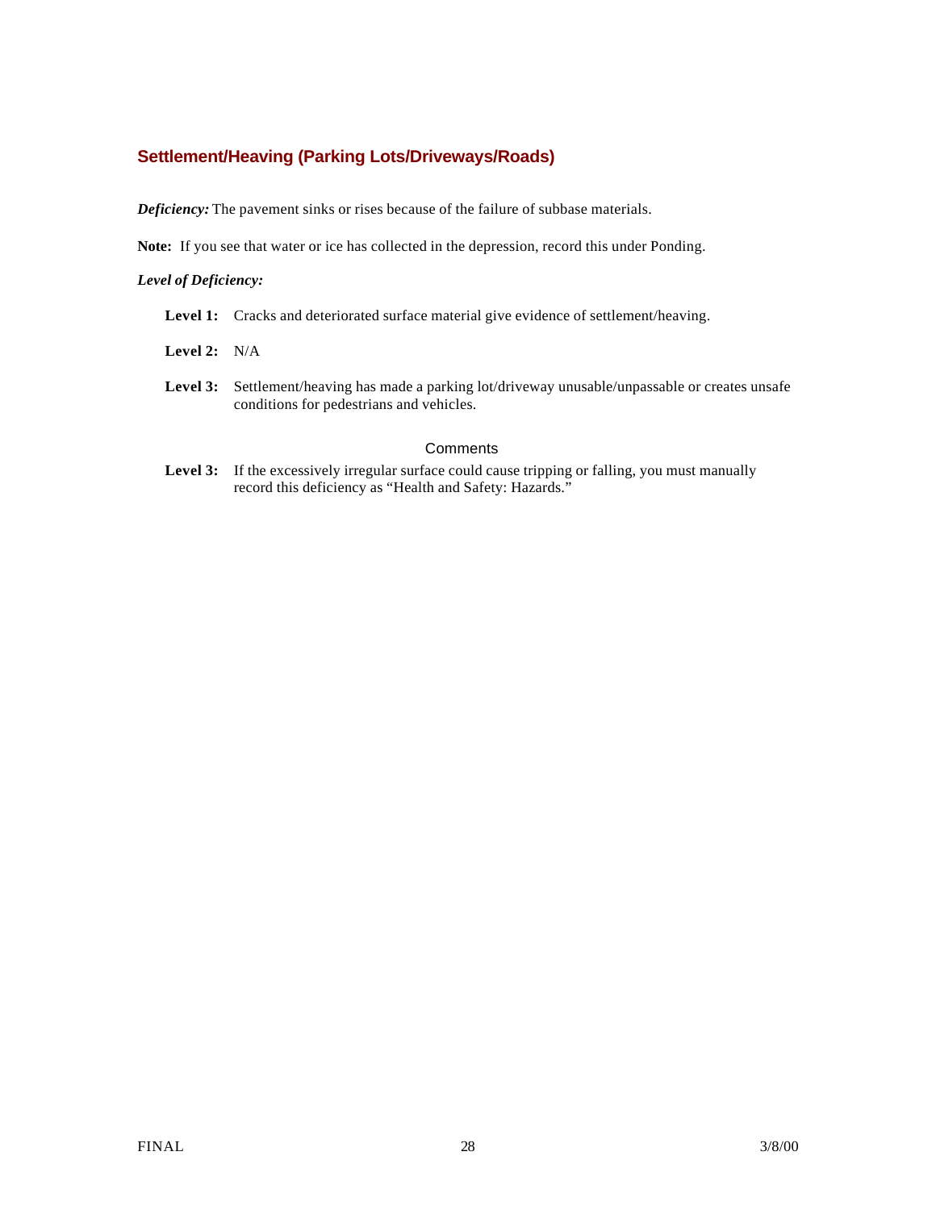## Settlement/Heaving (Parking Lots/Driveways/Roads)

***Deficiency:*** The pavement sinks or rises because of the failure of subbase materials.

**Note:** If you see that water or ice has collected in the depression, record this under Ponding.

***Level of Deficiency:***

**Level 1:** Cracks and deteriorated surface material give evidence of settlement/heaving.

**Level 2:** N/A

**Level 3:** Settlement/heaving has made a parking lot/driveway unusable/unpassable or creates unsafe conditions for pedestrians and vehicles.

### Comments

**Level 3:** If the excessively irregular surface could cause tripping or falling, you must manually record this deficiency as "Health and Safety: Hazards."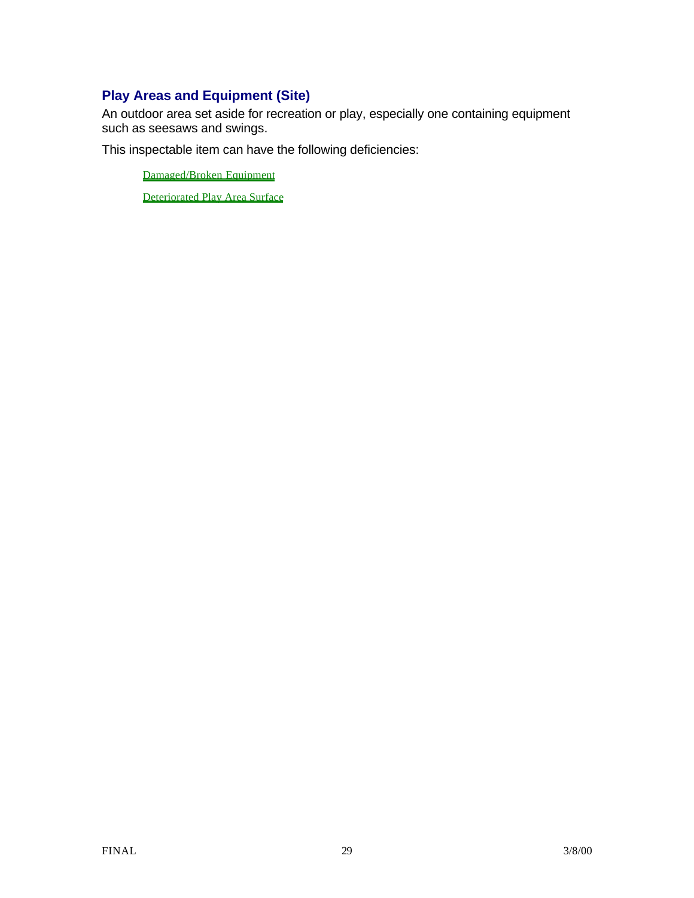## Play Areas and Equipment (Site)

An outdoor area set aside for recreation or play, especially one containing equipment such as seesaws and swings.

This inspectable item can have the following deficiencies:

- Damaged/Broken Equipment
- Deteriorated Play Area Surface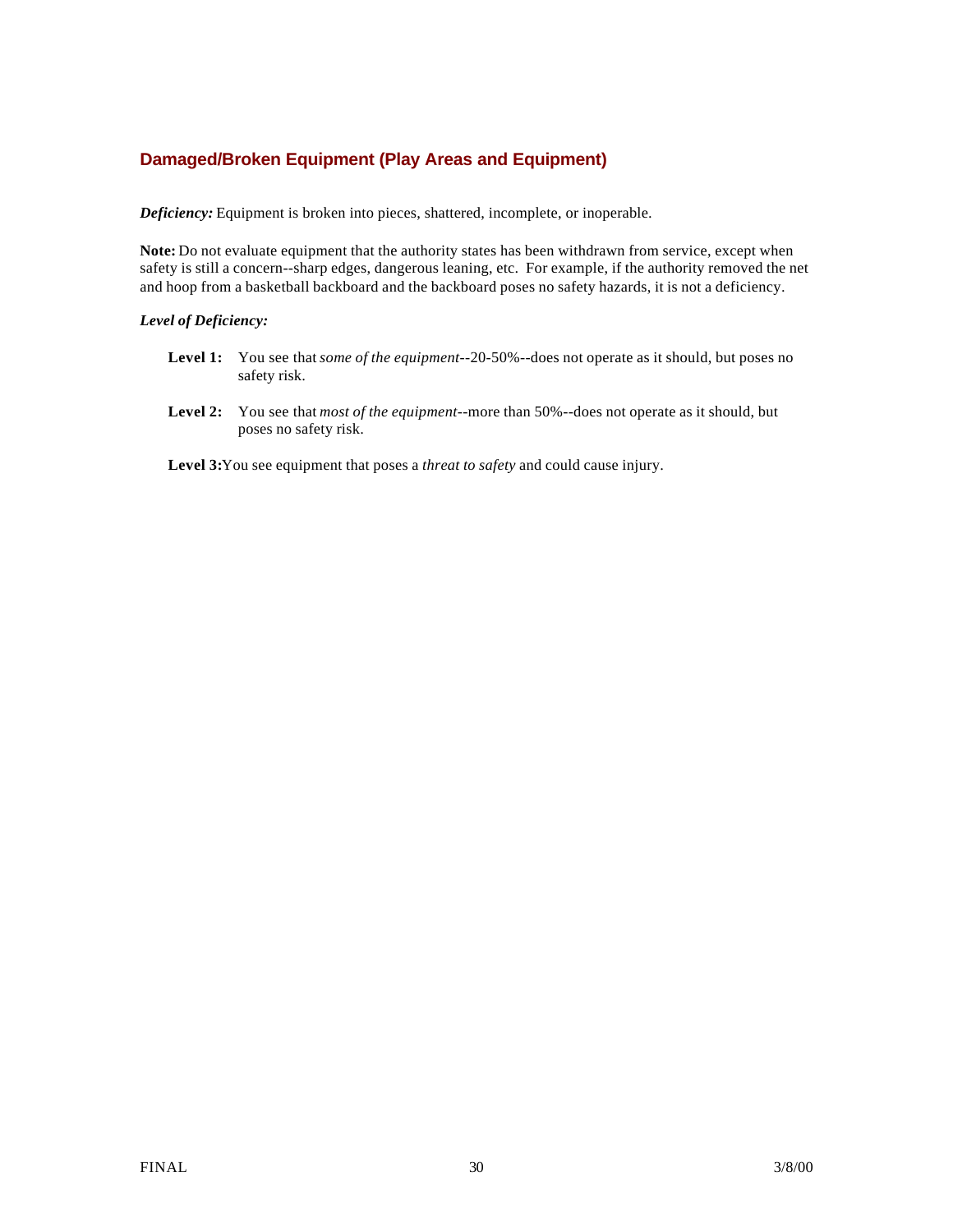## Damaged/Broken Equipment (Play Areas and Equipment)

***Deficiency:*** Equipment is broken into pieces, shattered, incomplete, or inoperable.

**Note:** Do not evaluate equipment that the authority states has been withdrawn from service, except when safety is still a concern--sharp edges, dangerous leaning, etc. For example, if the authority removed the net and hoop from a basketball backboard and the backboard poses no safety hazards, it is not a deficiency.

***Level of Deficiency:***

**Level 1:** You see that *some of the equipment*--20-50%--does not operate as it should, but poses no safety risk.

**Level 2:** You see that *most of the equipment*--more than 50%--does not operate as it should, but poses no safety risk.

**Level 3:** You see equipment that poses a *threat to safety* and could cause injury.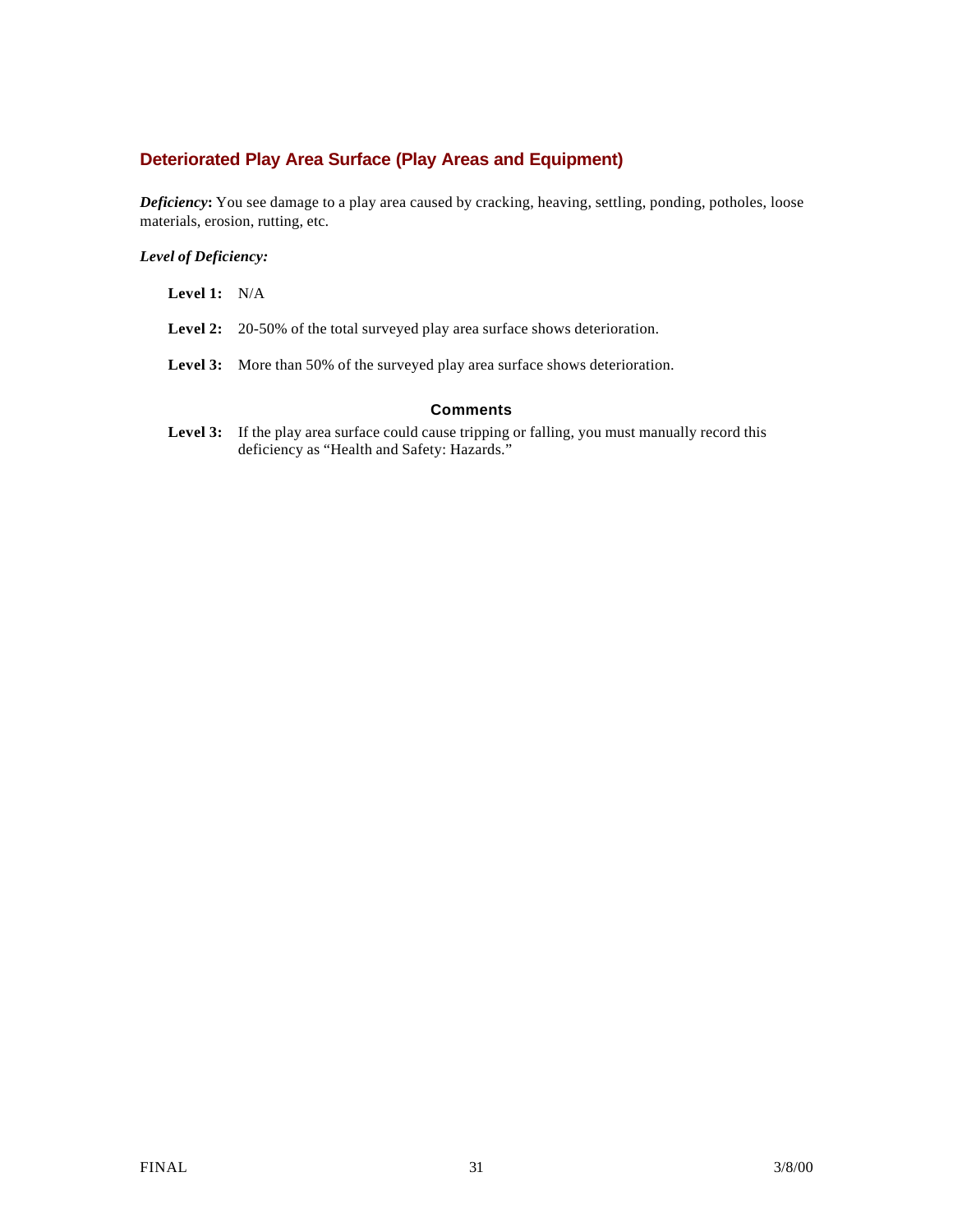## Deteriorated Play Area Surface (Play Areas and Equipment)

***Deficiency*:** You see damage to a play area caused by cracking, heaving, settling, ponding, potholes, loose materials, erosion, rutting, etc.

***Level of Deficiency:***

**Level 1:** N/A

**Level 2:** 20-50% of the total surveyed play area surface shows deterioration.

**Level 3:** More than 50% of the surveyed play area surface shows deterioration.

### Comments

**Level 3:** If the play area surface could cause tripping or falling, you must manually record this deficiency as "Health and Safety: Hazards."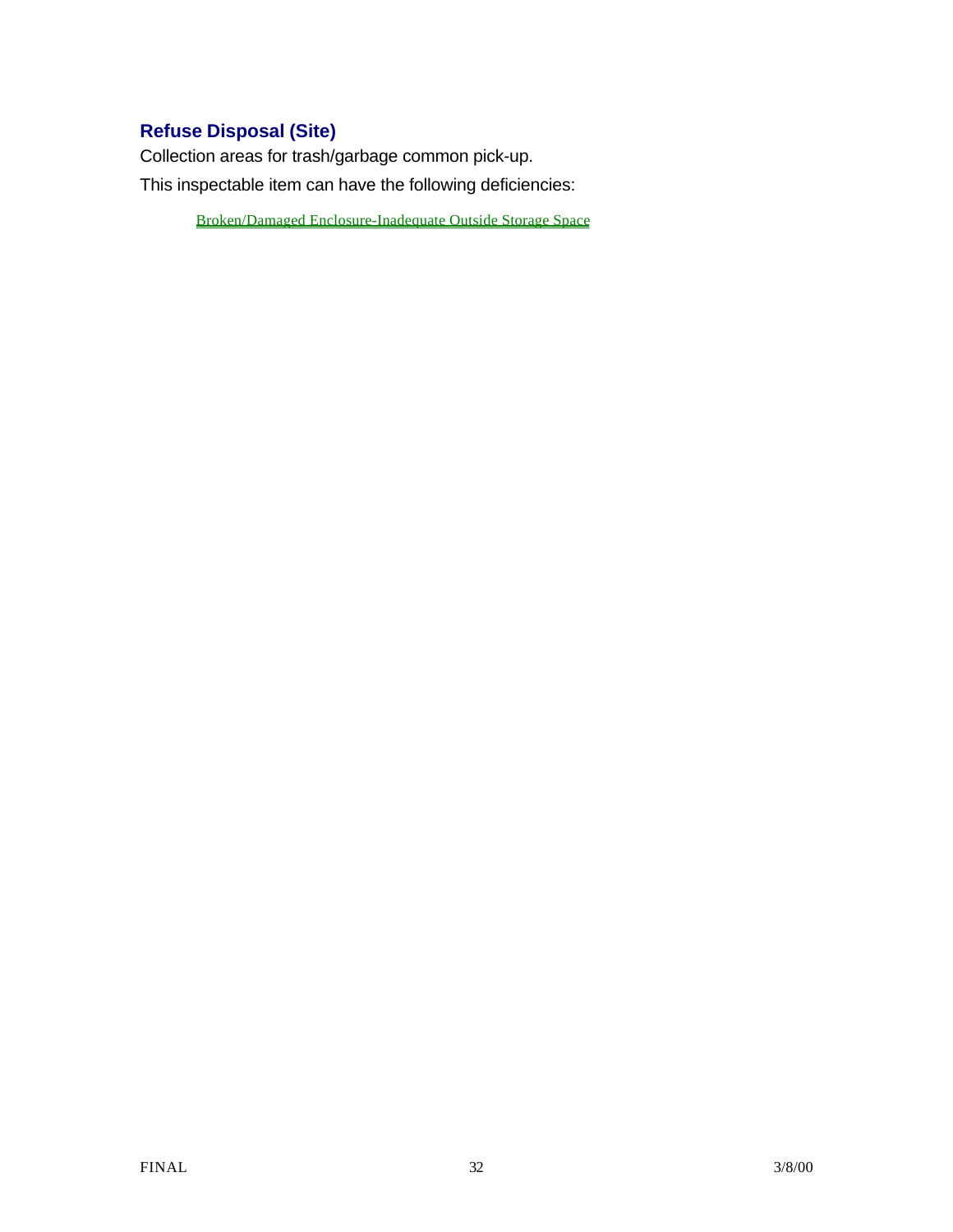## Refuse Disposal (Site)

Collection areas for trash/garbage common pick-up.

This inspectable item can have the following deficiencies:

Broken/Damaged Enclosure-Inadequate Outside Storage Space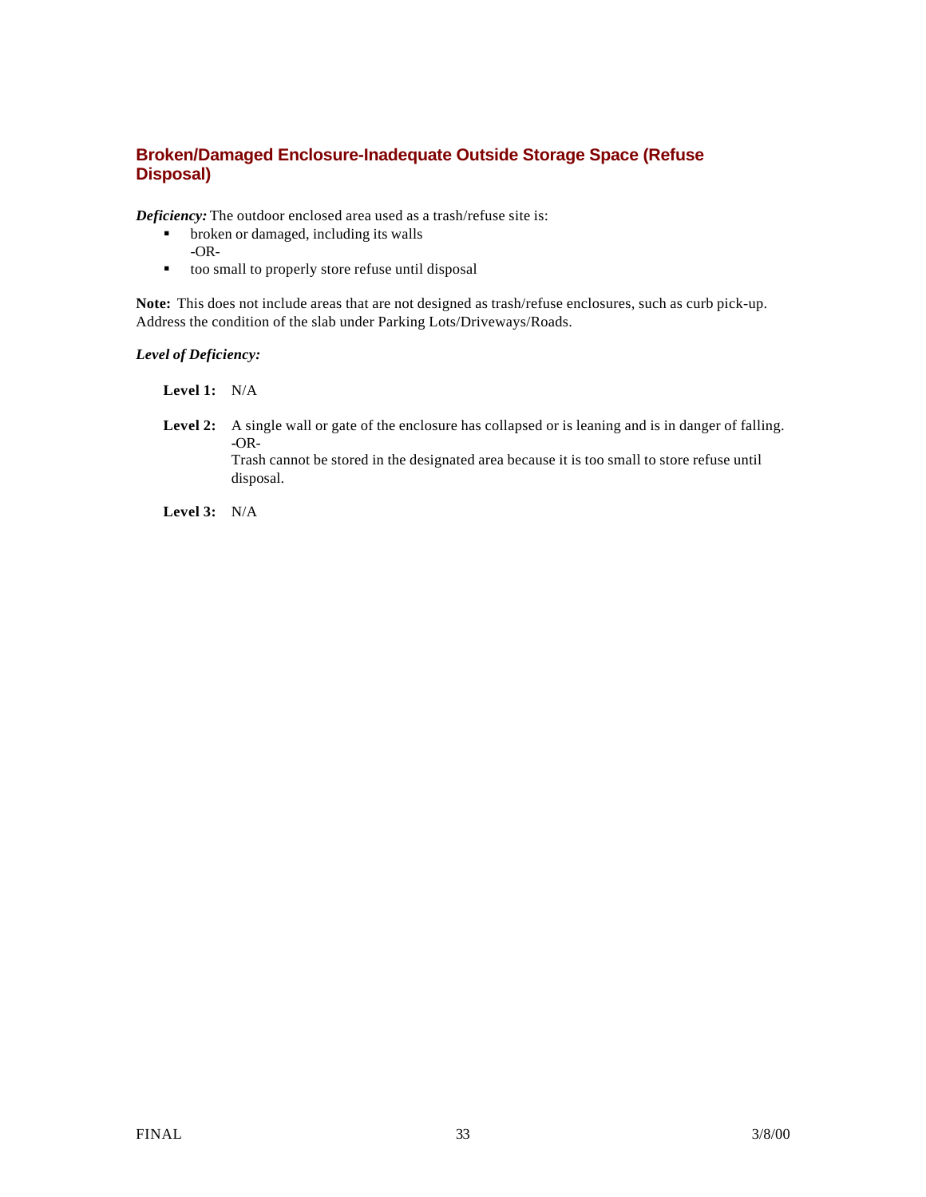## Broken/Damaged Enclosure-Inadequate Outside Storage Space (Refuse Disposal)

***Deficiency:*** The outdoor enclosed area used as a trash/refuse site is:

- broken or damaged, including its walls
  -OR-
- too small to properly store refuse until disposal

**Note:** This does not include areas that are not designed as trash/refuse enclosures, such as curb pick-up. Address the condition of the slab under Parking Lots/Driveways/Roads.

***Level of Deficiency:***

**Level 1:** N/A

**Level 2:** A single wall or gate of the enclosure has collapsed or is leaning and is in danger of falling.
-OR-
Trash cannot be stored in the designated area because it is too small to store refuse until disposal.

**Level 3:** N/A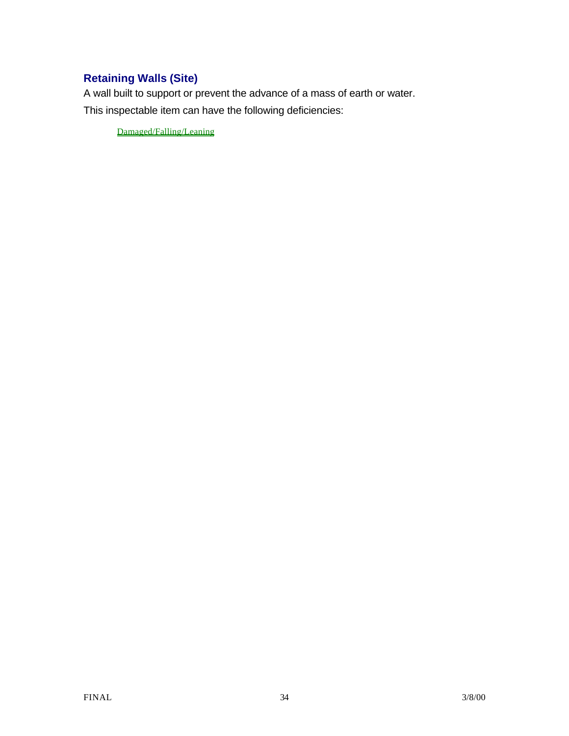## Retaining Walls (Site)

A wall built to support or prevent the advance of a mass of earth or water.

This inspectable item can have the following deficiencies:

Damaged/Falling/Leaning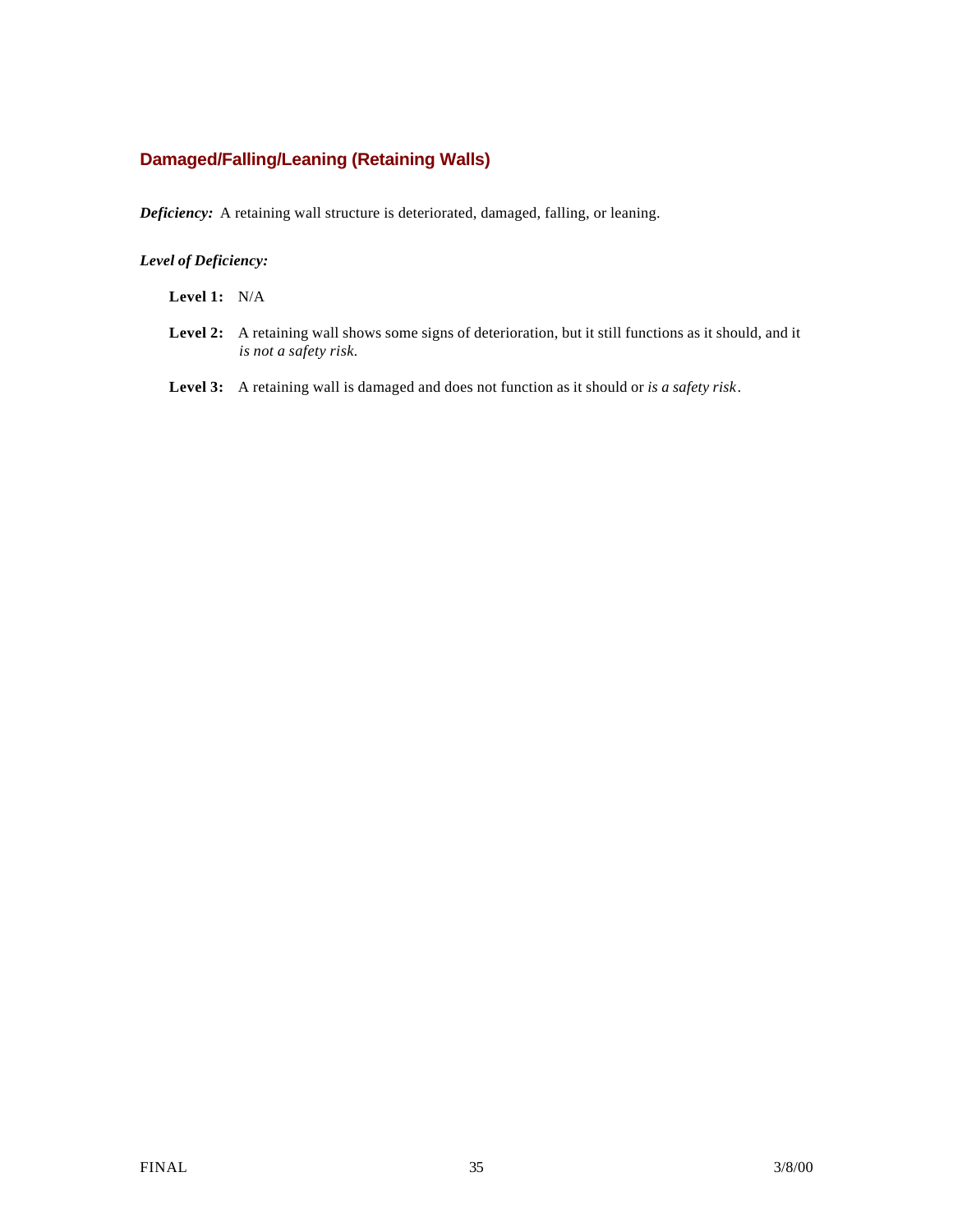## Damaged/Falling/Leaning (Retaining Walls)

***Deficiency:*** A retaining wall structure is deteriorated, damaged, falling, or leaning.

***Level of Deficiency:***

**Level 1:** N/A

**Level 2:** A retaining wall shows some signs of deterioration, but it still functions as it should, and it *is not a safety risk*.

**Level 3:** A retaining wall is damaged and does not function as it should or *is a safety risk*.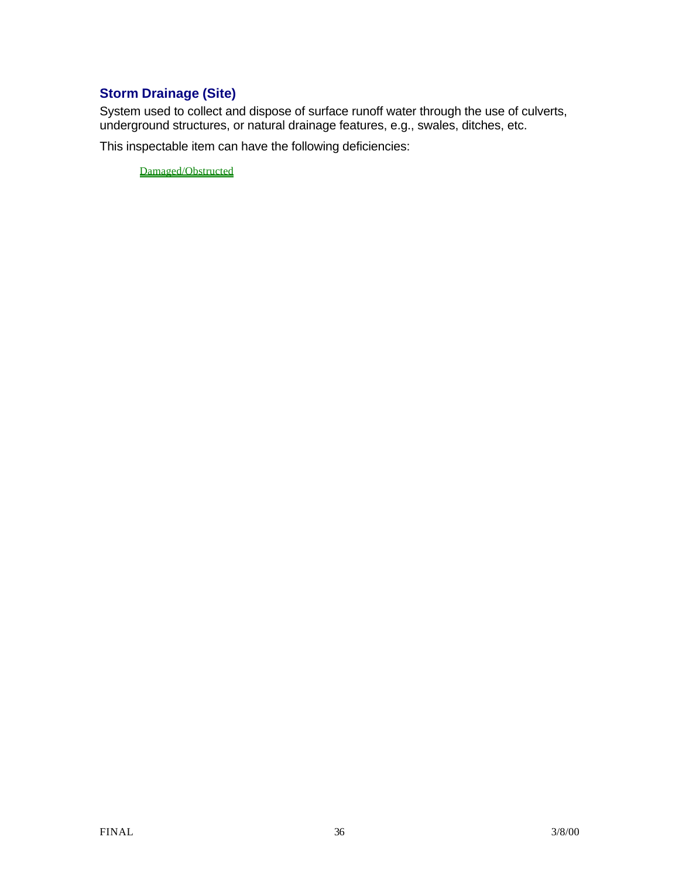## Storm Drainage (Site)

System used to collect and dispose of surface runoff water through the use of culverts, underground structures, or natural drainage features, e.g., swales, ditches, etc.

This inspectable item can have the following deficiencies:

Damaged/Obstructed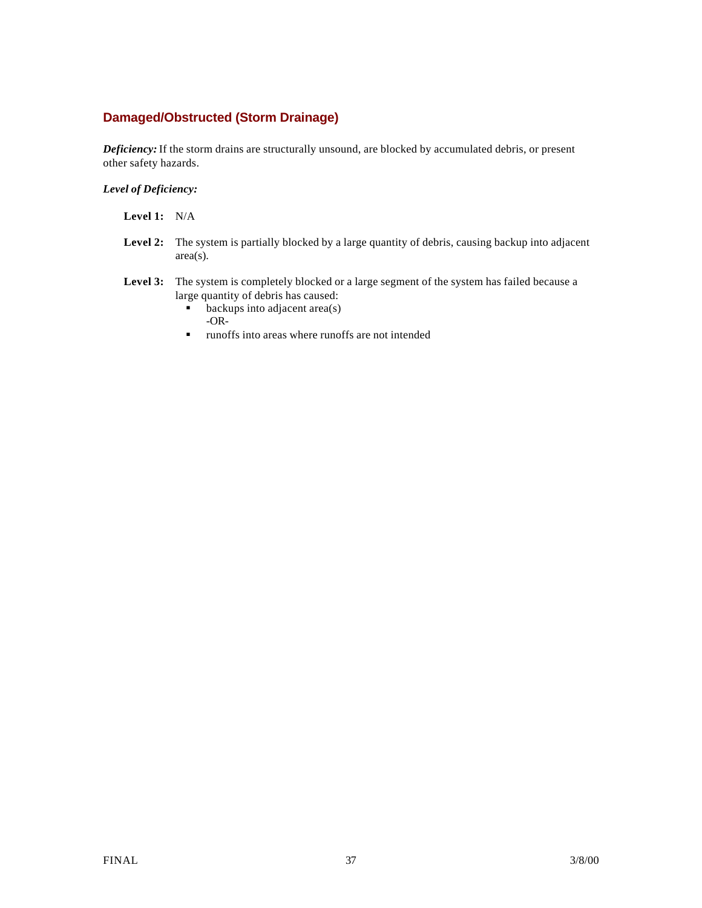## Damaged/Obstructed (Storm Drainage)

***Deficiency:*** If the storm drains are structurally unsound, are blocked by accumulated debris, or present other safety hazards.

***Level of Deficiency:***

**Level 1:** N/A

**Level 2:** The system is partially blocked by a large quantity of debris, causing backup into adjacent area(s).

**Level 3:** The system is completely blocked or a large segment of the system has failed because a large quantity of debris has caused:

- backups into adjacent area(s)
  -OR-
- runoffs into areas where runoffs are not intended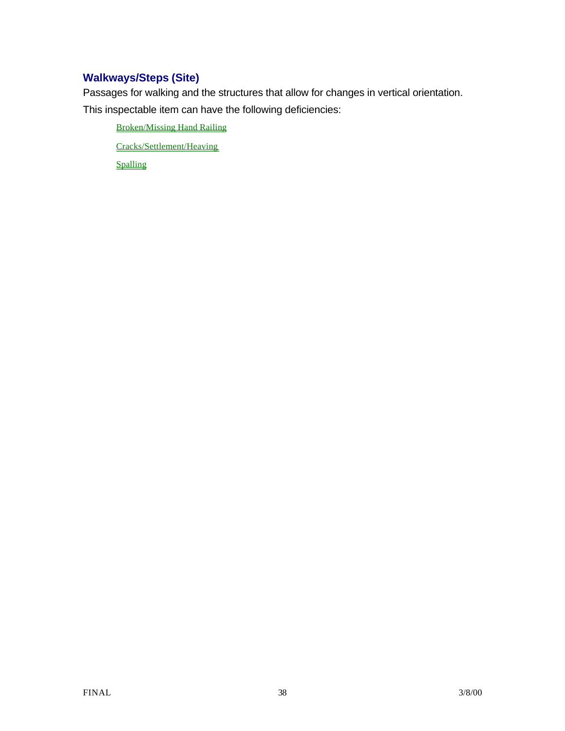## Walkways/Steps (Site)

Passages for walking and the structures that allow for changes in vertical orientation.

This inspectable item can have the following deficiencies:

- Broken/Missing Hand Railing
- Cracks/Settlement/Heaving
- Spalling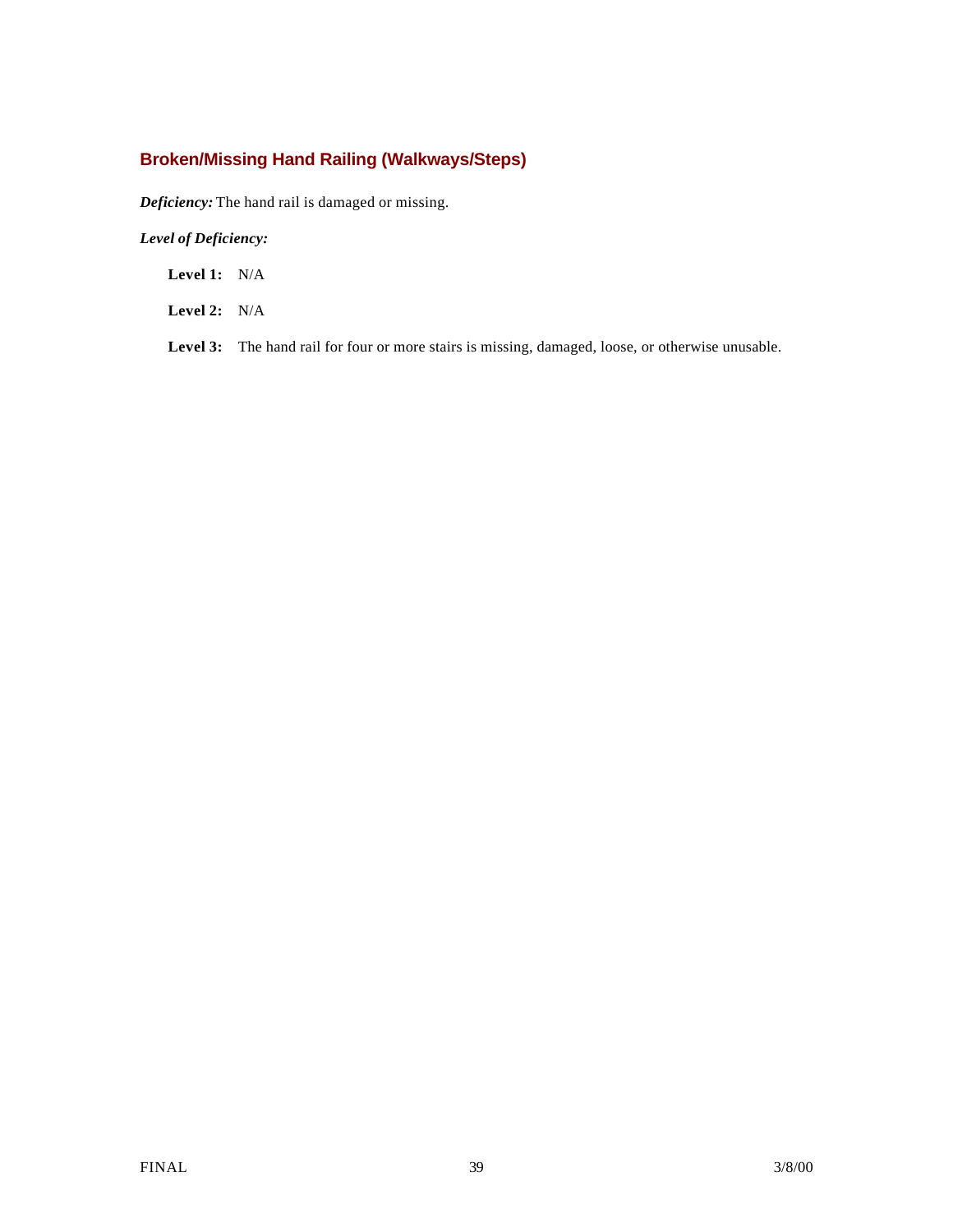## Broken/Missing Hand Railing (Walkways/Steps)

***Deficiency:*** The hand rail is damaged or missing.

***Level of Deficiency:***

**Level 1:** N/A

**Level 2:** N/A

**Level 3:** The hand rail for four or more stairs is missing, damaged, loose, or otherwise unusable.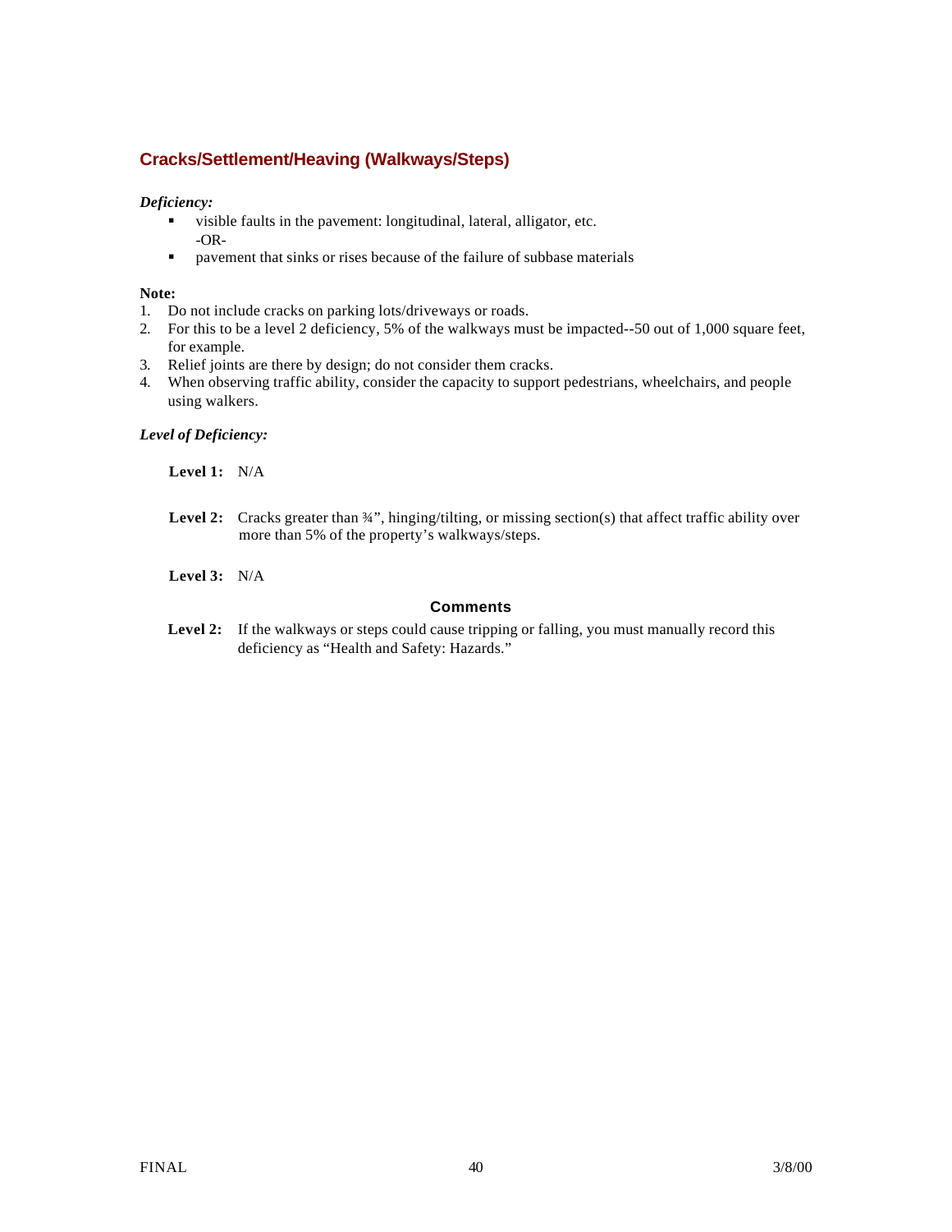## Cracks/Settlement/Heaving (Walkways/Steps)

*Deficiency:*

- visible faults in the pavement: longitudinal, lateral, alligator, etc.
  -OR-
- pavement that sinks or rises because of the failure of subbase materials

**Note:**

1. Do not include cracks on parking lots/driveways or roads.
2. For this to be a level 2 deficiency, 5% of the walkways must be impacted--50 out of 1,000 square feet, for example.
3. Relief joints are there by design; do not consider them cracks.
4. When observing traffic ability, consider the capacity to support pedestrians, wheelchairs, and people using walkers.

*Level of Deficiency:*

**Level 1:** N/A

**Level 2:** Cracks greater than ¾", hinging/tilting, or missing section(s) that affect traffic ability over more than 5% of the property's walkways/steps.

**Level 3:** N/A

**Comments**

**Level 2:** If the walkways or steps could cause tripping or falling, you must manually record this deficiency as "Health and Safety: Hazards."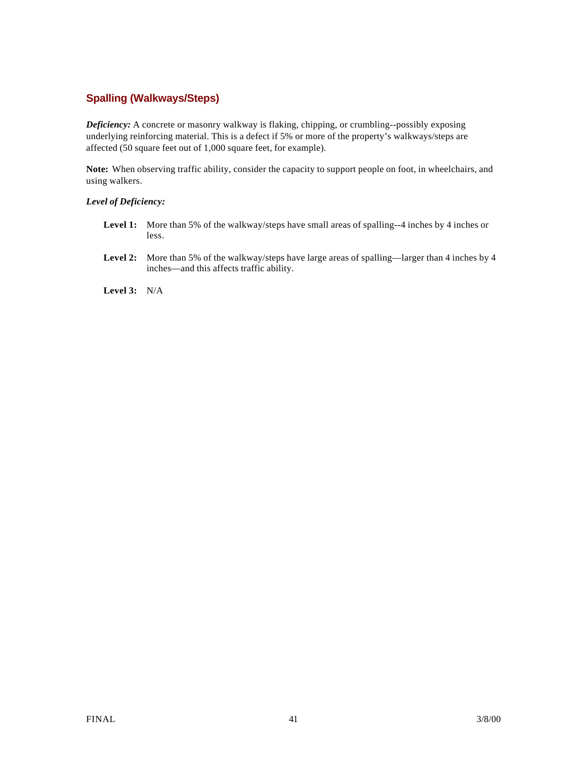## Spalling (Walkways/Steps)

***Deficiency:*** A concrete or masonry walkway is flaking, chipping, or crumbling--possibly exposing underlying reinforcing material. This is a defect if 5% or more of the property's walkways/steps are affected (50 square feet out of 1,000 square feet, for example).

**Note:** When observing traffic ability, consider the capacity to support people on foot, in wheelchairs, and using walkers.

***Level of Deficiency:***

- **Level 1:** More than 5% of the walkway/steps have small areas of spalling--4 inches by 4 inches or less.
- **Level 2:** More than 5% of the walkway/steps have large areas of spalling—larger than 4 inches by 4 inches—and this affects traffic ability.
- **Level 3:** N/A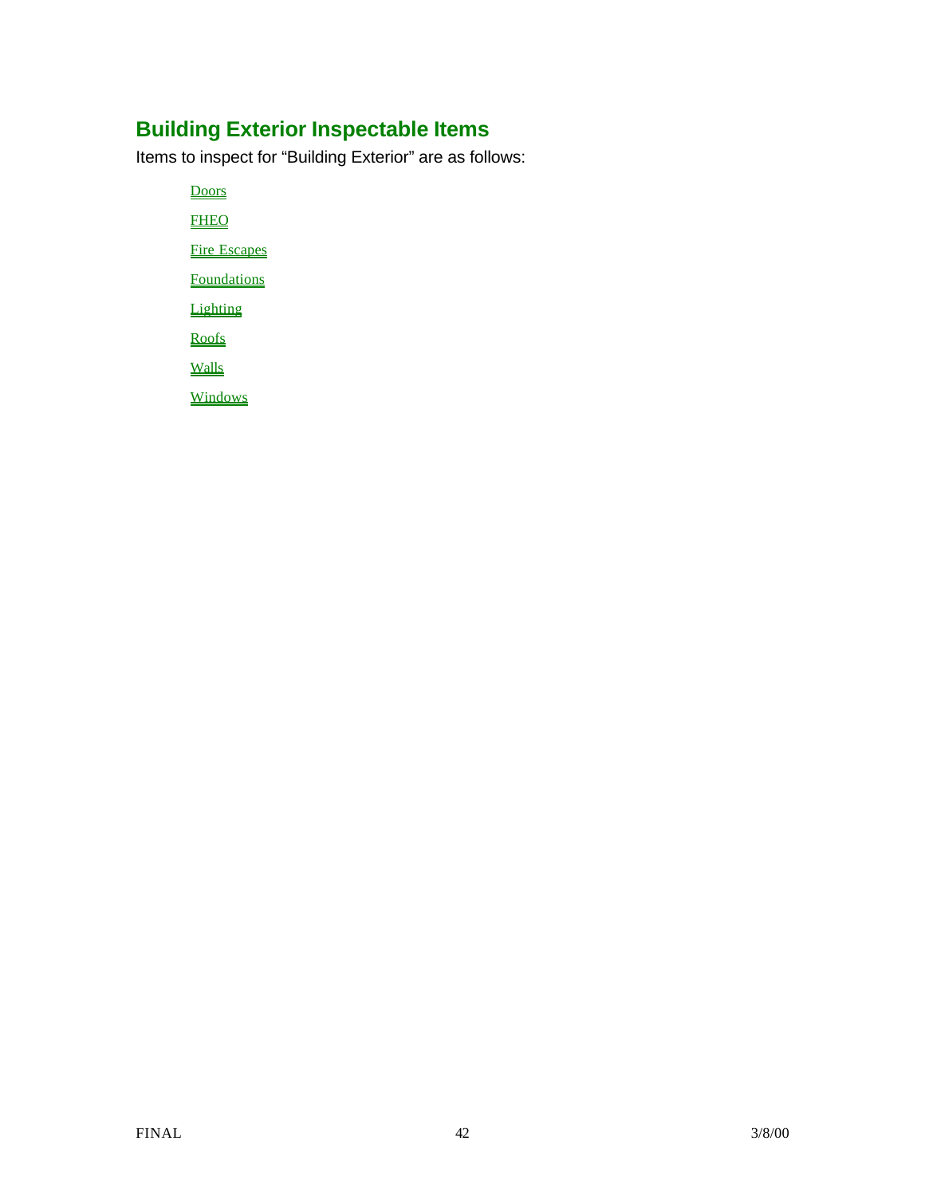## Building Exterior Inspectable Items

Items to inspect for "Building Exterior" are as follows:

- Doors
- FHEO
- Fire Escapes
- Foundations
- Lighting
- Roofs
- Walls
- Windows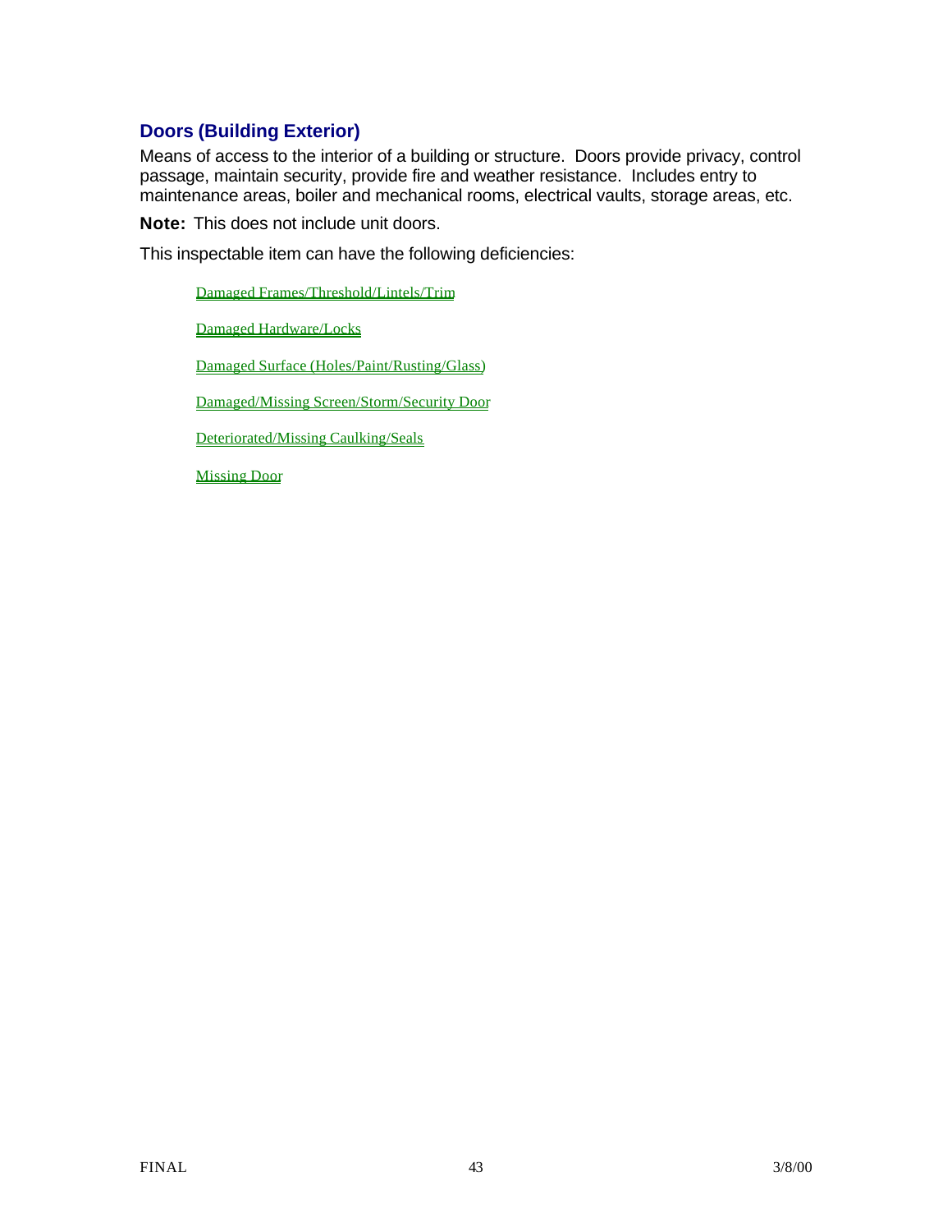## Doors (Building Exterior)

Means of access to the interior of a building or structure. Doors provide privacy, control passage, maintain security, provide fire and weather resistance. Includes entry to maintenance areas, boiler and mechanical rooms, electrical vaults, storage areas, etc.

**Note:** This does not include unit doors.

This inspectable item can have the following deficiencies:

- Damaged Frames/Threshold/Lintels/Trim
- Damaged Hardware/Locks
- Damaged Surface (Holes/Paint/Rusting/Glass)
- Damaged/Missing Screen/Storm/Security Door
- Deteriorated/Missing Caulking/Seals
- Missing Door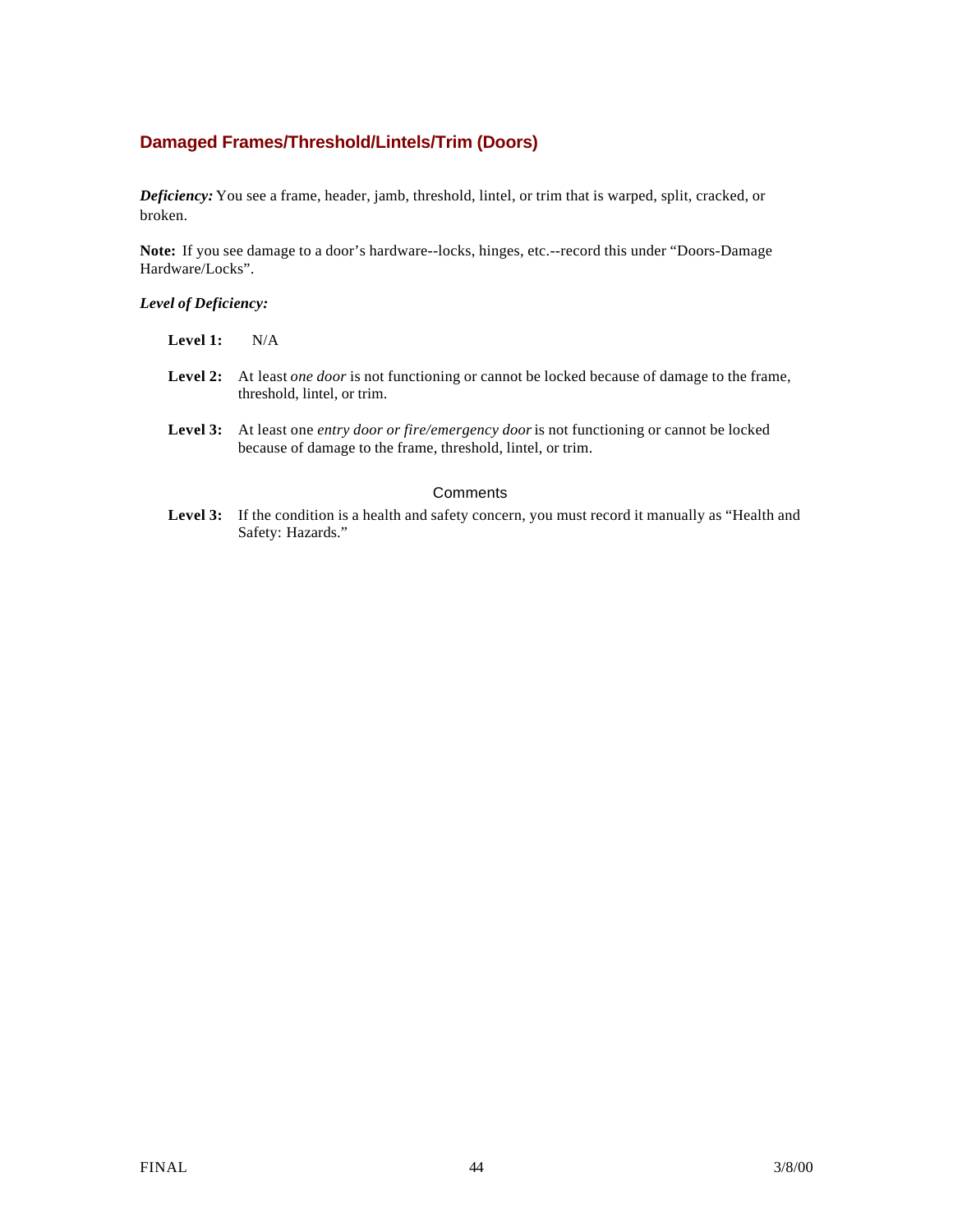## Damaged Frames/Threshold/Lintels/Trim (Doors)

***Deficiency:*** You see a frame, header, jamb, threshold, lintel, or trim that is warped, split, cracked, or broken.

**Note:** If you see damage to a door's hardware--locks, hinges, etc.--record this under "Doors-Damage Hardware/Locks".

***Level of Deficiency:***

**Level 1:** N/A

**Level 2:** At least *one door* is not functioning or cannot be locked because of damage to the frame, threshold, lintel, or trim.

**Level 3:** At least one *entry door or fire/emergency door* is not functioning or cannot be locked because of damage to the frame, threshold, lintel, or trim.

Comments

**Level 3:** If the condition is a health and safety concern, you must record it manually as "Health and Safety: Hazards."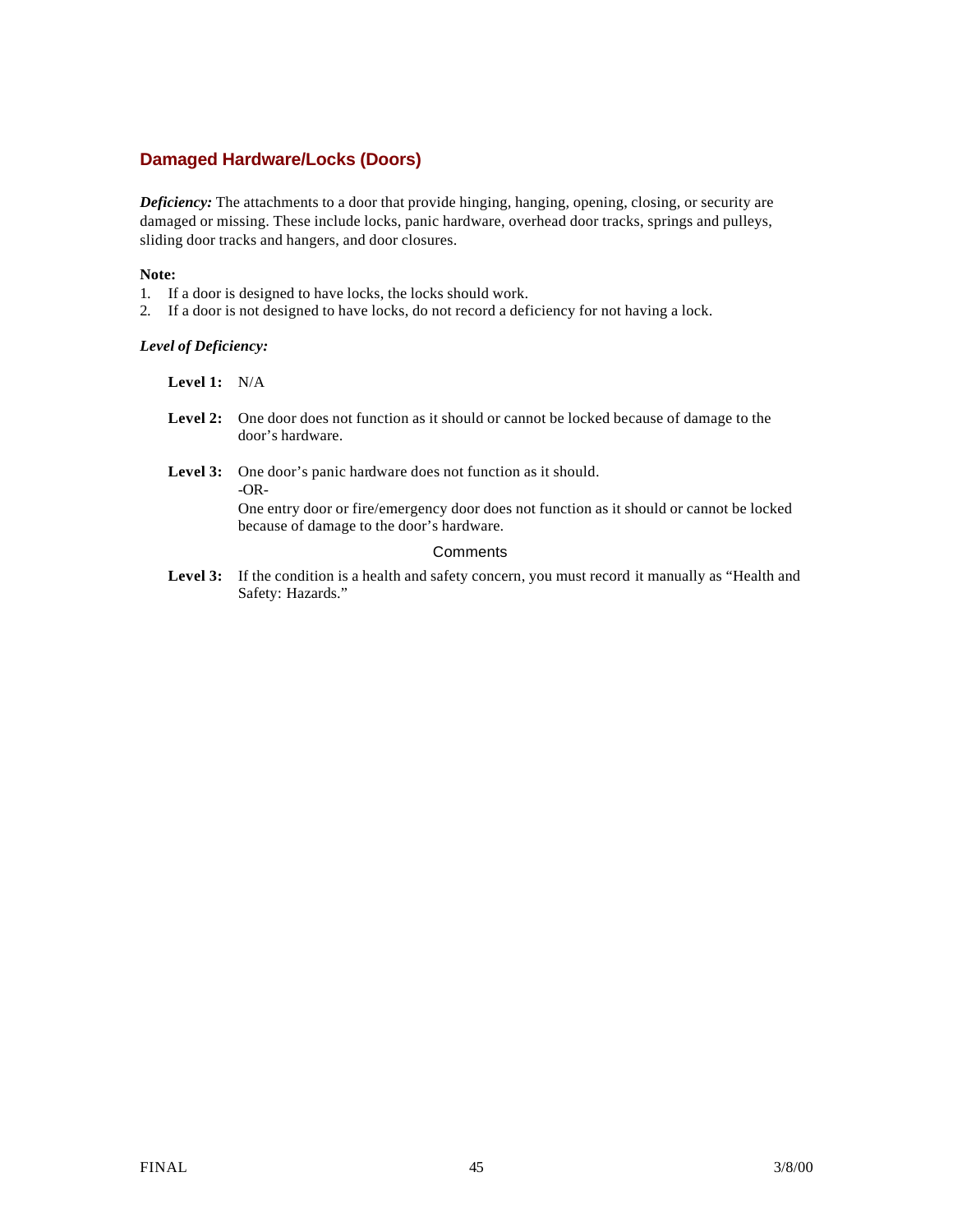## Damaged Hardware/Locks (Doors)

***Deficiency:*** The attachments to a door that provide hinging, hanging, opening, closing, or security are damaged or missing. These include locks, panic hardware, overhead door tracks, springs and pulleys, sliding door tracks and hangers, and door closures.

**Note:**

1. If a door is designed to have locks, the locks should work.
2. If a door is not designed to have locks, do not record a deficiency for not having a lock.

***Level of Deficiency:***

**Level 1:** N/A

**Level 2:** One door does not function as it should or cannot be locked because of damage to the door's hardware.

**Level 3:** One door's panic hardware does not function as it should.
-OR-
One entry door or fire/emergency door does not function as it should or cannot be locked because of damage to the door's hardware.

Comments

**Level 3:** If the condition is a health and safety concern, you must record it manually as "Health and Safety: Hazards."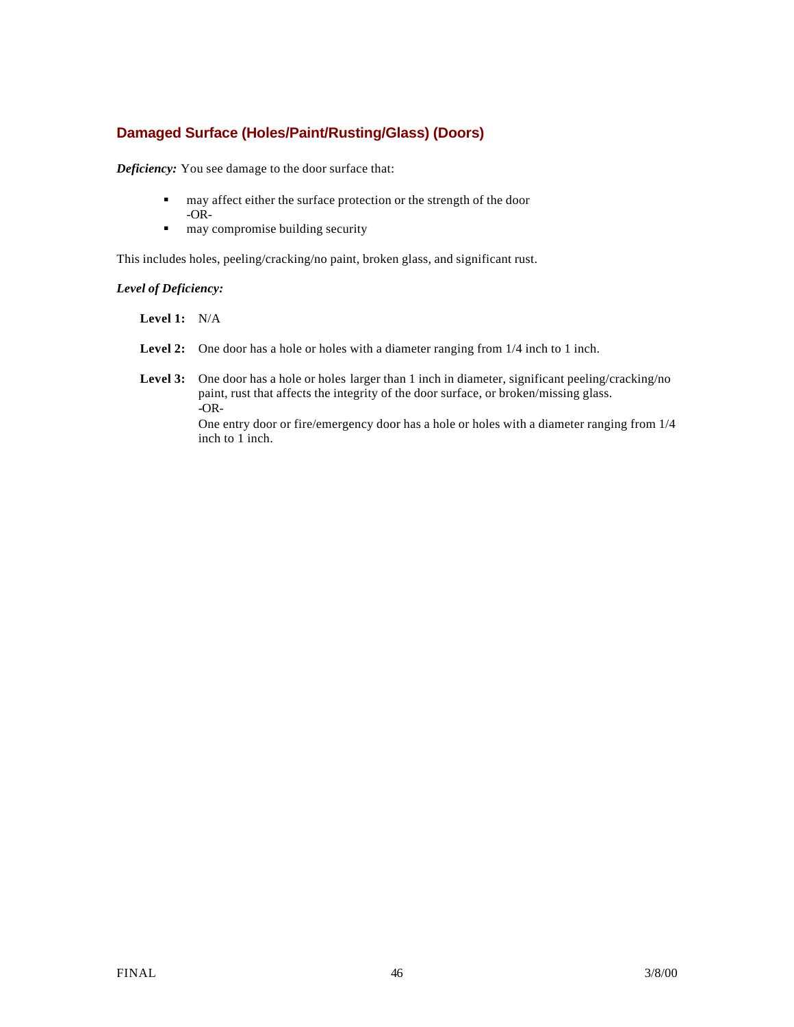## Damaged Surface (Holes/Paint/Rusting/Glass) (Doors)

***Deficiency:*** You see damage to the door surface that:

- may affect either the surface protection or the strength of the door
  -OR-
- may compromise building security

This includes holes, peeling/cracking/no paint, broken glass, and significant rust.

***Level of Deficiency:***

**Level 1:** N/A

**Level 2:** One door has a hole or holes with a diameter ranging from 1/4 inch to 1 inch.

**Level 3:** One door has a hole or holes larger than 1 inch in diameter, significant peeling/cracking/no paint, rust that affects the integrity of the door surface, or broken/missing glass.
-OR-
One entry door or fire/emergency door has a hole or holes with a diameter ranging from 1/4 inch to 1 inch.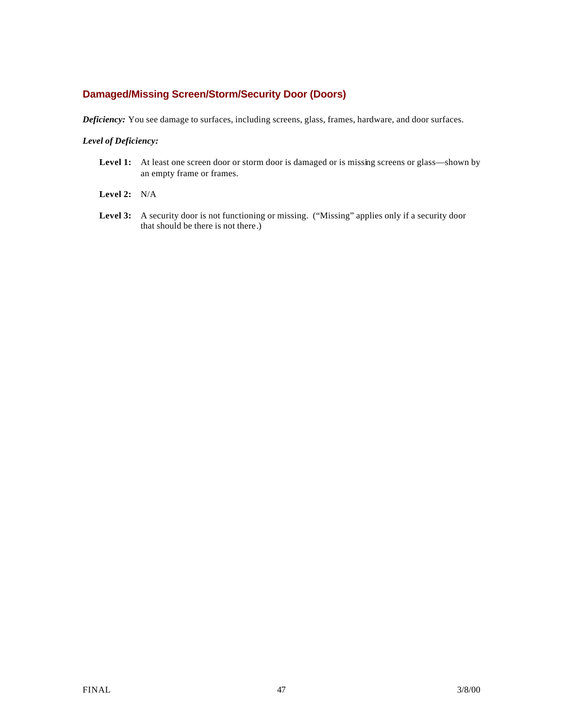### Damaged/Missing Screen/Storm/Security Door (Doors)

***Deficiency:*** You see damage to surfaces, including screens, glass, frames, hardware, and door surfaces.

***Level of Deficiency:***

**Level 1:** At least one screen door or storm door is damaged or is missing screens or glass—shown by an empty frame or frames.

**Level 2:** N/A

**Level 3:** A security door is not functioning or missing. ("Missing" applies only if a security door that should be there is not there.)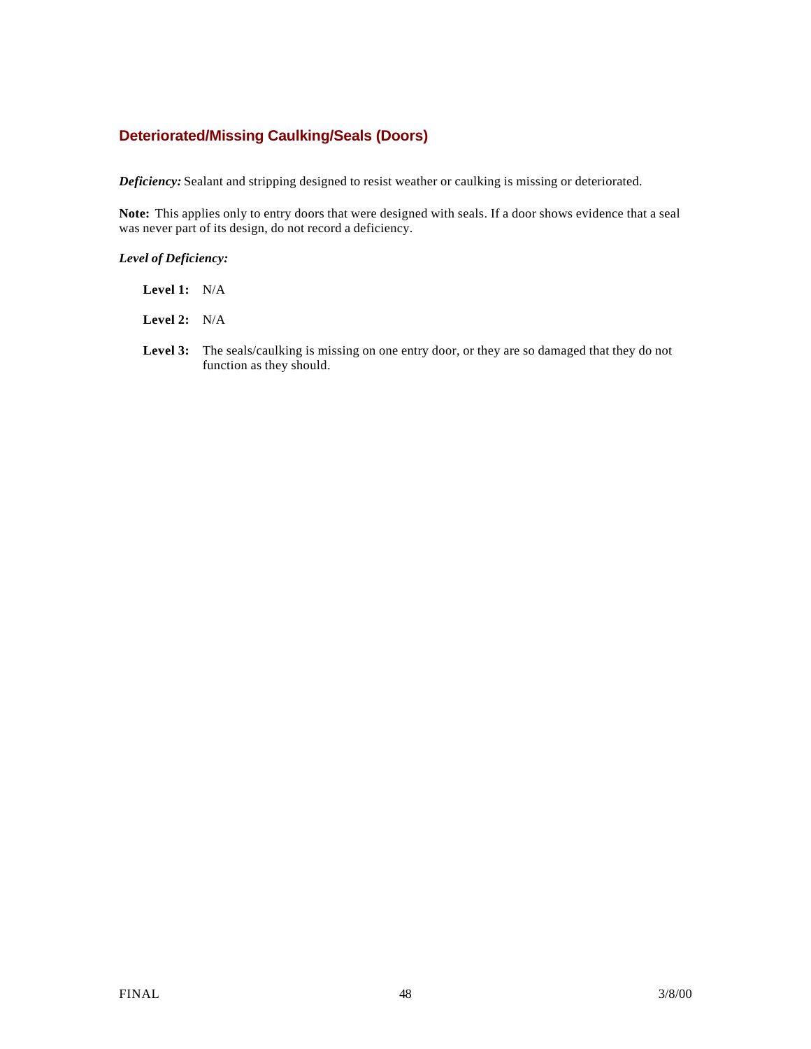## Deteriorated/Missing Caulking/Seals (Doors)

***Deficiency:*** Sealant and stripping designed to resist weather or caulking is missing or deteriorated.

**Note:** This applies only to entry doors that were designed with seals. If a door shows evidence that a seal was never part of its design, do not record a deficiency.

***Level of Deficiency:***

**Level 1:** N/A

**Level 2:** N/A

**Level 3:** The seals/caulking is missing on one entry door, or they are so damaged that they do not function as they should.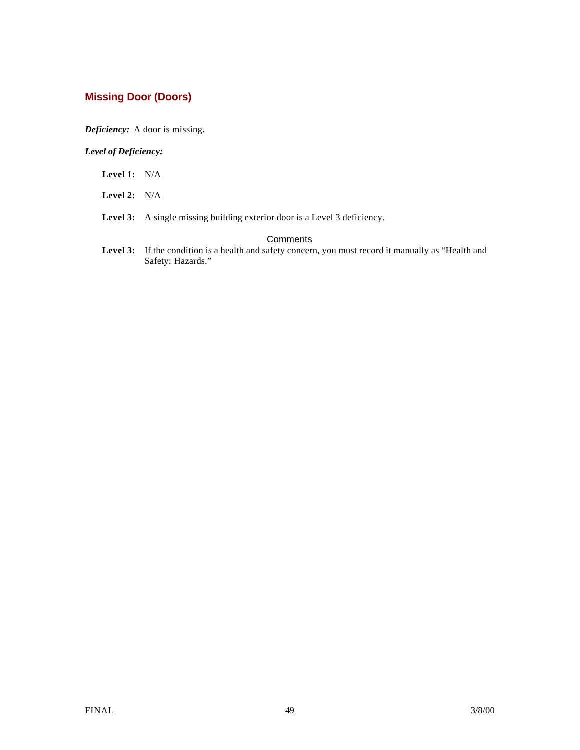## Missing Door (Doors)

***Deficiency:*** A door is missing.

***Level of Deficiency:***

**Level 1:** N/A

**Level 2:** N/A

**Level 3:** A single missing building exterior door is a Level 3 deficiency.

Comments

**Level 3:** If the condition is a health and safety concern, you must record it manually as "Health and Safety: Hazards."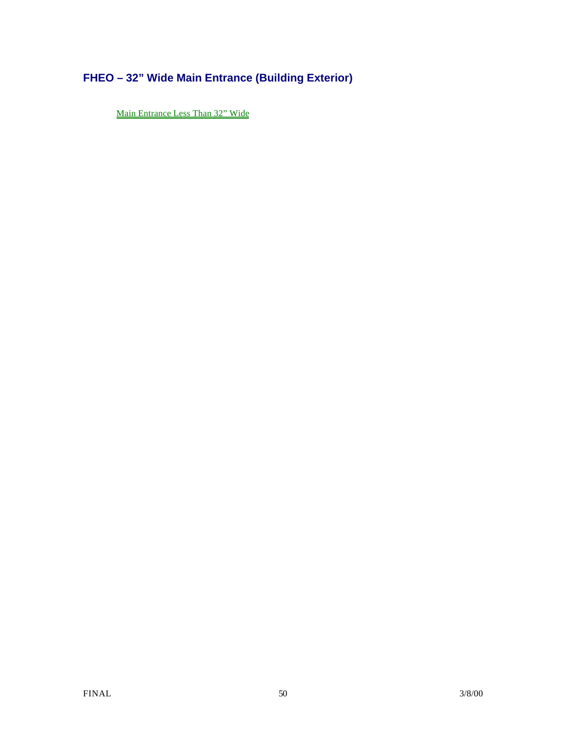## FHEO – 32” Wide Main Entrance (Building Exterior)

Main Entrance Less Than 32” Wide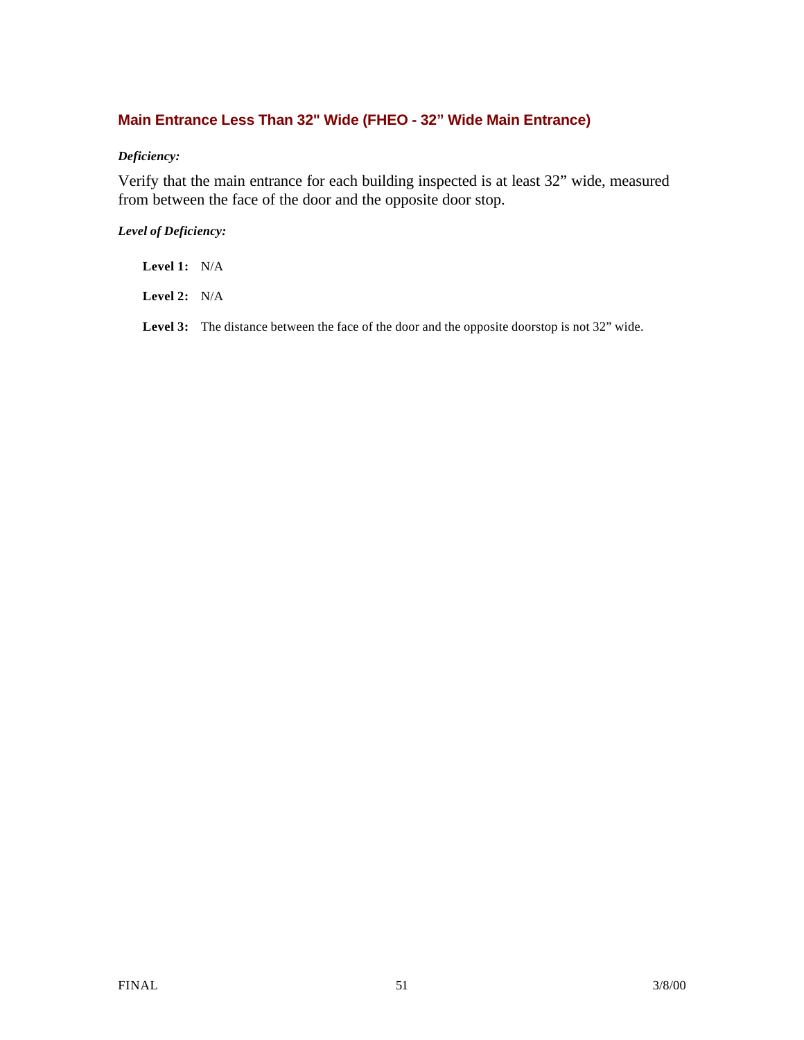### Main Entrance Less Than 32" Wide (FHEO - 32” Wide Main Entrance)

***Deficiency:***

Verify that the main entrance for each building inspected is at least 32” wide, measured from between the face of the door and the opposite door stop.

***Level of Deficiency:***

**Level 1:** N/A

**Level 2:** N/A

**Level 3:** The distance between the face of the door and the opposite doorstop is not 32” wide.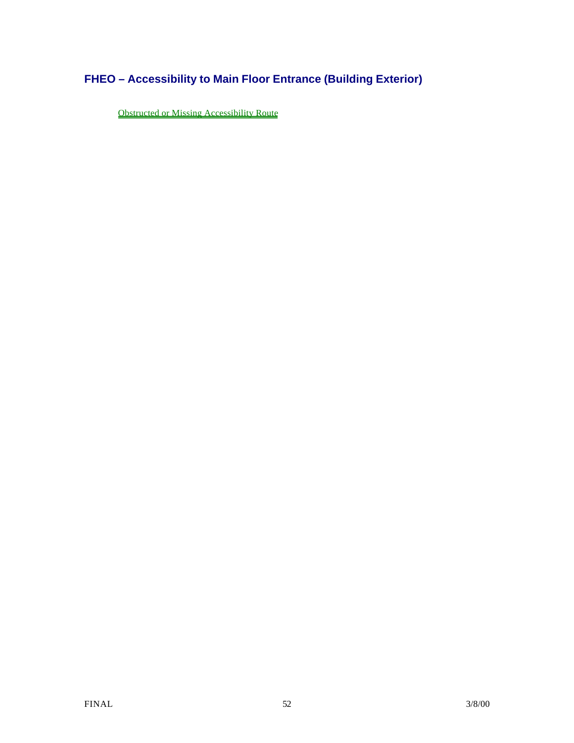## FHEO – Accessibility to Main Floor Entrance (Building Exterior)

Obstructed or Missing Accessibility Route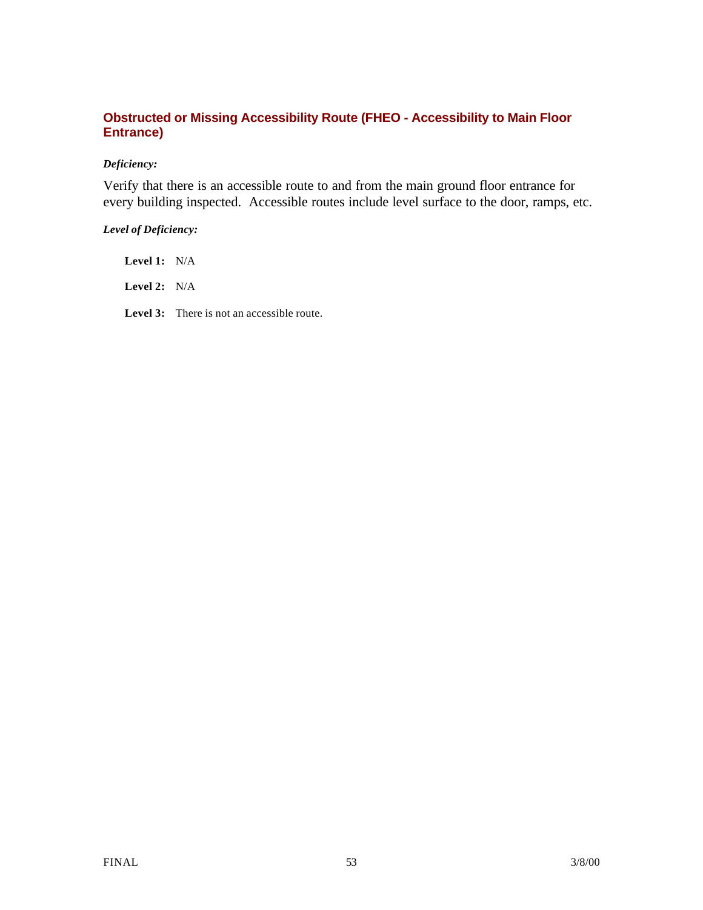### Obstructed or Missing Accessibility Route (FHEO - Accessibility to Main Floor Entrance)

*Deficiency:*

Verify that there is an accessible route to and from the main ground floor entrance for every building inspected. Accessible routes include level surface to the door, ramps, etc.

*Level of Deficiency:*

**Level 1:** N/A

**Level 2:** N/A

**Level 3:** There is not an accessible route.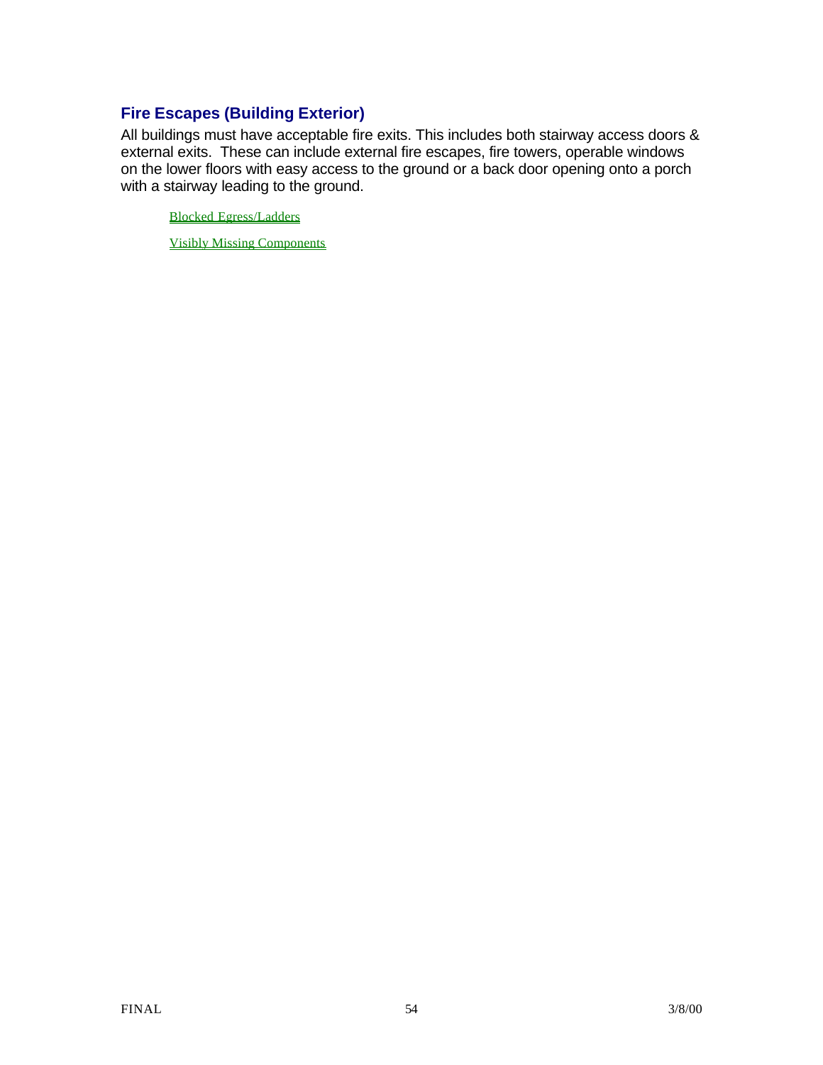## Fire Escapes (Building Exterior)

All buildings must have acceptable fire exits. This includes both stairway access doors & external exits.  These can include external fire escapes, fire towers, operable windows on the lower floors with easy access to the ground or a back door opening onto a porch with a stairway leading to the ground.

Blocked Egress/Ladders

Visibly Missing Components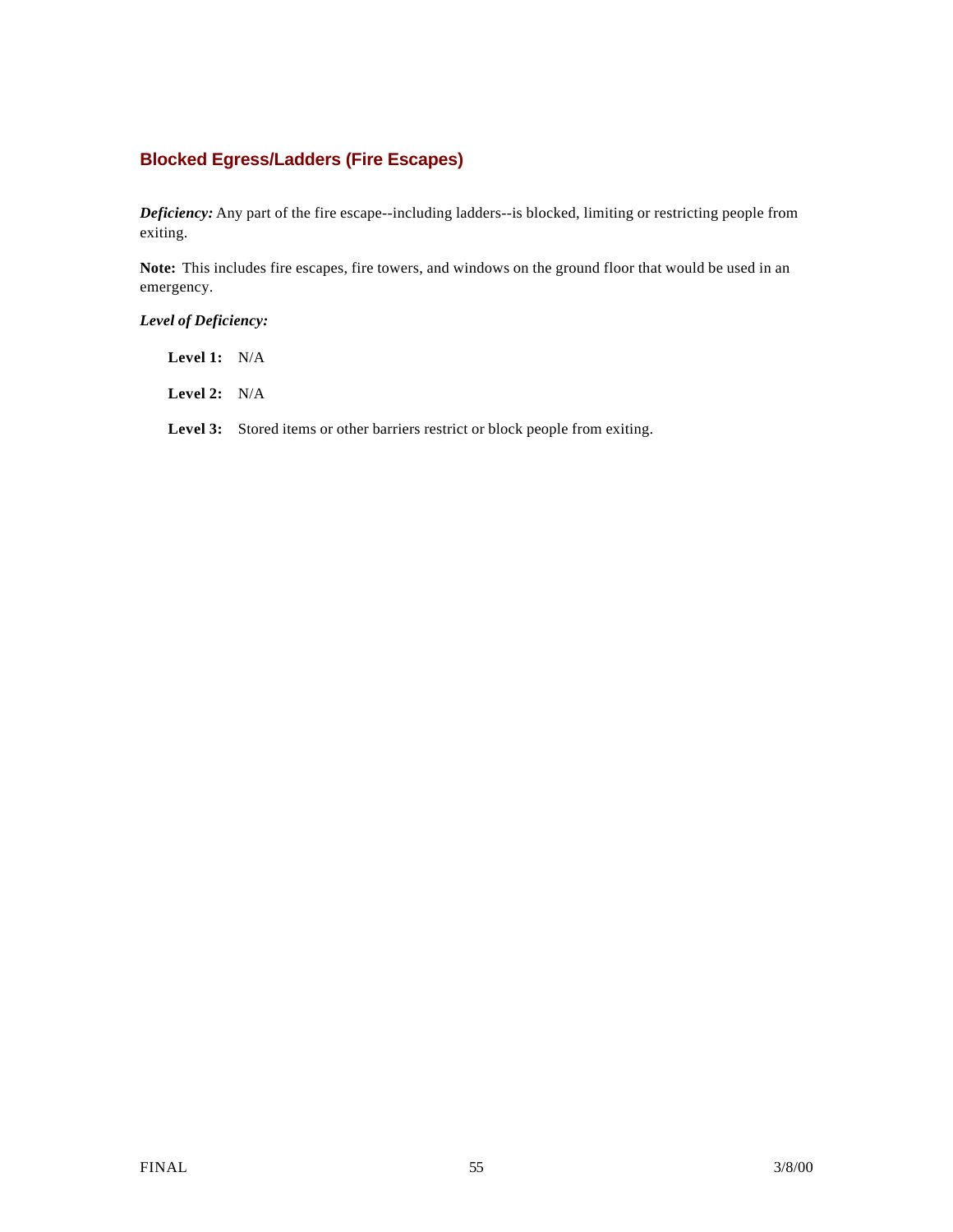## Blocked Egress/Ladders (Fire Escapes)

***Deficiency:*** Any part of the fire escape--including ladders--is blocked, limiting or restricting people from exiting.

**Note:** This includes fire escapes, fire towers, and windows on the ground floor that would be used in an emergency.

***Level of Deficiency:***

**Level 1:** N/A

**Level 2:** N/A

**Level 3:** Stored items or other barriers restrict or block people from exiting.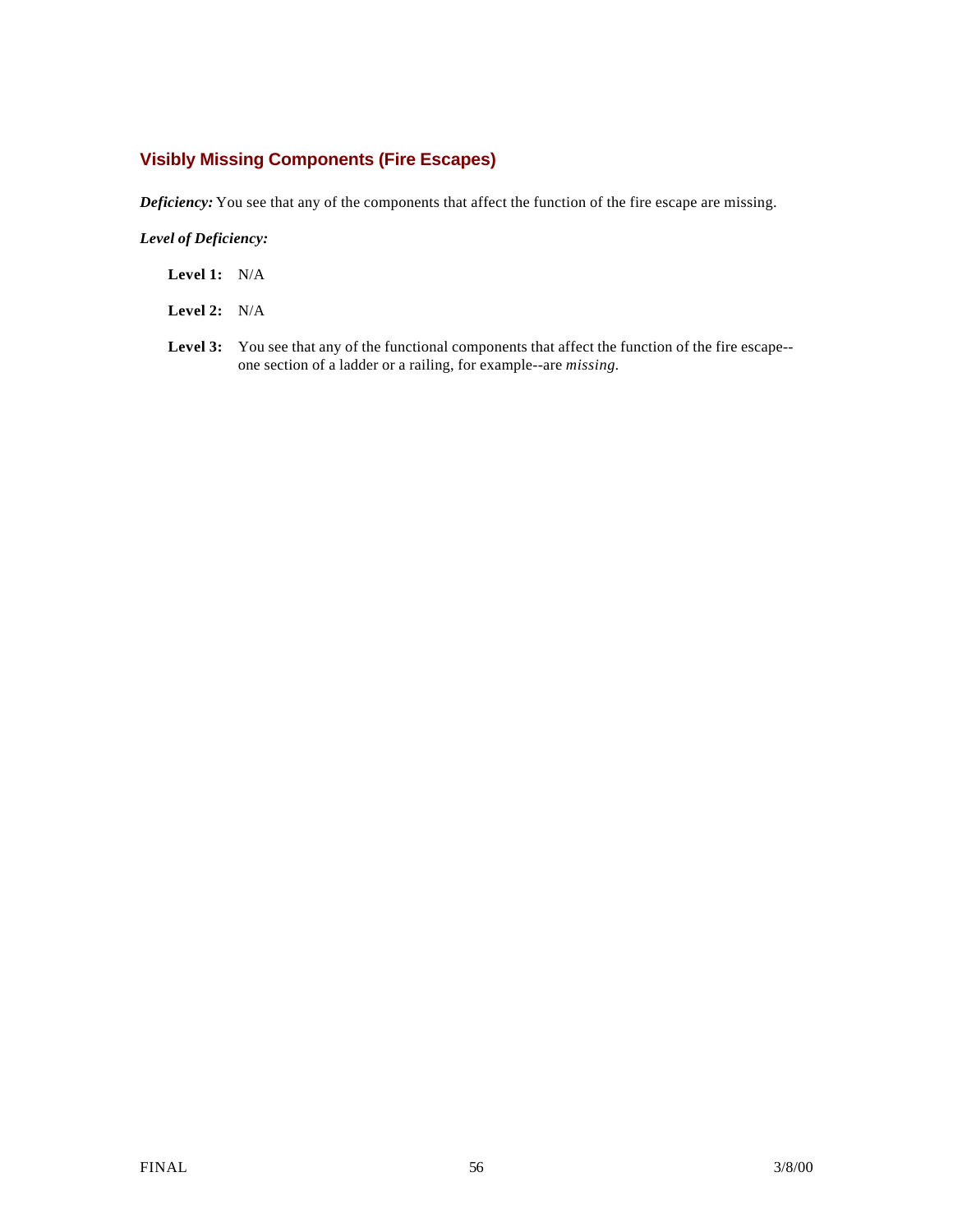### Visibly Missing Components (Fire Escapes)

***Deficiency:*** You see that any of the components that affect the function of the fire escape are missing.

***Level of Deficiency:***

**Level 1:** N/A

**Level 2:** N/A

**Level 3:** You see that any of the functional components that affect the function of the fire escape--one section of a ladder or a railing, for example--are *missing*.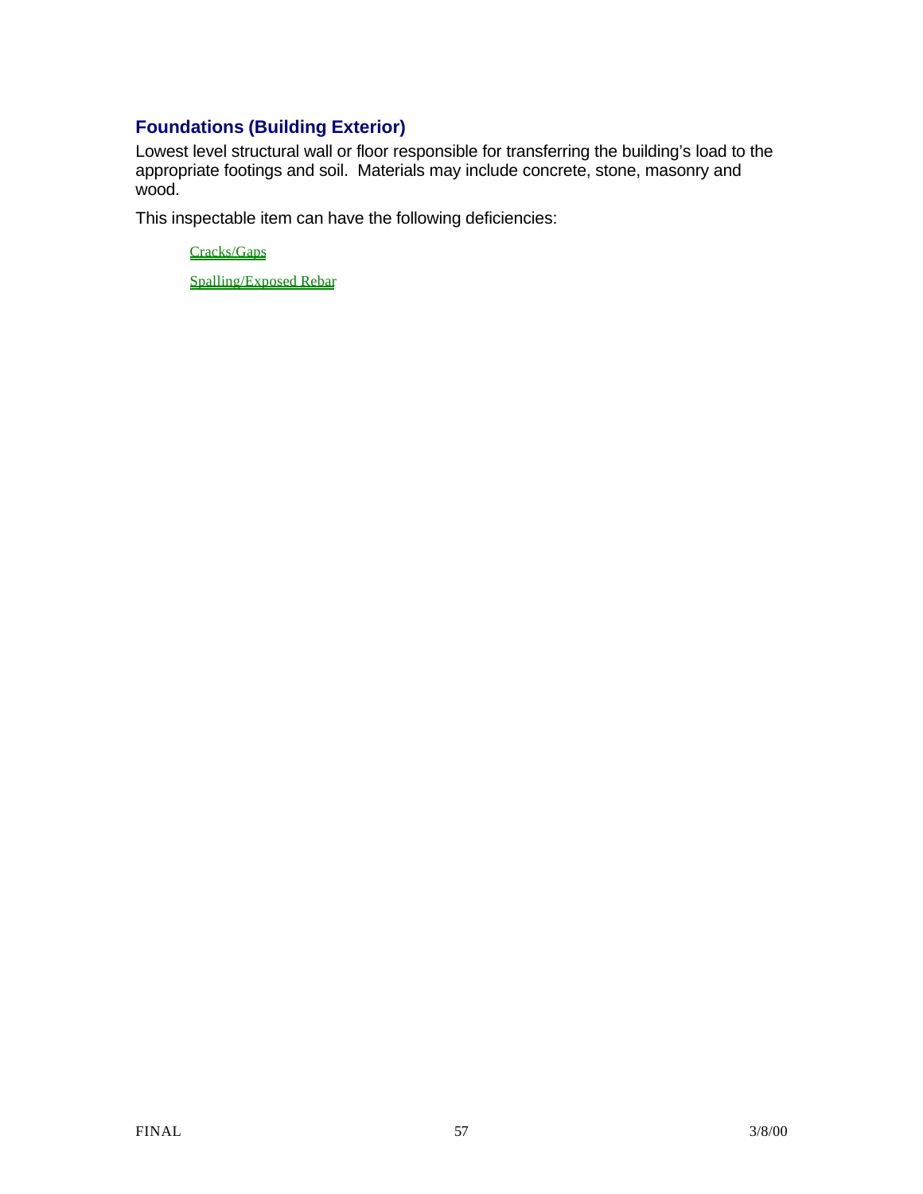## Foundations (Building Exterior)

Lowest level structural wall or floor responsible for transferring the building's load to the appropriate footings and soil. Materials may include concrete, stone, masonry and wood.

This inspectable item can have the following deficiencies:

- Cracks/Gaps
- Spalling/Exposed Rebar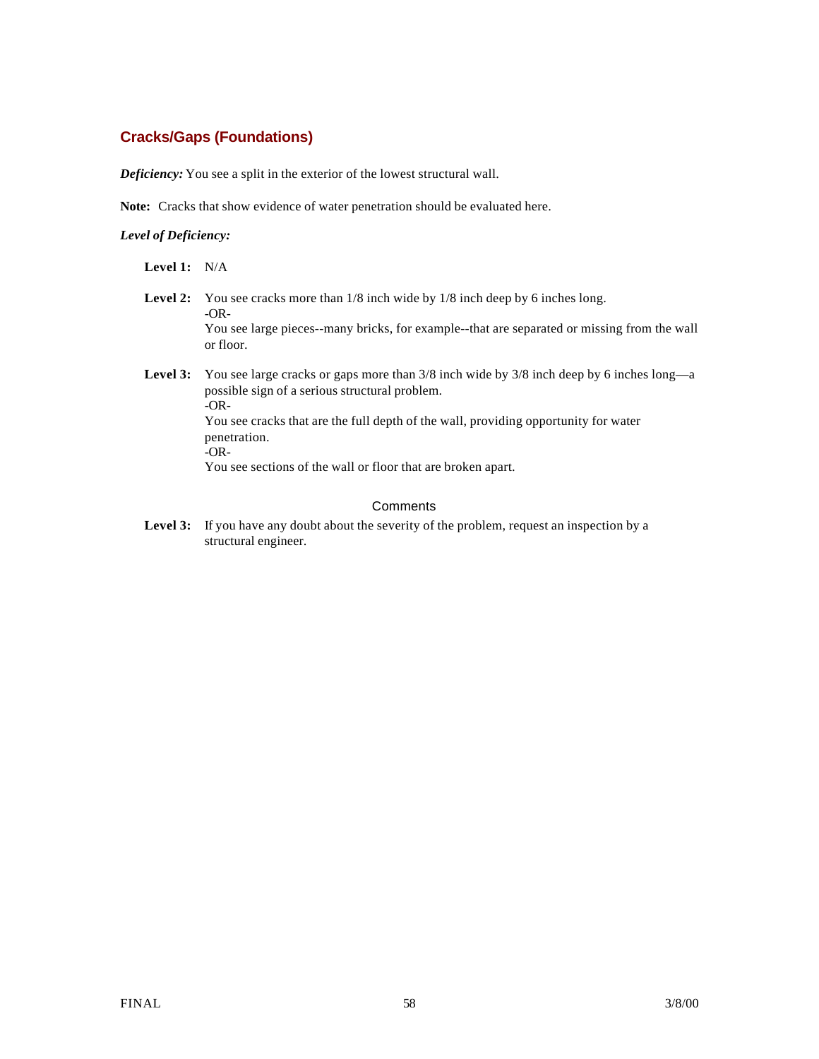## Cracks/Gaps (Foundations)

***Deficiency:*** You see a split in the exterior of the lowest structural wall.

**Note:** Cracks that show evidence of water penetration should be evaluated here.

***Level of Deficiency:***

**Level 1:** N/A

**Level 2:** You see cracks more than 1/8 inch wide by 1/8 inch deep by 6 inches long.
-OR-
You see large pieces--many bricks, for example--that are separated or missing from the wall or floor.

**Level 3:** You see large cracks or gaps more than 3/8 inch wide by 3/8 inch deep by 6 inches long—a possible sign of a serious structural problem.
-OR-
You see cracks that are the full depth of the wall, providing opportunity for water penetration.
-OR-
You see sections of the wall or floor that are broken apart.

Comments

**Level 3:** If you have any doubt about the severity of the problem, request an inspection by a structural engineer.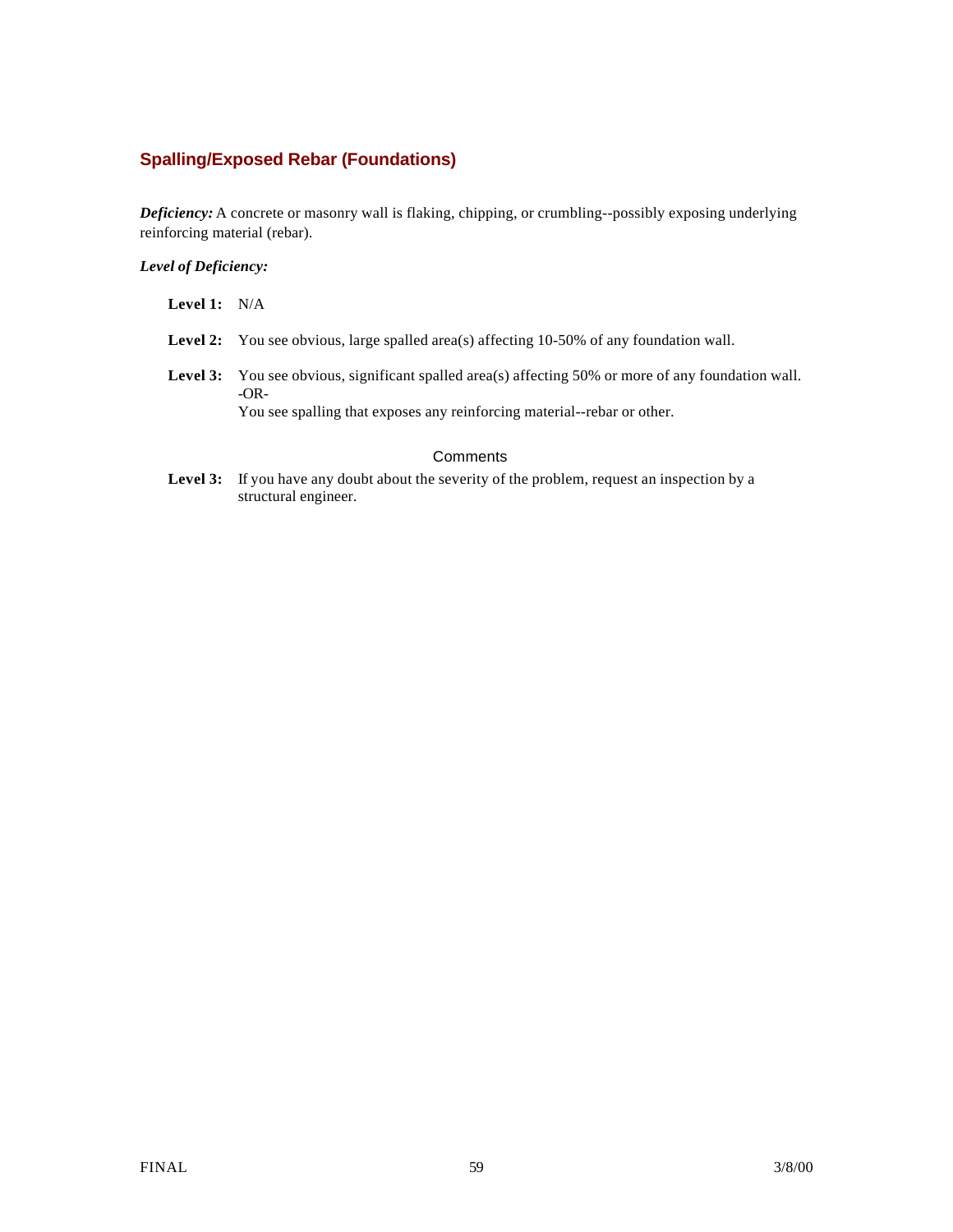## Spalling/Exposed Rebar (Foundations)

***Deficiency:*** A concrete or masonry wall is flaking, chipping, or crumbling--possibly exposing underlying reinforcing material (rebar).

***Level of Deficiency:***

**Level 1:** N/A

**Level 2:** You see obvious, large spalled area(s) affecting 10-50% of any foundation wall.

**Level 3:** You see obvious, significant spalled area(s) affecting 50% or more of any foundation wall.
-OR-
You see spalling that exposes any reinforcing material--rebar or other.

### Comments

**Level 3:** If you have any doubt about the severity of the problem, request an inspection by a structural engineer.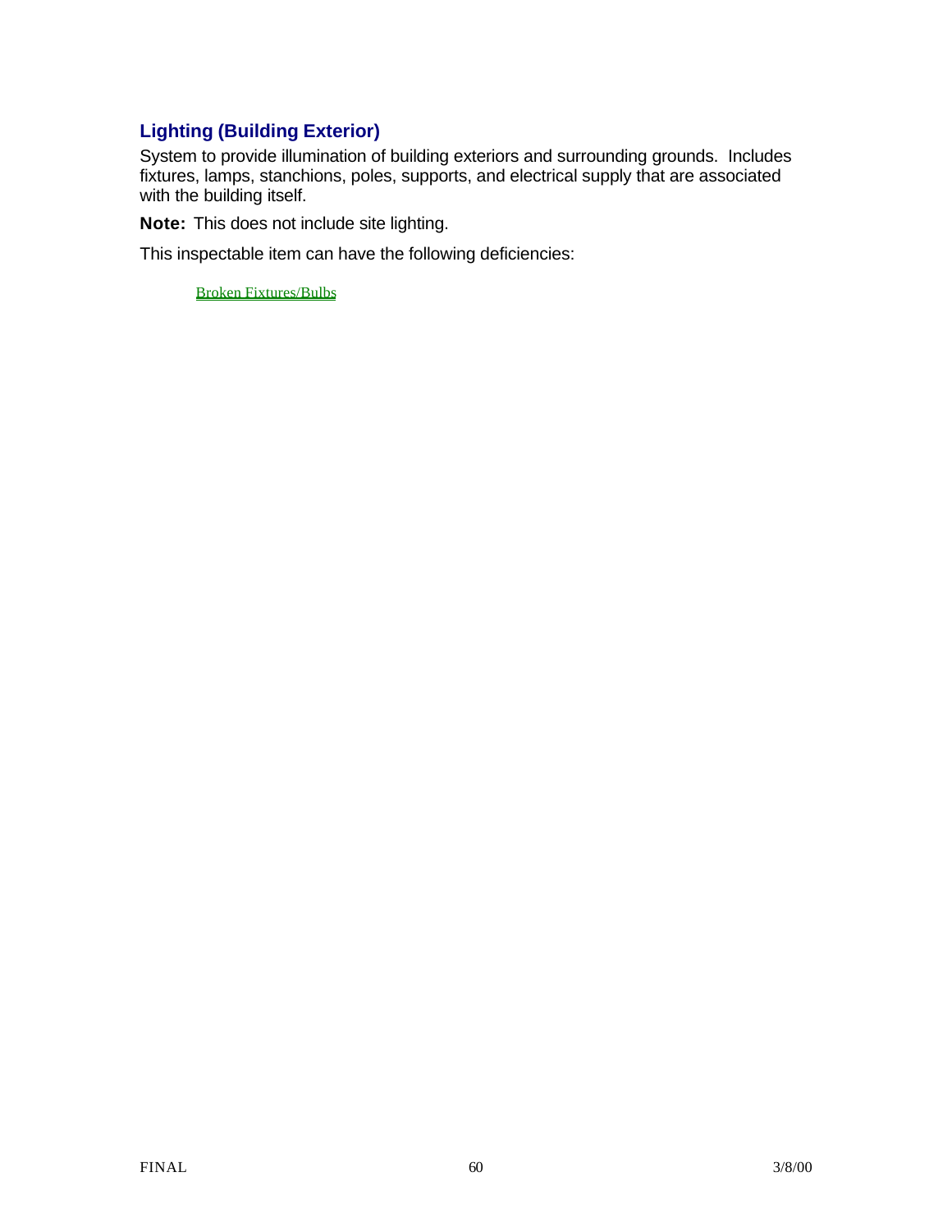## Lighting (Building Exterior)

System to provide illumination of building exteriors and surrounding grounds. Includes fixtures, lamps, stanchions, poles, supports, and electrical supply that are associated with the building itself.

**Note:** This does not include site lighting.

This inspectable item can have the following deficiencies:

- Broken Fixtures/Bulbs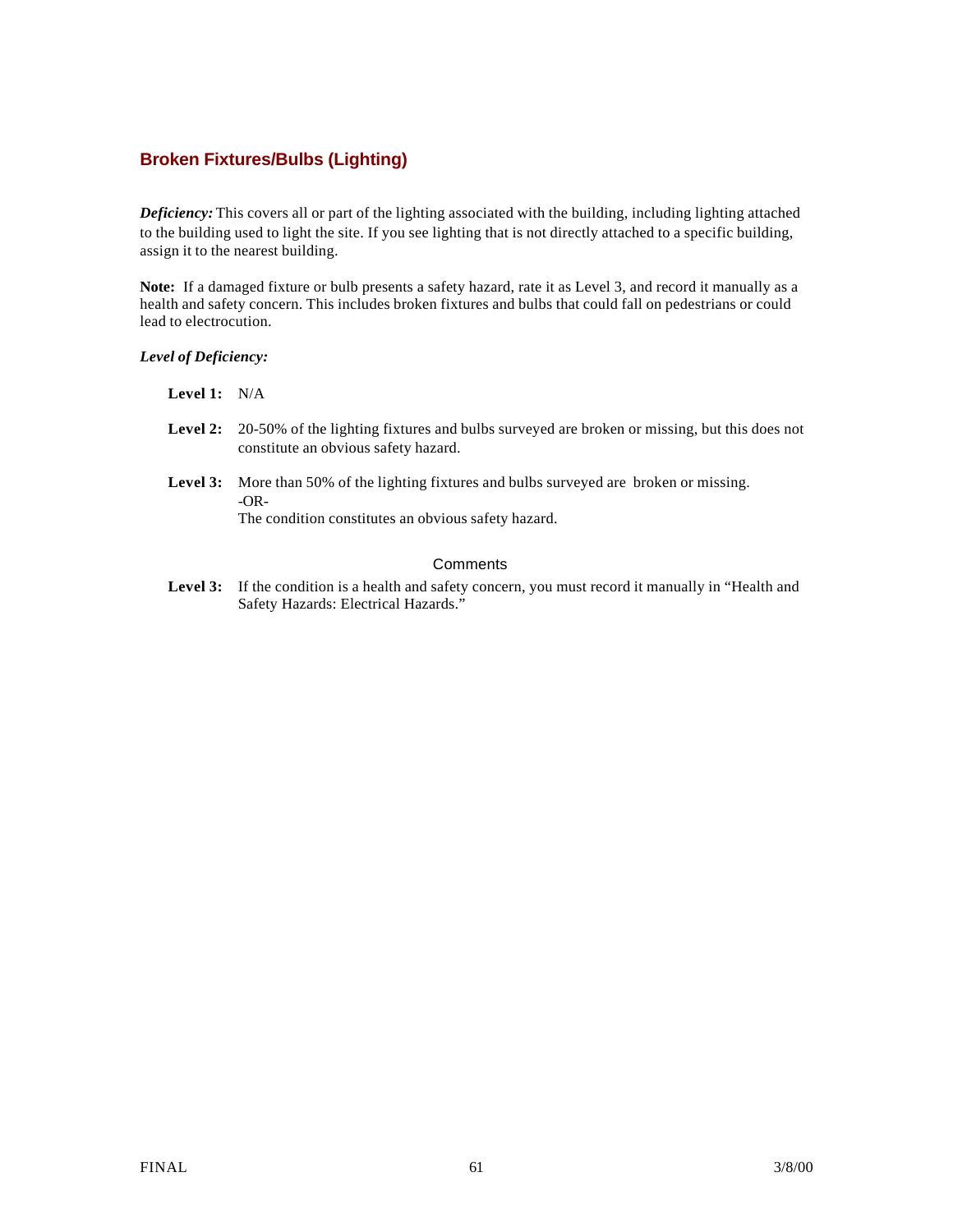## Broken Fixtures/Bulbs (Lighting)

***Deficiency:*** This covers all or part of the lighting associated with the building, including lighting attached to the building used to light the site. If you see lighting that is not directly attached to a specific building, assign it to the nearest building.

**Note:** If a damaged fixture or bulb presents a safety hazard, rate it as Level 3, and record it manually as a health and safety concern. This includes broken fixtures and bulbs that could fall on pedestrians or could lead to electrocution.

***Level of Deficiency:***

**Level 1:** N/A

**Level 2:** 20-50% of the lighting fixtures and bulbs surveyed are broken or missing, but this does not constitute an obvious safety hazard.

**Level 3:** More than 50% of the lighting fixtures and bulbs surveyed are broken or missing.
-OR-
The condition constitutes an obvious safety hazard.

### Comments

**Level 3:** If the condition is a health and safety concern, you must record it manually in "Health and Safety Hazards: Electrical Hazards."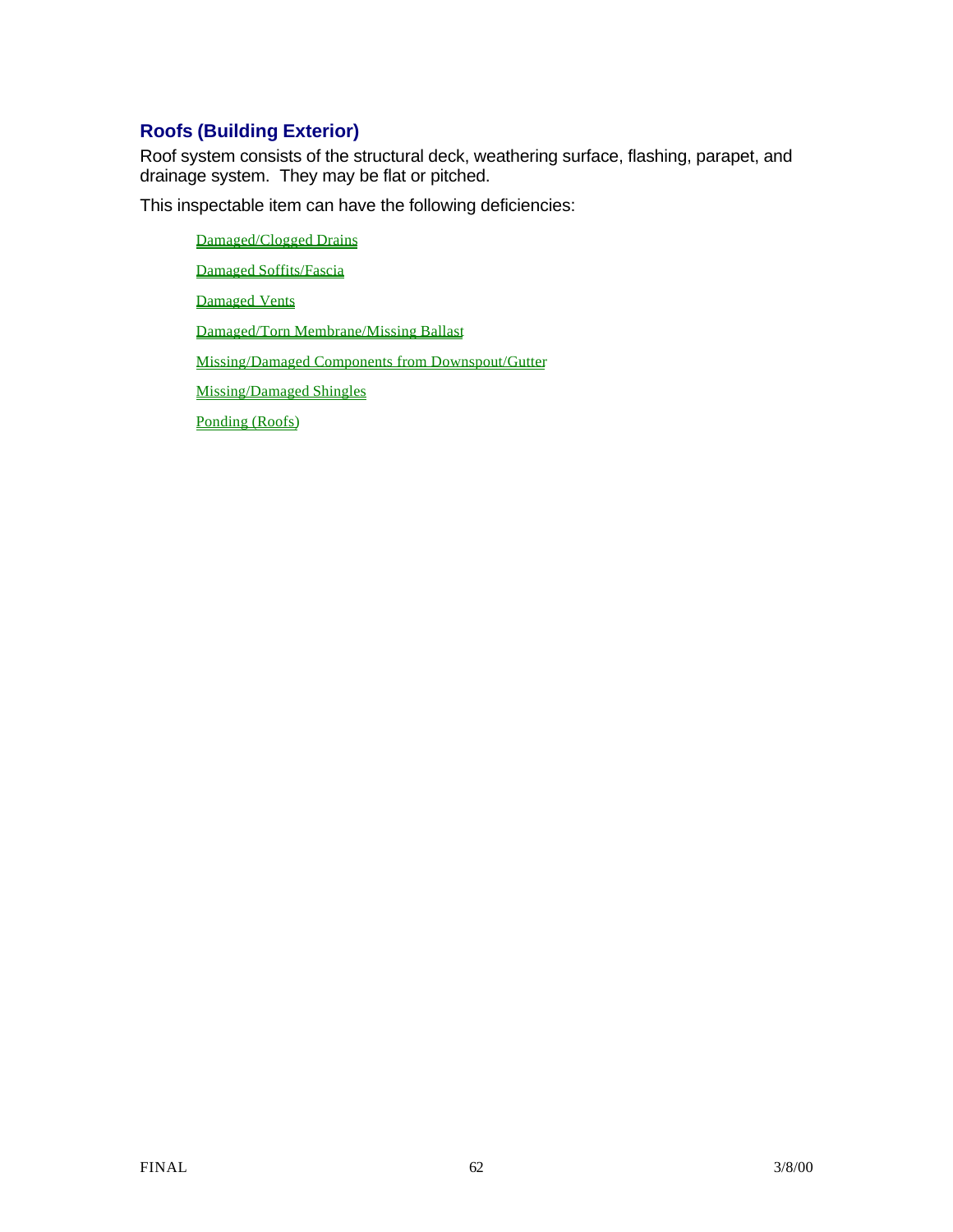## Roofs (Building Exterior)

Roof system consists of the structural deck, weathering surface, flashing, parapet, and drainage system. They may be flat or pitched.

This inspectable item can have the following deficiencies:

- Damaged/Clogged Drains
- Damaged Soffits/Fascia
- Damaged Vents
- Damaged/Torn Membrane/Missing Ballast
- Missing/Damaged Components from Downspout/Gutter
- Missing/Damaged Shingles
- Ponding (Roofs)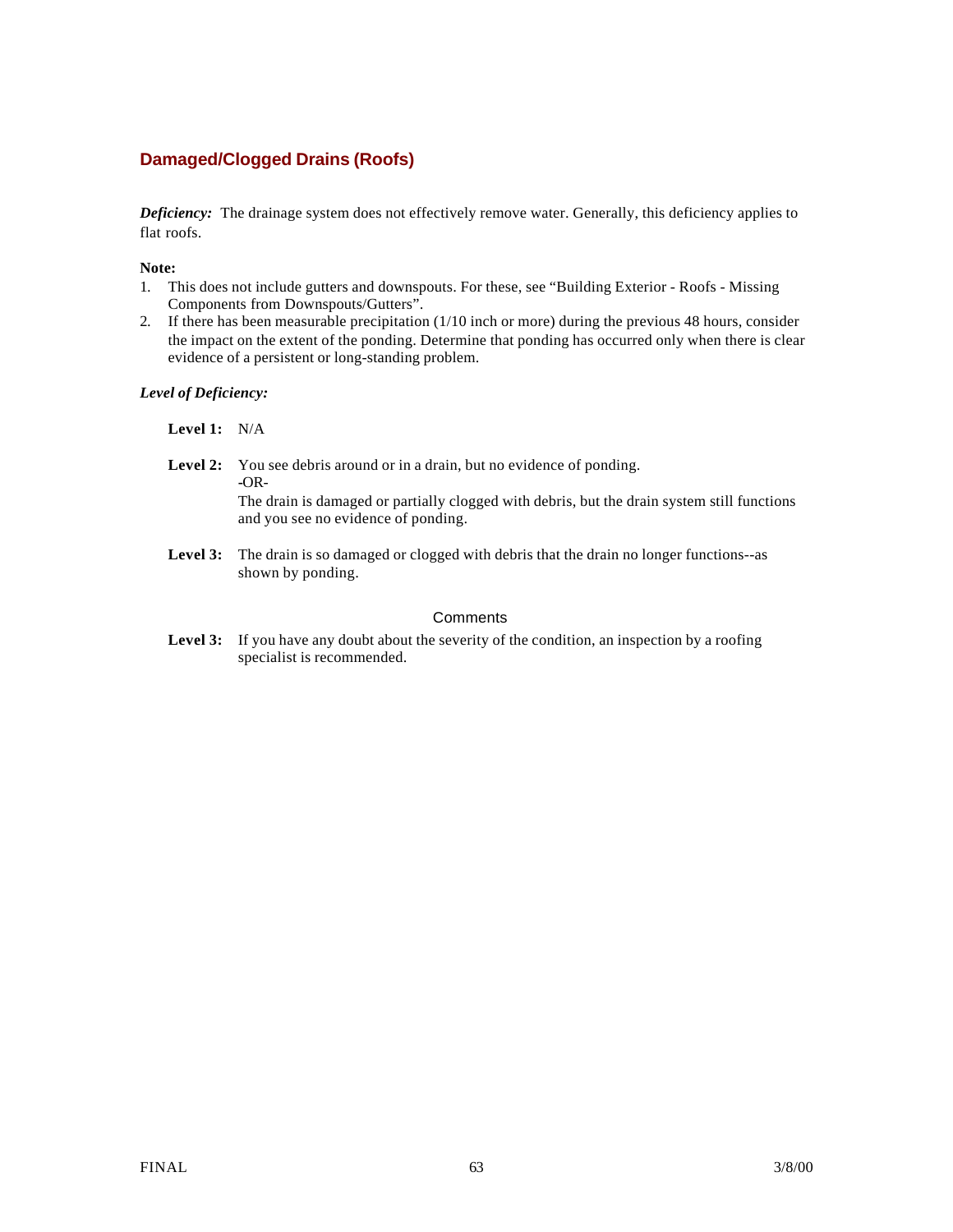## Damaged/Clogged Drains (Roofs)

***Deficiency:*** The drainage system does not effectively remove water. Generally, this deficiency applies to flat roofs.

**Note:**

1. This does not include gutters and downspouts. For these, see "Building Exterior - Roofs - Missing Components from Downspouts/Gutters".
2. If there has been measurable precipitation (1/10 inch or more) during the previous 48 hours, consider the impact on the extent of the ponding. Determine that ponding has occurred only when there is clear evidence of a persistent or long-standing problem.

***Level of Deficiency:***

**Level 1:** N/A

**Level 2:** You see debris around or in a drain, but no evidence of ponding.
-OR-
The drain is damaged or partially clogged with debris, but the drain system still functions and you see no evidence of ponding.

**Level 3:** The drain is so damaged or clogged with debris that the drain no longer functions--as shown by ponding.

Comments

**Level 3:** If you have any doubt about the severity of the condition, an inspection by a roofing specialist is recommended.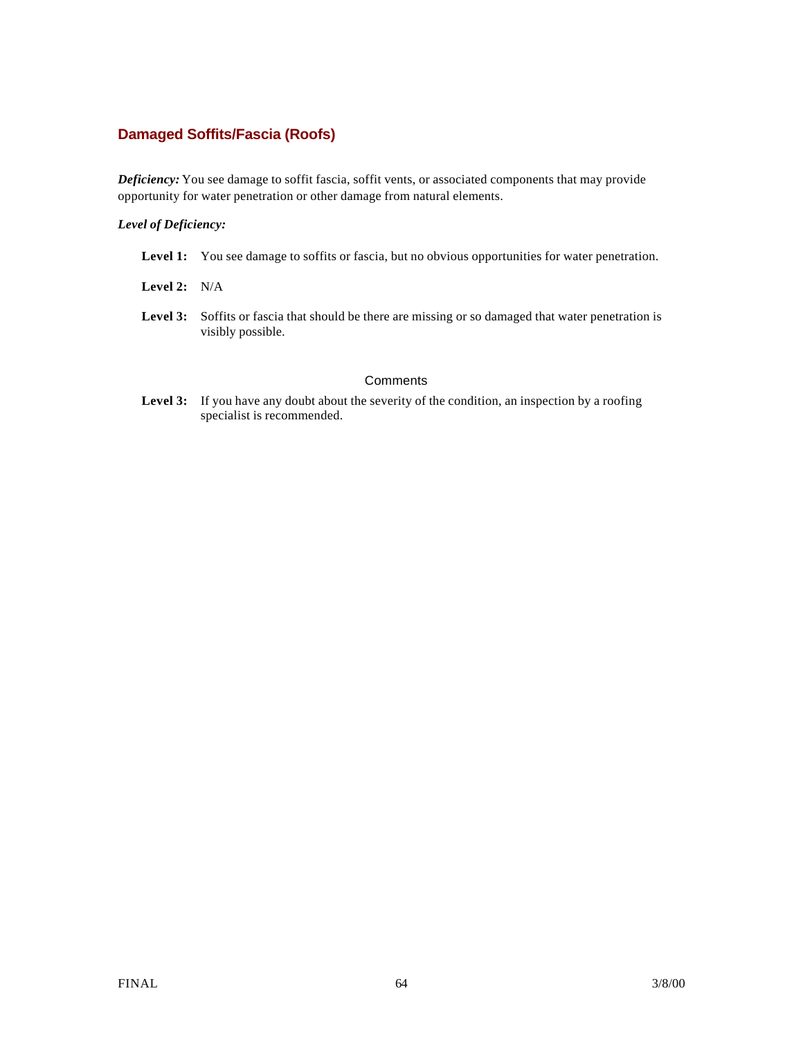## Damaged Soffits/Fascia (Roofs)

***Deficiency:*** You see damage to soffit fascia, soffit vents, or associated components that may provide opportunity for water penetration or other damage from natural elements.

***Level of Deficiency:***

**Level 1:** You see damage to soffits or fascia, but no obvious opportunities for water penetration.

**Level 2:** N/A

**Level 3:** Soffits or fascia that should be there are missing or so damaged that water penetration is visibly possible.

### Comments

**Level 3:** If you have any doubt about the severity of the condition, an inspection by a roofing specialist is recommended.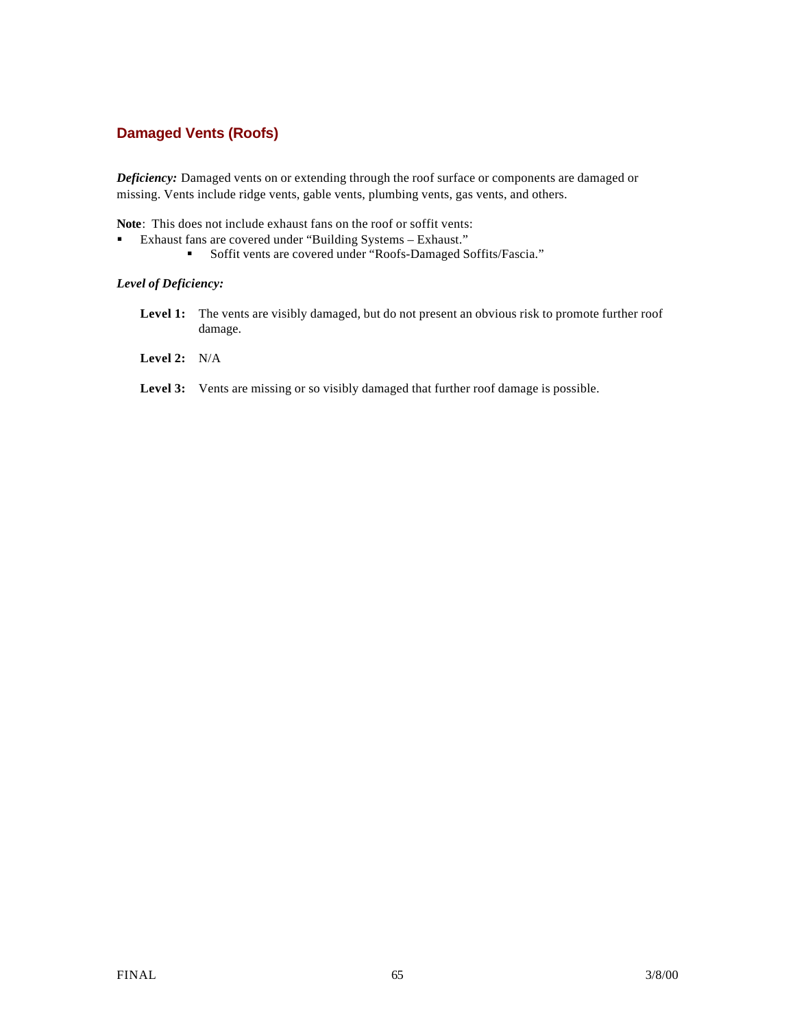## Damaged Vents (Roofs)

***Deficiency:*** Damaged vents on or extending through the roof surface or components are damaged or missing. Vents include ridge vents, gable vents, plumbing vents, gas vents, and others.

**Note**: This does not include exhaust fans on the roof or soffit vents:

- Exhaust fans are covered under "Building Systems – Exhaust."
  - Soffit vents are covered under "Roofs-Damaged Soffits/Fascia."

***Level of Deficiency:***

**Level 1:** The vents are visibly damaged, but do not present an obvious risk to promote further roof damage.

**Level 2:** N/A

**Level 3:** Vents are missing or so visibly damaged that further roof damage is possible.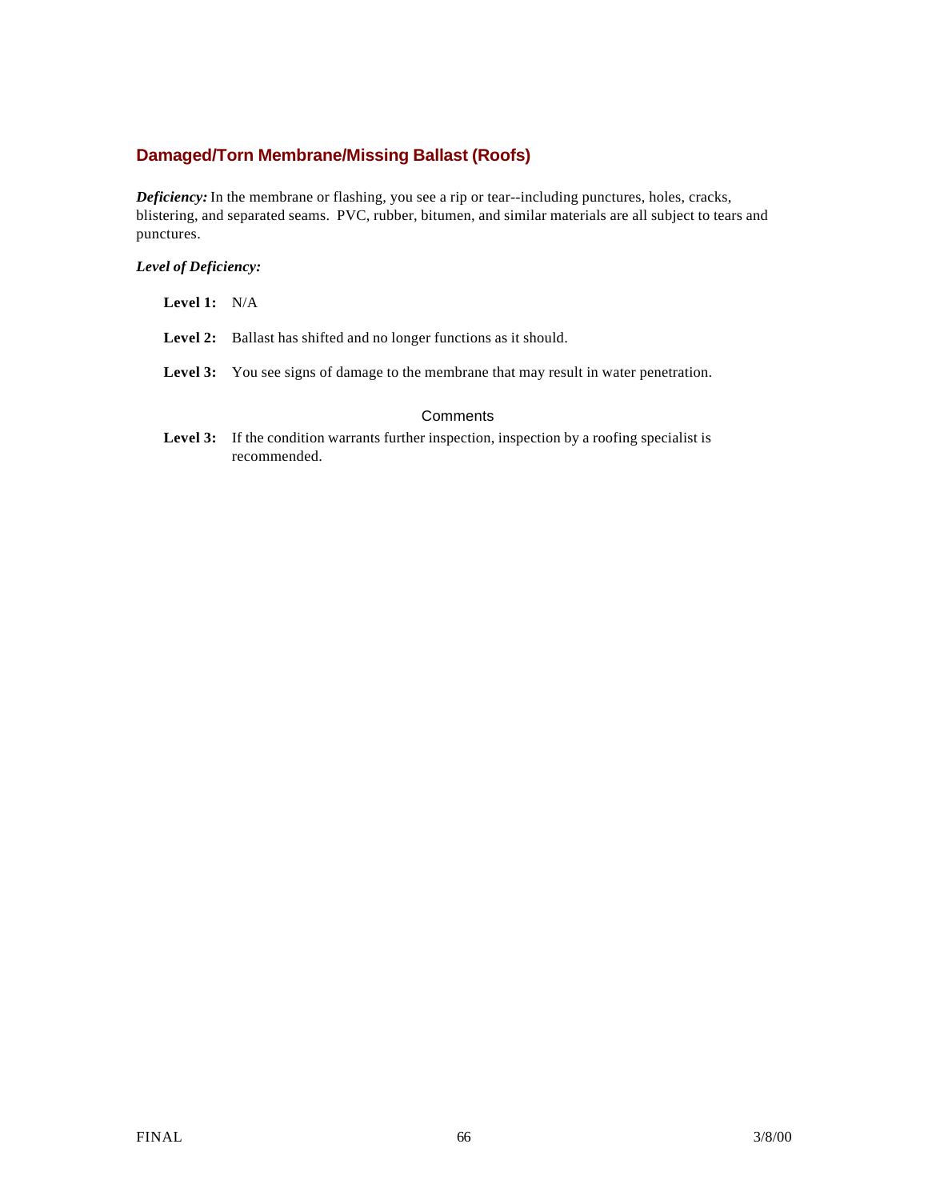## Damaged/Torn Membrane/Missing Ballast (Roofs)

***Deficiency:*** In the membrane or flashing, you see a rip or tear--including punctures, holes, cracks, blistering, and separated seams. PVC, rubber, bitumen, and similar materials are all subject to tears and punctures.

***Level of Deficiency:***

**Level 1:** N/A

**Level 2:** Ballast has shifted and no longer functions as it should.

**Level 3:** You see signs of damage to the membrane that may result in water penetration.

Comments

**Level 3:** If the condition warrants further inspection, inspection by a roofing specialist is recommended.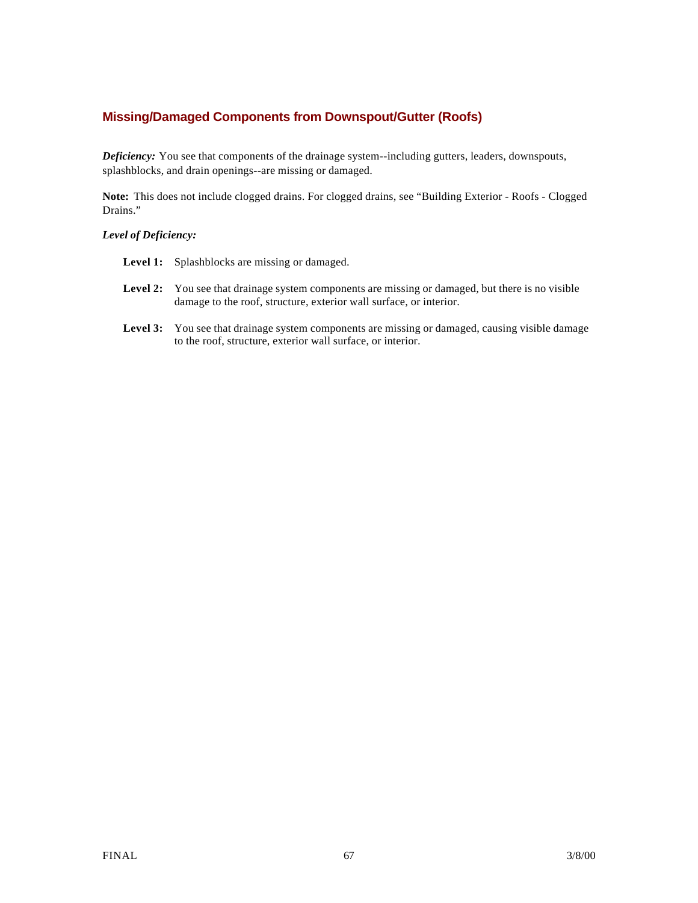## Missing/Damaged Components from Downspout/Gutter (Roofs)

***Deficiency:*** You see that components of the drainage system--including gutters, leaders, downspouts, splashblocks, and drain openings--are missing or damaged.

**Note:** This does not include clogged drains. For clogged drains, see "Building Exterior - Roofs - Clogged Drains."

***Level of Deficiency:***

**Level 1:** Splashblocks are missing or damaged.

**Level 2:** You see that drainage system components are missing or damaged, but there is no visible damage to the roof, structure, exterior wall surface, or interior.

**Level 3:** You see that drainage system components are missing or damaged, causing visible damage to the roof, structure, exterior wall surface, or interior.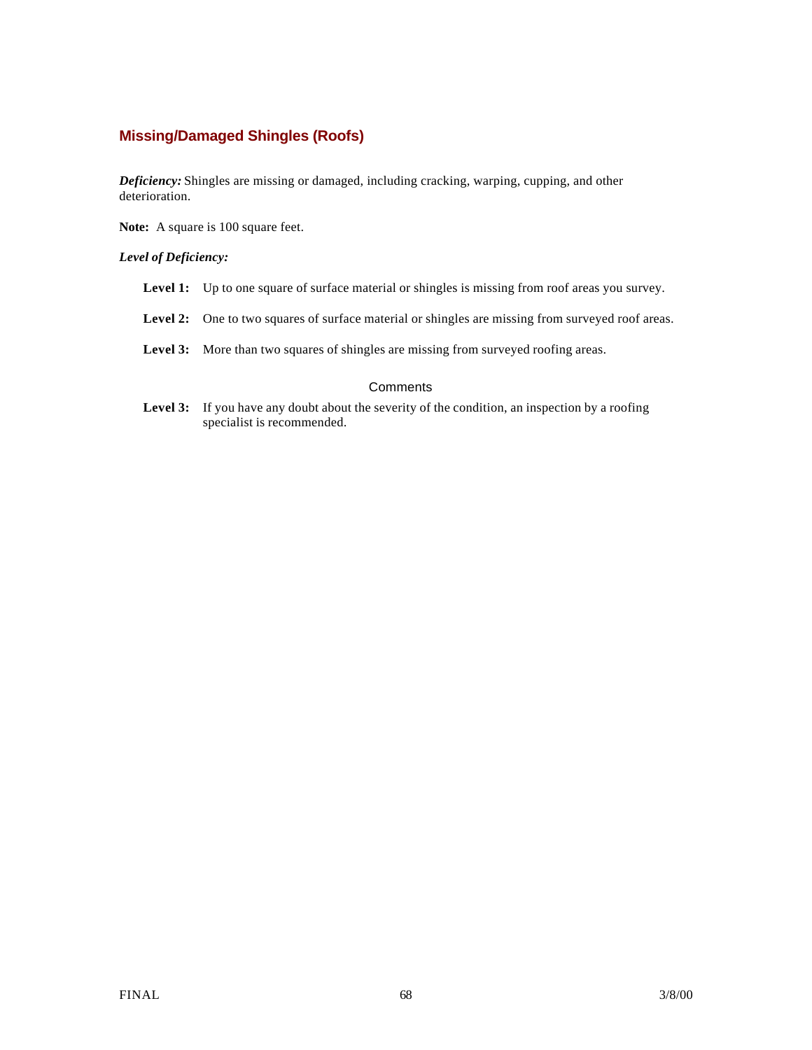## Missing/Damaged Shingles (Roofs)

***Deficiency:*** Shingles are missing or damaged, including cracking, warping, cupping, and other deterioration.

**Note:** A square is 100 square feet.

***Level of Deficiency:***

**Level 1:** Up to one square of surface material or shingles is missing from roof areas you survey.

**Level 2:** One to two squares of surface material or shingles are missing from surveyed roof areas.

**Level 3:** More than two squares of shingles are missing from surveyed roofing areas.

### Comments

**Level 3:** If you have any doubt about the severity of the condition, an inspection by a roofing specialist is recommended.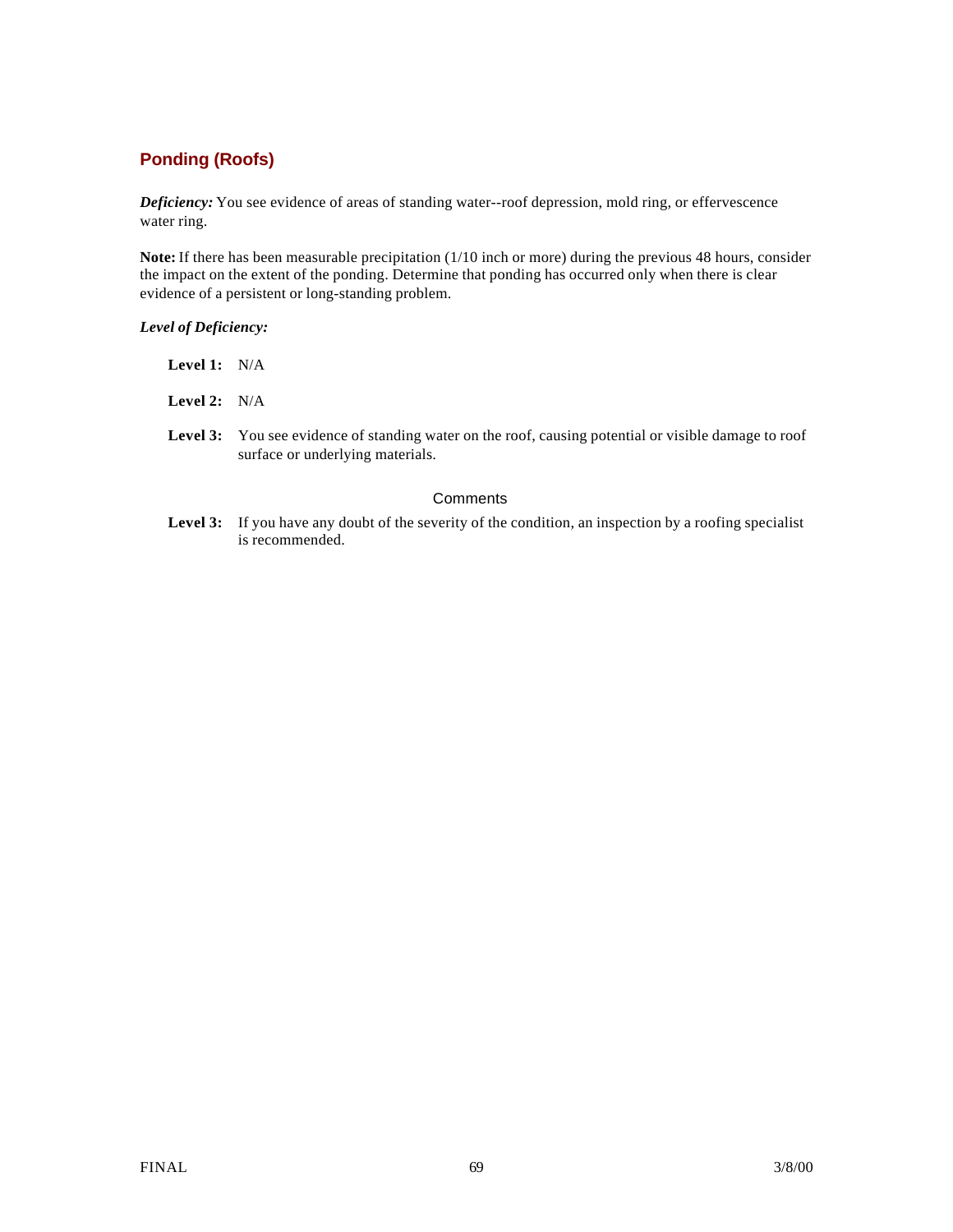## Ponding (Roofs)

***Deficiency:*** You see evidence of areas of standing water--roof depression, mold ring, or effervescence water ring.

**Note:** If there has been measurable precipitation (1/10 inch or more) during the previous 48 hours, consider the impact on the extent of the ponding. Determine that ponding has occurred only when there is clear evidence of a persistent or long-standing problem.

***Level of Deficiency:***

**Level 1:** N/A

**Level 2:** N/A

**Level 3:** You see evidence of standing water on the roof, causing potential or visible damage to roof surface or underlying materials.

Comments

**Level 3:** If you have any doubt of the severity of the condition, an inspection by a roofing specialist is recommended.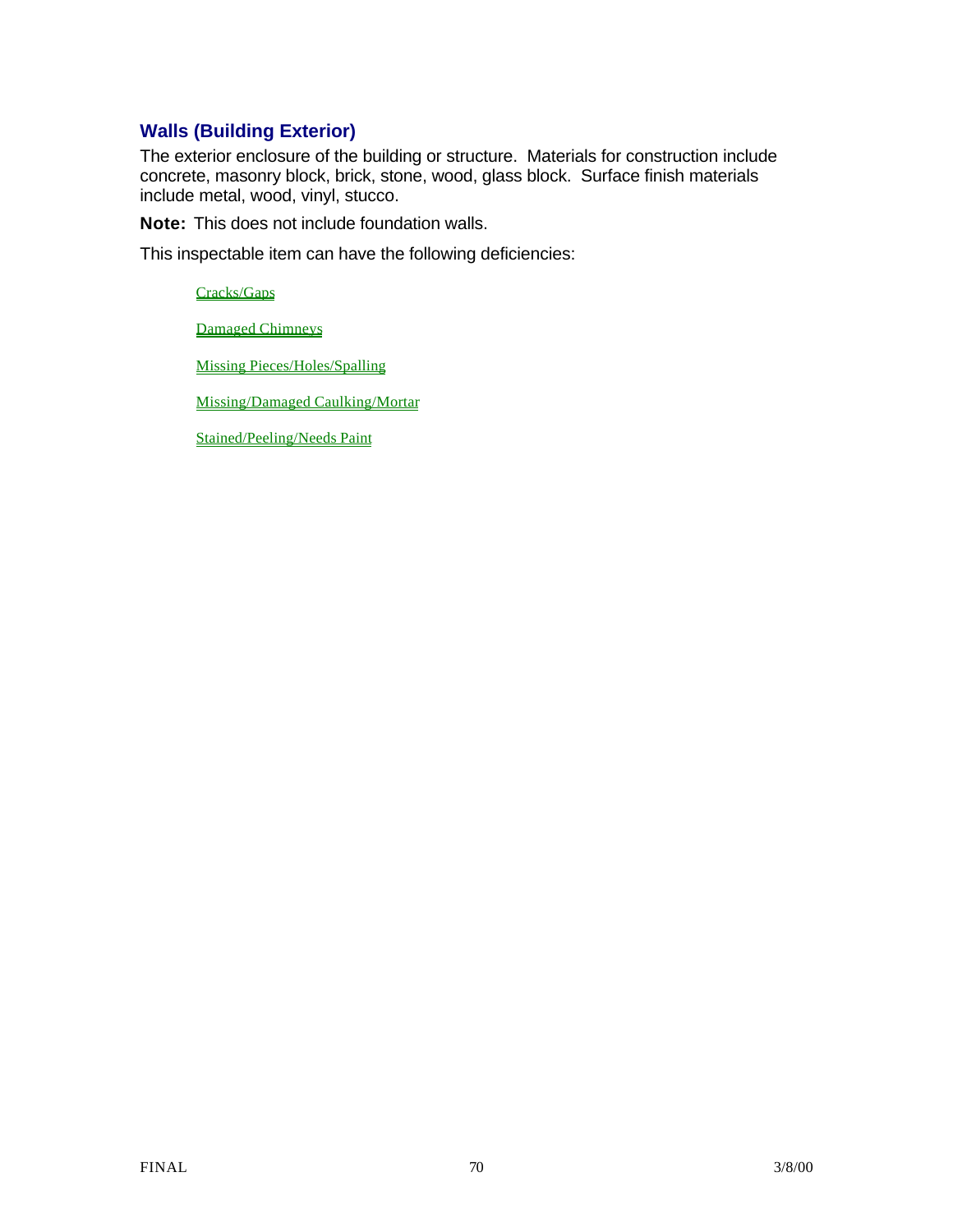## Walls (Building Exterior)

The exterior enclosure of the building or structure. Materials for construction include concrete, masonry block, brick, stone, wood, glass block. Surface finish materials include metal, wood, vinyl, stucco.

**Note:** This does not include foundation walls.

This inspectable item can have the following deficiencies:

- Cracks/Gaps
- Damaged Chimneys
- Missing Pieces/Holes/Spalling
- Missing/Damaged Caulking/Mortar
- Stained/Peeling/Needs Paint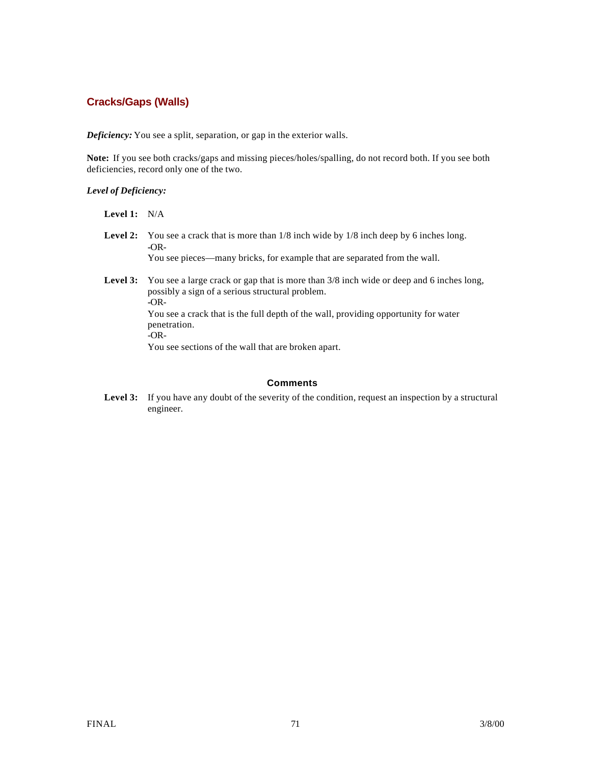## Cracks/Gaps (Walls)

***Deficiency:*** You see a split, separation, or gap in the exterior walls.

**Note:** If you see both cracks/gaps and missing pieces/holes/spalling, do not record both. If you see both deficiencies, record only one of the two.

***Level of Deficiency:***

**Level 1:** N/A

**Level 2:** You see a crack that is more than 1/8 inch wide by 1/8 inch deep by 6 inches long.
-OR-
You see pieces—many bricks, for example that are separated from the wall.

**Level 3:** You see a large crack or gap that is more than 3/8 inch wide or deep and 6 inches long, possibly a sign of a serious structural problem.
-OR-
You see a crack that is the full depth of the wall, providing opportunity for water penetration.
-OR-
You see sections of the wall that are broken apart.

### Comments

**Level 3:** If you have any doubt of the severity of the condition, request an inspection by a structural engineer.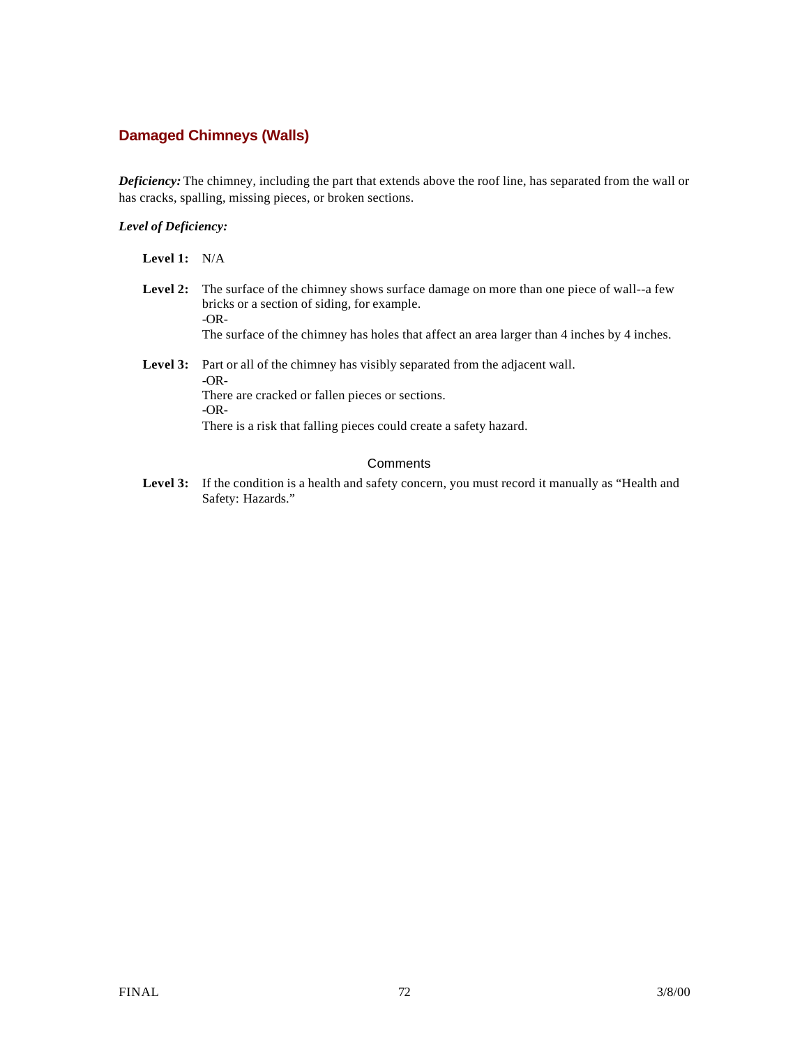## Damaged Chimneys (Walls)

***Deficiency:*** The chimney, including the part that extends above the roof line, has separated from the wall or has cracks, spalling, missing pieces, or broken sections.

***Level of Deficiency:***

**Level 1:** N/A

**Level 2:** The surface of the chimney shows surface damage on more than one piece of wall--a few bricks or a section of siding, for example.
-OR-
The surface of the chimney has holes that affect an area larger than 4 inches by 4 inches.

**Level 3:** Part or all of the chimney has visibly separated from the adjacent wall.
-OR-
There are cracked or fallen pieces or sections.
-OR-
There is a risk that falling pieces could create a safety hazard.

### Comments

**Level 3:** If the condition is a health and safety concern, you must record it manually as "Health and Safety: Hazards."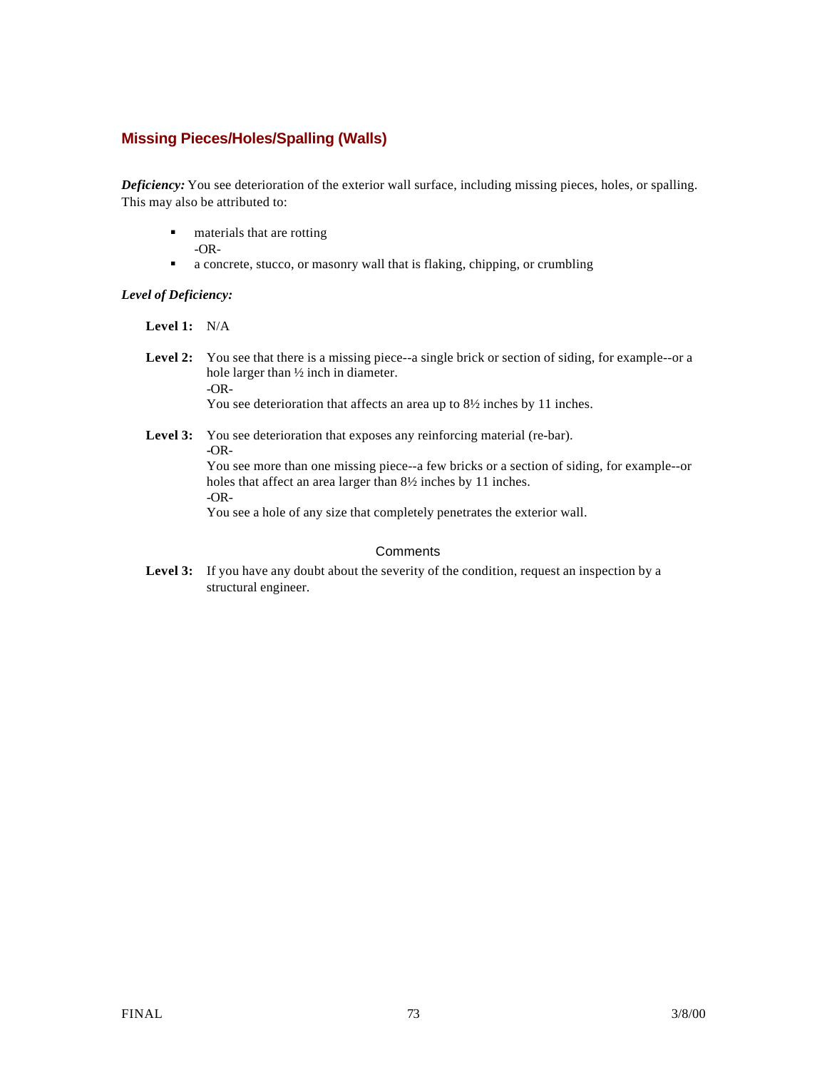## Missing Pieces/Holes/Spalling (Walls)

***Deficiency:*** You see deterioration of the exterior wall surface, including missing pieces, holes, or spalling. This may also be attributed to:

- materials that are rotting
  -OR-
- a concrete, stucco, or masonry wall that is flaking, chipping, or crumbling

***Level of Deficiency:***

**Level 1:** N/A

**Level 2:** You see that there is a missing piece--a single brick or section of siding, for example--or a hole larger than ½ inch in diameter.
-OR-
You see deterioration that affects an area up to 8½ inches by 11 inches.

**Level 3:** You see deterioration that exposes any reinforcing material (re-bar).
-OR-
You see more than one missing piece--a few bricks or a section of siding, for example--or holes that affect an area larger than 8½ inches by 11 inches.
-OR-
You see a hole of any size that completely penetrates the exterior wall.

### Comments

**Level 3:** If you have any doubt about the severity of the condition, request an inspection by a structural engineer.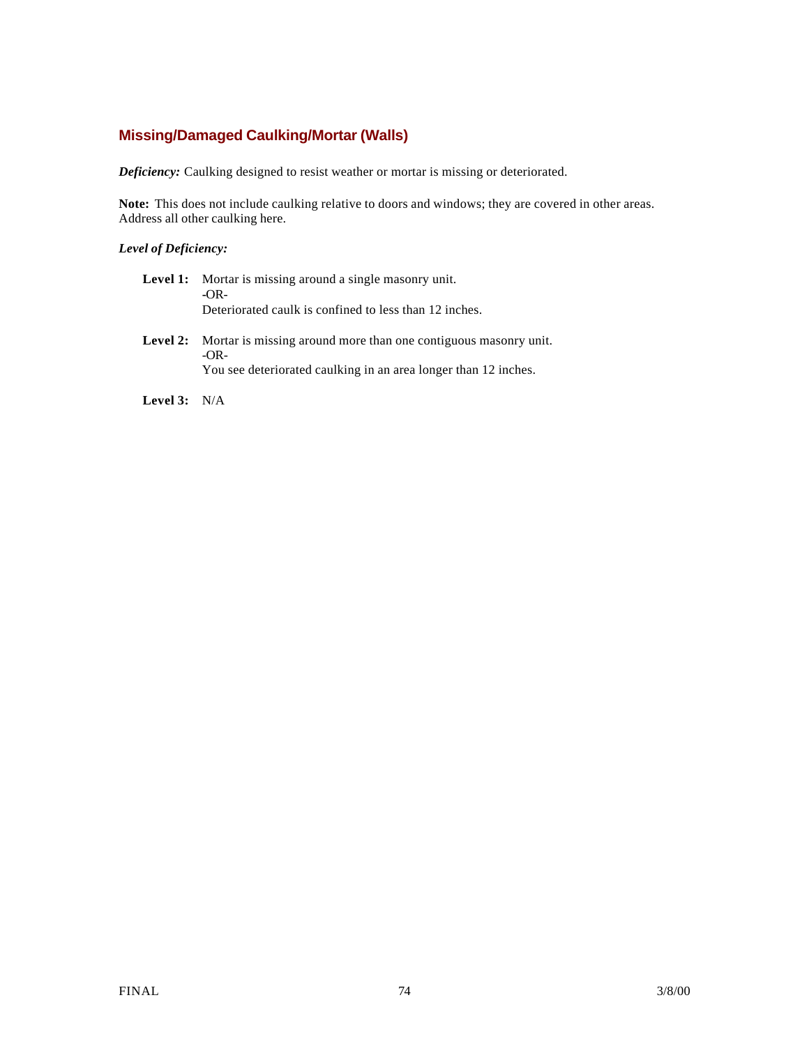## Missing/Damaged Caulking/Mortar (Walls)

***Deficiency:*** Caulking designed to resist weather or mortar is missing or deteriorated.

**Note:** This does not include caulking relative to doors and windows; they are covered in other areas. Address all other caulking here.

***Level of Deficiency:***

**Level 1:** Mortar is missing around a single masonry unit.
-OR-
Deteriorated caulk is confined to less than 12 inches.

**Level 2:** Mortar is missing around more than one contiguous masonry unit.
-OR-
You see deteriorated caulking in an area longer than 12 inches.

**Level 3:** N/A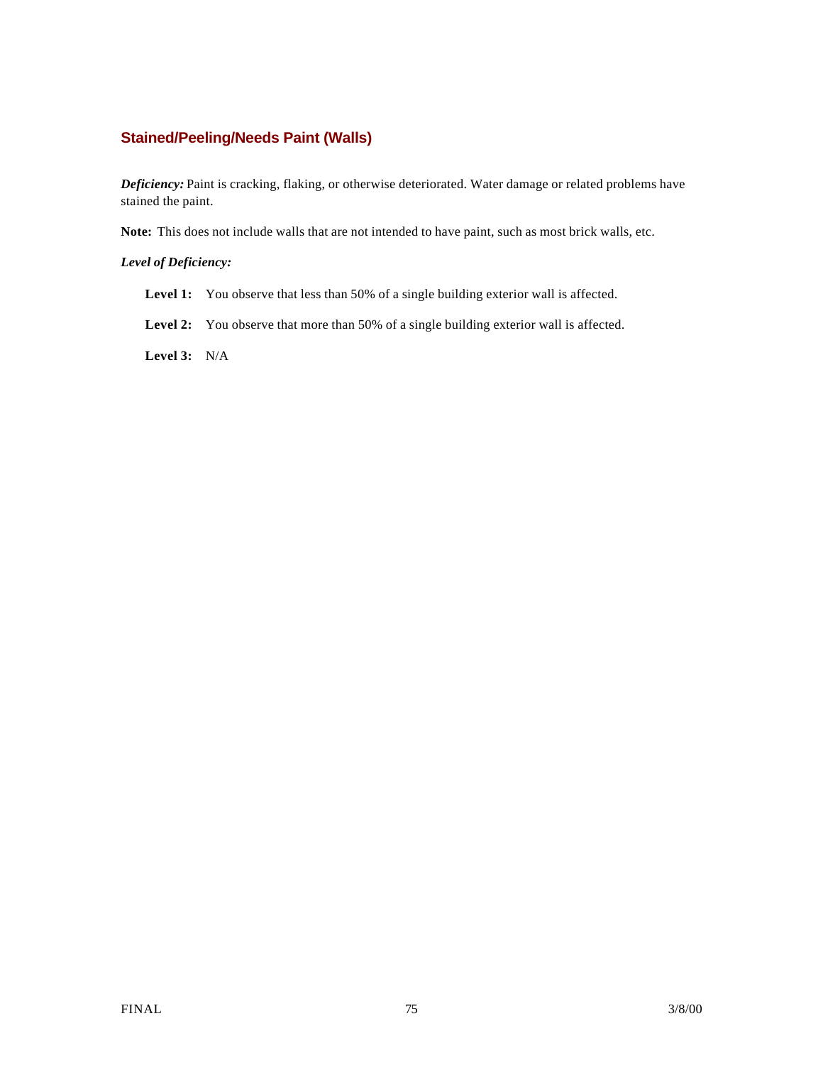### Stained/Peeling/Needs Paint (Walls)

***Deficiency:*** Paint is cracking, flaking, or otherwise deteriorated. Water damage or related problems have stained the paint.

**Note:** This does not include walls that are not intended to have paint, such as most brick walls, etc.

***Level of Deficiency:***

**Level 1:** You observe that less than 50% of a single building exterior wall is affected.

**Level 2:** You observe that more than 50% of a single building exterior wall is affected.

**Level 3:** N/A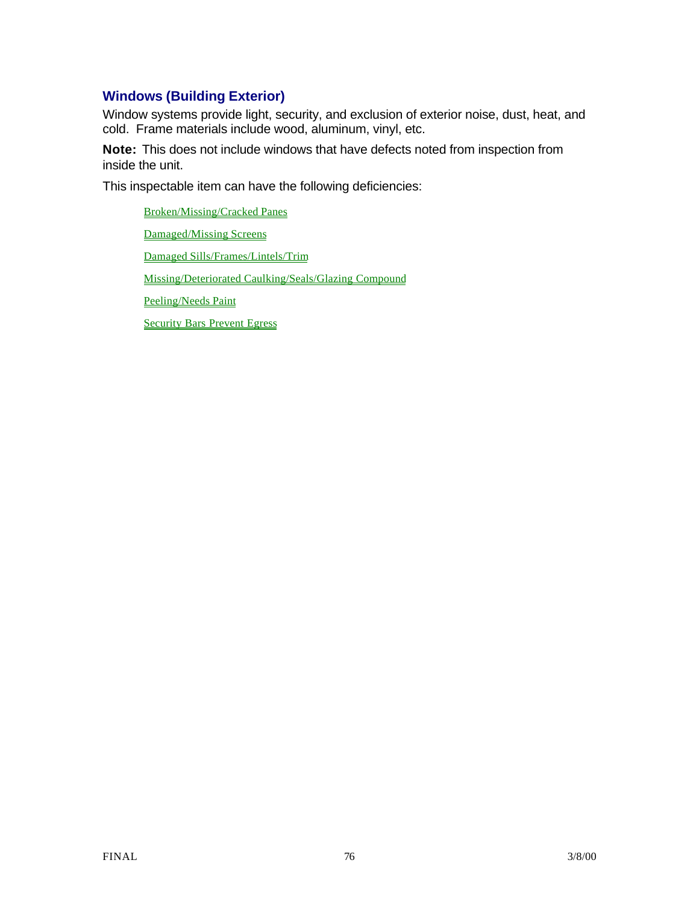## Windows (Building Exterior)

Window systems provide light, security, and exclusion of exterior noise, dust, heat, and cold. Frame materials include wood, aluminum, vinyl, etc.

**Note:** This does not include windows that have defects noted from inspection from inside the unit.

This inspectable item can have the following deficiencies:

- Broken/Missing/Cracked Panes
- Damaged/Missing Screens
- Damaged Sills/Frames/Lintels/Trim
- Missing/Deteriorated Caulking/Seals/Glazing Compound
- Peeling/Needs Paint
- Security Bars Prevent Egress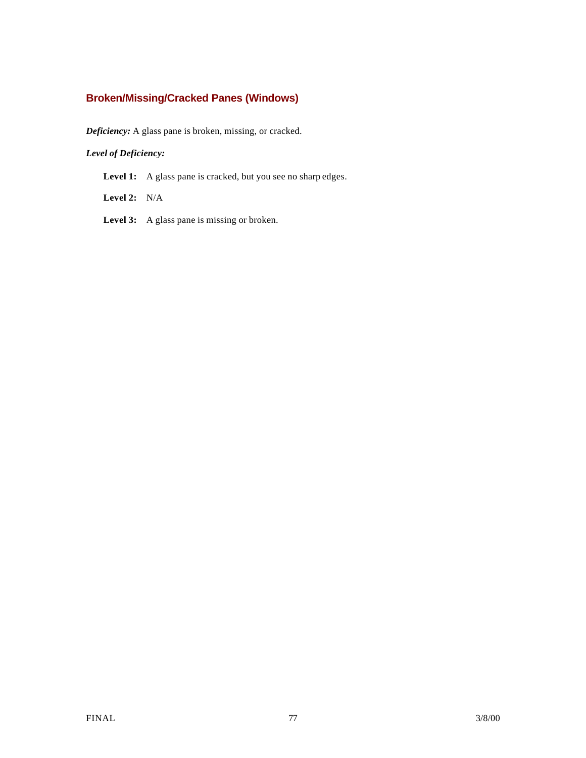## Broken/Missing/Cracked Panes (Windows)

***Deficiency:*** A glass pane is broken, missing, or cracked.

***Level of Deficiency:***

**Level 1:** A glass pane is cracked, but you see no sharp edges.

**Level 2:** N/A

**Level 3:** A glass pane is missing or broken.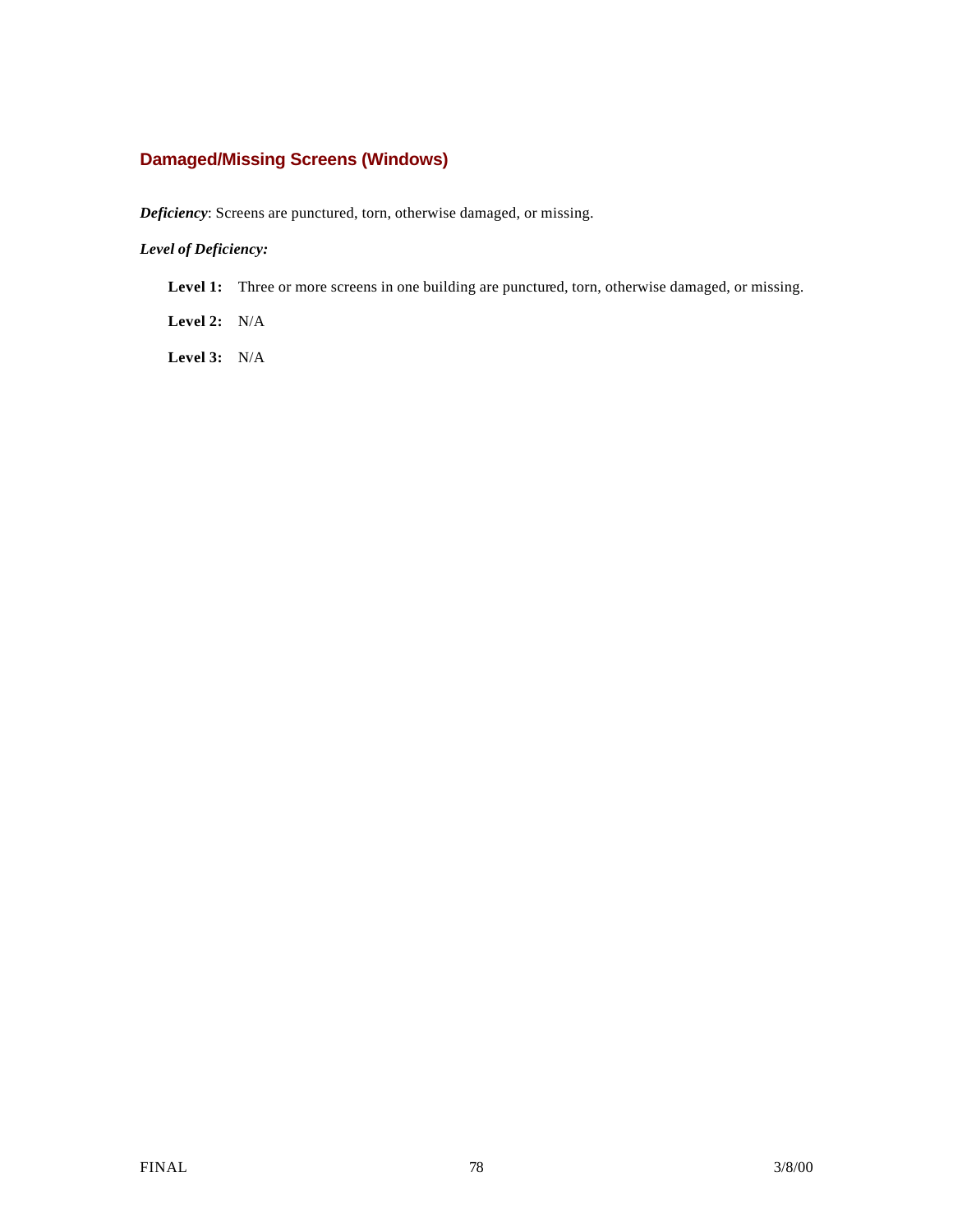## Damaged/Missing Screens (Windows)

***Deficiency***: Screens are punctured, torn, otherwise damaged, or missing.

***Level of Deficiency:***

**Level 1:** Three or more screens in one building are punctured, torn, otherwise damaged, or missing.

**Level 2:** N/A

**Level 3:** N/A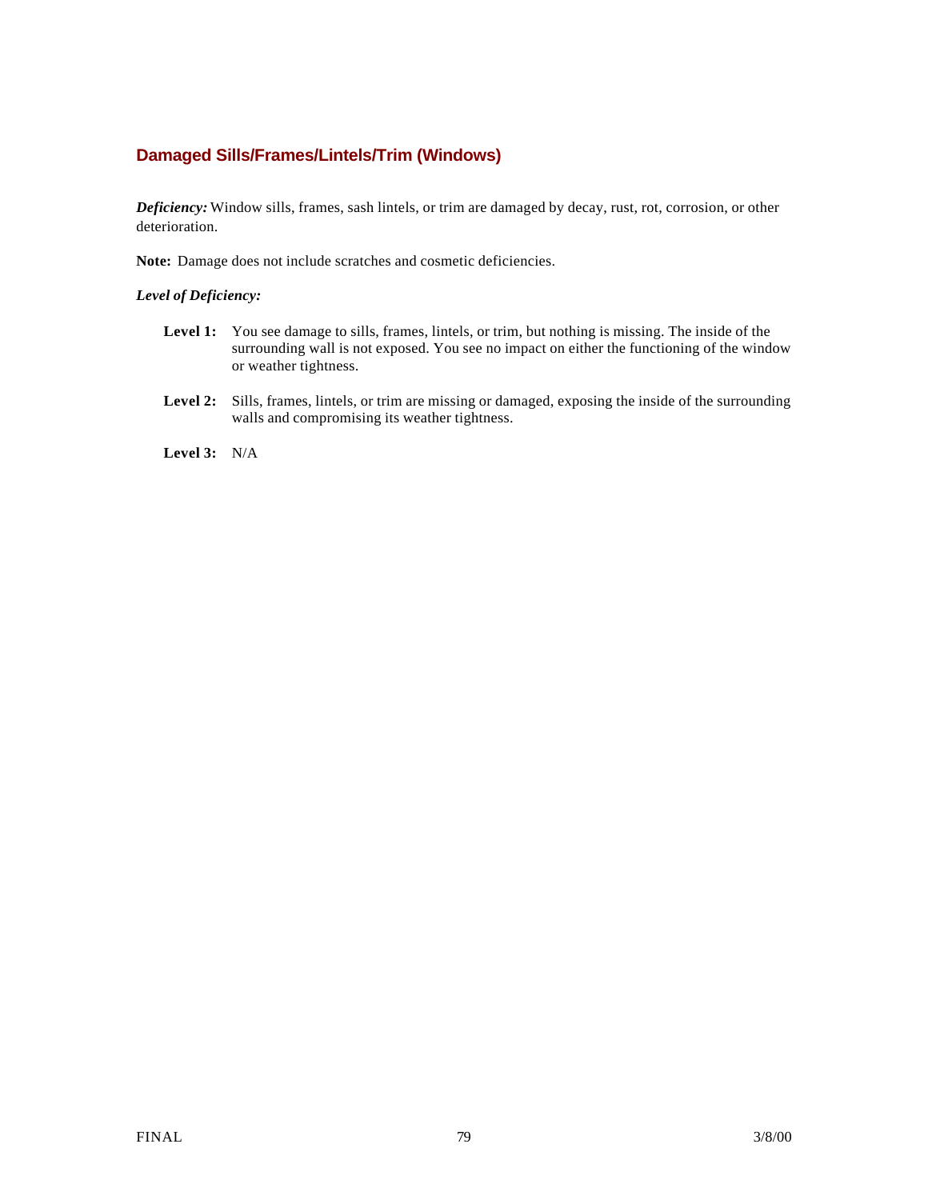## Damaged Sills/Frames/Lintels/Trim (Windows)

***Deficiency:*** Window sills, frames, sash lintels, or trim are damaged by decay, rust, rot, corrosion, or other deterioration.

**Note:** Damage does not include scratches and cosmetic deficiencies.

***Level of Deficiency:***

**Level 1:** You see damage to sills, frames, lintels, or trim, but nothing is missing. The inside of the surrounding wall is not exposed. You see no impact on either the functioning of the window or weather tightness.

**Level 2:** Sills, frames, lintels, or trim are missing or damaged, exposing the inside of the surrounding walls and compromising its weather tightness.

**Level 3:** N/A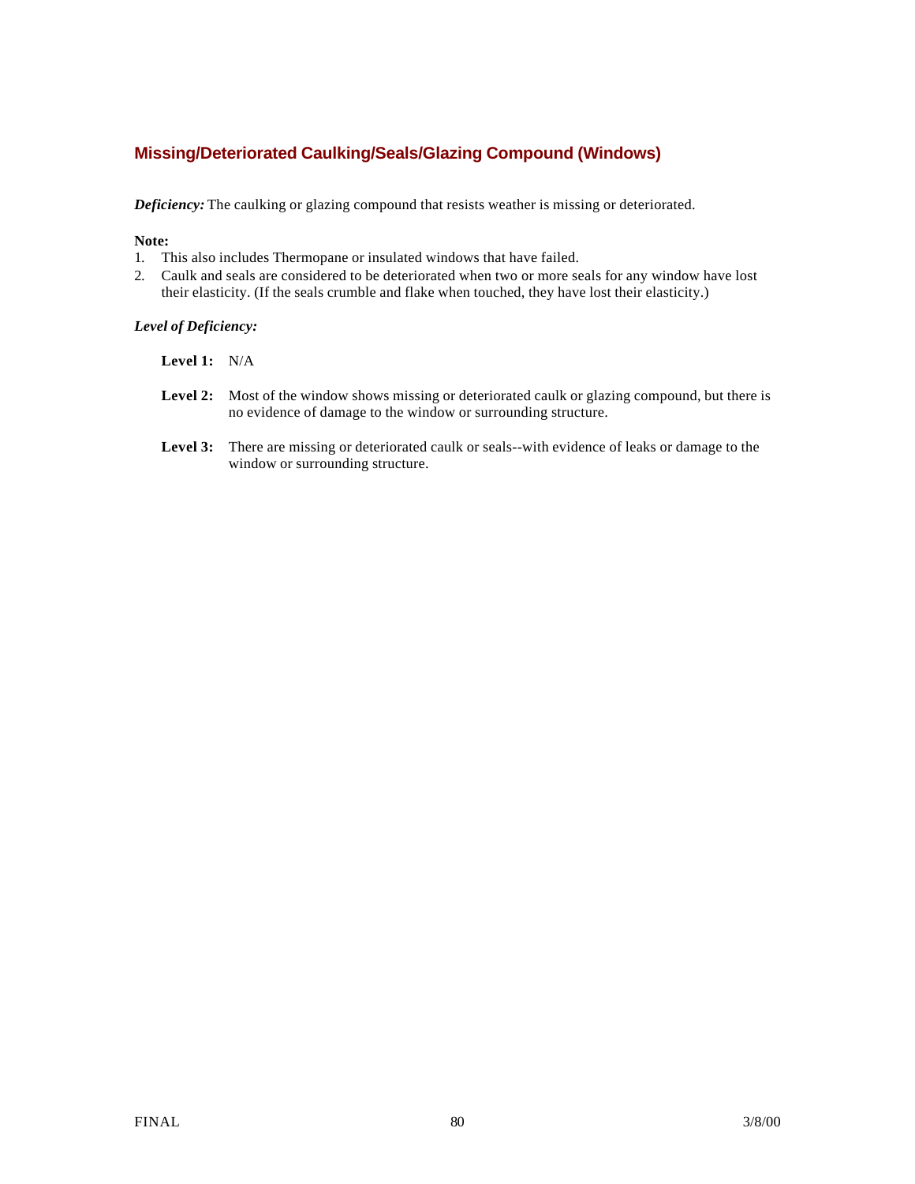## Missing/Deteriorated Caulking/Seals/Glazing Compound (Windows)

***Deficiency:*** The caulking or glazing compound that resists weather is missing or deteriorated.

**Note:**

1. This also includes Thermopane or insulated windows that have failed.
2. Caulk and seals are considered to be deteriorated when two or more seals for any window have lost their elasticity. (If the seals crumble and flake when touched, they have lost their elasticity.)

***Level of Deficiency:***

**Level 1:** N/A

**Level 2:** Most of the window shows missing or deteriorated caulk or glazing compound, but there is no evidence of damage to the window or surrounding structure.

**Level 3:** There are missing or deteriorated caulk or seals--with evidence of leaks or damage to the window or surrounding structure.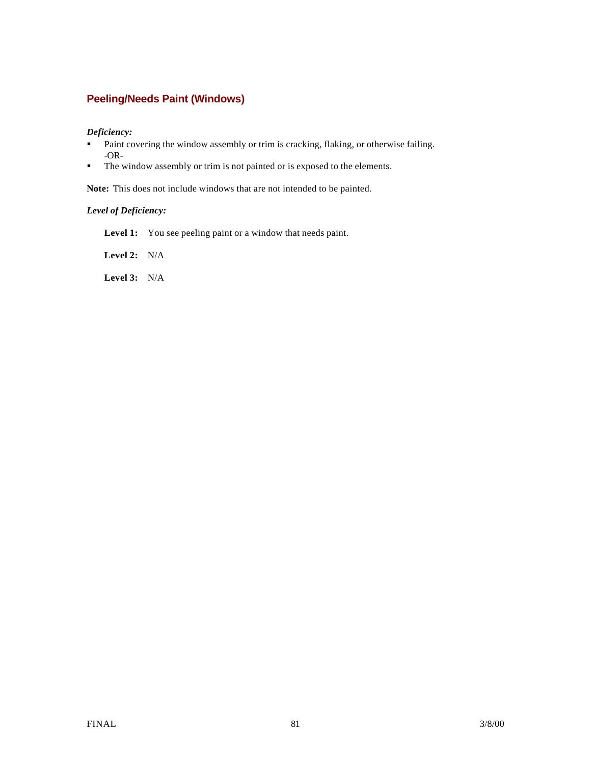### Peeling/Needs Paint (Windows)

***Deficiency:***

- Paint covering the window assembly or trim is cracking, flaking, or otherwise failing.
  -OR-
- The window assembly or trim is not painted or is exposed to the elements.

**Note:** This does not include windows that are not intended to be painted.

***Level of Deficiency:***

**Level 1:** You see peeling paint or a window that needs paint.

**Level 2:** N/A

**Level 3:** N/A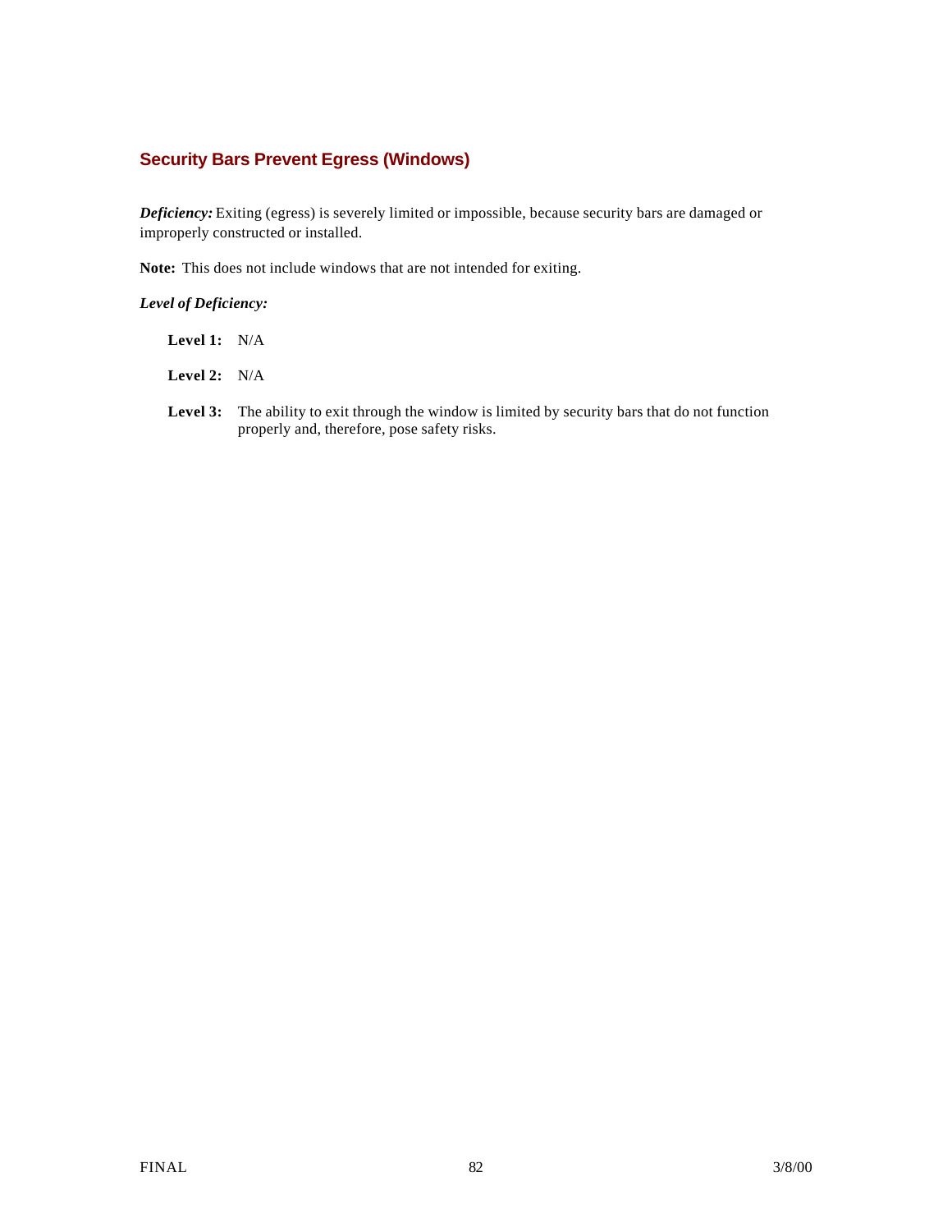### Security Bars Prevent Egress (Windows)

***Deficiency:*** Exiting (egress) is severely limited or impossible, because security bars are damaged or improperly constructed or installed.

**Note:** This does not include windows that are not intended for exiting.

***Level of Deficiency:***

**Level 1:** N/A

**Level 2:** N/A

**Level 3:** The ability to exit through the window is limited by security bars that do not function properly and, therefore, pose safety risks.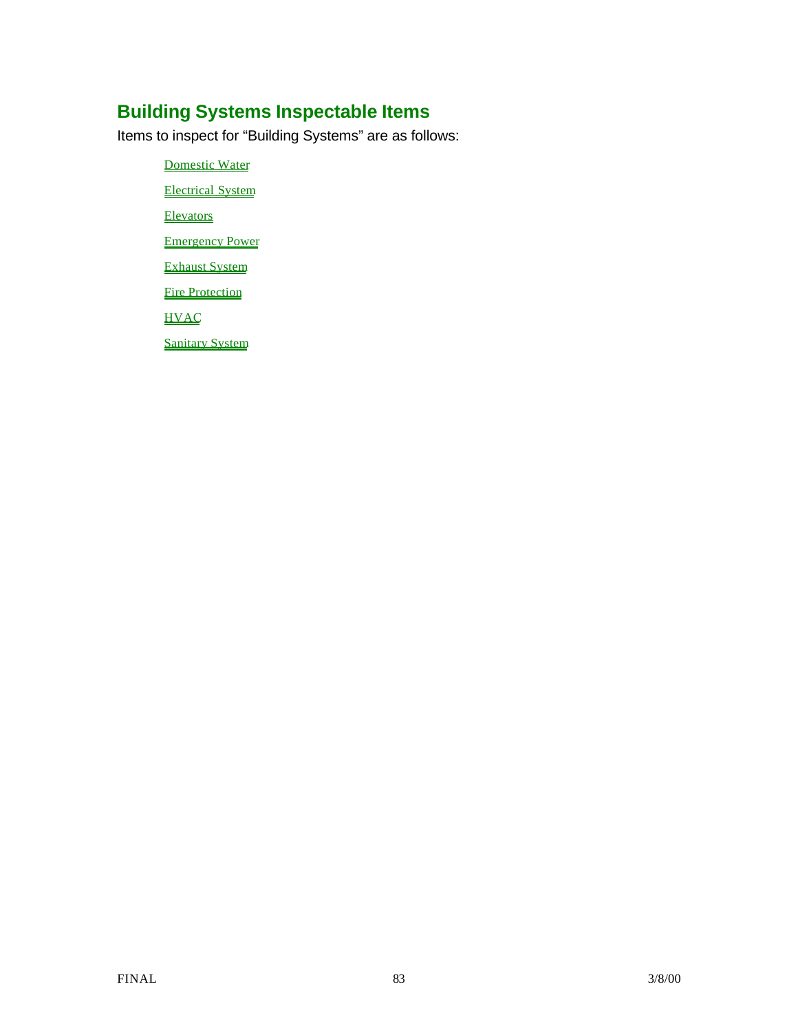## Building Systems Inspectable Items

Items to inspect for "Building Systems" are as follows:

- Domestic Water
- Electrical System
- Elevators
- Emergency Power
- Exhaust System
- Fire Protection
- HVAC
- Sanitary System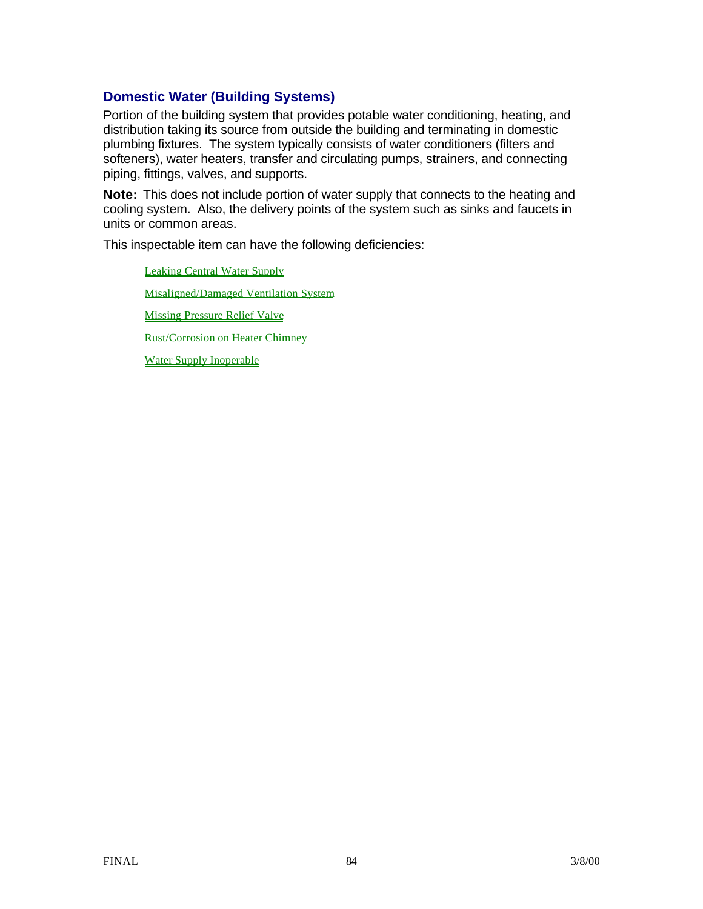## Domestic Water (Building Systems)

Portion of the building system that provides potable water conditioning, heating, and distribution taking its source from outside the building and terminating in domestic plumbing fixtures. The system typically consists of water conditioners (filters and softeners), water heaters, transfer and circulating pumps, strainers, and connecting piping, fittings, valves, and supports.

**Note:** This does not include portion of water supply that connects to the heating and cooling system. Also, the delivery points of the system such as sinks and faucets in units or common areas.

This inspectable item can have the following deficiencies:

- Leaking Central Water Supply
- Misaligned/Damaged Ventilation System
- Missing Pressure Relief Valve
- Rust/Corrosion on Heater Chimney
- Water Supply Inoperable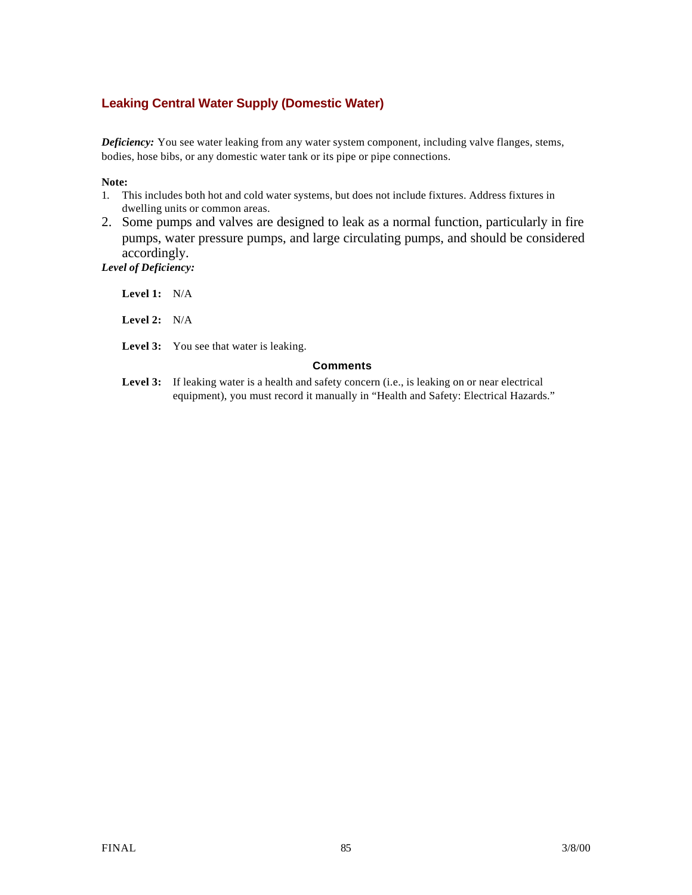### Leaking Central Water Supply (Domestic Water)

***Deficiency:*** You see water leaking from any water system component, including valve flanges, stems, bodies, hose bibs, or any domestic water tank or its pipe or pipe connections.

**Note:**

1. This includes both hot and cold water systems, but does not include fixtures. Address fixtures in dwelling units or common areas.
2. Some pumps and valves are designed to leak as a normal function, particularly in fire pumps, water pressure pumps, and large circulating pumps, and should be considered accordingly.

***Level of Deficiency:***

**Level 1:** N/A

**Level 2:** N/A

**Level 3:** You see that water is leaking.

**Comments**

**Level 3:** If leaking water is a health and safety concern (i.e., is leaking on or near electrical equipment), you must record it manually in "Health and Safety: Electrical Hazards."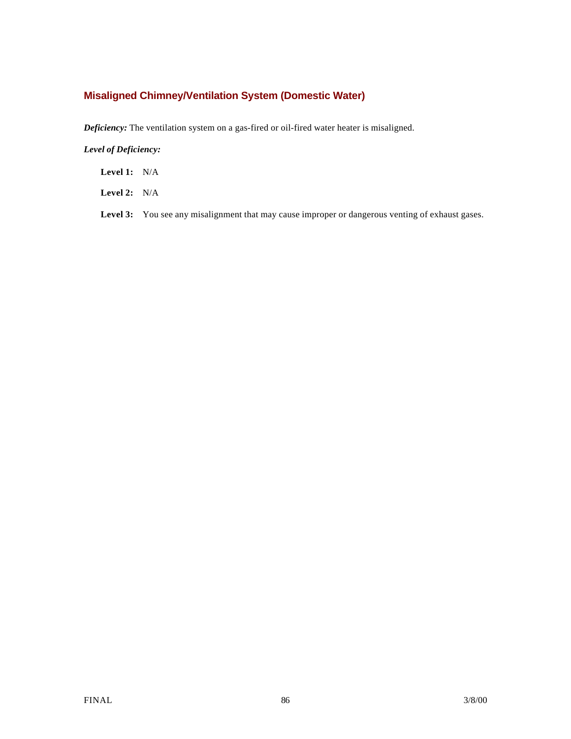## Misaligned Chimney/Ventilation System (Domestic Water)

***Deficiency:*** The ventilation system on a gas-fired or oil-fired water heater is misaligned.

***Level of Deficiency:***

**Level 1:** N/A

**Level 2:** N/A

**Level 3:** You see any misalignment that may cause improper or dangerous venting of exhaust gases.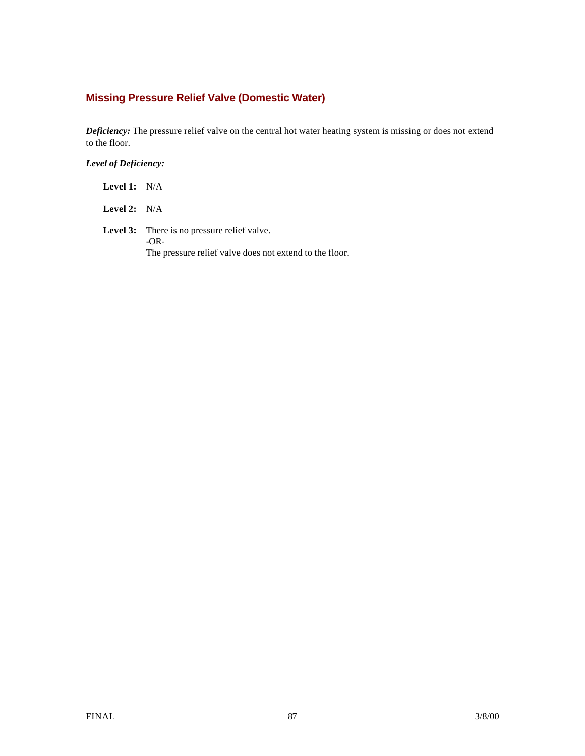## Missing Pressure Relief Valve (Domestic Water)

***Deficiency:*** The pressure relief valve on the central hot water heating system is missing or does not extend to the floor.

***Level of Deficiency:***

**Level 1:** N/A

**Level 2:** N/A

**Level 3:** There is no pressure relief valve.
-OR-
The pressure relief valve does not extend to the floor.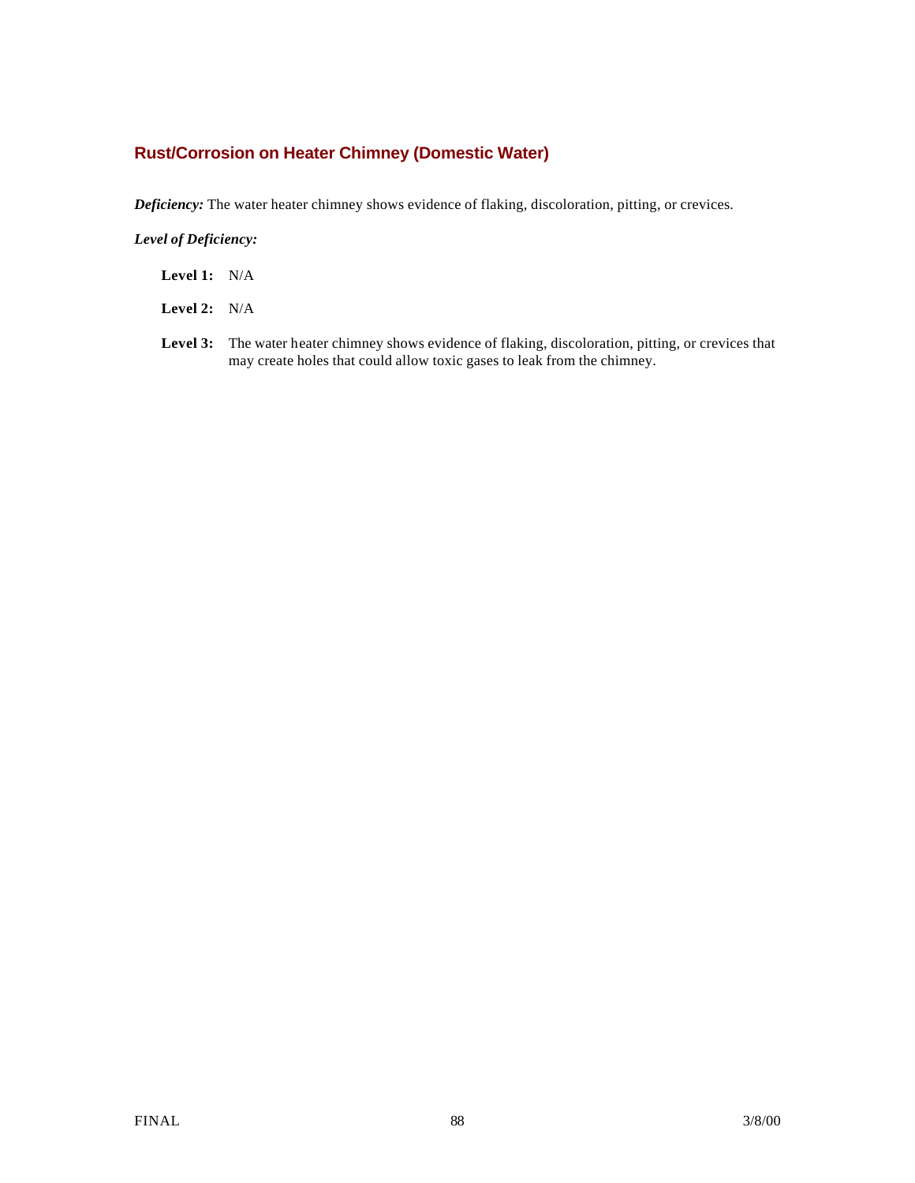## Rust/Corrosion on Heater Chimney (Domestic Water)

***Deficiency:*** The water heater chimney shows evidence of flaking, discoloration, pitting, or crevices.

***Level of Deficiency:***

**Level 1:** N/A

**Level 2:** N/A

**Level 3:** The water heater chimney shows evidence of flaking, discoloration, pitting, or crevices that may create holes that could allow toxic gases to leak from the chimney.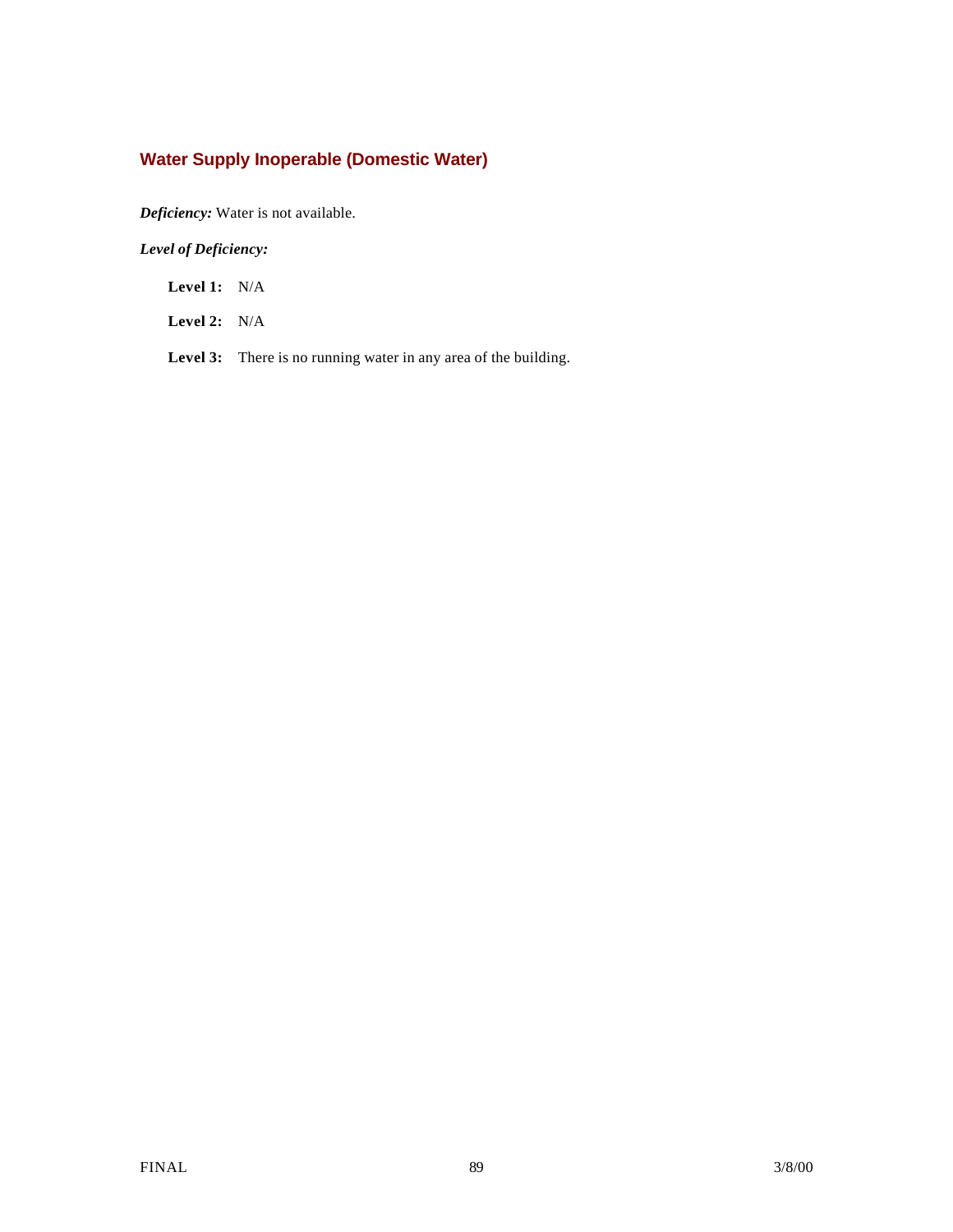### Water Supply Inoperable (Domestic Water)

***Deficiency:*** Water is not available.

***Level of Deficiency:***

**Level 1:** N/A

**Level 2:** N/A

**Level 3:** There is no running water in any area of the building.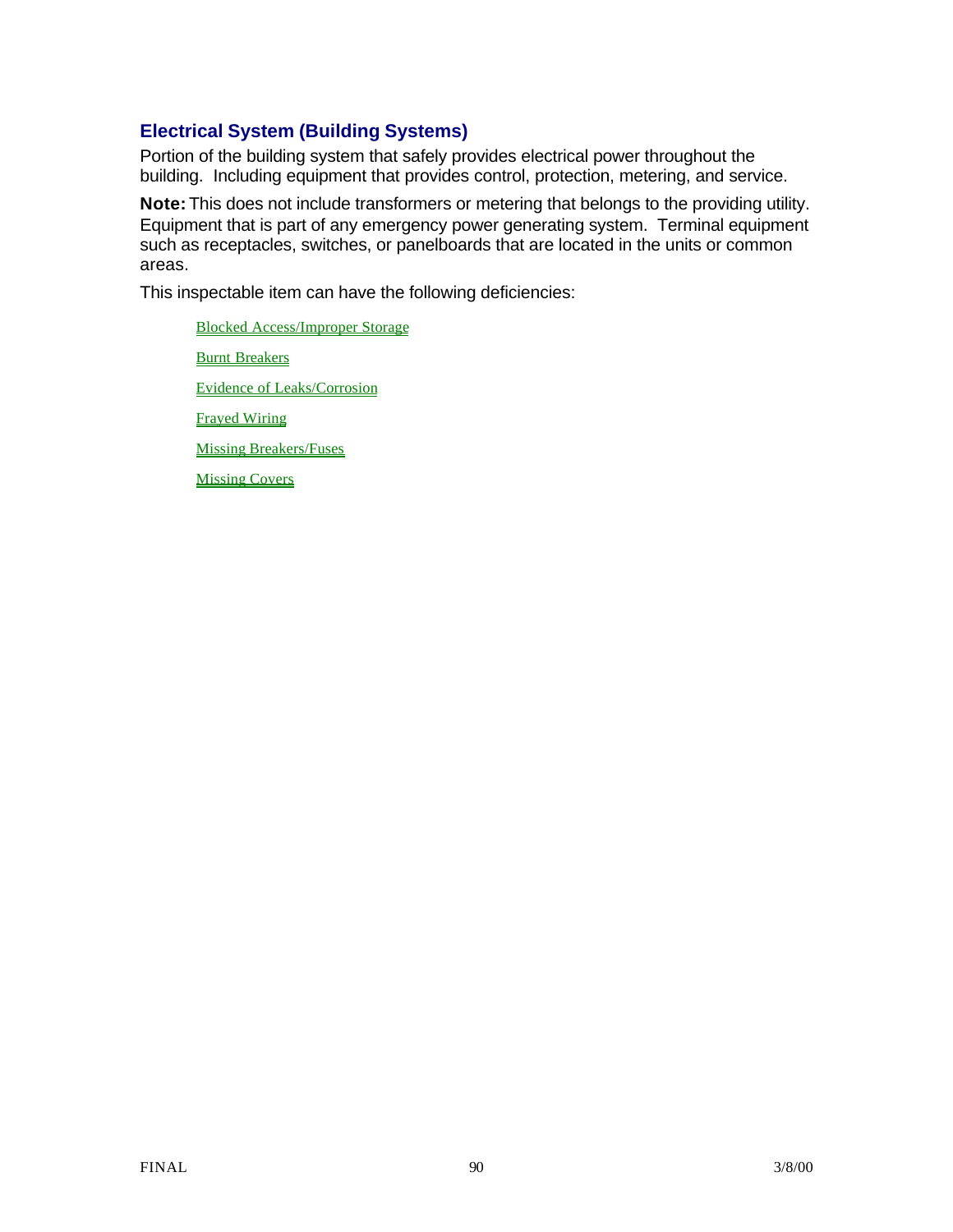## Electrical System (Building Systems)

Portion of the building system that safely provides electrical power throughout the building. Including equipment that provides control, protection, metering, and service.

**Note:** This does not include transformers or metering that belongs to the providing utility. Equipment that is part of any emergency power generating system. Terminal equipment such as receptacles, switches, or panelboards that are located in the units or common areas.

This inspectable item can have the following deficiencies:

- Blocked Access/Improper Storage
- Burnt Breakers
- Evidence of Leaks/Corrosion
- Frayed Wiring
- Missing Breakers/Fuses
- Missing Covers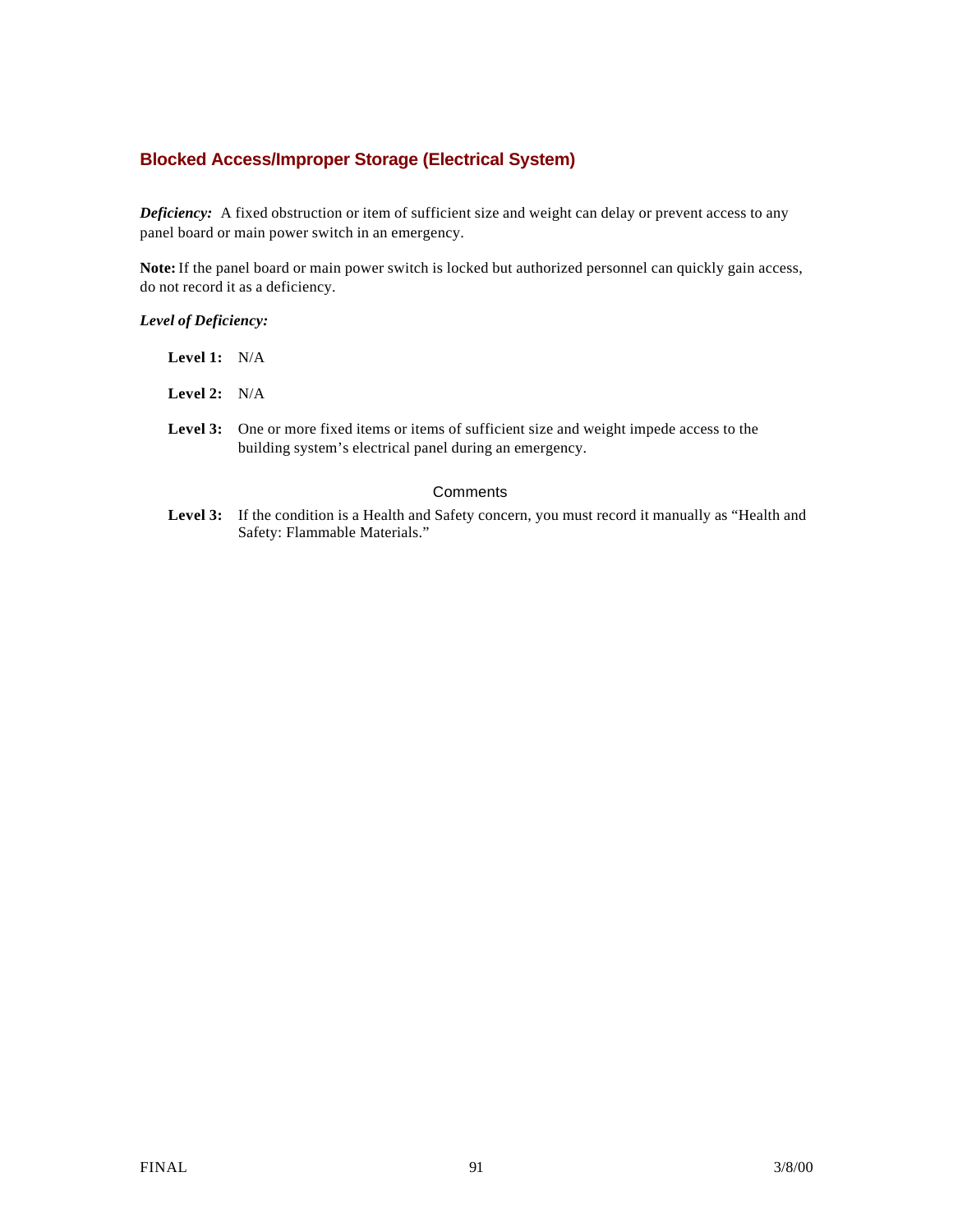## Blocked Access/Improper Storage (Electrical System)

***Deficiency:*** A fixed obstruction or item of sufficient size and weight can delay or prevent access to any panel board or main power switch in an emergency.

**Note:** If the panel board or main power switch is locked but authorized personnel can quickly gain access, do not record it as a deficiency.

***Level of Deficiency:***

**Level 1:** N/A

**Level 2:** N/A

**Level 3:** One or more fixed items or items of sufficient size and weight impede access to the building system's electrical panel during an emergency.

Comments

**Level 3:** If the condition is a Health and Safety concern, you must record it manually as "Health and Safety: Flammable Materials."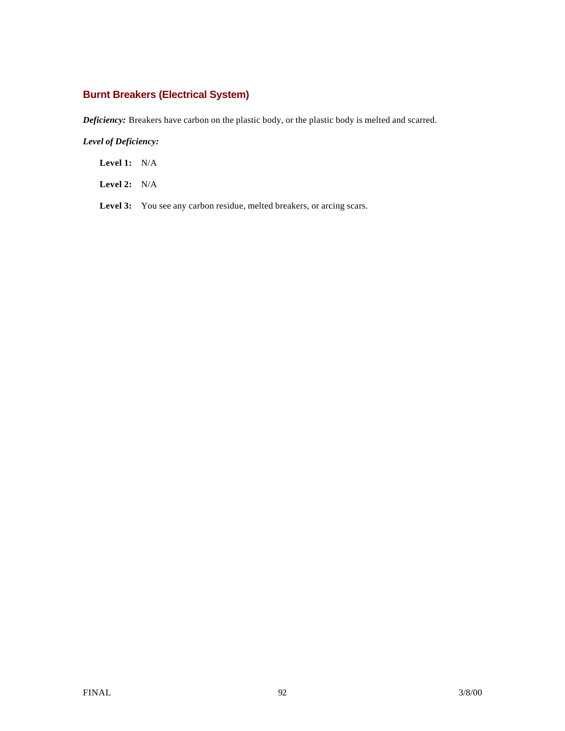### Burnt Breakers (Electrical System)

***Deficiency:*** Breakers have carbon on the plastic body, or the plastic body is melted and scarred.

***Level of Deficiency:***

**Level 1:** N/A

**Level 2:** N/A

**Level 3:** You see any carbon residue, melted breakers, or arcing scars.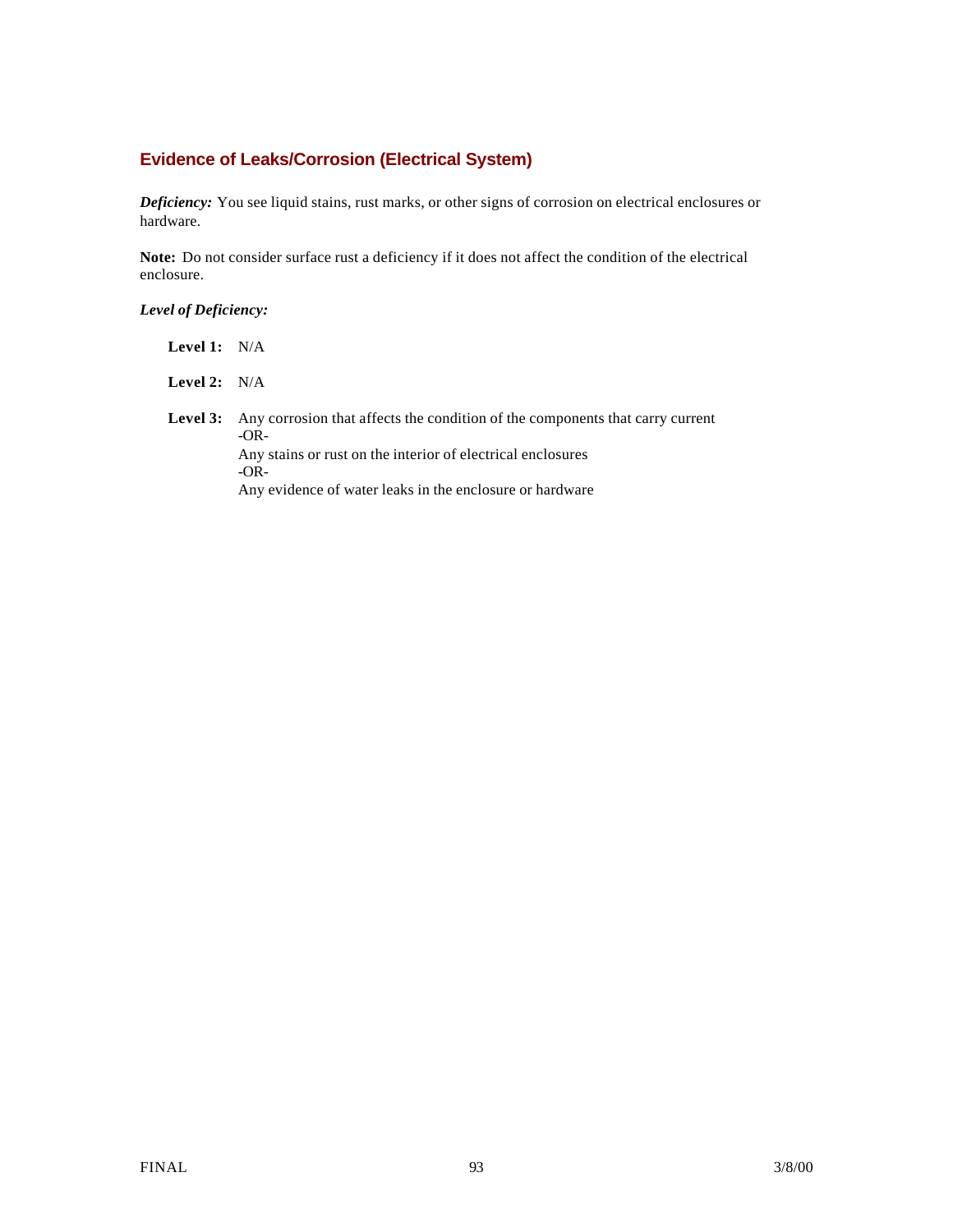## Evidence of Leaks/Corrosion (Electrical System)

***Deficiency:*** You see liquid stains, rust marks, or other signs of corrosion on electrical enclosures or hardware.

**Note:** Do not consider surface rust a deficiency if it does not affect the condition of the electrical enclosure.

***Level of Deficiency:***

**Level 1:** N/A

**Level 2:** N/A

**Level 3:** Any corrosion that affects the condition of the components that carry current
-OR-
Any stains or rust on the interior of electrical enclosures
-OR-
Any evidence of water leaks in the enclosure or hardware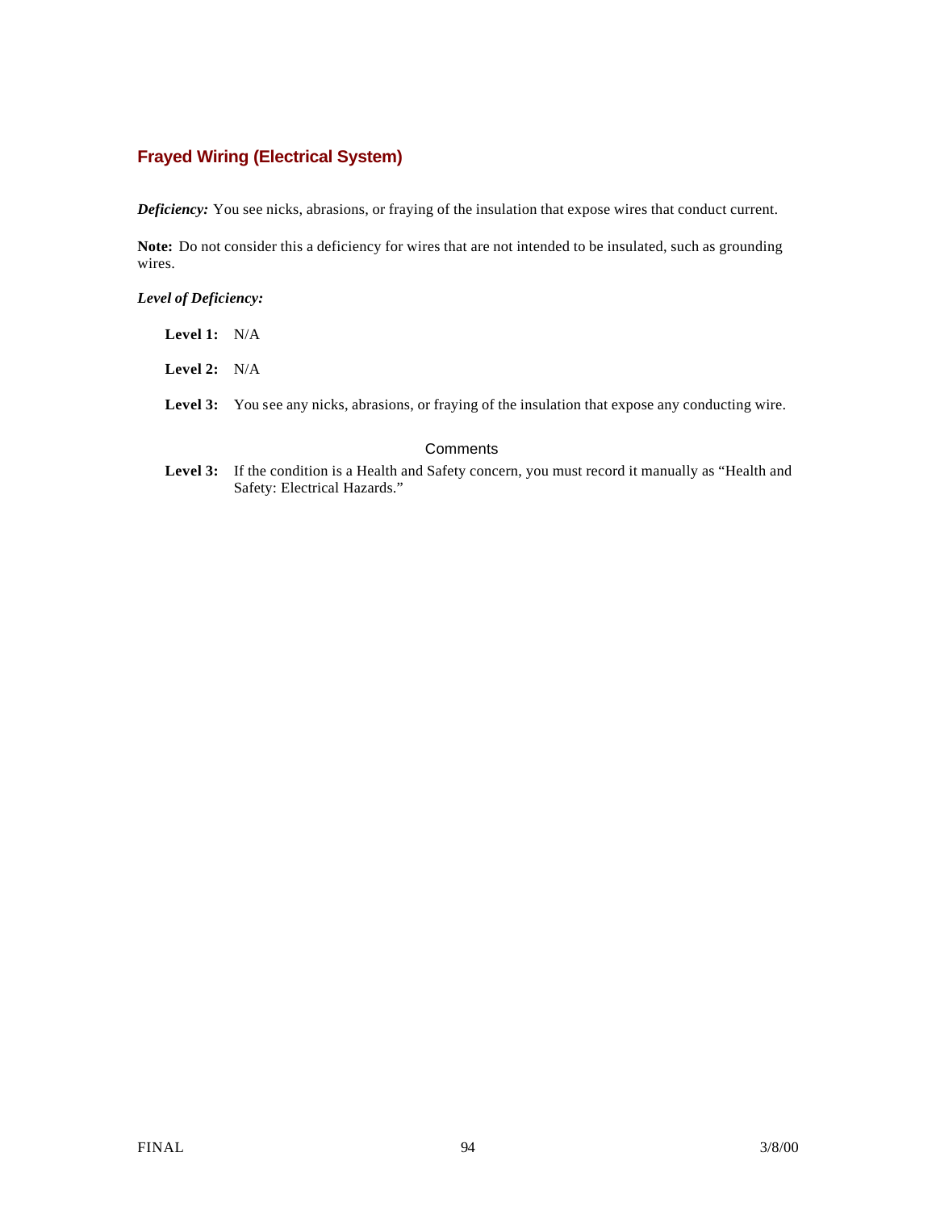## Frayed Wiring (Electrical System)

***Deficiency:*** You see nicks, abrasions, or fraying of the insulation that expose wires that conduct current.

**Note:** Do not consider this a deficiency for wires that are not intended to be insulated, such as grounding wires.

***Level of Deficiency:***

**Level 1:** N/A

**Level 2:** N/A

**Level 3:** You see any nicks, abrasions, or fraying of the insulation that expose any conducting wire.

### Comments

**Level 3:** If the condition is a Health and Safety concern, you must record it manually as "Health and Safety: Electrical Hazards."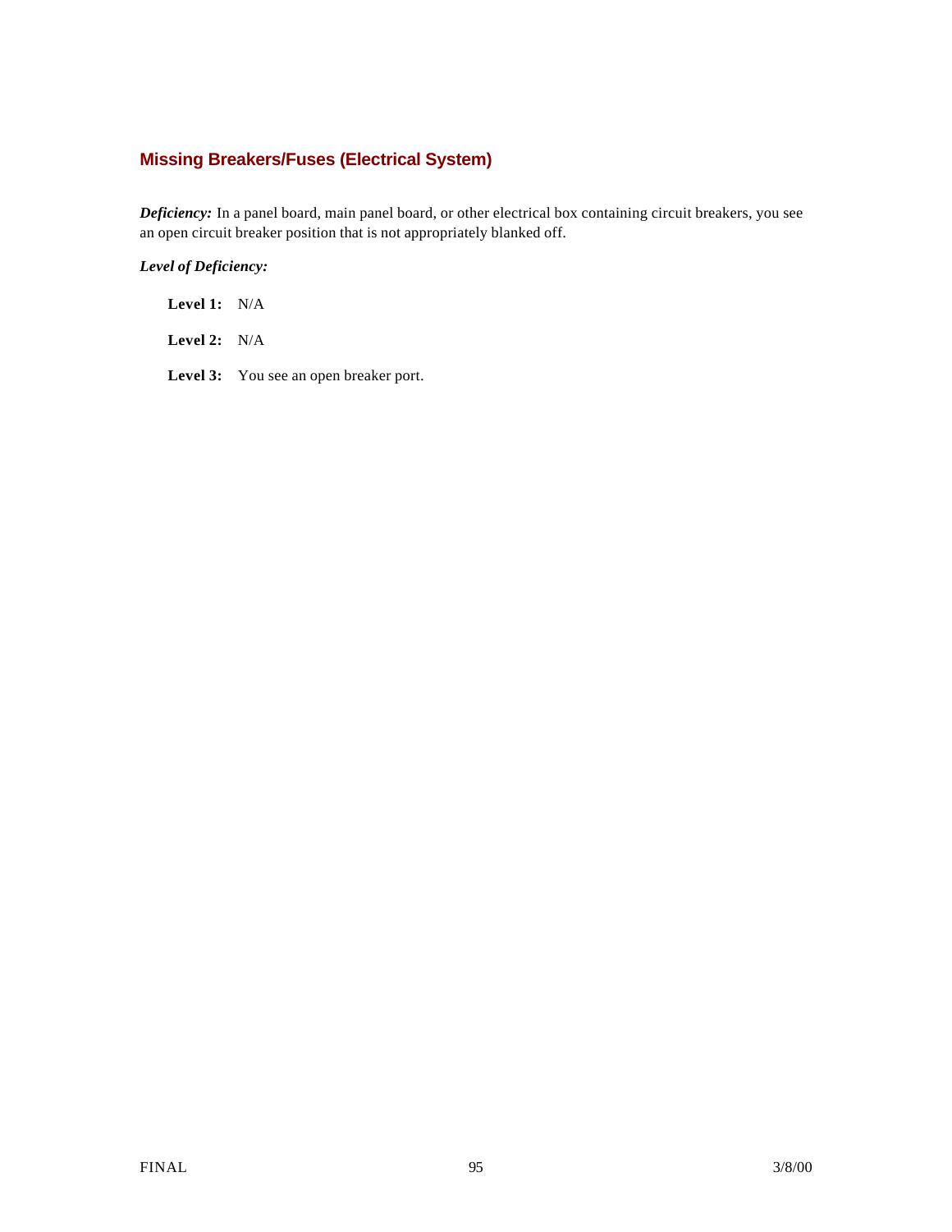## Missing Breakers/Fuses (Electrical System)

***Deficiency:*** In a panel board, main panel board, or other electrical box containing circuit breakers, you see an open circuit breaker position that is not appropriately blanked off.

***Level of Deficiency:***

**Level 1:** N/A

**Level 2:** N/A

**Level 3:** You see an open breaker port.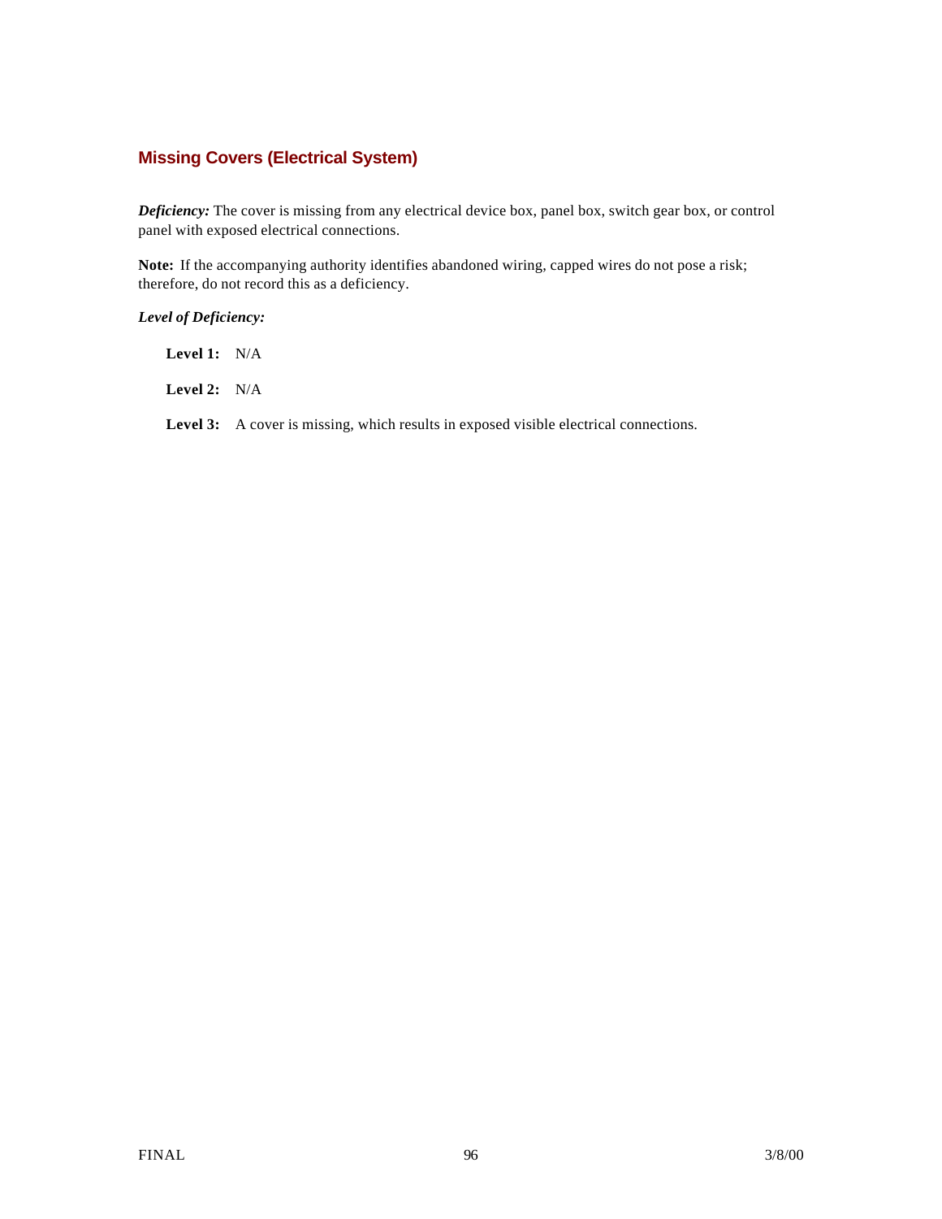## Missing Covers (Electrical System)

***Deficiency:*** The cover is missing from any electrical device box, panel box, switch gear box, or control panel with exposed electrical connections.

**Note:** If the accompanying authority identifies abandoned wiring, capped wires do not pose a risk; therefore, do not record this as a deficiency.

***Level of Deficiency:***

**Level 1:** N/A

**Level 2:** N/A

**Level 3:** A cover is missing, which results in exposed visible electrical connections.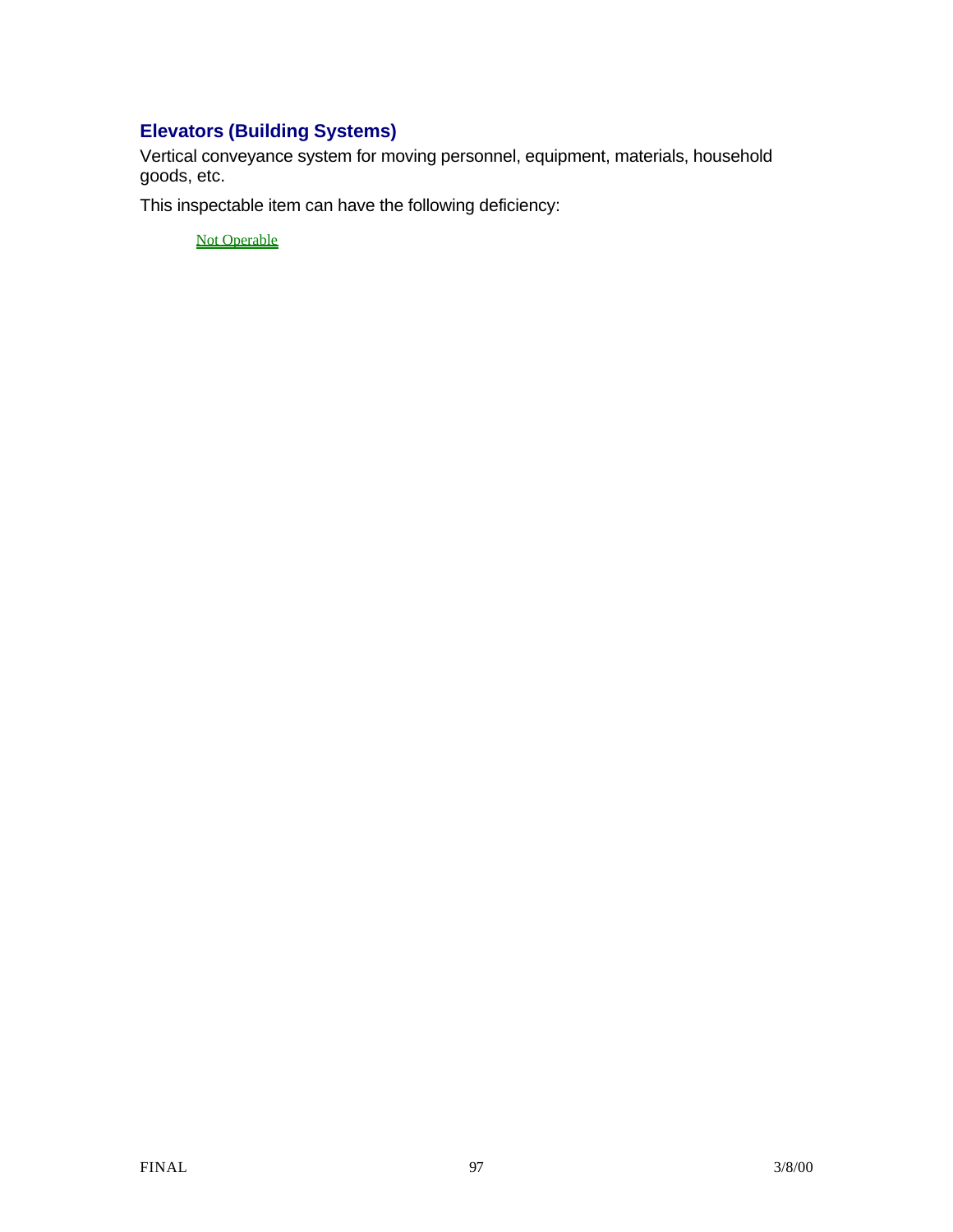## Elevators (Building Systems)

Vertical conveyance system for moving personnel, equipment, materials, household goods, etc.

This inspectable item can have the following deficiency:

Not Operable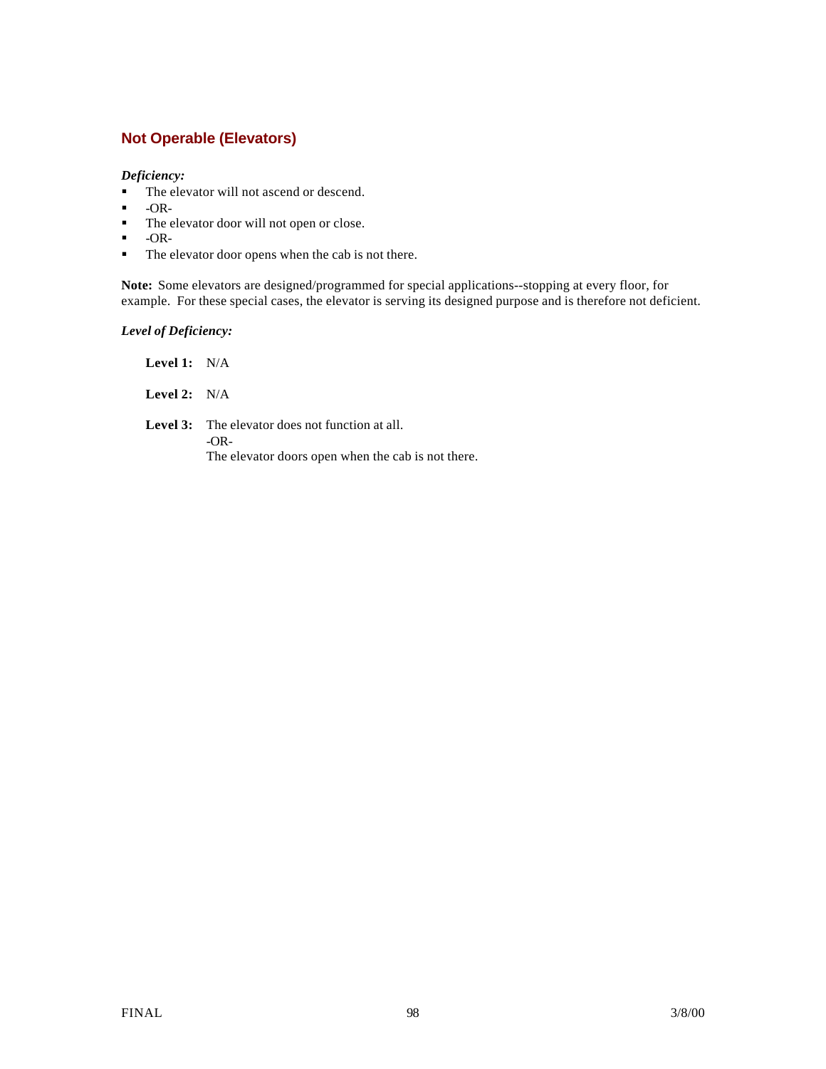## Not Operable (Elevators)

***Deficiency:***

- The elevator will not ascend or descend.
- -OR-
- The elevator door will not open or close.
- -OR-
- The elevator door opens when the cab is not there.

**Note:** Some elevators are designed/programmed for special applications--stopping at every floor, for example. For these special cases, the elevator is serving its designed purpose and is therefore not deficient.

***Level of Deficiency:***

**Level 1:** N/A

**Level 2:** N/A

**Level 3:** The elevator does not function at all.
-OR-
The elevator doors open when the cab is not there.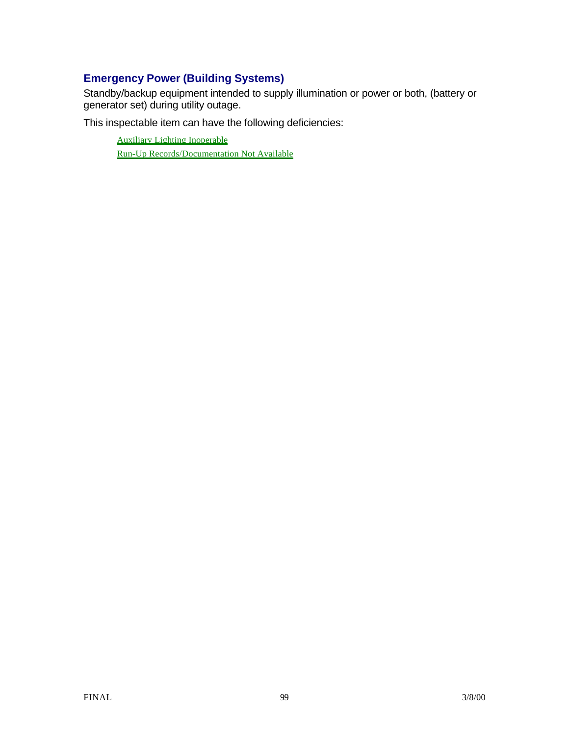## Emergency Power (Building Systems)

Standby/backup equipment intended to supply illumination or power or both, (battery or generator set) during utility outage.

This inspectable item can have the following deficiencies:

- Auxiliary Lighting Inoperable
- Run-Up Records/Documentation Not Available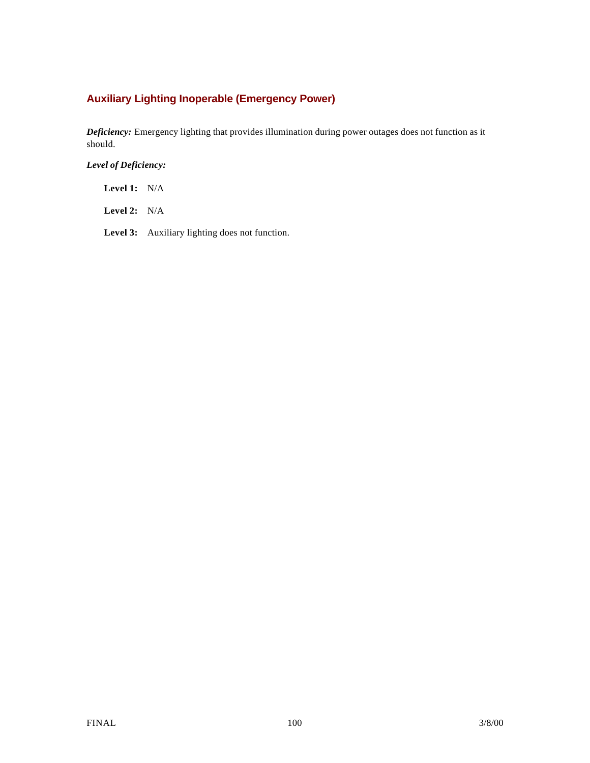### Auxiliary Lighting Inoperable (Emergency Power)

***Deficiency:*** Emergency lighting that provides illumination during power outages does not function as it should.

***Level of Deficiency:***

**Level 1:** N/A

**Level 2:** N/A

**Level 3:** Auxiliary lighting does not function.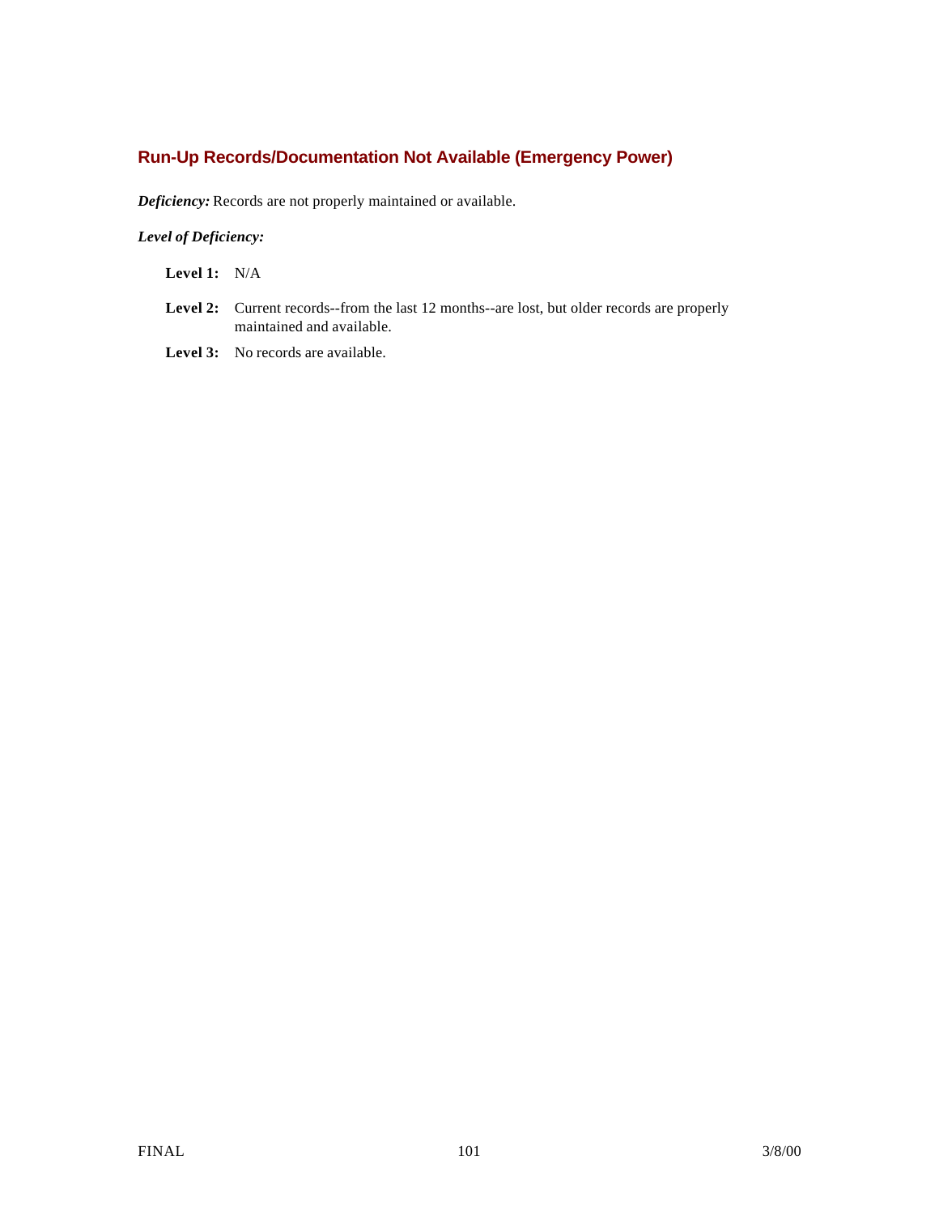### Run-Up Records/Documentation Not Available (Emergency Power)

***Deficiency:*** Records are not properly maintained or available.

***Level of Deficiency:***

**Level 1:** N/A

**Level 2:** Current records--from the last 12 months--are lost, but older records are properly maintained and available.

**Level 3:** No records are available.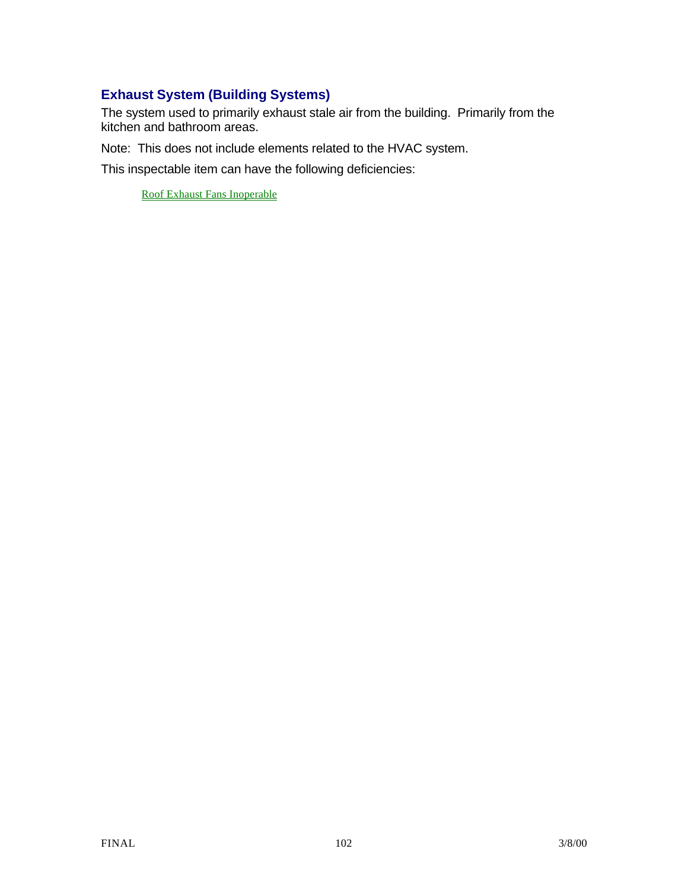## Exhaust System (Building Systems)

The system used to primarily exhaust stale air from the building. Primarily from the kitchen and bathroom areas.

Note: This does not include elements related to the HVAC system.

This inspectable item can have the following deficiencies:

Roof Exhaust Fans Inoperable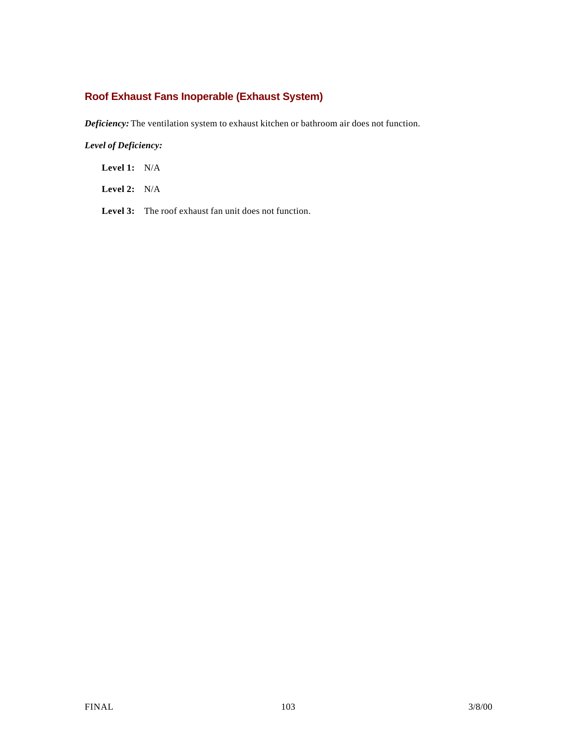## Roof Exhaust Fans Inoperable (Exhaust System)

***Deficiency:*** The ventilation system to exhaust kitchen or bathroom air does not function.

***Level of Deficiency:***

**Level 1:** N/A

**Level 2:** N/A

**Level 3:** The roof exhaust fan unit does not function.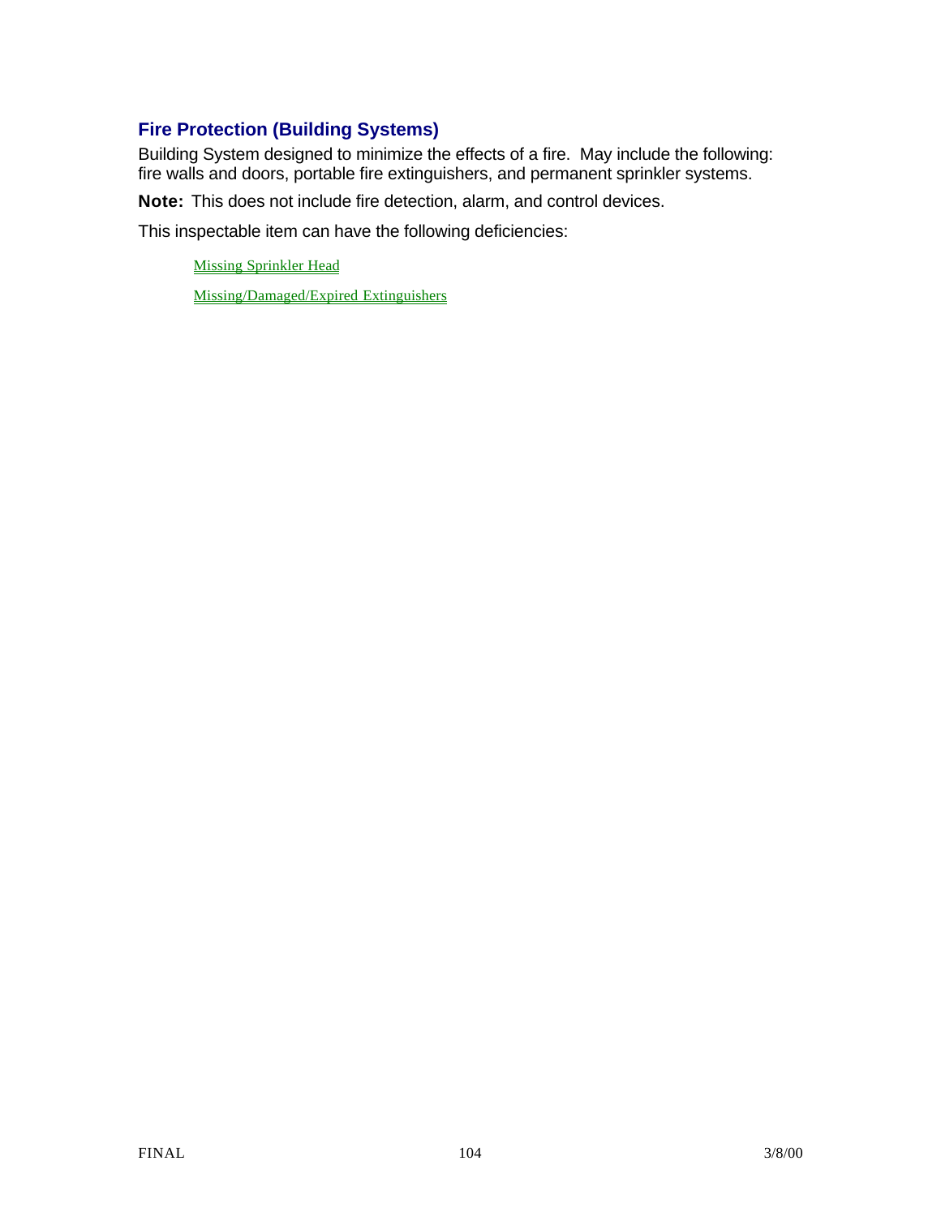## Fire Protection (Building Systems)

Building System designed to minimize the effects of a fire. May include the following: fire walls and doors, portable fire extinguishers, and permanent sprinkler systems.

**Note:** This does not include fire detection, alarm, and control devices.

This inspectable item can have the following deficiencies:

- Missing Sprinkler Head
- Missing/Damaged/Expired Extinguishers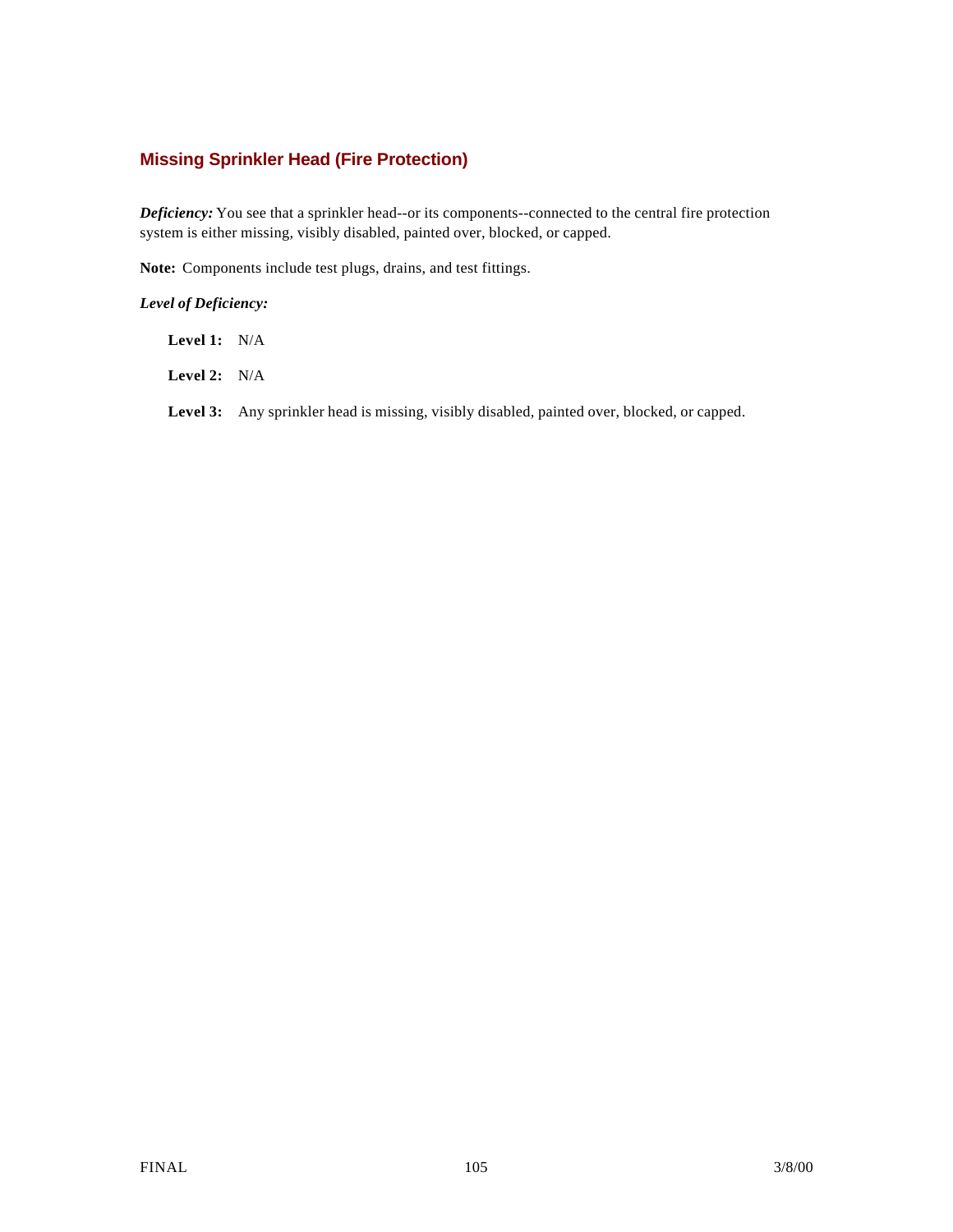## Missing Sprinkler Head (Fire Protection)

***Deficiency:*** You see that a sprinkler head--or its components--connected to the central fire protection system is either missing, visibly disabled, painted over, blocked, or capped.

**Note:** Components include test plugs, drains, and test fittings.

***Level of Deficiency:***

**Level 1:** N/A

**Level 2:** N/A

**Level 3:** Any sprinkler head is missing, visibly disabled, painted over, blocked, or capped.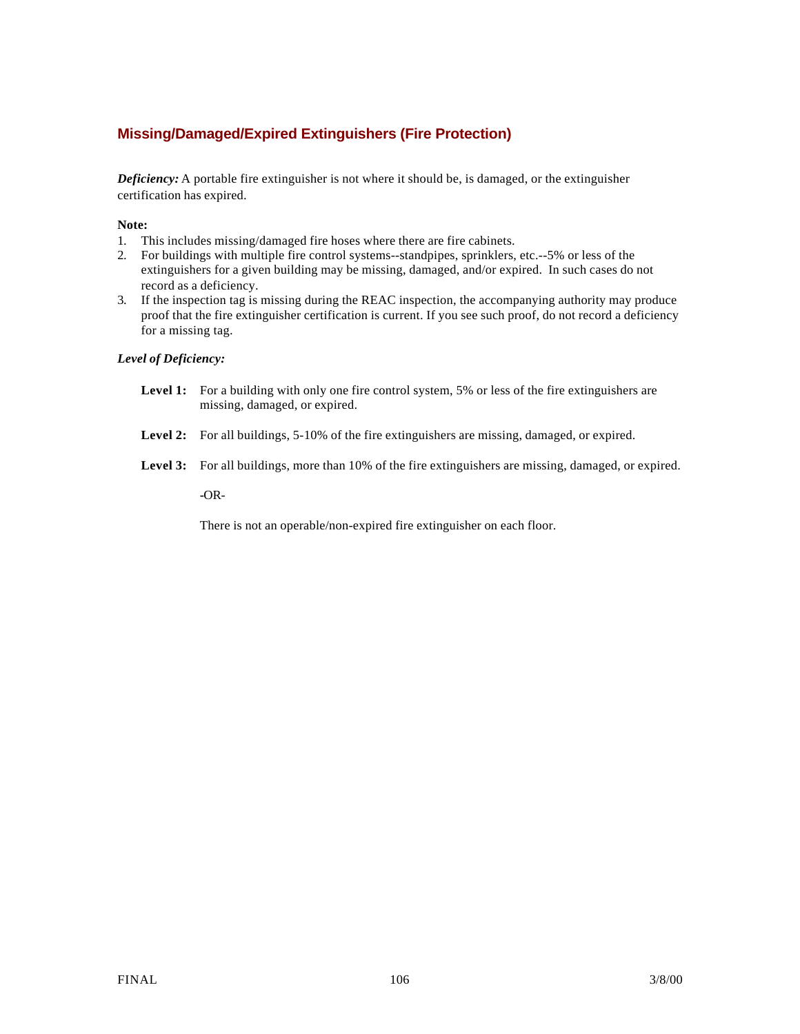## Missing/Damaged/Expired Extinguishers (Fire Protection)

***Deficiency:*** A portable fire extinguisher is not where it should be, is damaged, or the extinguisher certification has expired.

**Note:**

1. This includes missing/damaged fire hoses where there are fire cabinets.
2. For buildings with multiple fire control systems--standpipes, sprinklers, etc.--5% or less of the extinguishers for a given building may be missing, damaged, and/or expired. In such cases do not record as a deficiency.
3. If the inspection tag is missing during the REAC inspection, the accompanying authority may produce proof that the fire extinguisher certification is current. If you see such proof, do not record a deficiency for a missing tag.

***Level of Deficiency:***

**Level 1:** For a building with only one fire control system, 5% or less of the fire extinguishers are missing, damaged, or expired.

**Level 2:** For all buildings, 5-10% of the fire extinguishers are missing, damaged, or expired.

**Level 3:** For all buildings, more than 10% of the fire extinguishers are missing, damaged, or expired.

-OR-

There is not an operable/non-expired fire extinguisher on each floor.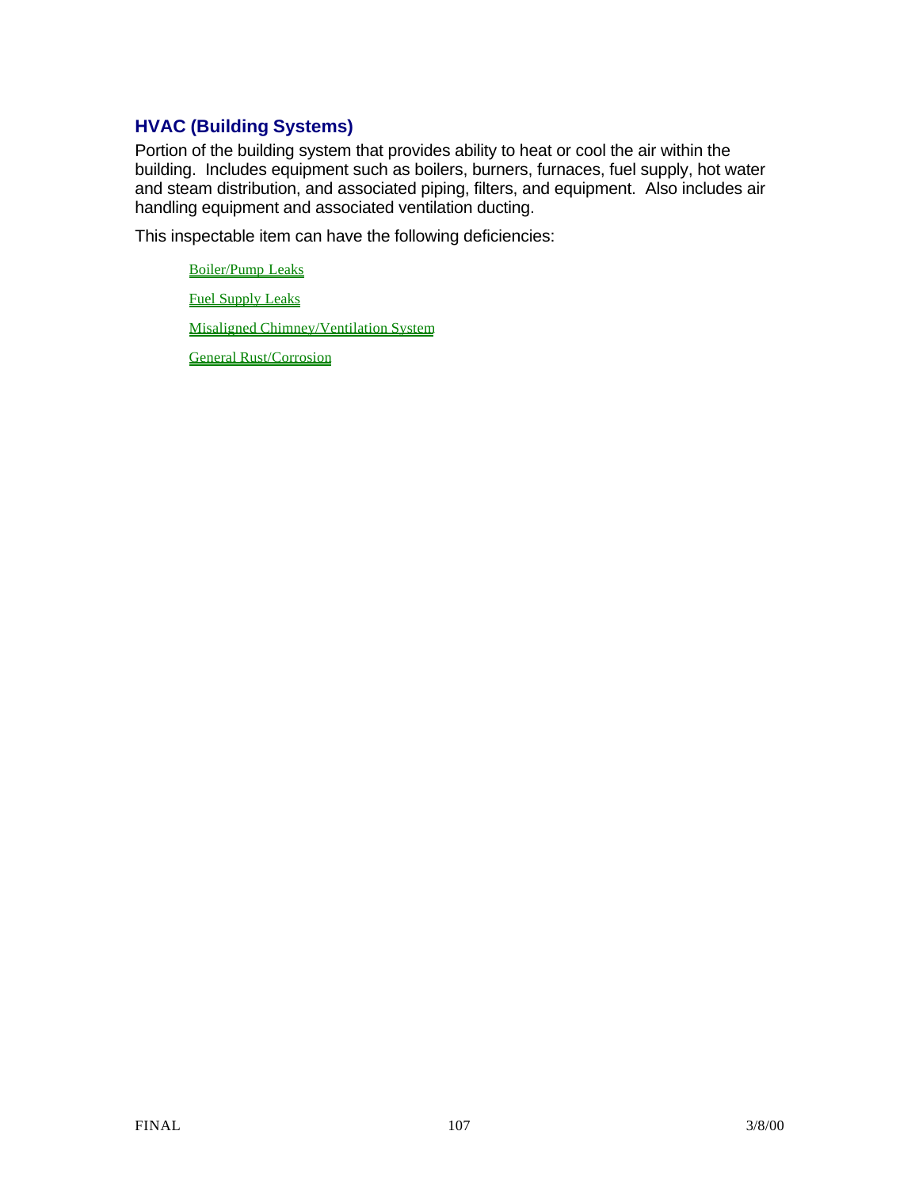## HVAC (Building Systems)

Portion of the building system that provides ability to heat or cool the air within the building. Includes equipment such as boilers, burners, furnaces, fuel supply, hot water and steam distribution, and associated piping, filters, and equipment. Also includes air handling equipment and associated ventilation ducting.

This inspectable item can have the following deficiencies:

- Boiler/Pump Leaks
- Fuel Supply Leaks
- Misaligned Chimney/Ventilation System
- General Rust/Corrosion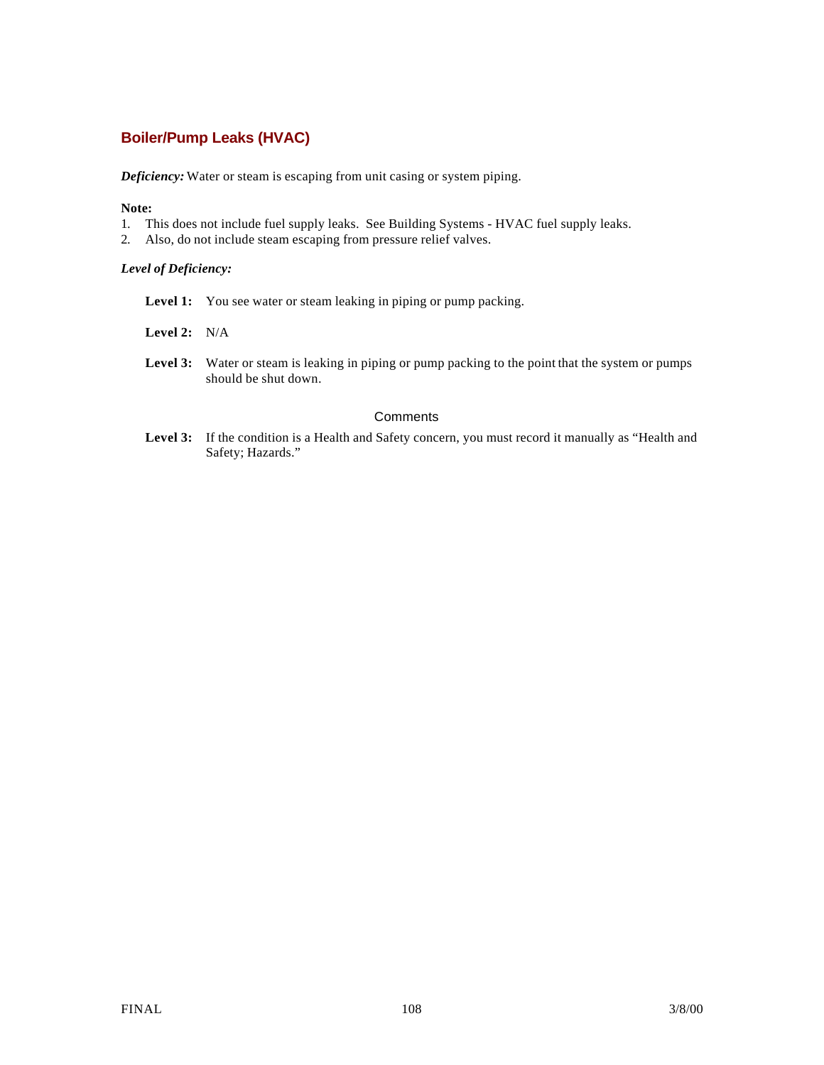## Boiler/Pump Leaks (HVAC)

***Deficiency:*** Water or steam is escaping from unit casing or system piping.

**Note:**
1. This does not include fuel supply leaks. See Building Systems - HVAC fuel supply leaks.
2. Also, do not include steam escaping from pressure relief valves.

***Level of Deficiency:***

**Level 1:** You see water or steam leaking in piping or pump packing.

**Level 2:** N/A

**Level 3:** Water or steam is leaking in piping or pump packing to the point that the system or pumps should be shut down.

Comments

**Level 3:** If the condition is a Health and Safety concern, you must record it manually as "Health and Safety; Hazards."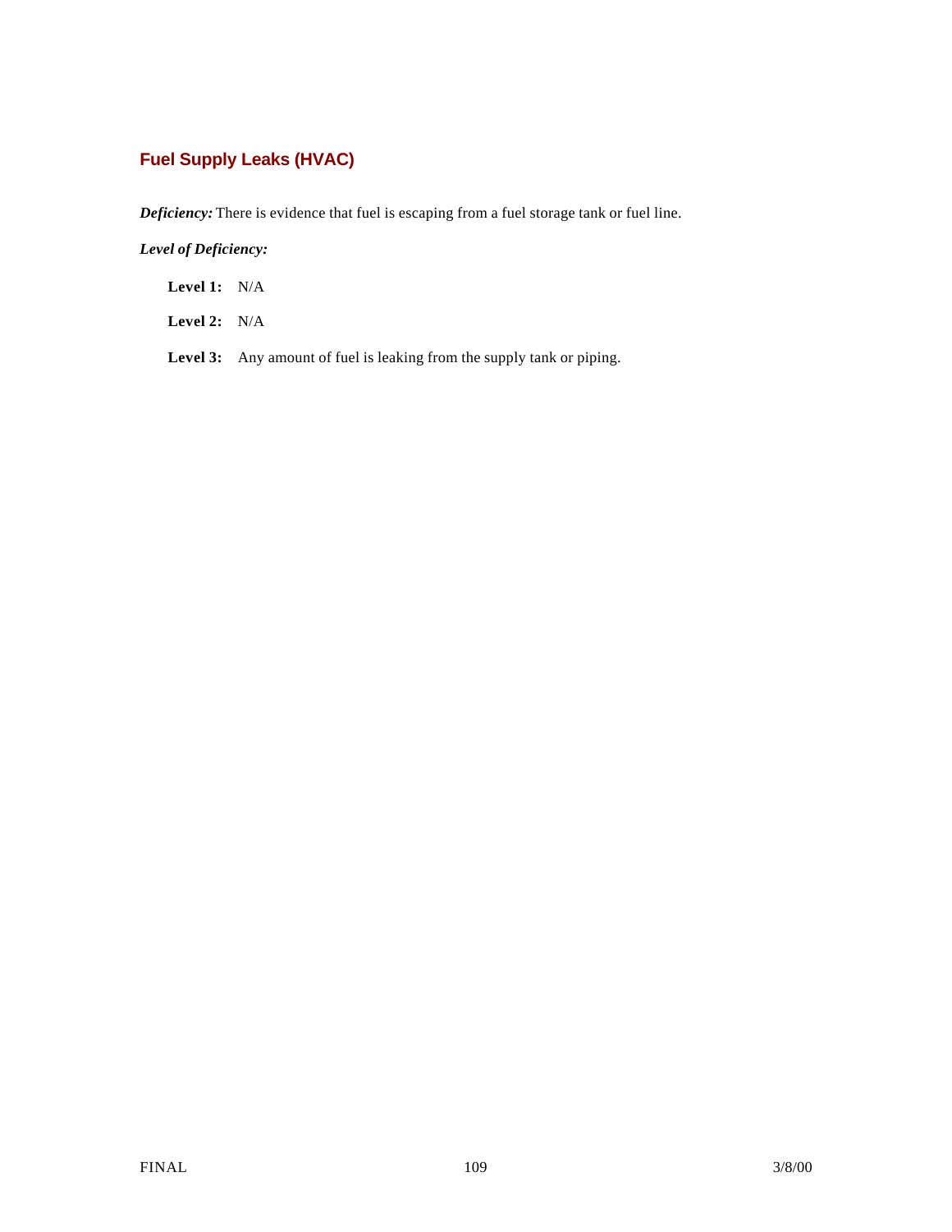### Fuel Supply Leaks (HVAC)

***Deficiency:*** There is evidence that fuel is escaping from a fuel storage tank or fuel line.

***Level of Deficiency:***

**Level 1:** N/A

**Level 2:** N/A

**Level 3:** Any amount of fuel is leaking from the supply tank or piping.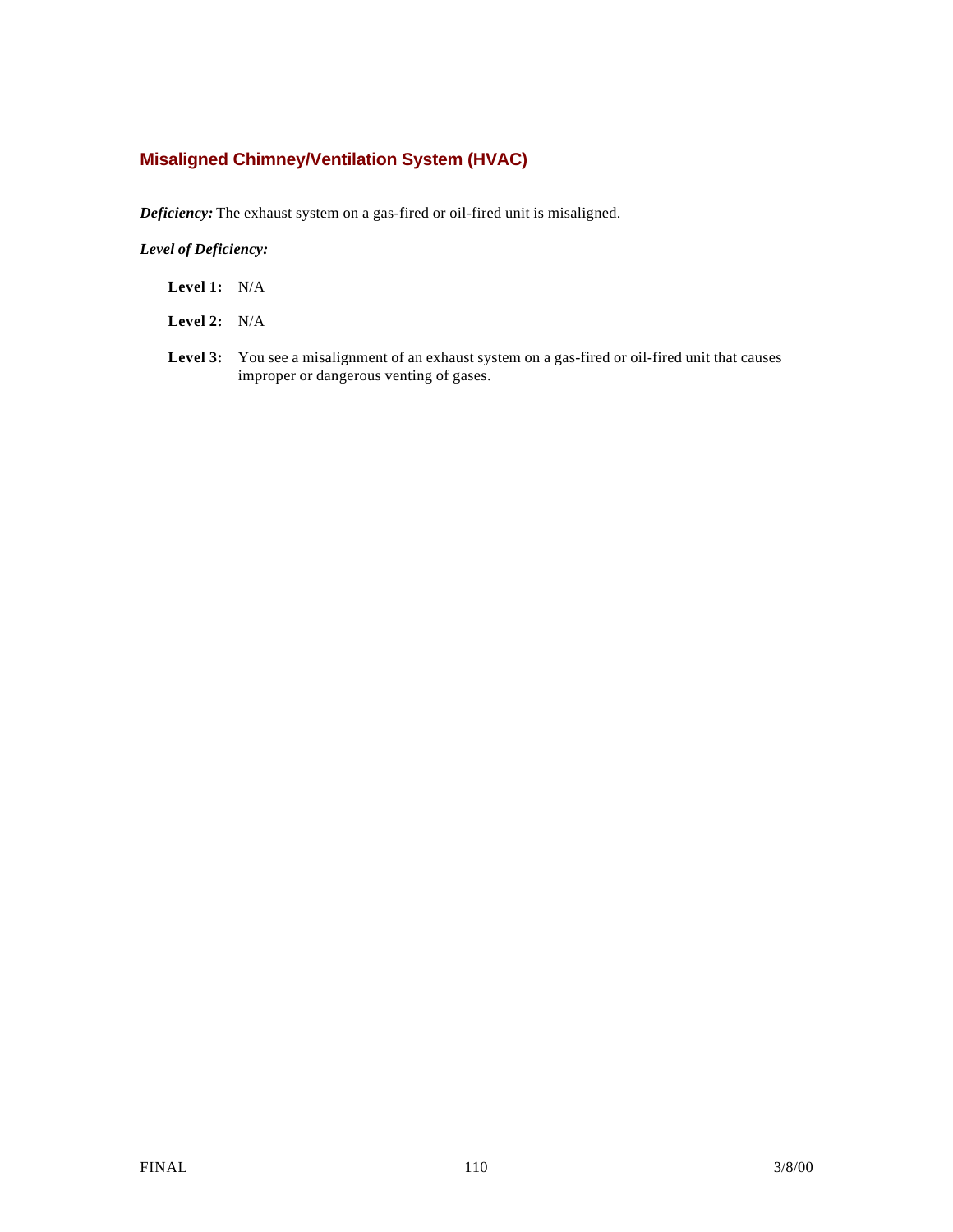## Misaligned Chimney/Ventilation System (HVAC)

***Deficiency:*** The exhaust system on a gas-fired or oil-fired unit is misaligned.

***Level of Deficiency:***

**Level 1:** N/A

**Level 2:** N/A

**Level 3:** You see a misalignment of an exhaust system on a gas-fired or oil-fired unit that causes improper or dangerous venting of gases.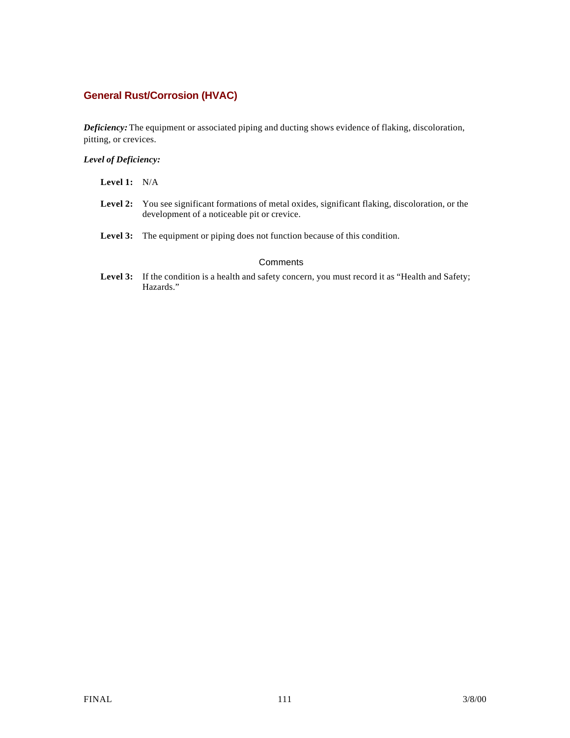## General Rust/Corrosion (HVAC)

***Deficiency:*** The equipment or associated piping and ducting shows evidence of flaking, discoloration, pitting, or crevices.

***Level of Deficiency:***

**Level 1:** N/A

**Level 2:** You see significant formations of metal oxides, significant flaking, discoloration, or the development of a noticeable pit or crevice.

**Level 3:** The equipment or piping does not function because of this condition.

### Comments

**Level 3:** If the condition is a health and safety concern, you must record it as "Health and Safety; Hazards."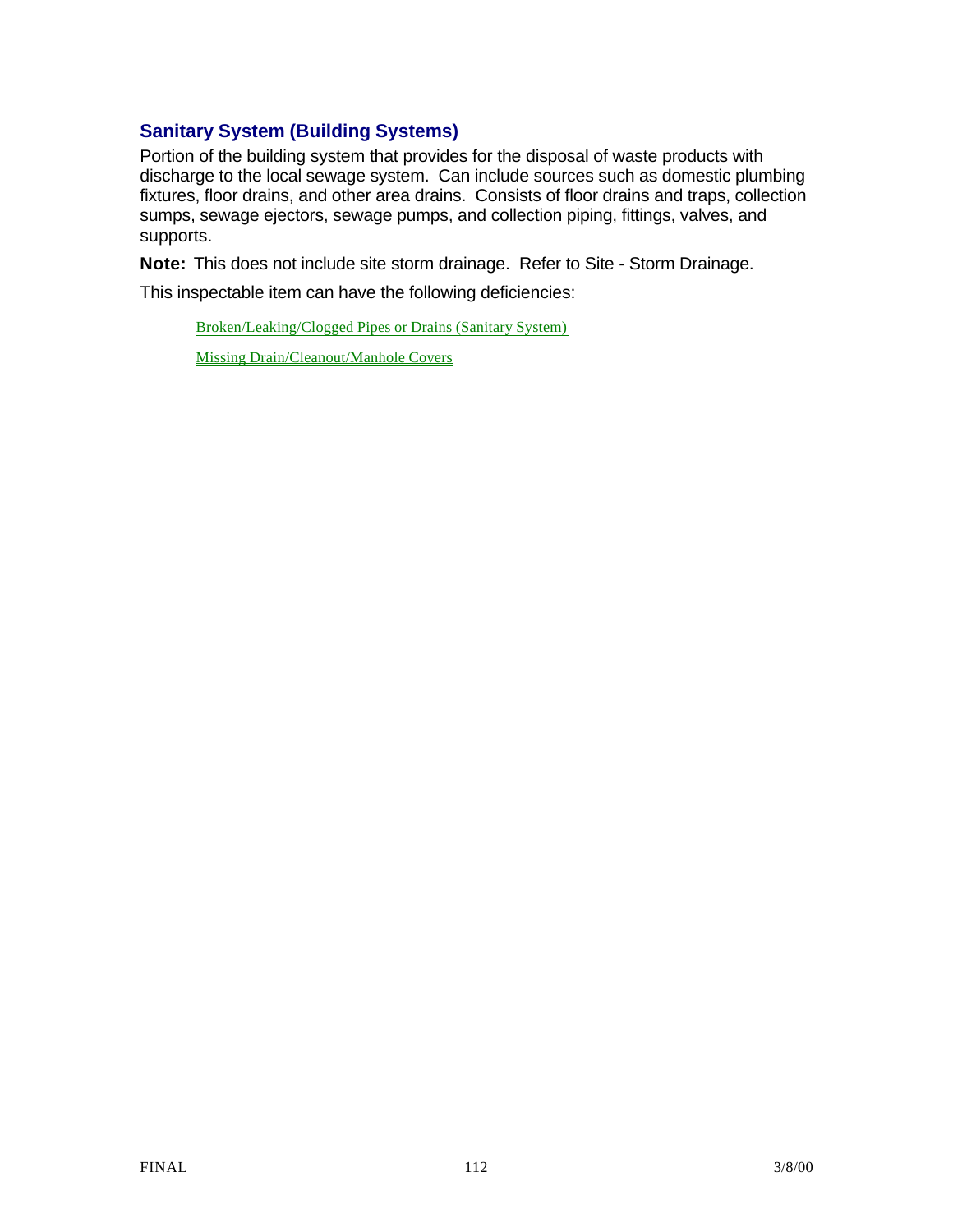## Sanitary System (Building Systems)

Portion of the building system that provides for the disposal of waste products with discharge to the local sewage system. Can include sources such as domestic plumbing fixtures, floor drains, and other area drains. Consists of floor drains and traps, collection sumps, sewage ejectors, sewage pumps, and collection piping, fittings, valves, and supports.

**Note:** This does not include site storm drainage. Refer to Site - Storm Drainage.

This inspectable item can have the following deficiencies:

- Broken/Leaking/Clogged Pipes or Drains (Sanitary System)
- Missing Drain/Cleanout/Manhole Covers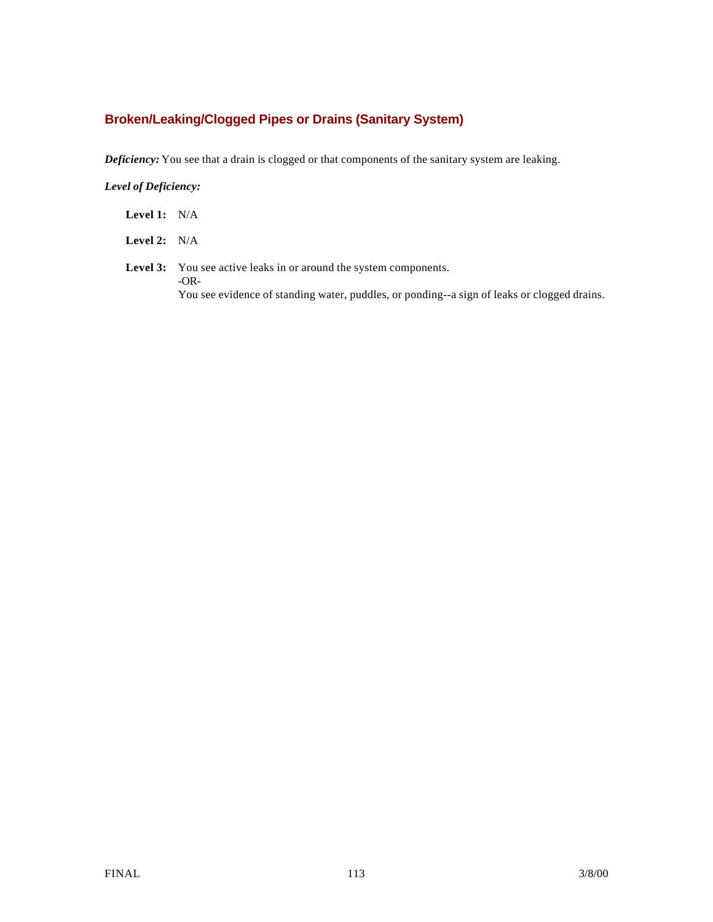## Broken/Leaking/Clogged Pipes or Drains (Sanitary System)

***Deficiency:*** You see that a drain is clogged or that components of the sanitary system are leaking.

***Level of Deficiency:***

**Level 1:** N/A

**Level 2:** N/A

**Level 3:** You see active leaks in or around the system components.
-OR-
You see evidence of standing water, puddles, or ponding--a sign of leaks or clogged drains.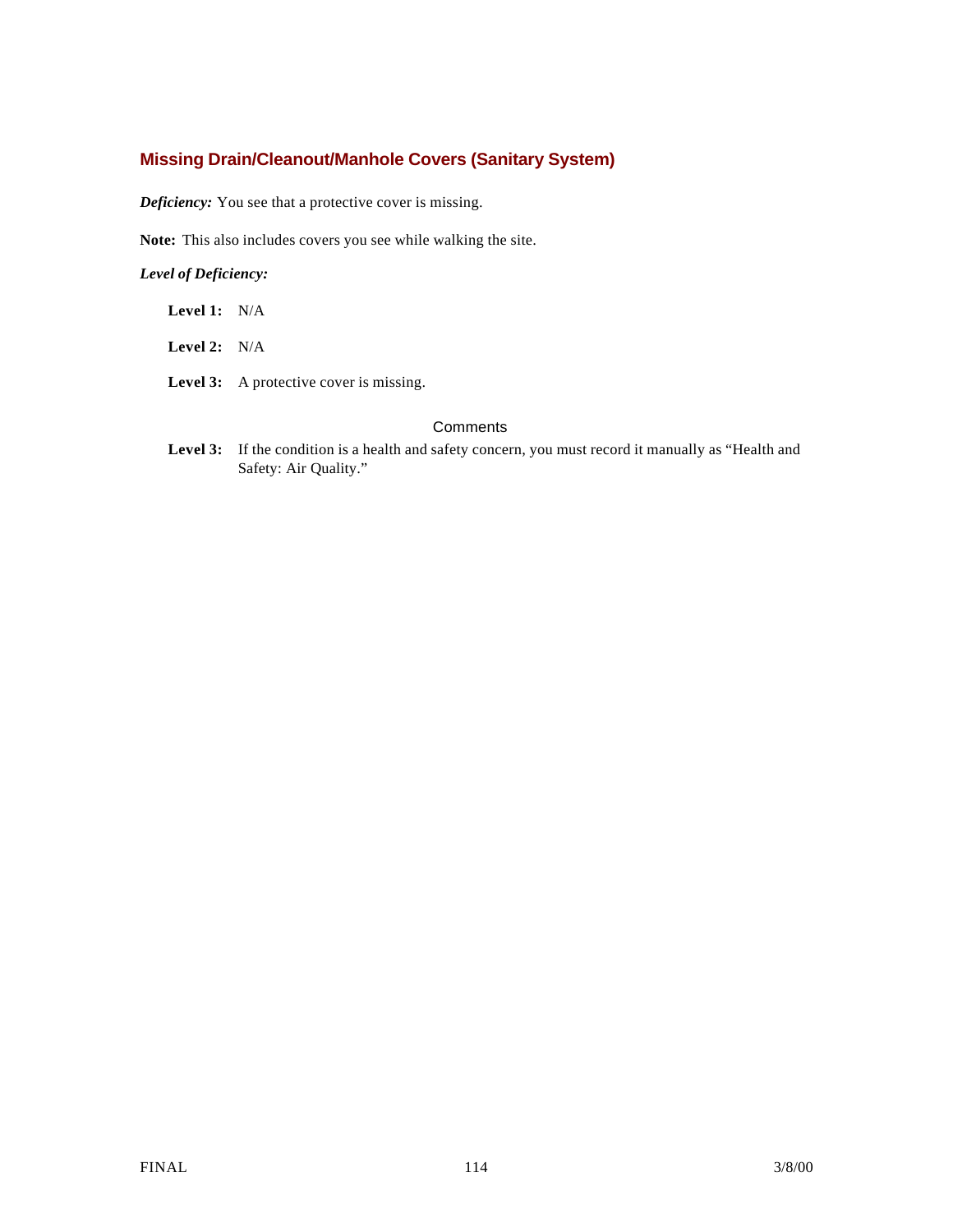## Missing Drain/Cleanout/Manhole Covers (Sanitary System)

***Deficiency:*** You see that a protective cover is missing.

**Note:** This also includes covers you see while walking the site.

***Level of Deficiency:***

**Level 1:** N/A

**Level 2:** N/A

**Level 3:** A protective cover is missing.

### Comments

**Level 3:** If the condition is a health and safety concern, you must record it manually as “Health and Safety: Air Quality.”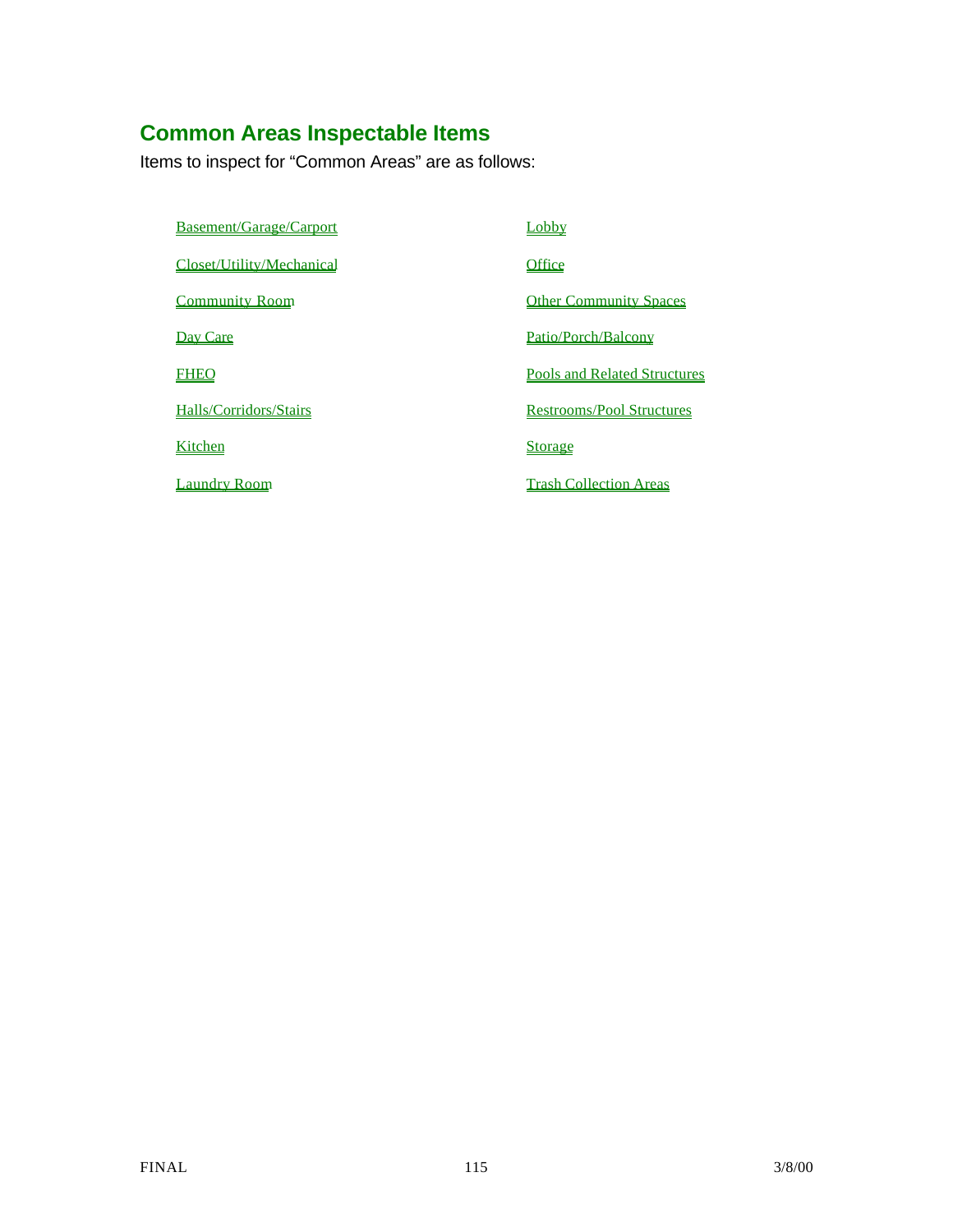## Common Areas Inspectable Items

Items to inspect for "Common Areas" are as follows:

- Basement/Garage/Carport
- Closet/Utility/Mechanical
- Community Room
- Day Care
- FHEO
- Halls/Corridors/Stairs
- Kitchen
- Laundry Room
- Lobby
- Office
- Other Community Spaces
- Patio/Porch/Balcony
- Pools and Related Structures
- Restrooms/Pool Structures
- Storage
- Trash Collection Areas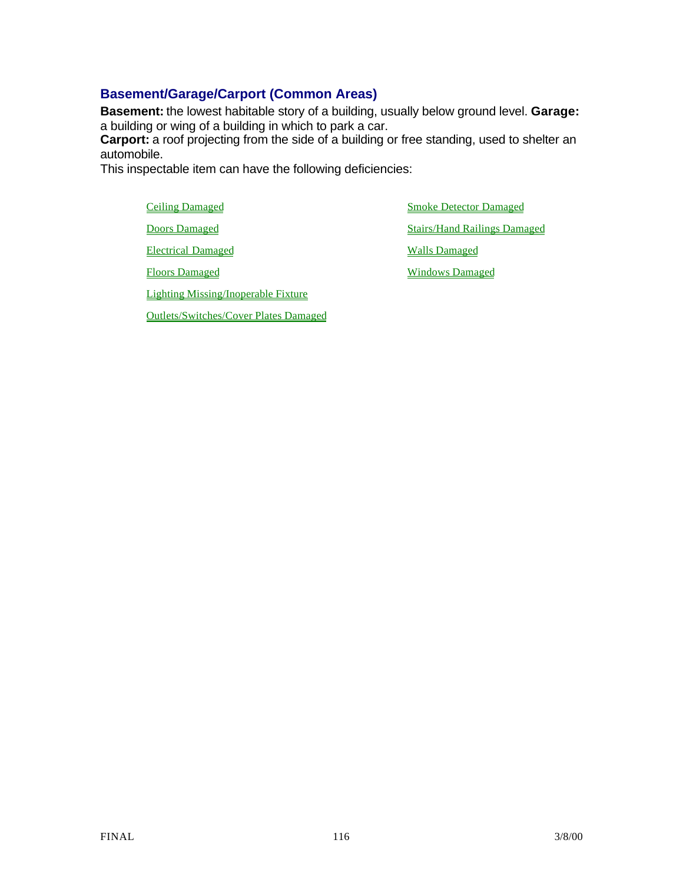## Basement/Garage/Carport (Common Areas)

**Basement:** the lowest habitable story of a building, usually below ground level. **Garage:** a building or wing of a building in which to park a car.
**Carport:** a roof projecting from the side of a building or free standing, used to shelter an automobile.
This inspectable item can have the following deficiencies:

- Ceiling Damaged
- Doors Damaged
- Electrical Damaged
- Floors Damaged
- Lighting Missing/Inoperable Fixture
- Outlets/Switches/Cover Plates Damaged
- Smoke Detector Damaged
- Stairs/Hand Railings Damaged
- Walls Damaged
- Windows Damaged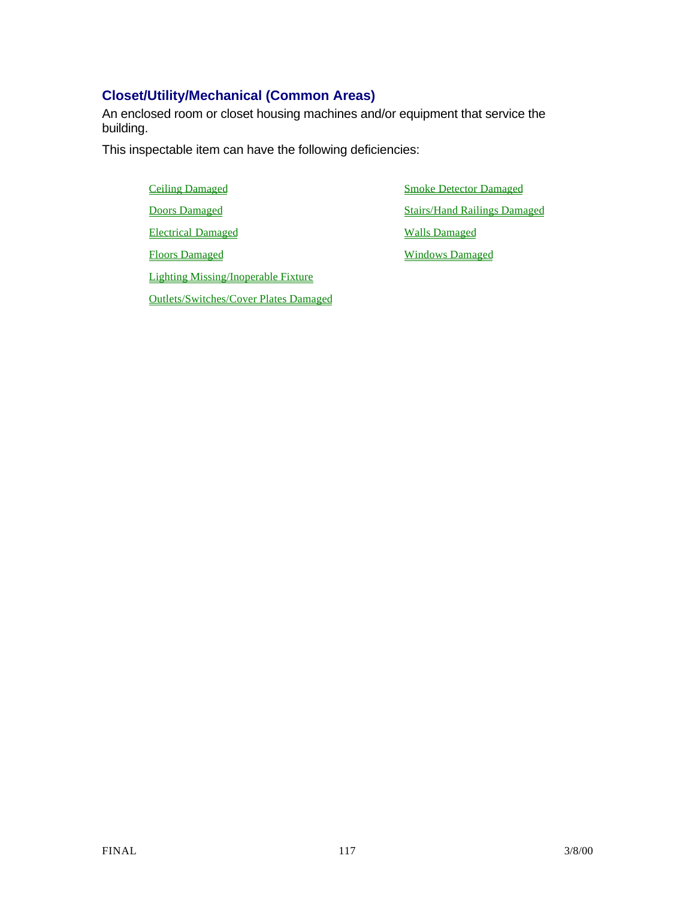## Closet/Utility/Mechanical (Common Areas)

An enclosed room or closet housing machines and/or equipment that service the building.

This inspectable item can have the following deficiencies:

- Ceiling Damaged
- Doors Damaged
- Electrical Damaged
- Floors Damaged
- Lighting Missing/Inoperable Fixture
- Outlets/Switches/Cover Plates Damaged
- Smoke Detector Damaged
- Stairs/Hand Railings Damaged
- Walls Damaged
- Windows Damaged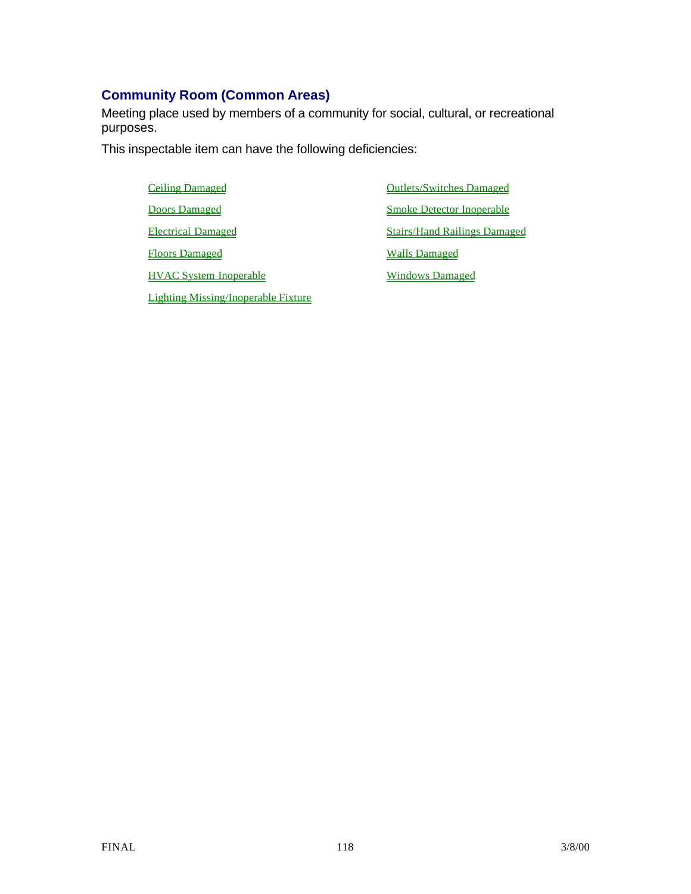## Community Room (Common Areas)

Meeting place used by members of a community for social, cultural, or recreational purposes.

This inspectable item can have the following deficiencies:

- Ceiling Damaged
- Doors Damaged
- Electrical Damaged
- Floors Damaged
- HVAC System Inoperable
- Lighting Missing/Inoperable Fixture
- Outlets/Switches Damaged
- Smoke Detector Inoperable
- Stairs/Hand Railings Damaged
- Walls Damaged
- Windows Damaged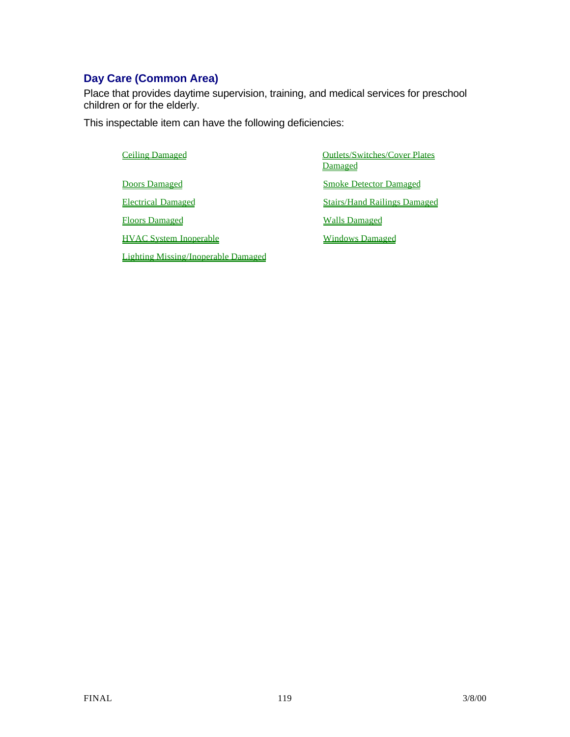## Day Care (Common Area)

Place that provides daytime supervision, training, and medical services for preschool children or for the elderly.

This inspectable item can have the following deficiencies:

- Ceiling Damaged
- Doors Damaged
- Electrical Damaged
- Floors Damaged
- HVAC System Inoperable
- Lighting Missing/Inoperable Damaged
- Outlets/Switches/Cover Plates Damaged
- Smoke Detector Damaged
- Stairs/Hand Railings Damaged
- Walls Damaged
- Windows Damaged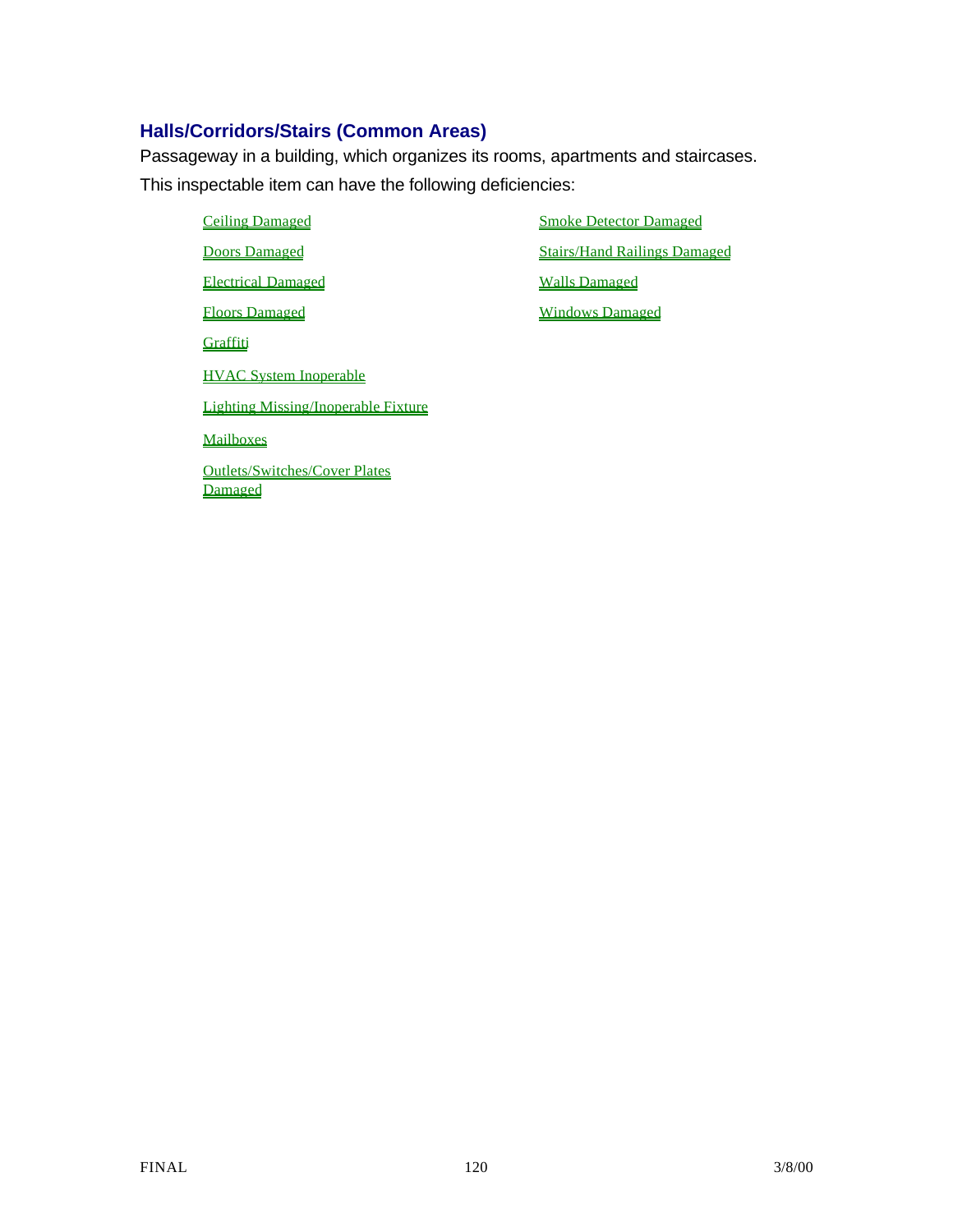## Halls/Corridors/Stairs (Common Areas)

Passageway in a building, which organizes its rooms, apartments and staircases.

This inspectable item can have the following deficiencies:

- Ceiling Damaged
- Doors Damaged
- Electrical Damaged
- Floors Damaged
- Graffiti
- HVAC System Inoperable
- Lighting Missing/Inoperable Fixture
- Mailboxes
- Outlets/Switches/Cover Plates Damaged
- Smoke Detector Damaged
- Stairs/Hand Railings Damaged
- Walls Damaged
- Windows Damaged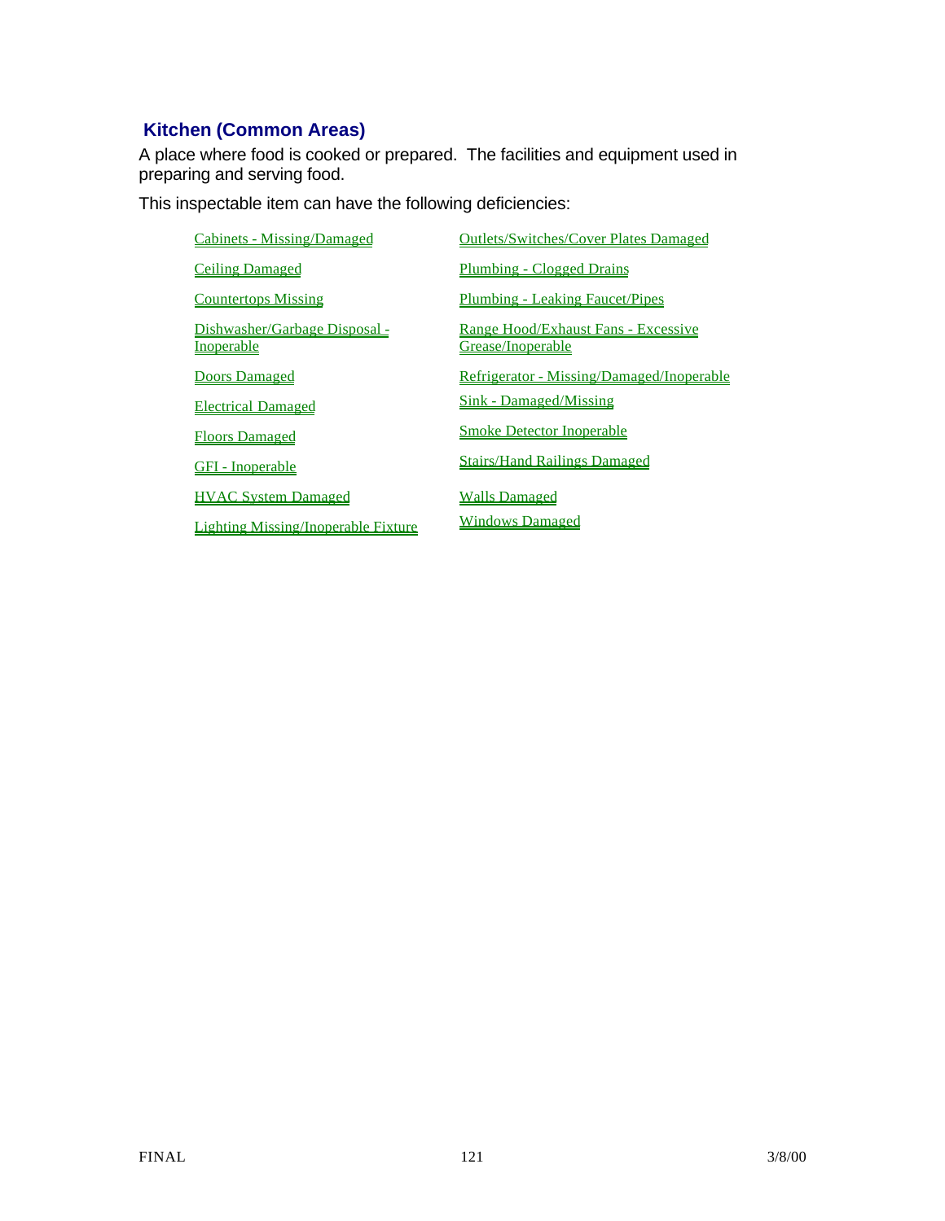## Kitchen (Common Areas)

A place where food is cooked or prepared. The facilities and equipment used in preparing and serving food.

This inspectable item can have the following deficiencies:

- Cabinets - Missing/Damaged
- Ceiling Damaged
- Countertops Missing
- Dishwasher/Garbage Disposal - Inoperable
- Doors Damaged
- Electrical Damaged
- Floors Damaged
- GFI - Inoperable
- HVAC System Damaged
- Lighting Missing/Inoperable Fixture
- Outlets/Switches/Cover Plates Damaged
- Plumbing - Clogged Drains
- Plumbing - Leaking Faucet/Pipes
- Range Hood/Exhaust Fans - Excessive Grease/Inoperable
- Refrigerator - Missing/Damaged/Inoperable
- Sink - Damaged/Missing
- Smoke Detector Inoperable
- Stairs/Hand Railings Damaged
- Walls Damaged
- Windows Damaged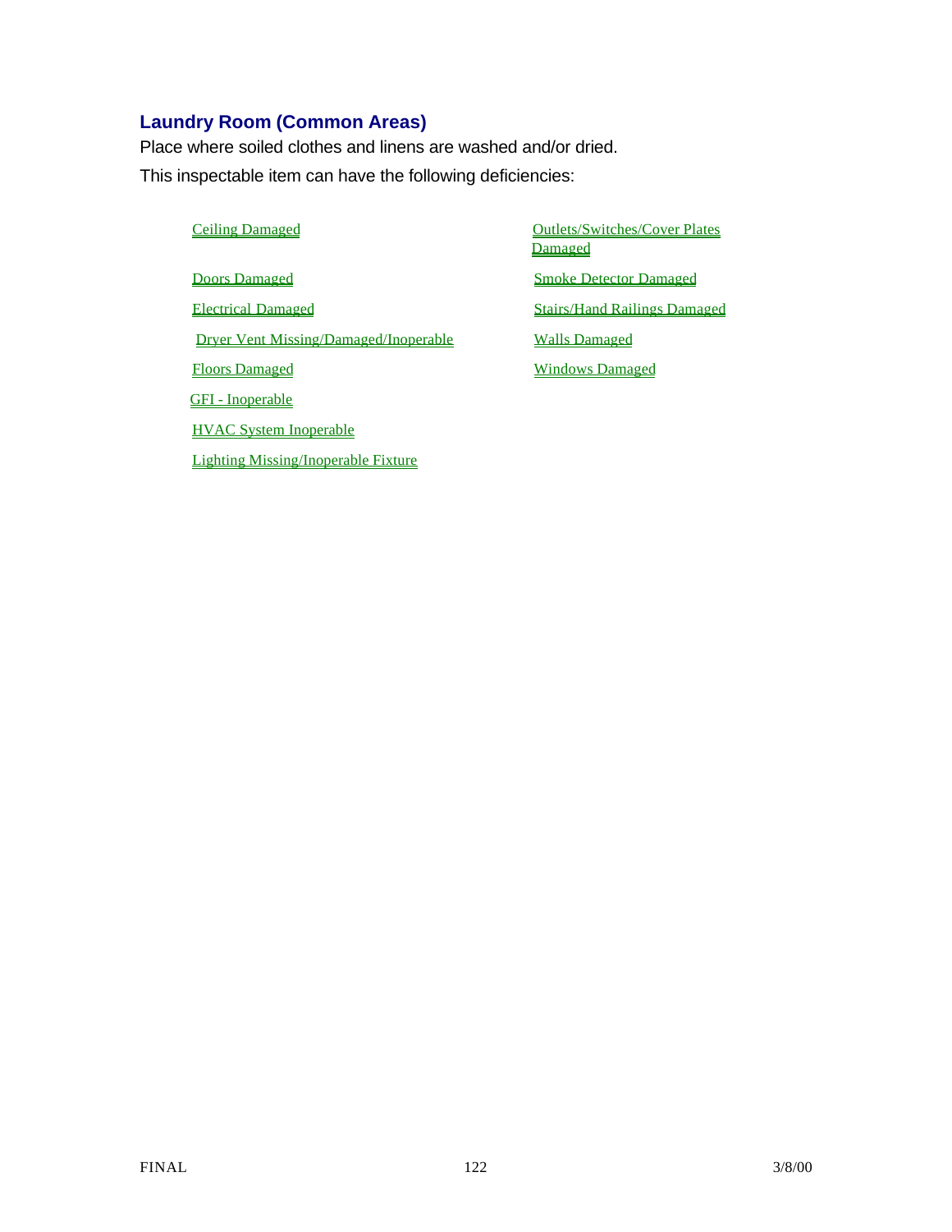## Laundry Room (Common Areas)

Place where soiled clothes and linens are washed and/or dried.

This inspectable item can have the following deficiencies:

- Ceiling Damaged
- Doors Damaged
- Electrical Damaged
- Dryer Vent Missing/Damaged/Inoperable
- Floors Damaged
- GFI - Inoperable
- HVAC System Inoperable
- Lighting Missing/Inoperable Fixture
- Outlets/Switches/Cover Plates Damaged
- Smoke Detector Damaged
- Stairs/Hand Railings Damaged
- Walls Damaged
- Windows Damaged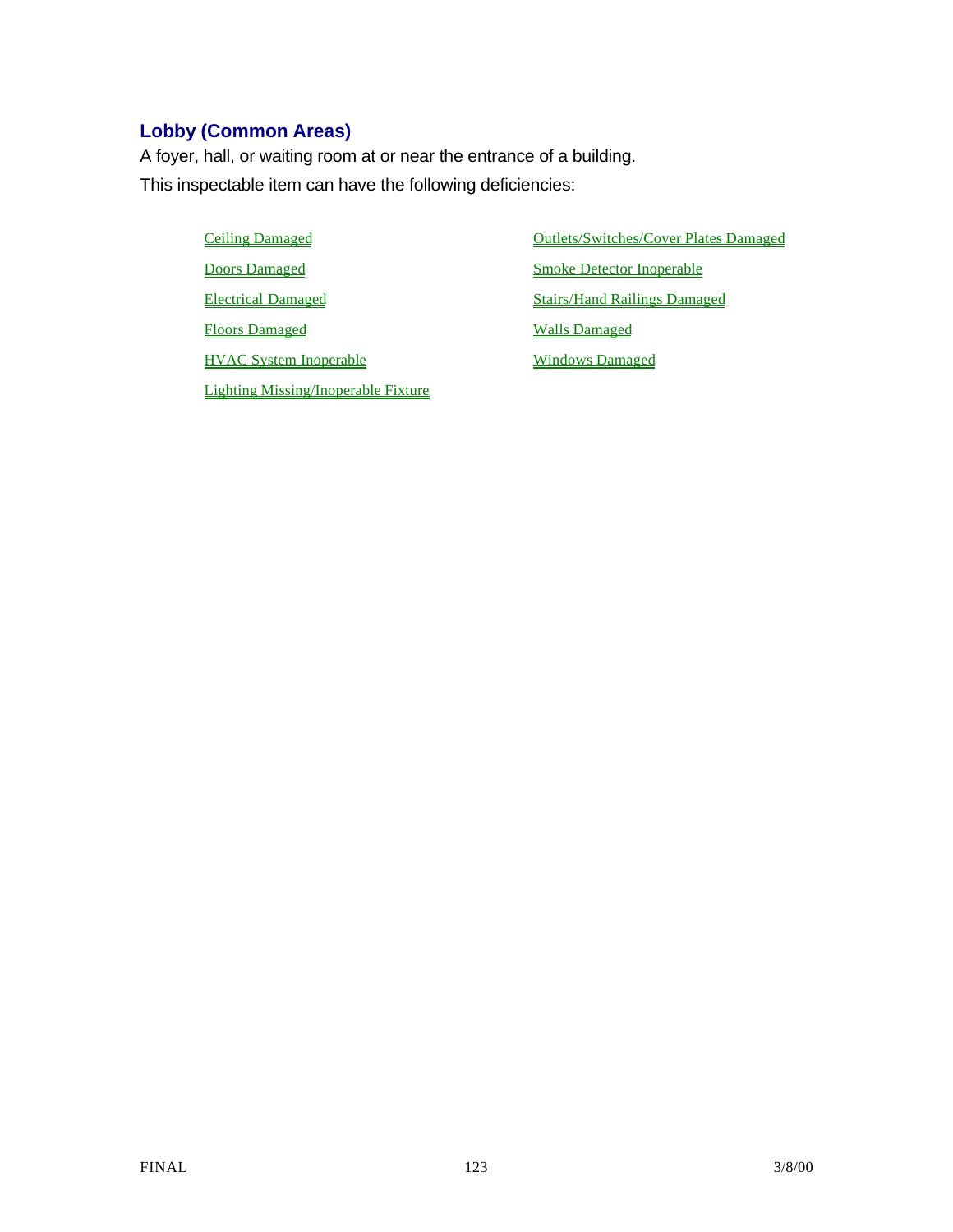## Lobby (Common Areas)

A foyer, hall, or waiting room at or near the entrance of a building.

This inspectable item can have the following deficiencies:

- Ceiling Damaged
- Doors Damaged
- Electrical Damaged
- Floors Damaged
- HVAC System Inoperable
- Lighting Missing/Inoperable Fixture
- Outlets/Switches/Cover Plates Damaged
- Smoke Detector Inoperable
- Stairs/Hand Railings Damaged
- Walls Damaged
- Windows Damaged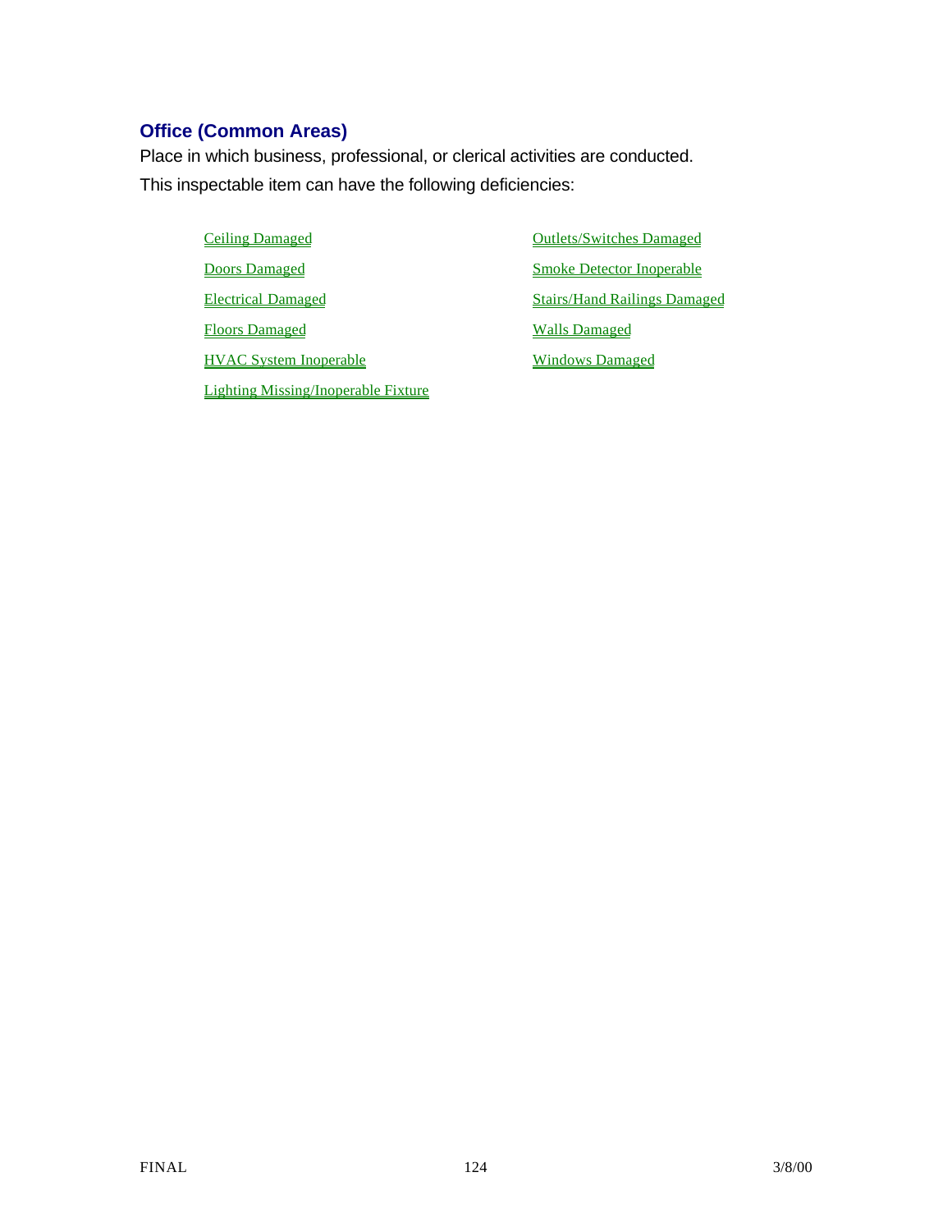## Office (Common Areas)

Place in which business, professional, or clerical activities are conducted.

This inspectable item can have the following deficiencies:

- Ceiling Damaged
- Doors Damaged
- Electrical Damaged
- Floors Damaged
- HVAC System Inoperable
- Lighting Missing/Inoperable Fixture
- Outlets/Switches Damaged
- Smoke Detector Inoperable
- Stairs/Hand Railings Damaged
- Walls Damaged
- Windows Damaged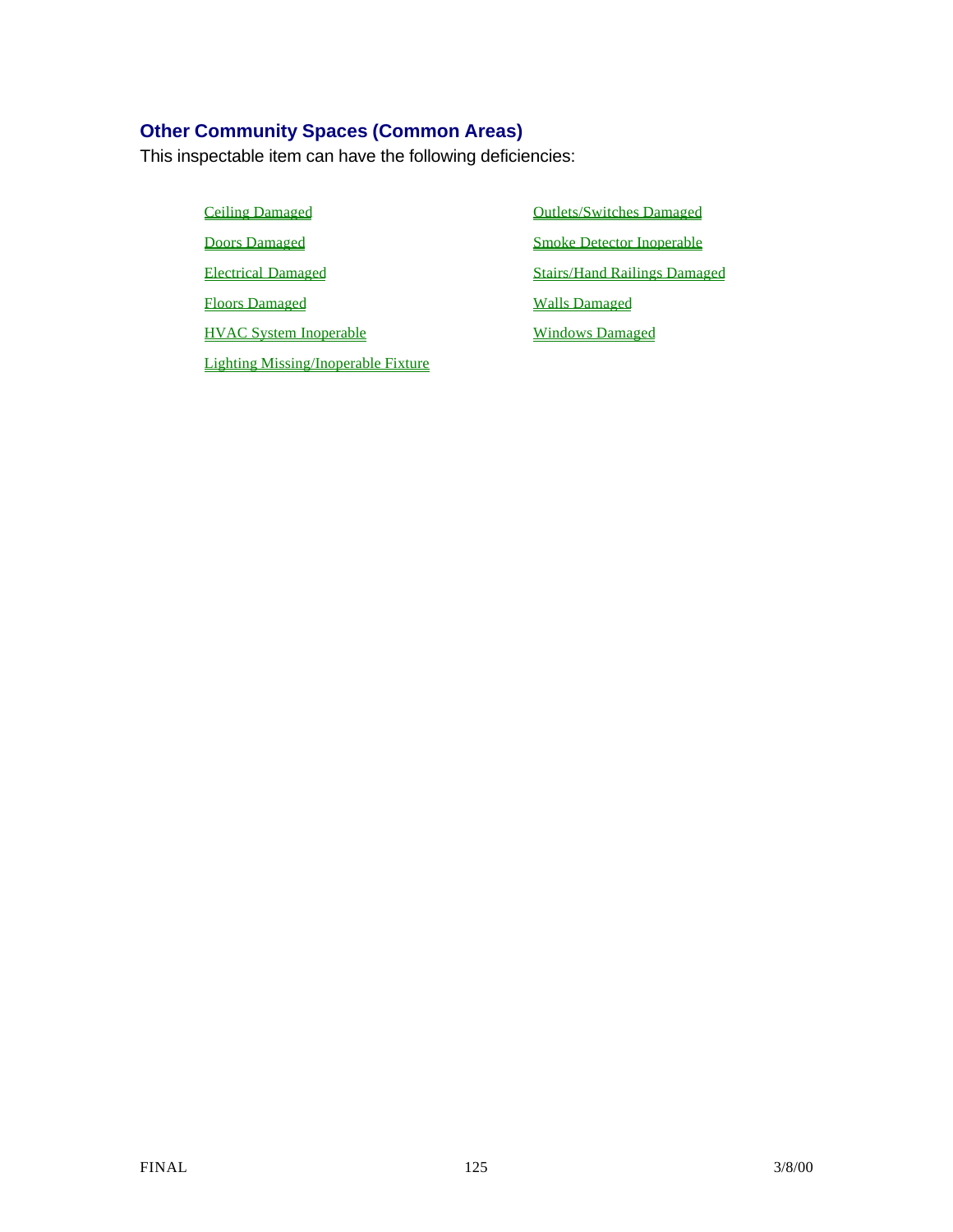## Other Community Spaces (Common Areas)

This inspectable item can have the following deficiencies:

- Ceiling Damaged
- Doors Damaged
- Electrical Damaged
- Floors Damaged
- HVAC System Inoperable
- Lighting Missing/Inoperable Fixture
- Outlets/Switches Damaged
- Smoke Detector Inoperable
- Stairs/Hand Railings Damaged
- Walls Damaged
- Windows Damaged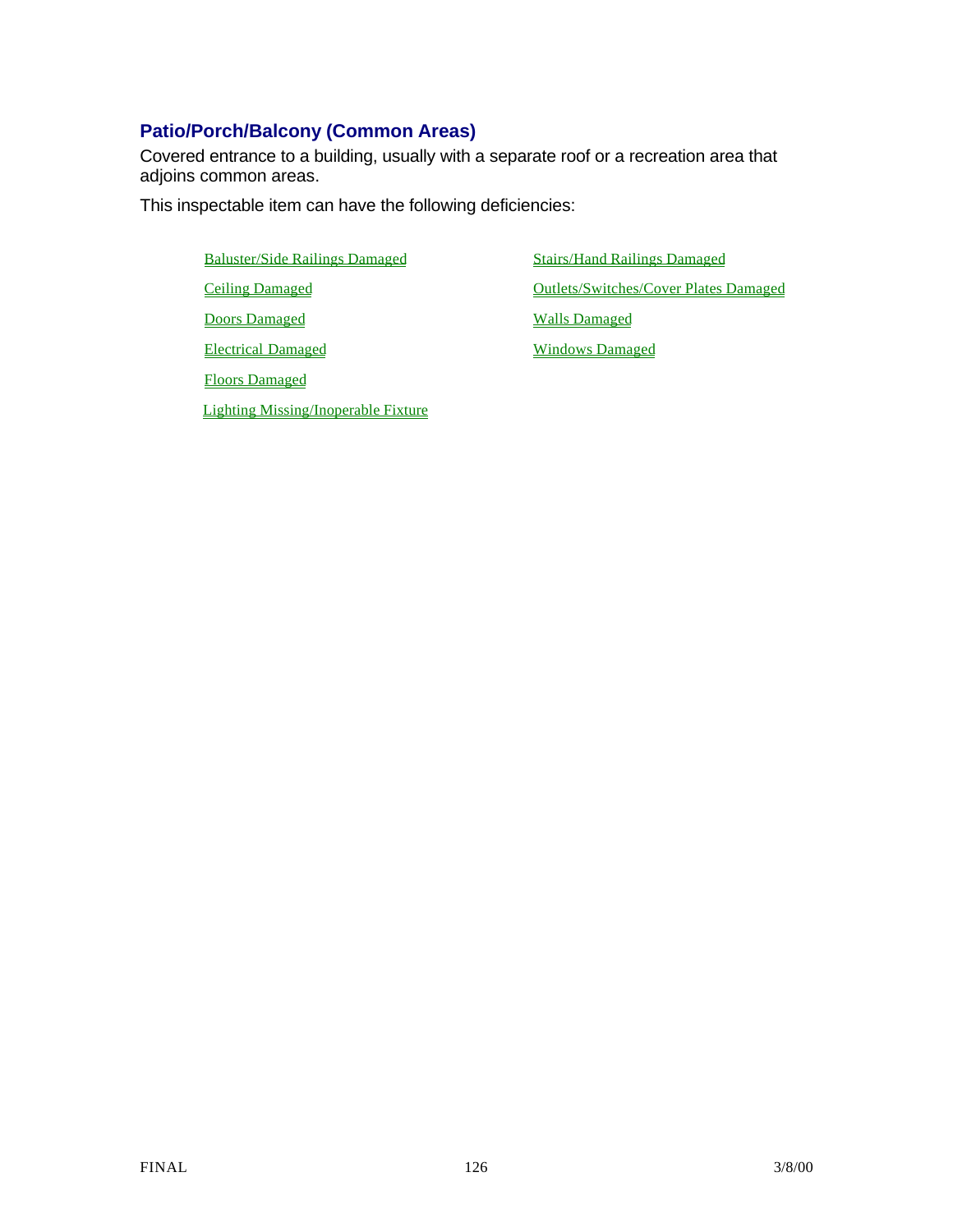## Patio/Porch/Balcony (Common Areas)

Covered entrance to a building, usually with a separate roof or a recreation area that adjoins common areas.

This inspectable item can have the following deficiencies:

- Baluster/Side Railings Damaged
- Ceiling Damaged
- Doors Damaged
- Electrical Damaged
- Floors Damaged
- Lighting Missing/Inoperable Fixture
- Stairs/Hand Railings Damaged
- Outlets/Switches/Cover Plates Damaged
- Walls Damaged
- Windows Damaged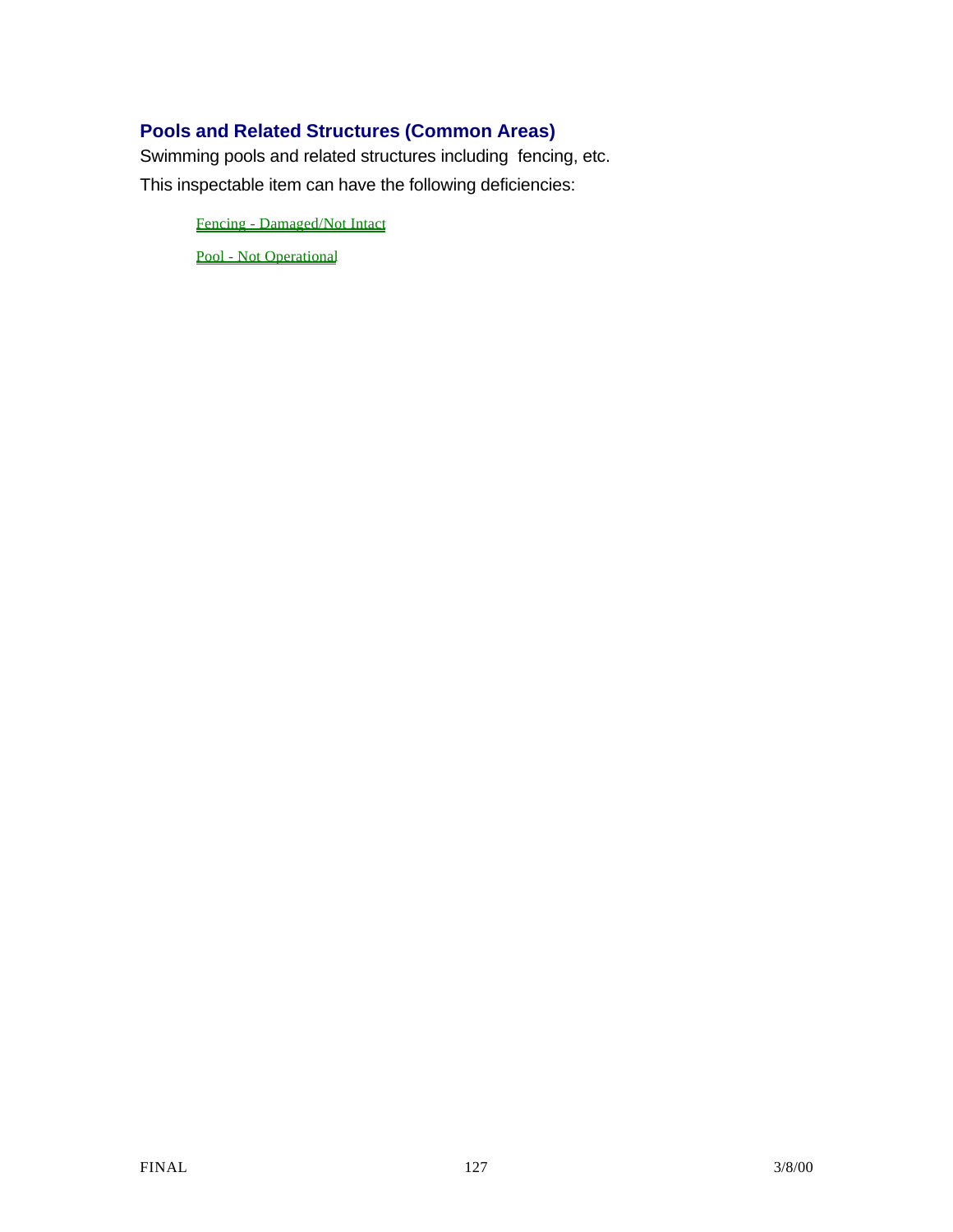## Pools and Related Structures (Common Areas)

Swimming pools and related structures including fencing, etc.

This inspectable item can have the following deficiencies:

- Fencing - Damaged/Not Intact
- Pool - Not Operational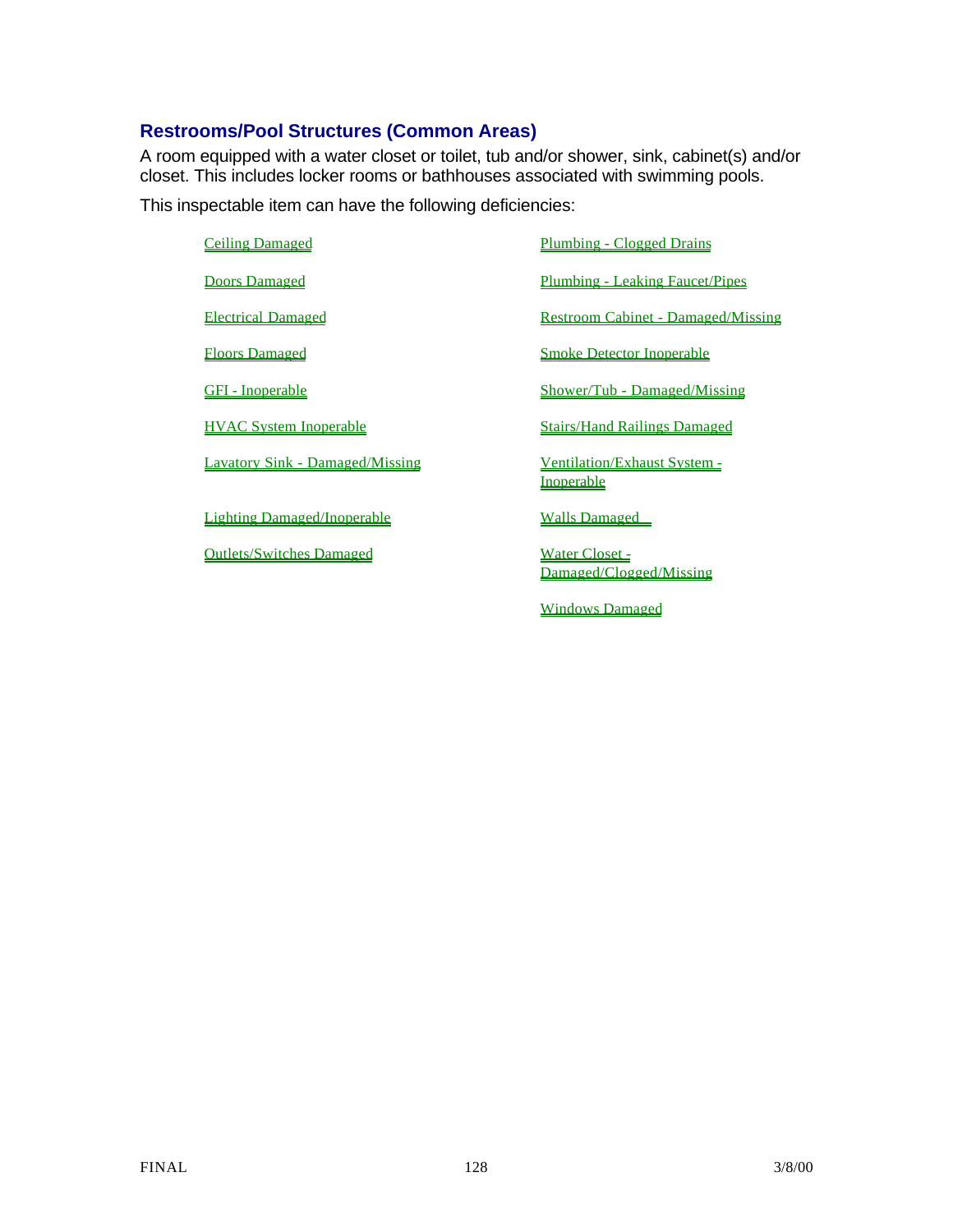## Restrooms/Pool Structures (Common Areas)

A room equipped with a water closet or toilet, tub and/or shower, sink, cabinet(s) and/or closet. This includes locker rooms or bathhouses associated with swimming pools.

This inspectable item can have the following deficiencies:

- Ceiling Damaged
- Doors Damaged
- Electrical Damaged
- Floors Damaged
- GFI - Inoperable
- HVAC System Inoperable
- Lavatory Sink - Damaged/Missing
- Lighting Damaged/Inoperable
- Outlets/Switches Damaged
- Plumbing - Clogged Drains
- Plumbing - Leaking Faucet/Pipes
- Restroom Cabinet - Damaged/Missing
- Smoke Detector Inoperable
- Shower/Tub - Damaged/Missing
- Stairs/Hand Railings Damaged
- Ventilation/Exhaust System - Inoperable
- Walls Damaged
- Water Closet - Damaged/Clogged/Missing
- Windows Damaged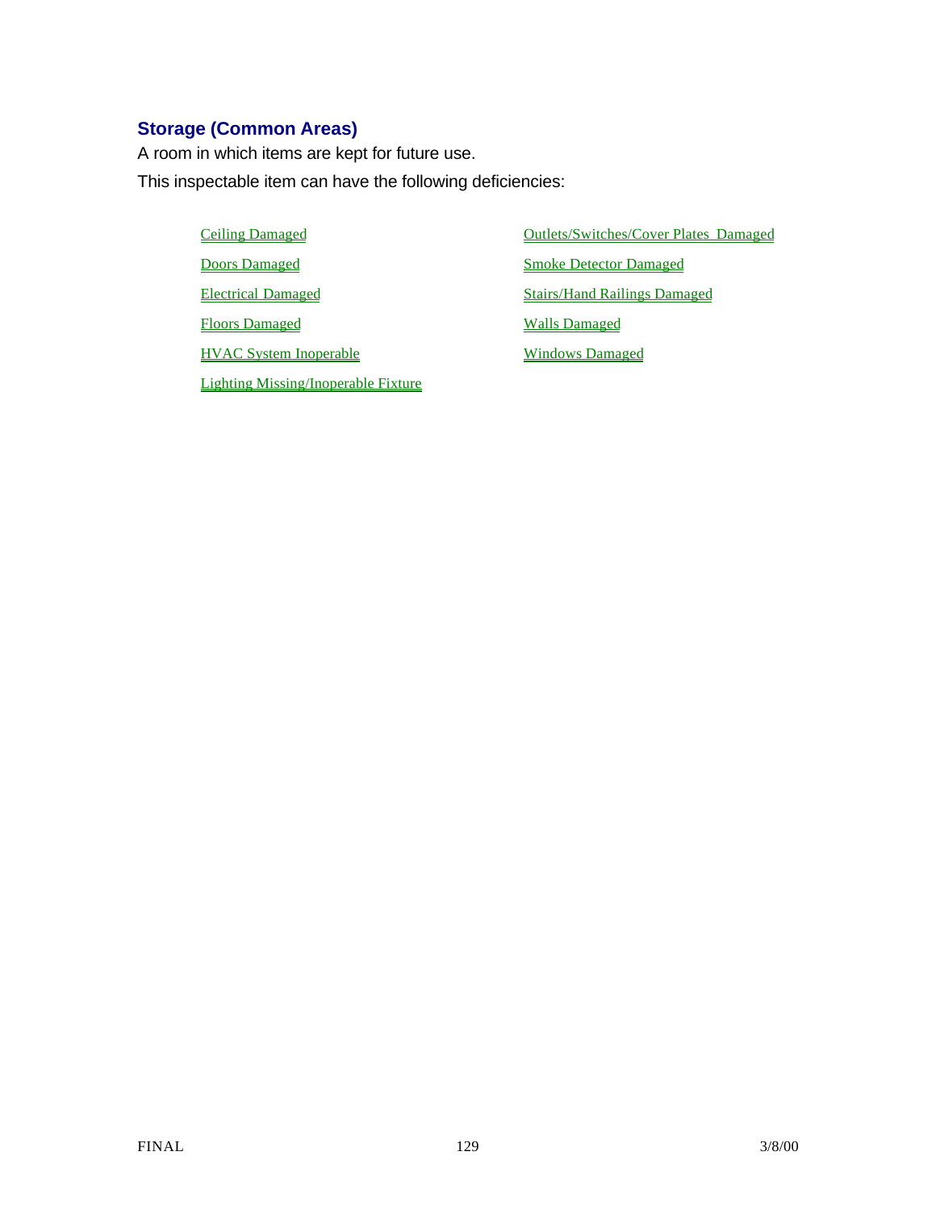## Storage (Common Areas)

A room in which items are kept for future use.

This inspectable item can have the following deficiencies:

- Ceiling Damaged
- Doors Damaged
- Electrical Damaged
- Floors Damaged
- HVAC System Inoperable
- Lighting Missing/Inoperable Fixture
- Outlets/Switches/Cover Plates Damaged
- Smoke Detector Damaged
- Stairs/Hand Railings Damaged
- Walls Damaged
- Windows Damaged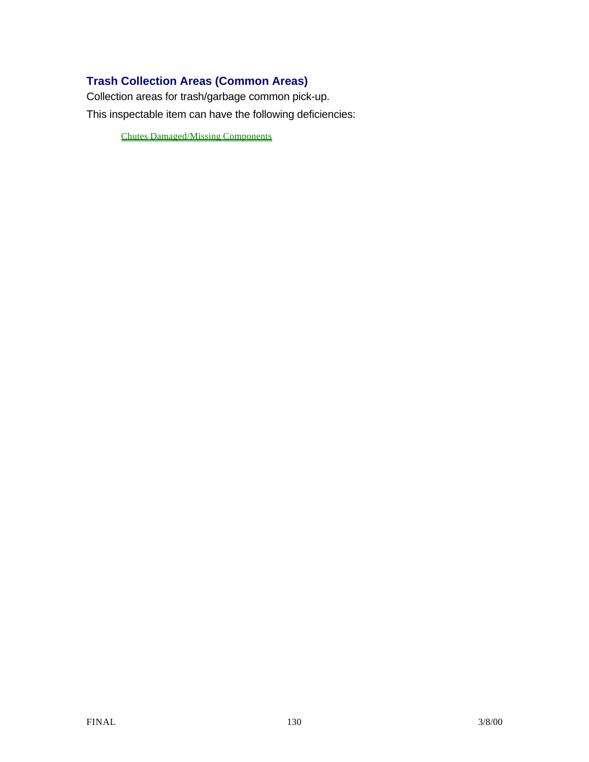## Trash Collection Areas (Common Areas)

Collection areas for trash/garbage common pick-up.

This inspectable item can have the following deficiencies:

- Chutes Damaged/Missing Components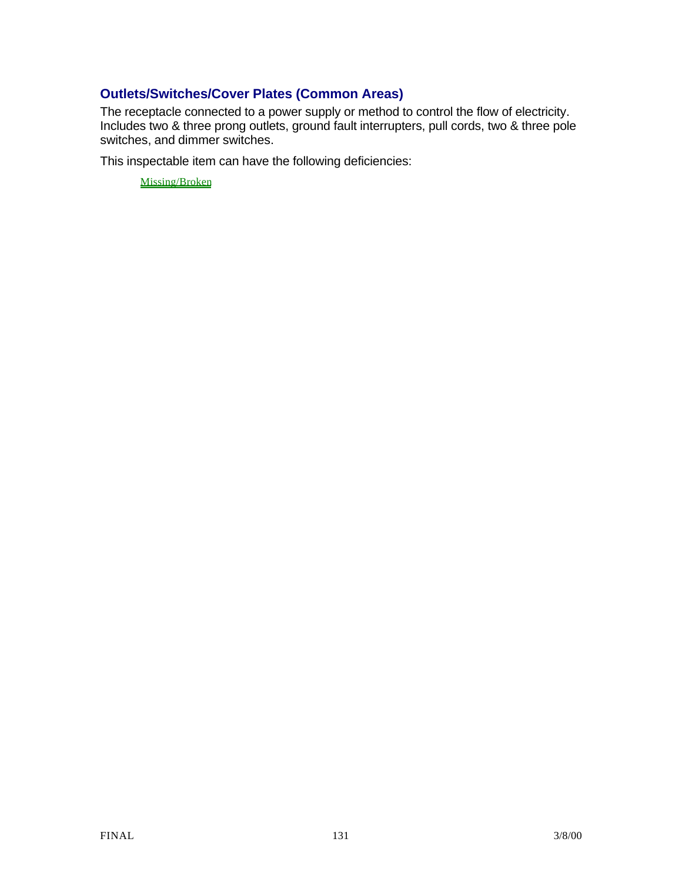### Outlets/Switches/Cover Plates (Common Areas)

The receptacle connected to a power supply or method to control the flow of electricity. Includes two & three prong outlets, ground fault interrupters, pull cords, two & three pole switches, and dimmer switches.

This inspectable item can have the following deficiencies:

Missing/Broken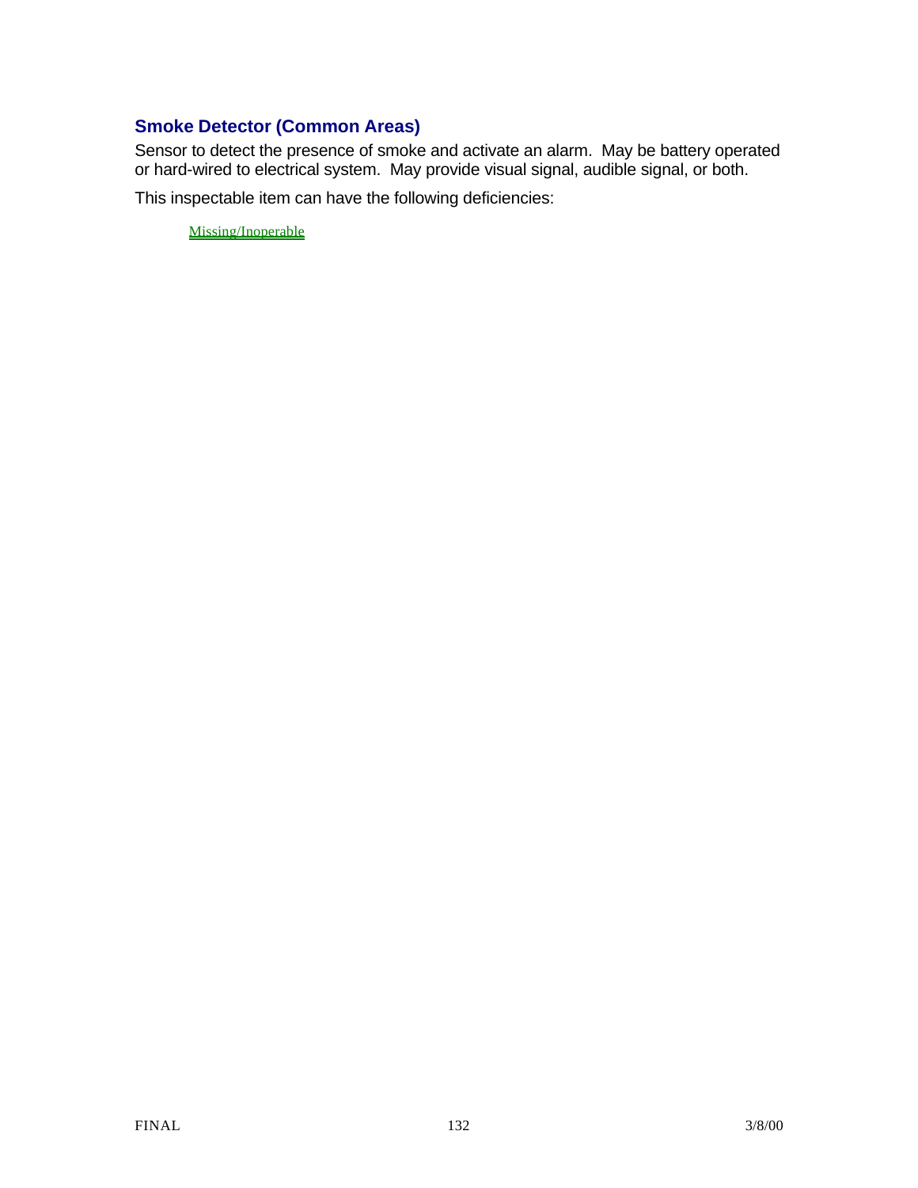## Smoke Detector (Common Areas)

Sensor to detect the presence of smoke and activate an alarm. May be battery operated or hard-wired to electrical system. May provide visual signal, audible signal, or both.

This inspectable item can have the following deficiencies:

Missing/Inoperable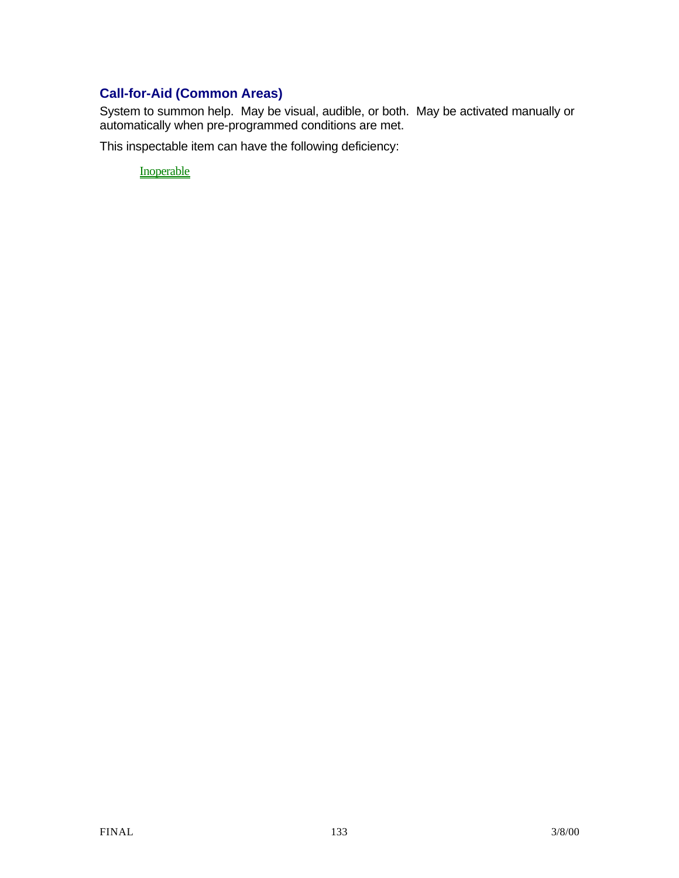## Call-for-Aid (Common Areas)

System to summon help. May be visual, audible, or both. May be activated manually or automatically when pre-programmed conditions are met.

This inspectable item can have the following deficiency:

Inoperable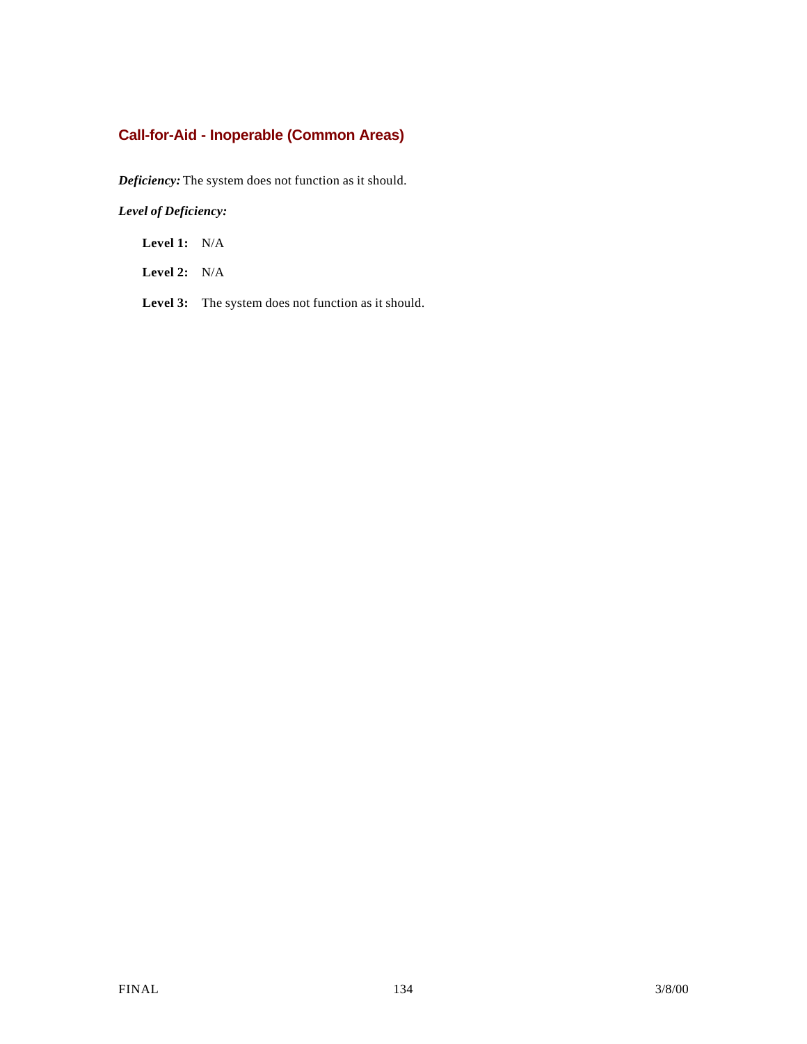## Call-for-Aid - Inoperable (Common Areas)

***Deficiency:*** The system does not function as it should.

***Level of Deficiency:***

**Level 1:** N/A

**Level 2:** N/A

**Level 3:** The system does not function as it should.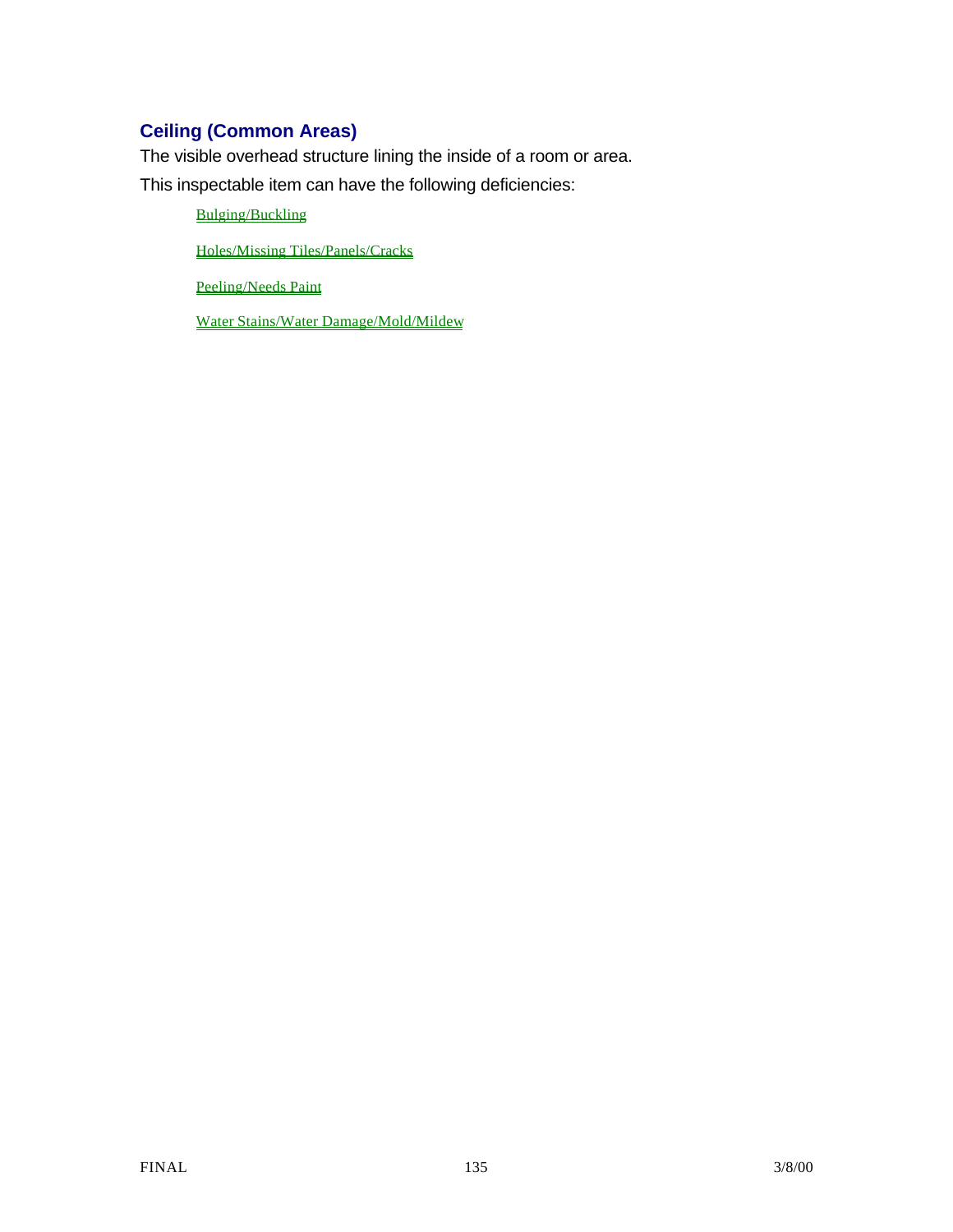## Ceiling (Common Areas)

The visible overhead structure lining the inside of a room or area.

This inspectable item can have the following deficiencies:

- Bulging/Buckling
- Holes/Missing Tiles/Panels/Cracks
- Peeling/Needs Paint
- Water Stains/Water Damage/Mold/Mildew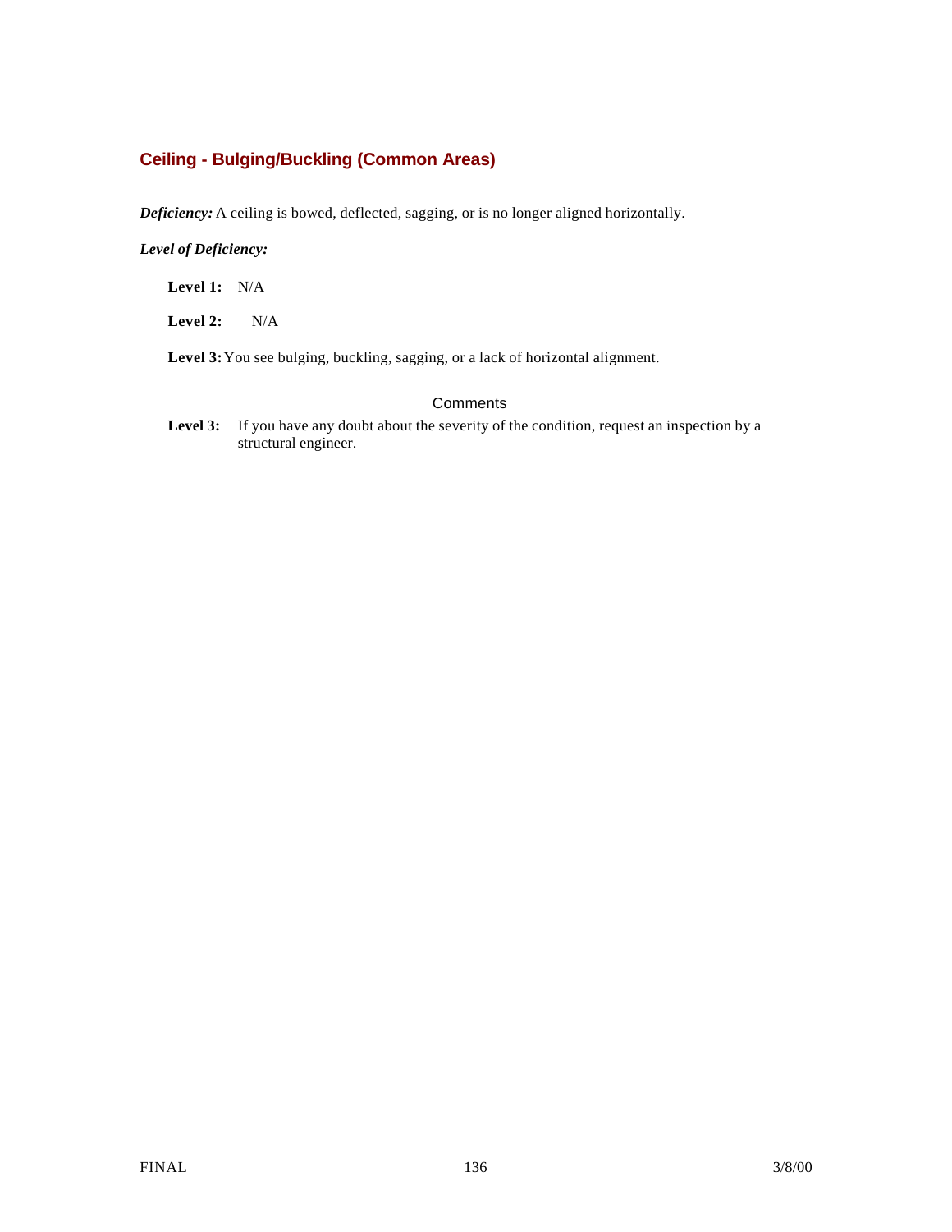## Ceiling - Bulging/Buckling (Common Areas)

***Deficiency:*** A ceiling is bowed, deflected, sagging, or is no longer aligned horizontally.

***Level of Deficiency:***

**Level 1:** N/A

**Level 2:** N/A

**Level 3:** You see bulging, buckling, sagging, or a lack of horizontal alignment.

### Comments

**Level 3:** If you have any doubt about the severity of the condition, request an inspection by a structural engineer.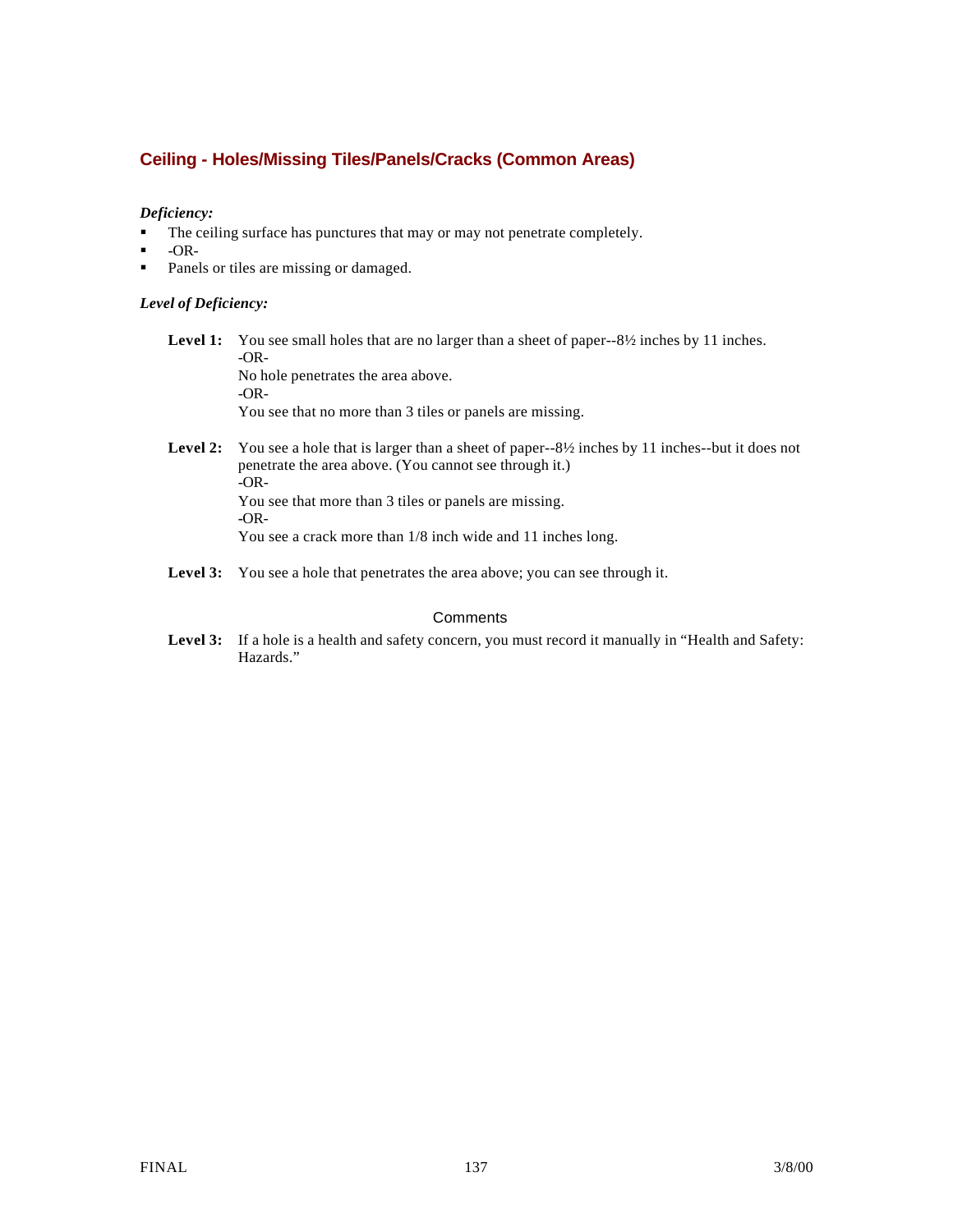## Ceiling - Holes/Missing Tiles/Panels/Cracks (Common Areas)

***Deficiency:***

- The ceiling surface has punctures that may or may not penetrate completely.
- -OR-
- Panels or tiles are missing or damaged.

***Level of Deficiency:***

**Level 1:** You see small holes that are no larger than a sheet of paper--8½ inches by 11 inches.
-OR-
No hole penetrates the area above.
-OR-
You see that no more than 3 tiles or panels are missing.

**Level 2:** You see a hole that is larger than a sheet of paper--8½ inches by 11 inches--but it does not penetrate the area above. (You cannot see through it.)
-OR-
You see that more than 3 tiles or panels are missing.
-OR-
You see a crack more than 1/8 inch wide and 11 inches long.

**Level 3:** You see a hole that penetrates the area above; you can see through it.

Comments

**Level 3:** If a hole is a health and safety concern, you must record it manually in "Health and Safety: Hazards."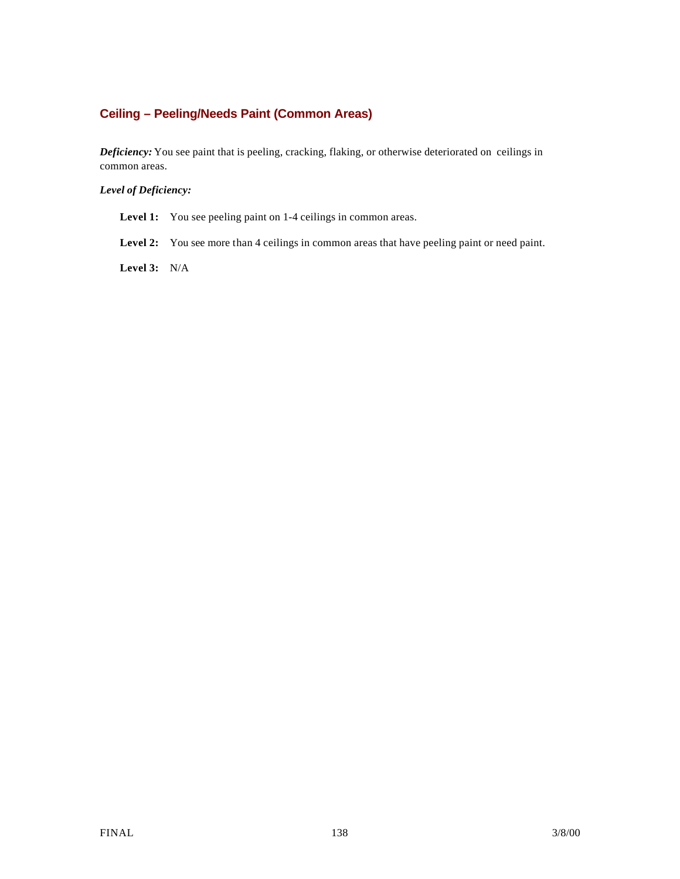### Ceiling – Peeling/Needs Paint (Common Areas)

***Deficiency:*** You see paint that is peeling, cracking, flaking, or otherwise deteriorated on ceilings in common areas.

***Level of Deficiency:***

**Level 1:** You see peeling paint on 1-4 ceilings in common areas.

**Level 2:** You see more than 4 ceilings in common areas that have peeling paint or need paint.

**Level 3:** N/A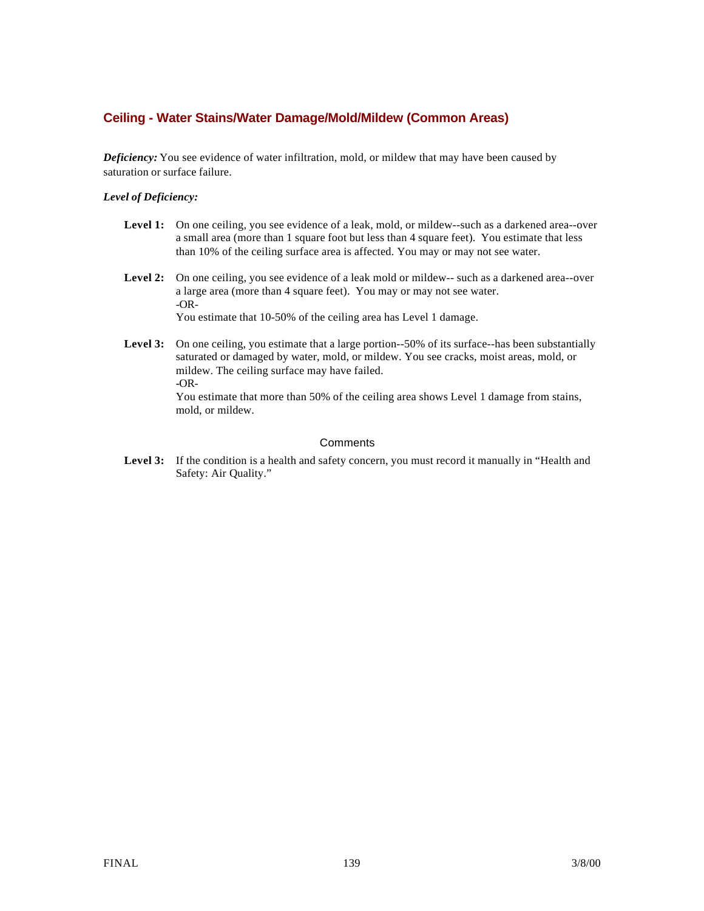## Ceiling - Water Stains/Water Damage/Mold/Mildew (Common Areas)

***Deficiency:*** You see evidence of water infiltration, mold, or mildew that may have been caused by saturation or surface failure.

***Level of Deficiency:***

**Level 1:** On one ceiling, you see evidence of a leak, mold, or mildew--such as a darkened area--over a small area (more than 1 square foot but less than 4 square feet). You estimate that less than 10% of the ceiling surface area is affected. You may or may not see water.

**Level 2:** On one ceiling, you see evidence of a leak mold or mildew-- such as a darkened area--over a large area (more than 4 square feet). You may or may not see water.
-OR-
You estimate that 10-50% of the ceiling area has Level 1 damage.

**Level 3:** On one ceiling, you estimate that a large portion--50% of its surface--has been substantially saturated or damaged by water, mold, or mildew. You see cracks, moist areas, mold, or mildew. The ceiling surface may have failed.
-OR-
You estimate that more than 50% of the ceiling area shows Level 1 damage from stains, mold, or mildew.

### Comments

**Level 3:** If the condition is a health and safety concern, you must record it manually in "Health and Safety: Air Quality."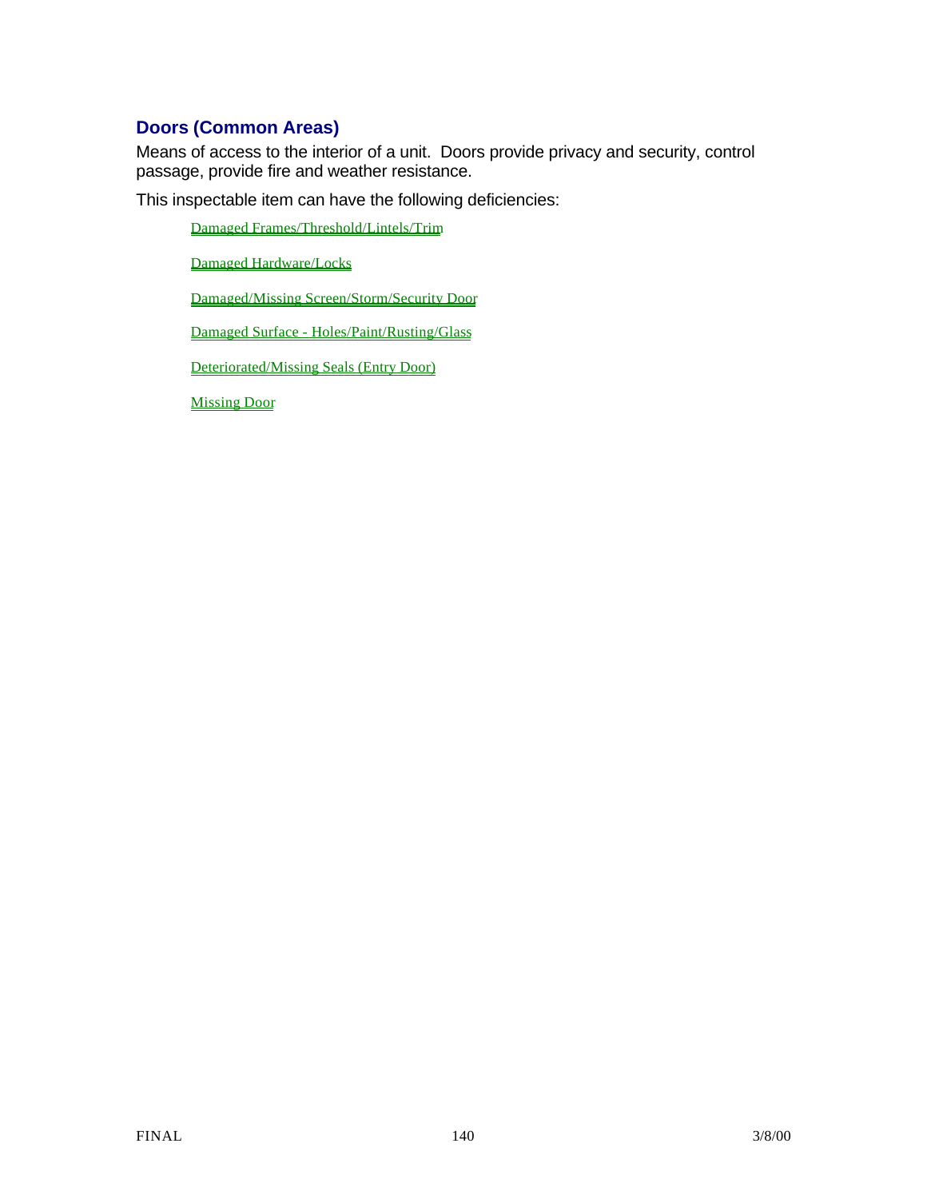## Doors (Common Areas)

Means of access to the interior of a unit. Doors provide privacy and security, control passage, provide fire and weather resistance.

This inspectable item can have the following deficiencies:

- Damaged Frames/Threshold/Lintels/Trim
- Damaged Hardware/Locks
- Damaged/Missing Screen/Storm/Security Door
- Damaged Surface - Holes/Paint/Rusting/Glass
- Deteriorated/Missing Seals (Entry Door)
- Missing Door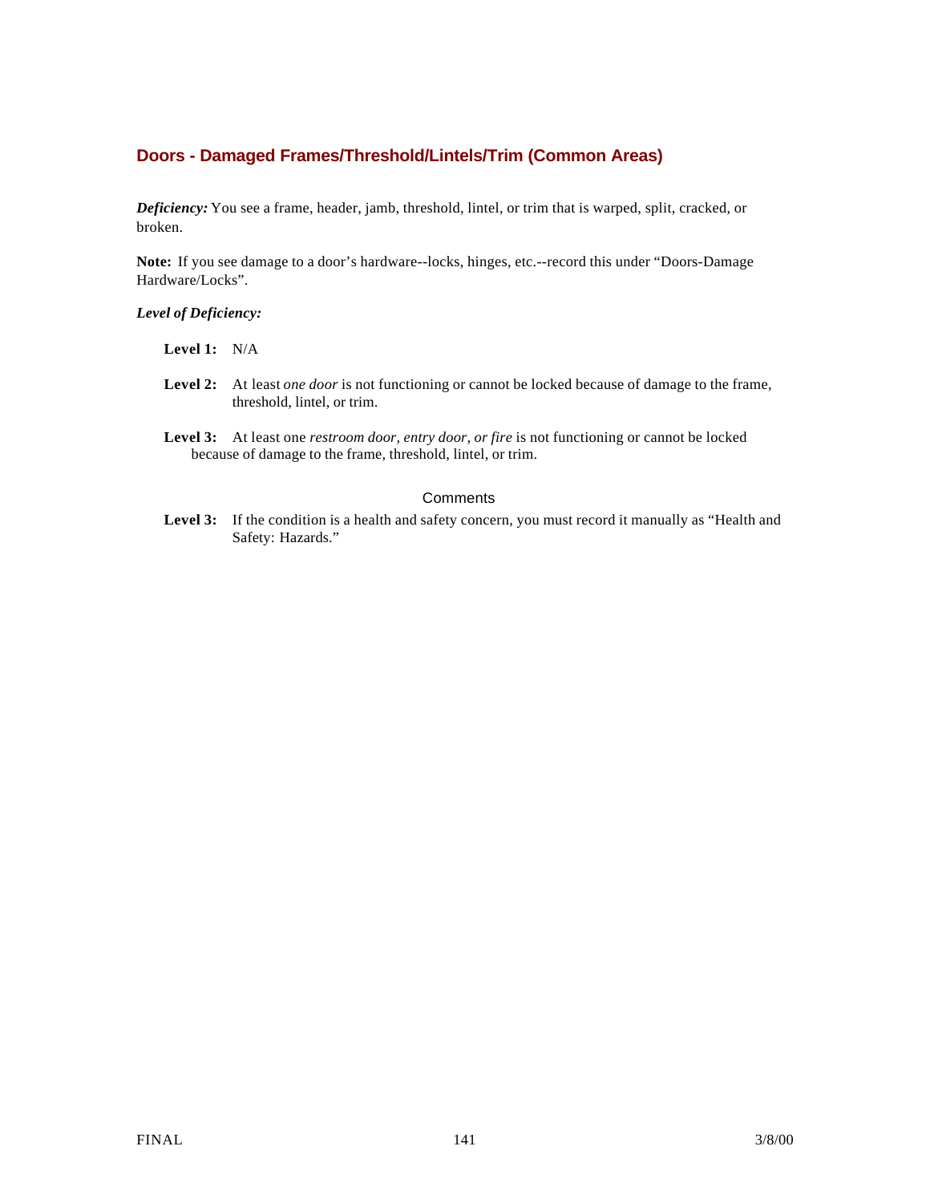## Doors - Damaged Frames/Threshold/Lintels/Trim (Common Areas)

***Deficiency:*** You see a frame, header, jamb, threshold, lintel, or trim that is warped, split, cracked, or broken.

**Note:** If you see damage to a door's hardware--locks, hinges, etc.--record this under "Doors-Damage Hardware/Locks".

***Level of Deficiency:***

**Level 1:** N/A

**Level 2:** At least *one door* is not functioning or cannot be locked because of damage to the frame, threshold, lintel, or trim.

**Level 3:** At least one *restroom door, entry door, or fire* is not functioning or cannot be locked because of damage to the frame, threshold, lintel, or trim.

Comments

**Level 3:** If the condition is a health and safety concern, you must record it manually as "Health and Safety: Hazards."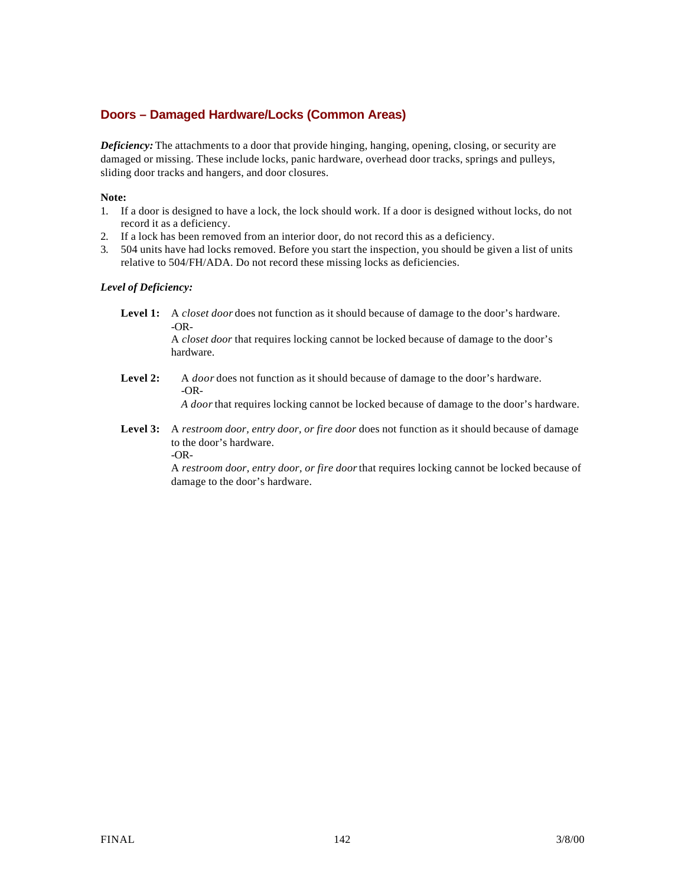## Doors – Damaged Hardware/Locks (Common Areas)

***Deficiency:*** The attachments to a door that provide hinging, hanging, opening, closing, or security are damaged or missing. These include locks, panic hardware, overhead door tracks, springs and pulleys, sliding door tracks and hangers, and door closures.

**Note:**

1. If a door is designed to have a lock, the lock should work. If a door is designed without locks, do not record it as a deficiency.
2. If a lock has been removed from an interior door, do not record this as a deficiency.
3. 504 units have had locks removed. Before you start the inspection, you should be given a list of units relative to 504/FH/ADA. Do not record these missing locks as deficiencies.

***Level of Deficiency:***

**Level 1:** A *closet door* does not function as it should because of damage to the door's hardware.
-OR-
A *closet door* that requires locking cannot be locked because of damage to the door's hardware.

**Level 2:** A *door* does not function as it should because of damage to the door's hardware.
-OR-
*A door* that requires locking cannot be locked because of damage to the door's hardware.

**Level 3:** A *restroom door, entry door, or fire door* does not function as it should because of damage to the door's hardware.
-OR-
A *restroom door, entry door, or fire door* that requires locking cannot be locked because of damage to the door's hardware.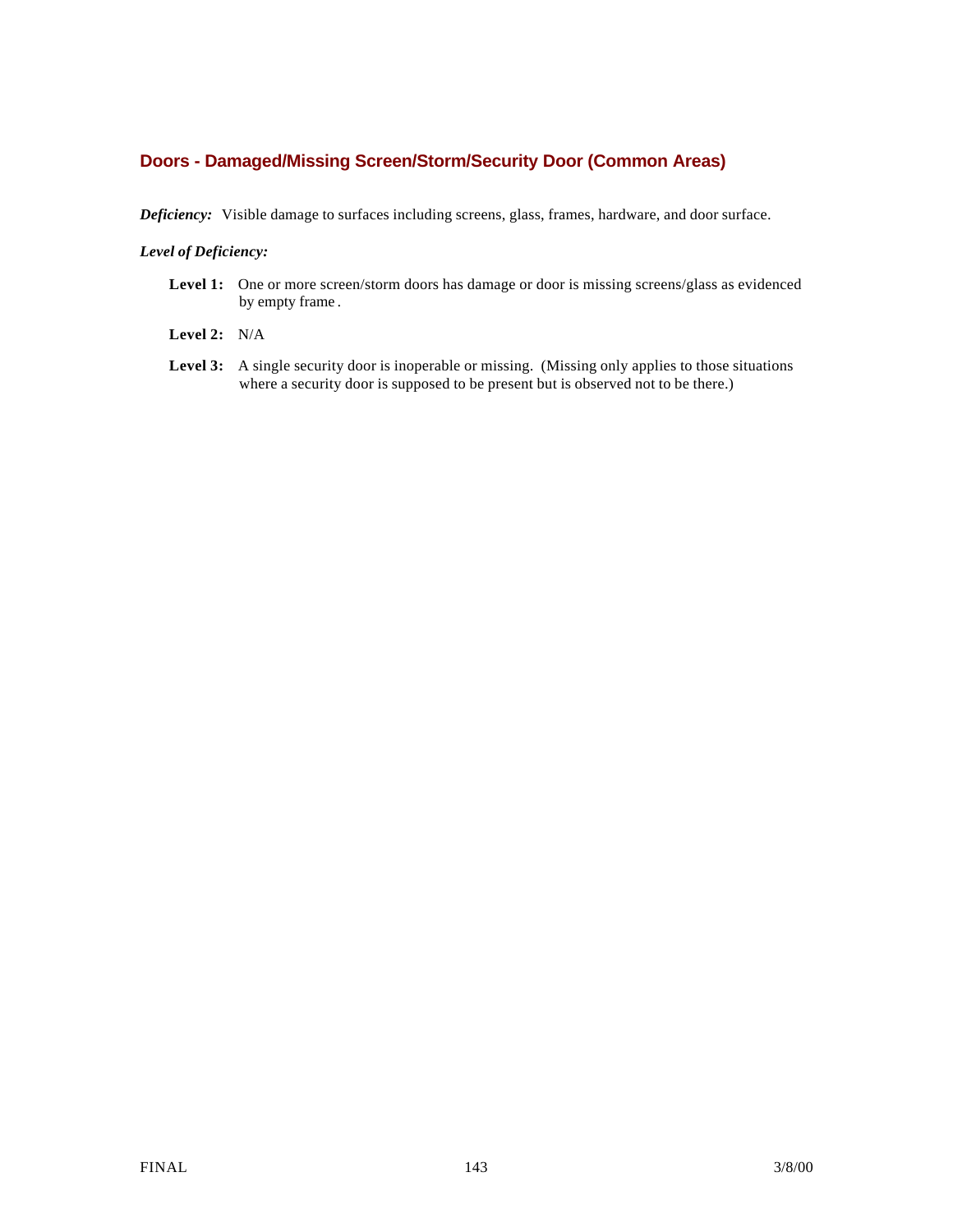## Doors - Damaged/Missing Screen/Storm/Security Door (Common Areas)

***Deficiency:*** Visible damage to surfaces including screens, glass, frames, hardware, and door surface.

***Level of Deficiency:***

**Level 1:** One or more screen/storm doors has damage or door is missing screens/glass as evidenced by empty frame.

**Level 2:** N/A

**Level 3:** A single security door is inoperable or missing. (Missing only applies to those situations where a security door is supposed to be present but is observed not to be there.)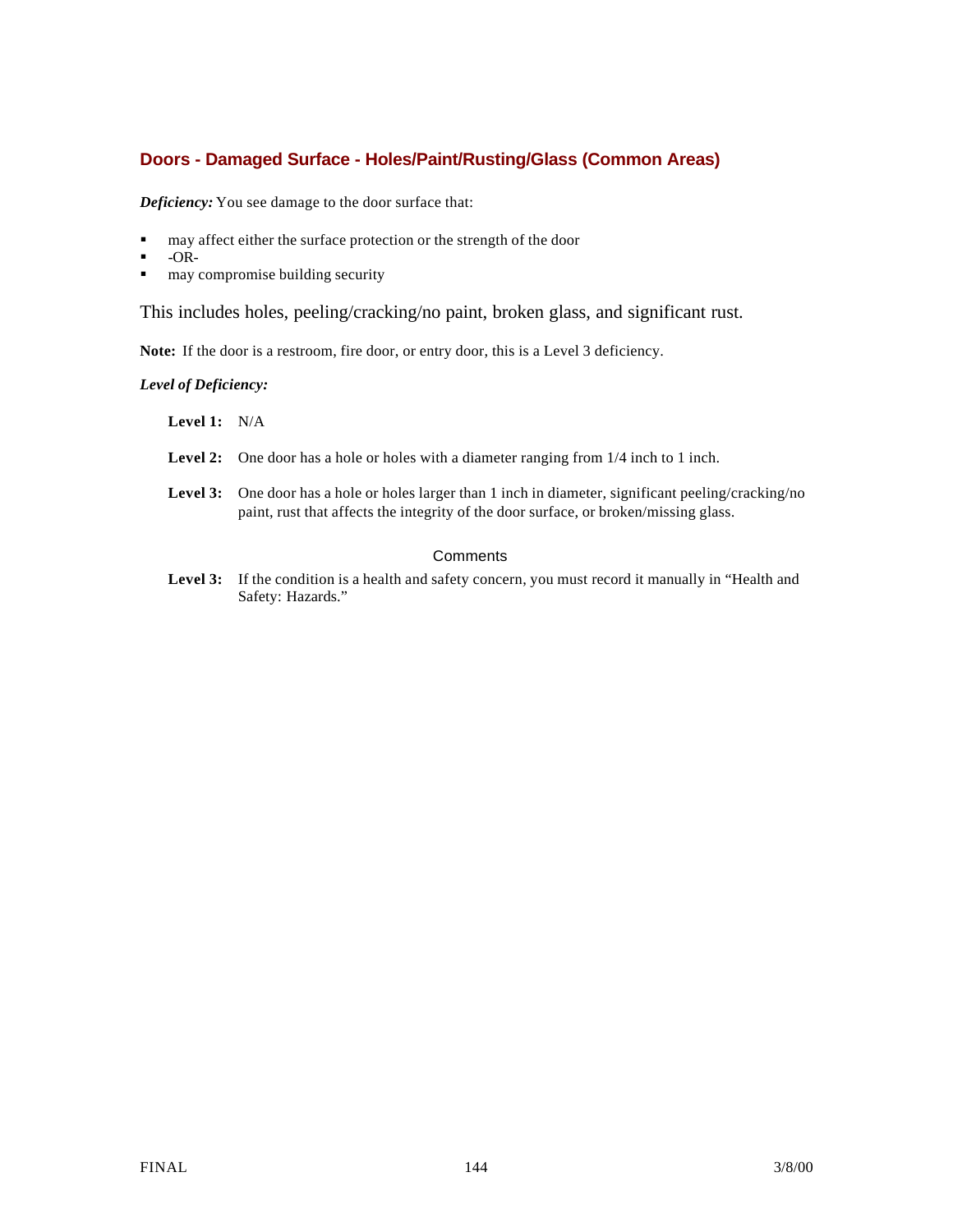## Doors - Damaged Surface - Holes/Paint/Rusting/Glass (Common Areas)

***Deficiency:*** You see damage to the door surface that:

- may affect either the surface protection or the strength of the door
- -OR-
- may compromise building security

This includes holes, peeling/cracking/no paint, broken glass, and significant rust.

**Note:** If the door is a restroom, fire door, or entry door, this is a Level 3 deficiency.

***Level of Deficiency:***

**Level 1:** N/A

**Level 2:** One door has a hole or holes with a diameter ranging from 1/4 inch to 1 inch.

**Level 3:** One door has a hole or holes larger than 1 inch in diameter, significant peeling/cracking/no paint, rust that affects the integrity of the door surface, or broken/missing glass.

Comments

**Level 3:** If the condition is a health and safety concern, you must record it manually in "Health and Safety: Hazards."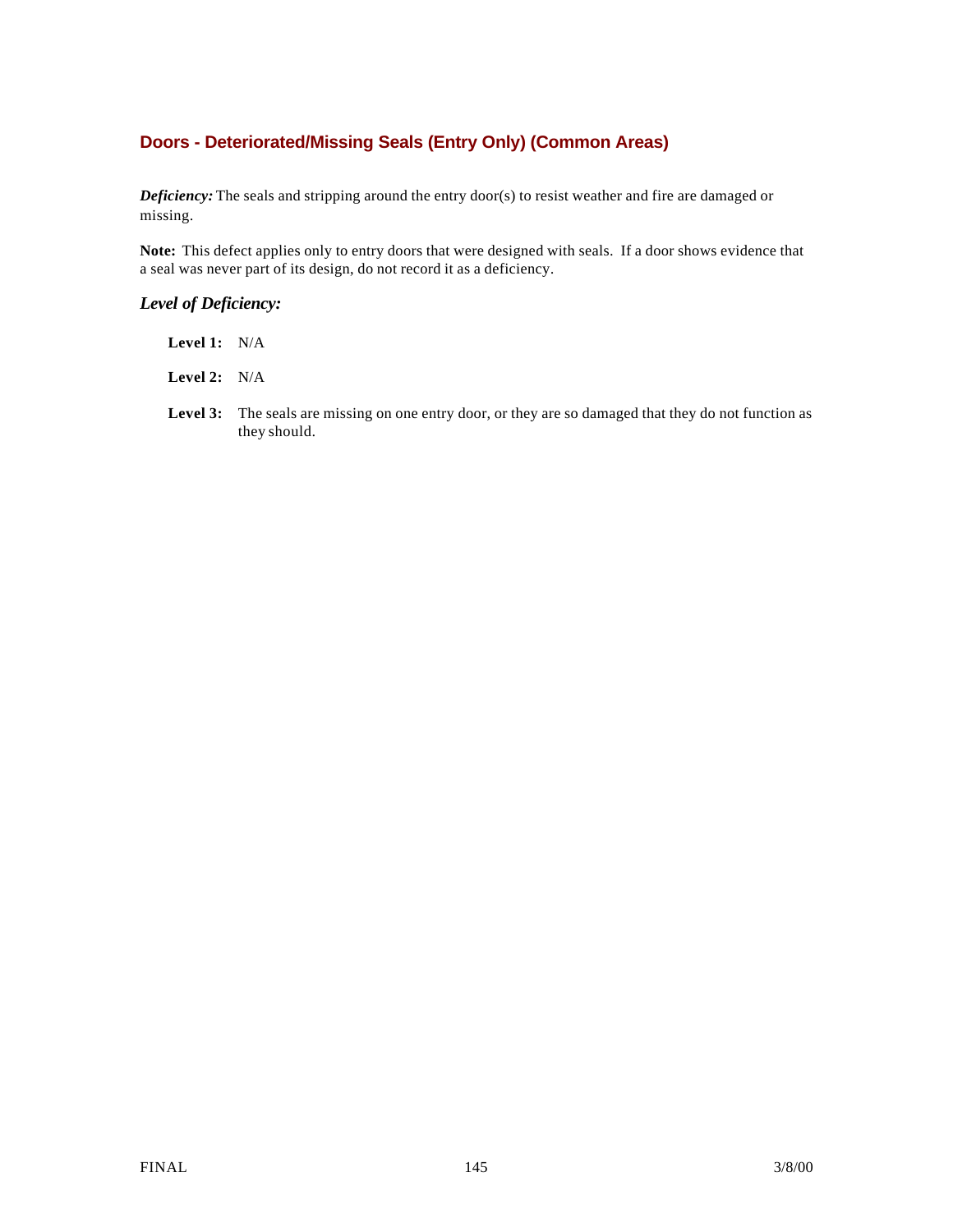## Doors - Deteriorated/Missing Seals (Entry Only) (Common Areas)

***Deficiency:*** The seals and stripping around the entry door(s) to resist weather and fire are damaged or missing.

**Note:** This defect applies only to entry doors that were designed with seals. If a door shows evidence that a seal was never part of its design, do not record it as a deficiency.

### *Level of Deficiency:*

**Level 1:** N/A

**Level 2:** N/A

**Level 3:** The seals are missing on one entry door, or they are so damaged that they do not function as they should.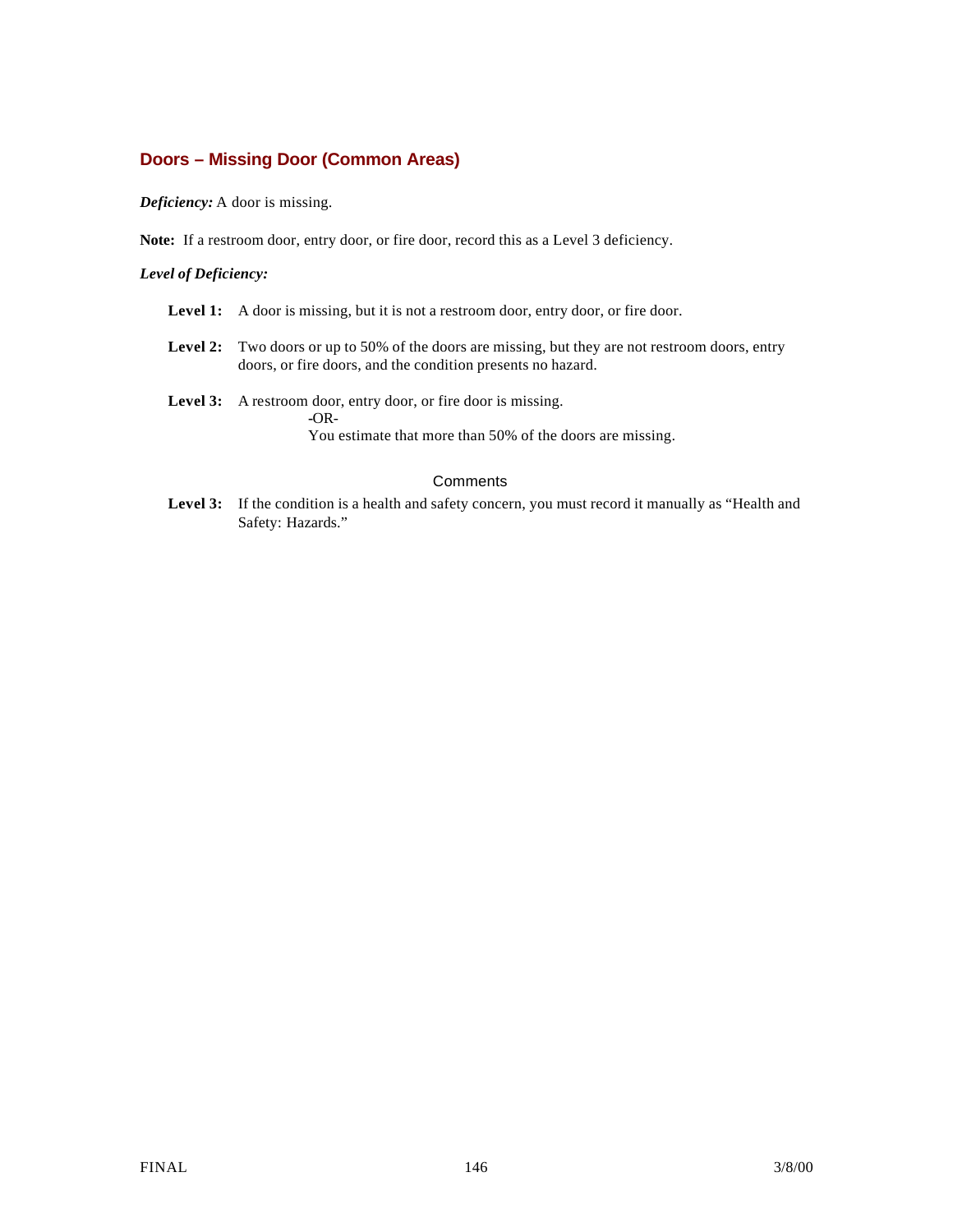## Doors – Missing Door (Common Areas)

***Deficiency:*** A door is missing.

**Note:** If a restroom door, entry door, or fire door, record this as a Level 3 deficiency.

***Level of Deficiency:***

**Level 1:** A door is missing, but it is not a restroom door, entry door, or fire door.

**Level 2:** Two doors or up to 50% of the doors are missing, but they are not restroom doors, entry doors, or fire doors, and the condition presents no hazard.

**Level 3:** A restroom door, entry door, or fire door is missing.
-OR-
You estimate that more than 50% of the doors are missing.

### Comments

**Level 3:** If the condition is a health and safety concern, you must record it manually as "Health and Safety: Hazards."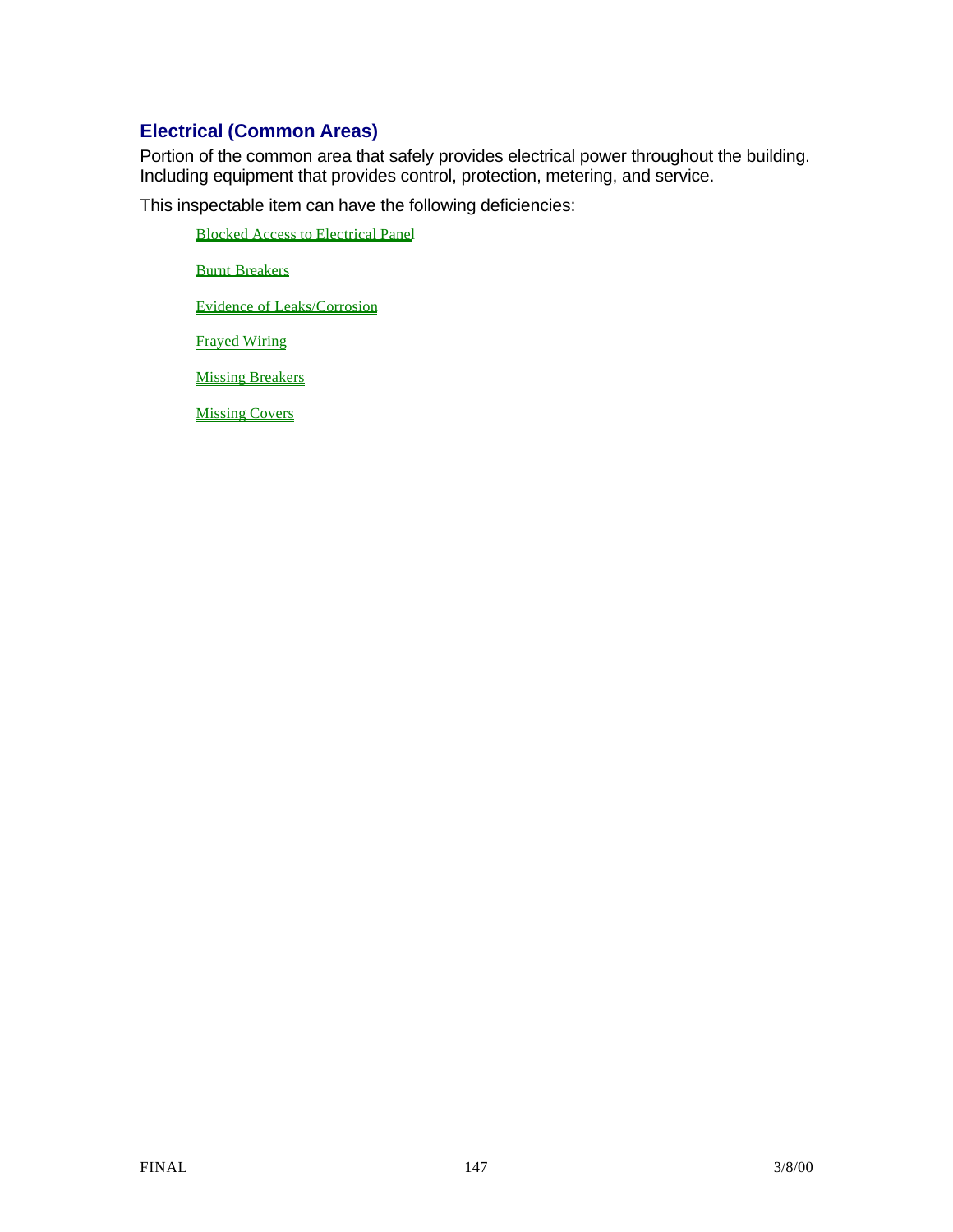## Electrical (Common Areas)

Portion of the common area that safely provides electrical power throughout the building. Including equipment that provides control, protection, metering, and service.

This inspectable item can have the following deficiencies:

- Blocked Access to Electrical Panel
- Burnt Breakers
- Evidence of Leaks/Corrosion
- Frayed Wiring
- Missing Breakers
- Missing Covers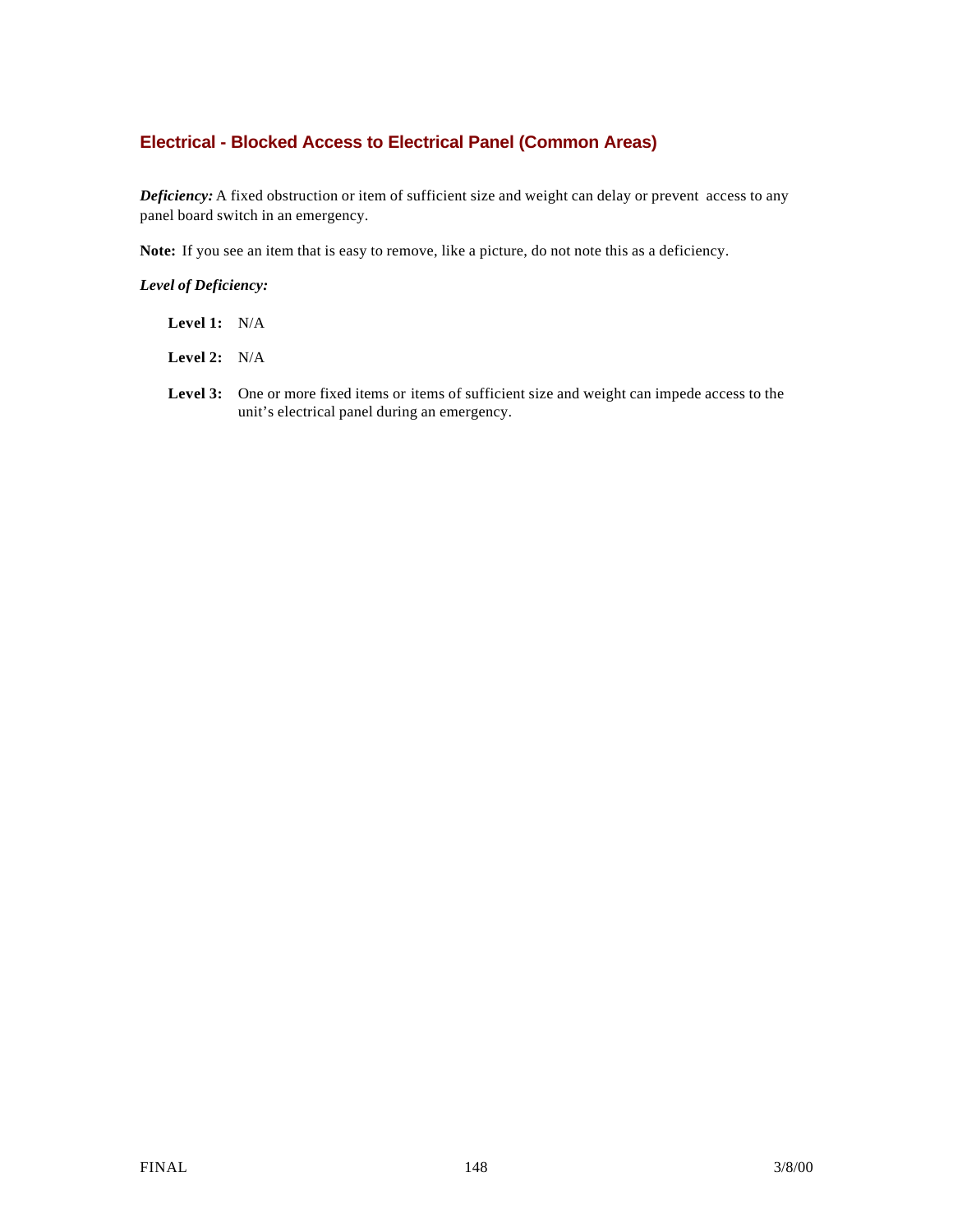## Electrical - Blocked Access to Electrical Panel (Common Areas)

***Deficiency:*** A fixed obstruction or item of sufficient size and weight can delay or prevent access to any panel board switch in an emergency.

**Note:** If you see an item that is easy to remove, like a picture, do not note this as a deficiency.

***Level of Deficiency:***

**Level 1:** N/A

**Level 2:** N/A

**Level 3:** One or more fixed items or items of sufficient size and weight can impede access to the unit's electrical panel during an emergency.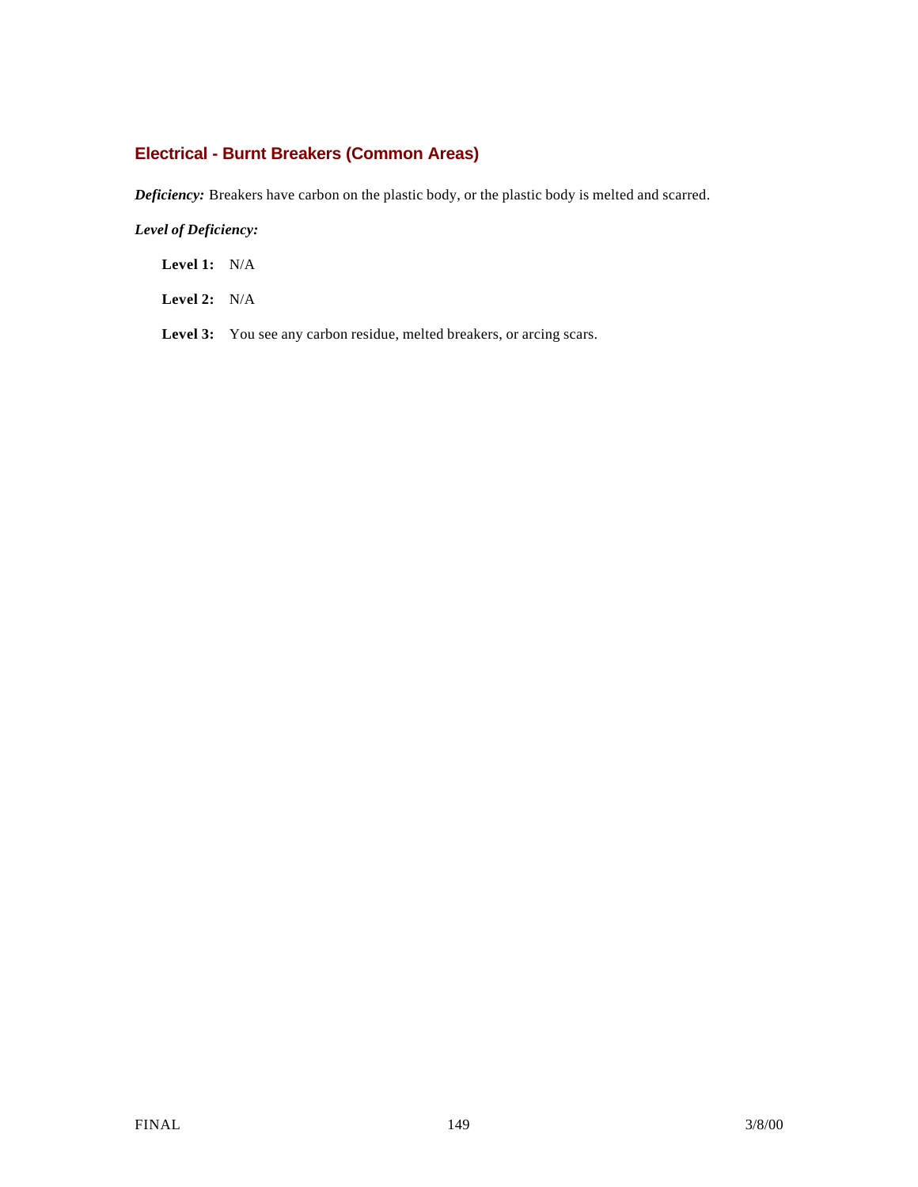## Electrical - Burnt Breakers (Common Areas)

***Deficiency:*** Breakers have carbon on the plastic body, or the plastic body is melted and scarred.

***Level of Deficiency:***

**Level 1:** N/A

**Level 2:** N/A

**Level 3:** You see any carbon residue, melted breakers, or arcing scars.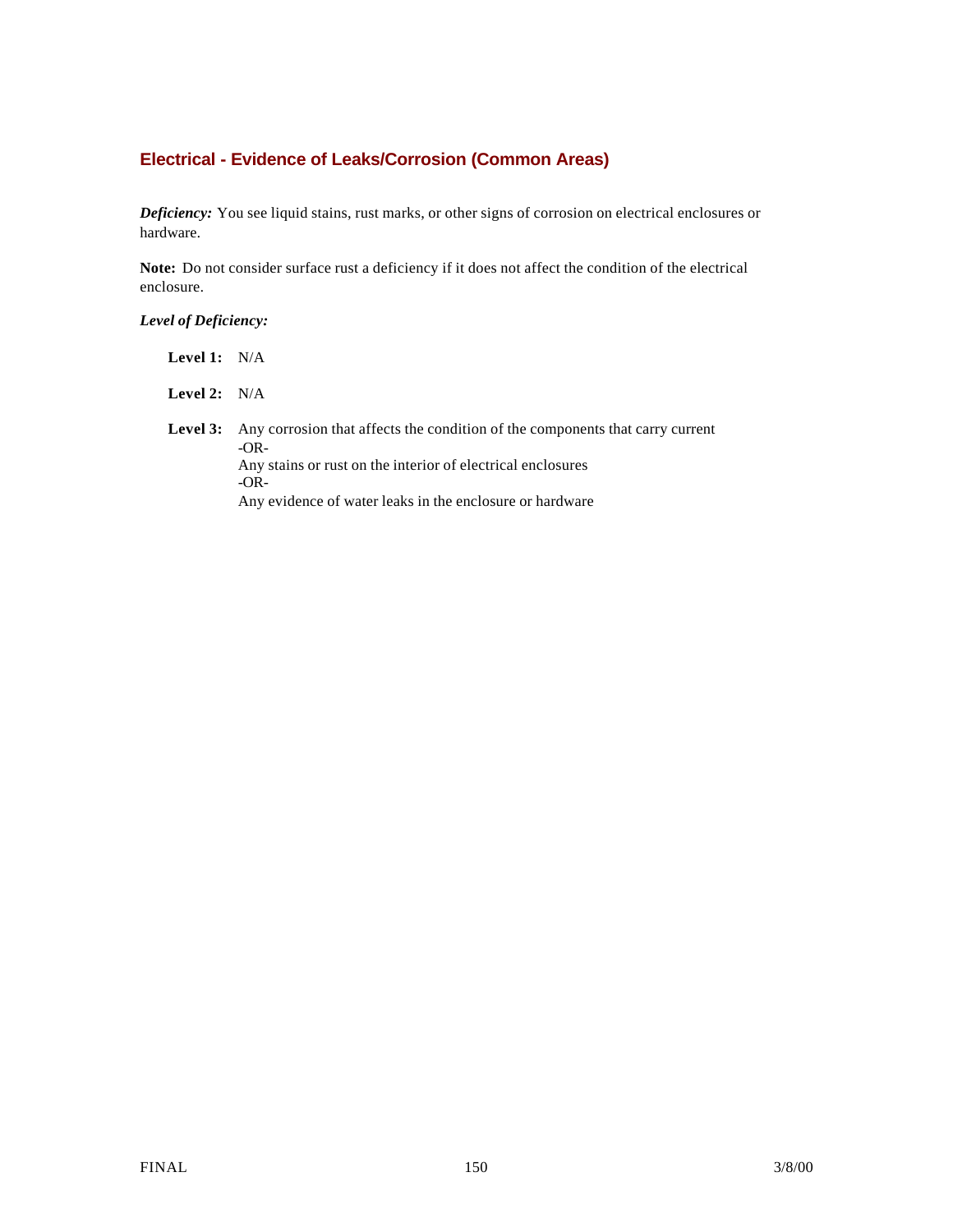## Electrical - Evidence of Leaks/Corrosion (Common Areas)

***Deficiency:*** You see liquid stains, rust marks, or other signs of corrosion on electrical enclosures or hardware.

**Note:** Do not consider surface rust a deficiency if it does not affect the condition of the electrical enclosure.

***Level of Deficiency:***

**Level 1:** N/A

**Level 2:** N/A

**Level 3:** Any corrosion that affects the condition of the components that carry current
-OR-
Any stains or rust on the interior of electrical enclosures
-OR-
Any evidence of water leaks in the enclosure or hardware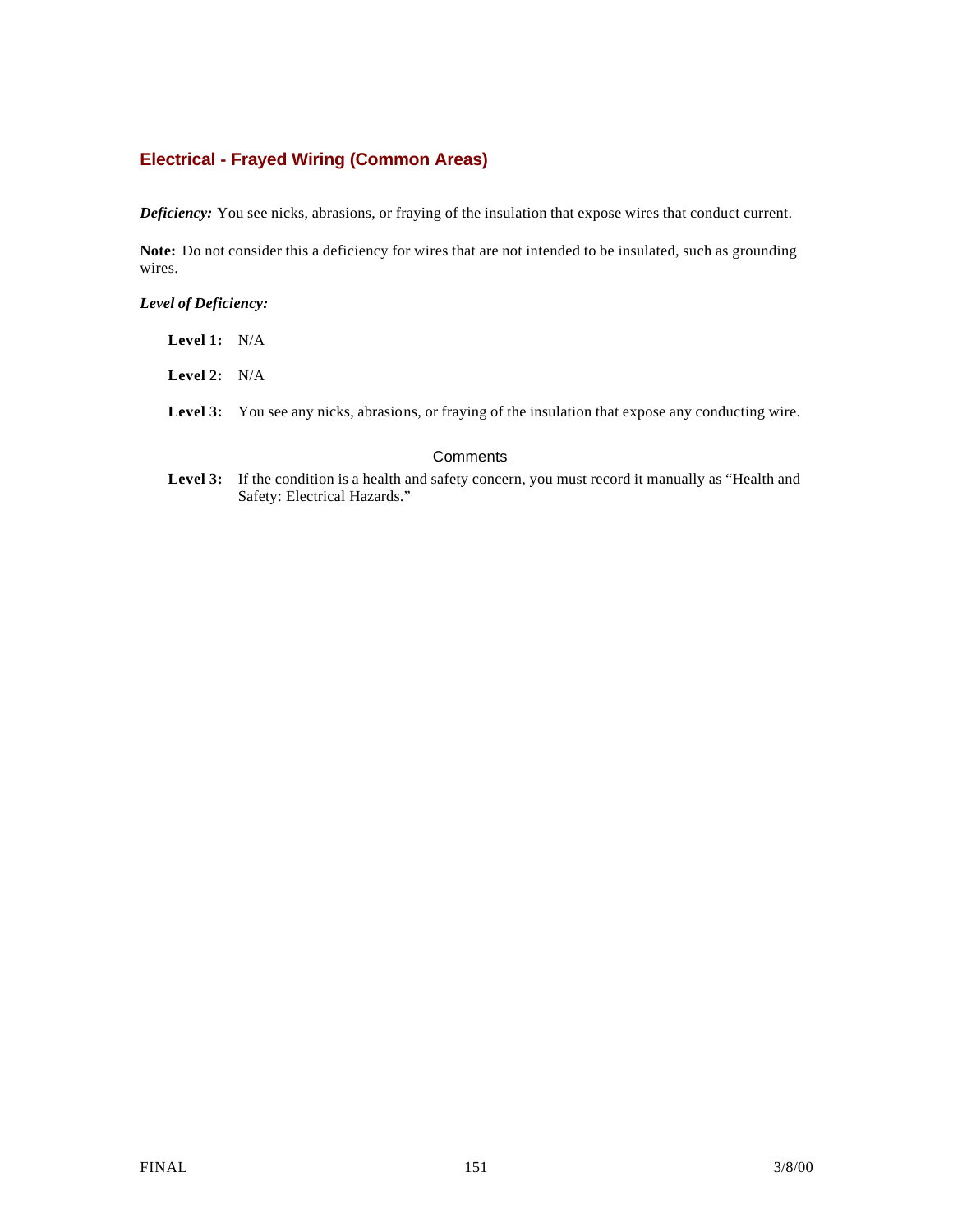## Electrical - Frayed Wiring (Common Areas)

***Deficiency:*** You see nicks, abrasions, or fraying of the insulation that expose wires that conduct current.

**Note:** Do not consider this a deficiency for wires that are not intended to be insulated, such as grounding wires.

***Level of Deficiency:***

**Level 1:** N/A

**Level 2:** N/A

**Level 3:** You see any nicks, abrasions, or fraying of the insulation that expose any conducting wire.

Comments

**Level 3:** If the condition is a health and safety concern, you must record it manually as "Health and Safety: Electrical Hazards."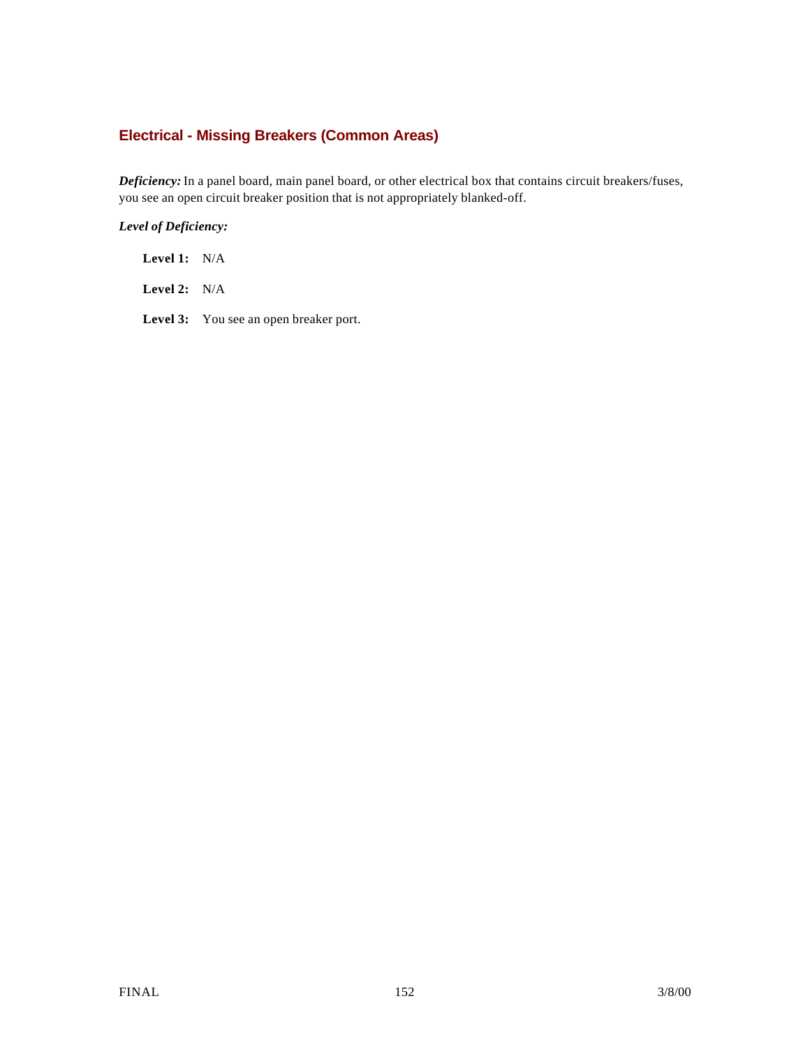## Electrical - Missing Breakers (Common Areas)

***Deficiency:*** In a panel board, main panel board, or other electrical box that contains circuit breakers/fuses, you see an open circuit breaker position that is not appropriately blanked-off.

***Level of Deficiency:***

**Level 1:** N/A

**Level 2:** N/A

**Level 3:** You see an open breaker port.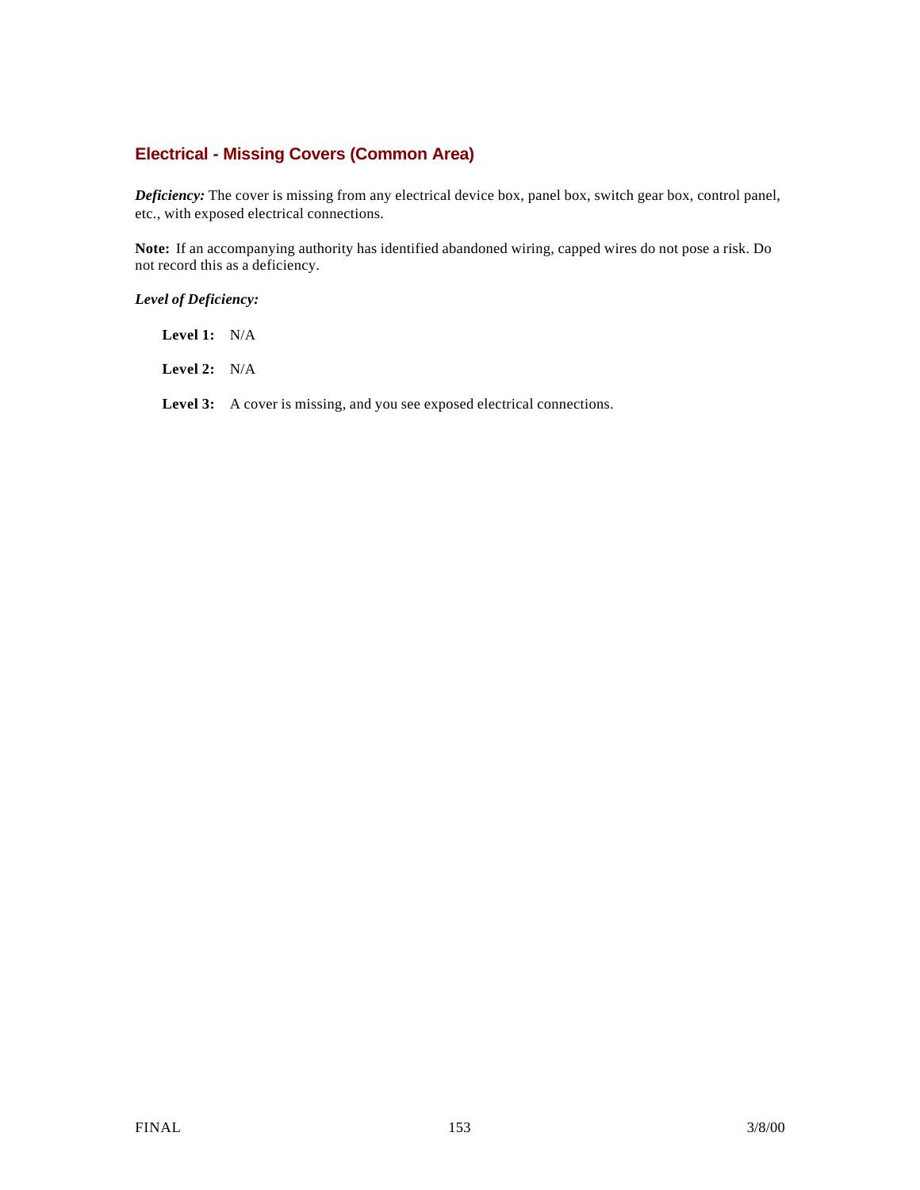### Electrical - Missing Covers (Common Area)

***Deficiency:*** The cover is missing from any electrical device box, panel box, switch gear box, control panel, etc., with exposed electrical connections.

**Note:** If an accompanying authority has identified abandoned wiring, capped wires do not pose a risk. Do not record this as a deficiency.

***Level of Deficiency:***

**Level 1:** N/A

**Level 2:** N/A

**Level 3:** A cover is missing, and you see exposed electrical connections.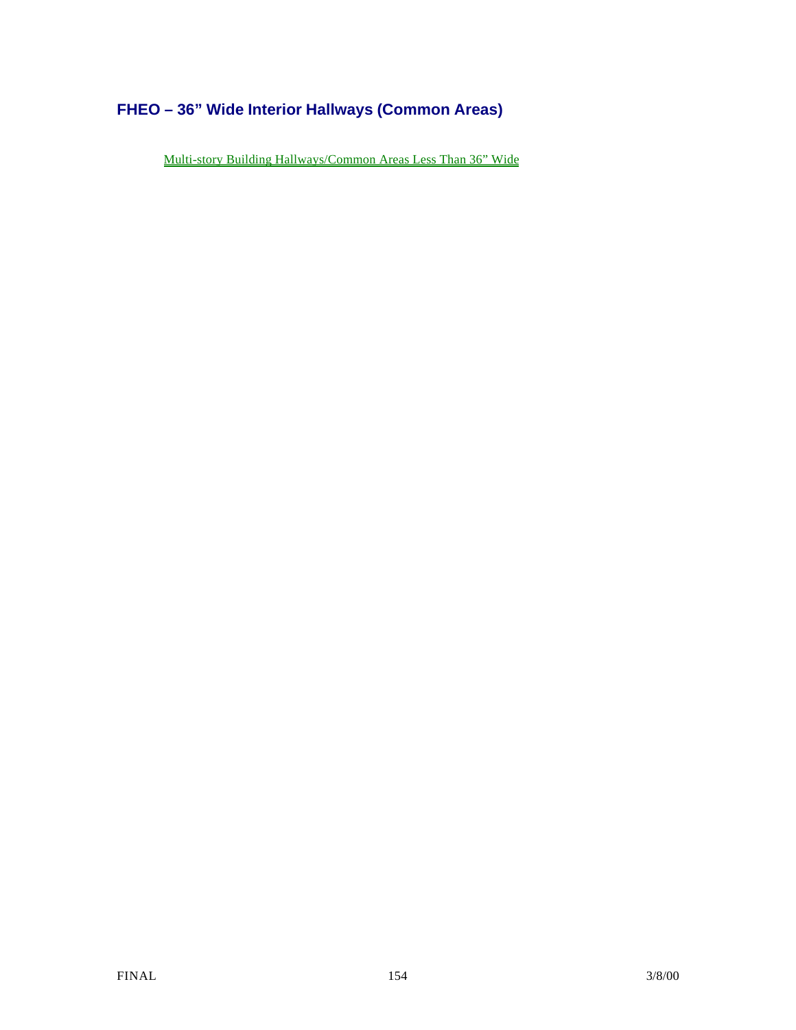## FHEO – 36" Wide Interior Hallways (Common Areas)

Multi-story Building Hallways/Common Areas Less Than 36" Wide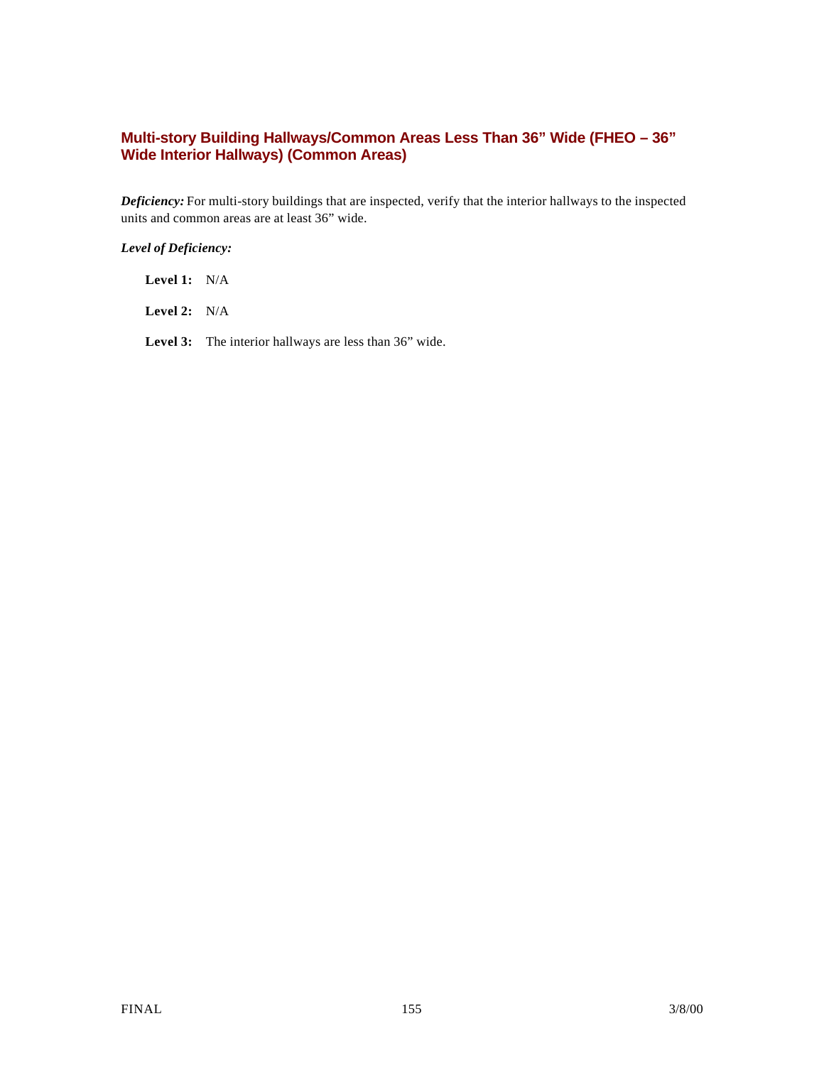## Multi-story Building Hallways/Common Areas Less Than 36” Wide (FHEO – 36” Wide Interior Hallways) (Common Areas)

***Deficiency:*** For multi-story buildings that are inspected, verify that the interior hallways to the inspected units and common areas are at least 36” wide.

***Level of Deficiency:***

**Level 1:** N/A

**Level 2:** N/A

**Level 3:** The interior hallways are less than 36” wide.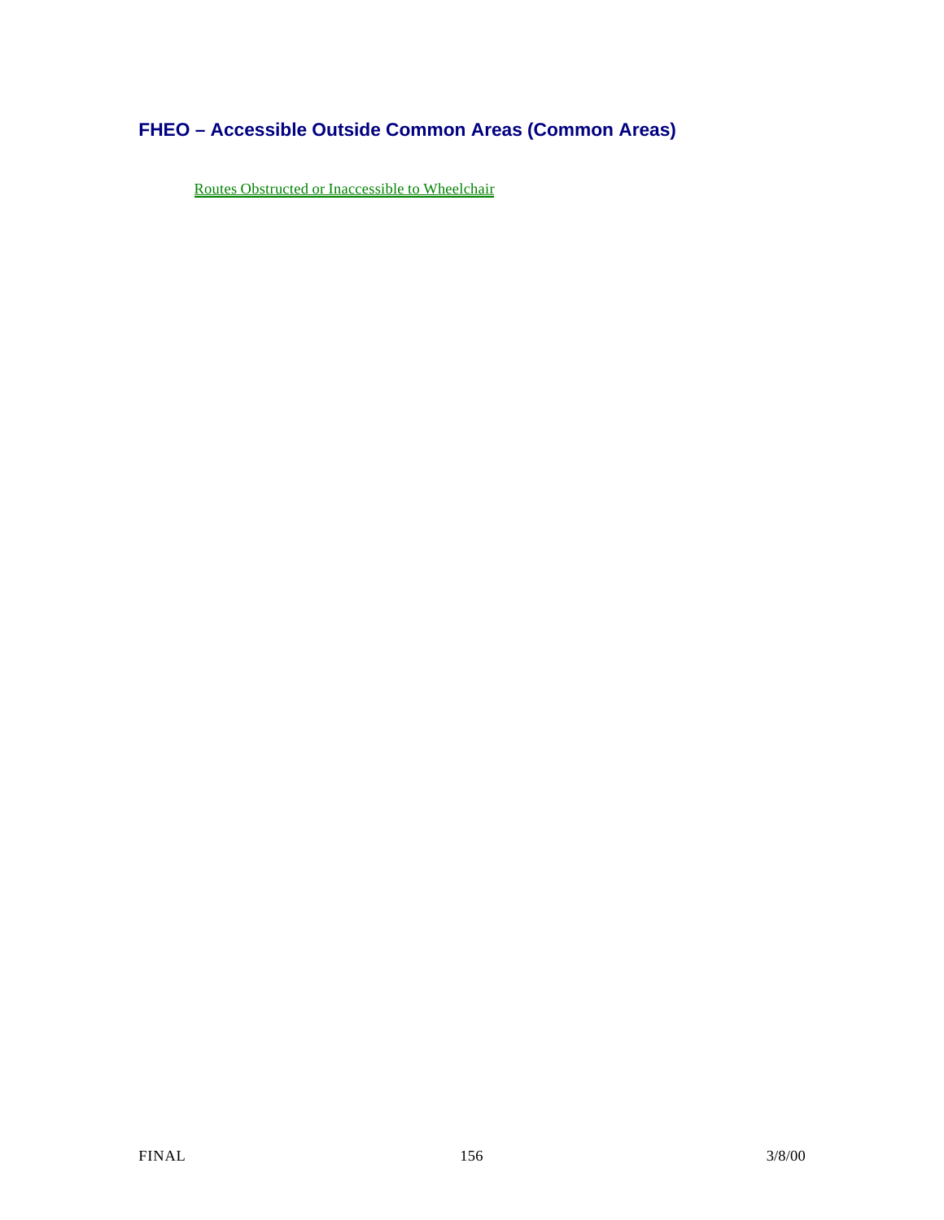## FHEO – Accessible Outside Common Areas (Common Areas)

Routes Obstructed or Inaccessible to Wheelchair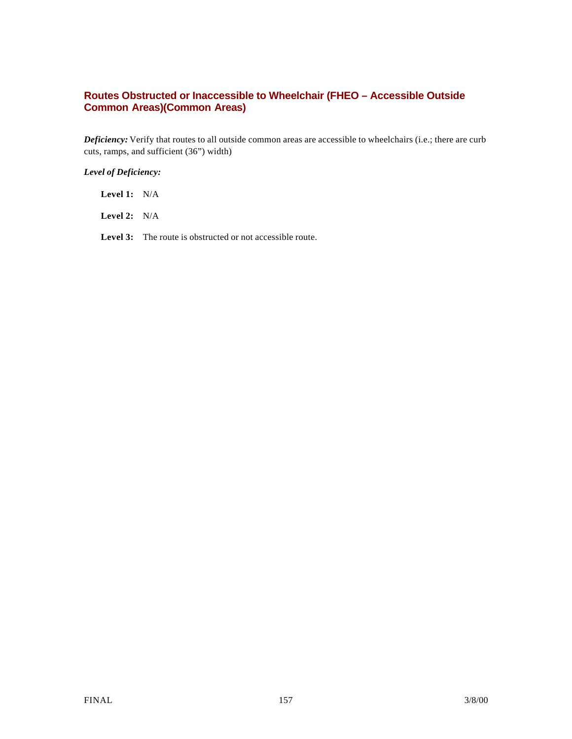## Routes Obstructed or Inaccessible to Wheelchair (FHEO – Accessible Outside Common Areas)(Common Areas)

***Deficiency:*** Verify that routes to all outside common areas are accessible to wheelchairs (i.e.; there are curb cuts, ramps, and sufficient (36") width)

***Level of Deficiency:***

**Level 1:** N/A

**Level 2:** N/A

**Level 3:** The route is obstructed or not accessible route.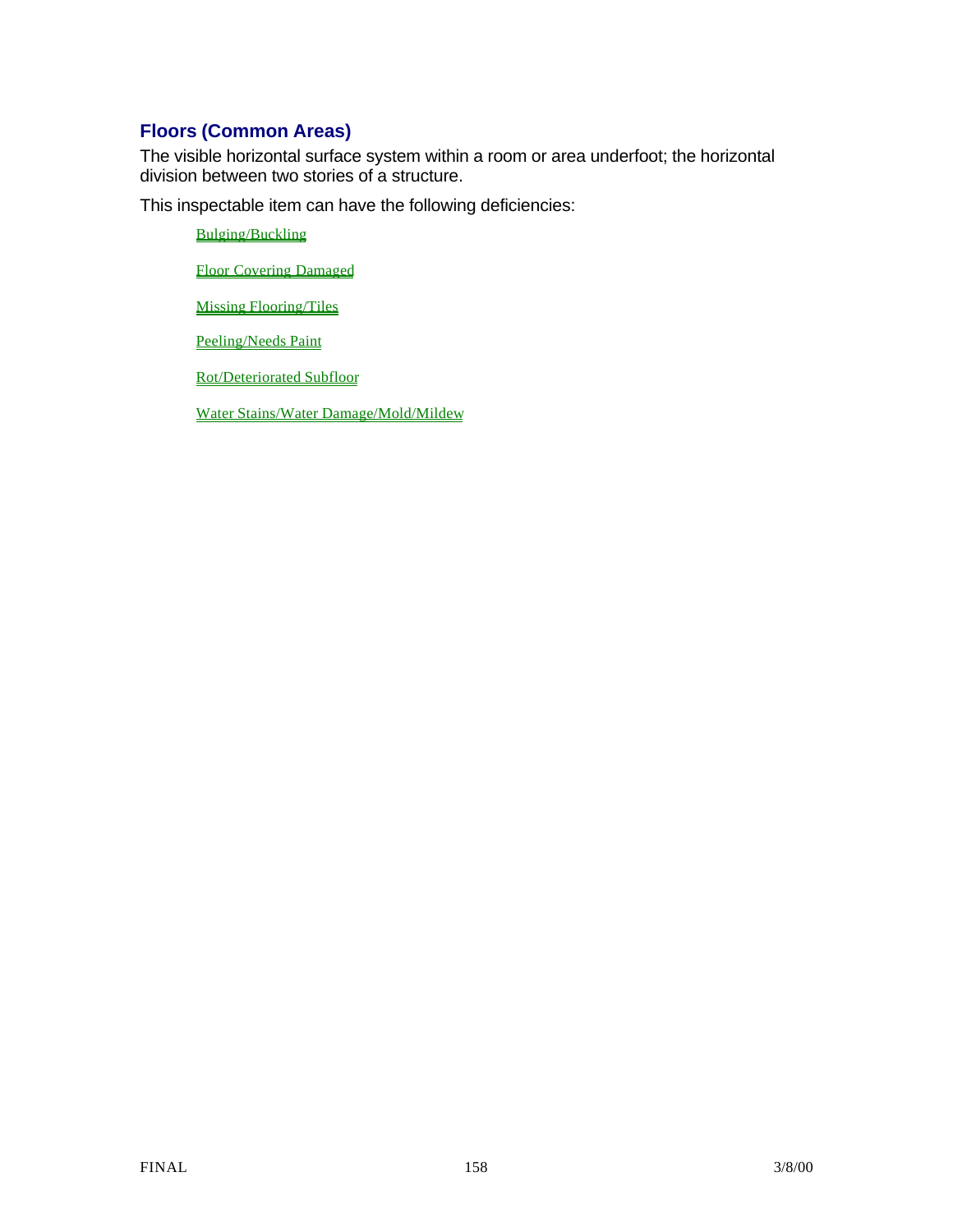## Floors (Common Areas)

The visible horizontal surface system within a room or area underfoot; the horizontal division between two stories of a structure.

This inspectable item can have the following deficiencies:

- Bulging/Buckling
- Floor Covering Damaged
- Missing Flooring/Tiles
- Peeling/Needs Paint
- Rot/Deteriorated Subfloor
- Water Stains/Water Damage/Mold/Mildew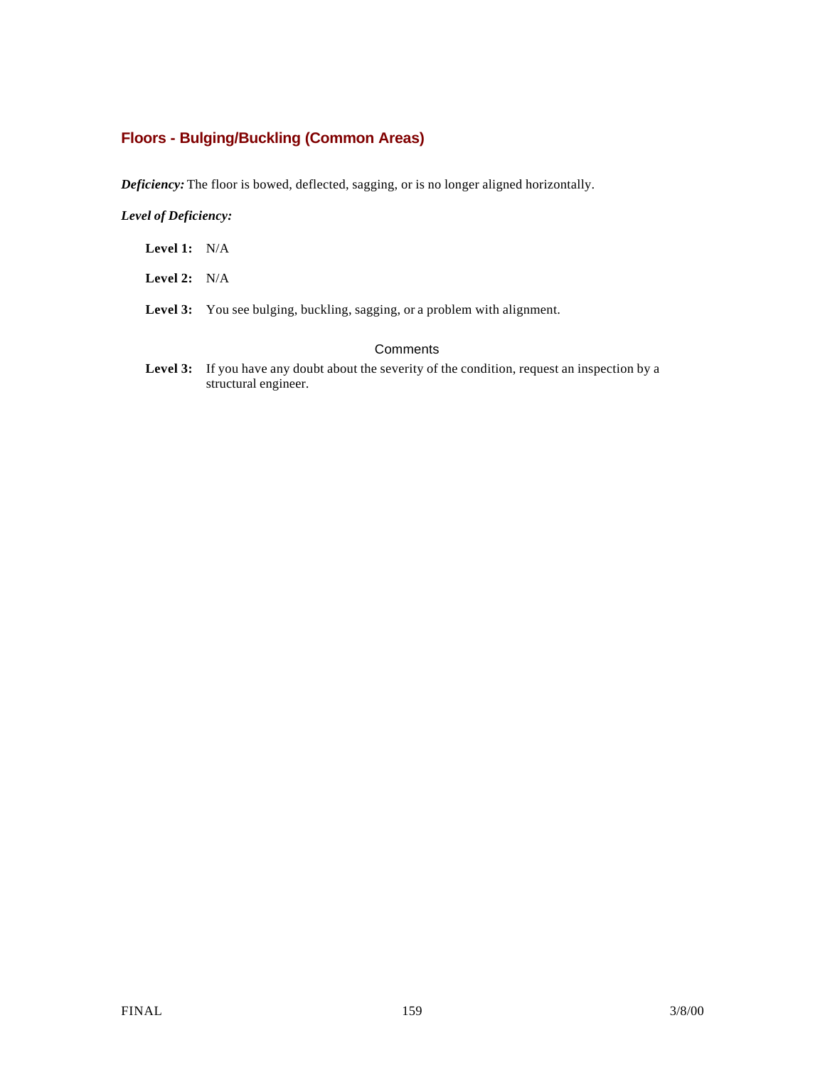## Floors - Bulging/Buckling (Common Areas)

***Deficiency:*** The floor is bowed, deflected, sagging, or is no longer aligned horizontally.

***Level of Deficiency:***

**Level 1:** N/A

**Level 2:** N/A

**Level 3:** You see bulging, buckling, sagging, or a problem with alignment.

Comments

**Level 3:** If you have any doubt about the severity of the condition, request an inspection by a structural engineer.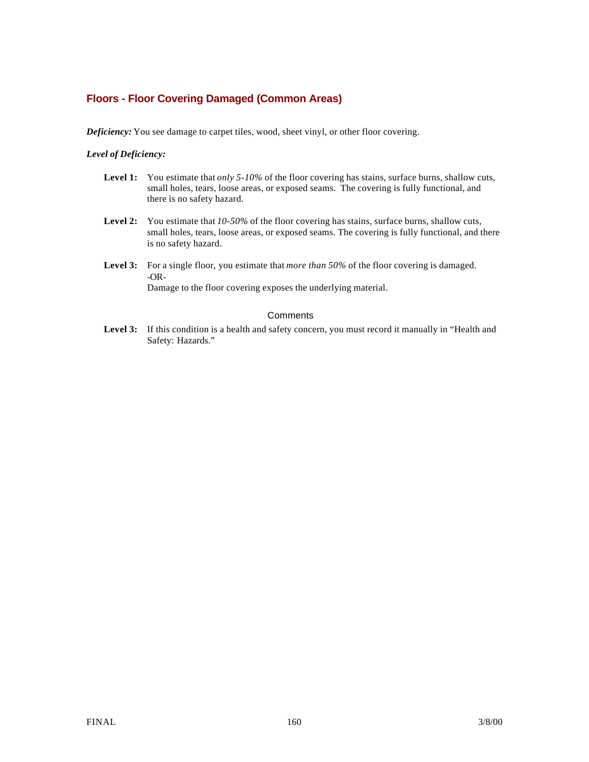## Floors - Floor Covering Damaged (Common Areas)

***Deficiency:*** You see damage to carpet tiles, wood, sheet vinyl, or other floor covering.

***Level of Deficiency:***

**Level 1:** You estimate that *only 5-10%* of the floor covering has stains, surface burns, shallow cuts, small holes, tears, loose areas, or exposed seams. The covering is fully functional, and there is no safety hazard.

**Level 2:** You estimate that *10-50%* of the floor covering has stains, surface burns, shallow cuts, small holes, tears, loose areas, or exposed seams. The covering is fully functional, and there is no safety hazard.

**Level 3:** For a single floor, you estimate that *more than 50%* of the floor covering is damaged.
-OR-
Damage to the floor covering exposes the underlying material.

### Comments

**Level 3:** If this condition is a health and safety concern, you must record it manually in "Health and Safety: Hazards."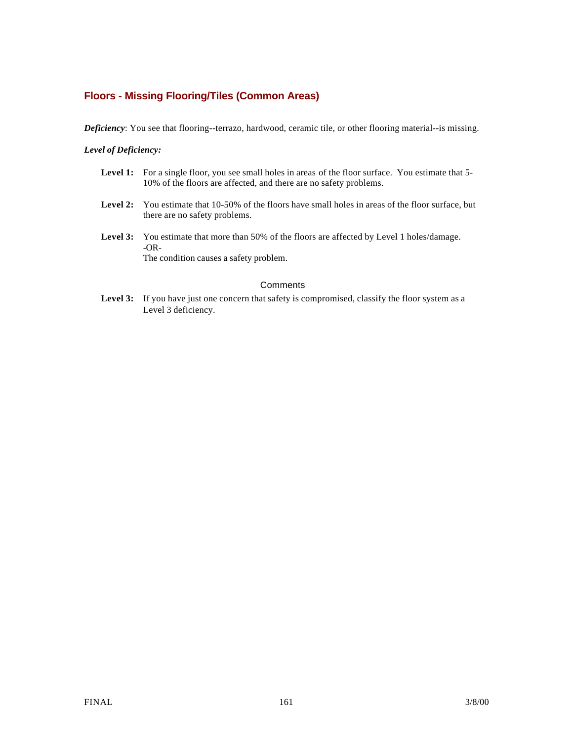## Floors - Missing Flooring/Tiles (Common Areas)

***Deficiency***: You see that flooring--terrazo, hardwood, ceramic tile, or other flooring material--is missing.

***Level of Deficiency:***

**Level 1:** For a single floor, you see small holes in areas of the floor surface. You estimate that 5-10% of the floors are affected, and there are no safety problems.

**Level 2:** You estimate that 10-50% of the floors have small holes in areas of the floor surface, but there are no safety problems.

**Level 3:** You estimate that more than 50% of the floors are affected by Level 1 holes/damage.
-OR-
The condition causes a safety problem.

### Comments

**Level 3:** If you have just one concern that safety is compromised, classify the floor system as a Level 3 deficiency.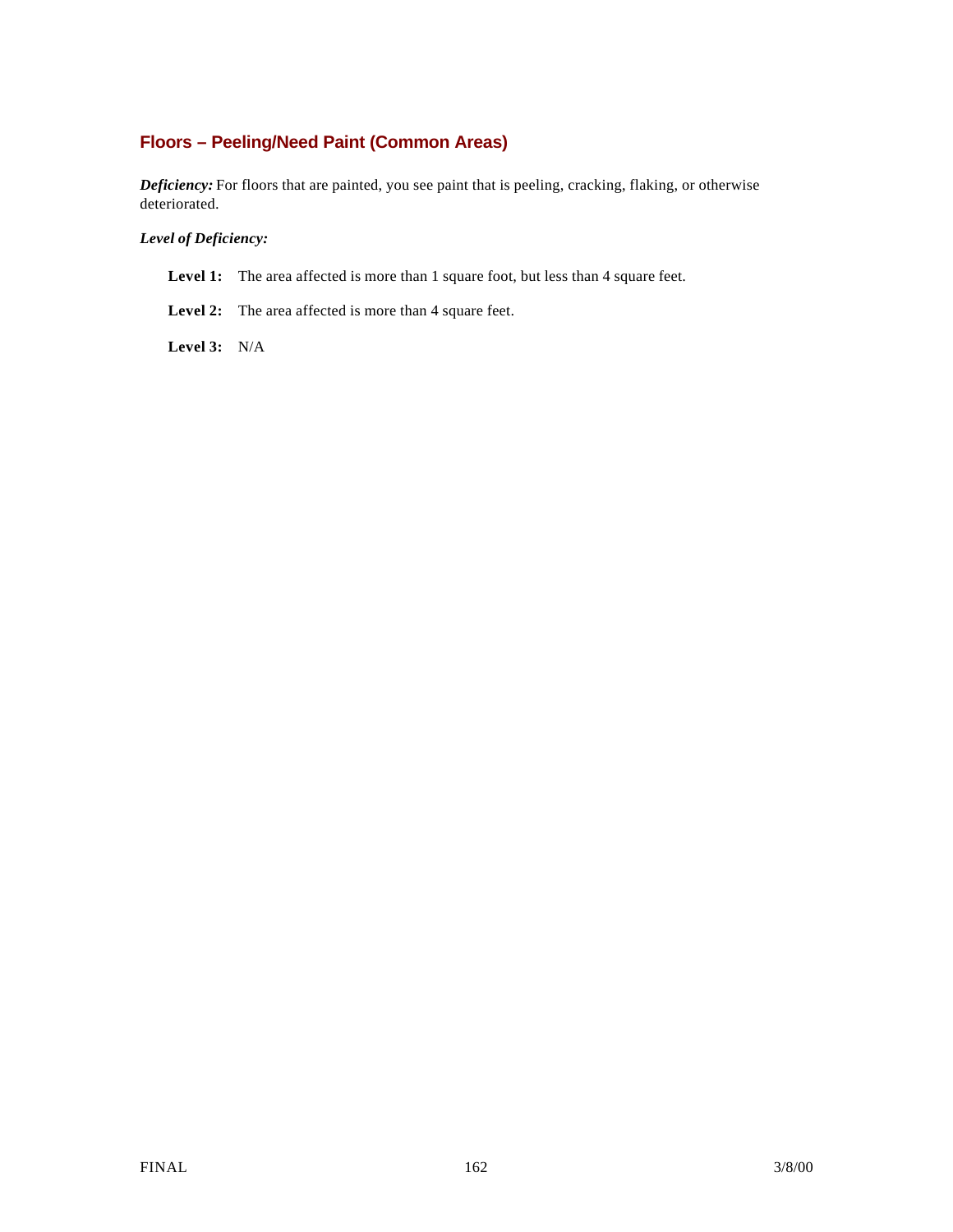### Floors – Peeling/Need Paint (Common Areas)

***Deficiency:*** For floors that are painted, you see paint that is peeling, cracking, flaking, or otherwise deteriorated.

***Level of Deficiency:***

**Level 1:** The area affected is more than 1 square foot, but less than 4 square feet.

**Level 2:** The area affected is more than 4 square feet.

**Level 3:** N/A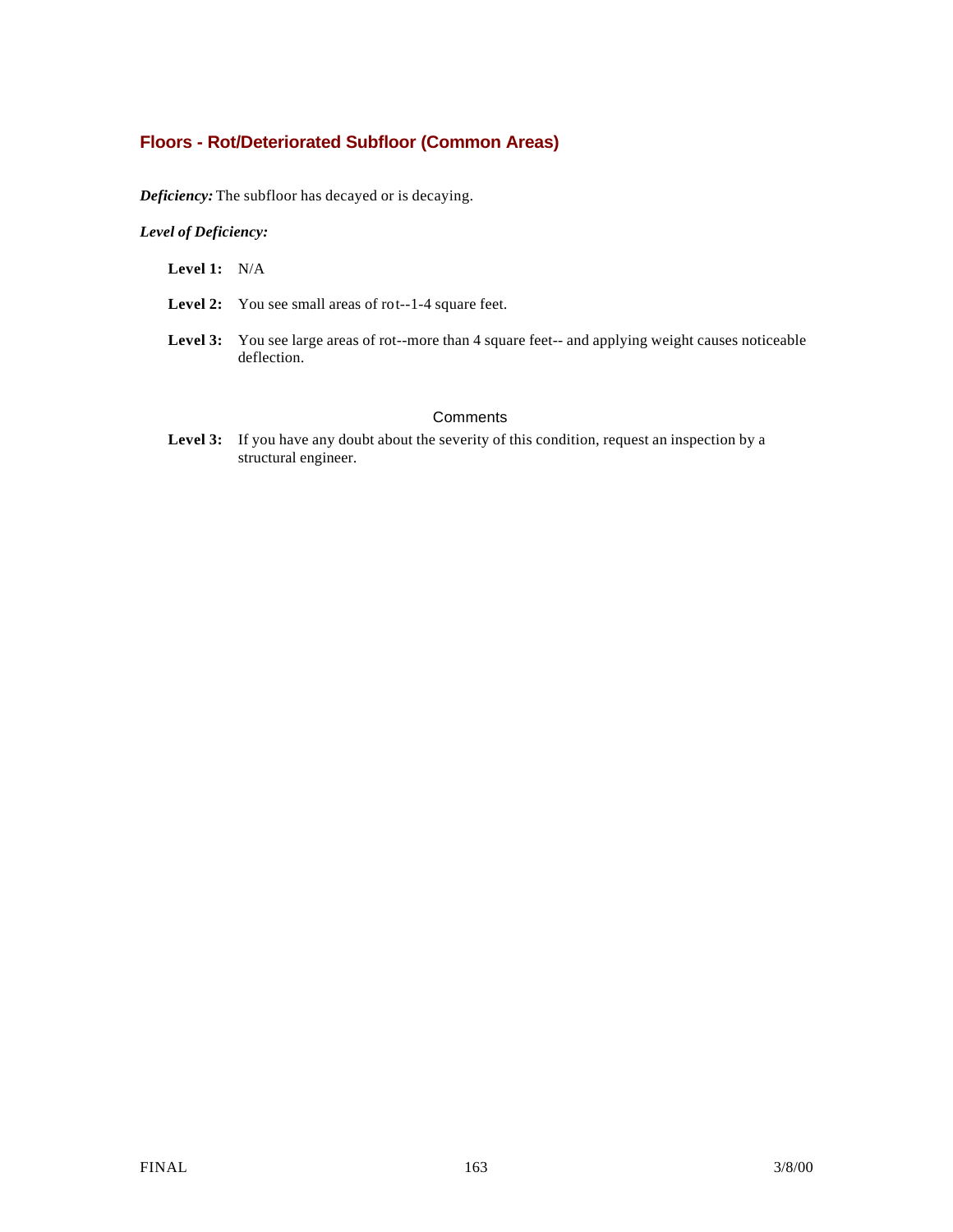## Floors - Rot/Deteriorated Subfloor (Common Areas)

***Deficiency:*** The subfloor has decayed or is decaying.

***Level of Deficiency:***

**Level 1:** N/A

**Level 2:** You see small areas of rot--1-4 square feet.

**Level 3:** You see large areas of rot--more than 4 square feet-- and applying weight causes noticeable deflection.

### Comments

**Level 3:** If you have any doubt about the severity of this condition, request an inspection by a structural engineer.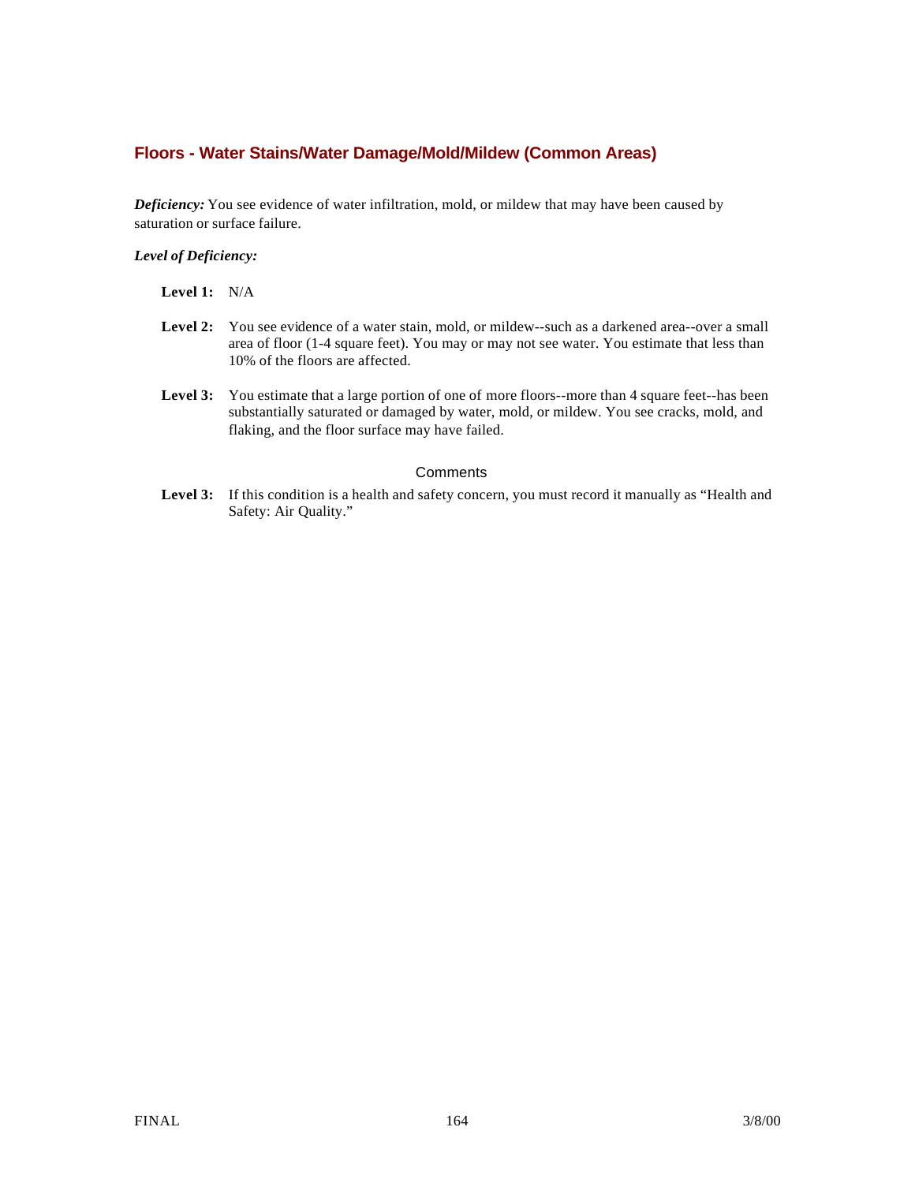## Floors - Water Stains/Water Damage/Mold/Mildew (Common Areas)

***Deficiency:*** You see evidence of water infiltration, mold, or mildew that may have been caused by saturation or surface failure.

***Level of Deficiency:***

**Level 1:** N/A

**Level 2:** You see evidence of a water stain, mold, or mildew--such as a darkened area--over a small area of floor (1-4 square feet). You may or may not see water. You estimate that less than 10% of the floors are affected.

**Level 3:** You estimate that a large portion of one of more floors--more than 4 square feet--has been substantially saturated or damaged by water, mold, or mildew. You see cracks, mold, and flaking, and the floor surface may have failed.

Comments

**Level 3:** If this condition is a health and safety concern, you must record it manually as "Health and Safety: Air Quality."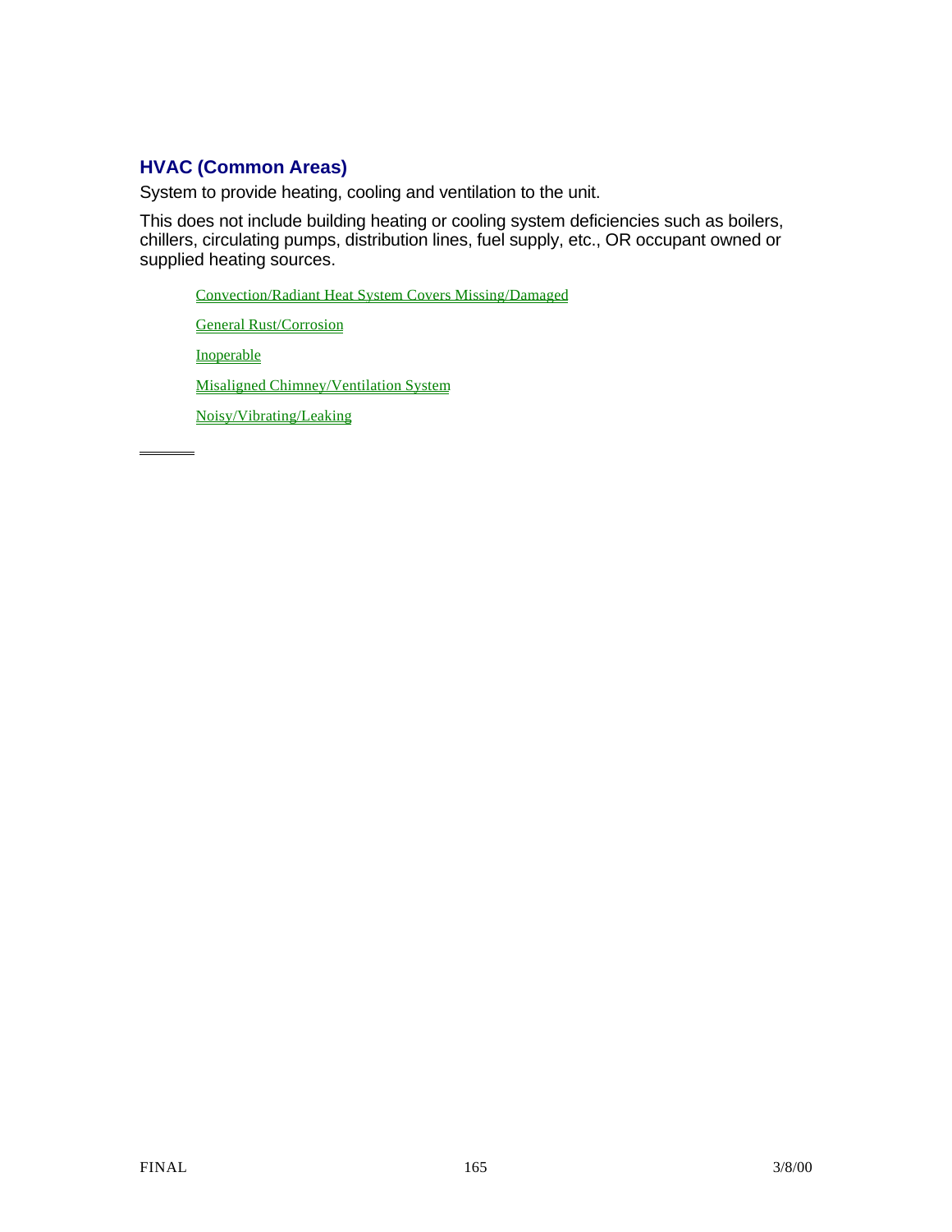## HVAC (Common Areas)

System to provide heating, cooling and ventilation to the unit.

This does not include building heating or cooling system deficiencies such as boilers, chillers, circulating pumps, distribution lines, fuel supply, etc., OR occupant owned or supplied heating sources.

- Convection/Radiant Heat System Covers Missing/Damaged
- General Rust/Corrosion
- Inoperable
- Misaligned Chimney/Ventilation System
- Noisy/Vibrating/Leaking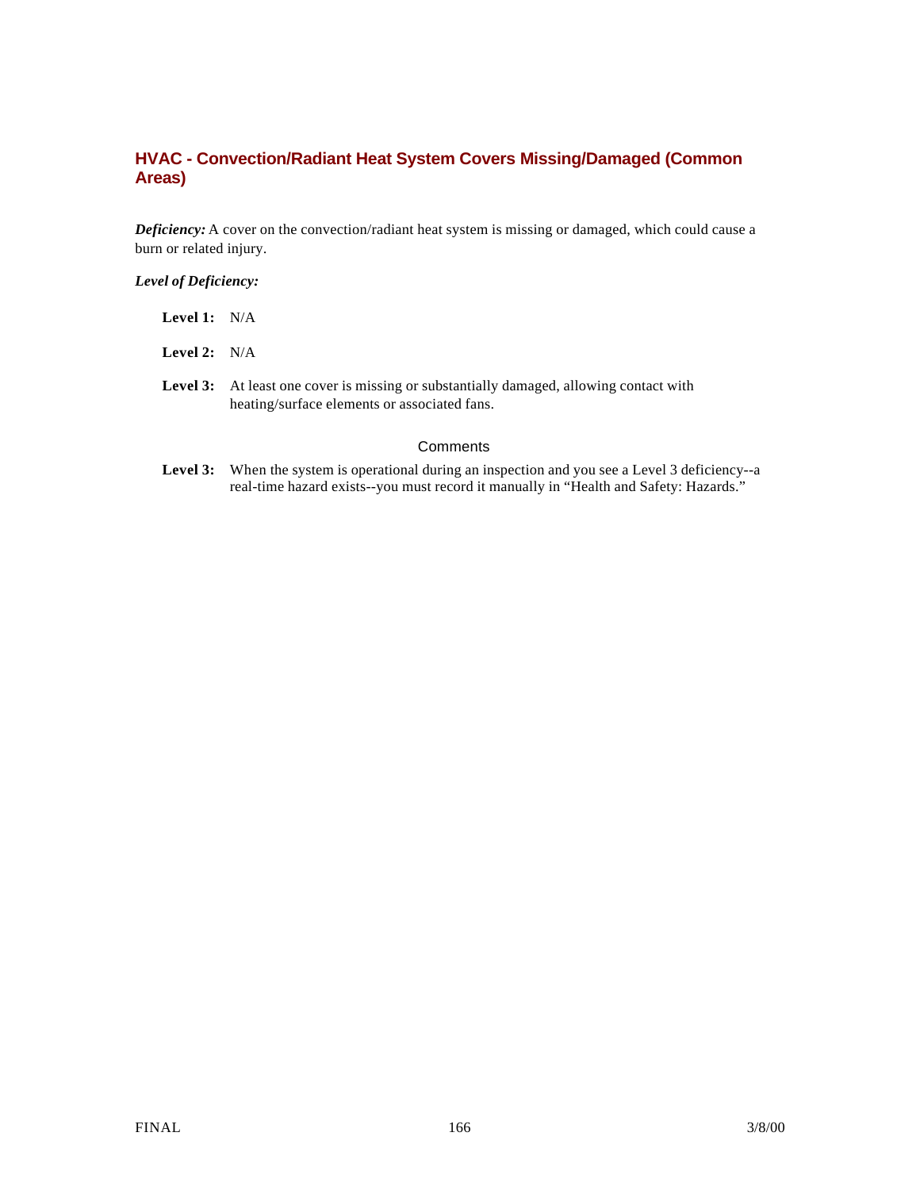## HVAC - Convection/Radiant Heat System Covers Missing/Damaged (Common Areas)

***Deficiency:*** A cover on the convection/radiant heat system is missing or damaged, which could cause a burn or related injury.

***Level of Deficiency:***

**Level 1:** N/A

**Level 2:** N/A

**Level 3:** At least one cover is missing or substantially damaged, allowing contact with heating/surface elements or associated fans.

### Comments

**Level 3:** When the system is operational during an inspection and you see a Level 3 deficiency--a real-time hazard exists--you must record it manually in "Health and Safety: Hazards."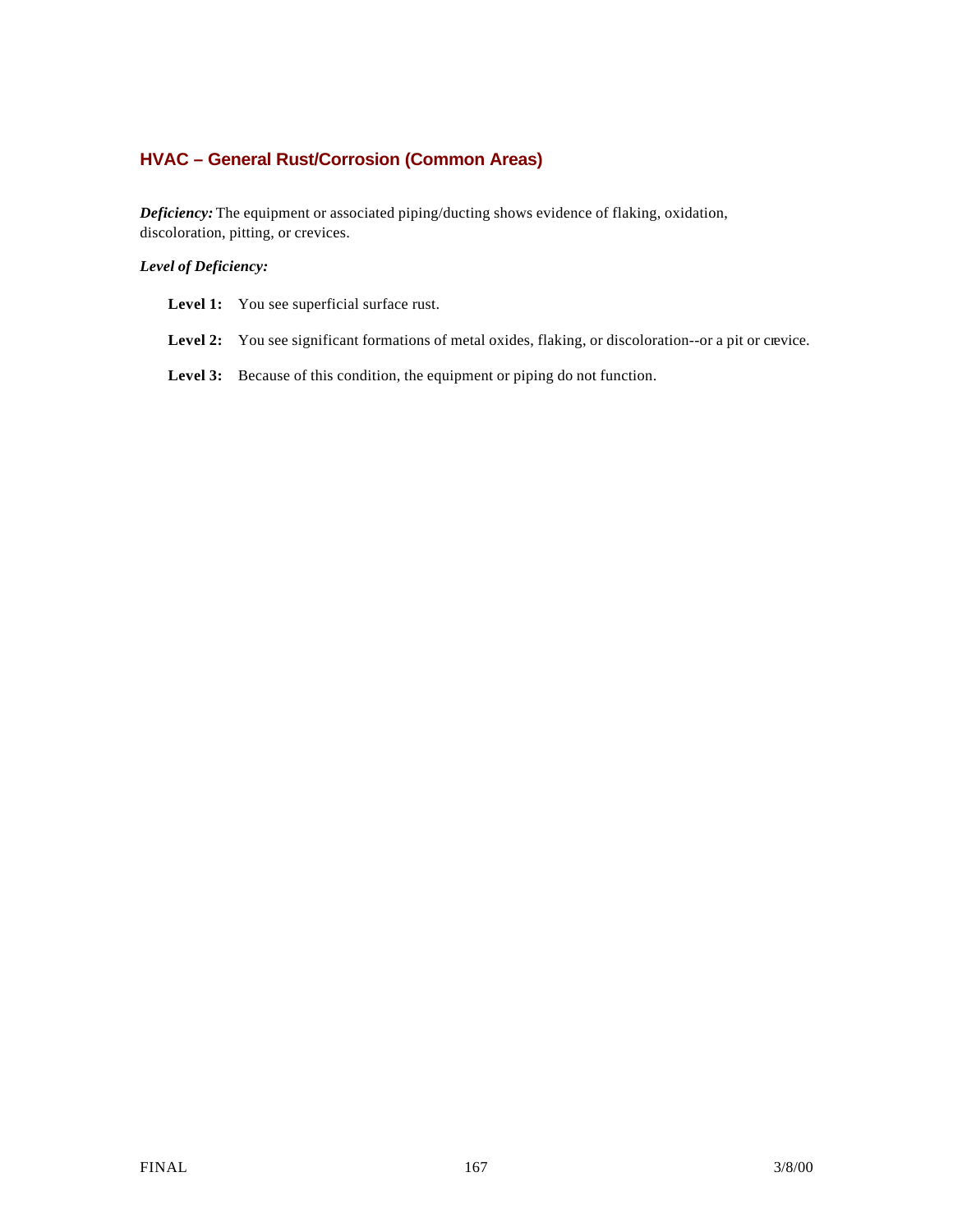## HVAC – General Rust/Corrosion (Common Areas)

***Deficiency:*** The equipment or associated piping/ducting shows evidence of flaking, oxidation, discoloration, pitting, or crevices.

***Level of Deficiency:***

**Level 1:** You see superficial surface rust.

**Level 2:** You see significant formations of metal oxides, flaking, or discoloration--or a pit or crevice.

**Level 3:** Because of this condition, the equipment or piping do not function.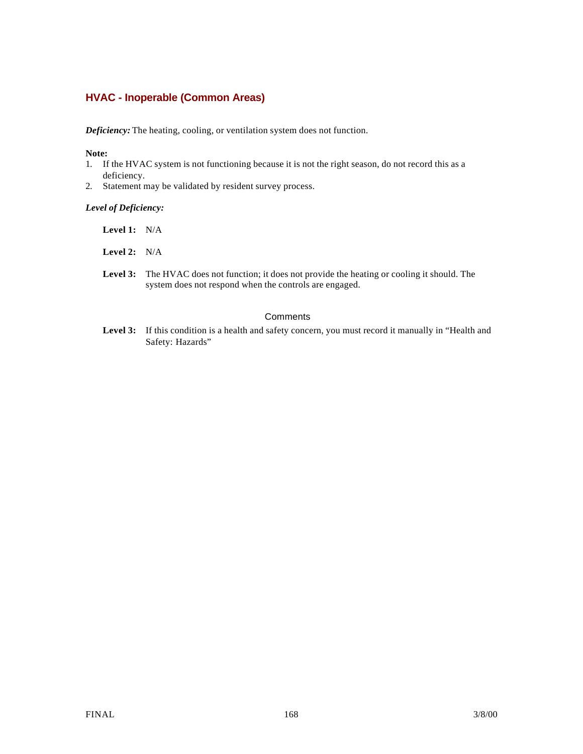## HVAC - Inoperable (Common Areas)

***Deficiency:*** The heating, cooling, or ventilation system does not function.

**Note:**

1. If the HVAC system is not functioning because it is not the right season, do not record this as a deficiency.
2. Statement may be validated by resident survey process.

***Level of Deficiency:***

**Level 1:** N/A

**Level 2:** N/A

**Level 3:** The HVAC does not function; it does not provide the heating or cooling it should. The system does not respond when the controls are engaged.

### Comments

**Level 3:** If this condition is a health and safety concern, you must record it manually in "Health and Safety: Hazards"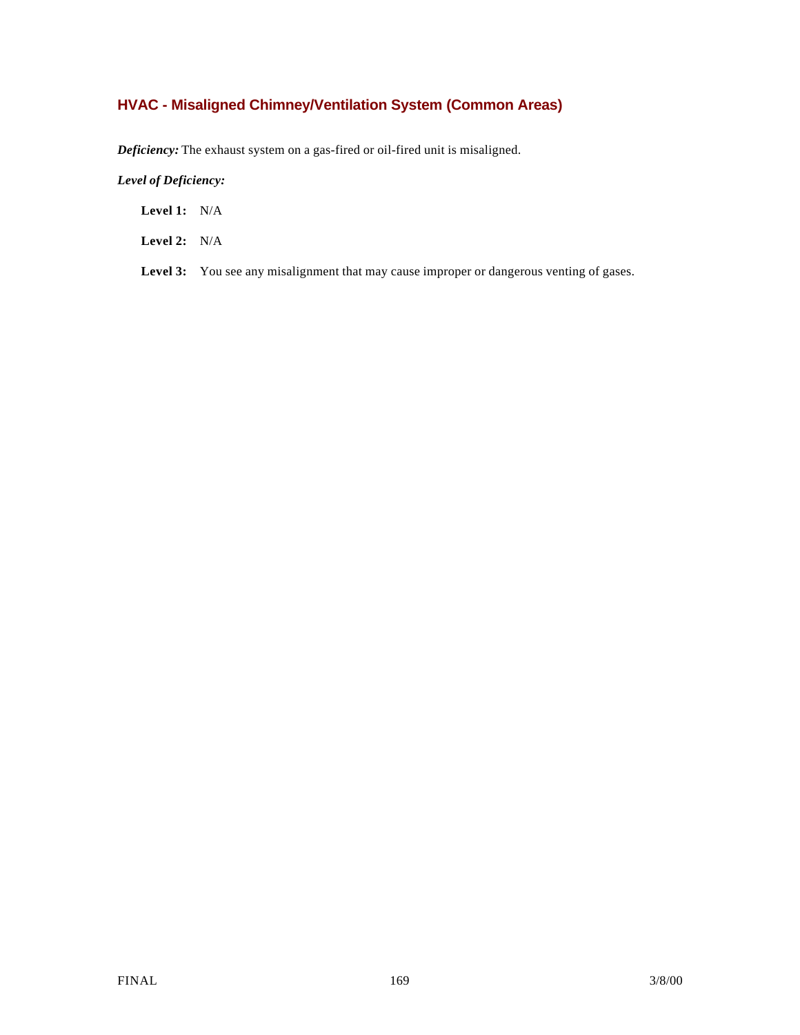## HVAC - Misaligned Chimney/Ventilation System (Common Areas)

***Deficiency:*** The exhaust system on a gas-fired or oil-fired unit is misaligned.

***Level of Deficiency:***

**Level 1:** N/A

**Level 2:** N/A

**Level 3:** You see any misalignment that may cause improper or dangerous venting of gases.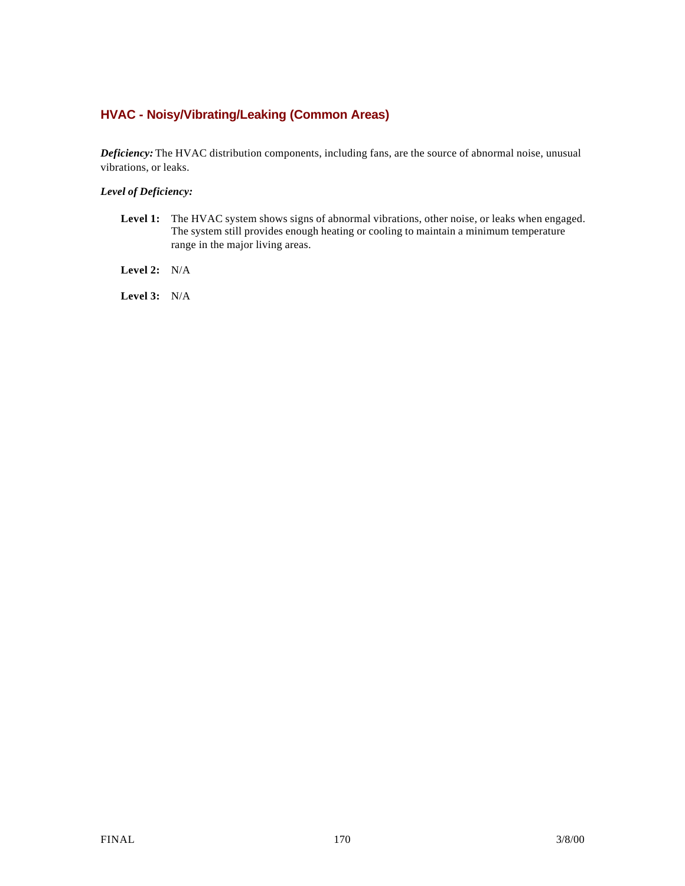## HVAC - Noisy/Vibrating/Leaking (Common Areas)

***Deficiency:*** The HVAC distribution components, including fans, are the source of abnormal noise, unusual vibrations, or leaks.

***Level of Deficiency:***

**Level 1:** The HVAC system shows signs of abnormal vibrations, other noise, or leaks when engaged. The system still provides enough heating or cooling to maintain a minimum temperature range in the major living areas.

**Level 2:** N/A

**Level 3:** N/A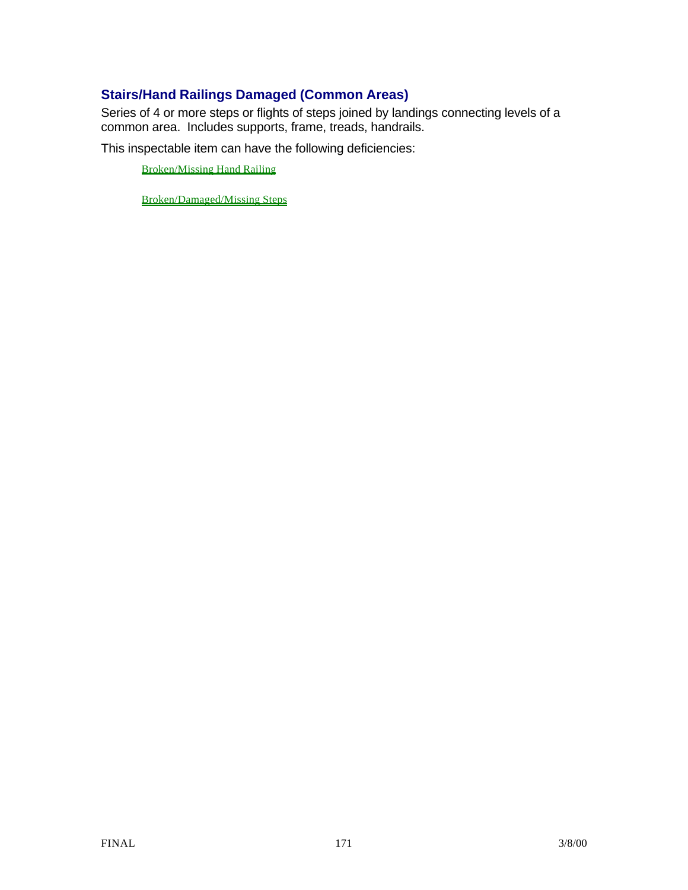## Stairs/Hand Railings Damaged (Common Areas)

Series of 4 or more steps or flights of steps joined by landings connecting levels of a common area. Includes supports, frame, treads, handrails.

This inspectable item can have the following deficiencies:

Broken/Missing Hand Railing

Broken/Damaged/Missing Steps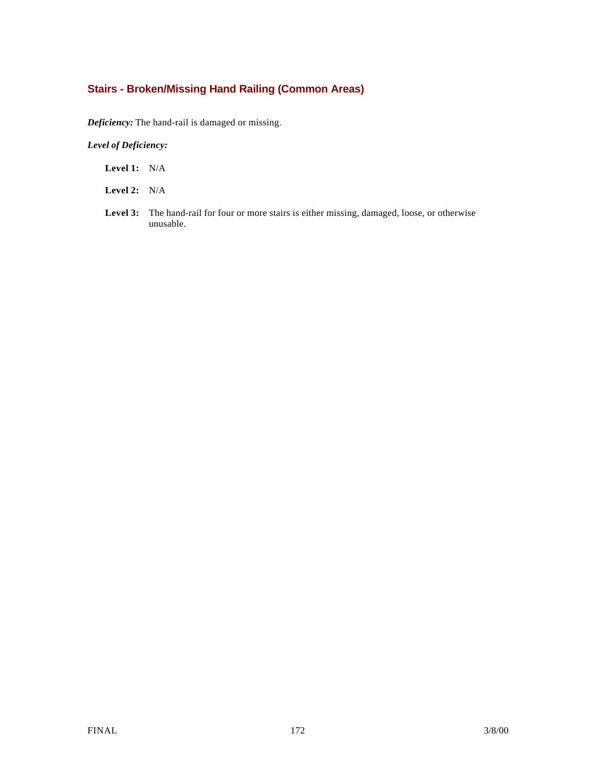### Stairs - Broken/Missing Hand Railing (Common Areas)

***Deficiency:*** The hand-rail is damaged or missing.

***Level of Deficiency:***

**Level 1:** N/A

**Level 2:** N/A

**Level 3:** The hand-rail for four or more stairs is either missing, damaged, loose, or otherwise unusable.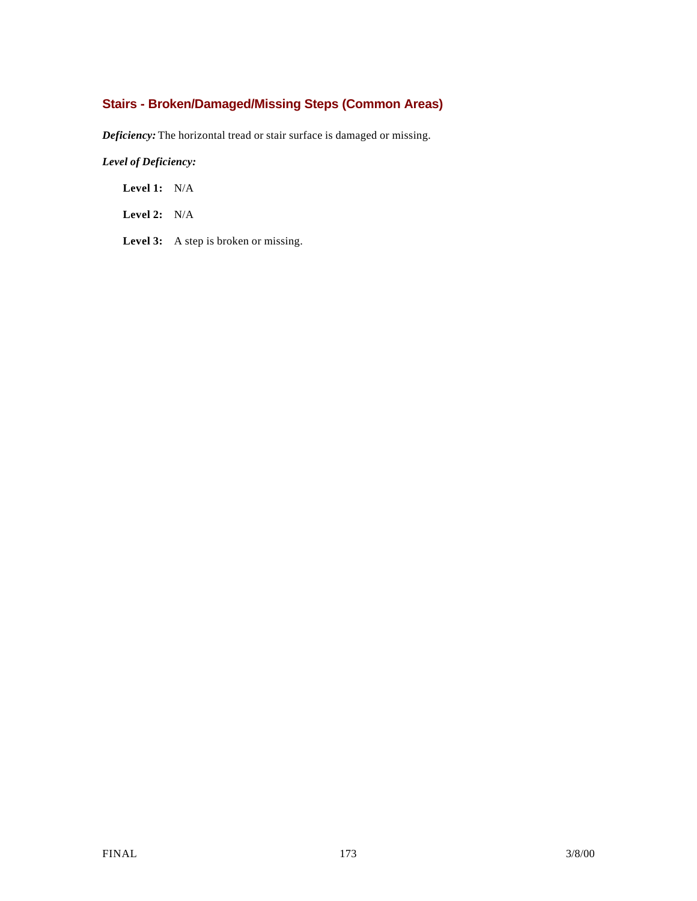### Stairs - Broken/Damaged/Missing Steps (Common Areas)

***Deficiency:*** The horizontal tread or stair surface is damaged or missing.

***Level of Deficiency:***

**Level 1:** N/A

**Level 2:** N/A

**Level 3:** A step is broken or missing.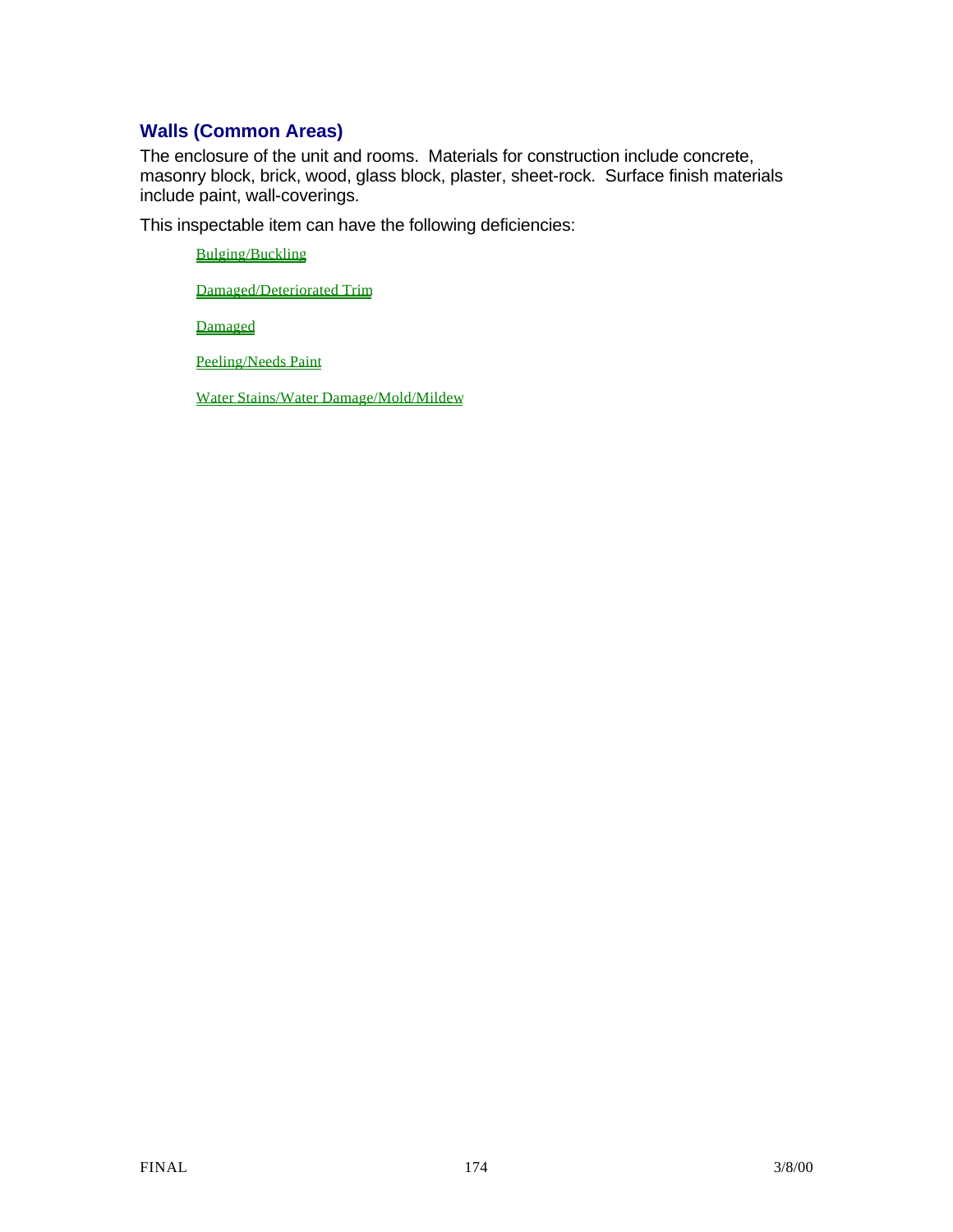## Walls (Common Areas)

The enclosure of the unit and rooms. Materials for construction include concrete, masonry block, brick, wood, glass block, plaster, sheet-rock. Surface finish materials include paint, wall-coverings.

This inspectable item can have the following deficiencies:

- Bulging/Buckling
- Damaged/Deteriorated Trim
- Damaged
- Peeling/Needs Paint
- Water Stains/Water Damage/Mold/Mildew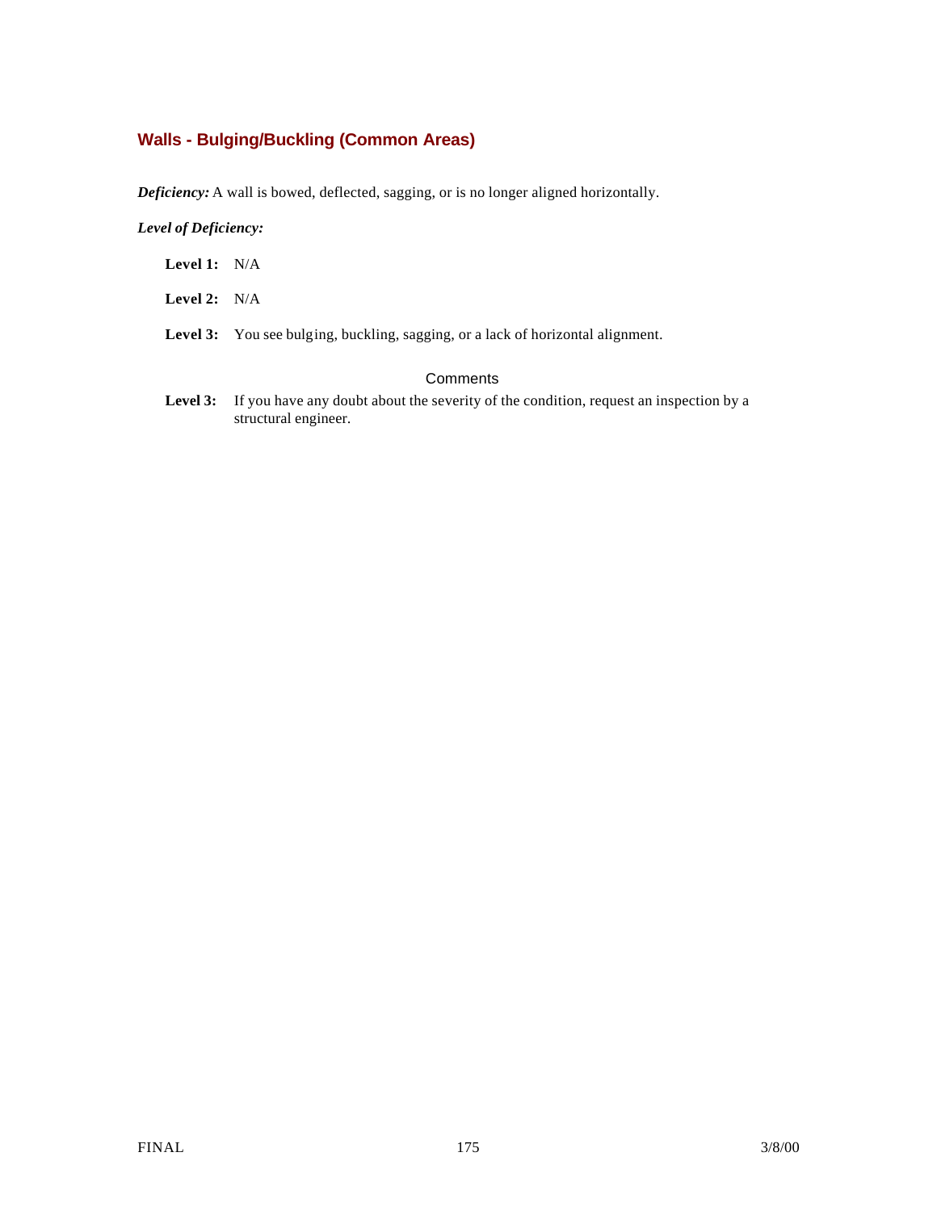## Walls - Bulging/Buckling (Common Areas)

***Deficiency:*** A wall is bowed, deflected, sagging, or is no longer aligned horizontally.

***Level of Deficiency:***

**Level 1:** N/A

**Level 2:** N/A

**Level 3:** You see bulging, buckling, sagging, or a lack of horizontal alignment.

Comments

**Level 3:** If you have any doubt about the severity of the condition, request an inspection by a structural engineer.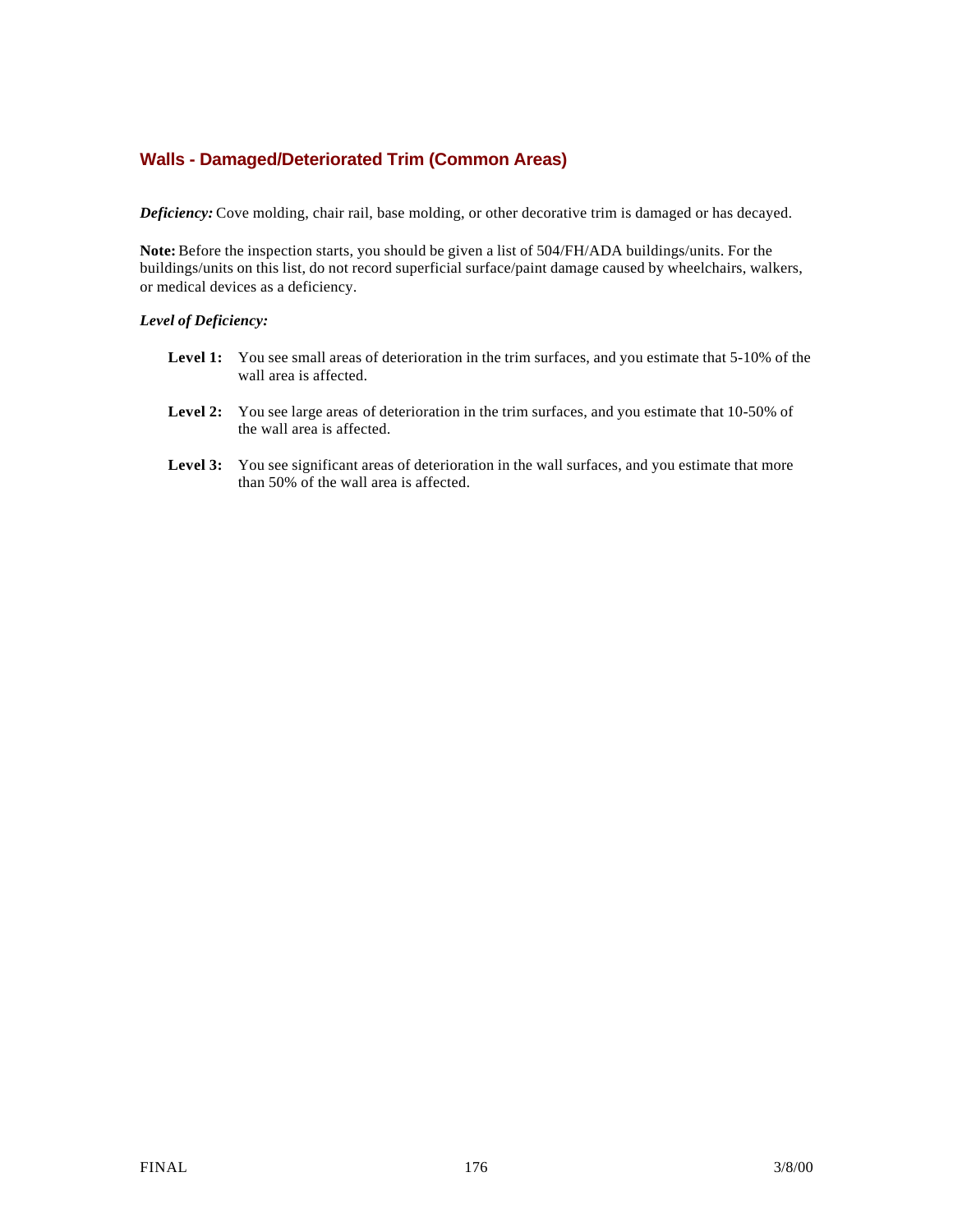## Walls - Damaged/Deteriorated Trim (Common Areas)

***Deficiency:*** Cove molding, chair rail, base molding, or other decorative trim is damaged or has decayed.

**Note:** Before the inspection starts, you should be given a list of 504/FH/ADA buildings/units. For the buildings/units on this list, do not record superficial surface/paint damage caused by wheelchairs, walkers, or medical devices as a deficiency.

***Level of Deficiency:***

- **Level 1:** You see small areas of deterioration in the trim surfaces, and you estimate that 5-10% of the wall area is affected.
- **Level 2:** You see large areas of deterioration in the trim surfaces, and you estimate that 10-50% of the wall area is affected.
- **Level 3:** You see significant areas of deterioration in the wall surfaces, and you estimate that more than 50% of the wall area is affected.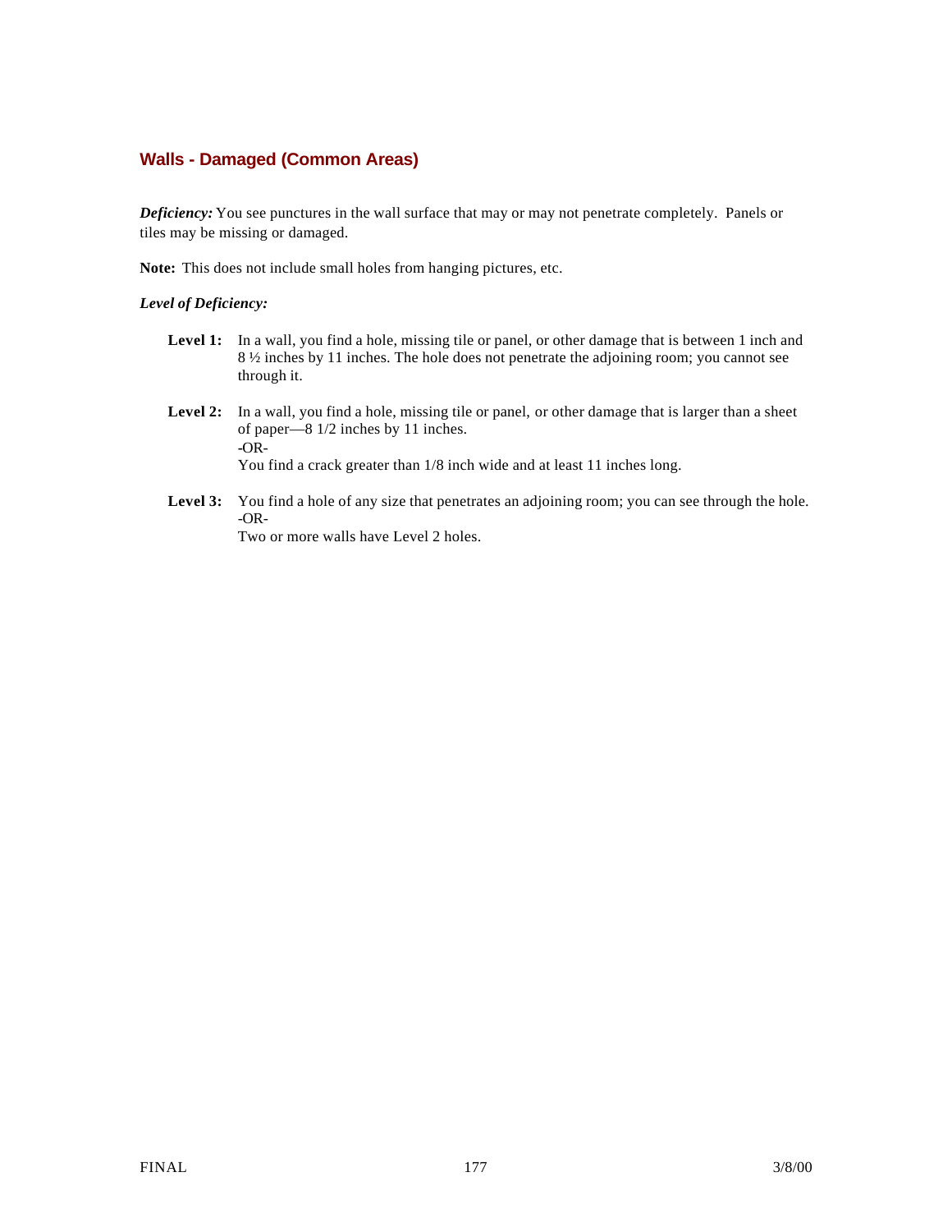## Walls - Damaged (Common Areas)

***Deficiency:*** You see punctures in the wall surface that may or may not penetrate completely. Panels or tiles may be missing or damaged.

**Note:** This does not include small holes from hanging pictures, etc.

***Level of Deficiency:***

**Level 1:** In a wall, you find a hole, missing tile or panel, or other damage that is between 1 inch and 8 ½ inches by 11 inches. The hole does not penetrate the adjoining room; you cannot see through it.

**Level 2:** In a wall, you find a hole, missing tile or panel, or other damage that is larger than a sheet of paper—8 1/2 inches by 11 inches.
-OR-
You find a crack greater than 1/8 inch wide and at least 11 inches long.

**Level 3:** You find a hole of any size that penetrates an adjoining room; you can see through the hole.
-OR-
Two or more walls have Level 2 holes.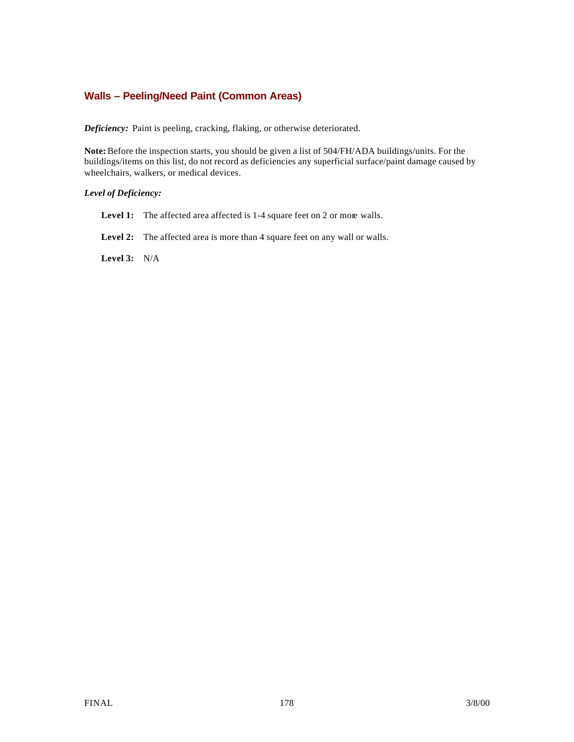## Walls – Peeling/Need Paint (Common Areas)

***Deficiency:*** Paint is peeling, cracking, flaking, or otherwise deteriorated.

**Note:** Before the inspection starts, you should be given a list of 504/FH/ADA buildings/units. For the buildings/items on this list, do not record as deficiencies any superficial surface/paint damage caused by wheelchairs, walkers, or medical devices.

***Level of Deficiency:***

**Level 1:** The affected area affected is 1-4 square feet on 2 or more walls.

**Level 2:** The affected area is more than 4 square feet on any wall or walls.

**Level 3:** N/A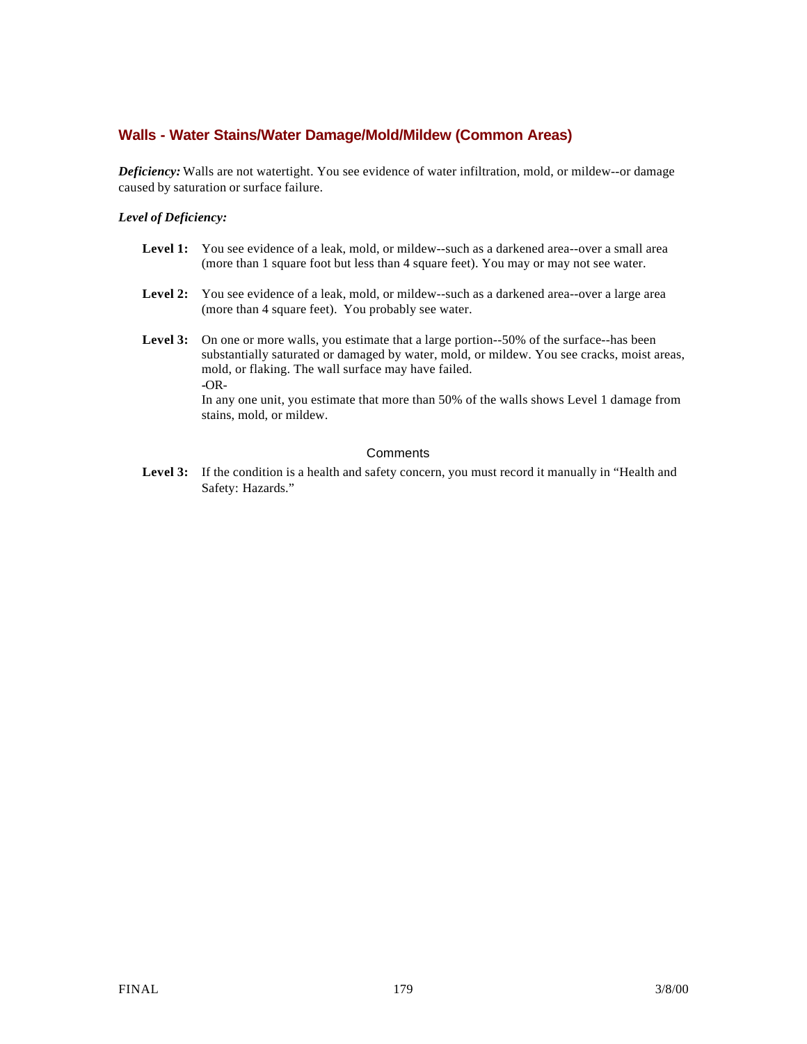## Walls - Water Stains/Water Damage/Mold/Mildew (Common Areas)

***Deficiency:*** Walls are not watertight. You see evidence of water infiltration, mold, or mildew--or damage caused by saturation or surface failure.

***Level of Deficiency:***

**Level 1:** You see evidence of a leak, mold, or mildew--such as a darkened area--over a small area (more than 1 square foot but less than 4 square feet). You may or may not see water.

**Level 2:** You see evidence of a leak, mold, or mildew--such as a darkened area--over a large area (more than 4 square feet). You probably see water.

**Level 3:** On one or more walls, you estimate that a large portion--50% of the surface--has been substantially saturated or damaged by water, mold, or mildew. You see cracks, moist areas, mold, or flaking. The wall surface may have failed.
-OR-
In any one unit, you estimate that more than 50% of the walls shows Level 1 damage from stains, mold, or mildew.

Comments

**Level 3:** If the condition is a health and safety concern, you must record it manually in "Health and Safety: Hazards."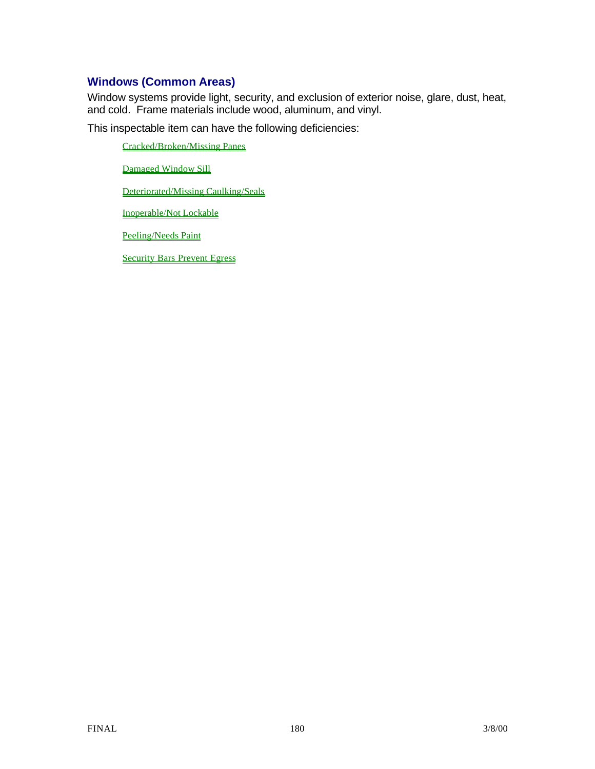## Windows (Common Areas)

Window systems provide light, security, and exclusion of exterior noise, glare, dust, heat, and cold.  Frame materials include wood, aluminum, and vinyl.

This inspectable item can have the following deficiencies:

- Cracked/Broken/Missing Panes
- Damaged Window Sill
- Deteriorated/Missing Caulking/Seals
- Inoperable/Not Lockable
- Peeling/Needs Paint
- Security Bars Prevent Egress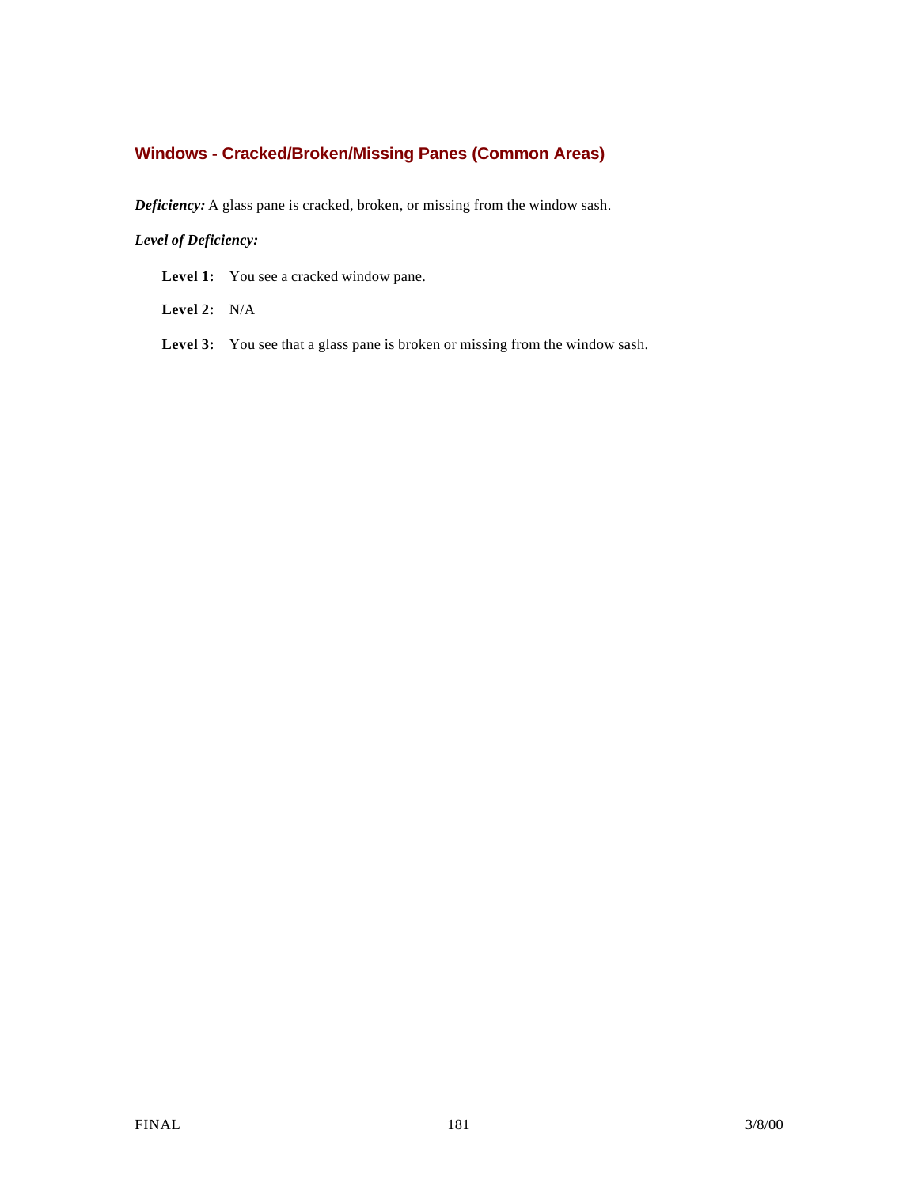## Windows - Cracked/Broken/Missing Panes (Common Areas)

***Deficiency:*** A glass pane is cracked, broken, or missing from the window sash.

***Level of Deficiency:***

**Level 1:** You see a cracked window pane.

**Level 2:** N/A

**Level 3:** You see that a glass pane is broken or missing from the window sash.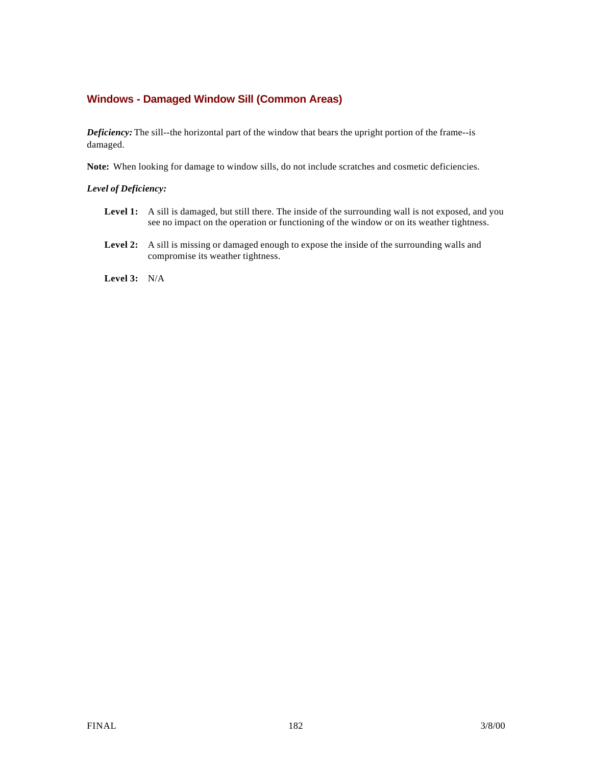## Windows - Damaged Window Sill (Common Areas)

***Deficiency:*** The sill--the horizontal part of the window that bears the upright portion of the frame--is damaged.

**Note:** When looking for damage to window sills, do not include scratches and cosmetic deficiencies.

***Level of Deficiency:***

- **Level 1:** A sill is damaged, but still there. The inside of the surrounding wall is not exposed, and you see no impact on the operation or functioning of the window or on its weather tightness.
- **Level 2:** A sill is missing or damaged enough to expose the inside of the surrounding walls and compromise its weather tightness.
- **Level 3:** N/A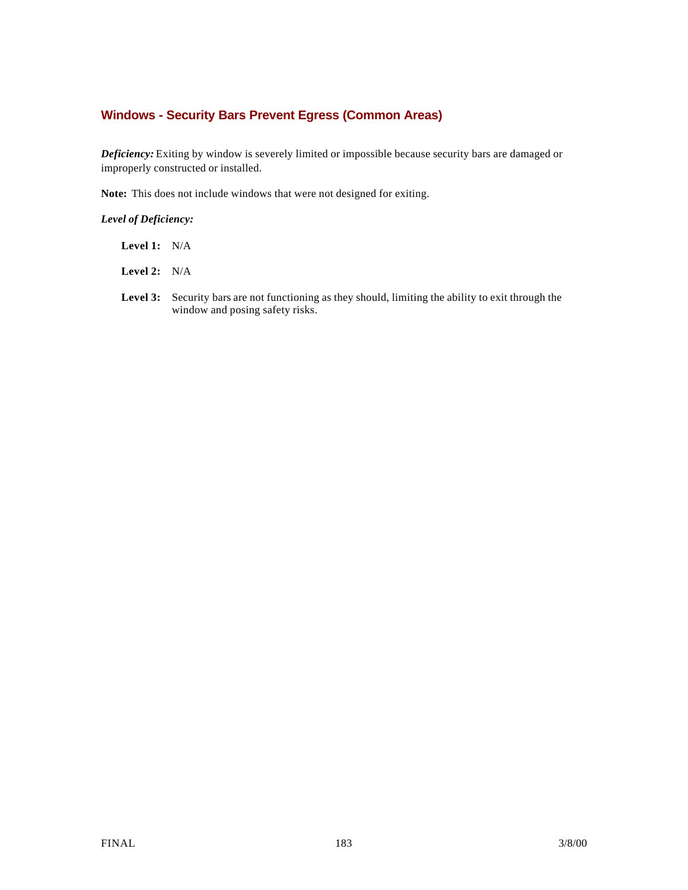## Windows - Security Bars Prevent Egress (Common Areas)

***Deficiency:*** Exiting by window is severely limited or impossible because security bars are damaged or improperly constructed or installed.

**Note:** This does not include windows that were not designed for exiting.

***Level of Deficiency:***

**Level 1:** N/A

**Level 2:** N/A

**Level 3:** Security bars are not functioning as they should, limiting the ability to exit through the window and posing safety risks.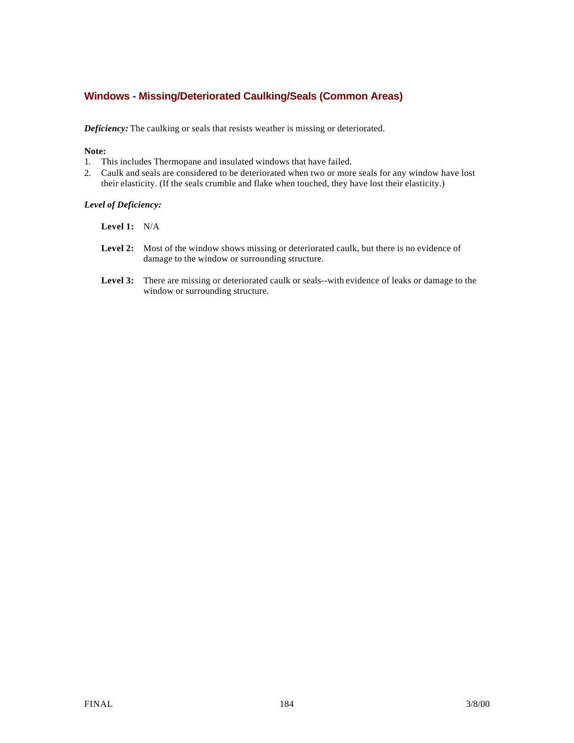## Windows - Missing/Deteriorated Caulking/Seals (Common Areas)

***Deficiency:*** The caulking or seals that resists weather is missing or deteriorated.

**Note:**

1. This includes Thermopane and insulated windows that have failed.
2. Caulk and seals are considered to be deteriorated when two or more seals for any window have lost their elasticity. (If the seals crumble and flake when touched, they have lost their elasticity.)

***Level of Deficiency:***

**Level 1:** N/A

**Level 2:** Most of the window shows missing or deteriorated caulk, but there is no evidence of damage to the window or surrounding structure.

**Level 3:** There are missing or deteriorated caulk or seals--with evidence of leaks or damage to the window or surrounding structure.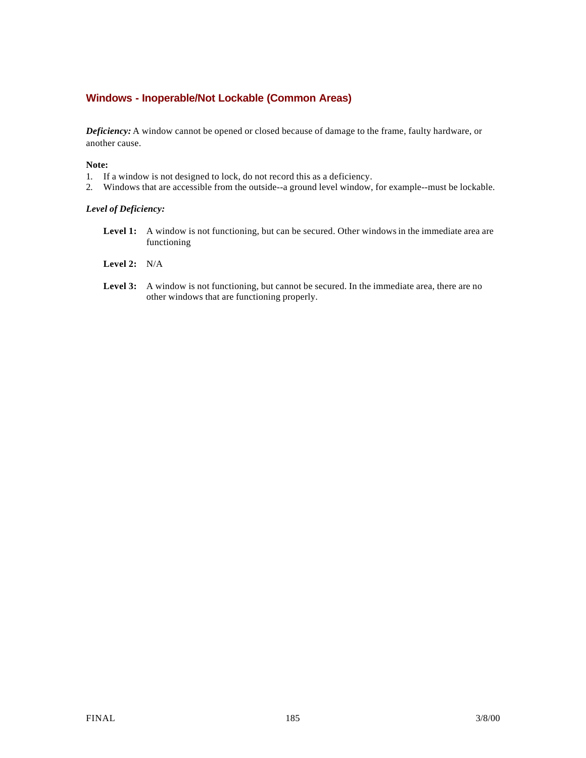## Windows - Inoperable/Not Lockable (Common Areas)

***Deficiency:*** A window cannot be opened or closed because of damage to the frame, faulty hardware, or another cause.

**Note:**
1. If a window is not designed to lock, do not record this as a deficiency.
2. Windows that are accessible from the outside--a ground level window, for example--must be lockable.

***Level of Deficiency:***

**Level 1:** A window is not functioning, but can be secured. Other windows in the immediate area are functioning

**Level 2:** N/A

**Level 3:** A window is not functioning, but cannot be secured. In the immediate area, there are no other windows that are functioning properly.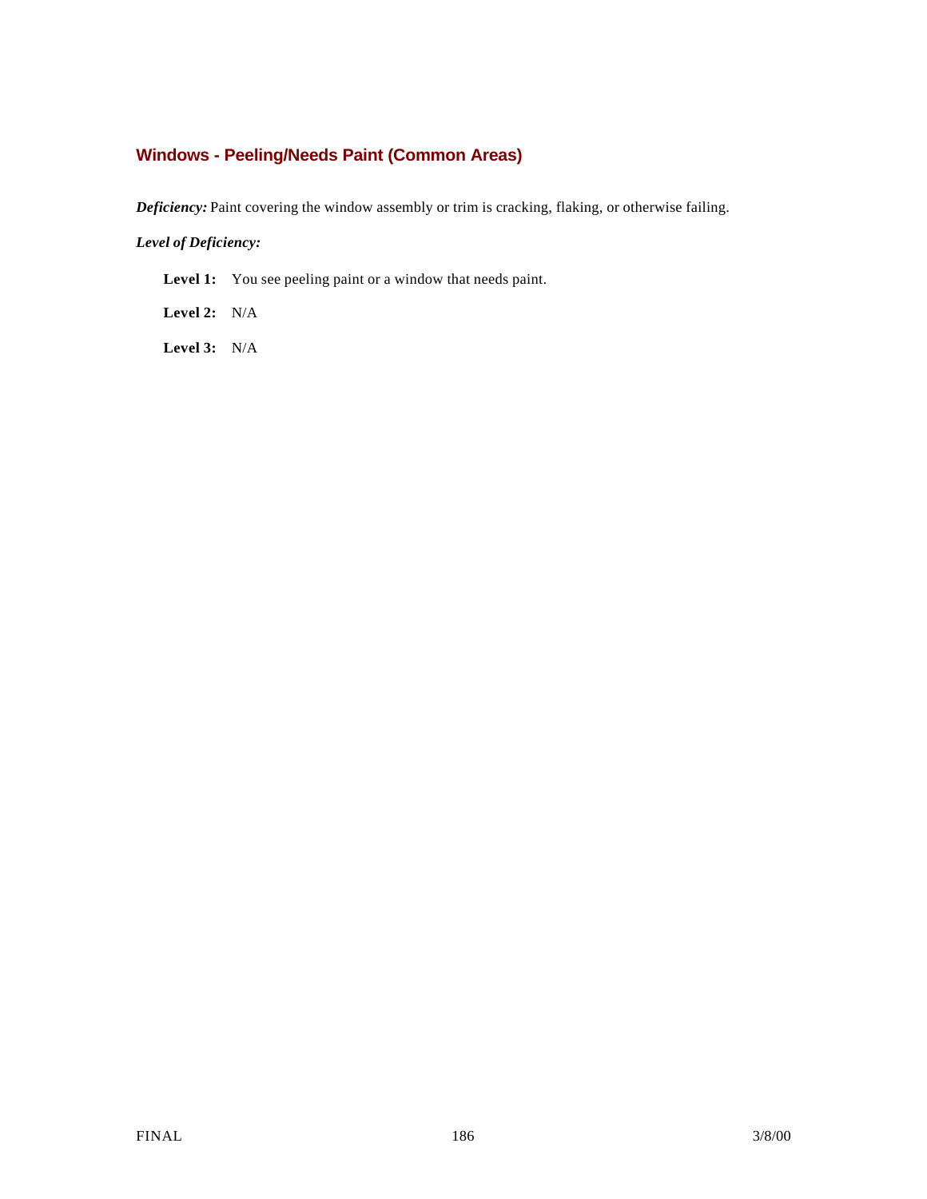## Windows - Peeling/Needs Paint (Common Areas)

***Deficiency:*** Paint covering the window assembly or trim is cracking, flaking, or otherwise failing.

***Level of Deficiency:***

**Level 1:** You see peeling paint or a window that needs paint.

**Level 2:** N/A

**Level 3:** N/A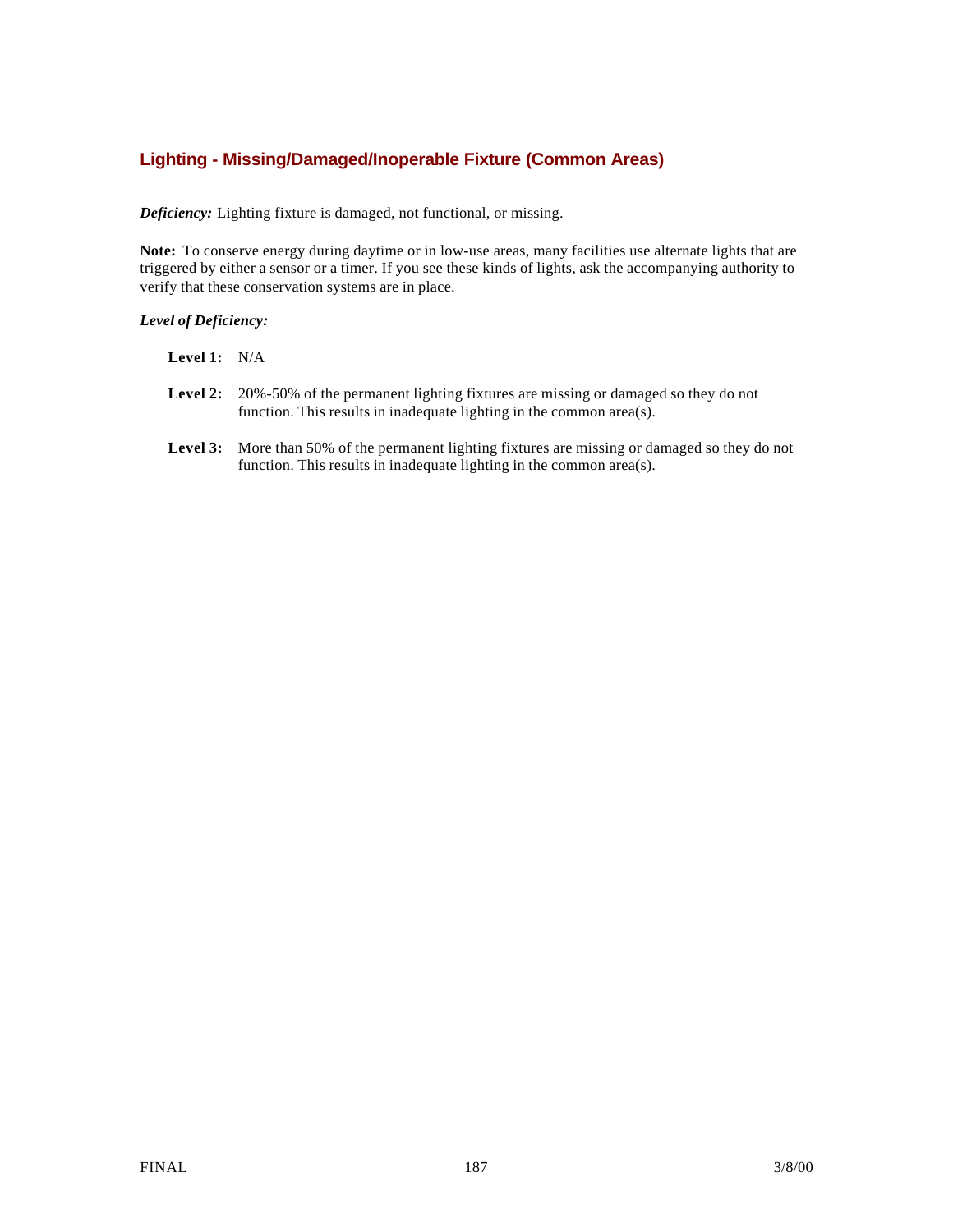## Lighting - Missing/Damaged/Inoperable Fixture (Common Areas)

***Deficiency:*** Lighting fixture is damaged, not functional, or missing.

**Note:** To conserve energy during daytime or in low-use areas, many facilities use alternate lights that are triggered by either a sensor or a timer. If you see these kinds of lights, ask the accompanying authority to verify that these conservation systems are in place.

***Level of Deficiency:***

**Level 1:** N/A

**Level 2:** 20%-50% of the permanent lighting fixtures are missing or damaged so they do not function. This results in inadequate lighting in the common area(s).

**Level 3:** More than 50% of the permanent lighting fixtures are missing or damaged so they do not function. This results in inadequate lighting in the common area(s).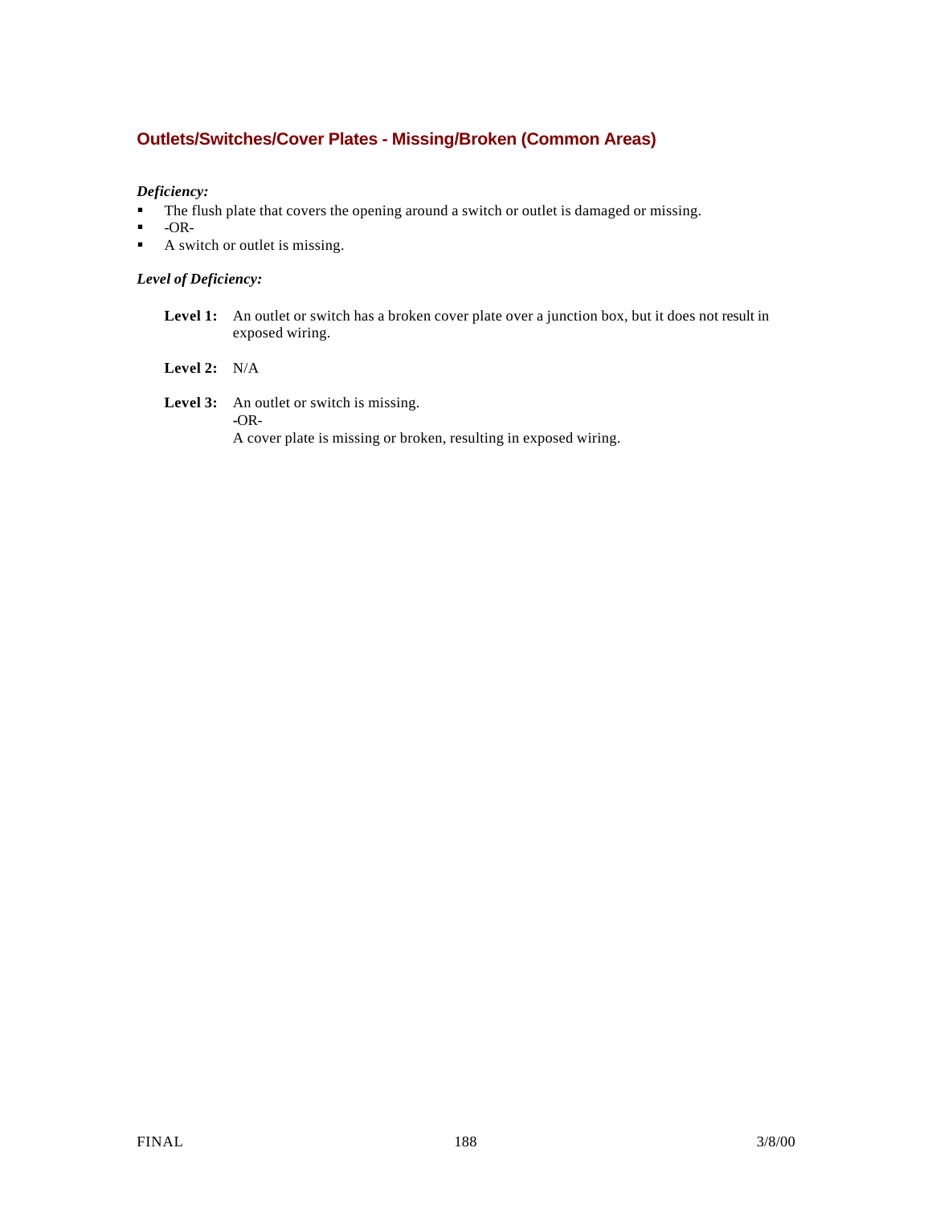### Outlets/Switches/Cover Plates - Missing/Broken (Common Areas)

***Deficiency:***

- The flush plate that covers the opening around a switch or outlet is damaged or missing.
- -OR-
- A switch or outlet is missing.

***Level of Deficiency:***

**Level 1:** An outlet or switch has a broken cover plate over a junction box, but it does not result in exposed wiring.

**Level 2:** N/A

**Level 3:** An outlet or switch is missing.
-OR-
A cover plate is missing or broken, resulting in exposed wiring.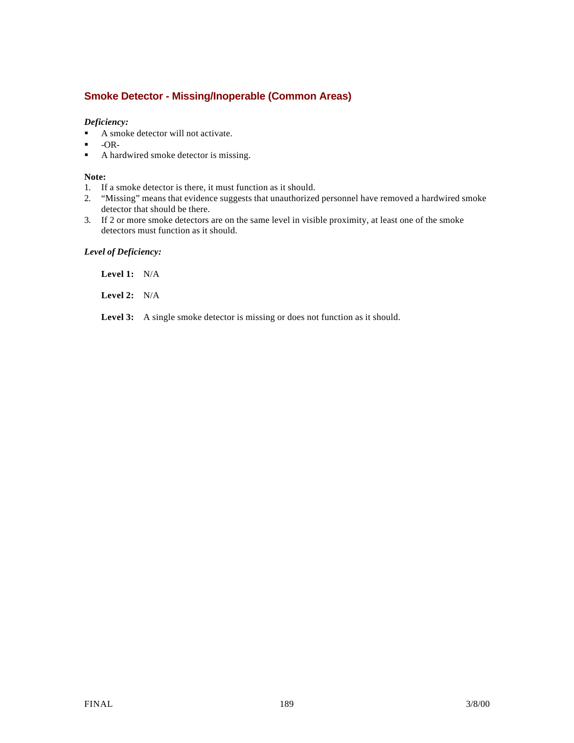## Smoke Detector - Missing/Inoperable (Common Areas)

***Deficiency:***

- A smoke detector will not activate.
- -OR-
- A hardwired smoke detector is missing.

**Note:**

1. If a smoke detector is there, it must function as it should.
2. "Missing" means that evidence suggests that unauthorized personnel have removed a hardwired smoke detector that should be there.
3. If 2 or more smoke detectors are on the same level in visible proximity, at least one of the smoke detectors must function as it should.

***Level of Deficiency:***

**Level 1:** N/A

**Level 2:** N/A

**Level 3:** A single smoke detector is missing or does not function as it should.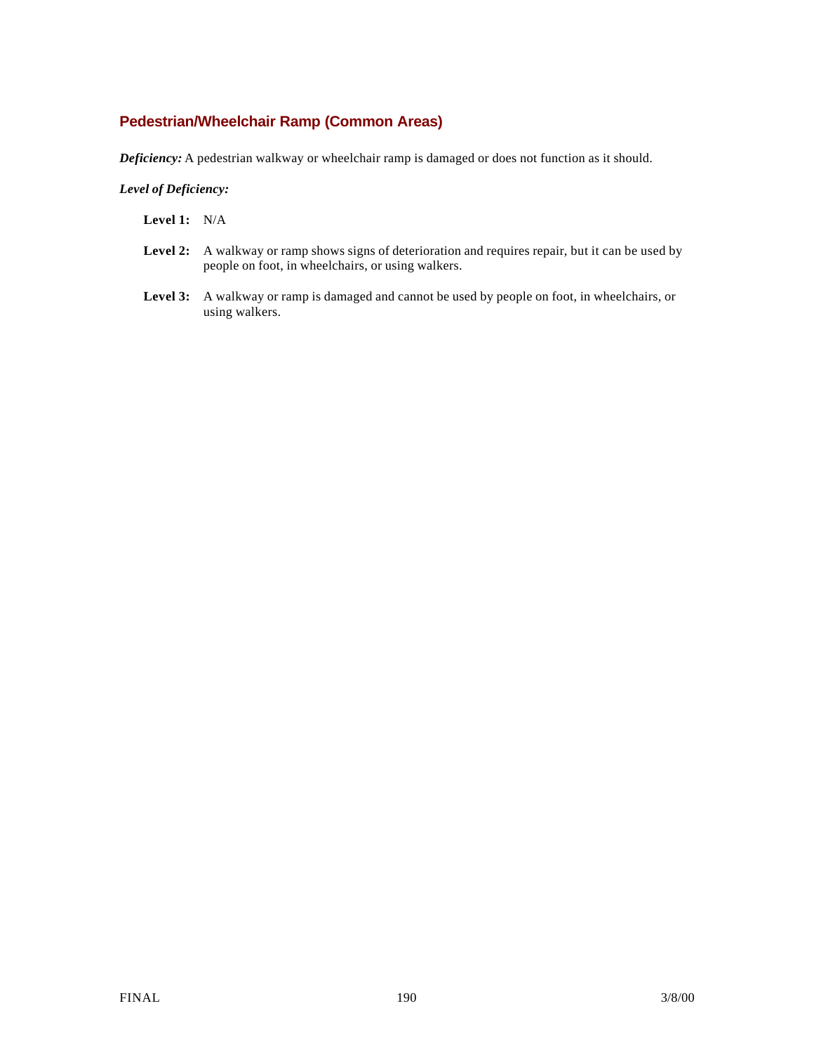### Pedestrian/Wheelchair Ramp (Common Areas)

***Deficiency:*** A pedestrian walkway or wheelchair ramp is damaged or does not function as it should.

***Level of Deficiency:***

**Level 1:** N/A

**Level 2:** A walkway or ramp shows signs of deterioration and requires repair, but it can be used by people on foot, in wheelchairs, or using walkers.

**Level 3:** A walkway or ramp is damaged and cannot be used by people on foot, in wheelchairs, or using walkers.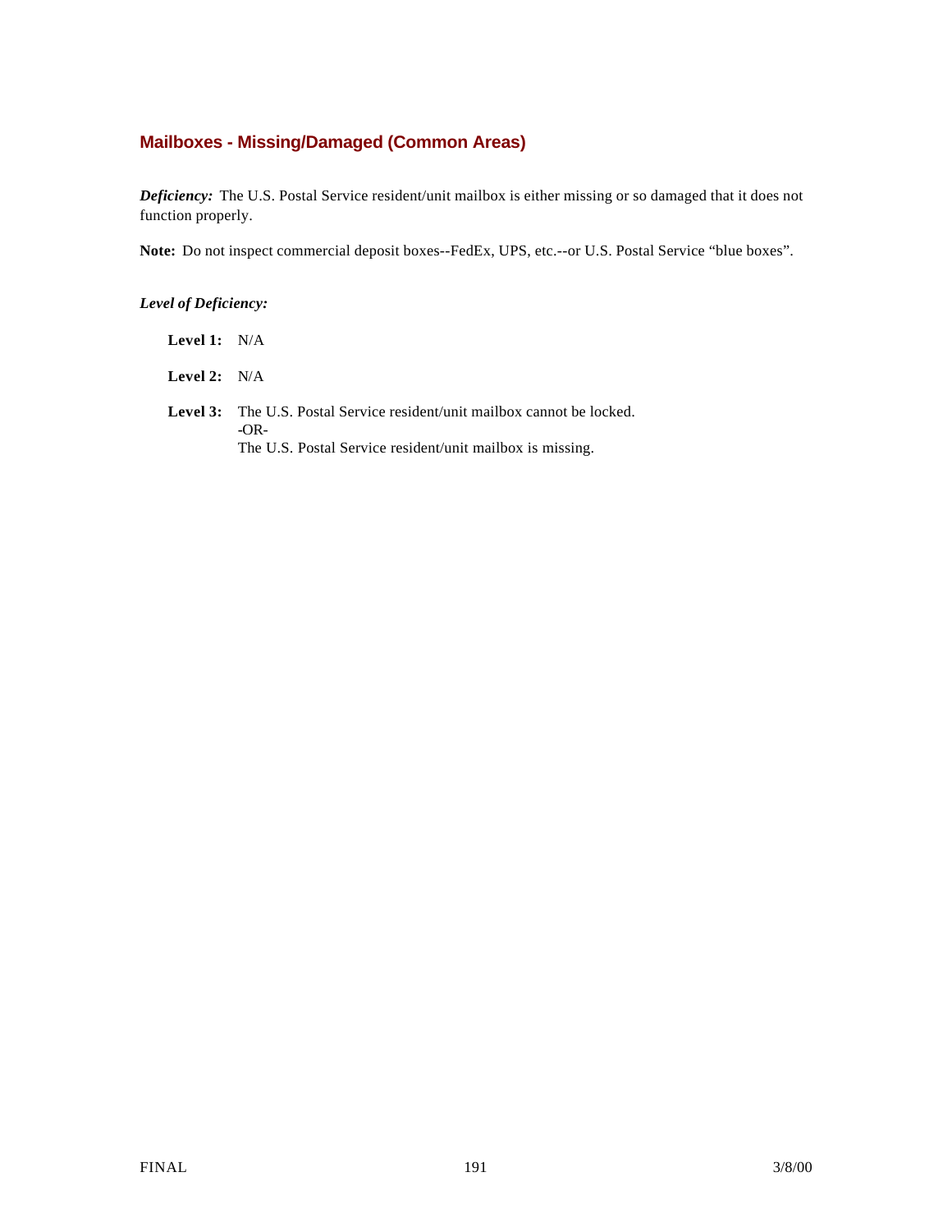### Mailboxes - Missing/Damaged (Common Areas)

***Deficiency:*** The U.S. Postal Service resident/unit mailbox is either missing or so damaged that it does not function properly.

**Note:** Do not inspect commercial deposit boxes--FedEx, UPS, etc.--or U.S. Postal Service "blue boxes".

***Level of Deficiency:***

**Level 1:** N/A

**Level 2:** N/A

**Level 3:** The U.S. Postal Service resident/unit mailbox cannot be locked.
-OR-
The U.S. Postal Service resident/unit mailbox is missing.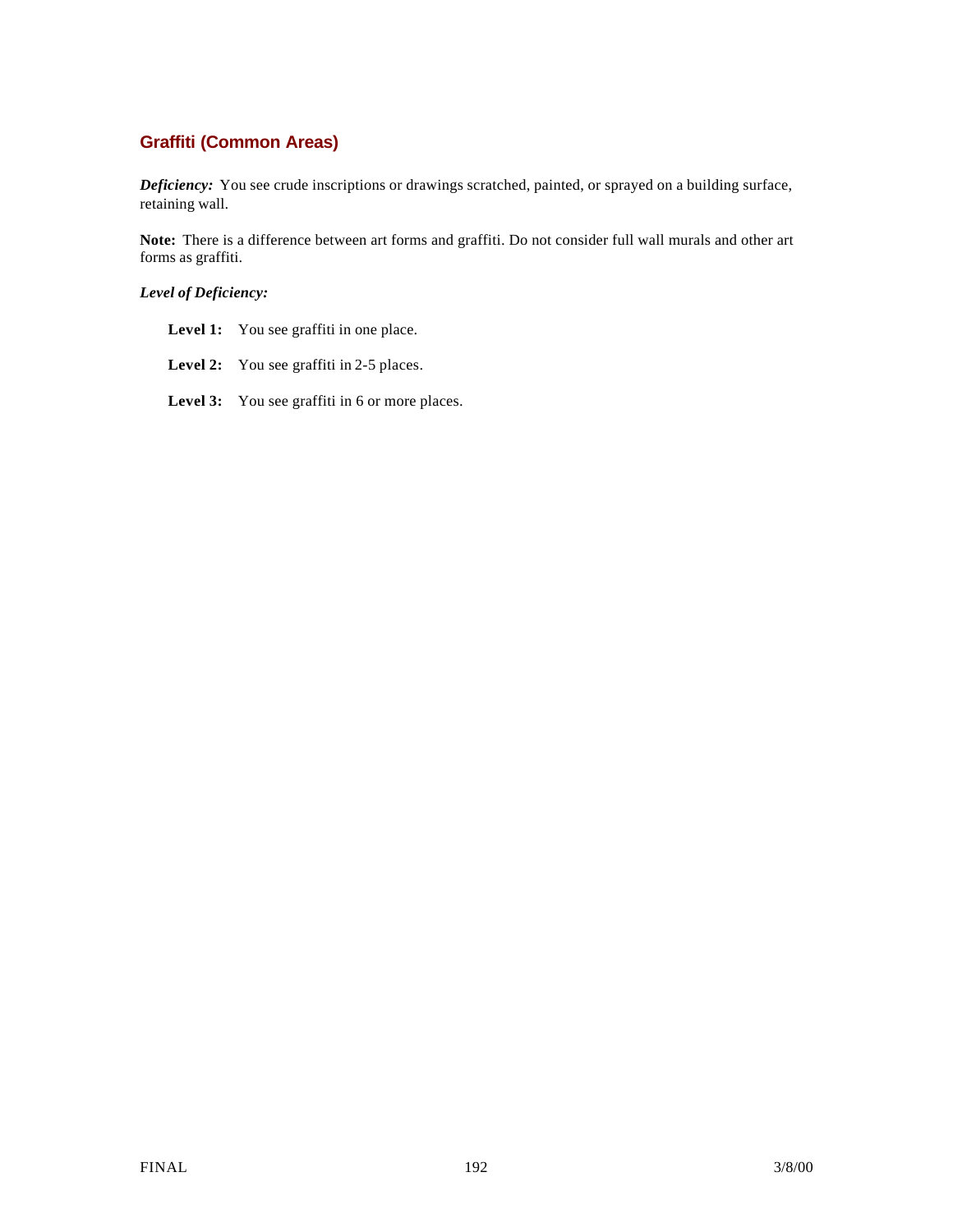### Graffiti (Common Areas)

***Deficiency:*** You see crude inscriptions or drawings scratched, painted, or sprayed on a building surface, retaining wall.

**Note:** There is a difference between art forms and graffiti. Do not consider full wall murals and other art forms as graffiti.

***Level of Deficiency:***

**Level 1:** You see graffiti in one place.

**Level 2:** You see graffiti in 2-5 places.

**Level 3:** You see graffiti in 6 or more places.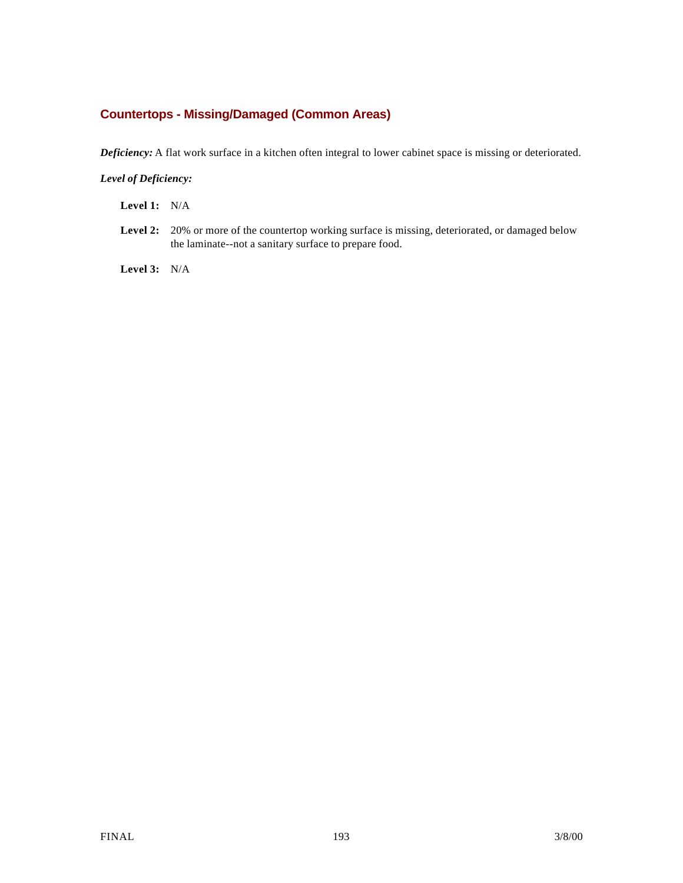## Countertops - Missing/Damaged (Common Areas)

***Deficiency:*** A flat work surface in a kitchen often integral to lower cabinet space is missing or deteriorated.

***Level of Deficiency:***

**Level 1:** N/A

**Level 2:** 20% or more of the countertop working surface is missing, deteriorated, or damaged below the laminate--not a sanitary surface to prepare food.

**Level 3:** N/A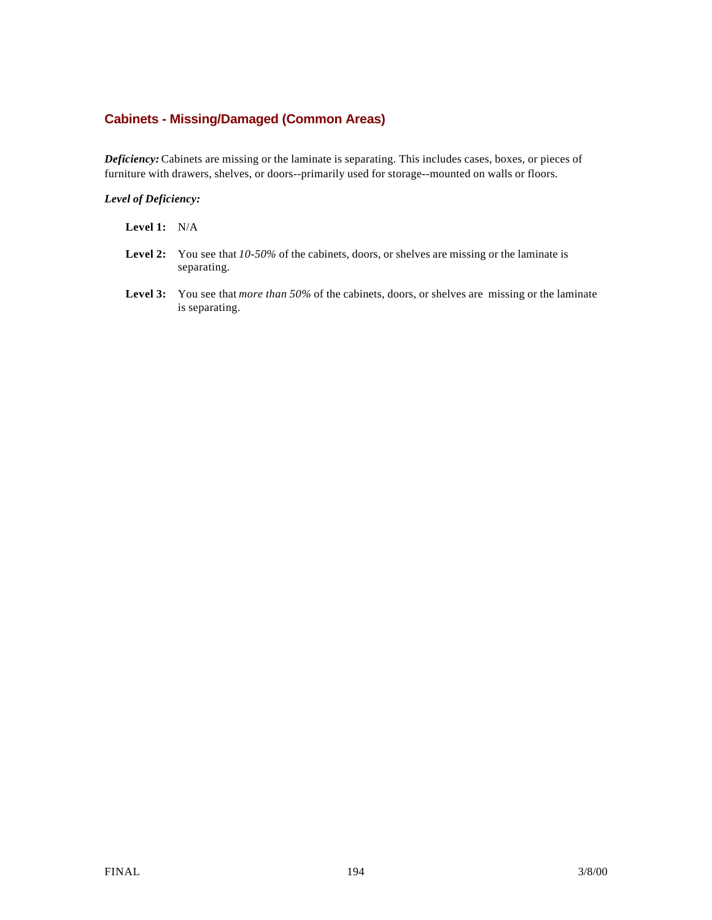## Cabinets - Missing/Damaged (Common Areas)

***Deficiency:*** Cabinets are missing or the laminate is separating. This includes cases, boxes, or pieces of furniture with drawers, shelves, or doors--primarily used for storage--mounted on walls or floors.

***Level of Deficiency:***

**Level 1:** N/A

**Level 2:** You see that *10-50%* of the cabinets, doors, or shelves are missing or the laminate is separating.

**Level 3:** You see that *more than 50%* of the cabinets, doors, or shelves are missing or the laminate is separating.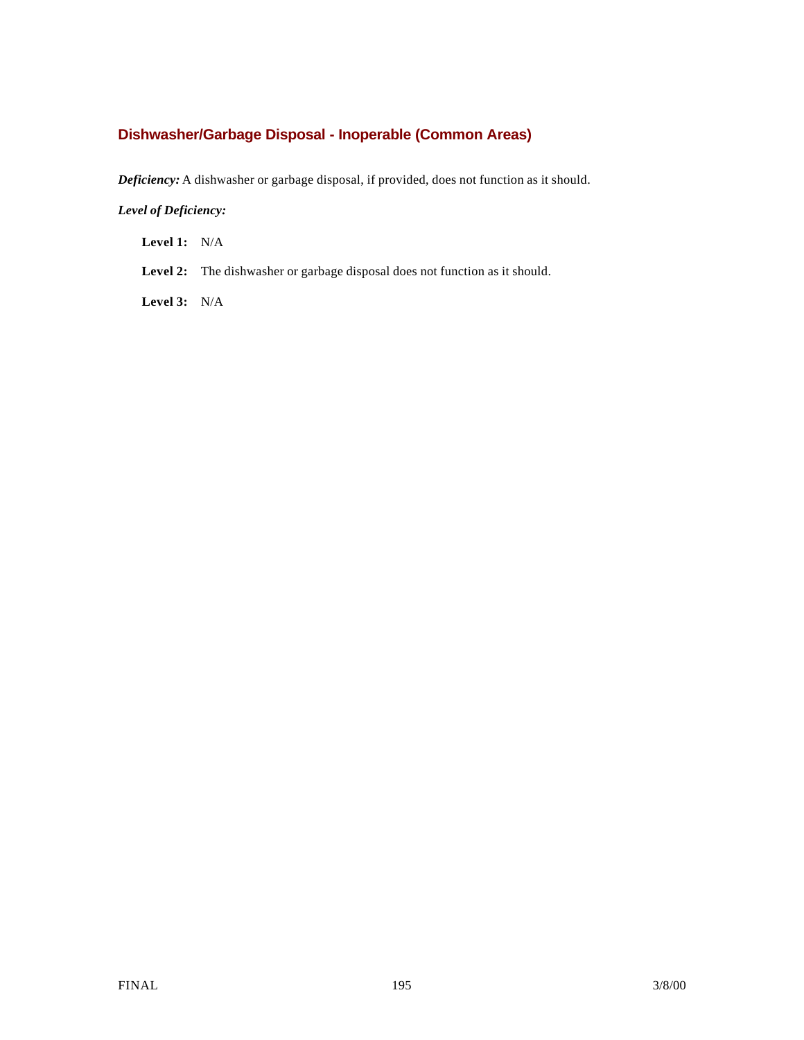## Dishwasher/Garbage Disposal - Inoperable (Common Areas)

***Deficiency:*** A dishwasher or garbage disposal, if provided, does not function as it should.

***Level of Deficiency:***

**Level 1:** N/A

**Level 2:** The dishwasher or garbage disposal does not function as it should.

**Level 3:** N/A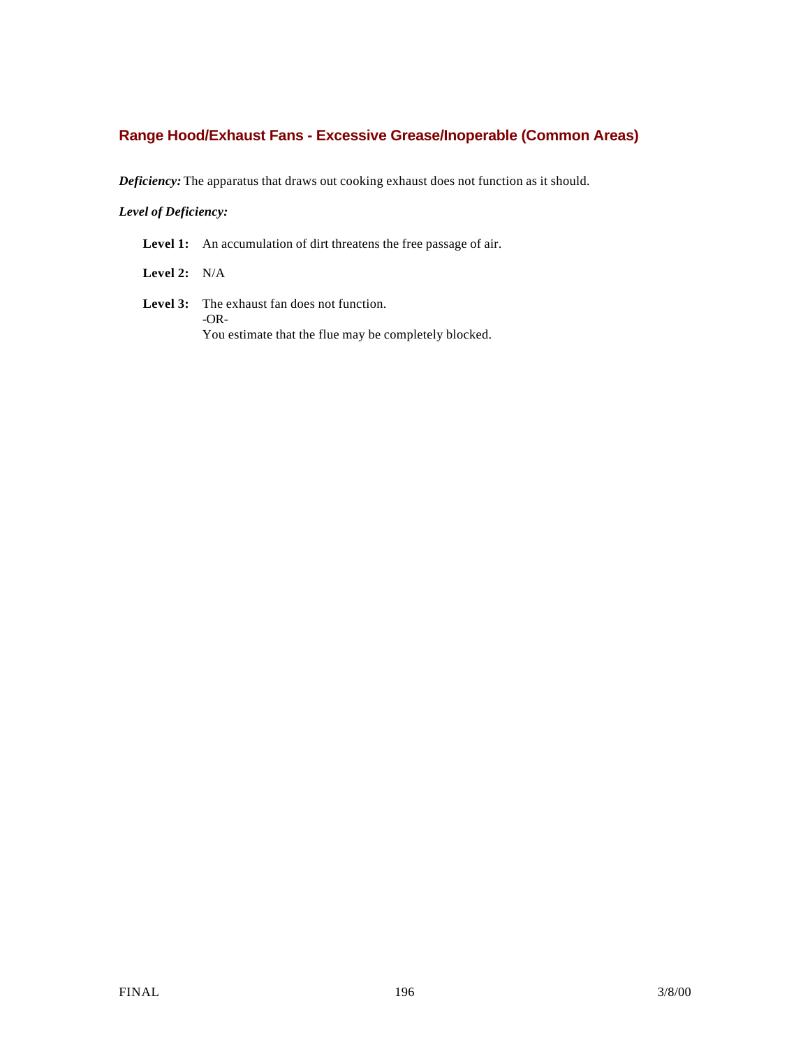## Range Hood/Exhaust Fans - Excessive Grease/Inoperable (Common Areas)

***Deficiency:*** The apparatus that draws out cooking exhaust does not function as it should.

***Level of Deficiency:***

**Level 1:** An accumulation of dirt threatens the free passage of air.

**Level 2:** N/A

**Level 3:** The exhaust fan does not function.
-OR-
You estimate that the flue may be completely blocked.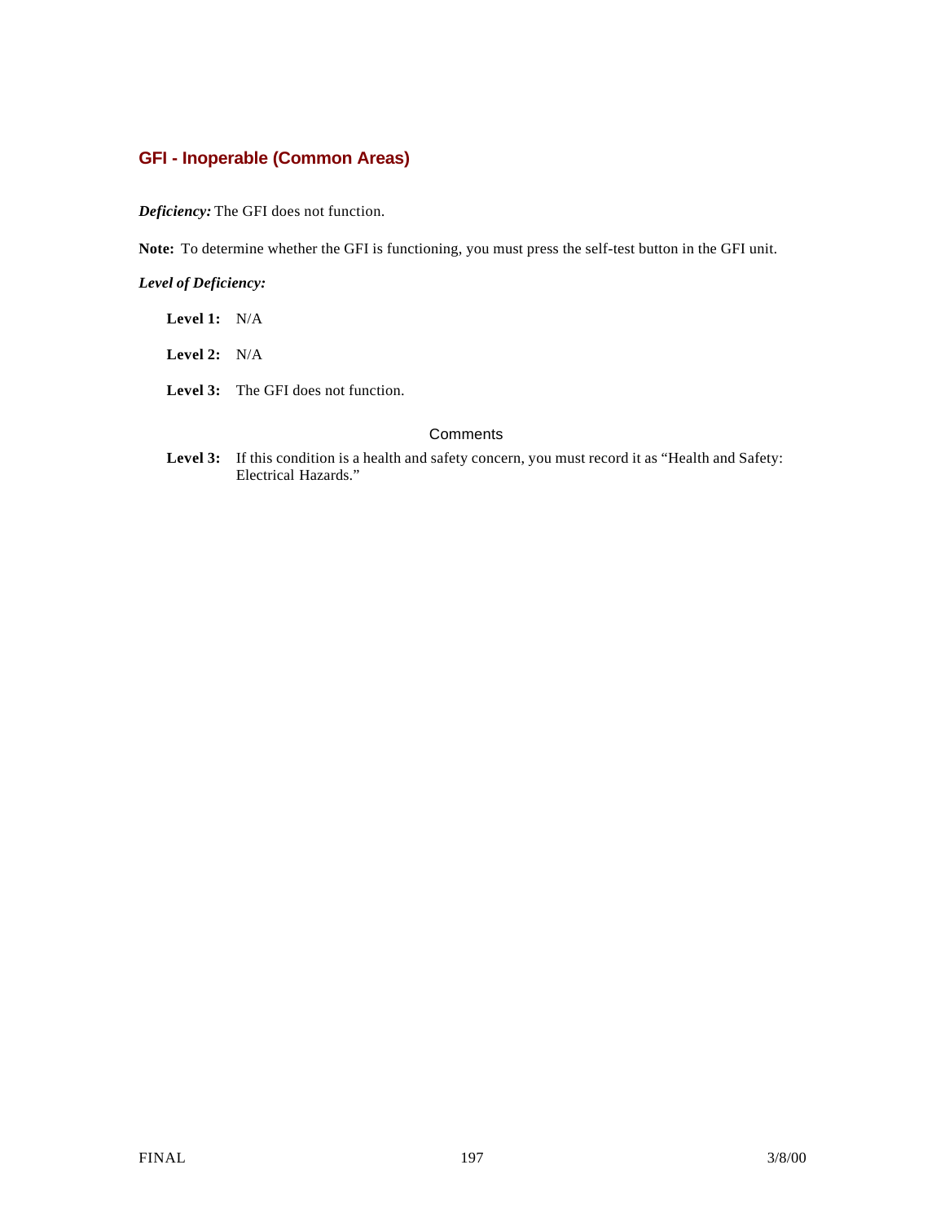## GFI - Inoperable (Common Areas)

***Deficiency:*** The GFI does not function.

**Note:** To determine whether the GFI is functioning, you must press the self-test button in the GFI unit.

***Level of Deficiency:***

**Level 1:** N/A

**Level 2:** N/A

**Level 3:** The GFI does not function.

### Comments

**Level 3:** If this condition is a health and safety concern, you must record it as “Health and Safety: Electrical Hazards.”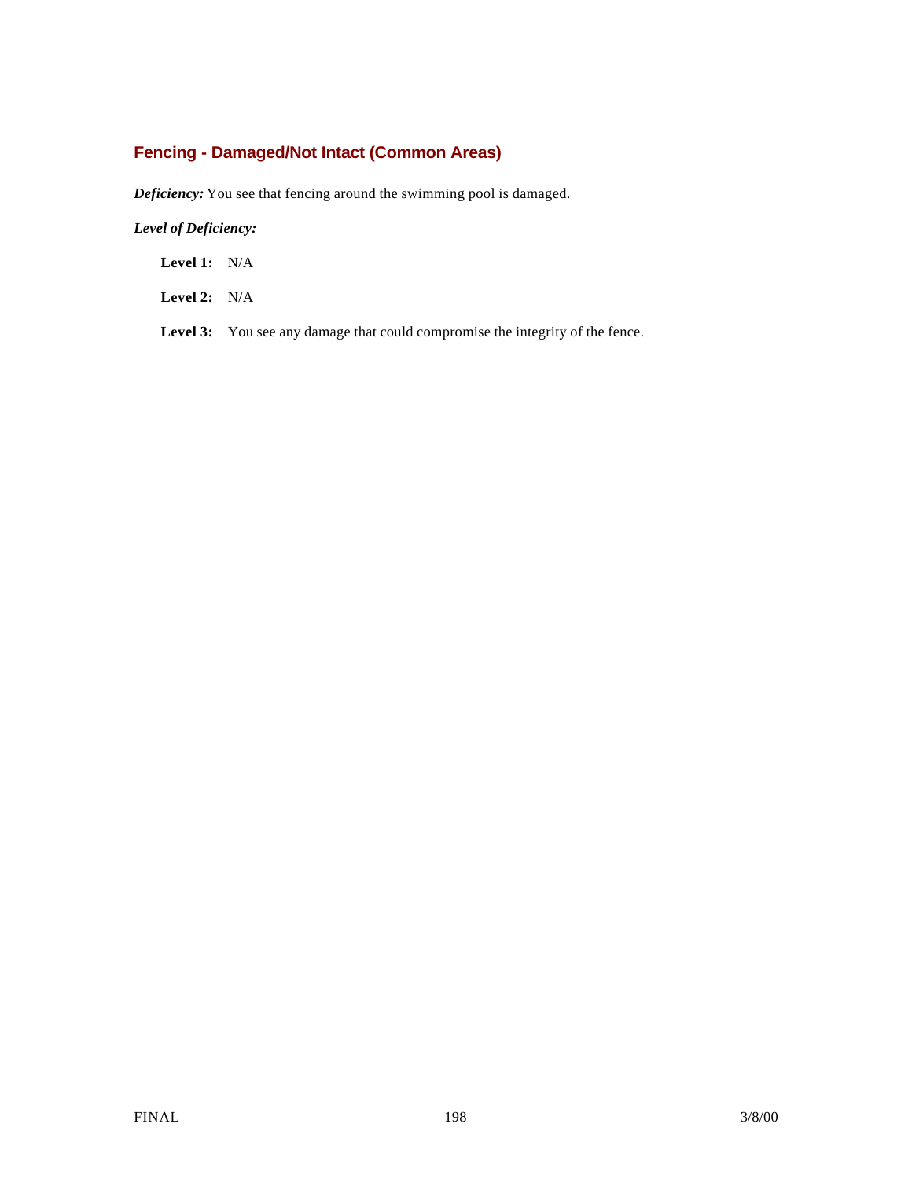## Fencing - Damaged/Not Intact (Common Areas)

***Deficiency:*** You see that fencing around the swimming pool is damaged.

***Level of Deficiency:***

**Level 1:** N/A

**Level 2:** N/A

**Level 3:** You see any damage that could compromise the integrity of the fence.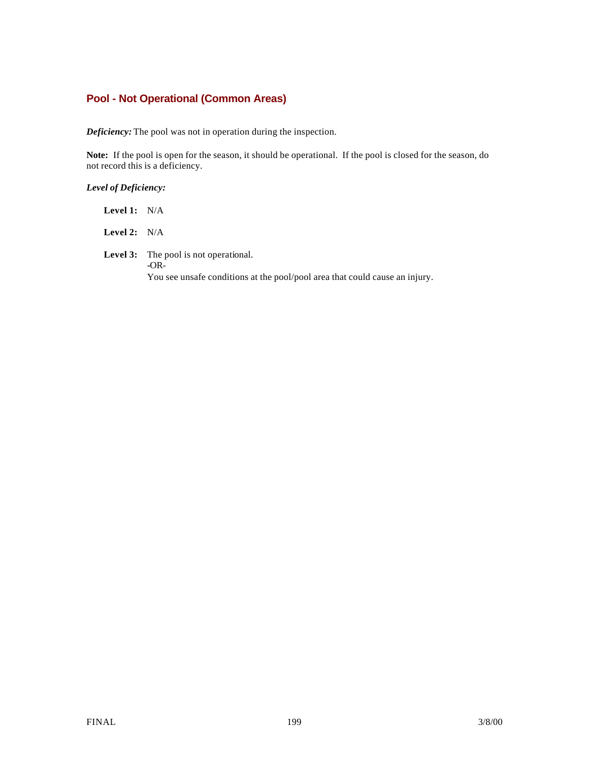## Pool - Not Operational (Common Areas)

***Deficiency:*** The pool was not in operation during the inspection.

**Note:** If the pool is open for the season, it should be operational. If the pool is closed for the season, do not record this is a deficiency.

***Level of Deficiency:***

**Level 1:** N/A

**Level 2:** N/A

**Level 3:** The pool is not operational.
-OR-
You see unsafe conditions at the pool/pool area that could cause an injury.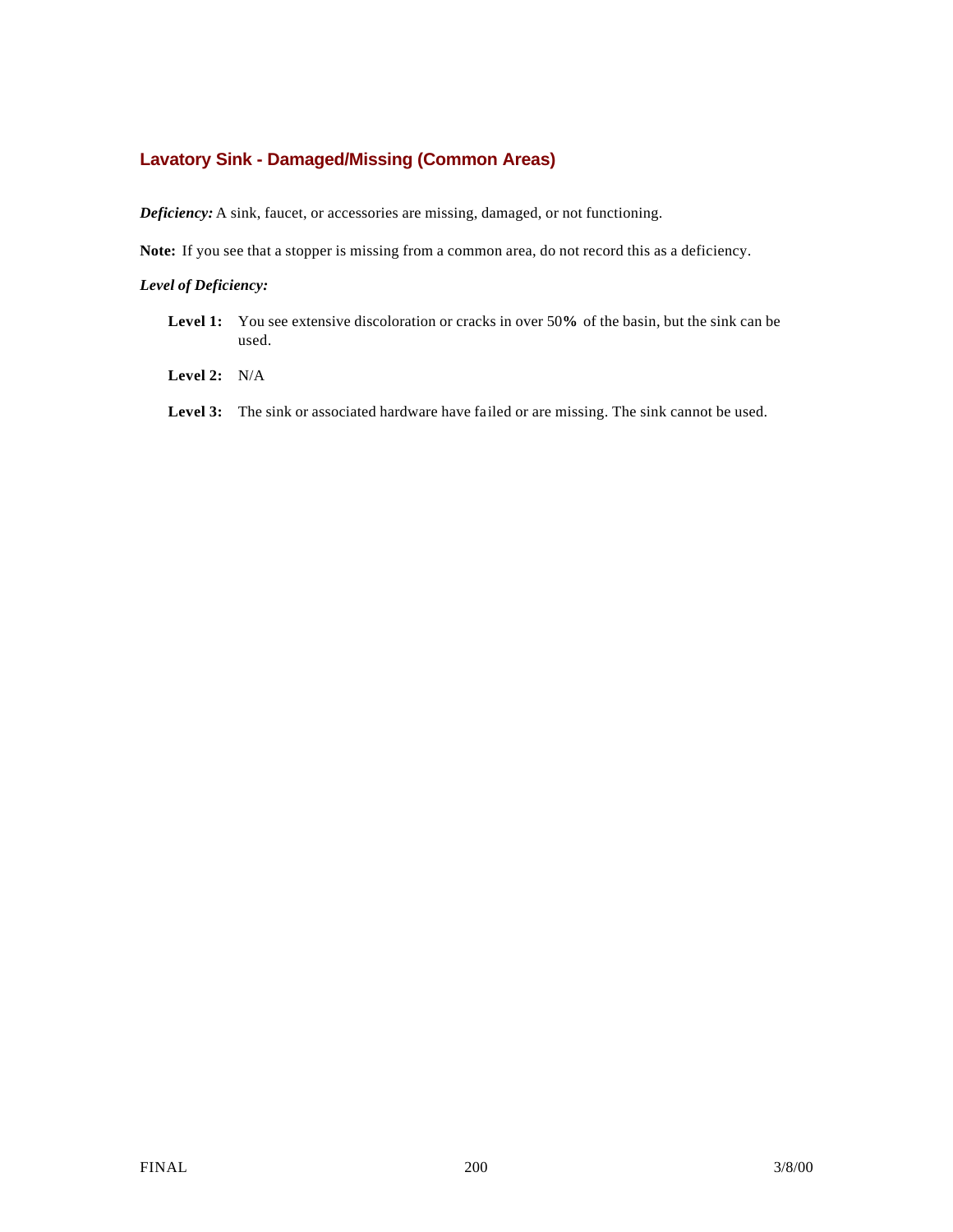### Lavatory Sink - Damaged/Missing (Common Areas)

***Deficiency:*** A sink, faucet, or accessories are missing, damaged, or not functioning.

**Note:** If you see that a stopper is missing from a common area, do not record this as a deficiency.

***Level of Deficiency:***

- **Level 1:** You see extensive discoloration or cracks in over 50% of the basin, but the sink can be used.
- **Level 2:** N/A
- **Level 3:** The sink or associated hardware have failed or are missing. The sink cannot be used.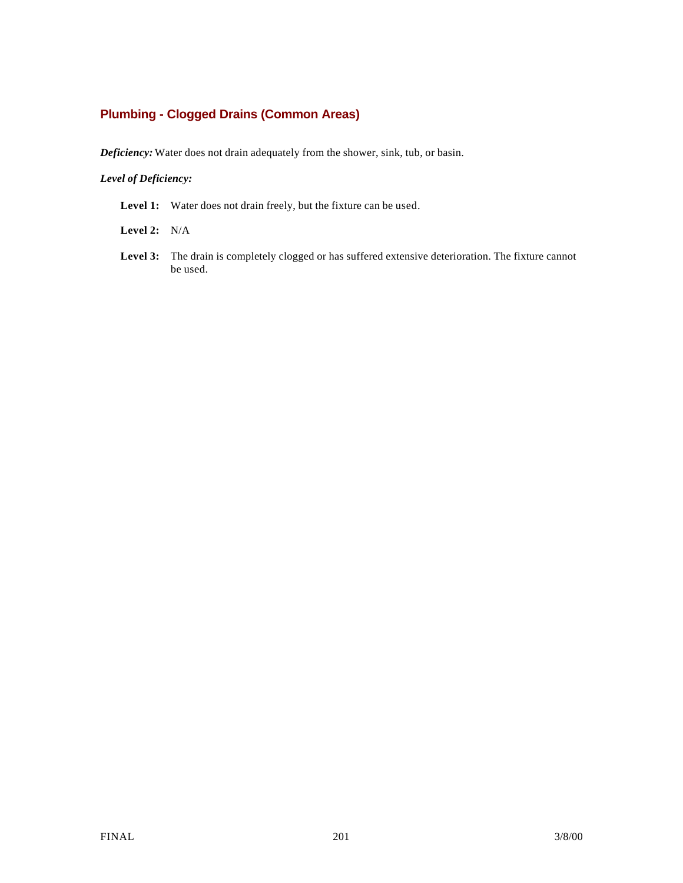## Plumbing - Clogged Drains (Common Areas)

***Deficiency:*** Water does not drain adequately from the shower, sink, tub, or basin.

***Level of Deficiency:***

**Level 1:** Water does not drain freely, but the fixture can be used.

**Level 2:** N/A

**Level 3:** The drain is completely clogged or has suffered extensive deterioration. The fixture cannot be used.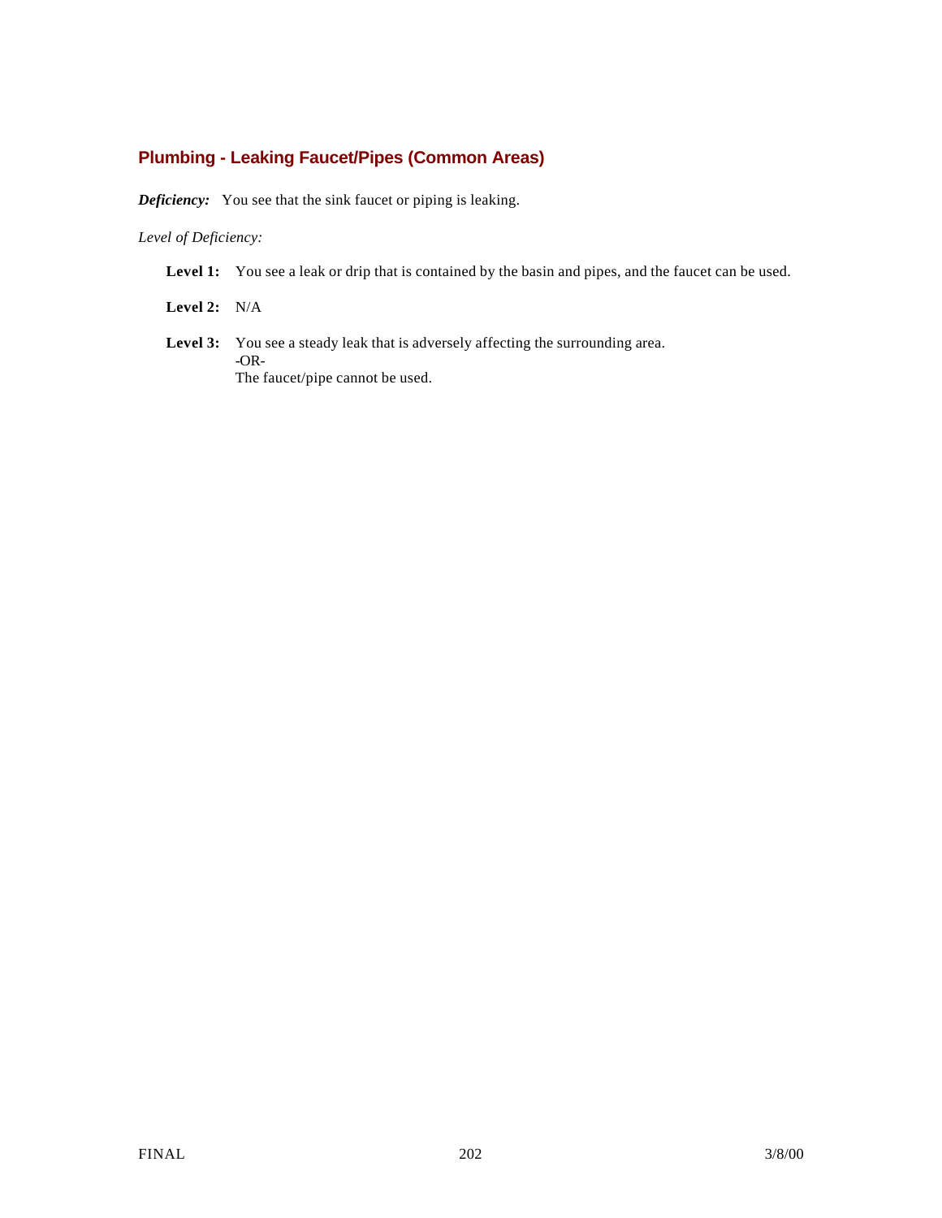## Plumbing - Leaking Faucet/Pipes (Common Areas)

***Deficiency:*** You see that the sink faucet or piping is leaking.

*Level of Deficiency:*

**Level 1:** You see a leak or drip that is contained by the basin and pipes, and the faucet can be used.

**Level 2:** N/A

**Level 3:** You see a steady leak that is adversely affecting the surrounding area.
-OR-
The faucet/pipe cannot be used.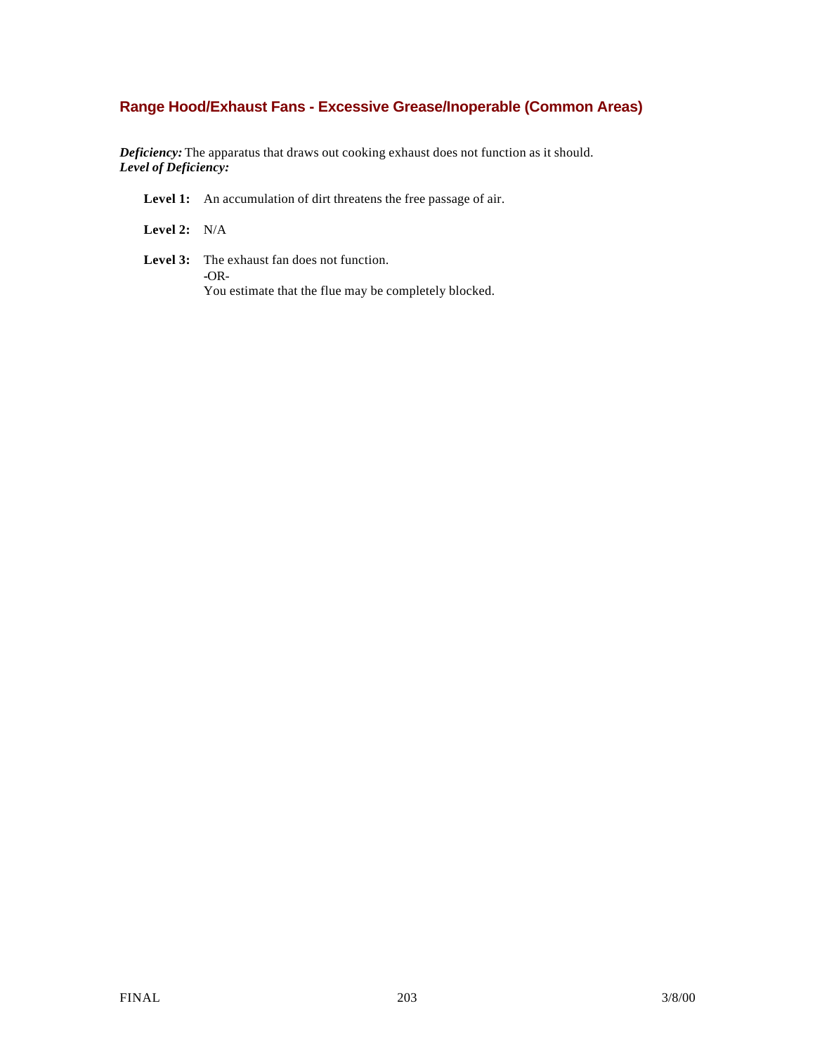## Range Hood/Exhaust Fans - Excessive Grease/Inoperable (Common Areas)

***Deficiency:*** The apparatus that draws out cooking exhaust does not function as it should.
***Level of Deficiency:***

**Level 1:** An accumulation of dirt threatens the free passage of air.

**Level 2:** N/A

**Level 3:** The exhaust fan does not function.
-OR-
You estimate that the flue may be completely blocked.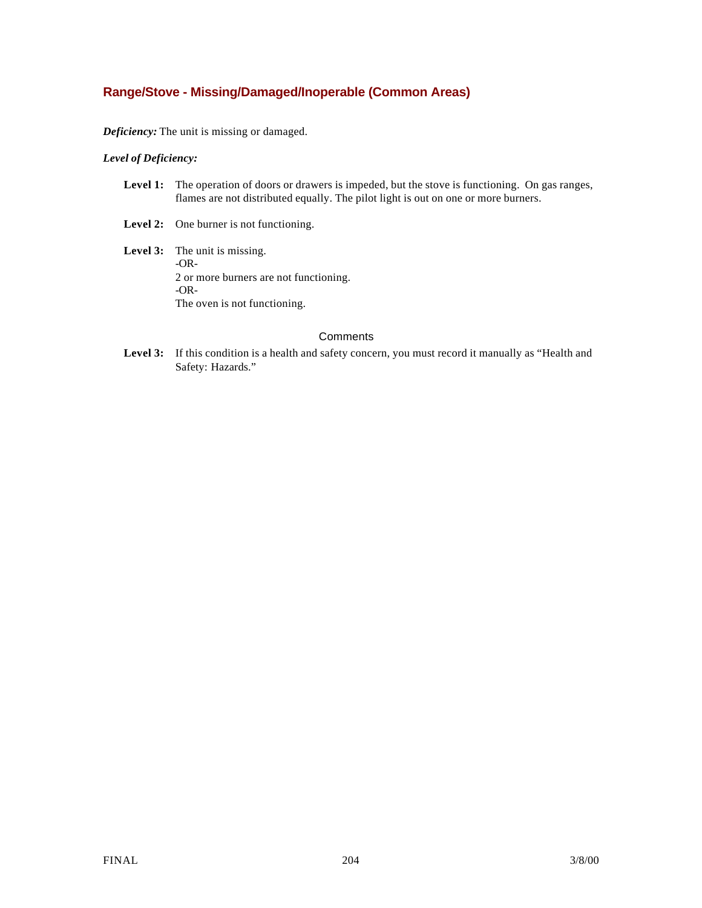## Range/Stove - Missing/Damaged/Inoperable (Common Areas)

***Deficiency:*** The unit is missing or damaged.

***Level of Deficiency:***

**Level 1:** The operation of doors or drawers is impeded, but the stove is functioning. On gas ranges, flames are not distributed equally. The pilot light is out on one or more burners.

**Level 2:** One burner is not functioning.

**Level 3:** The unit is missing.
-OR-
2 or more burners are not functioning.
-OR-
The oven is not functioning.

Comments

**Level 3:** If this condition is a health and safety concern, you must record it manually as "Health and Safety: Hazards."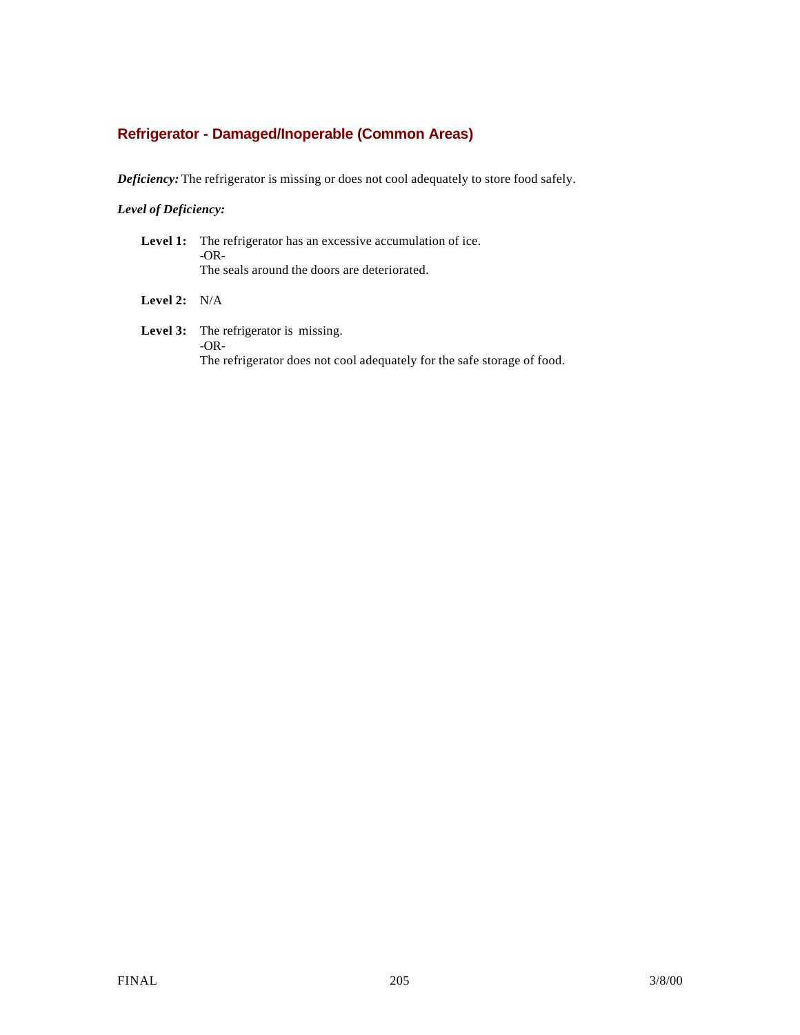## Refrigerator - Damaged/Inoperable (Common Areas)

***Deficiency:*** The refrigerator is missing or does not cool adequately to store food safely.

***Level of Deficiency:***

**Level 1:** The refrigerator has an excessive accumulation of ice.
-OR-
The seals around the doors are deteriorated.

**Level 2:** N/A

**Level 3:** The refrigerator is missing.
-OR-
The refrigerator does not cool adequately for the safe storage of food.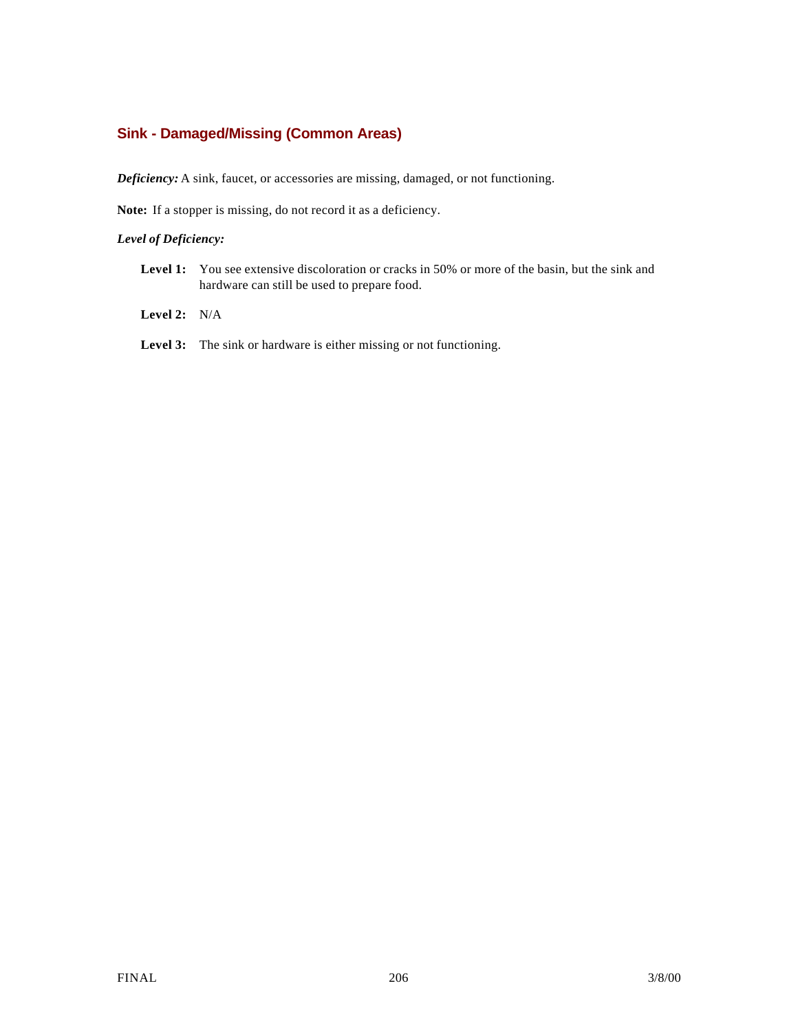### Sink - Damaged/Missing (Common Areas)

***Deficiency:*** A sink, faucet, or accessories are missing, damaged, or not functioning.

**Note:** If a stopper is missing, do not record it as a deficiency.

***Level of Deficiency:***

- **Level 1:** You see extensive discoloration or cracks in 50% or more of the basin, but the sink and hardware can still be used to prepare food.
- **Level 2:** N/A
- **Level 3:** The sink or hardware is either missing or not functioning.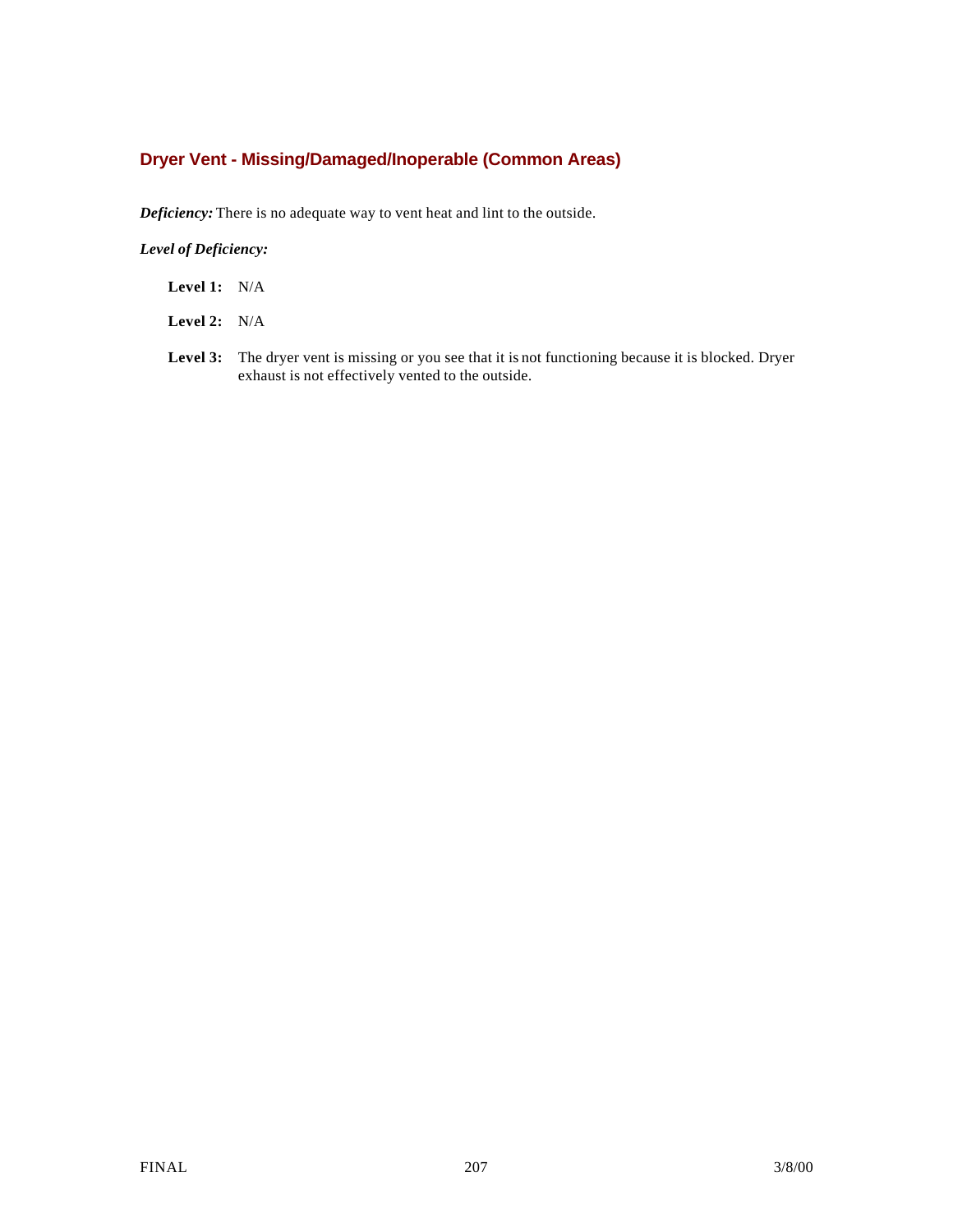## Dryer Vent - Missing/Damaged/Inoperable (Common Areas)

***Deficiency:*** There is no adequate way to vent heat and lint to the outside.

***Level of Deficiency:***

**Level 1:** N/A

**Level 2:** N/A

**Level 3:** The dryer vent is missing or you see that it is not functioning because it is blocked. Dryer exhaust is not effectively vented to the outside.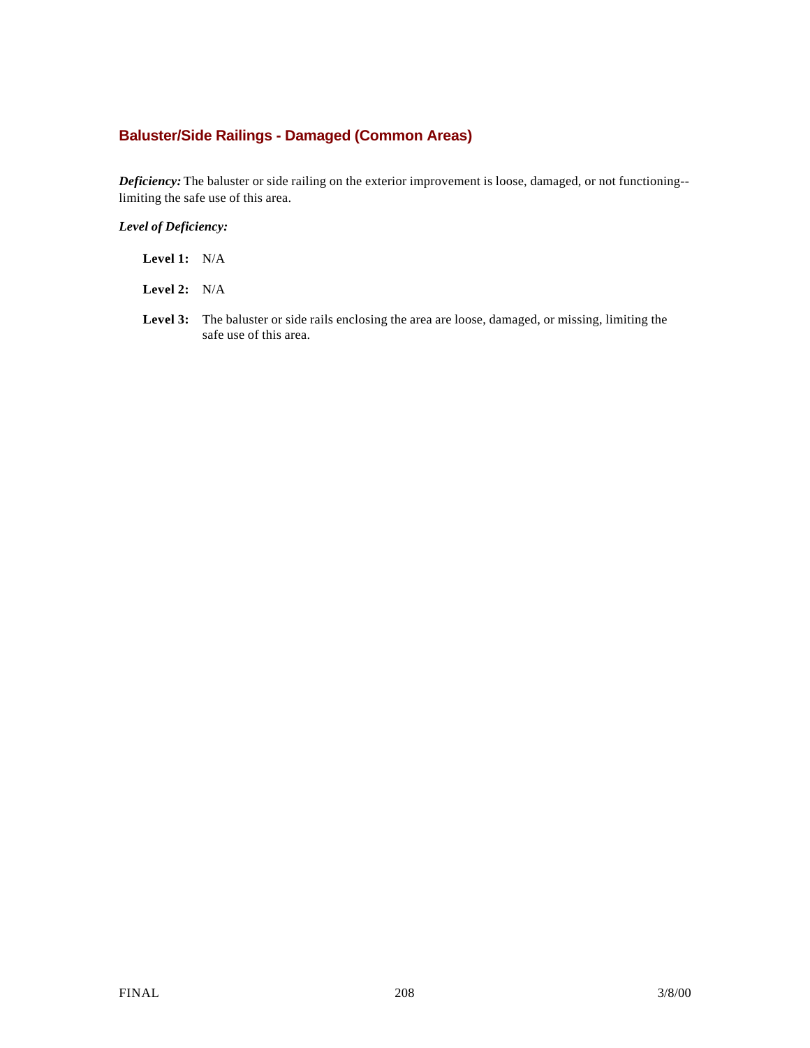### Baluster/Side Railings - Damaged (Common Areas)

***Deficiency:*** The baluster or side railing on the exterior improvement is loose, damaged, or not functioning--limiting the safe use of this area.

***Level of Deficiency:***

**Level 1:** N/A

**Level 2:** N/A

**Level 3:** The baluster or side rails enclosing the area are loose, damaged, or missing, limiting the safe use of this area.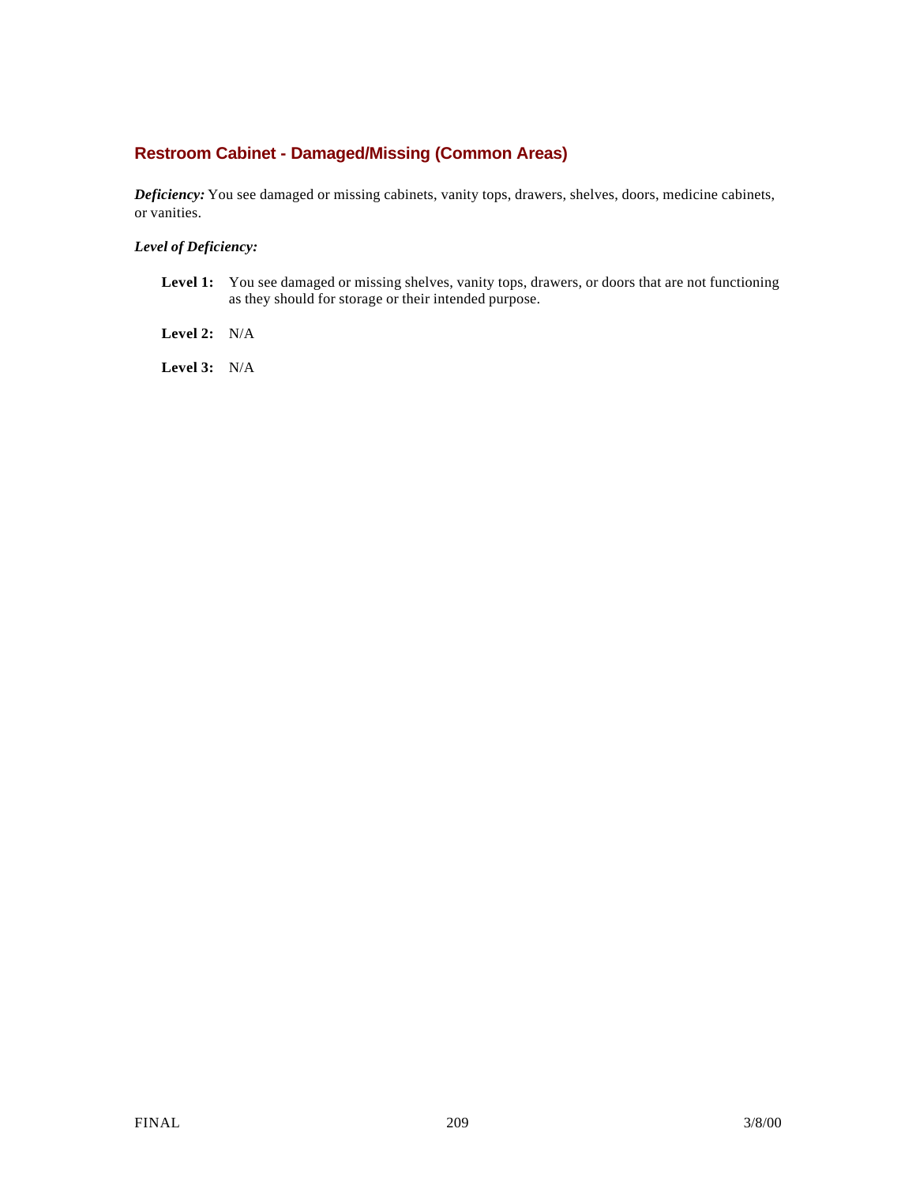## Restroom Cabinet - Damaged/Missing (Common Areas)

***Deficiency:*** You see damaged or missing cabinets, vanity tops, drawers, shelves, doors, medicine cabinets, or vanities.

***Level of Deficiency:***

**Level 1:** You see damaged or missing shelves, vanity tops, drawers, or doors that are not functioning as they should for storage or their intended purpose.

**Level 2:** N/A

**Level 3:** N/A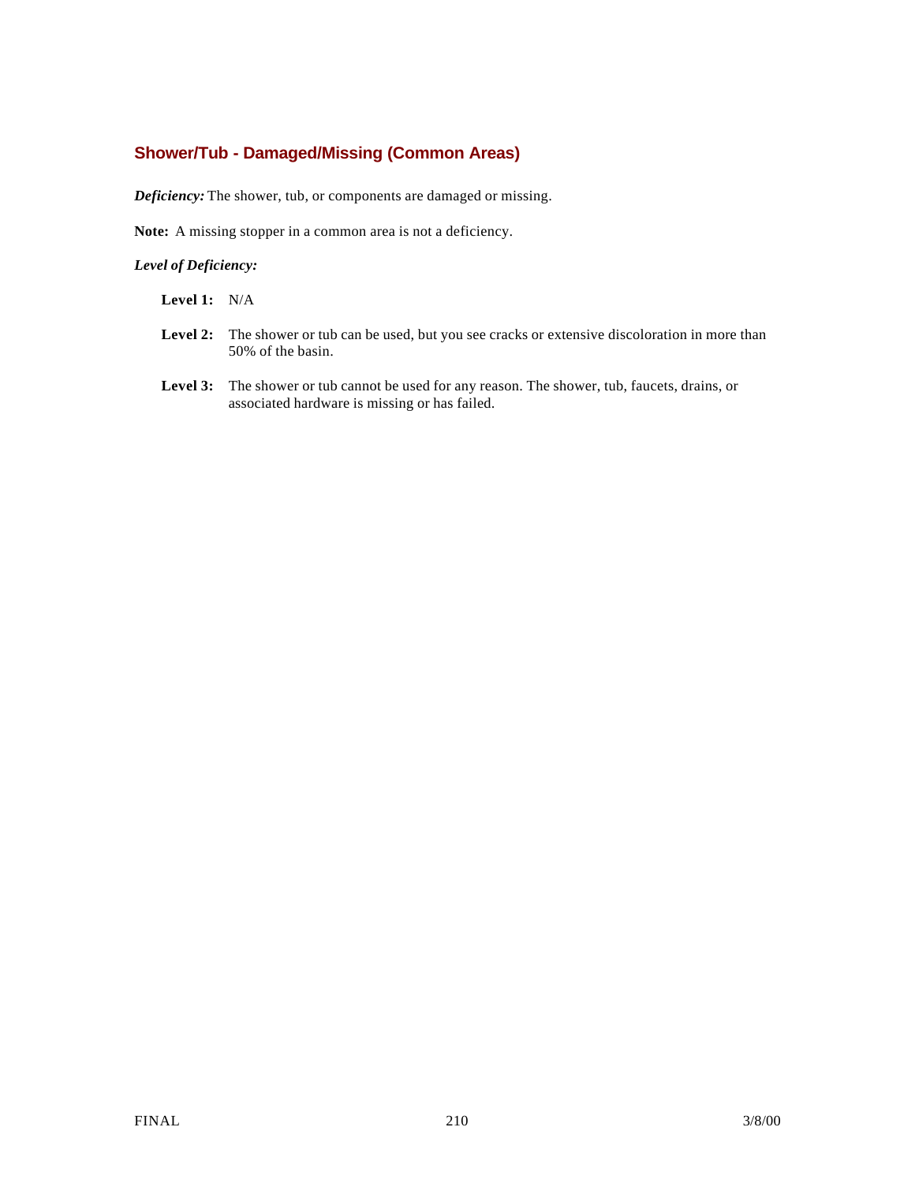## Shower/Tub - Damaged/Missing (Common Areas)

***Deficiency:*** The shower, tub, or components are damaged or missing.

**Note:** A missing stopper in a common area is not a deficiency.

***Level of Deficiency:***

**Level 1:** N/A

**Level 2:** The shower or tub can be used, but you see cracks or extensive discoloration in more than 50% of the basin.

**Level 3:** The shower or tub cannot be used for any reason. The shower, tub, faucets, drains, or associated hardware is missing or has failed.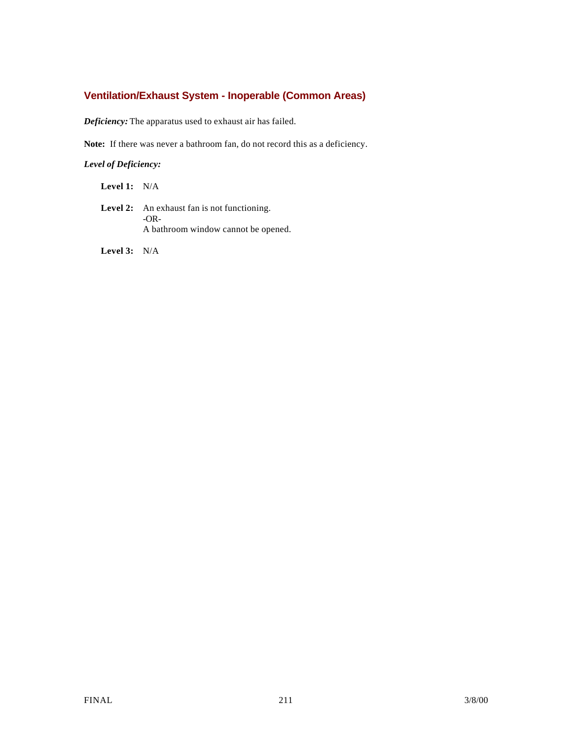### Ventilation/Exhaust System - Inoperable (Common Areas)

***Deficiency:*** The apparatus used to exhaust air has failed.

**Note:** If there was never a bathroom fan, do not record this as a deficiency.

***Level of Deficiency:***

**Level 1:** N/A

**Level 2:** An exhaust fan is not functioning.
-OR-
A bathroom window cannot be opened.

**Level 3:** N/A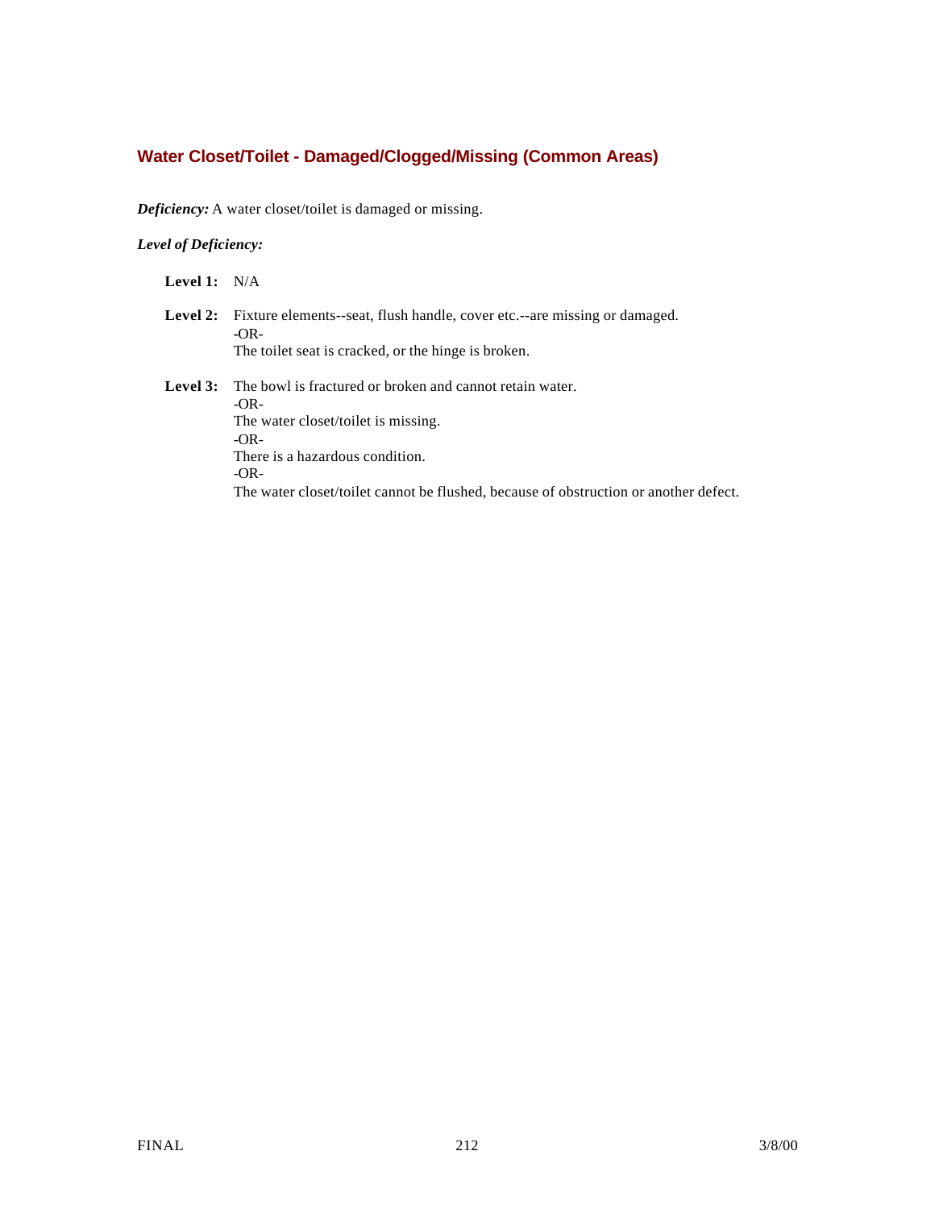## Water Closet/Toilet - Damaged/Clogged/Missing (Common Areas)

***Deficiency:*** A water closet/toilet is damaged or missing.

***Level of Deficiency:***

**Level 1:** N/A

**Level 2:** Fixture elements--seat, flush handle, cover etc.--are missing or damaged.
-OR-
The toilet seat is cracked, or the hinge is broken.

**Level 3:** The bowl is fractured or broken and cannot retain water.
-OR-
The water closet/toilet is missing.
-OR-
There is a hazardous condition.
-OR-
The water closet/toilet cannot be flushed, because of obstruction or another defect.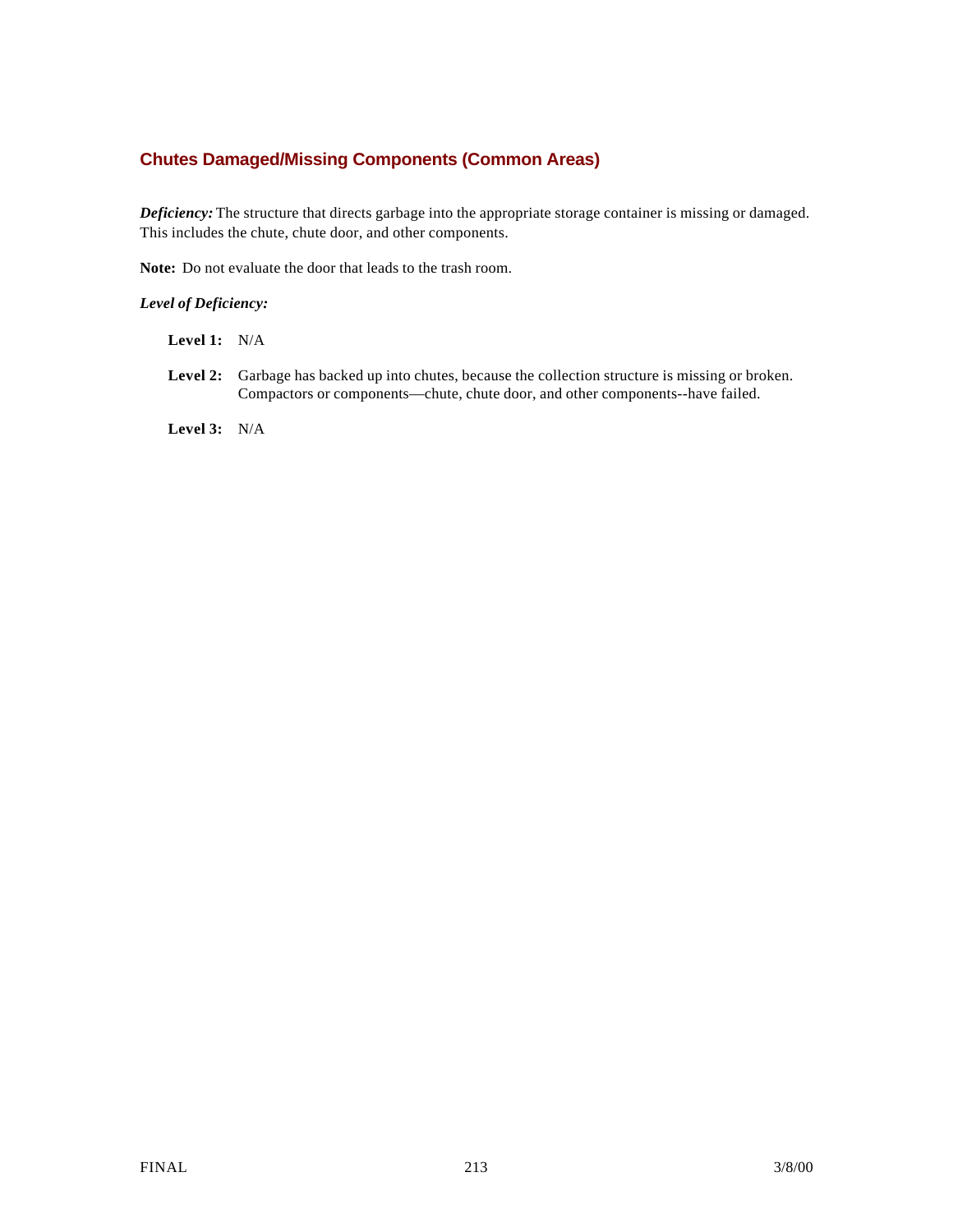## Chutes Damaged/Missing Components (Common Areas)

***Deficiency:*** The structure that directs garbage into the appropriate storage container is missing or damaged. This includes the chute, chute door, and other components.

**Note:** Do not evaluate the door that leads to the trash room.

***Level of Deficiency:***

**Level 1:** N/A

**Level 2:** Garbage has backed up into chutes, because the collection structure is missing or broken. Compactors or components—chute, chute door, and other components--have failed.

**Level 3:** N/A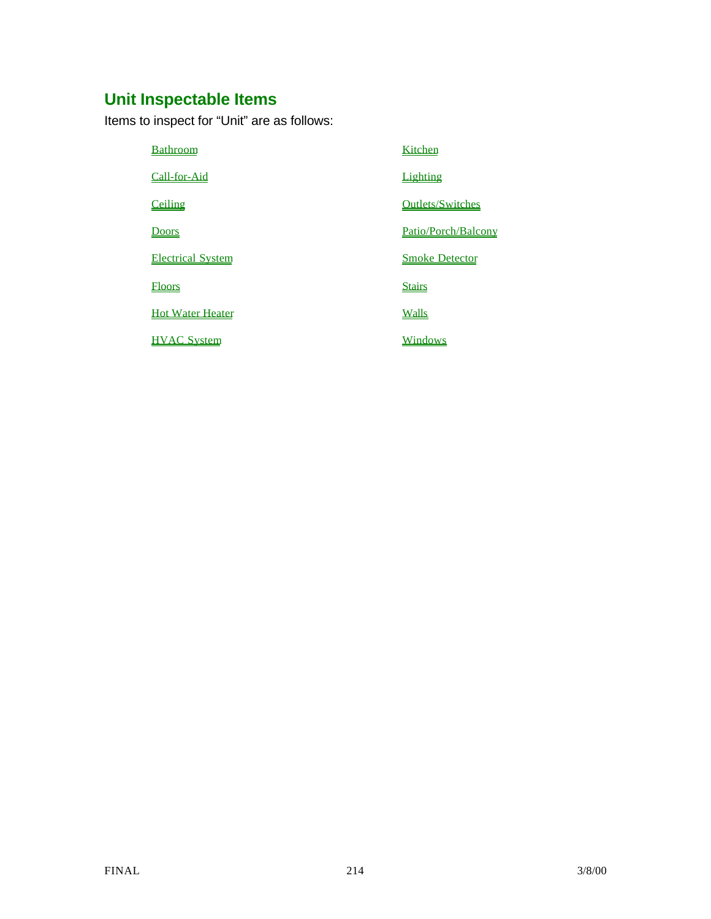## Unit Inspectable Items

Items to inspect for “Unit” are as follows:

- Bathroom
- Call-for-Aid
- Ceiling
- Doors
- Electrical System
- Floors
- Hot Water Heater
- HVAC System
- Kitchen
- Lighting
- Outlets/Switches
- Patio/Porch/Balcony
- Smoke Detector
- Stairs
- Walls
- Windows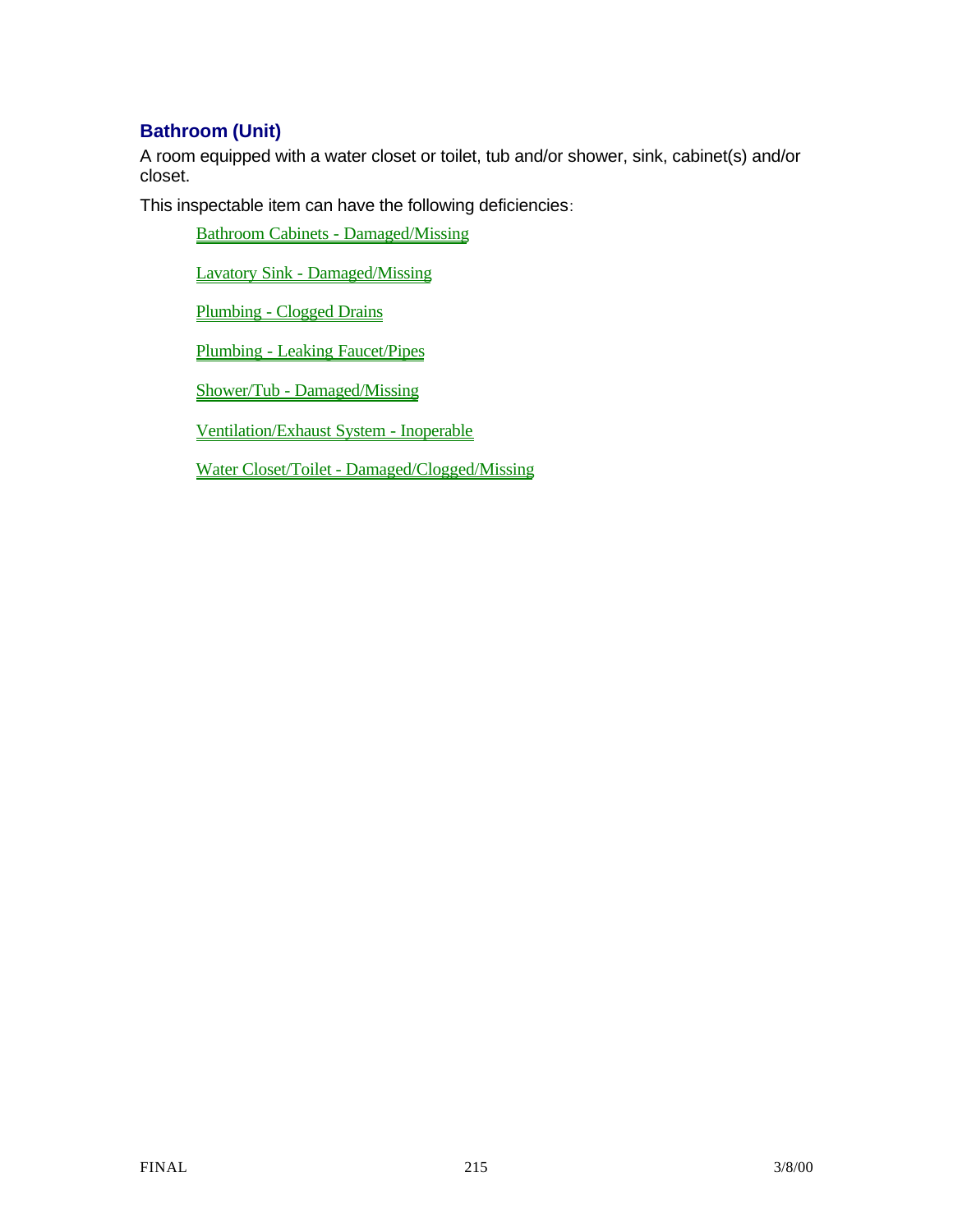## Bathroom (Unit)

A room equipped with a water closet or toilet, tub and/or shower, sink, cabinet(s) and/or closet.

This inspectable item can have the following deficiencies:

- Bathroom Cabinets - Damaged/Missing
- Lavatory Sink - Damaged/Missing
- Plumbing - Clogged Drains
- Plumbing - Leaking Faucet/Pipes
- Shower/Tub - Damaged/Missing
- Ventilation/Exhaust System - Inoperable
- Water Closet/Toilet - Damaged/Clogged/Missing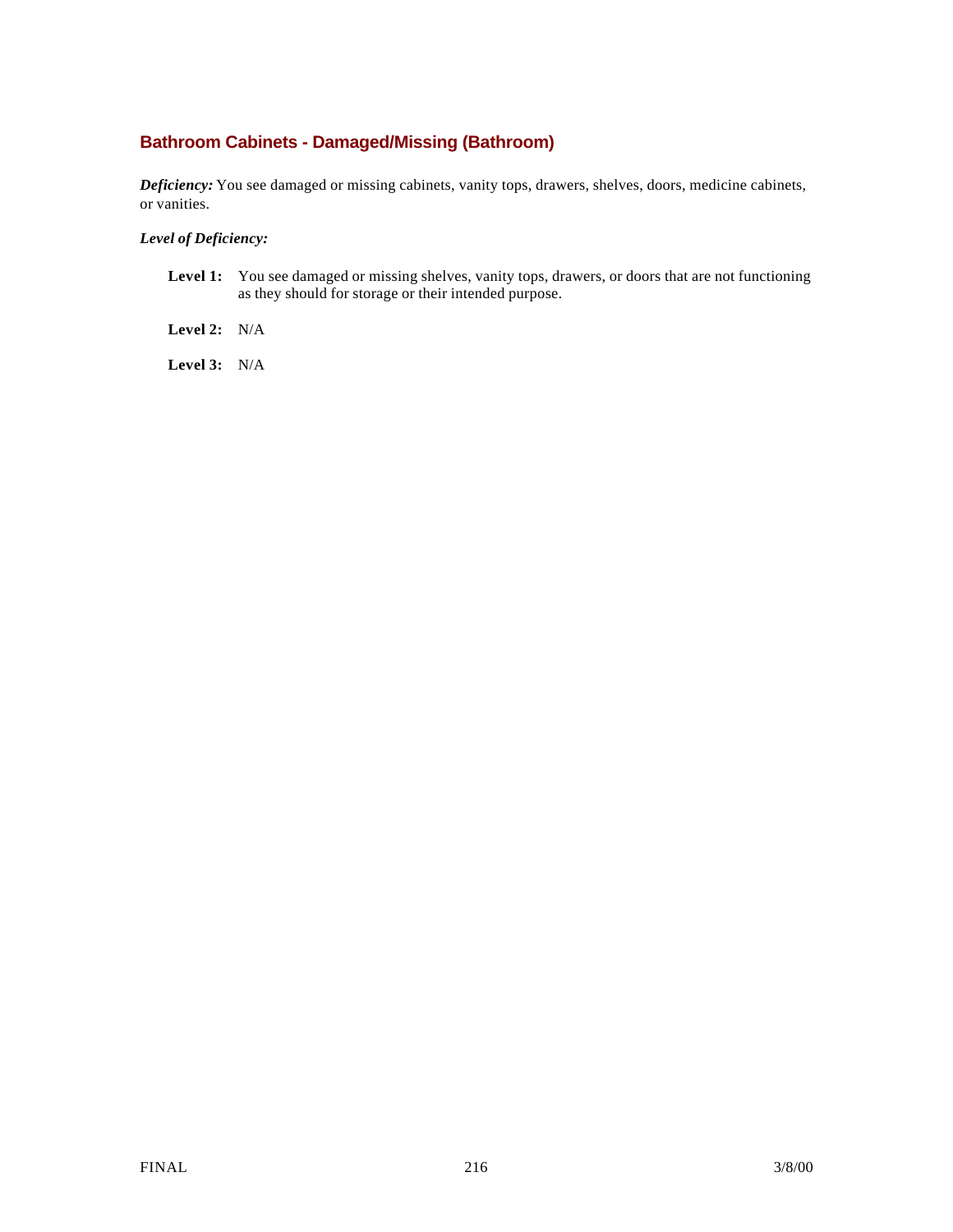## Bathroom Cabinets - Damaged/Missing (Bathroom)

***Deficiency:*** You see damaged or missing cabinets, vanity tops, drawers, shelves, doors, medicine cabinets, or vanities.

***Level of Deficiency:***

**Level 1:** You see damaged or missing shelves, vanity tops, drawers, or doors that are not functioning as they should for storage or their intended purpose.

**Level 2:** N/A

**Level 3:** N/A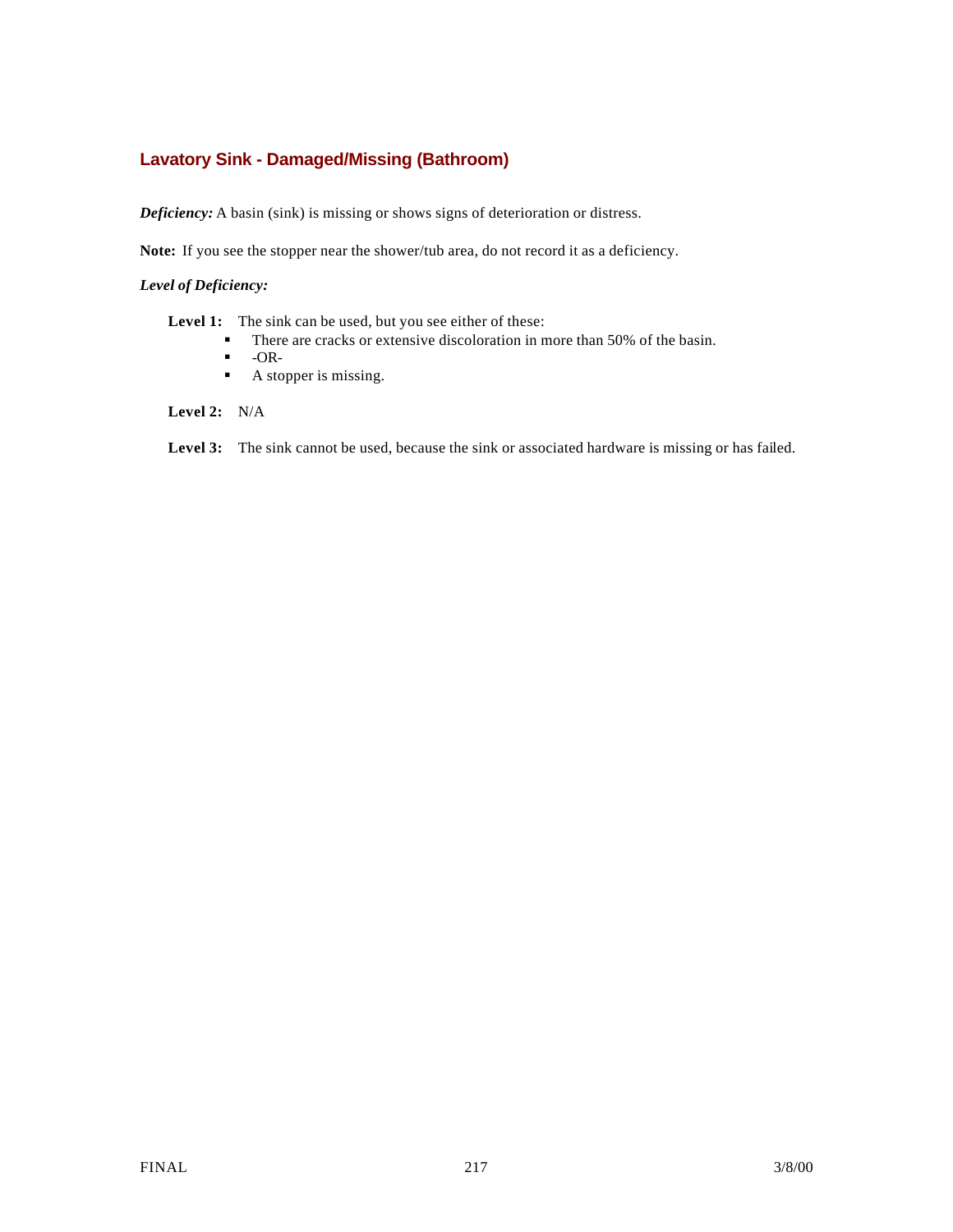## Lavatory Sink - Damaged/Missing (Bathroom)

***Deficiency:*** A basin (sink) is missing or shows signs of deterioration or distress.

**Note:** If you see the stopper near the shower/tub area, do not record it as a deficiency.

***Level of Deficiency:***

**Level 1:** The sink can be used, but you see either of these:

- There are cracks or extensive discoloration in more than 50% of the basin.
- -OR-
- A stopper is missing.

**Level 2:** N/A

**Level 3:** The sink cannot be used, because the sink or associated hardware is missing or has failed.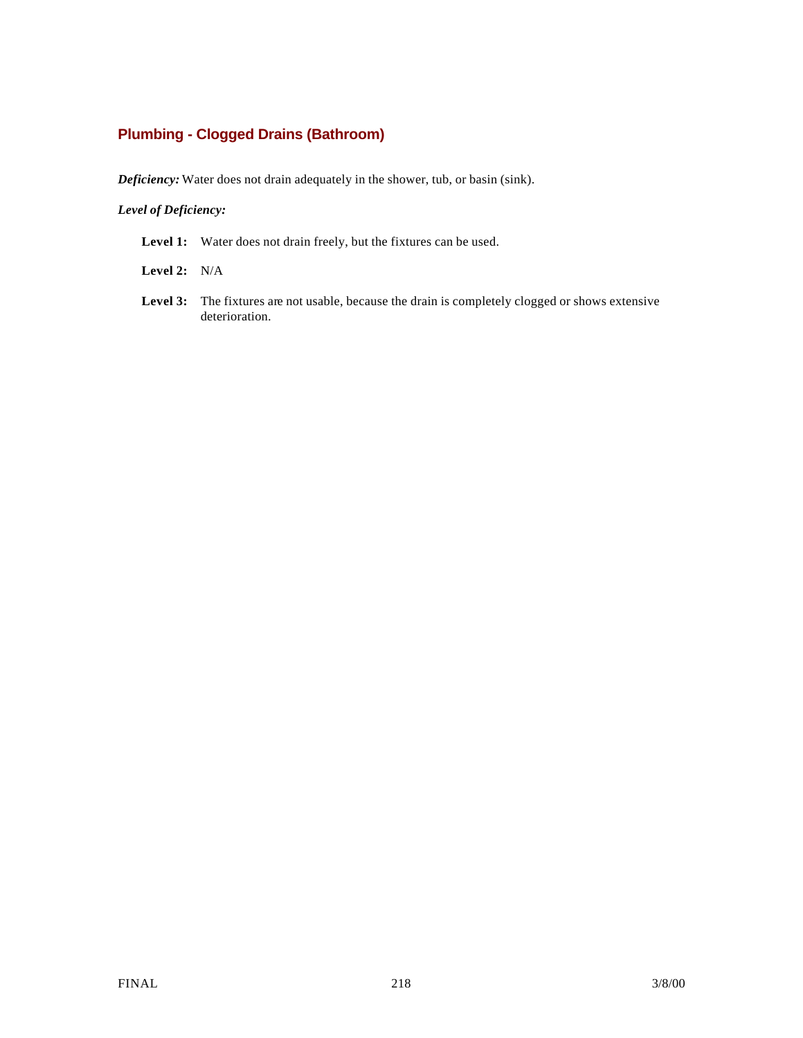## Plumbing - Clogged Drains (Bathroom)

***Deficiency:*** Water does not drain adequately in the shower, tub, or basin (sink).

***Level of Deficiency:***

**Level 1:** Water does not drain freely, but the fixtures can be used.

**Level 2:** N/A

**Level 3:** The fixtures are not usable, because the drain is completely clogged or shows extensive deterioration.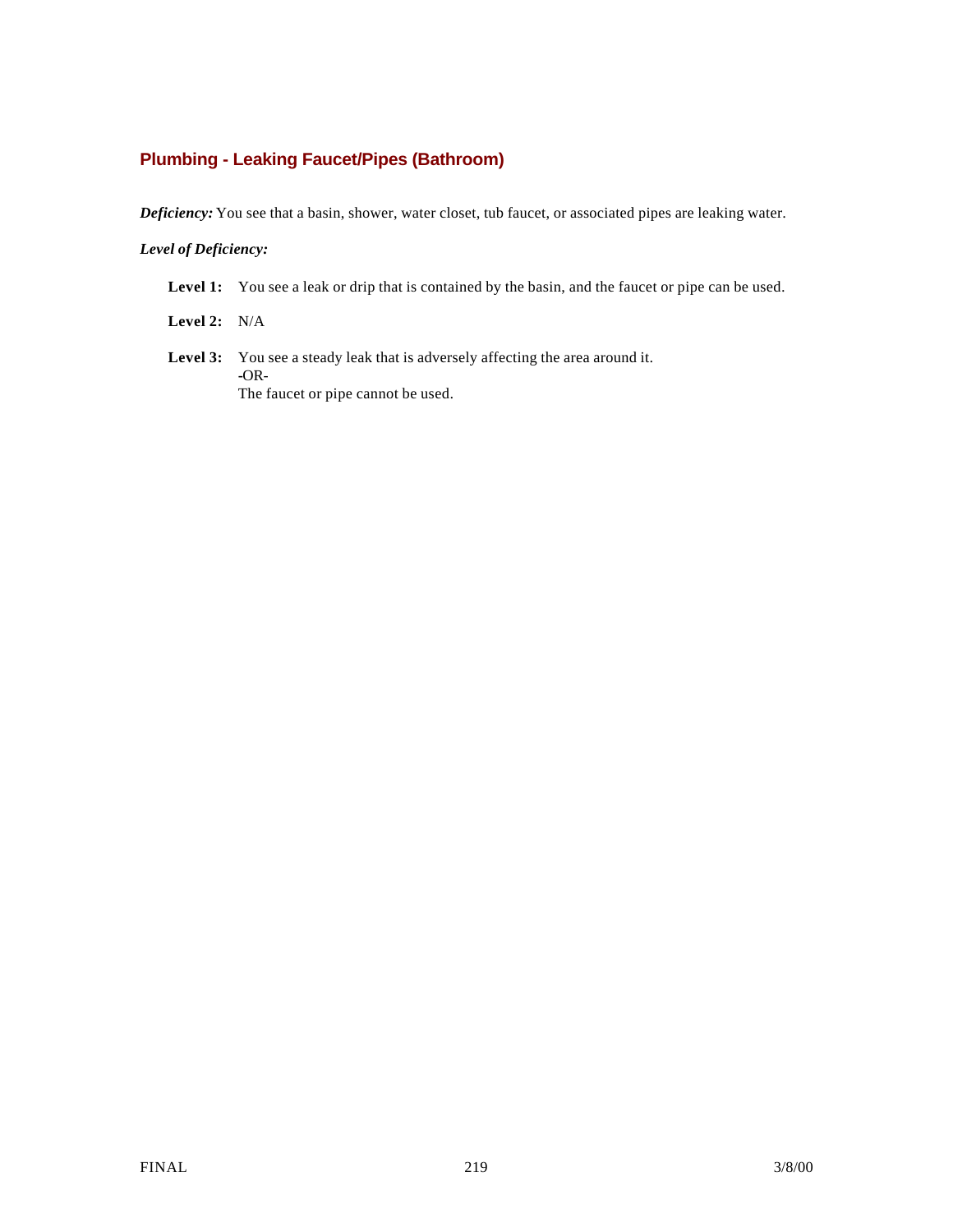## Plumbing - Leaking Faucet/Pipes (Bathroom)

***Deficiency:*** You see that a basin, shower, water closet, tub faucet, or associated pipes are leaking water.

***Level of Deficiency:***

**Level 1:** You see a leak or drip that is contained by the basin, and the faucet or pipe can be used.

**Level 2:** N/A

**Level 3:** You see a steady leak that is adversely affecting the area around it.
-OR-
The faucet or pipe cannot be used.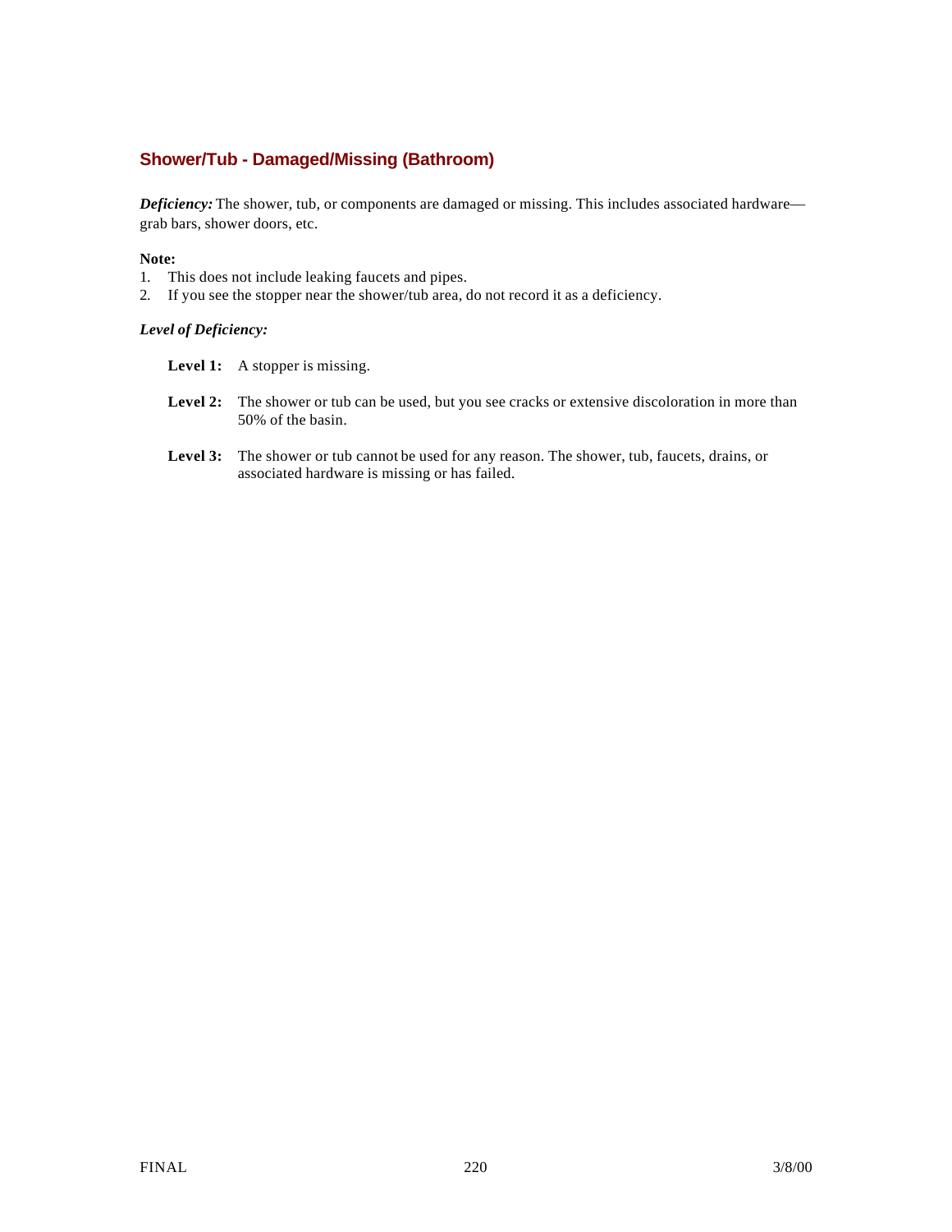### Shower/Tub - Damaged/Missing (Bathroom)

***Deficiency:*** The shower, tub, or components are damaged or missing. This includes associated hardware—grab bars, shower doors, etc.

**Note:**

1. This does not include leaking faucets and pipes.
2. If you see the stopper near the shower/tub area, do not record it as a deficiency.

***Level of Deficiency:***

**Level 1:** A stopper is missing.

**Level 2:** The shower or tub can be used, but you see cracks or extensive discoloration in more than 50% of the basin.

**Level 3:** The shower or tub cannot be used for any reason. The shower, tub, faucets, drains, or associated hardware is missing or has failed.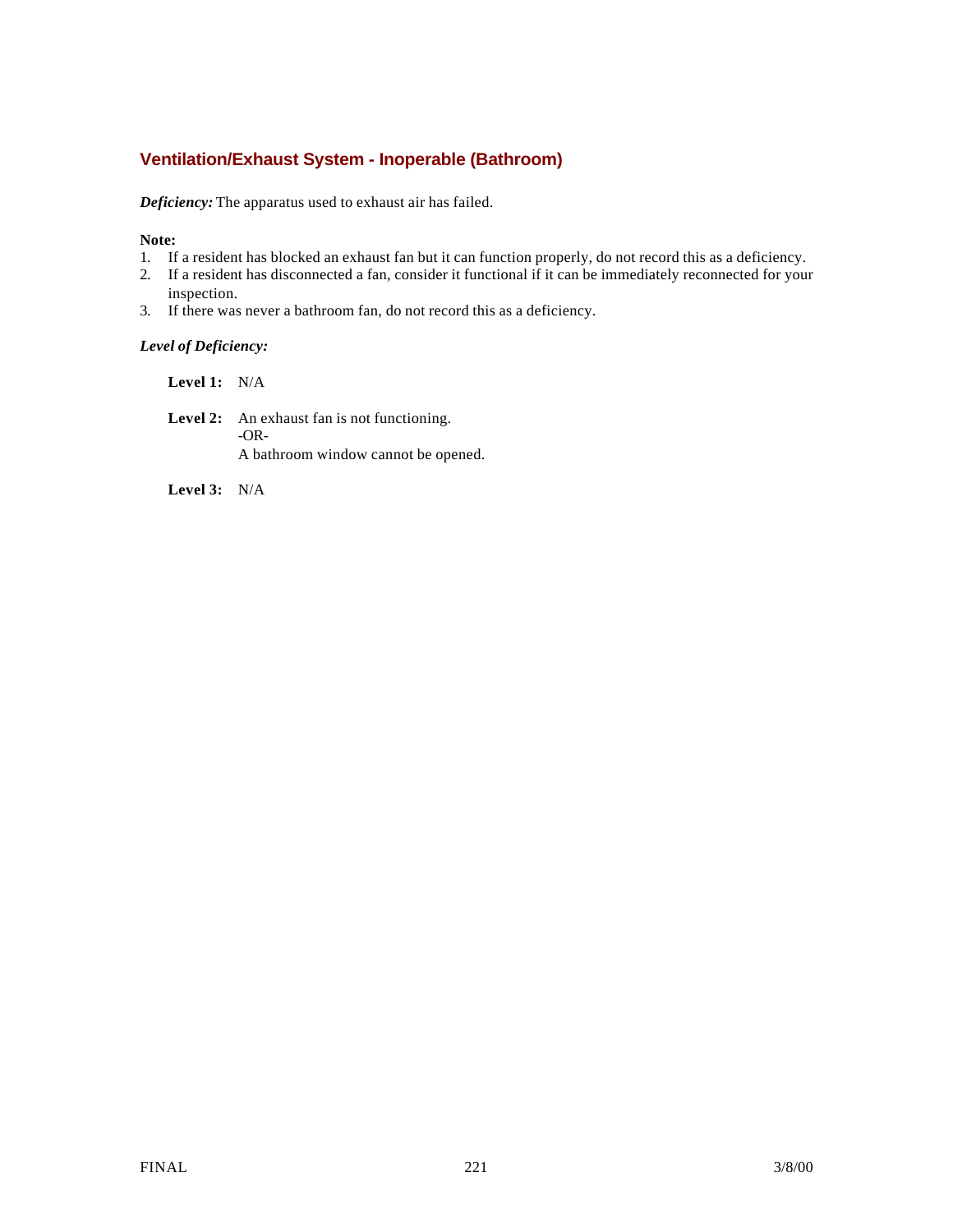## Ventilation/Exhaust System - Inoperable (Bathroom)

***Deficiency:*** The apparatus used to exhaust air has failed.

**Note:**
1. If a resident has blocked an exhaust fan but it can function properly, do not record this as a deficiency.
2. If a resident has disconnected a fan, consider it functional if it can be immediately reconnected for your inspection.
3. If there was never a bathroom fan, do not record this as a deficiency.

***Level of Deficiency:***

**Level 1:** N/A

**Level 2:** An exhaust fan is not functioning.
-OR-
A bathroom window cannot be opened.

**Level 3:** N/A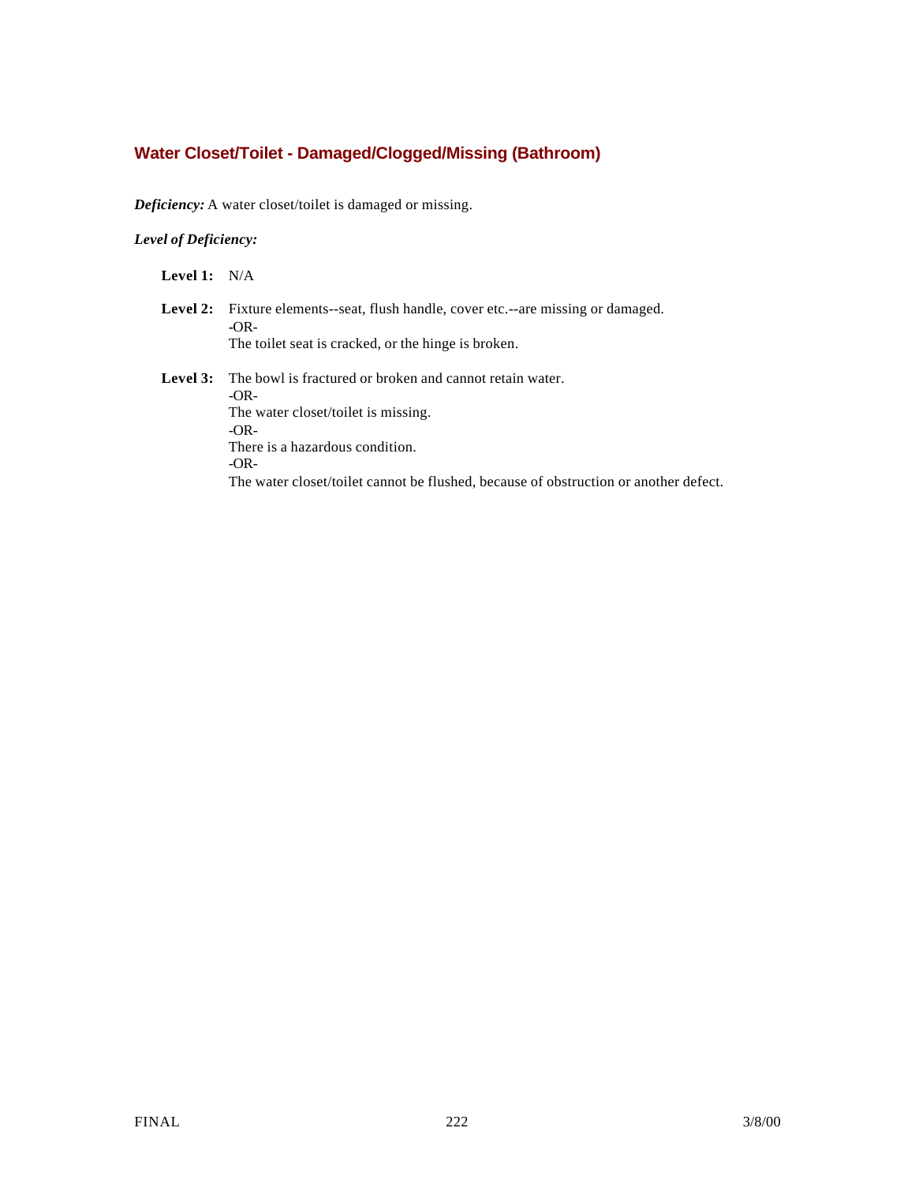## Water Closet/Toilet - Damaged/Clogged/Missing (Bathroom)

***Deficiency:*** A water closet/toilet is damaged or missing.

***Level of Deficiency:***

**Level 1:** N/A

**Level 2:** Fixture elements--seat, flush handle, cover etc.--are missing or damaged.
-OR-
The toilet seat is cracked, or the hinge is broken.

**Level 3:** The bowl is fractured or broken and cannot retain water.
-OR-
The water closet/toilet is missing.
-OR-
There is a hazardous condition.
-OR-
The water closet/toilet cannot be flushed, because of obstruction or another defect.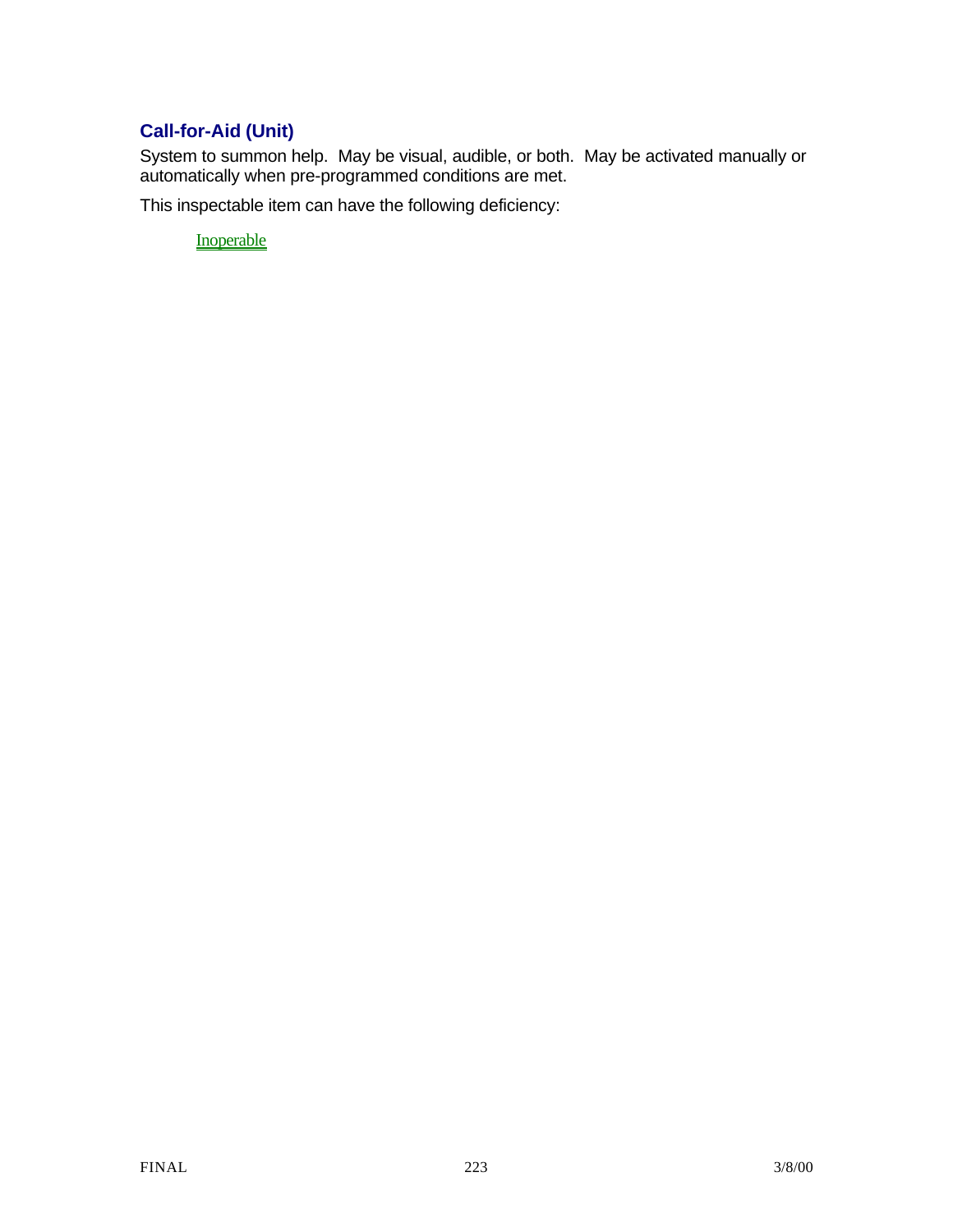### Call-for-Aid (Unit)

System to summon help. May be visual, audible, or both. May be activated manually or automatically when pre-programmed conditions are met.

This inspectable item can have the following deficiency:

Inoperable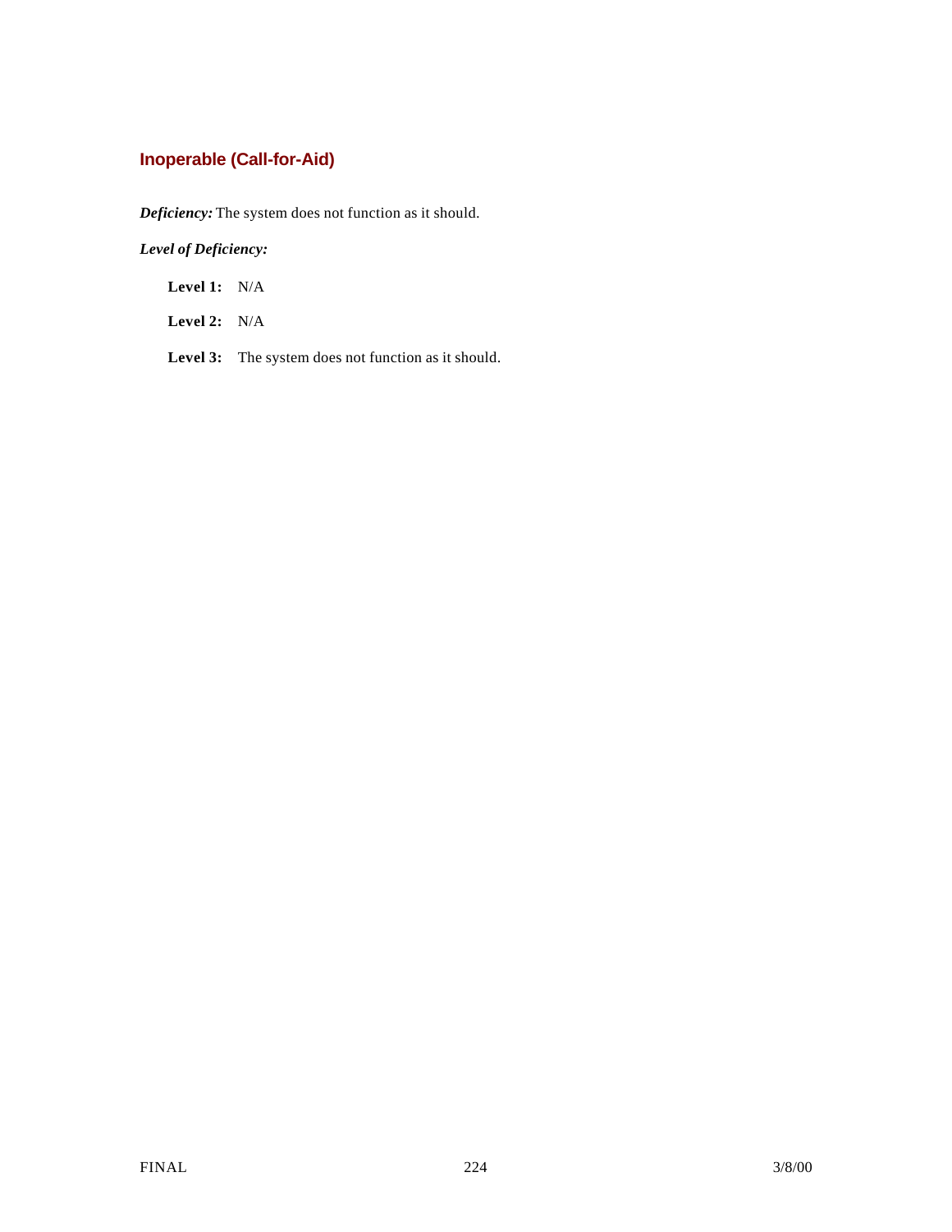### Inoperable (Call-for-Aid)

***Deficiency:*** The system does not function as it should.

***Level of Deficiency:***

**Level 1:** N/A

**Level 2:** N/A

**Level 3:** The system does not function as it should.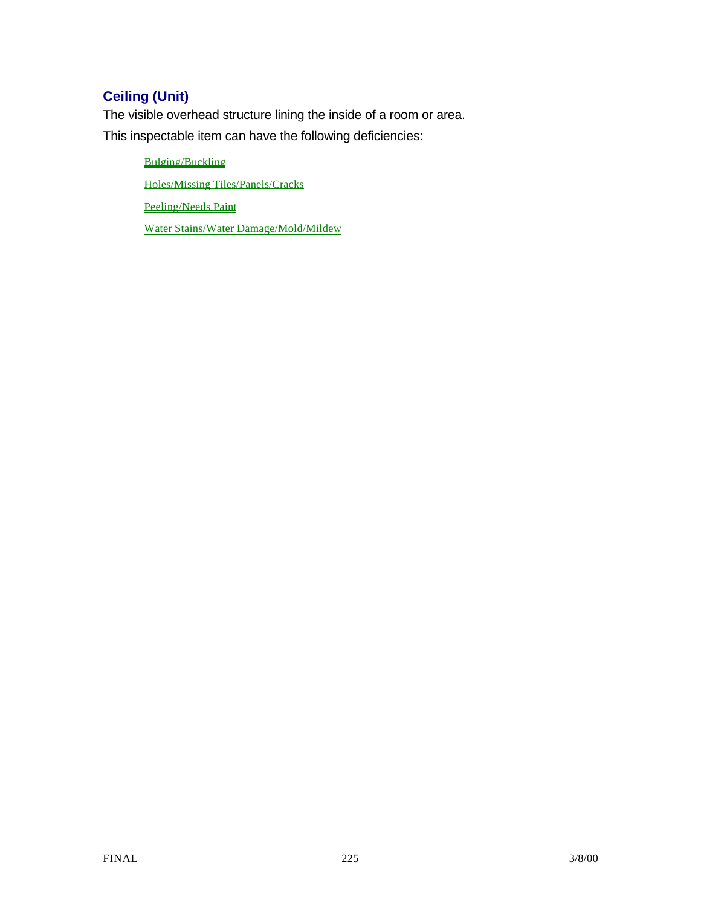## Ceiling (Unit)

The visible overhead structure lining the inside of a room or area.

This inspectable item can have the following deficiencies:

- Bulging/Buckling
- Holes/Missing Tiles/Panels/Cracks
- Peeling/Needs Paint
- Water Stains/Water Damage/Mold/Mildew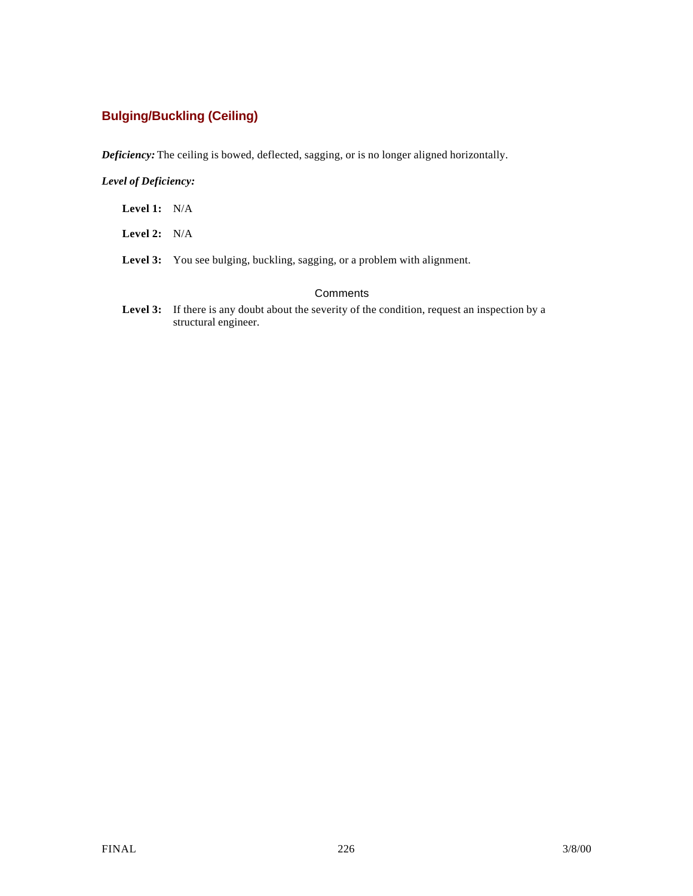## Bulging/Buckling (Ceiling)

***Deficiency:*** The ceiling is bowed, deflected, sagging, or is no longer aligned horizontally.

***Level of Deficiency:***

**Level 1:** N/A

**Level 2:** N/A

**Level 3:** You see bulging, buckling, sagging, or a problem with alignment.

### Comments

**Level 3:** If there is any doubt about the severity of the condition, request an inspection by a structural engineer.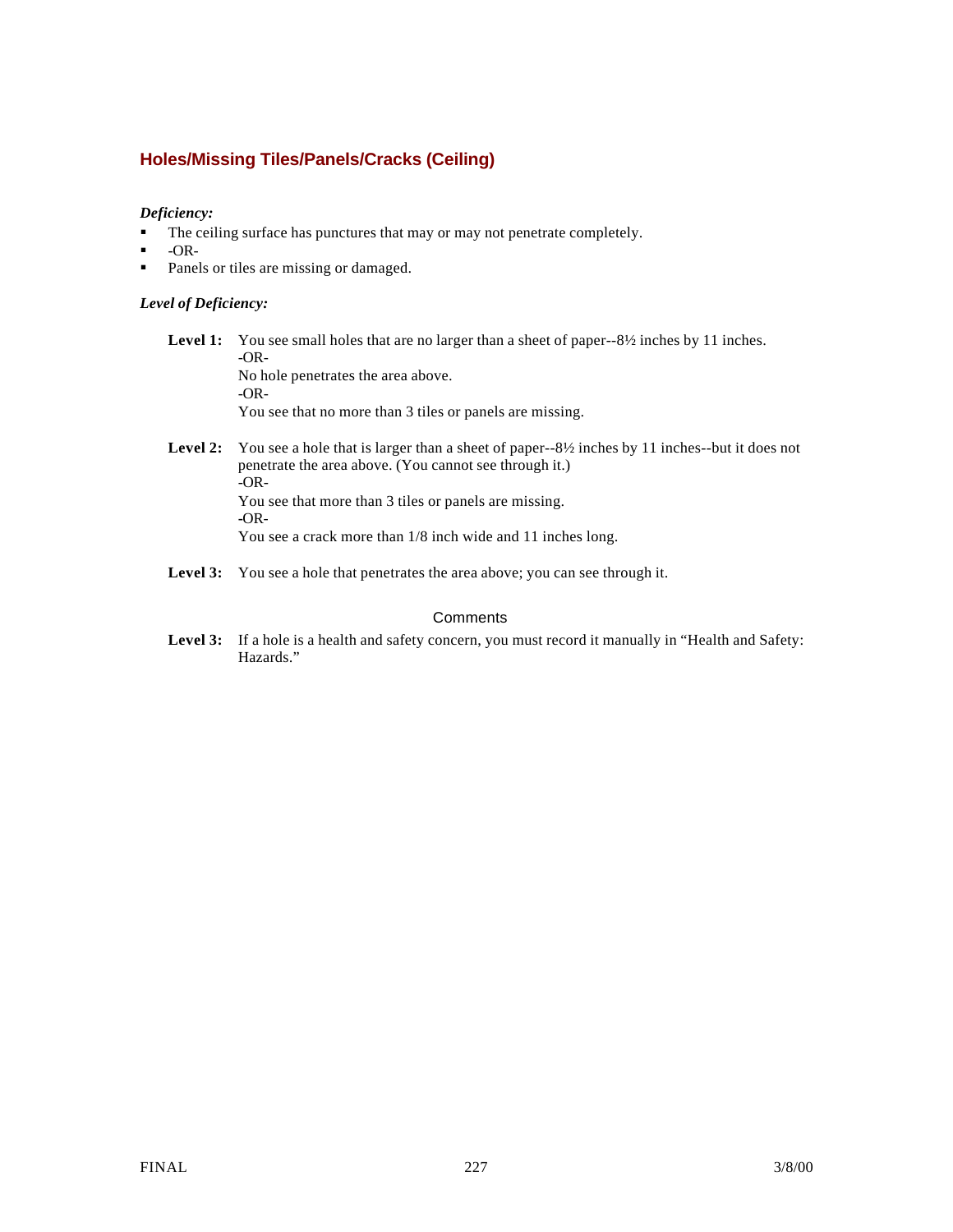## Holes/Missing Tiles/Panels/Cracks (Ceiling)

***Deficiency:***

- The ceiling surface has punctures that may or may not penetrate completely.
- -OR-
- Panels or tiles are missing or damaged.

***Level of Deficiency:***

**Level 1:** You see small holes that are no larger than a sheet of paper--8½ inches by 11 inches.
-OR-
No hole penetrates the area above.
-OR-
You see that no more than 3 tiles or panels are missing.

**Level 2:** You see a hole that is larger than a sheet of paper--8½ inches by 11 inches--but it does not penetrate the area above. (You cannot see through it.)
-OR-
You see that more than 3 tiles or panels are missing.
-OR-
You see a crack more than 1/8 inch wide and 11 inches long.

**Level 3:** You see a hole that penetrates the area above; you can see through it.

### Comments

**Level 3:** If a hole is a health and safety concern, you must record it manually in "Health and Safety: Hazards."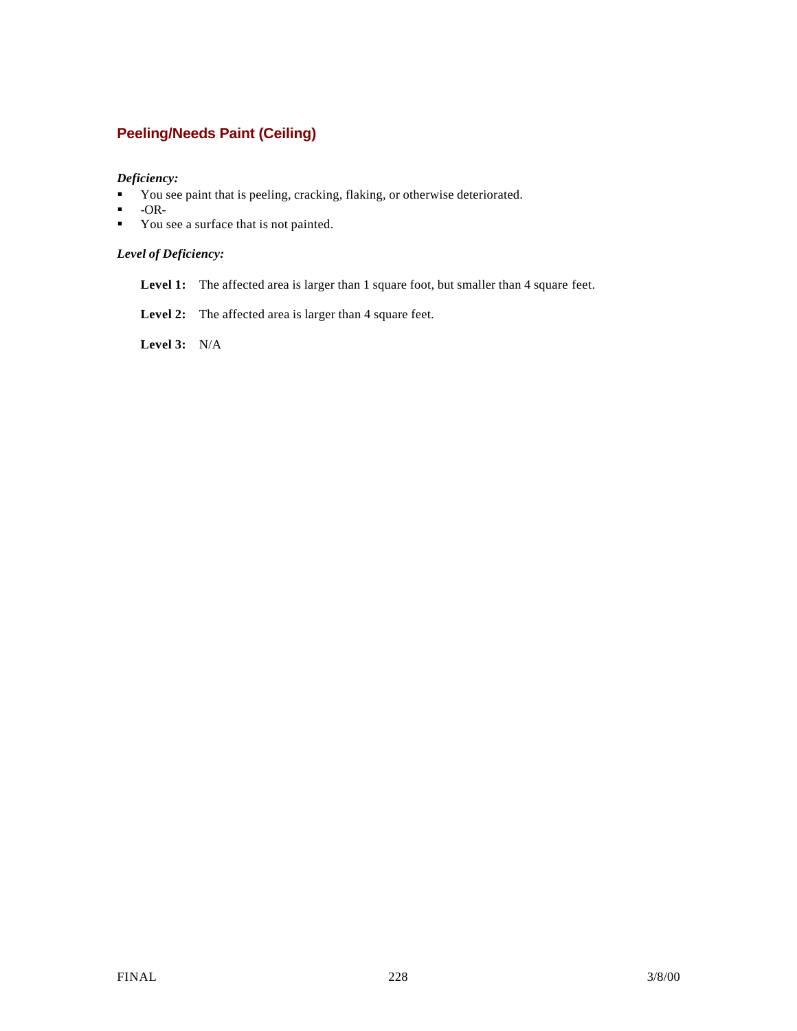## Peeling/Needs Paint (Ceiling)

***Deficiency:***

- You see paint that is peeling, cracking, flaking, or otherwise deteriorated.
- -OR-
- You see a surface that is not painted.

***Level of Deficiency:***

**Level 1:** The affected area is larger than 1 square foot, but smaller than 4 square feet.

**Level 2:** The affected area is larger than 4 square feet.

**Level 3:** N/A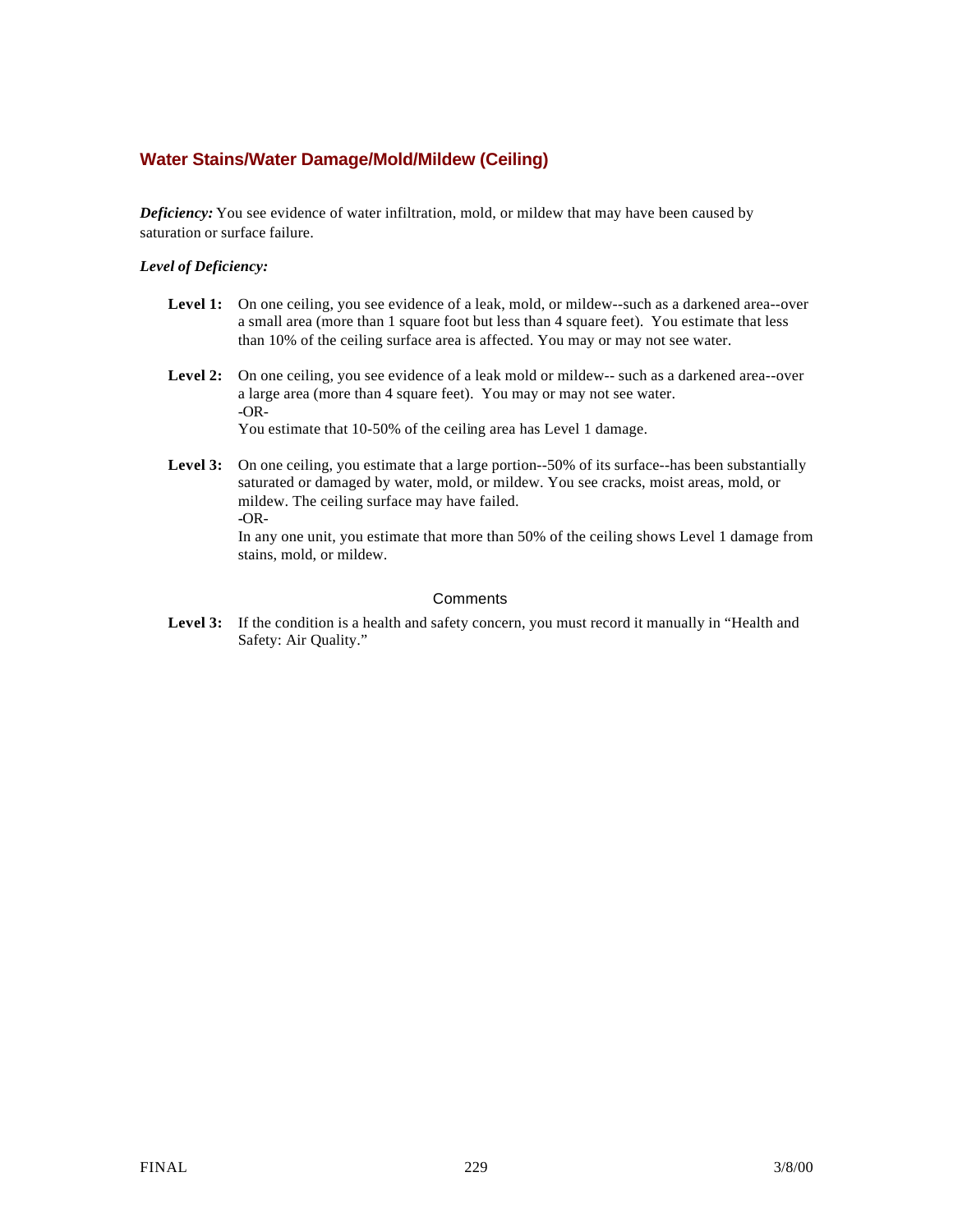## Water Stains/Water Damage/Mold/Mildew (Ceiling)

***Deficiency:*** You see evidence of water infiltration, mold, or mildew that may have been caused by saturation or surface failure.

***Level of Deficiency:***

**Level 1:** On one ceiling, you see evidence of a leak, mold, or mildew--such as a darkened area--over a small area (more than 1 square foot but less than 4 square feet). You estimate that less than 10% of the ceiling surface area is affected. You may or may not see water.

**Level 2:** On one ceiling, you see evidence of a leak mold or mildew-- such as a darkened area--over a large area (more than 4 square feet). You may or may not see water.
-OR-
You estimate that 10-50% of the ceiling area has Level 1 damage.

**Level 3:** On one ceiling, you estimate that a large portion--50% of its surface--has been substantially saturated or damaged by water, mold, or mildew. You see cracks, moist areas, mold, or mildew. The ceiling surface may have failed.
-OR-
In any one unit, you estimate that more than 50% of the ceiling shows Level 1 damage from stains, mold, or mildew.

Comments

**Level 3:** If the condition is a health and safety concern, you must record it manually in "Health and Safety: Air Quality."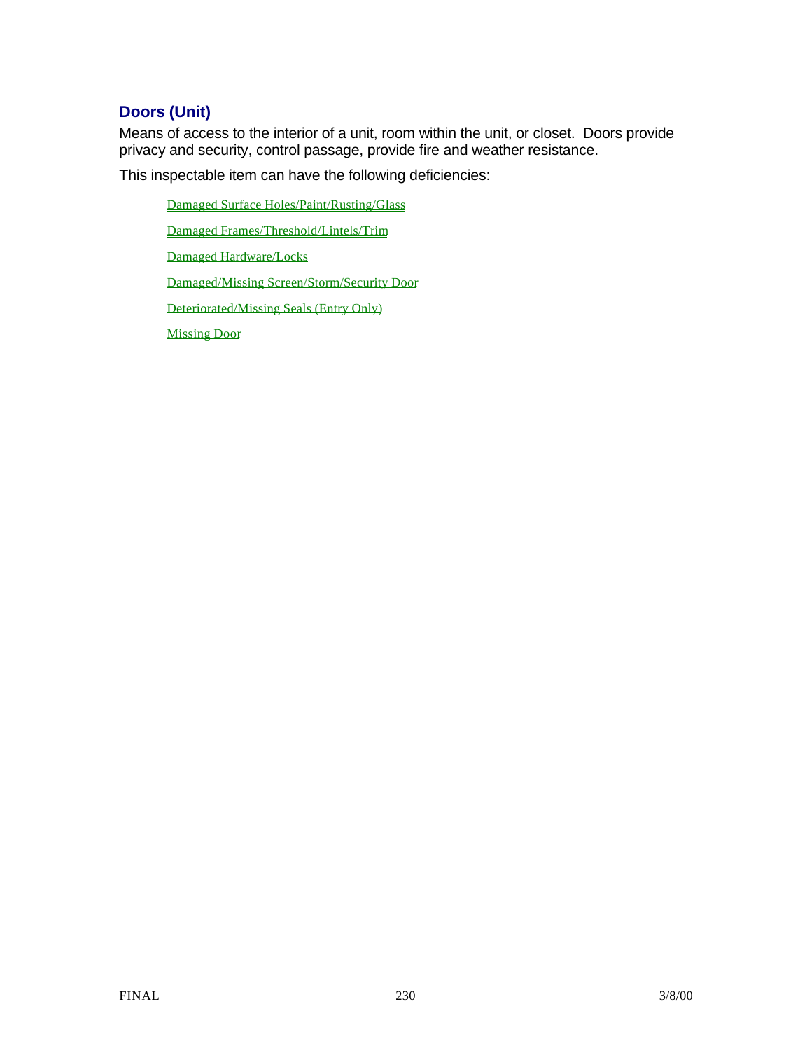## Doors (Unit)

Means of access to the interior of a unit, room within the unit, or closet. Doors provide privacy and security, control passage, provide fire and weather resistance.

This inspectable item can have the following deficiencies:

- Damaged Surface Holes/Paint/Rusting/Glass
- Damaged Frames/Threshold/Lintels/Trim
- Damaged Hardware/Locks
- Damaged/Missing Screen/Storm/Security Door
- Deteriorated/Missing Seals (Entry Only)
- Missing Door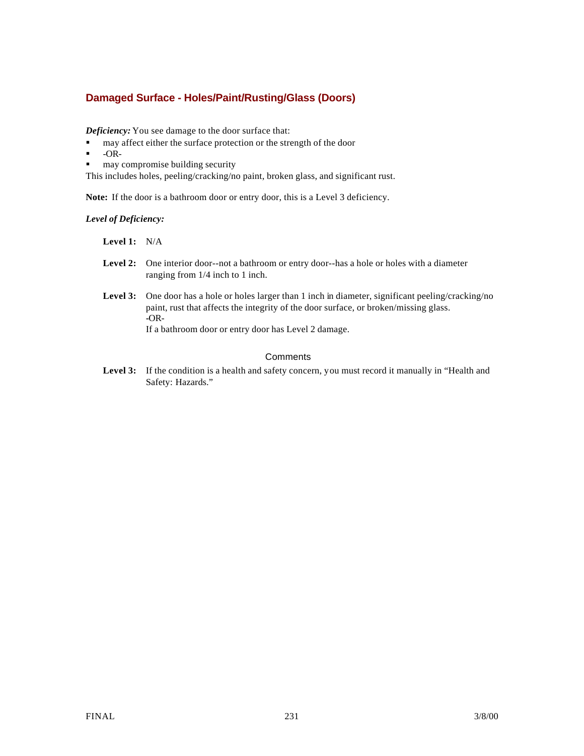## Damaged Surface - Holes/Paint/Rusting/Glass (Doors)

***Deficiency:*** You see damage to the door surface that:

- may affect either the surface protection or the strength of the door
- -OR-
- may compromise building security

This includes holes, peeling/cracking/no paint, broken glass, and significant rust.

**Note:** If the door is a bathroom door or entry door, this is a Level 3 deficiency.

***Level of Deficiency:***

**Level 1:** N/A

**Level 2:** One interior door--not a bathroom or entry door--has a hole or holes with a diameter ranging from 1/4 inch to 1 inch.

**Level 3:** One door has a hole or holes larger than 1 inch in diameter, significant peeling/cracking/no paint, rust that affects the integrity of the door surface, or broken/missing glass.
-OR-
If a bathroom door or entry door has Level 2 damage.

Comments

**Level 3:** If the condition is a health and safety concern, you must record it manually in "Health and Safety: Hazards."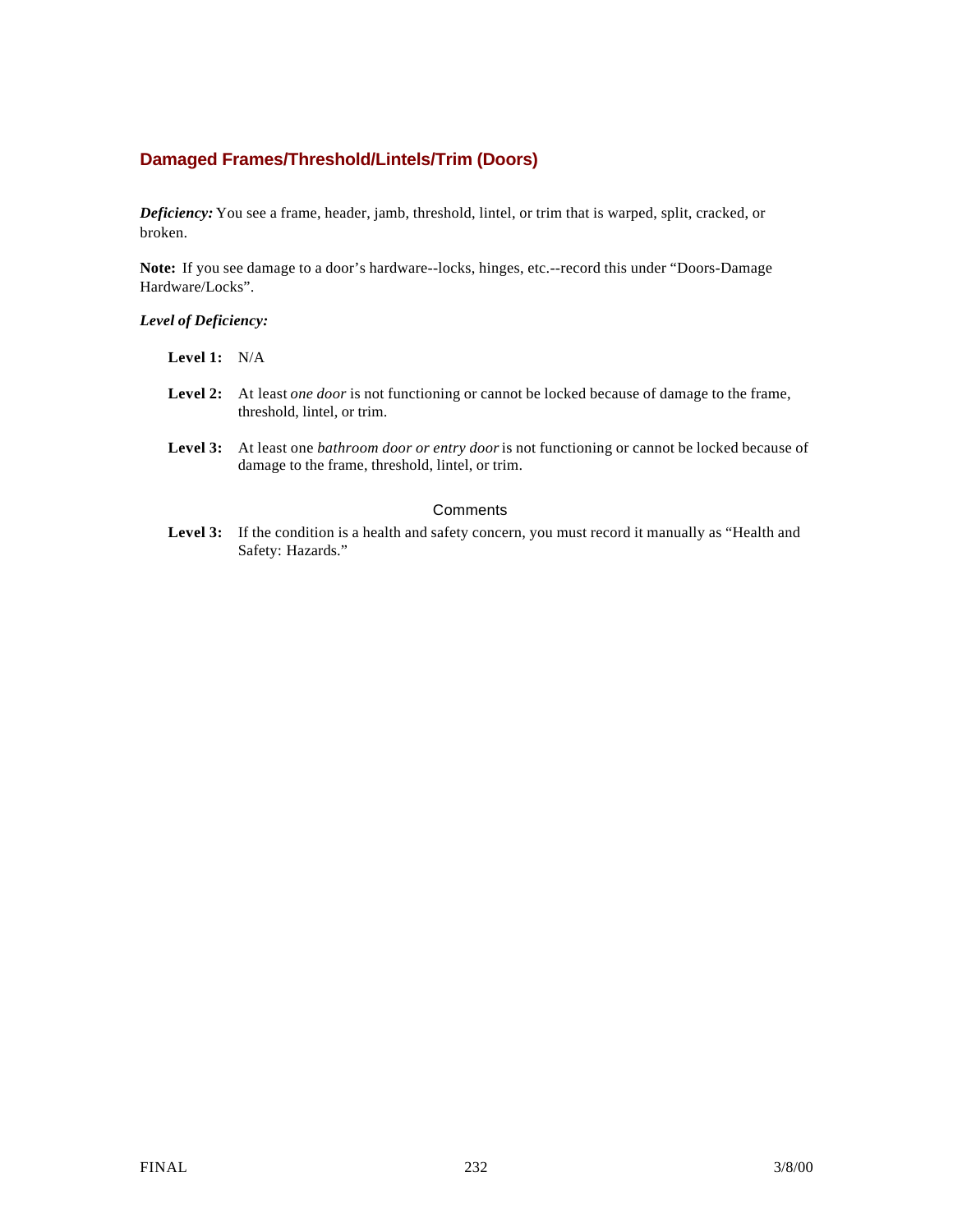## Damaged Frames/Threshold/Lintels/Trim (Doors)

***Deficiency:*** You see a frame, header, jamb, threshold, lintel, or trim that is warped, split, cracked, or broken.

**Note:** If you see damage to a door's hardware--locks, hinges, etc.--record this under "Doors-Damage Hardware/Locks".

***Level of Deficiency:***

**Level 1:** N/A

**Level 2:** At least *one door* is not functioning or cannot be locked because of damage to the frame, threshold, lintel, or trim.

**Level 3:** At least one *bathroom door or entry door* is not functioning or cannot be locked because of damage to the frame, threshold, lintel, or trim.

Comments

**Level 3:** If the condition is a health and safety concern, you must record it manually as "Health and Safety: Hazards."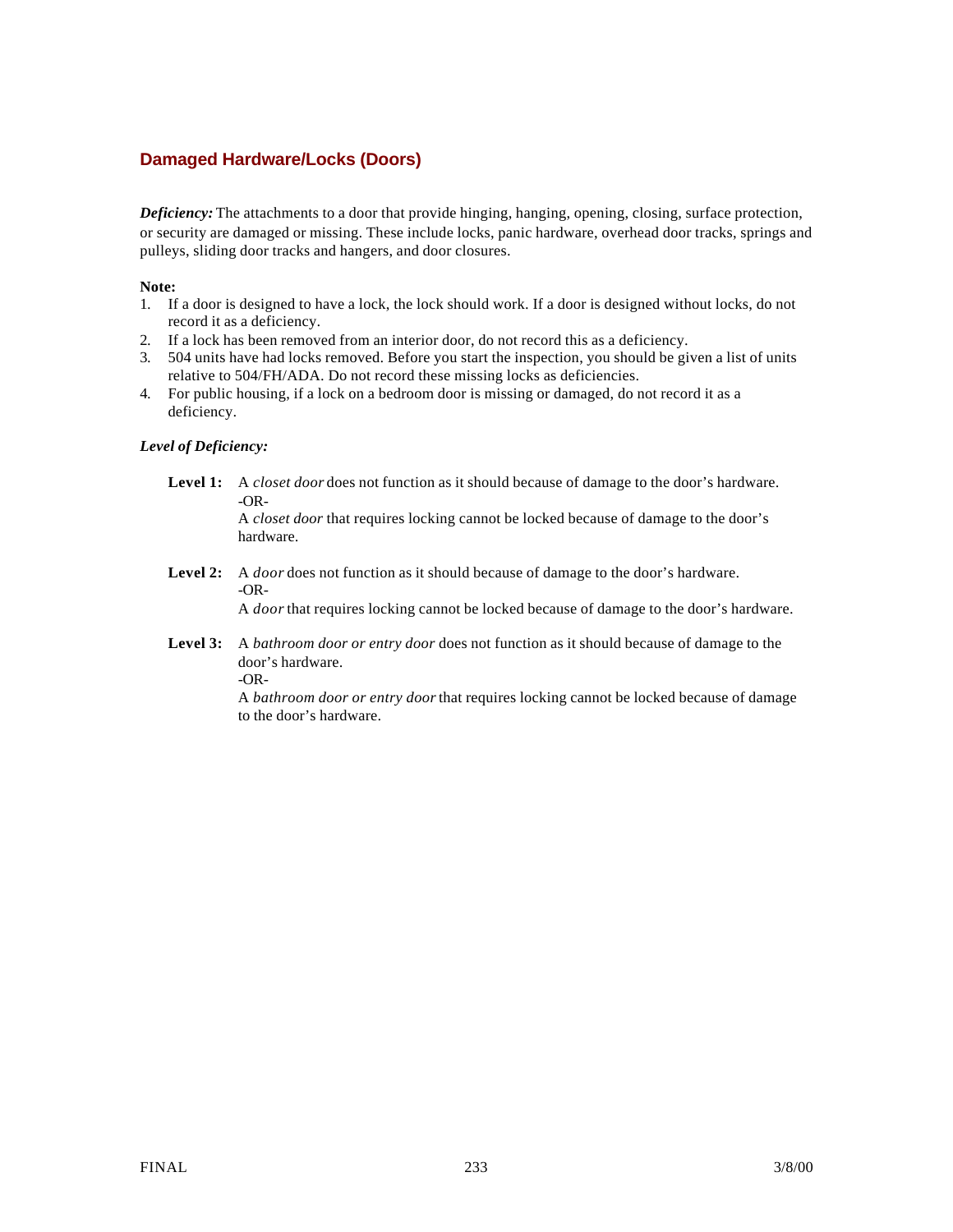## Damaged Hardware/Locks (Doors)

***Deficiency:*** The attachments to a door that provide hinging, hanging, opening, closing, surface protection, or security are damaged or missing. These include locks, panic hardware, overhead door tracks, springs and pulleys, sliding door tracks and hangers, and door closures.

**Note:**

1. If a door is designed to have a lock, the lock should work. If a door is designed without locks, do not record it as a deficiency.
2. If a lock has been removed from an interior door, do not record this as a deficiency.
3. 504 units have had locks removed. Before you start the inspection, you should be given a list of units relative to 504/FH/ADA. Do not record these missing locks as deficiencies.
4. For public housing, if a lock on a bedroom door is missing or damaged, do not record it as a deficiency.

***Level of Deficiency:***

**Level 1:** A *closet door* does not function as it should because of damage to the door's hardware.
-OR-
A *closet door* that requires locking cannot be locked because of damage to the door's hardware.

**Level 2:** A *door* does not function as it should because of damage to the door's hardware.
-OR-
A *door* that requires locking cannot be locked because of damage to the door's hardware.

**Level 3:** A *bathroom door or entry door* does not function as it should because of damage to the door's hardware.
-OR-
A *bathroom door or entry door* that requires locking cannot be locked because of damage to the door's hardware.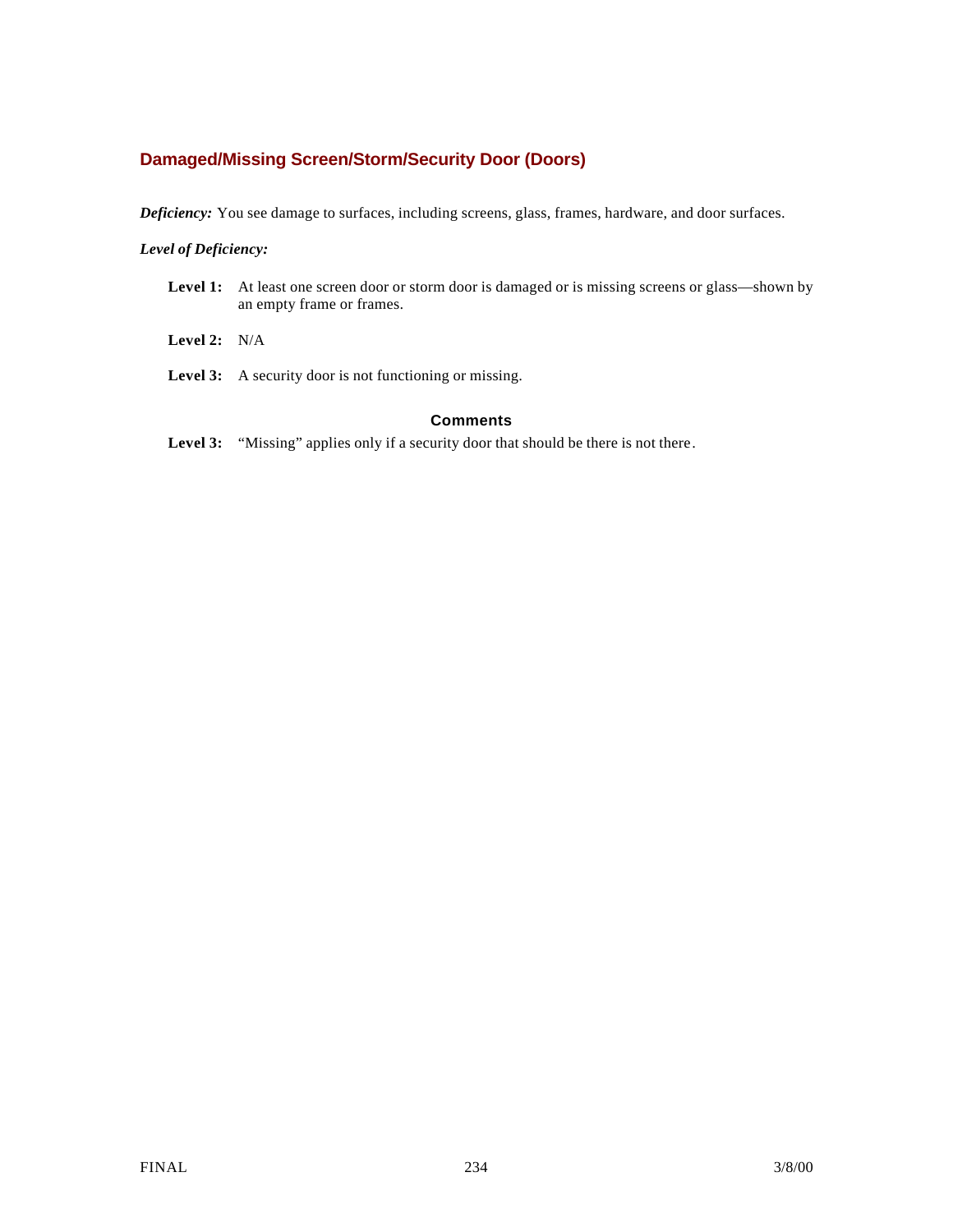## Damaged/Missing Screen/Storm/Security Door (Doors)

***Deficiency:*** You see damage to surfaces, including screens, glass, frames, hardware, and door surfaces.

***Level of Deficiency:***

**Level 1:** At least one screen door or storm door is damaged or is missing screens or glass—shown by an empty frame or frames.

**Level 2:** N/A

**Level 3:** A security door is not functioning or missing.

### Comments

**Level 3:** "Missing" applies only if a security door that should be there is not there.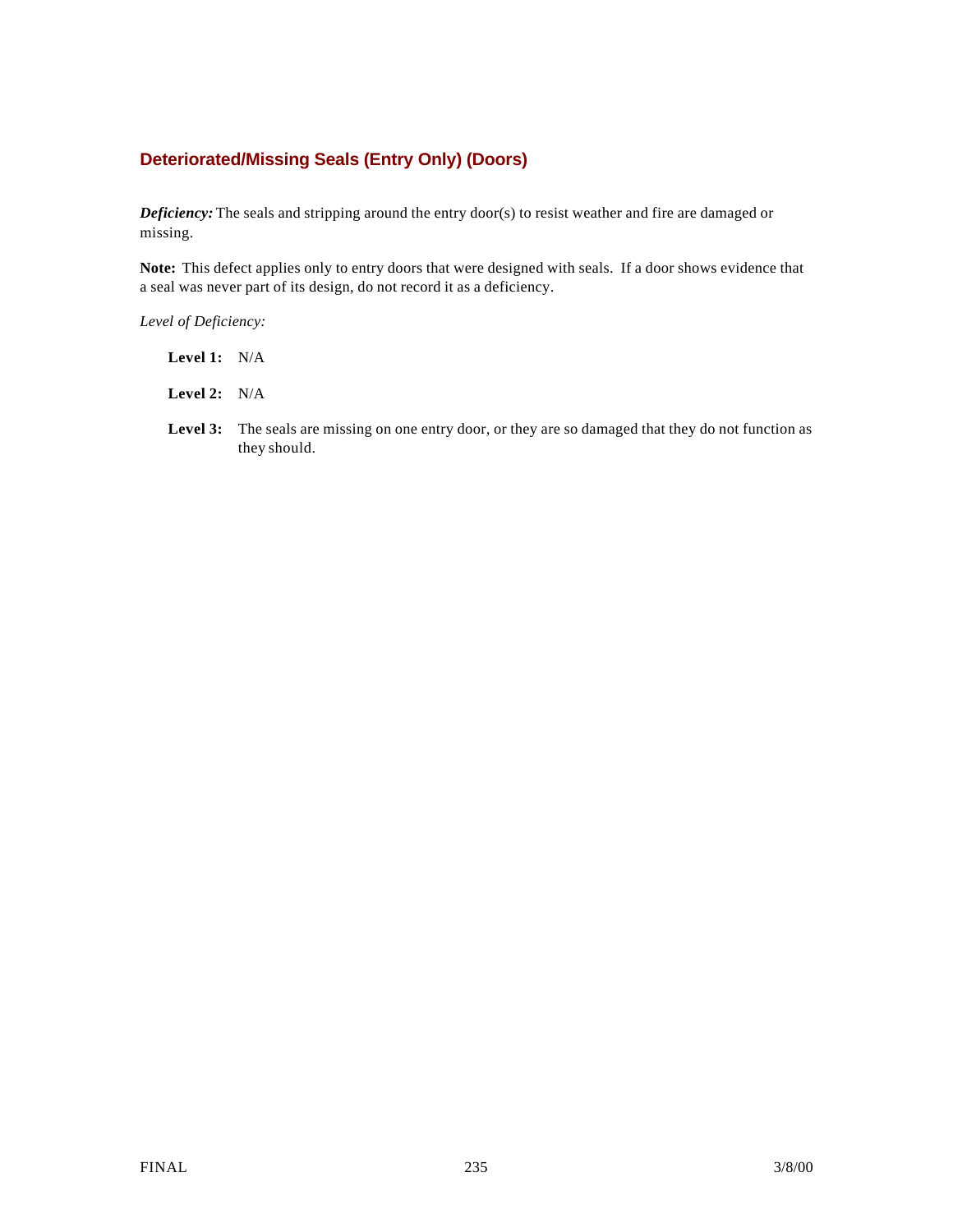## Deteriorated/Missing Seals (Entry Only) (Doors)

***Deficiency:*** The seals and stripping around the entry door(s) to resist weather and fire are damaged or missing.

**Note:** This defect applies only to entry doors that were designed with seals. If a door shows evidence that a seal was never part of its design, do not record it as a deficiency.

*Level of Deficiency:*

**Level 1:** N/A

**Level 2:** N/A

**Level 3:** The seals are missing on one entry door, or they are so damaged that they do not function as they should.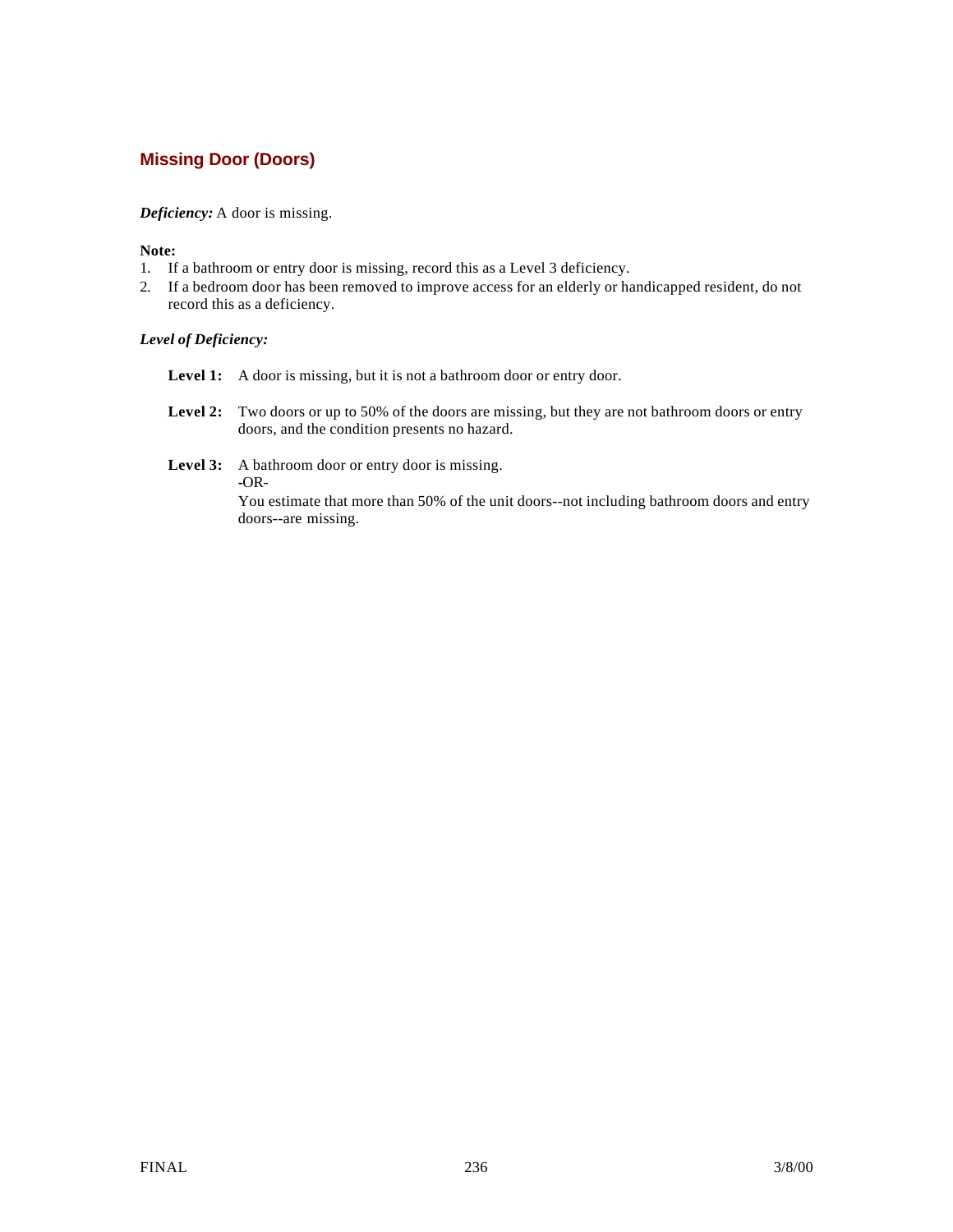## Missing Door (Doors)

***Deficiency:*** A door is missing.

**Note:**

1. If a bathroom or entry door is missing, record this as a Level 3 deficiency.
2. If a bedroom door has been removed to improve access for an elderly or handicapped resident, do not record this as a deficiency.

***Level of Deficiency:***

**Level 1:** A door is missing, but it is not a bathroom door or entry door.

**Level 2:** Two doors or up to 50% of the doors are missing, but they are not bathroom doors or entry doors, and the condition presents no hazard.

**Level 3:** A bathroom door or entry door is missing.
-OR-
You estimate that more than 50% of the unit doors--not including bathroom doors and entry doors--are missing.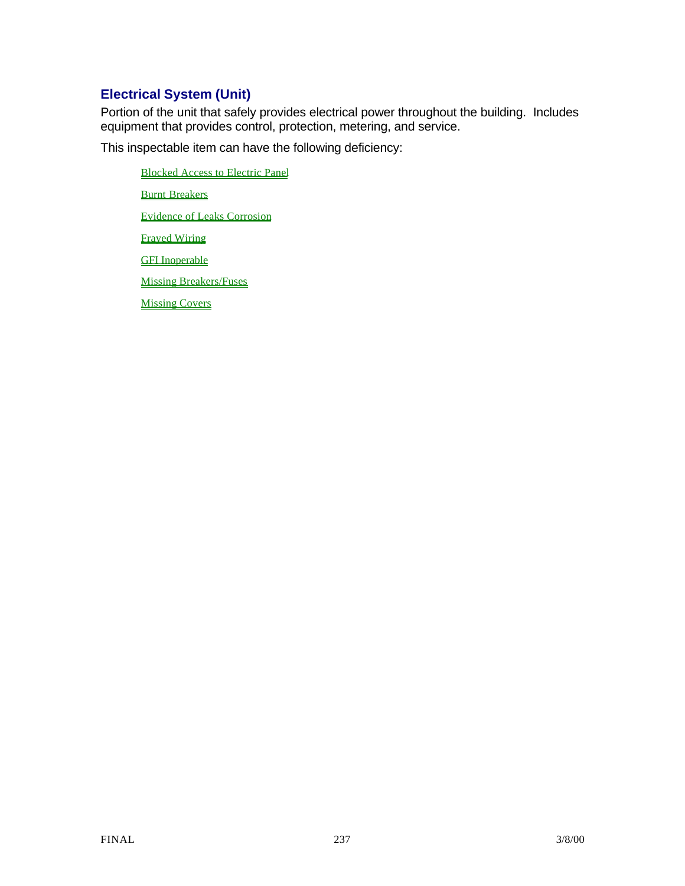## Electrical System (Unit)

Portion of the unit that safely provides electrical power throughout the building. Includes equipment that provides control, protection, metering, and service.

This inspectable item can have the following deficiency:

- Blocked Access to Electric Panel
- Burnt Breakers
- Evidence of Leaks Corrosion
- Frayed Wiring
- GFI Inoperable
- Missing Breakers/Fuses
- Missing Covers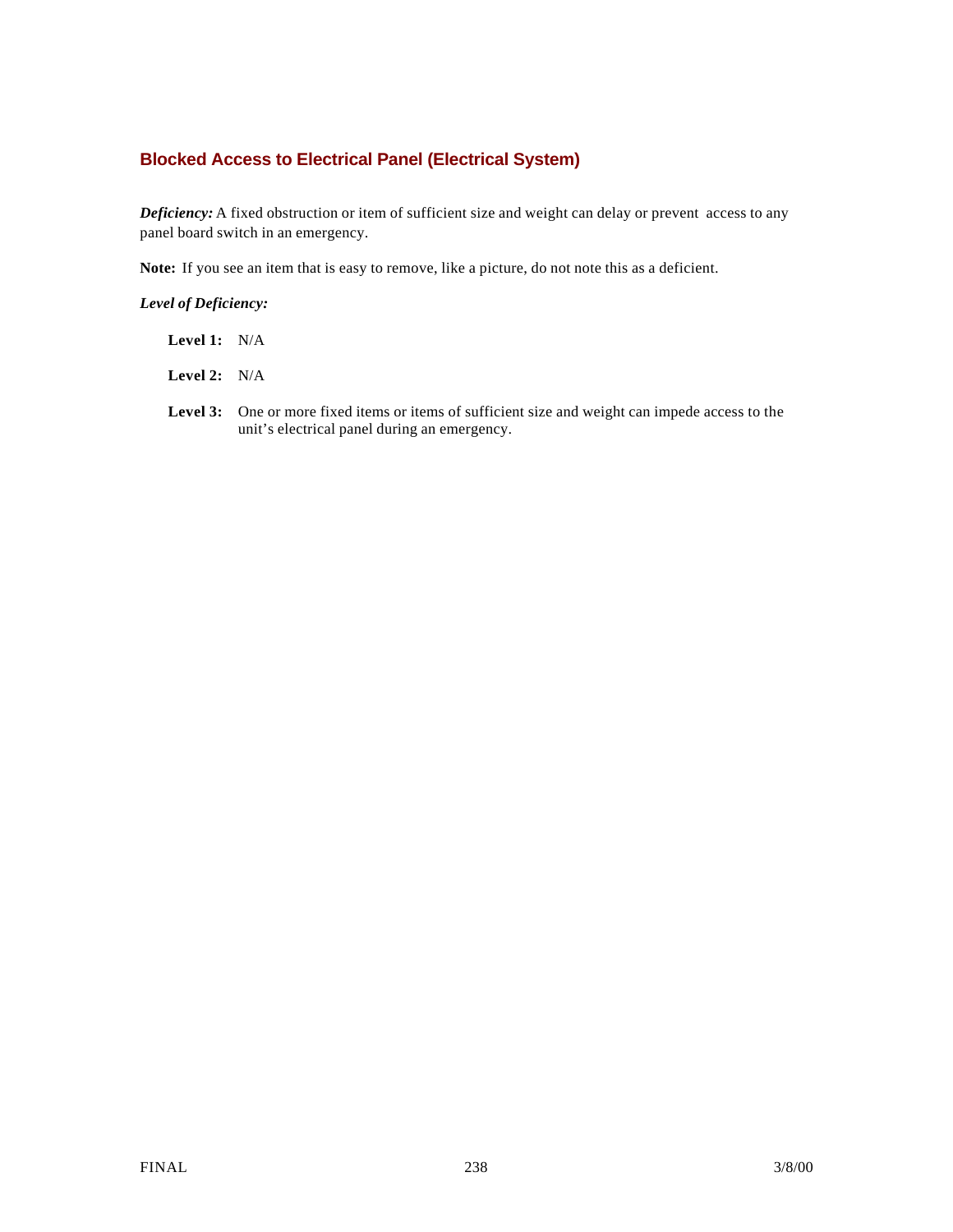### Blocked Access to Electrical Panel (Electrical System)

***Deficiency:*** A fixed obstruction or item of sufficient size and weight can delay or prevent access to any panel board switch in an emergency.

**Note:** If you see an item that is easy to remove, like a picture, do not note this as a deficient.

***Level of Deficiency:***

**Level 1:** N/A

**Level 2:** N/A

**Level 3:** One or more fixed items or items of sufficient size and weight can impede access to the unit's electrical panel during an emergency.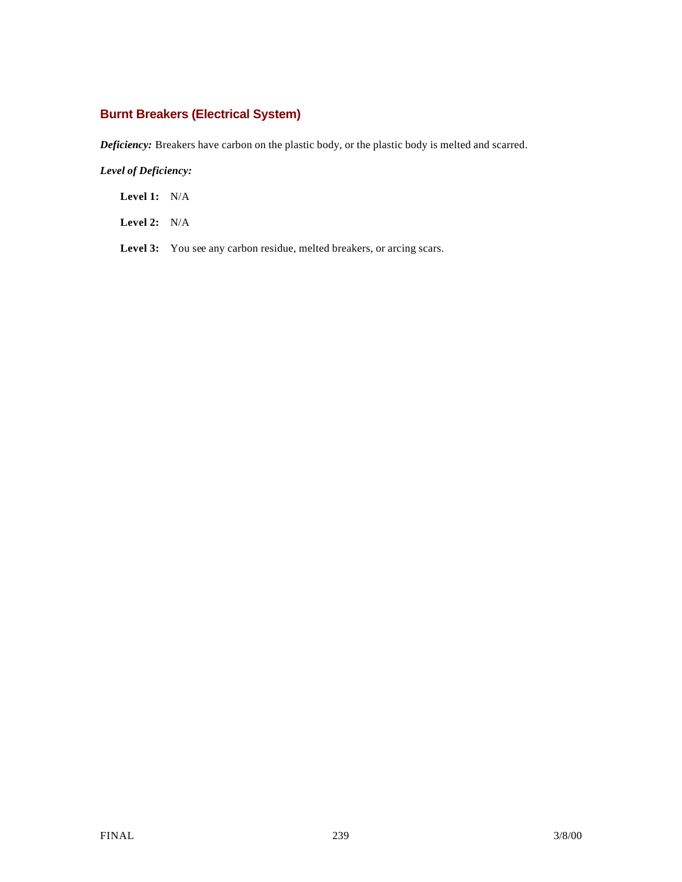### Burnt Breakers (Electrical System)

***Deficiency:*** Breakers have carbon on the plastic body, or the plastic body is melted and scarred.

***Level of Deficiency:***

**Level 1:** N/A

**Level 2:** N/A

**Level 3:** You see any carbon residue, melted breakers, or arcing scars.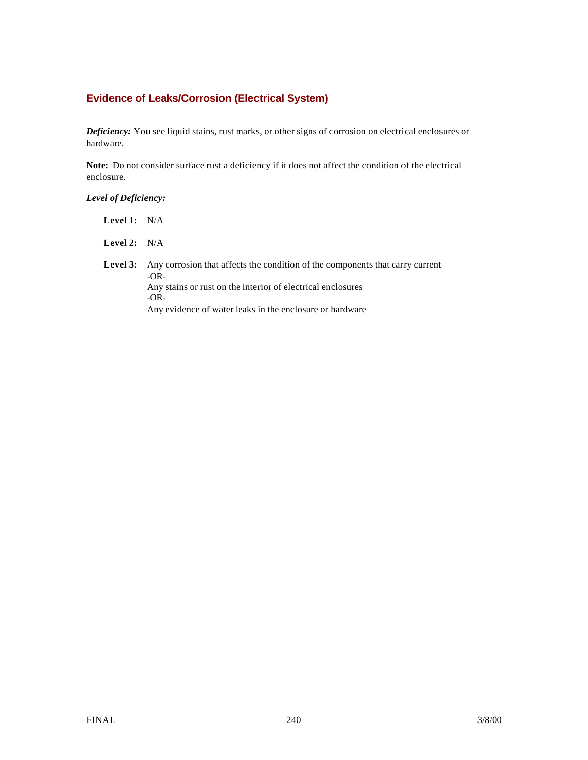## Evidence of Leaks/Corrosion (Electrical System)

***Deficiency:*** You see liquid stains, rust marks, or other signs of corrosion on electrical enclosures or hardware.

**Note:** Do not consider surface rust a deficiency if it does not affect the condition of the electrical enclosure.

***Level of Deficiency:***

**Level 1:** N/A

**Level 2:** N/A

**Level 3:** Any corrosion that affects the condition of the components that carry current
-OR-
Any stains or rust on the interior of electrical enclosures
-OR-
Any evidence of water leaks in the enclosure or hardware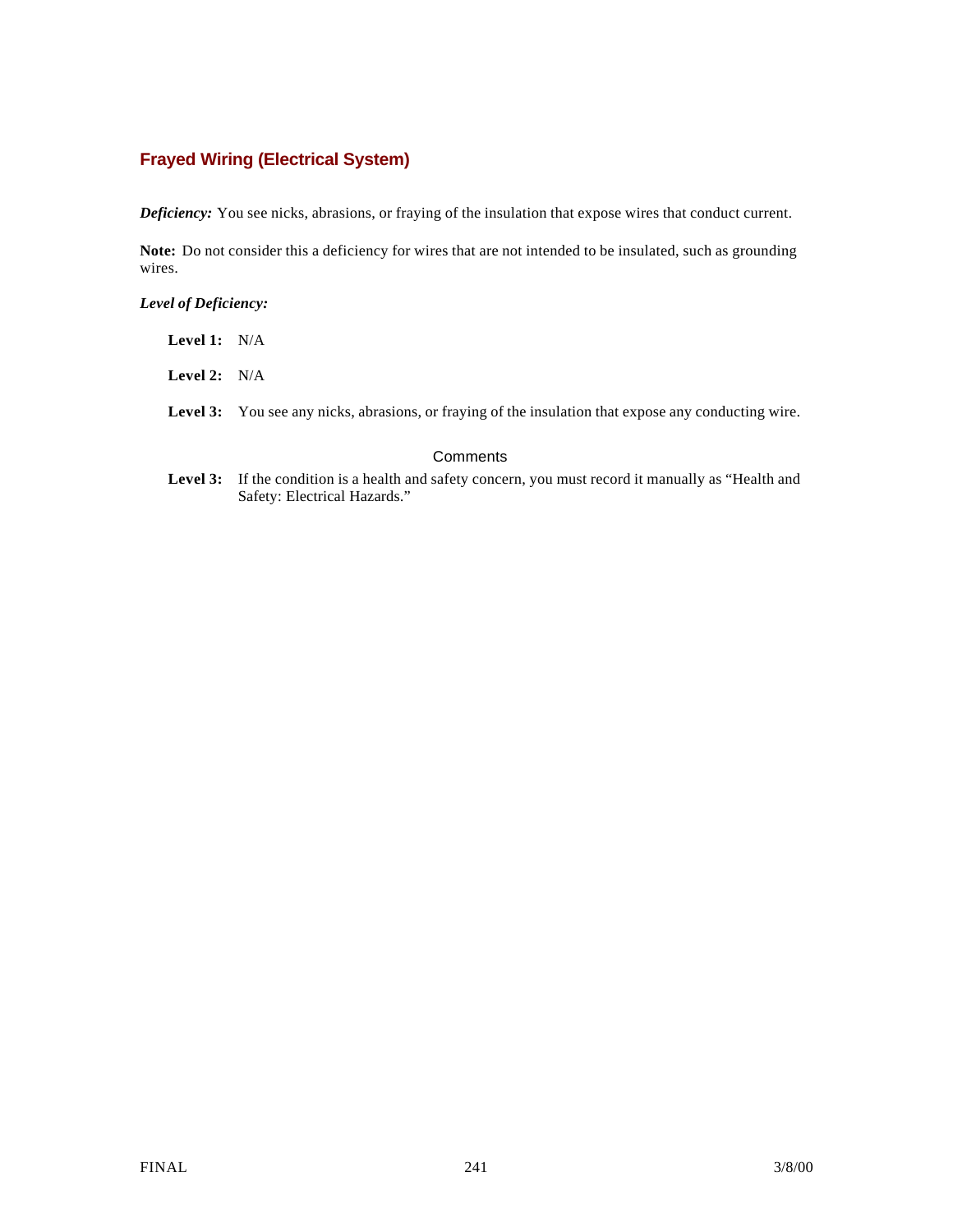## Frayed Wiring (Electrical System)

***Deficiency:*** You see nicks, abrasions, or fraying of the insulation that expose wires that conduct current.

**Note:** Do not consider this a deficiency for wires that are not intended to be insulated, such as grounding wires.

***Level of Deficiency:***

**Level 1:** N/A

**Level 2:** N/A

**Level 3:** You see any nicks, abrasions, or fraying of the insulation that expose any conducting wire.

Comments

**Level 3:** If the condition is a health and safety concern, you must record it manually as "Health and Safety: Electrical Hazards."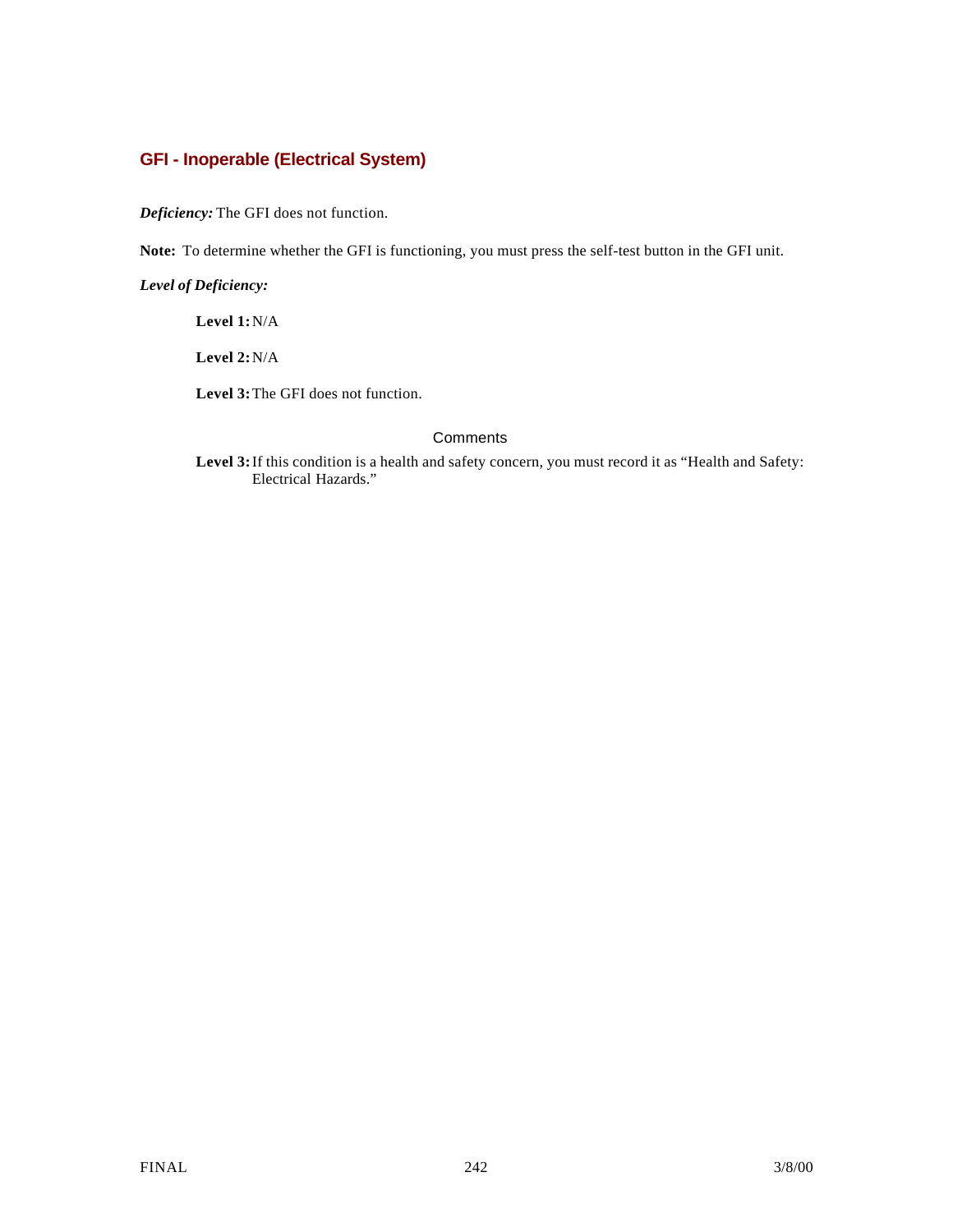## GFI - Inoperable (Electrical System)

***Deficiency:*** The GFI does not function.

**Note:** To determine whether the GFI is functioning, you must press the self-test button in the GFI unit.

***Level of Deficiency:***

**Level 1:** N/A

**Level 2:** N/A

**Level 3:** The GFI does not function.

Comments

**Level 3:** If this condition is a health and safety concern, you must record it as "Health and Safety: Electrical Hazards."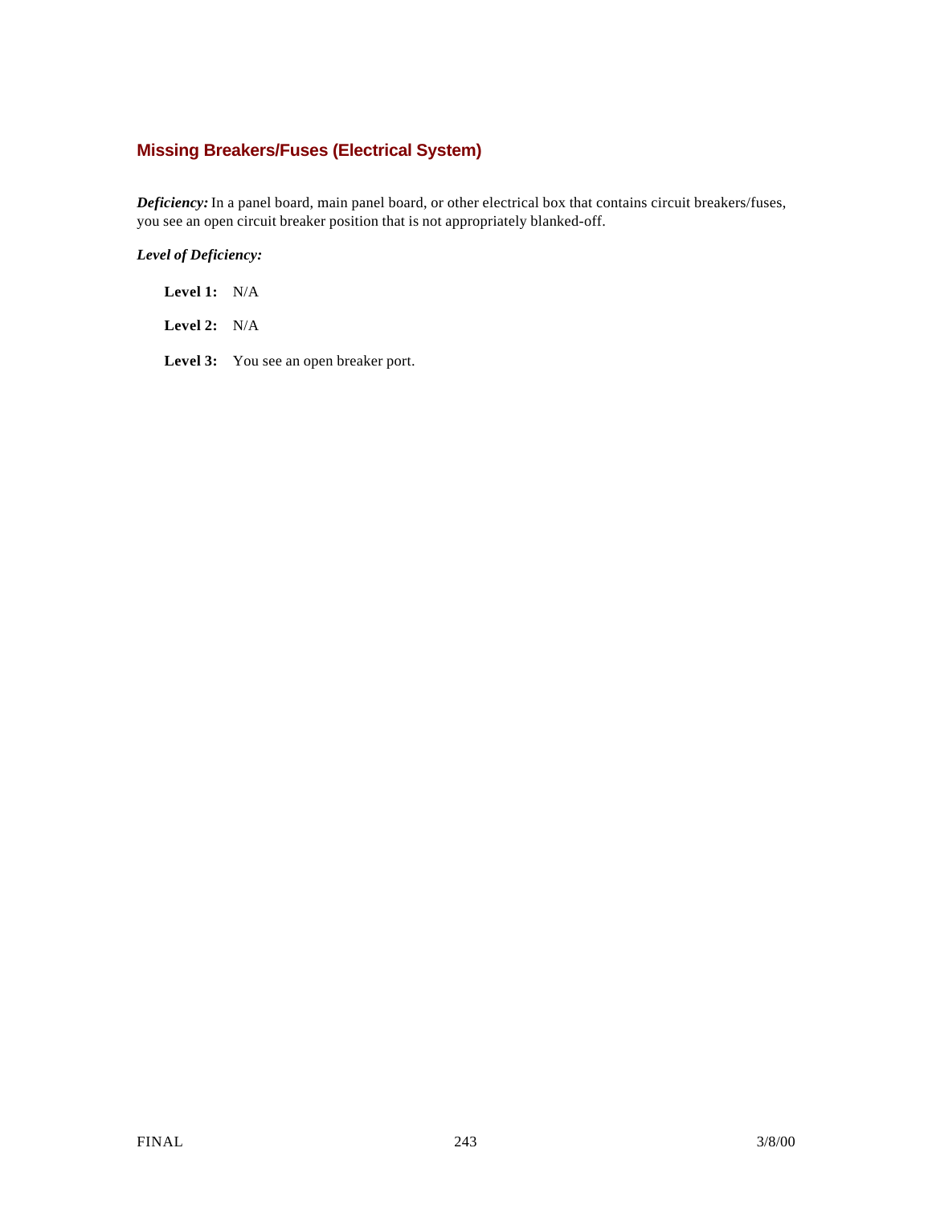## Missing Breakers/Fuses (Electrical System)

***Deficiency:*** In a panel board, main panel board, or other electrical box that contains circuit breakers/fuses, you see an open circuit breaker position that is not appropriately blanked-off.

***Level of Deficiency:***

**Level 1:** N/A

**Level 2:** N/A

**Level 3:** You see an open breaker port.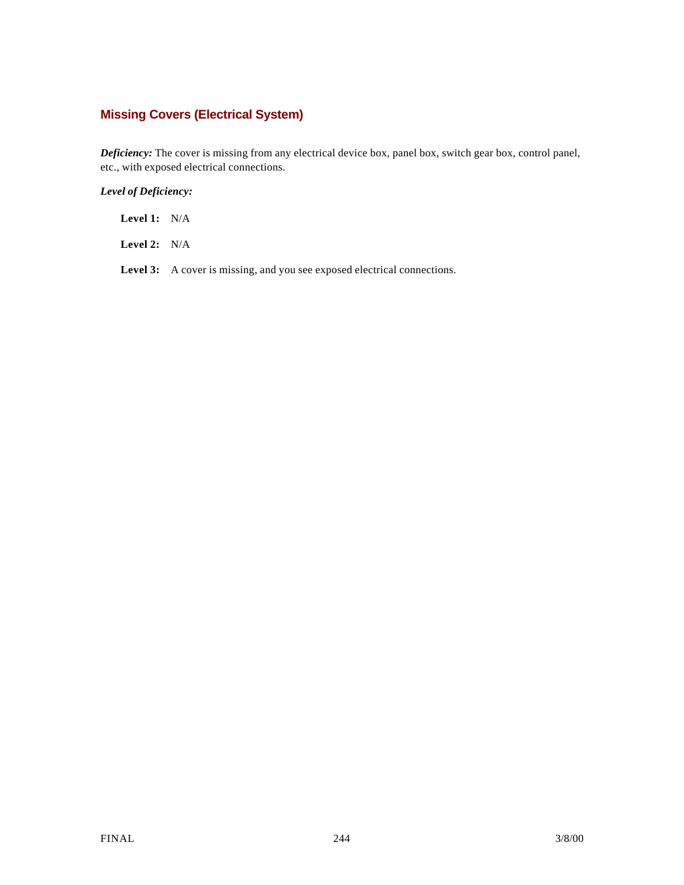## Missing Covers (Electrical System)

***Deficiency:*** The cover is missing from any electrical device box, panel box, switch gear box, control panel, etc., with exposed electrical connections.

***Level of Deficiency:***

**Level 1:** N/A

**Level 2:** N/A

**Level 3:** A cover is missing, and you see exposed electrical connections.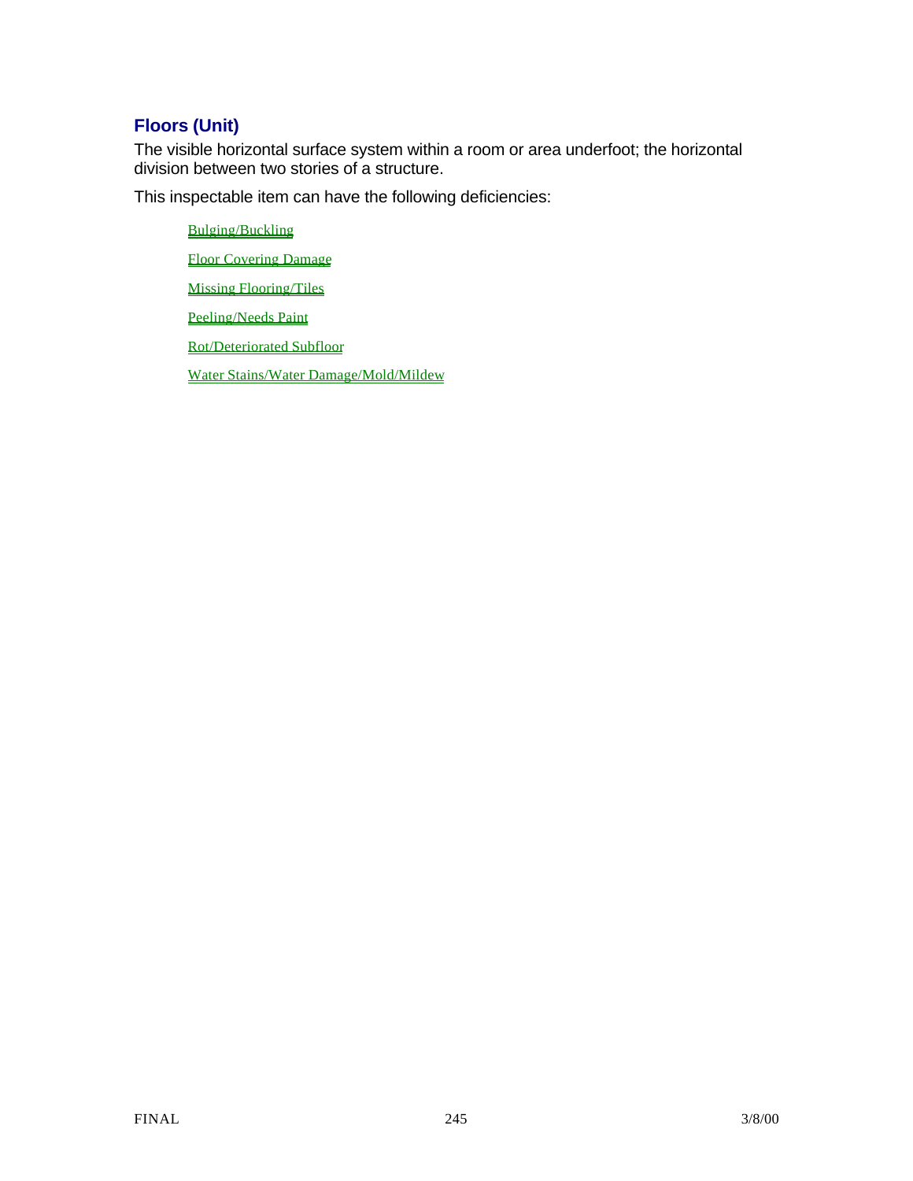## Floors (Unit)

The visible horizontal surface system within a room or area underfoot; the horizontal division between two stories of a structure.

This inspectable item can have the following deficiencies:

- Bulging/Buckling
- Floor Covering Damage
- Missing Flooring/Tiles
- Peeling/Needs Paint
- Rot/Deteriorated Subfloor
- Water Stains/Water Damage/Mold/Mildew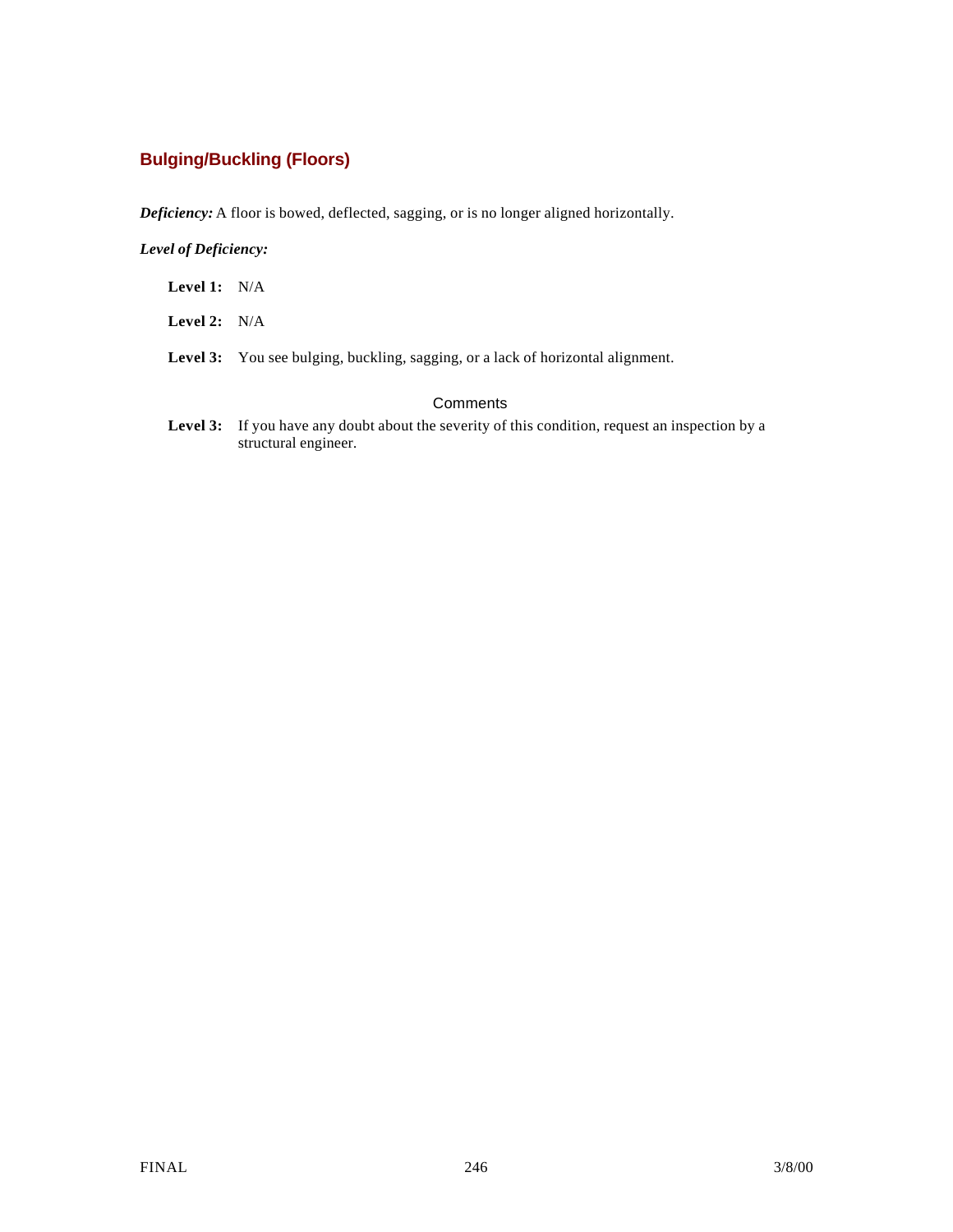## Bulging/Buckling (Floors)

***Deficiency:*** A floor is bowed, deflected, sagging, or is no longer aligned horizontally.

***Level of Deficiency:***

**Level 1:** N/A

**Level 2:** N/A

**Level 3:** You see bulging, buckling, sagging, or a lack of horizontal alignment.

Comments

**Level 3:** If you have any doubt about the severity of this condition, request an inspection by a structural engineer.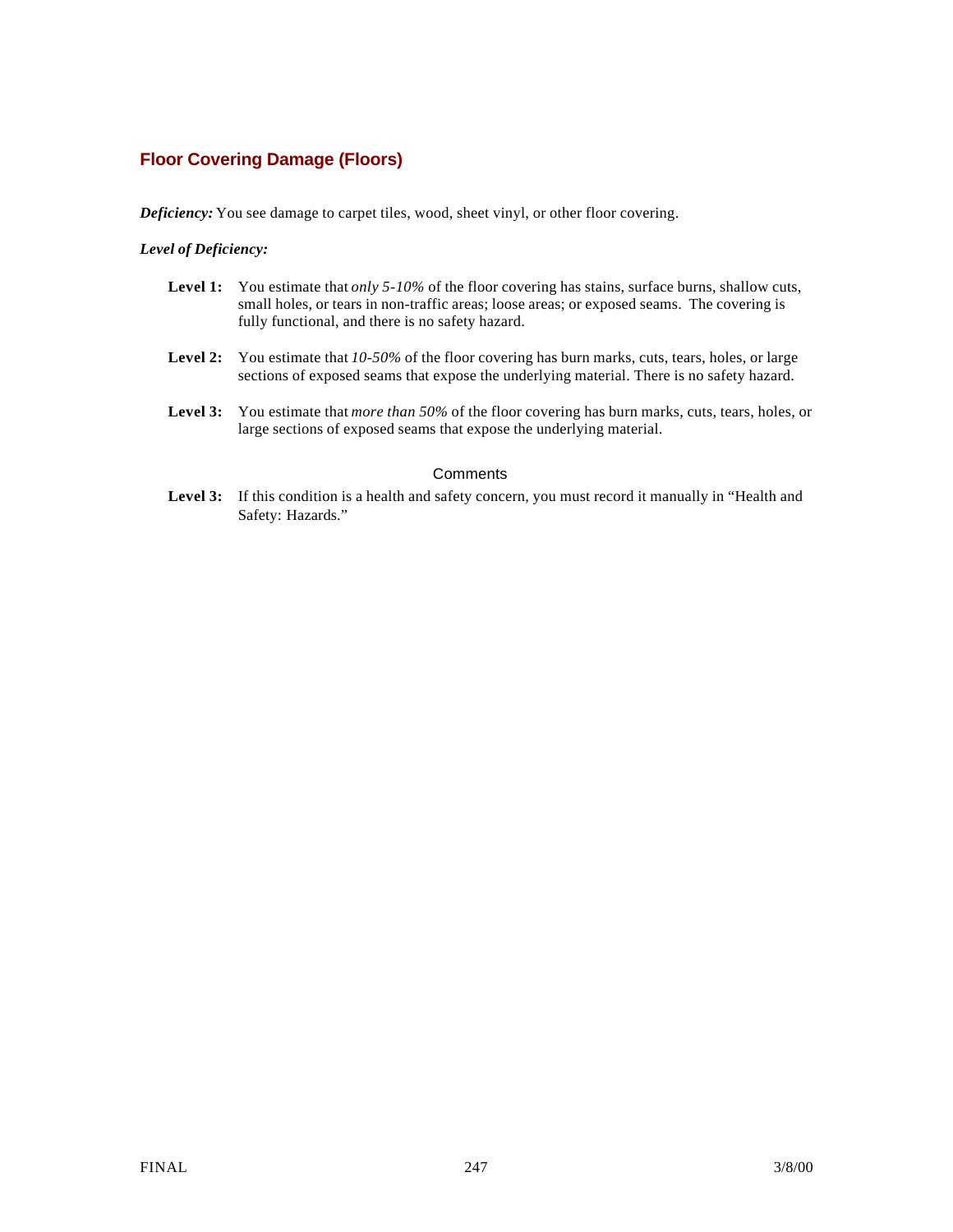## Floor Covering Damage (Floors)

***Deficiency:*** You see damage to carpet tiles, wood, sheet vinyl, or other floor covering.

***Level of Deficiency:***

**Level 1:** You estimate that *only 5-10%* of the floor covering has stains, surface burns, shallow cuts, small holes, or tears in non-traffic areas; loose areas; or exposed seams. The covering is fully functional, and there is no safety hazard.

**Level 2:** You estimate that *10-50%* of the floor covering has burn marks, cuts, tears, holes, or large sections of exposed seams that expose the underlying material. There is no safety hazard.

**Level 3:** You estimate that *more than 50%* of the floor covering has burn marks, cuts, tears, holes, or large sections of exposed seams that expose the underlying material.

Comments

**Level 3:** If this condition is a health and safety concern, you must record it manually in "Health and Safety: Hazards."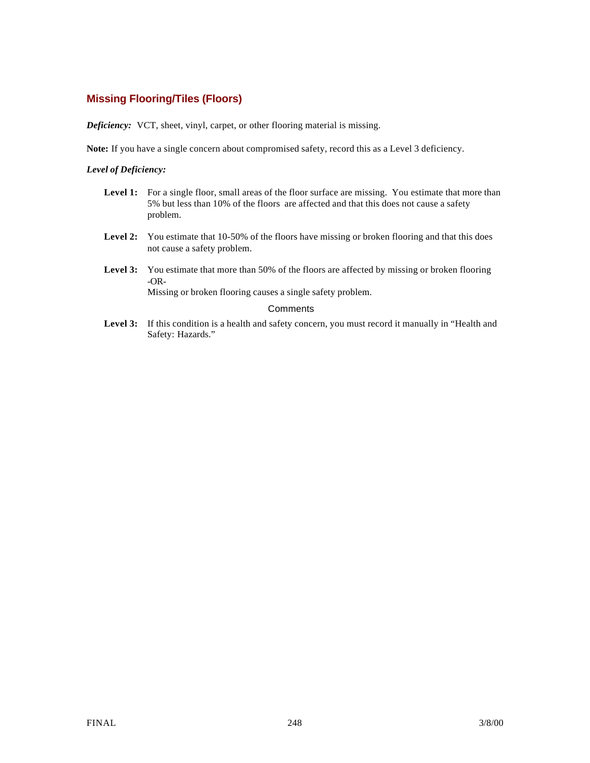## Missing Flooring/Tiles (Floors)

***Deficiency:*** VCT, sheet, vinyl, carpet, or other flooring material is missing.

**Note:** If you have a single concern about compromised safety, record this as a Level 3 deficiency.

***Level of Deficiency:***

**Level 1:** For a single floor, small areas of the floor surface are missing. You estimate that more than 5% but less than 10% of the floors are affected and that this does not cause a safety problem.

**Level 2:** You estimate that 10-50% of the floors have missing or broken flooring and that this does not cause a safety problem.

**Level 3:** You estimate that more than 50% of the floors are affected by missing or broken flooring
-OR-
Missing or broken flooring causes a single safety problem.

Comments

**Level 3:** If this condition is a health and safety concern, you must record it manually in "Health and Safety: Hazards."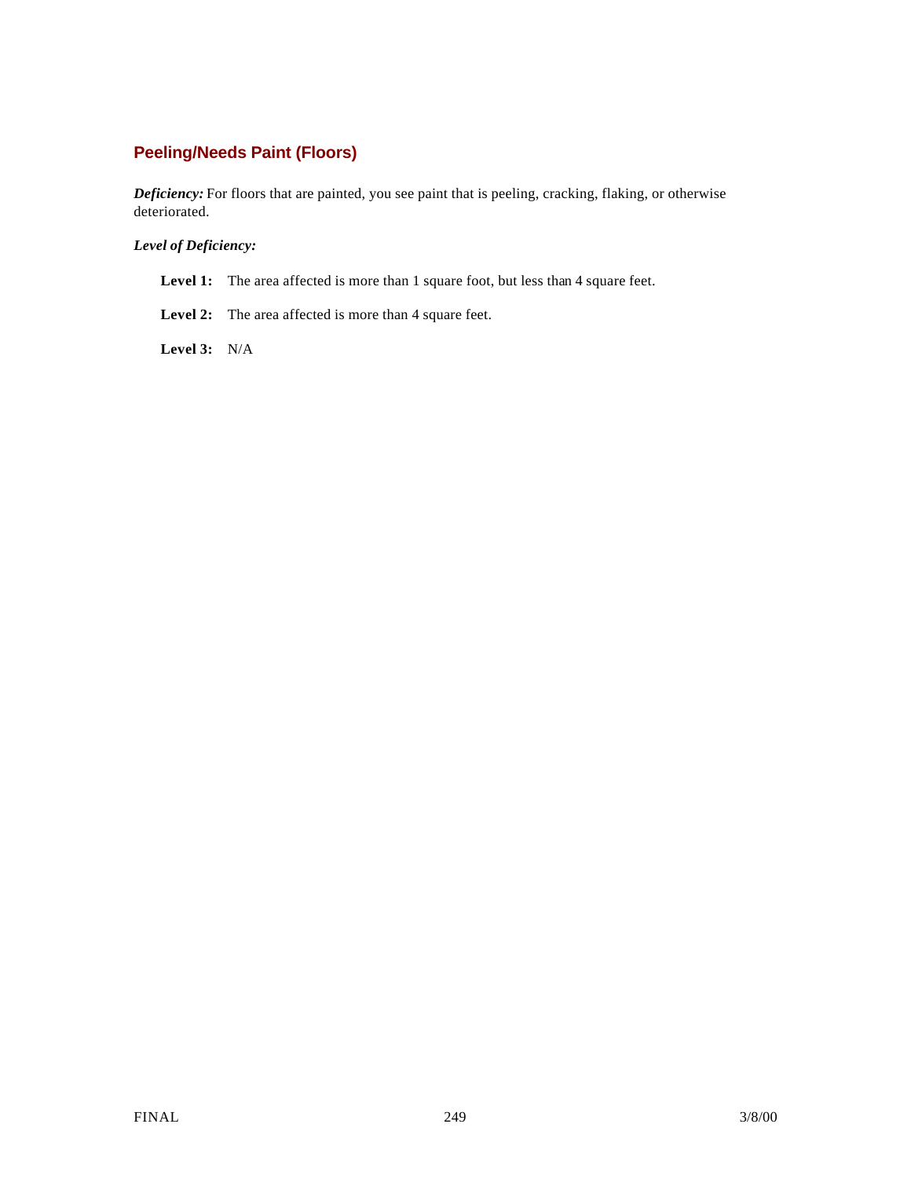## Peeling/Needs Paint (Floors)

***Deficiency:*** For floors that are painted, you see paint that is peeling, cracking, flaking, or otherwise deteriorated.

***Level of Deficiency:***

**Level 1:** The area affected is more than 1 square foot, but less than 4 square feet.

**Level 2:** The area affected is more than 4 square feet.

**Level 3:** N/A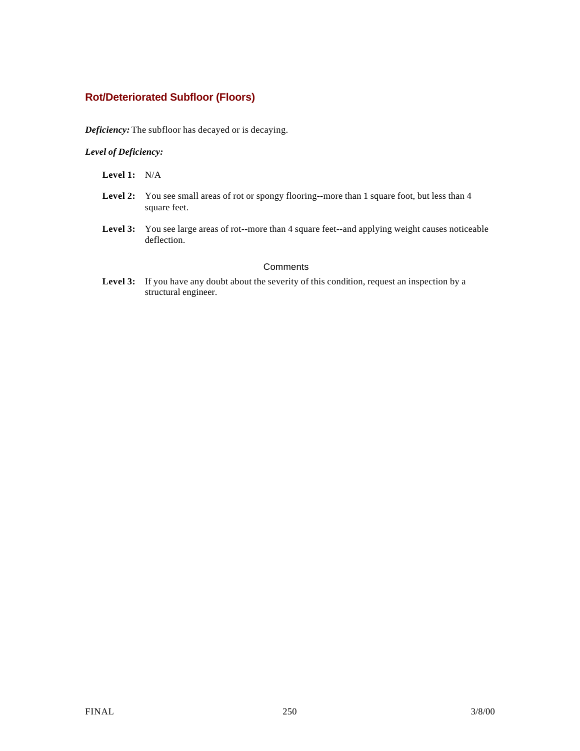## Rot/Deteriorated Subfloor (Floors)

***Deficiency:*** The subfloor has decayed or is decaying.

***Level of Deficiency:***

**Level 1:** N/A

**Level 2:** You see small areas of rot or spongy flooring--more than 1 square foot, but less than 4 square feet.

**Level 3:** You see large areas of rot--more than 4 square feet--and applying weight causes noticeable deflection.

Comments

**Level 3:** If you have any doubt about the severity of this condition, request an inspection by a structural engineer.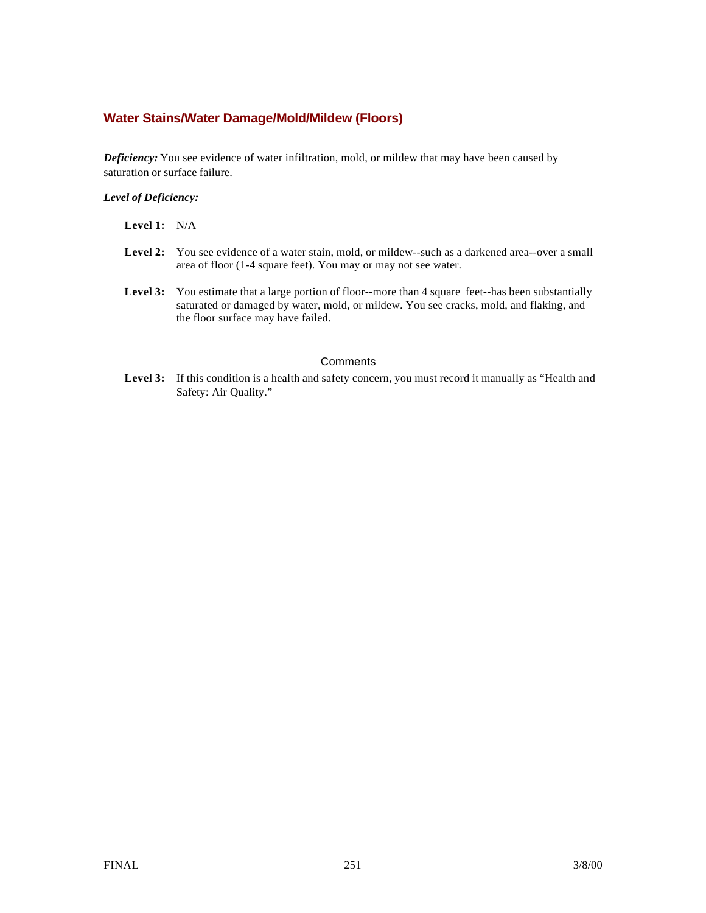## Water Stains/Water Damage/Mold/Mildew (Floors)

***Deficiency:*** You see evidence of water infiltration, mold, or mildew that may have been caused by saturation or surface failure.

***Level of Deficiency:***

**Level 1:** N/A

**Level 2:** You see evidence of a water stain, mold, or mildew--such as a darkened area--over a small area of floor (1-4 square feet). You may or may not see water.

**Level 3:** You estimate that a large portion of floor--more than 4 square feet--has been substantially saturated or damaged by water, mold, or mildew. You see cracks, mold, and flaking, and the floor surface may have failed.

Comments

**Level 3:** If this condition is a health and safety concern, you must record it manually as "Health and Safety: Air Quality."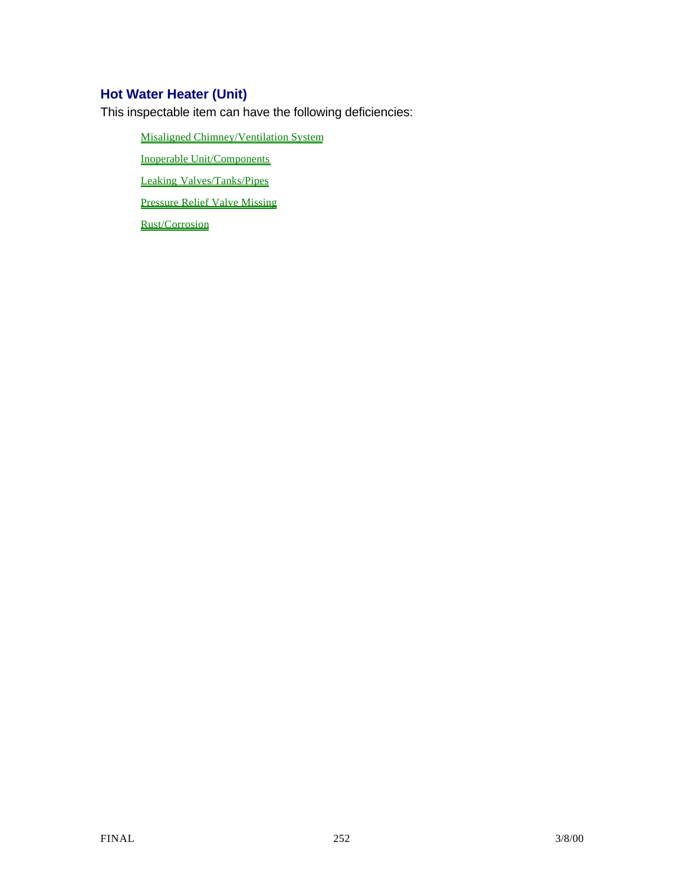## Hot Water Heater (Unit)

This inspectable item can have the following deficiencies:

- Misaligned Chimney/Ventilation System
- Inoperable Unit/Components
- Leaking Valves/Tanks/Pipes
- Pressure Relief Valve Missing
- Rust/Corrosion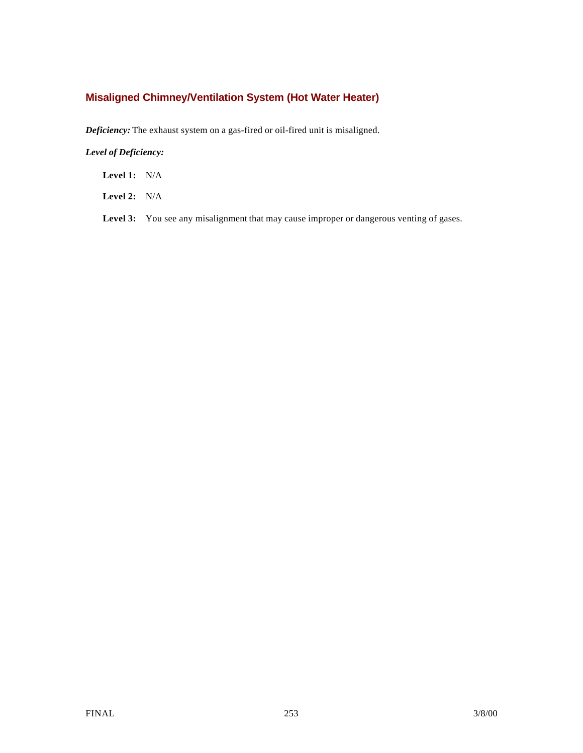## Misaligned Chimney/Ventilation System (Hot Water Heater)

***Deficiency:*** The exhaust system on a gas-fired or oil-fired unit is misaligned.

***Level of Deficiency:***

**Level 1:** N/A

**Level 2:** N/A

**Level 3:** You see any misalignment that may cause improper or dangerous venting of gases.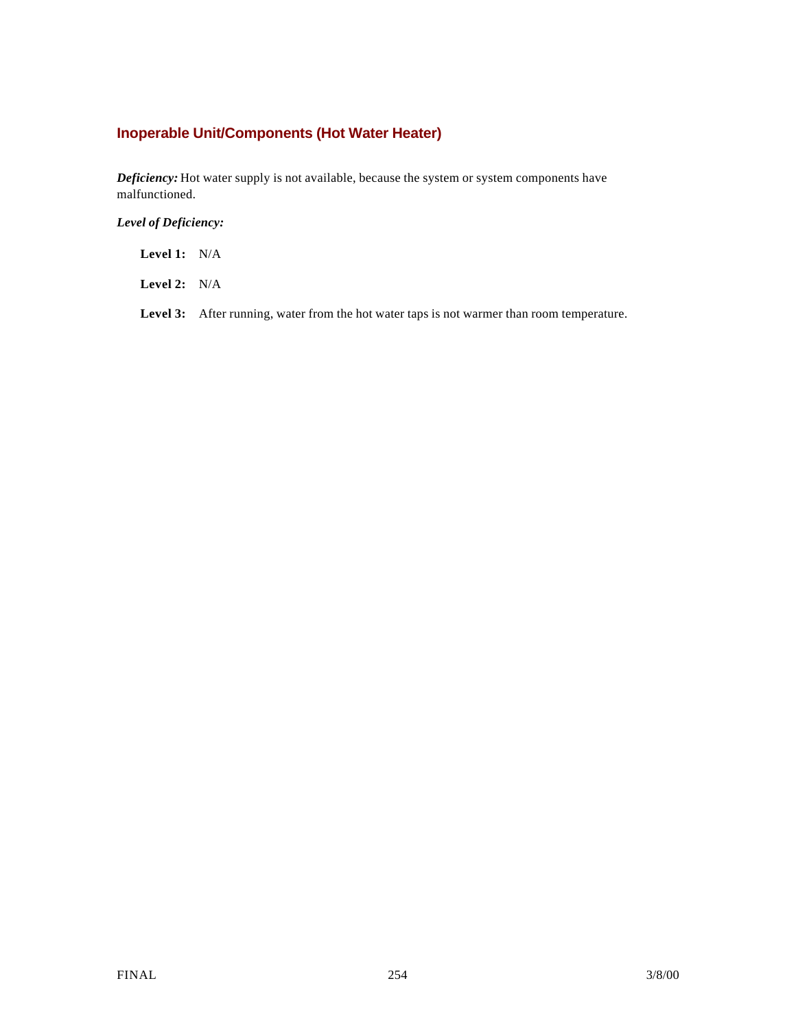## Inoperable Unit/Components (Hot Water Heater)

***Deficiency:*** Hot water supply is not available, because the system or system components have malfunctioned.

***Level of Deficiency:***

**Level 1:** N/A

**Level 2:** N/A

**Level 3:** After running, water from the hot water taps is not warmer than room temperature.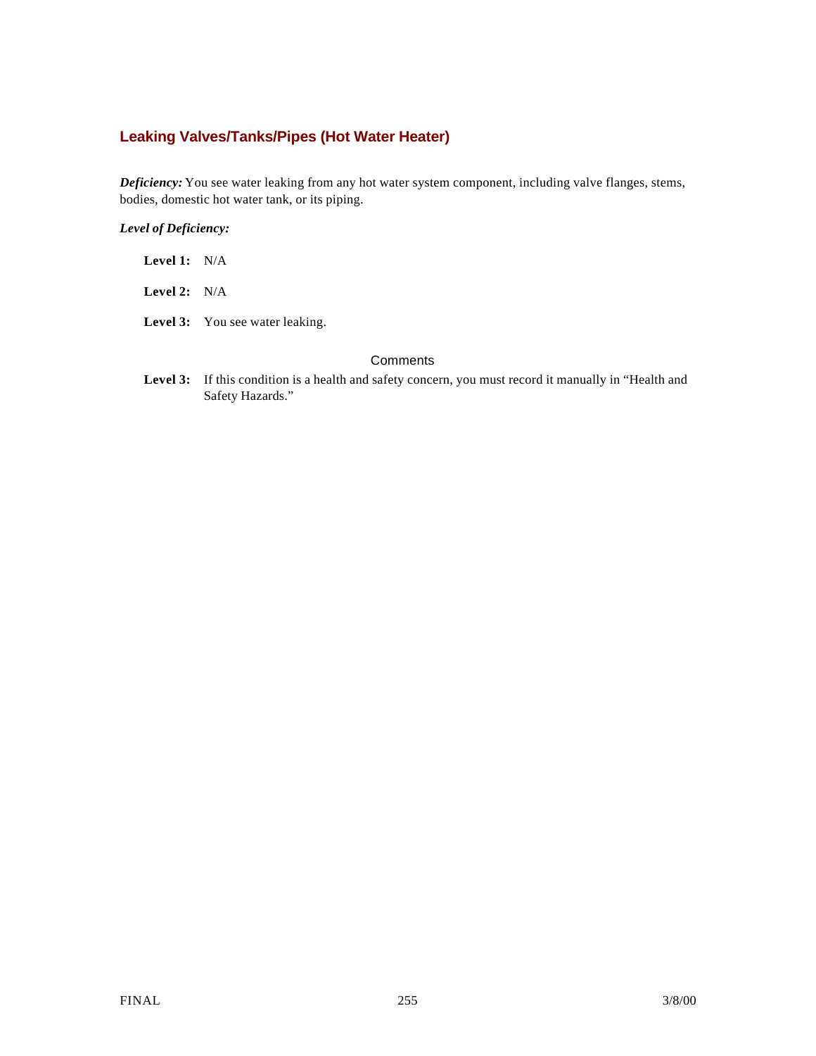## Leaking Valves/Tanks/Pipes (Hot Water Heater)

***Deficiency:*** You see water leaking from any hot water system component, including valve flanges, stems, bodies, domestic hot water tank, or its piping.

***Level of Deficiency:***

**Level 1:** N/A

**Level 2:** N/A

**Level 3:** You see water leaking.

Comments

**Level 3:** If this condition is a health and safety concern, you must record it manually in "Health and Safety Hazards."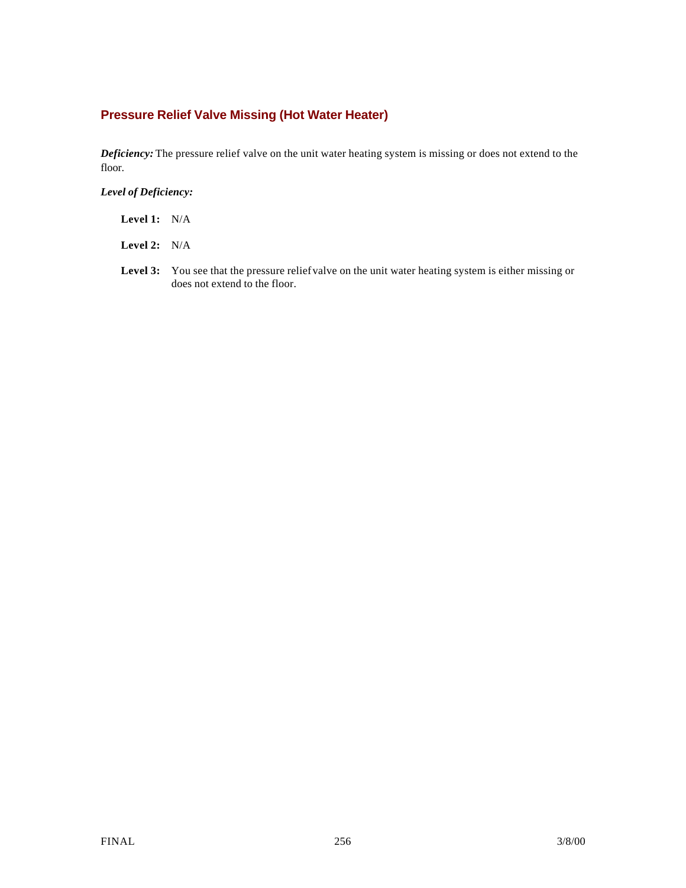### Pressure Relief Valve Missing (Hot Water Heater)

***Deficiency:*** The pressure relief valve on the unit water heating system is missing or does not extend to the floor.

***Level of Deficiency:***

**Level 1:** N/A

**Level 2:** N/A

**Level 3:** You see that the pressure relief valve on the unit water heating system is either missing or does not extend to the floor.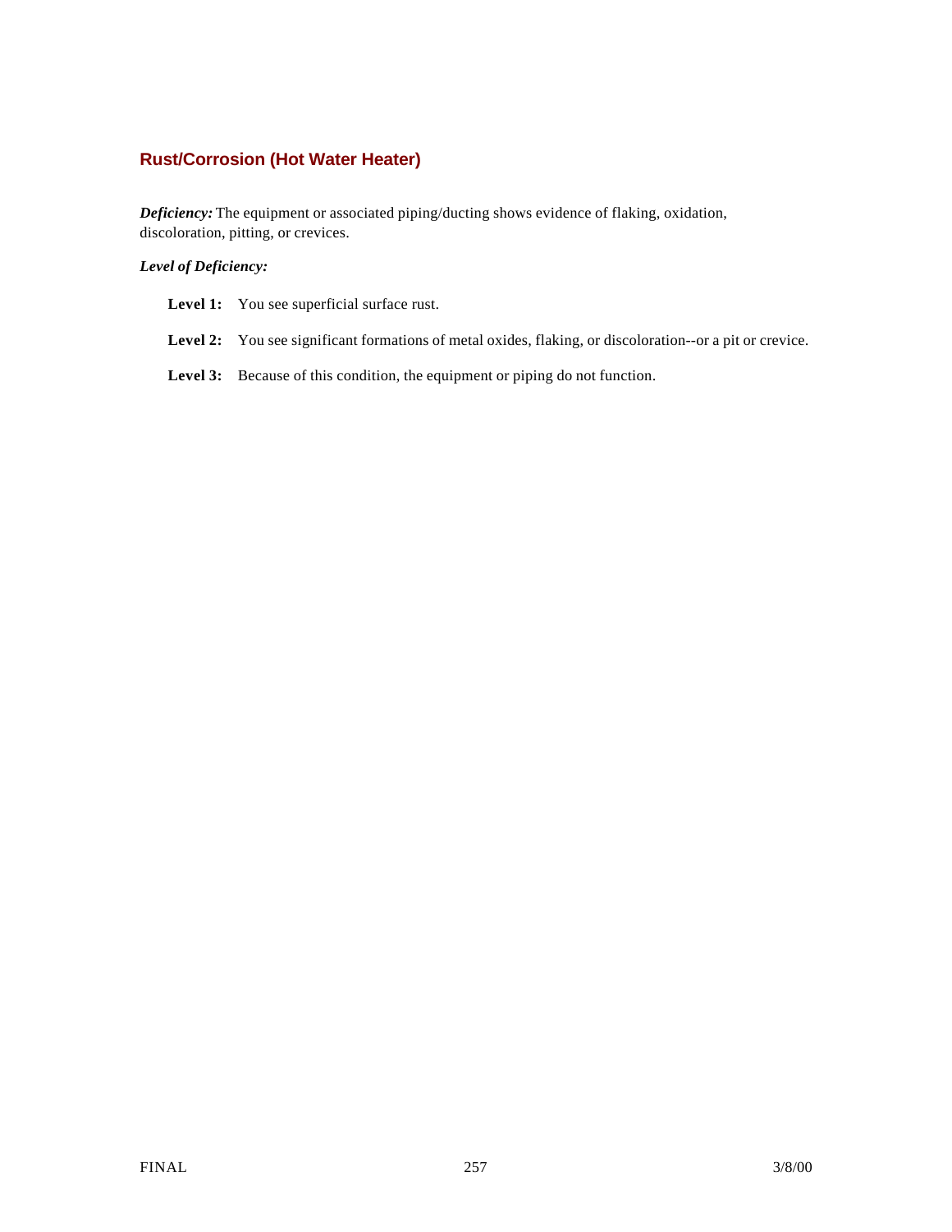## Rust/Corrosion (Hot Water Heater)

***Deficiency:*** The equipment or associated piping/ducting shows evidence of flaking, oxidation, discoloration, pitting, or crevices.

***Level of Deficiency:***

- **Level 1:** You see superficial surface rust.
- **Level 2:** You see significant formations of metal oxides, flaking, or discoloration--or a pit or crevice.
- **Level 3:** Because of this condition, the equipment or piping do not function.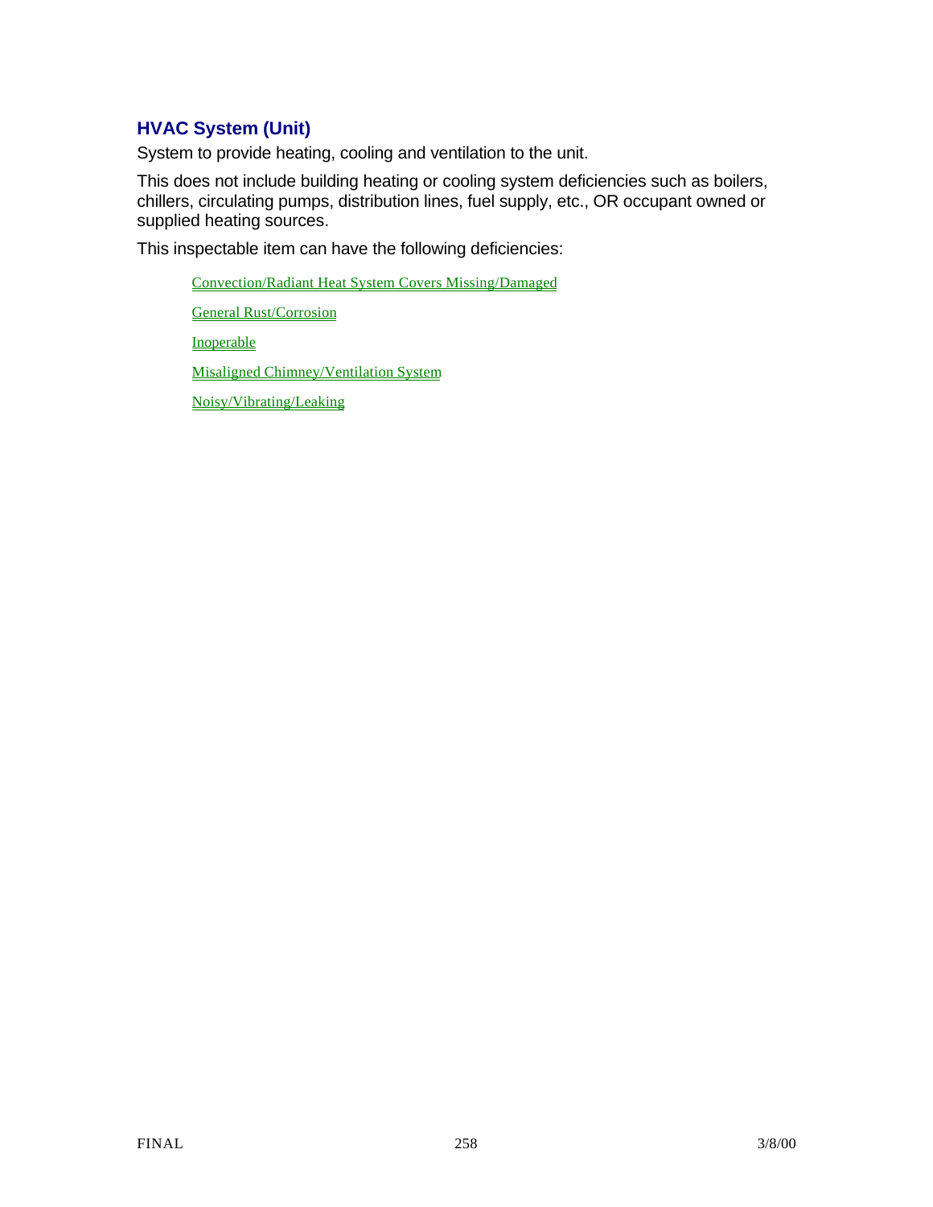## HVAC System (Unit)

System to provide heating, cooling and ventilation to the unit.

This does not include building heating or cooling system deficiencies such as boilers, chillers, circulating pumps, distribution lines, fuel supply, etc., OR occupant owned or supplied heating sources.

This inspectable item can have the following deficiencies:

- Convection/Radiant Heat System Covers Missing/Damaged
- General Rust/Corrosion
- Inoperable
- Misaligned Chimney/Ventilation System
- Noisy/Vibrating/Leaking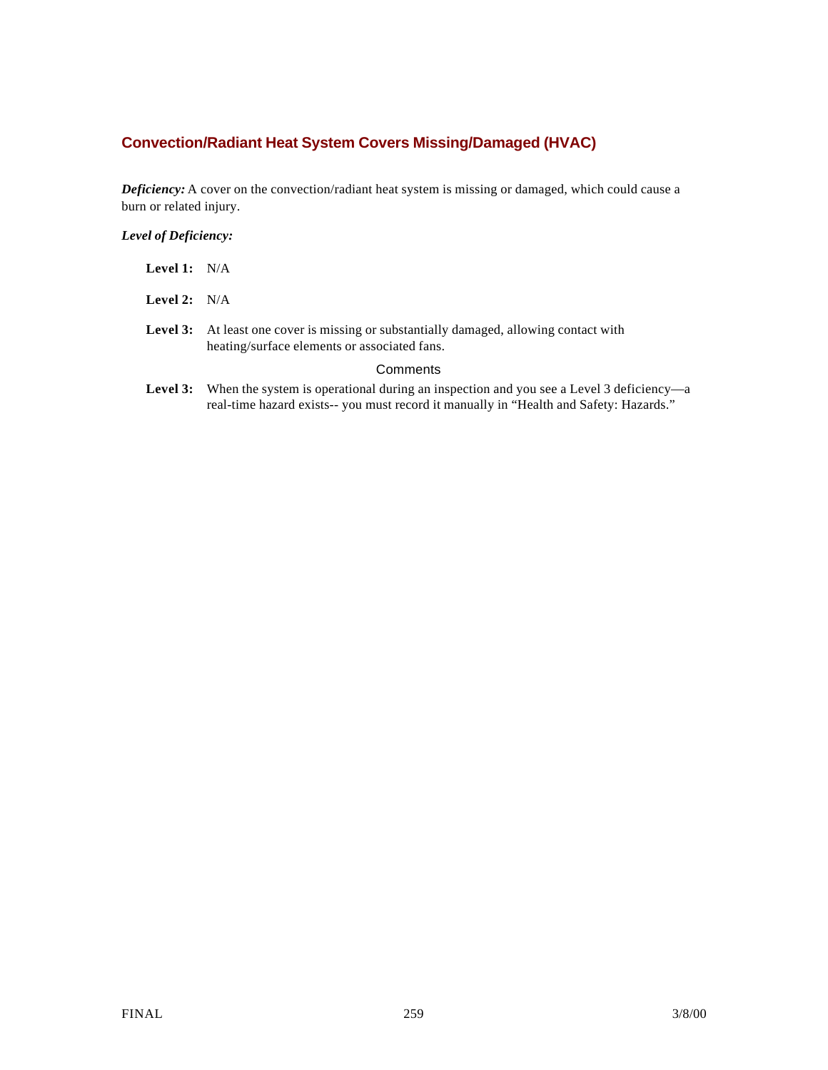## Convection/Radiant Heat System Covers Missing/Damaged (HVAC)

***Deficiency:*** A cover on the convection/radiant heat system is missing or damaged, which could cause a burn or related injury.

***Level of Deficiency:***

**Level 1:** N/A

**Level 2:** N/A

**Level 3:** At least one cover is missing or substantially damaged, allowing contact with heating/surface elements or associated fans.

Comments

**Level 3:** When the system is operational during an inspection and you see a Level 3 deficiency—a real-time hazard exists-- you must record it manually in "Health and Safety: Hazards."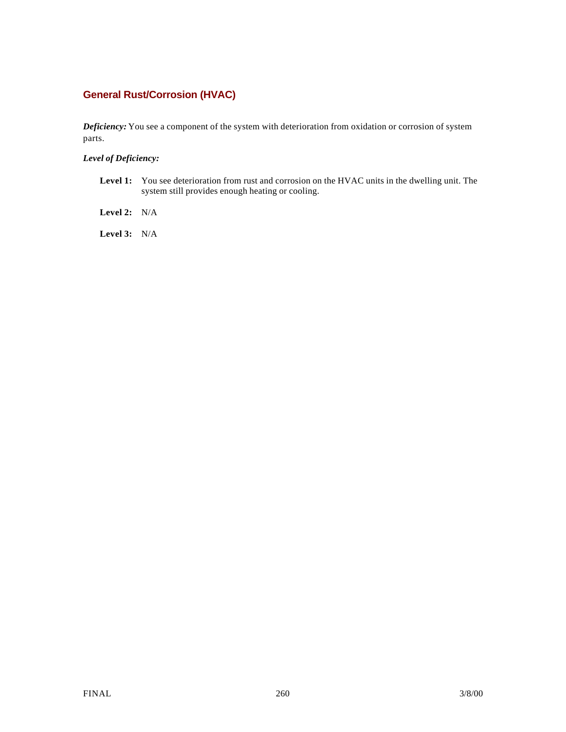## General Rust/Corrosion (HVAC)

***Deficiency:*** You see a component of the system with deterioration from oxidation or corrosion of system parts.

***Level of Deficiency:***

**Level 1:** You see deterioration from rust and corrosion on the HVAC units in the dwelling unit. The system still provides enough heating or cooling.

**Level 2:** N/A

**Level 3:** N/A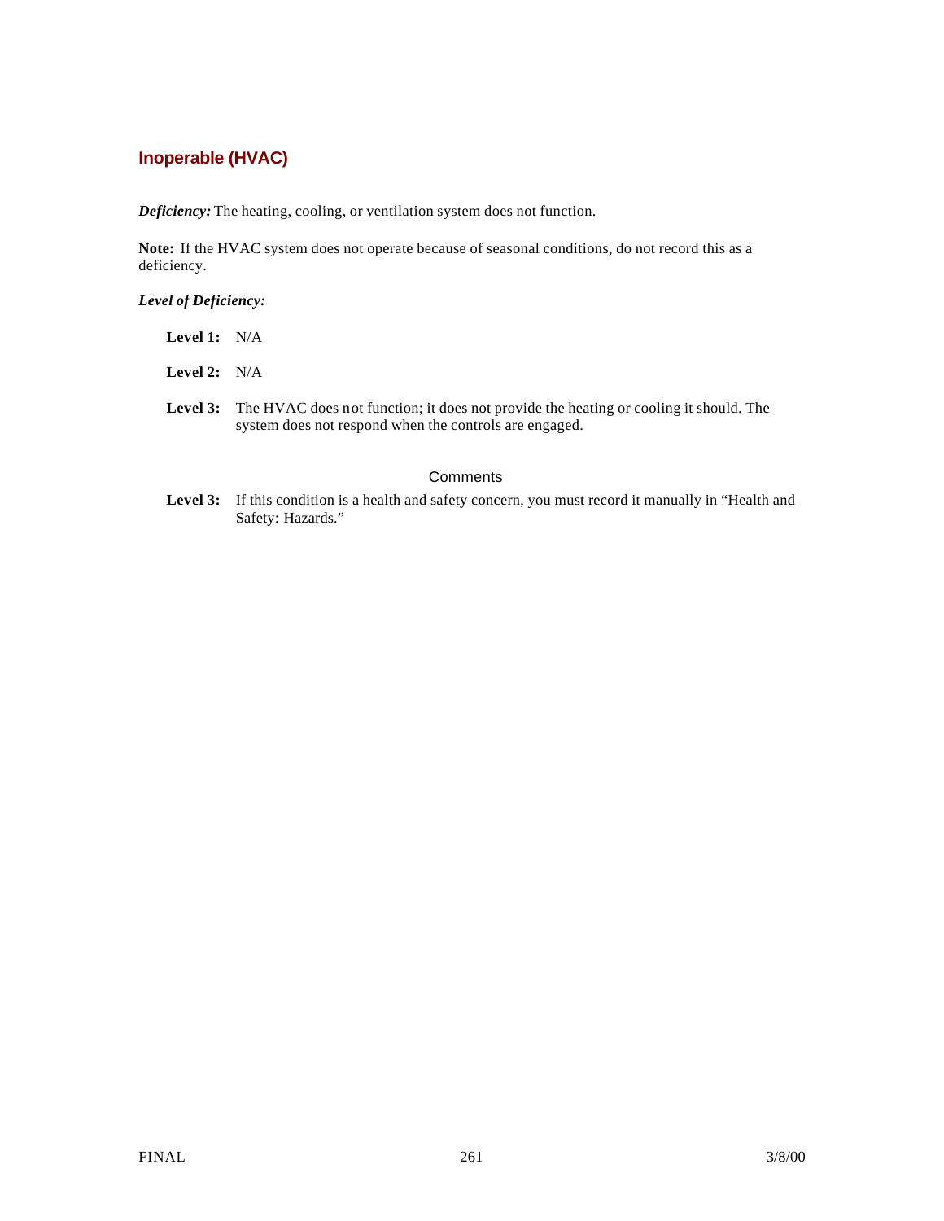## Inoperable (HVAC)

***Deficiency:*** The heating, cooling, or ventilation system does not function.

**Note:** If the HVAC system does not operate because of seasonal conditions, do not record this as a deficiency.

***Level of Deficiency:***

**Level 1:** N/A

**Level 2:** N/A

**Level 3:** The HVAC does not function; it does not provide the heating or cooling it should. The system does not respond when the controls are engaged.

### Comments

**Level 3:** If this condition is a health and safety concern, you must record it manually in "Health and Safety: Hazards."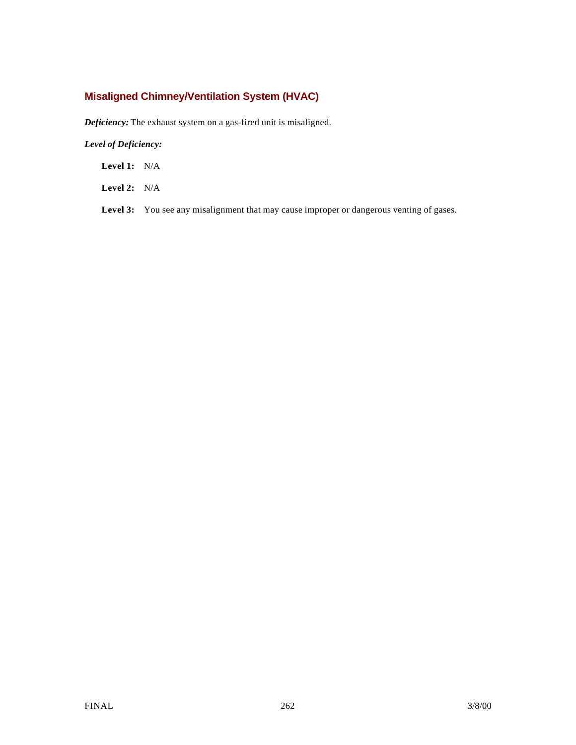## Misaligned Chimney/Ventilation System (HVAC)

***Deficiency:*** The exhaust system on a gas-fired unit is misaligned.

***Level of Deficiency:***

**Level 1:** N/A

**Level 2:** N/A

**Level 3:** You see any misalignment that may cause improper or dangerous venting of gases.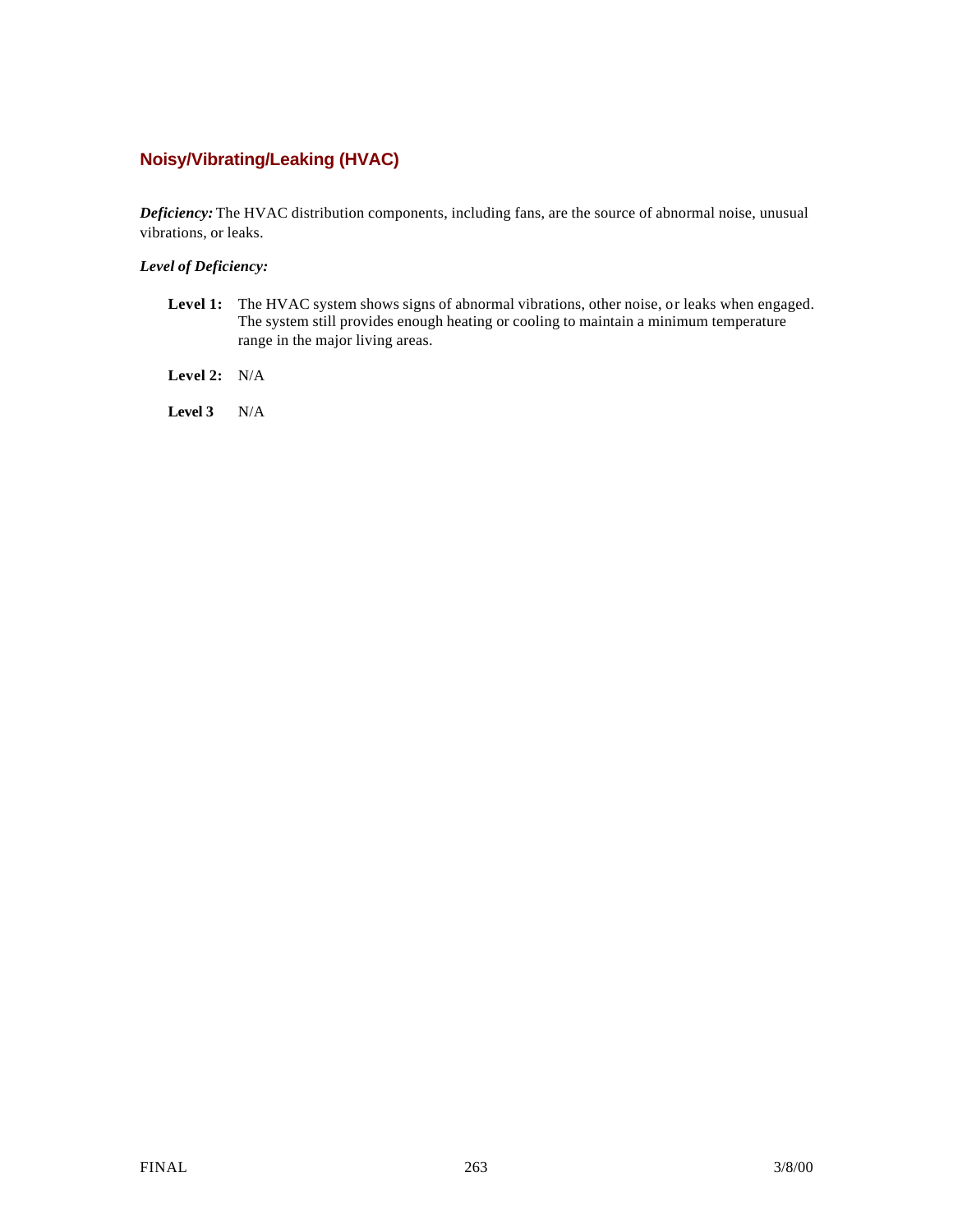## Noisy/Vibrating/Leaking (HVAC)

***Deficiency:*** The HVAC distribution components, including fans, are the source of abnormal noise, unusual vibrations, or leaks.

***Level of Deficiency:***

**Level 1:** The HVAC system shows signs of abnormal vibrations, other noise, or leaks when engaged. The system still provides enough heating or cooling to maintain a minimum temperature range in the major living areas.

**Level 2:** N/A

**Level 3** N/A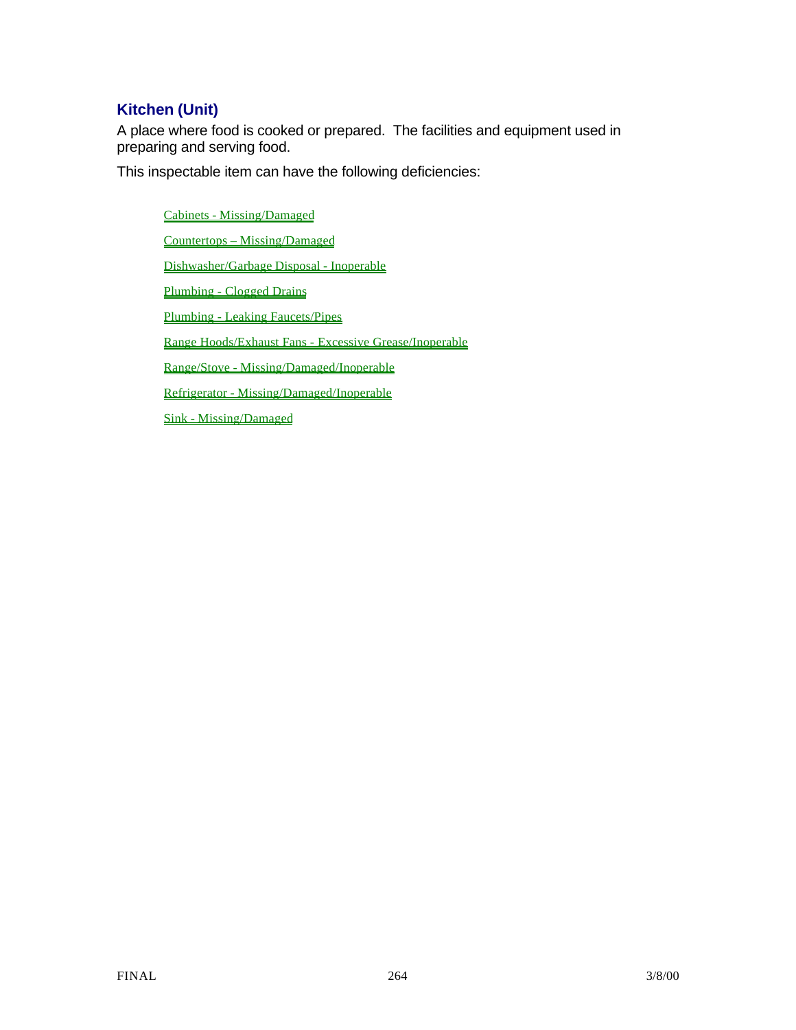## Kitchen (Unit)

A place where food is cooked or prepared. The facilities and equipment used in preparing and serving food.

This inspectable item can have the following deficiencies:

- Cabinets - Missing/Damaged
- Countertops – Missing/Damaged
- Dishwasher/Garbage Disposal - Inoperable
- Plumbing - Clogged Drains
- Plumbing - Leaking Faucets/Pipes
- Range Hoods/Exhaust Fans - Excessive Grease/Inoperable
- Range/Stove - Missing/Damaged/Inoperable
- Refrigerator - Missing/Damaged/Inoperable
- Sink - Missing/Damaged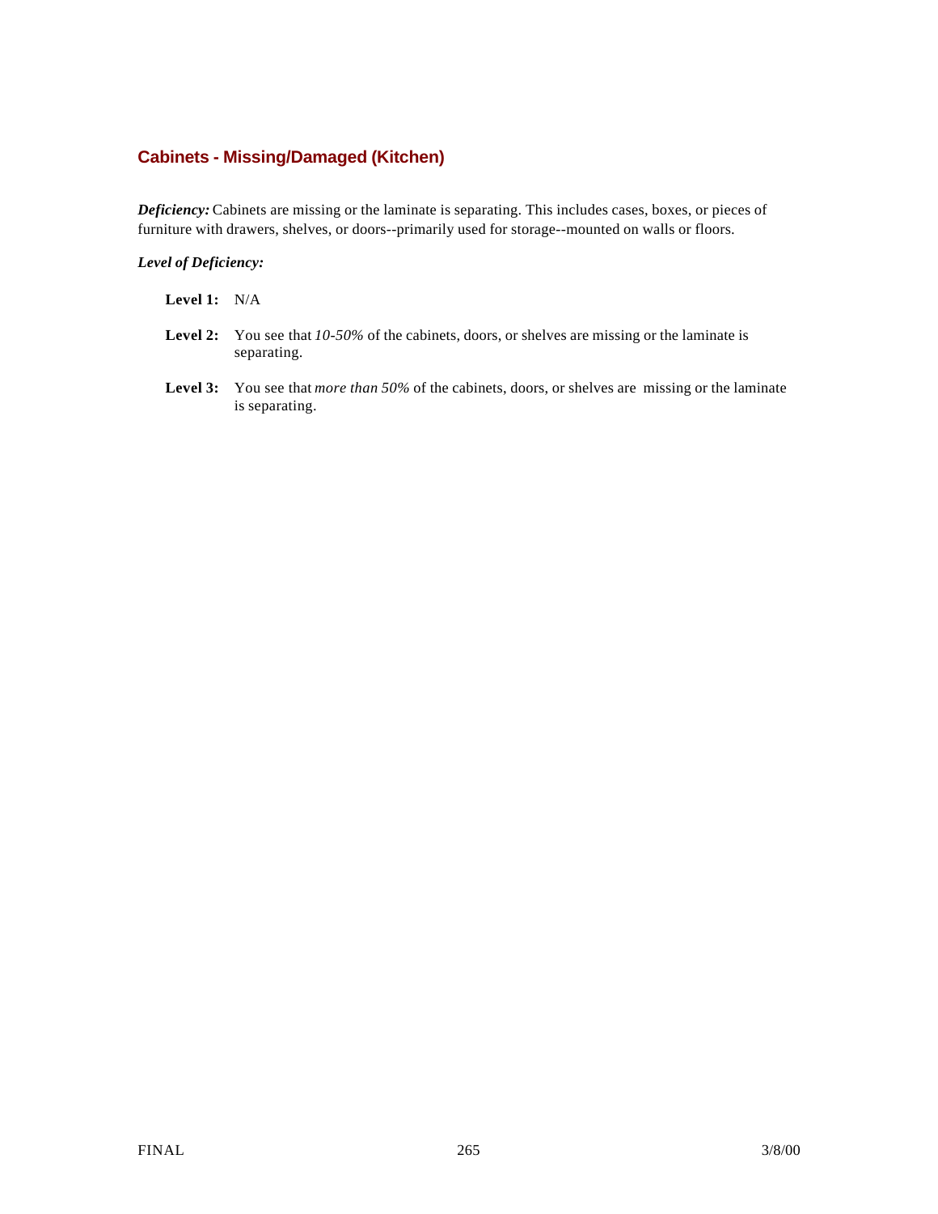## Cabinets - Missing/Damaged (Kitchen)

***Deficiency:*** Cabinets are missing or the laminate is separating. This includes cases, boxes, or pieces of furniture with drawers, shelves, or doors--primarily used for storage--mounted on walls or floors.

***Level of Deficiency:***

**Level 1:** N/A

**Level 2:** You see that *10-50%* of the cabinets, doors, or shelves are missing or the laminate is separating.

**Level 3:** You see that *more than 50%* of the cabinets, doors, or shelves are missing or the laminate is separating.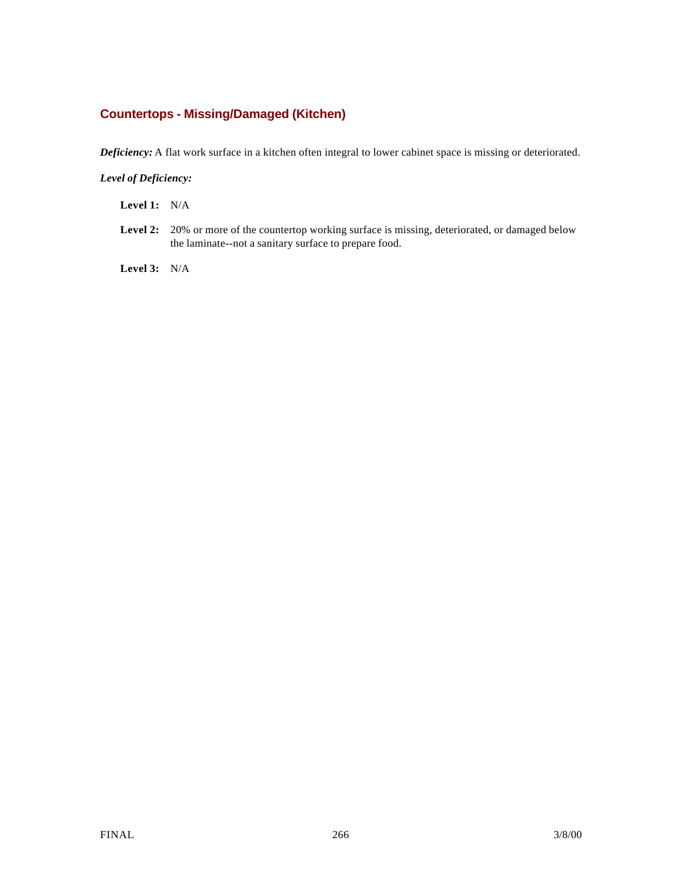## Countertops - Missing/Damaged (Kitchen)

***Deficiency:*** A flat work surface in a kitchen often integral to lower cabinet space is missing or deteriorated.

***Level of Deficiency:***

**Level 1:** N/A

**Level 2:** 20% or more of the countertop working surface is missing, deteriorated, or damaged below the laminate--not a sanitary surface to prepare food.

**Level 3:** N/A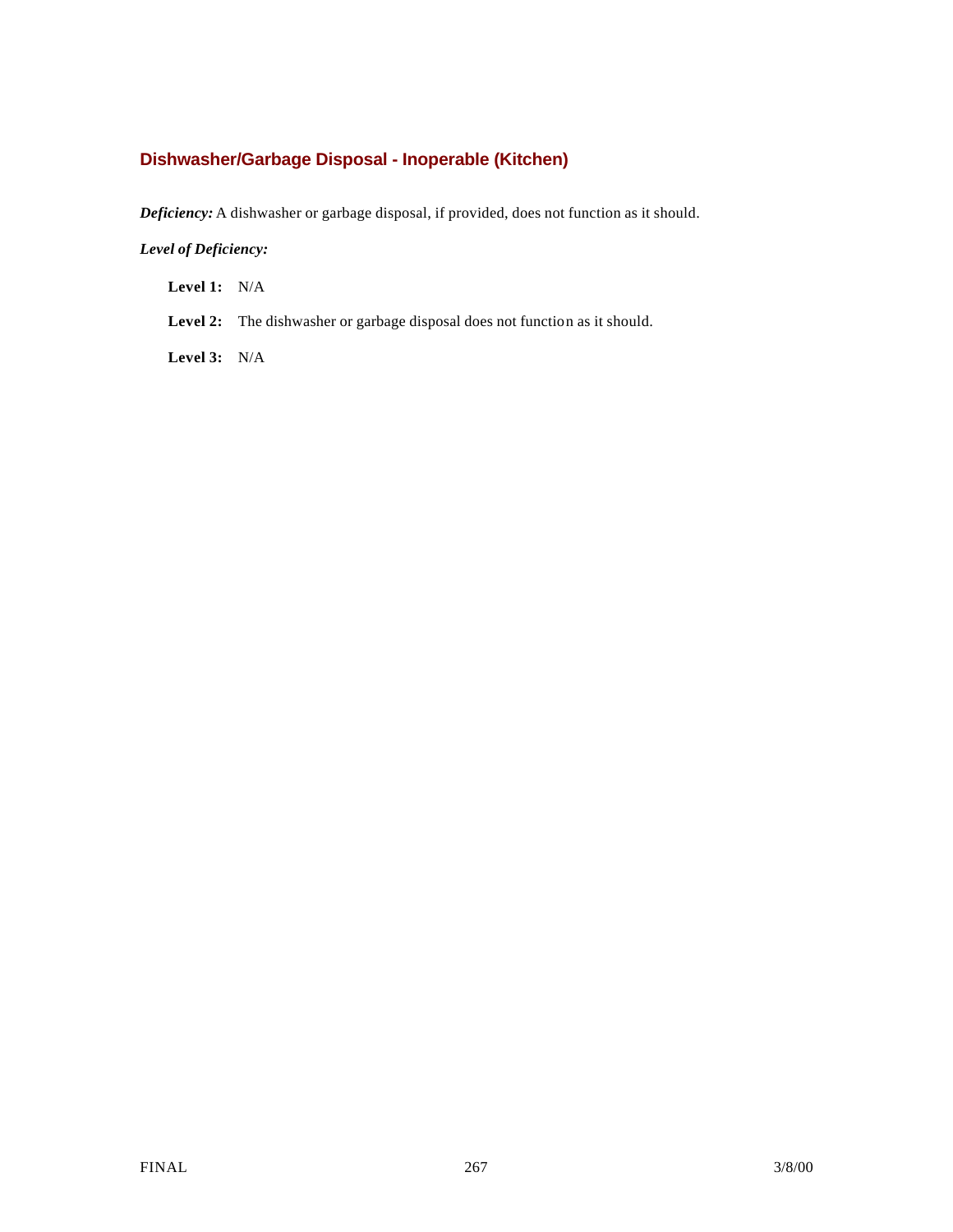## Dishwasher/Garbage Disposal - Inoperable (Kitchen)

***Deficiency:*** A dishwasher or garbage disposal, if provided, does not function as it should.

***Level of Deficiency:***

**Level 1:** N/A

**Level 2:** The dishwasher or garbage disposal does not function as it should.

**Level 3:** N/A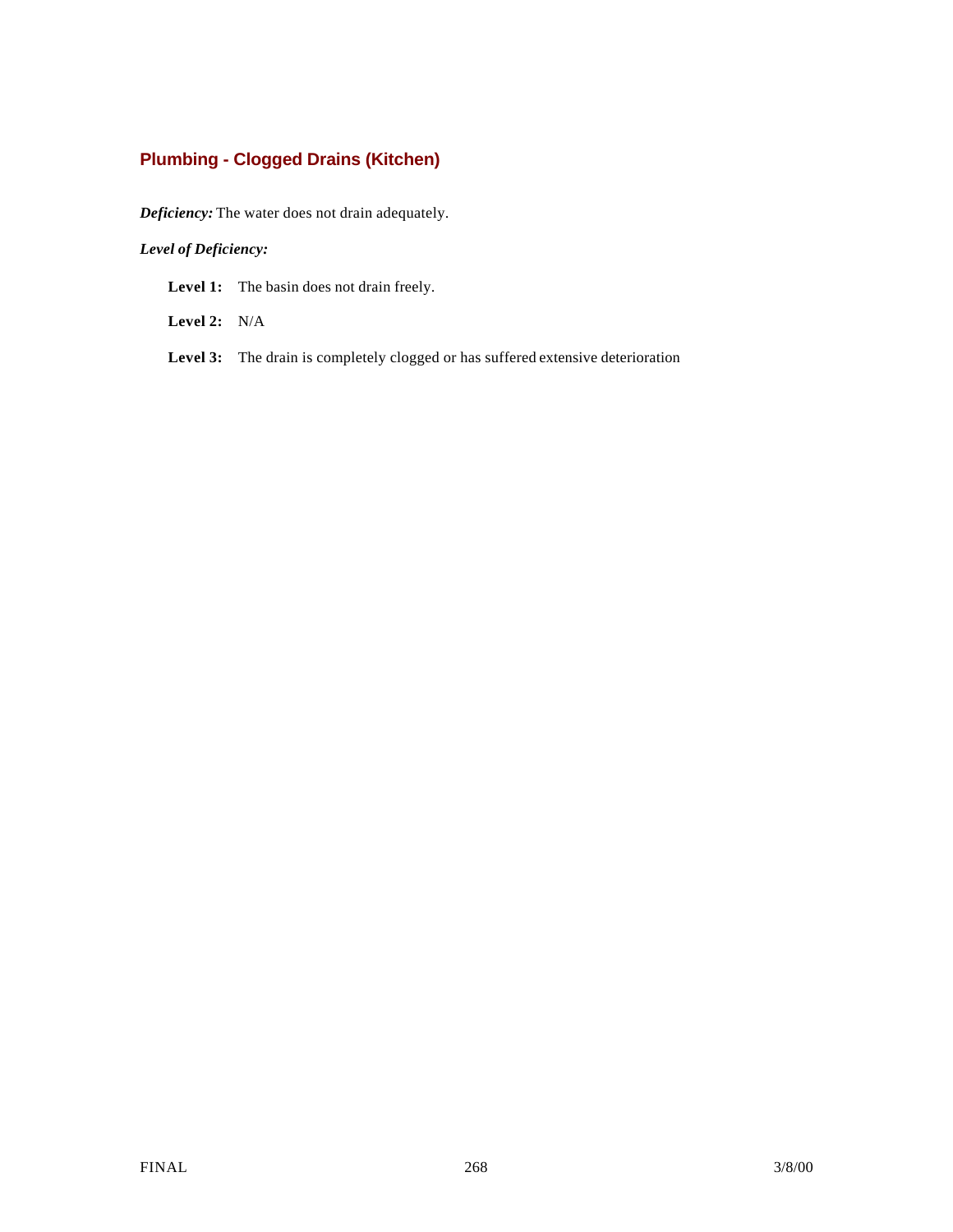## Plumbing - Clogged Drains (Kitchen)

***Deficiency:*** The water does not drain adequately.

***Level of Deficiency:***

**Level 1:** The basin does not drain freely.

**Level 2:** N/A

**Level 3:** The drain is completely clogged or has suffered extensive deterioration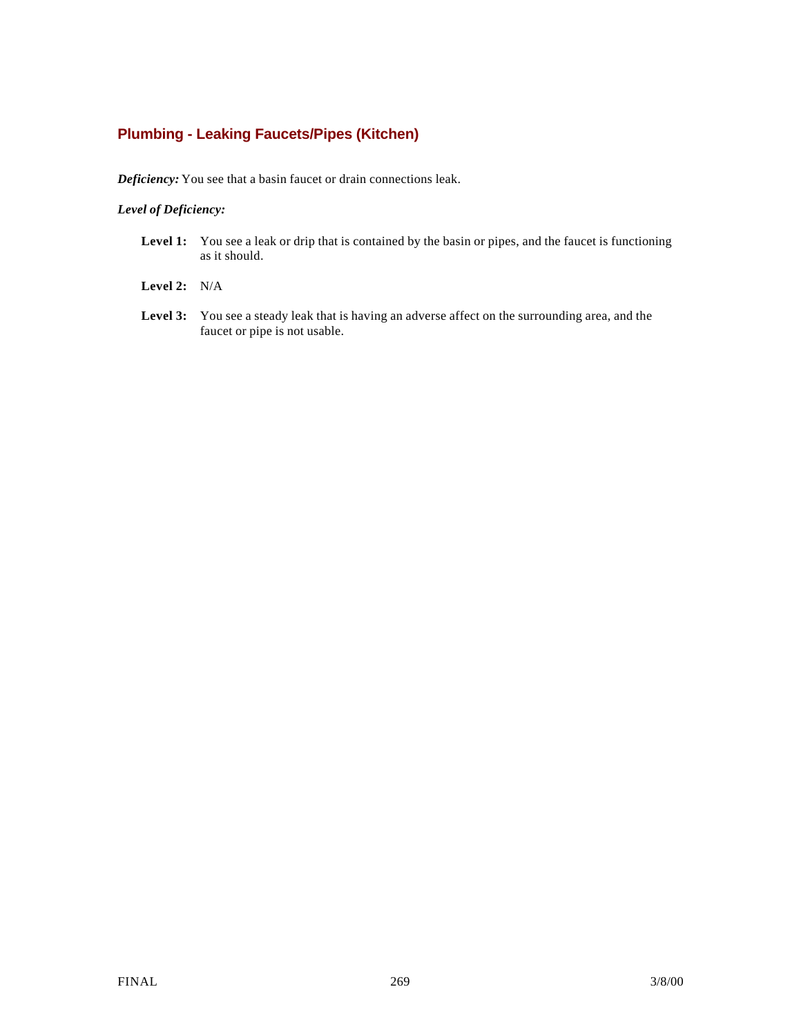## Plumbing - Leaking Faucets/Pipes (Kitchen)

***Deficiency:*** You see that a basin faucet or drain connections leak.

***Level of Deficiency:***

- **Level 1:** You see a leak or drip that is contained by the basin or pipes, and the faucet is functioning as it should.
- **Level 2:** N/A
- **Level 3:** You see a steady leak that is having an adverse affect on the surrounding area, and the faucet or pipe is not usable.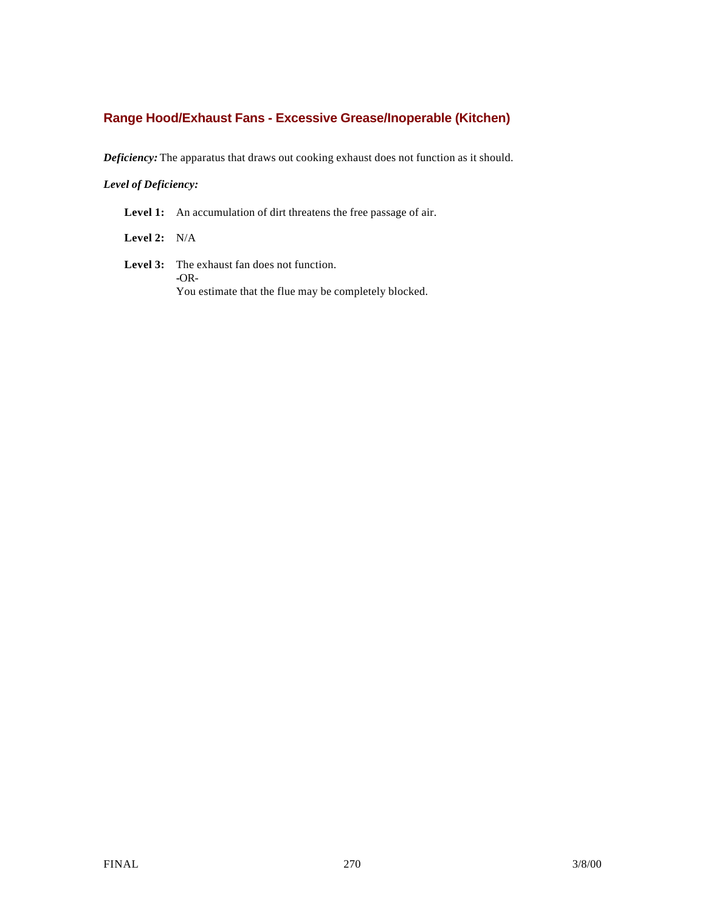### Range Hood/Exhaust Fans - Excessive Grease/Inoperable (Kitchen)

***Deficiency:*** The apparatus that draws out cooking exhaust does not function as it should.

***Level of Deficiency:***

**Level 1:** An accumulation of dirt threatens the free passage of air.

**Level 2:** N/A

**Level 3:** The exhaust fan does not function.
-OR-
You estimate that the flue may be completely blocked.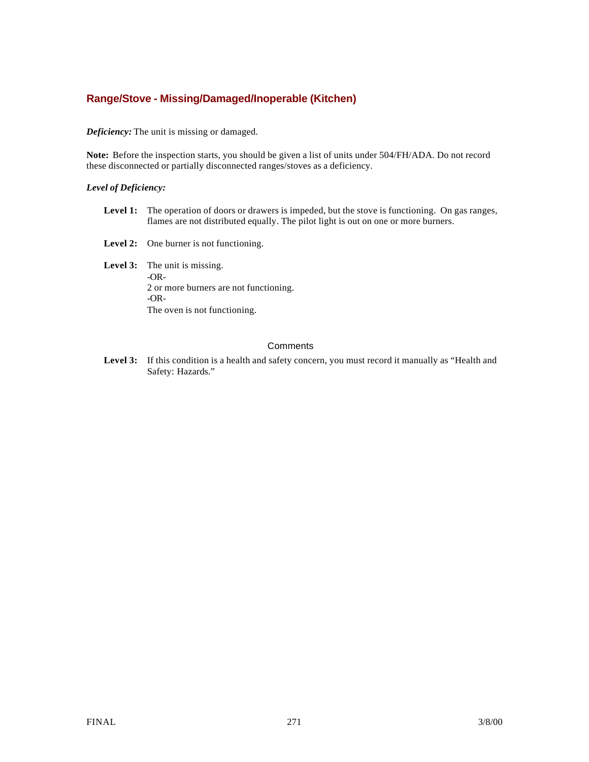## Range/Stove - Missing/Damaged/Inoperable (Kitchen)

***Deficiency:*** The unit is missing or damaged.

**Note:** Before the inspection starts, you should be given a list of units under 504/FH/ADA. Do not record these disconnected or partially disconnected ranges/stoves as a deficiency.

***Level of Deficiency:***

**Level 1:** The operation of doors or drawers is impeded, but the stove is functioning. On gas ranges, flames are not distributed equally. The pilot light is out on one or more burners.

**Level 2:** One burner is not functioning.

**Level 3:** The unit is missing.
-OR-
2 or more burners are not functioning.
-OR-
The oven is not functioning.

Comments

**Level 3:** If this condition is a health and safety concern, you must record it manually as "Health and Safety: Hazards."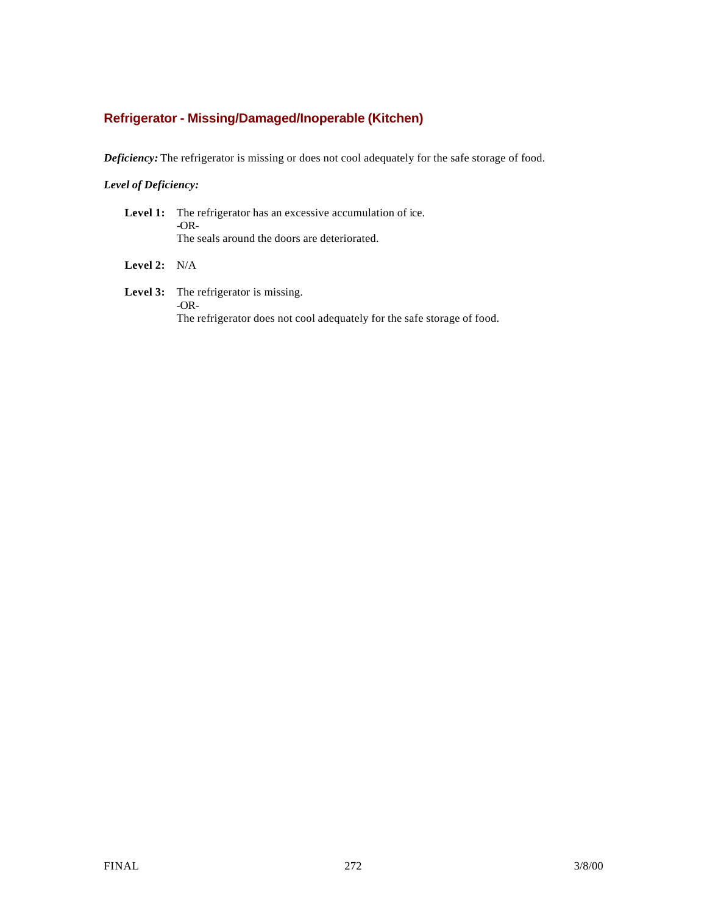## Refrigerator - Missing/Damaged/Inoperable (Kitchen)

***Deficiency:*** The refrigerator is missing or does not cool adequately for the safe storage of food.

***Level of Deficiency:***

**Level 1:** The refrigerator has an excessive accumulation of ice.
-OR-
The seals around the doors are deteriorated.

**Level 2:** N/A

**Level 3:** The refrigerator is missing.
-OR-
The refrigerator does not cool adequately for the safe storage of food.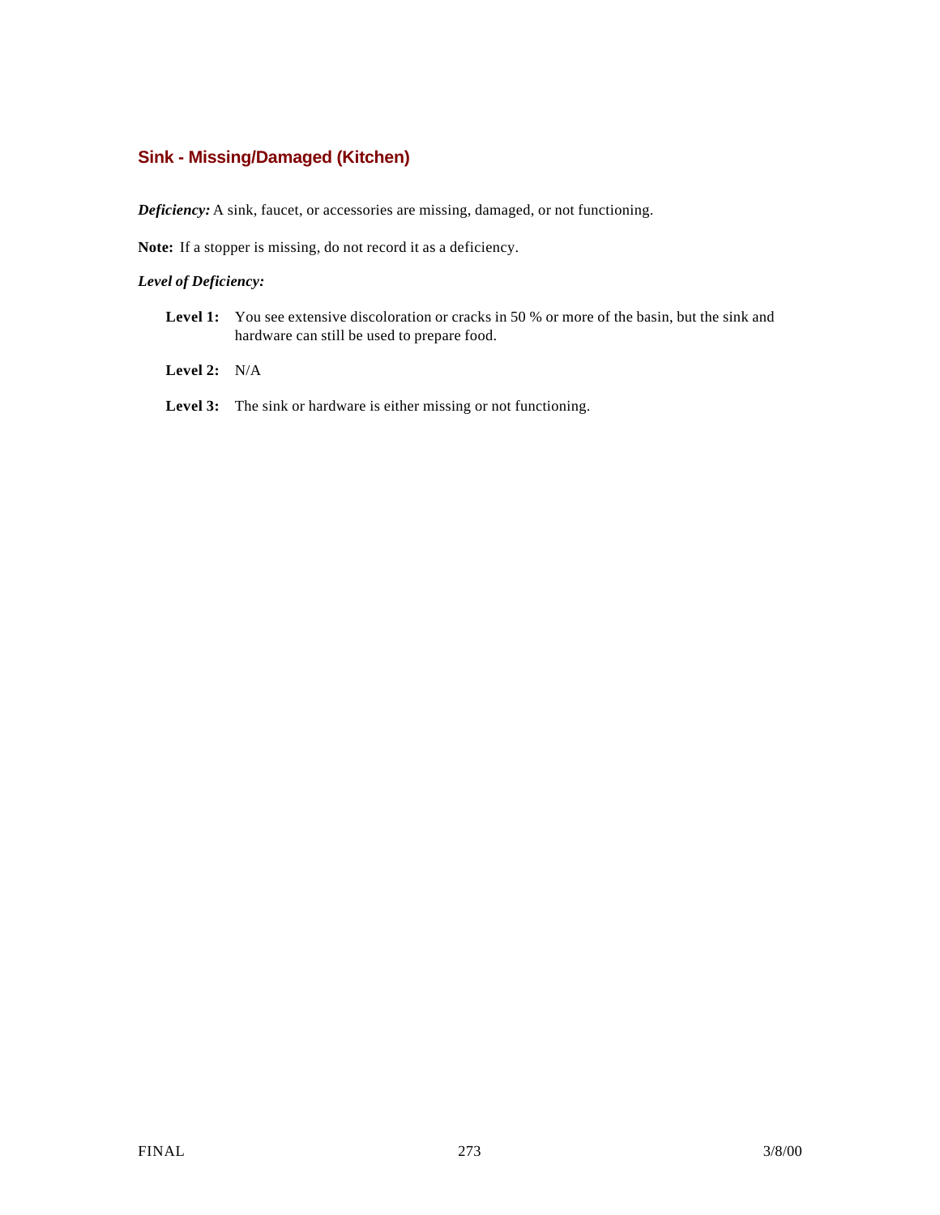## Sink - Missing/Damaged (Kitchen)

***Deficiency:*** A sink, faucet, or accessories are missing, damaged, or not functioning.

**Note:** If a stopper is missing, do not record it as a deficiency.

***Level of Deficiency:***

**Level 1:** You see extensive discoloration or cracks in 50 % or more of the basin, but the sink and hardware can still be used to prepare food.

**Level 2:** N/A

**Level 3:** The sink or hardware is either missing or not functioning.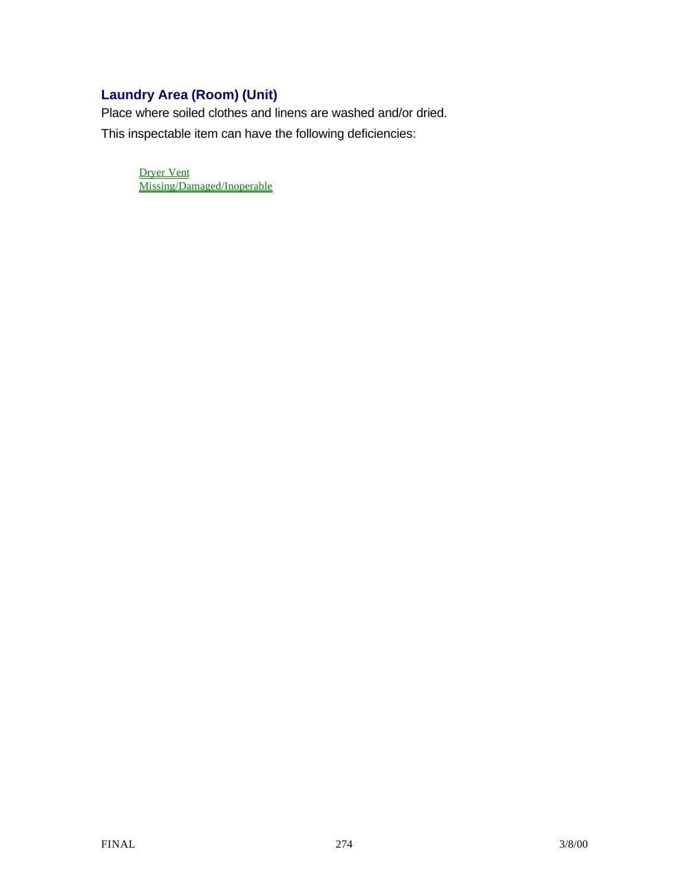## Laundry Area (Room) (Unit)

Place where soiled clothes and linens are washed and/or dried.

This inspectable item can have the following deficiencies:

Dryer Vent Missing/Damaged/Inoperable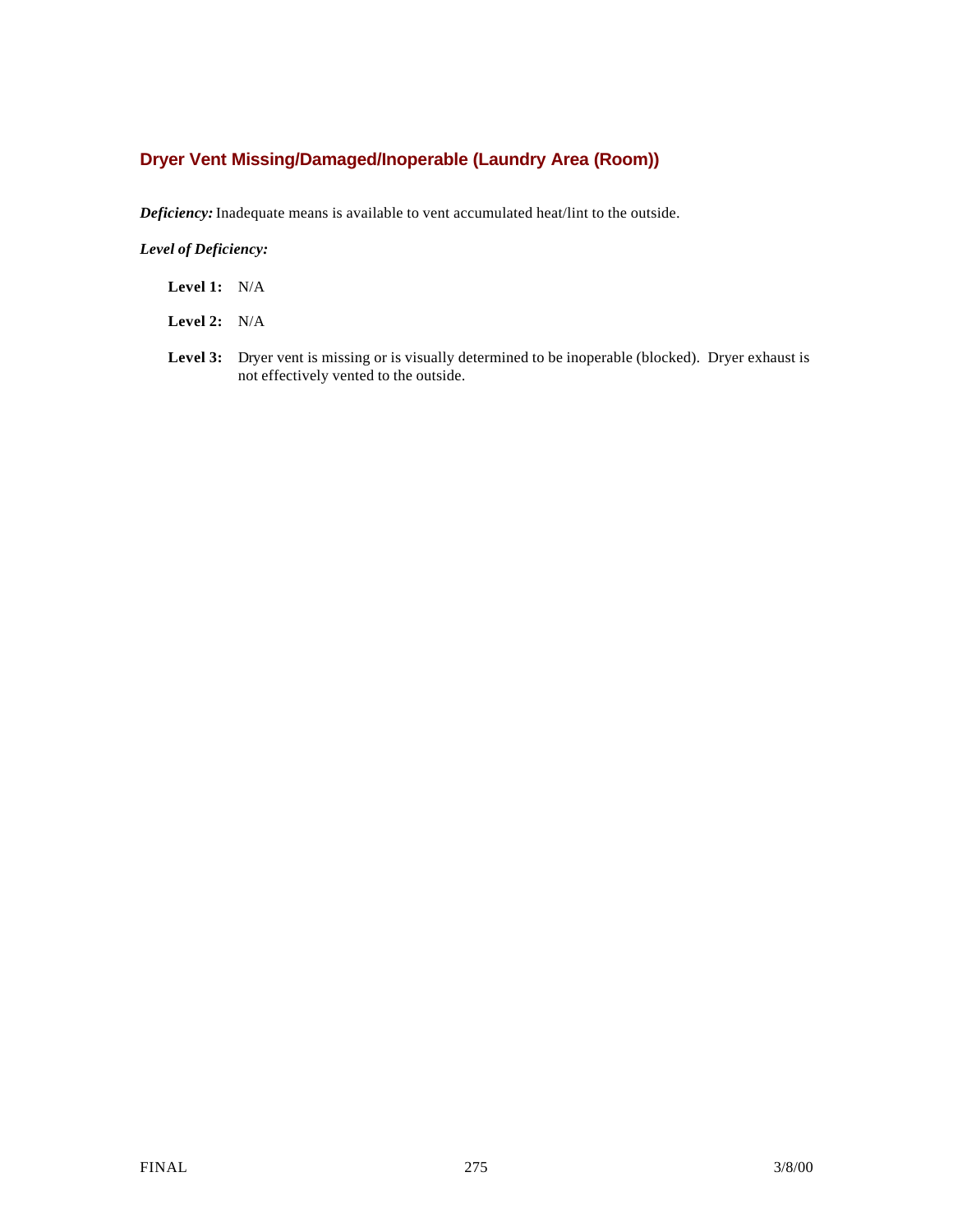## Dryer Vent Missing/Damaged/Inoperable (Laundry Area (Room))

***Deficiency:*** Inadequate means is available to vent accumulated heat/lint to the outside.

***Level of Deficiency:***

**Level 1:** N/A

**Level 2:** N/A

**Level 3:** Dryer vent is missing or is visually determined to be inoperable (blocked). Dryer exhaust is not effectively vented to the outside.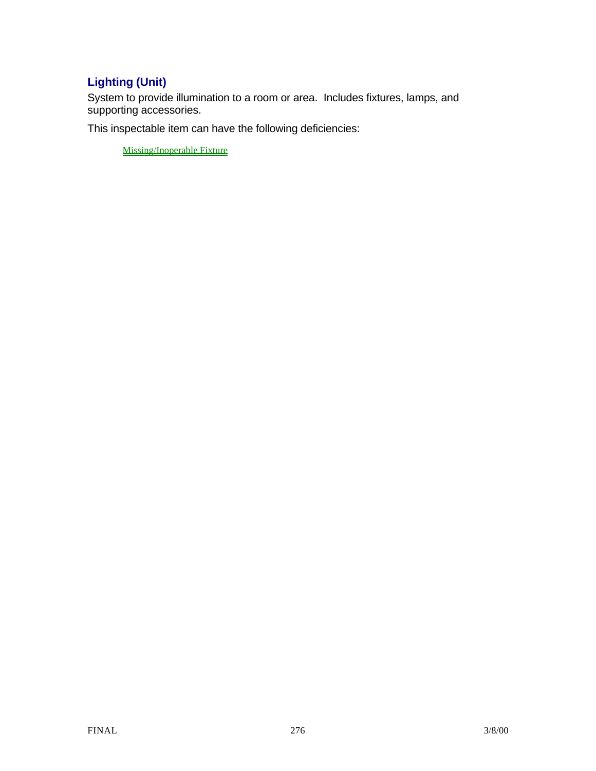## Lighting (Unit)

System to provide illumination to a room or area. Includes fixtures, lamps, and supporting accessories.

This inspectable item can have the following deficiencies:

- Missing/Inoperable Fixture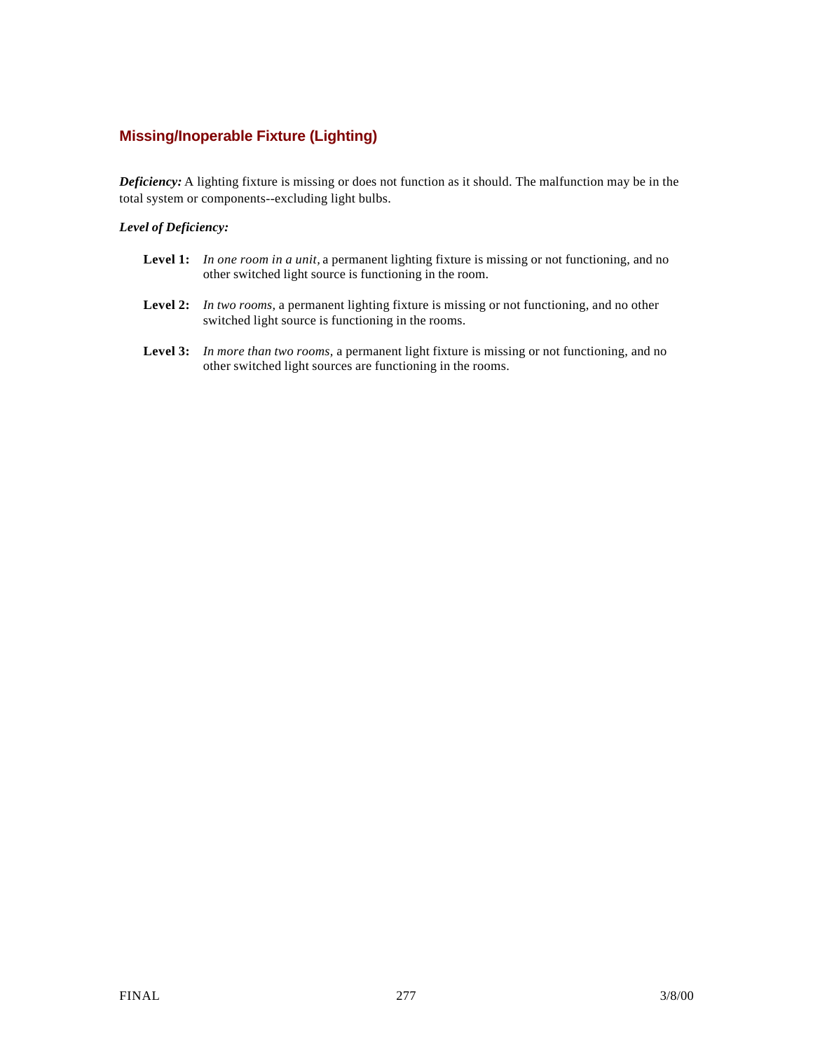## Missing/Inoperable Fixture (Lighting)

***Deficiency:*** A lighting fixture is missing or does not function as it should. The malfunction may be in the total system or components--excluding light bulbs.

***Level of Deficiency:***

- **Level 1:** *In one room in a unit,* a permanent lighting fixture is missing or not functioning, and no other switched light source is functioning in the room.
- **Level 2:** *In two rooms,* a permanent lighting fixture is missing or not functioning, and no other switched light source is functioning in the rooms.
- **Level 3:** *In more than two rooms,* a permanent light fixture is missing or not functioning, and no other switched light sources are functioning in the rooms.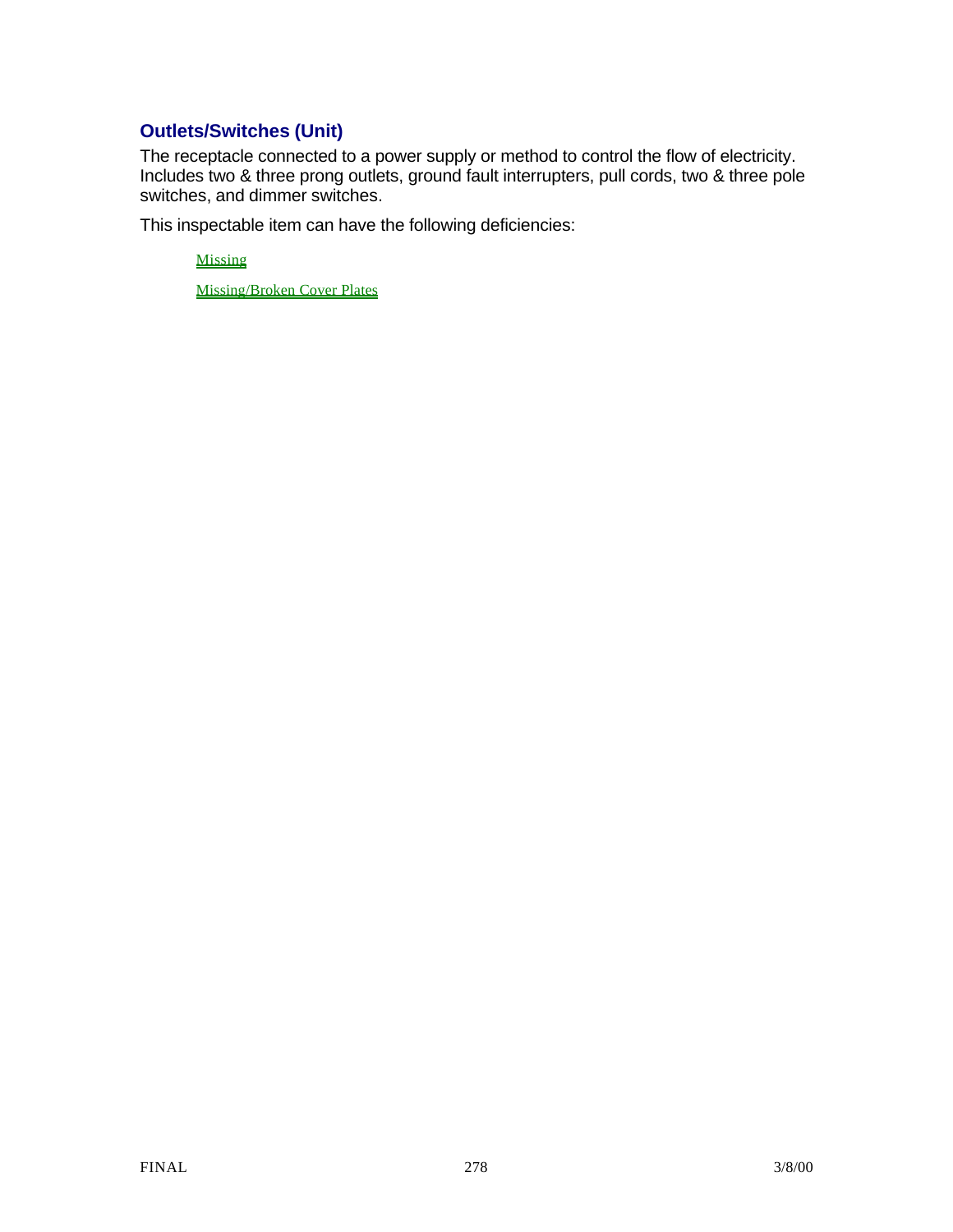## Outlets/Switches (Unit)

The receptacle connected to a power supply or method to control the flow of electricity. Includes two & three prong outlets, ground fault interrupters, pull cords, two & three pole switches, and dimmer switches.

This inspectable item can have the following deficiencies:

- Missing
- Missing/Broken Cover Plates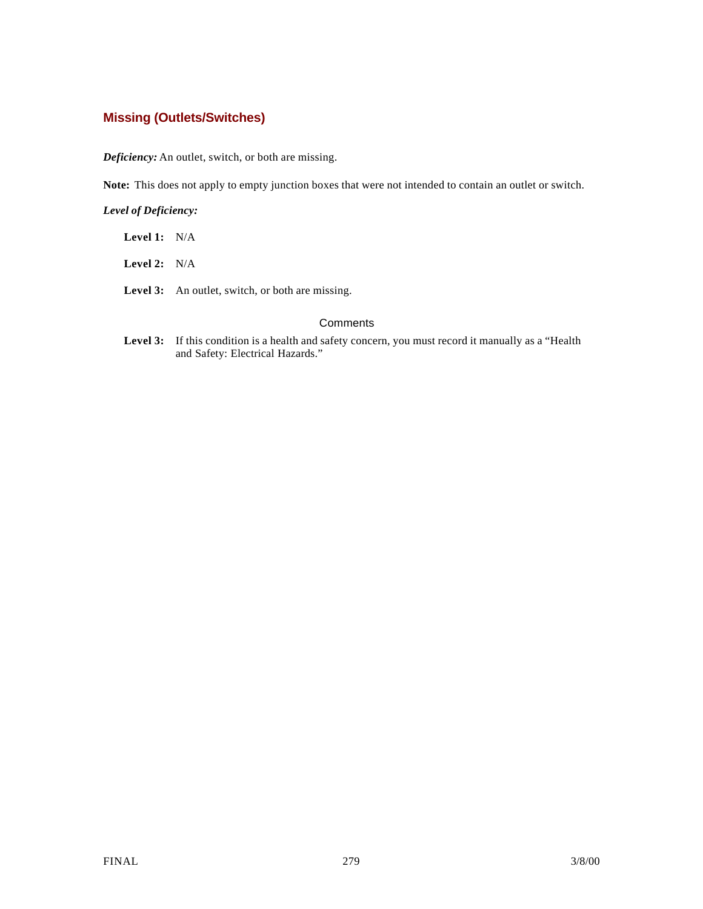## Missing (Outlets/Switches)

***Deficiency:*** An outlet, switch, or both are missing.

**Note:** This does not apply to empty junction boxes that were not intended to contain an outlet or switch.

***Level of Deficiency:***

**Level 1:** N/A

**Level 2:** N/A

**Level 3:** An outlet, switch, or both are missing.

### Comments

**Level 3:** If this condition is a health and safety concern, you must record it manually as a "Health and Safety: Electrical Hazards."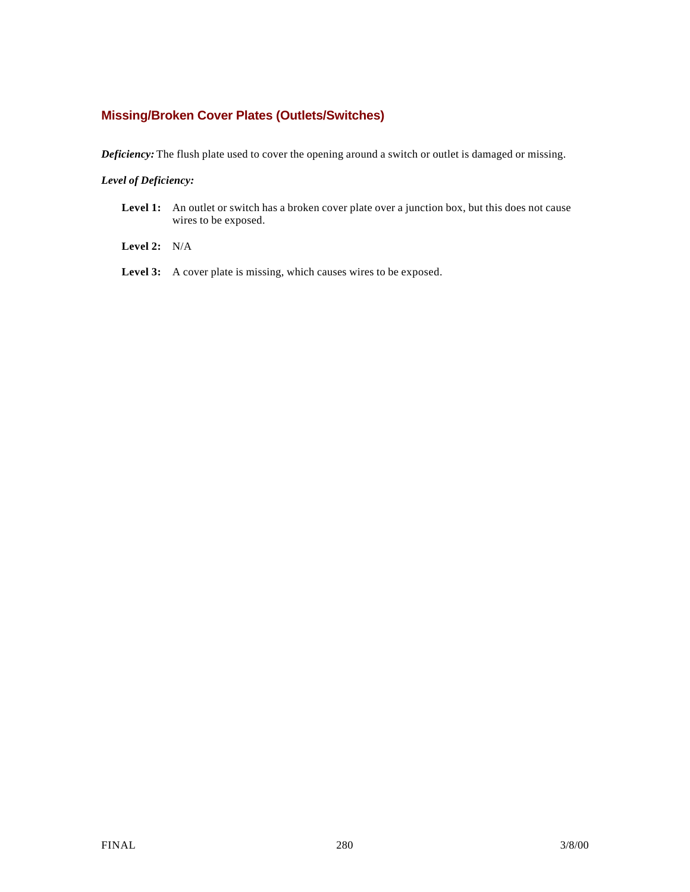### Missing/Broken Cover Plates (Outlets/Switches)

***Deficiency:*** The flush plate used to cover the opening around a switch or outlet is damaged or missing.

***Level of Deficiency:***

**Level 1:** An outlet or switch has a broken cover plate over a junction box, but this does not cause wires to be exposed.

**Level 2:** N/A

**Level 3:** A cover plate is missing, which causes wires to be exposed.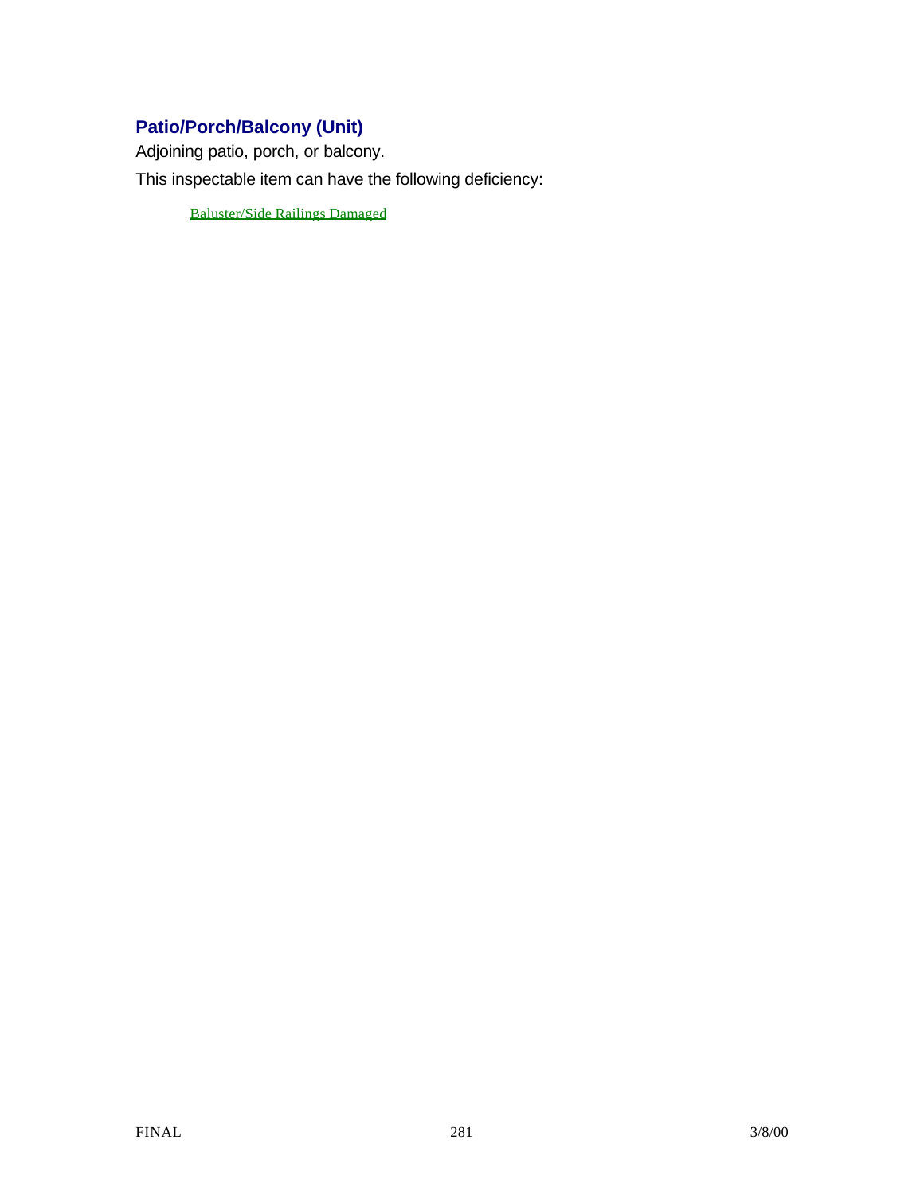## Patio/Porch/Balcony (Unit)

Adjoining patio, porch, or balcony.

This inspectable item can have the following deficiency:

> Baluster/Side Railings Damaged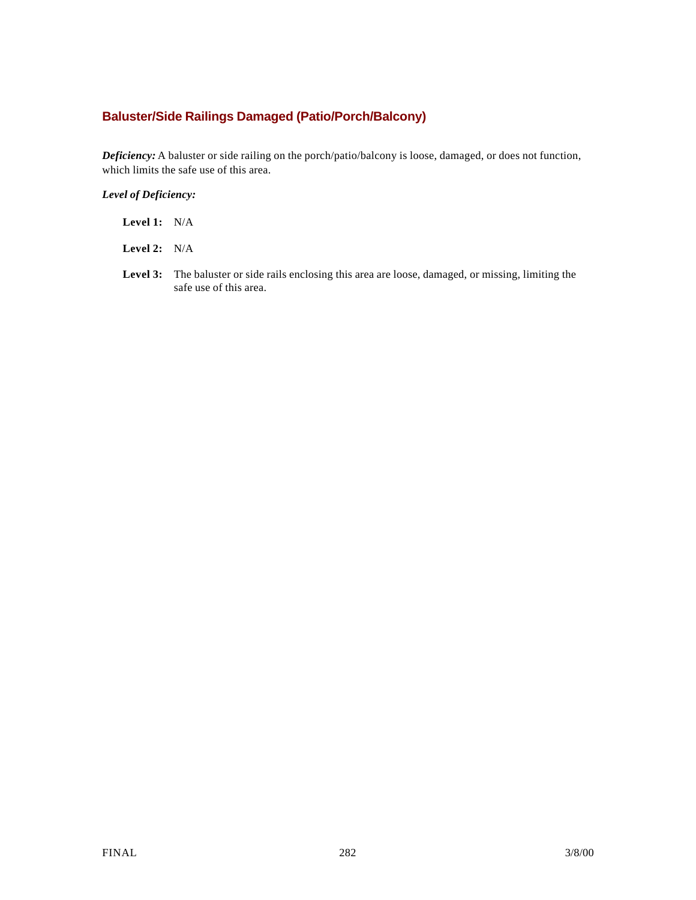## Baluster/Side Railings Damaged (Patio/Porch/Balcony)

***Deficiency:*** A baluster or side railing on the porch/patio/balcony is loose, damaged, or does not function, which limits the safe use of this area.

***Level of Deficiency:***

**Level 1:** N/A

**Level 2:** N/A

**Level 3:** The baluster or side rails enclosing this area are loose, damaged, or missing, limiting the safe use of this area.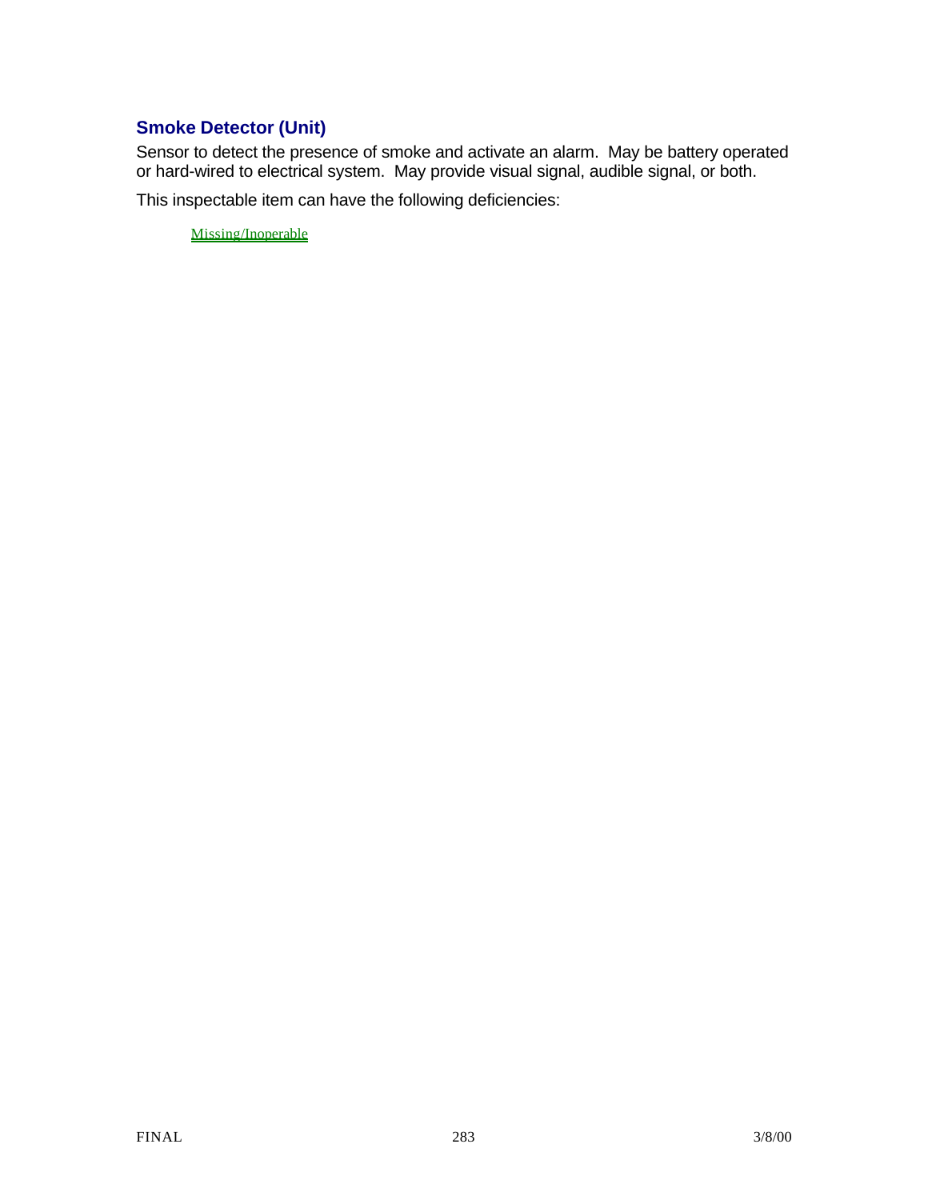## Smoke Detector (Unit)

Sensor to detect the presence of smoke and activate an alarm. May be battery operated or hard-wired to electrical system. May provide visual signal, audible signal, or both.

This inspectable item can have the following deficiencies:

Missing/Inoperable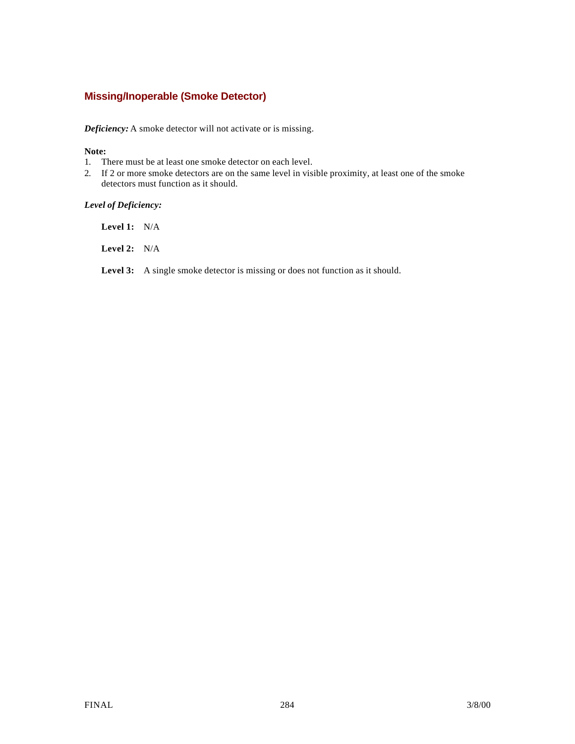## Missing/Inoperable (Smoke Detector)

***Deficiency:*** A smoke detector will not activate or is missing.

**Note:**

1. There must be at least one smoke detector on each level.
2. If 2 or more smoke detectors are on the same level in visible proximity, at least one of the smoke detectors must function as it should.

***Level of Deficiency:***

**Level 1:** N/A

**Level 2:** N/A

**Level 3:** A single smoke detector is missing or does not function as it should.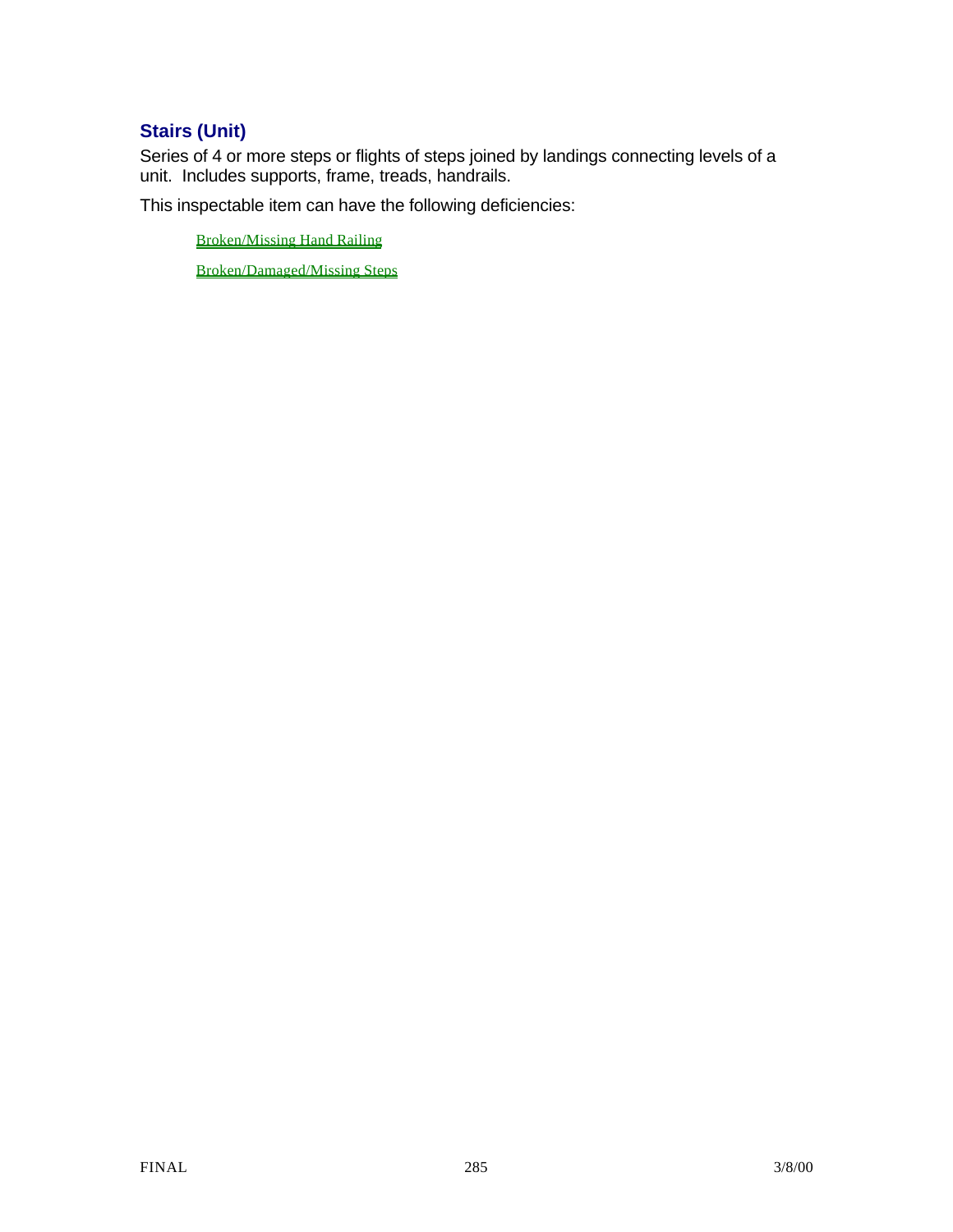## Stairs (Unit)

Series of 4 or more steps or flights of steps joined by landings connecting levels of a unit. Includes supports, frame, treads, handrails.

This inspectable item can have the following deficiencies:

- Broken/Missing Hand Railing
- Broken/Damaged/Missing Steps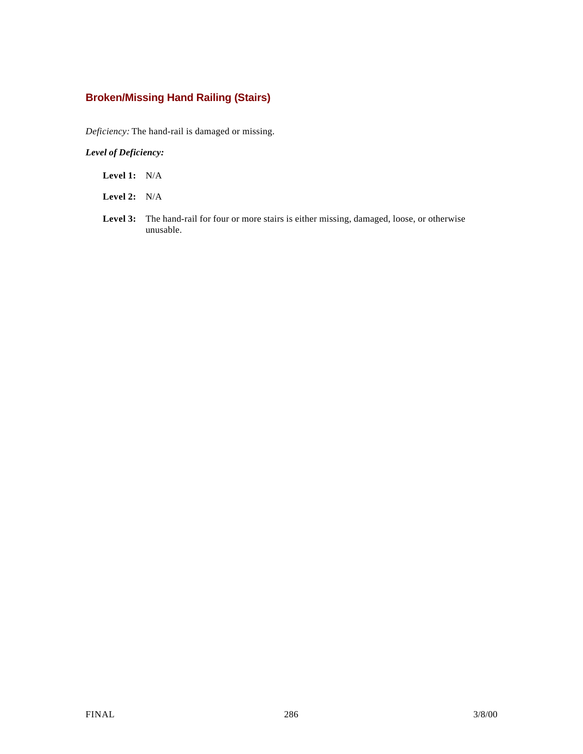## Broken/Missing Hand Railing (Stairs)

*Deficiency:* The hand-rail is damaged or missing.

***Level of Deficiency:***

**Level 1:** N/A

**Level 2:** N/A

**Level 3:** The hand-rail for four or more stairs is either missing, damaged, loose, or otherwise unusable.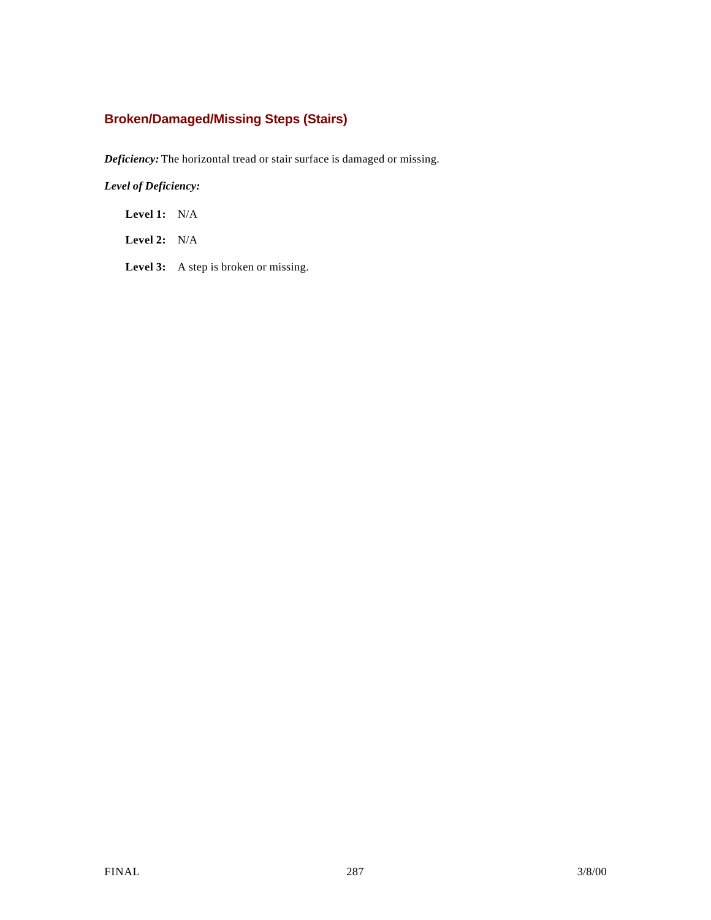## Broken/Damaged/Missing Steps (Stairs)

***Deficiency:*** The horizontal tread or stair surface is damaged or missing.

***Level of Deficiency:***

**Level 1:** N/A

**Level 2:** N/A

**Level 3:** A step is broken or missing.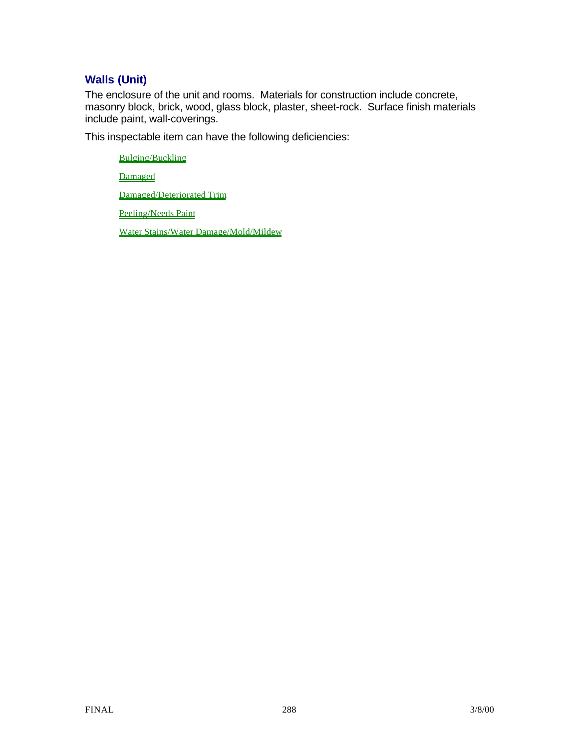## Walls (Unit)

The enclosure of the unit and rooms. Materials for construction include concrete, masonry block, brick, wood, glass block, plaster, sheet-rock. Surface finish materials include paint, wall-coverings.

This inspectable item can have the following deficiencies:

- Bulging/Buckling
- Damaged
- Damaged/Deteriorated Trim
- Peeling/Needs Paint
- Water Stains/Water Damage/Mold/Mildew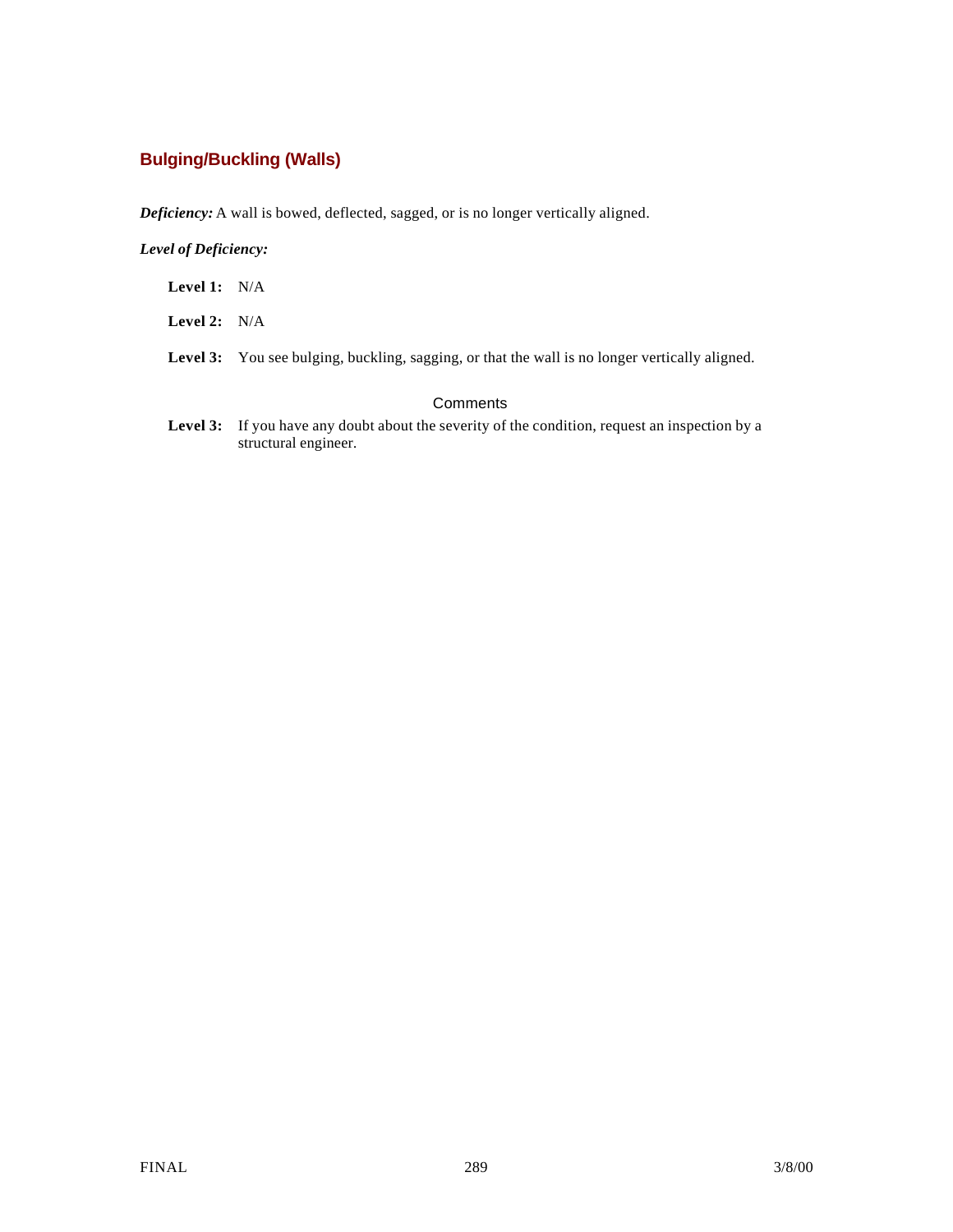## Bulging/Buckling (Walls)

***Deficiency:*** A wall is bowed, deflected, sagged, or is no longer vertically aligned.

***Level of Deficiency:***

**Level 1:** N/A

**Level 2:** N/A

**Level 3:** You see bulging, buckling, sagging, or that the wall is no longer vertically aligned.

### Comments

**Level 3:** If you have any doubt about the severity of the condition, request an inspection by a structural engineer.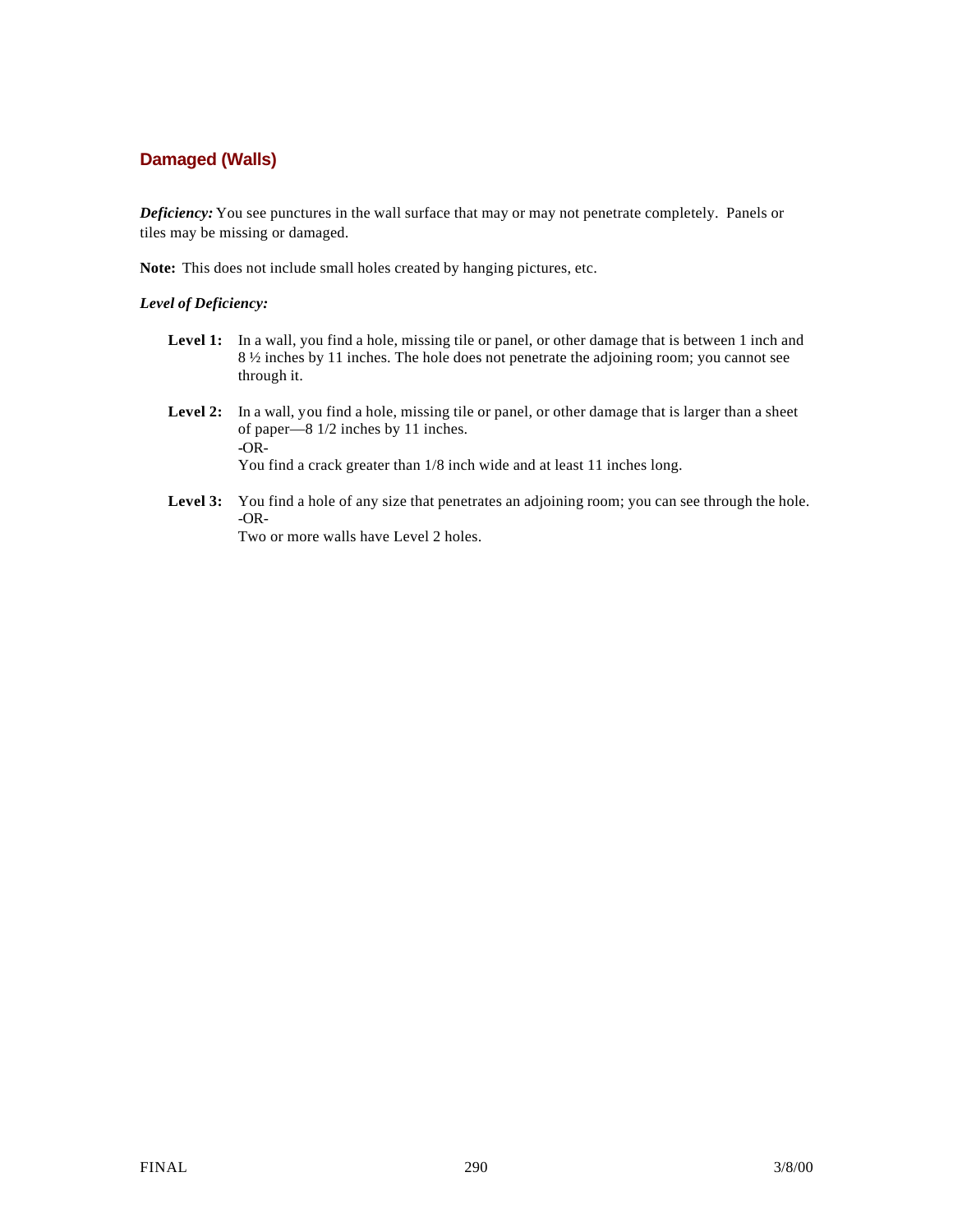## Damaged (Walls)

***Deficiency:*** You see punctures in the wall surface that may or may not penetrate completely. Panels or tiles may be missing or damaged.

**Note:** This does not include small holes created by hanging pictures, etc.

***Level of Deficiency:***

**Level 1:** In a wall, you find a hole, missing tile or panel, or other damage that is between 1 inch and 8 ½ inches by 11 inches. The hole does not penetrate the adjoining room; you cannot see through it.

**Level 2:** In a wall, you find a hole, missing tile or panel, or other damage that is larger than a sheet of paper—8 1/2 inches by 11 inches.
-OR-
You find a crack greater than 1/8 inch wide and at least 11 inches long.

**Level 3:** You find a hole of any size that penetrates an adjoining room; you can see through the hole.
-OR-
Two or more walls have Level 2 holes.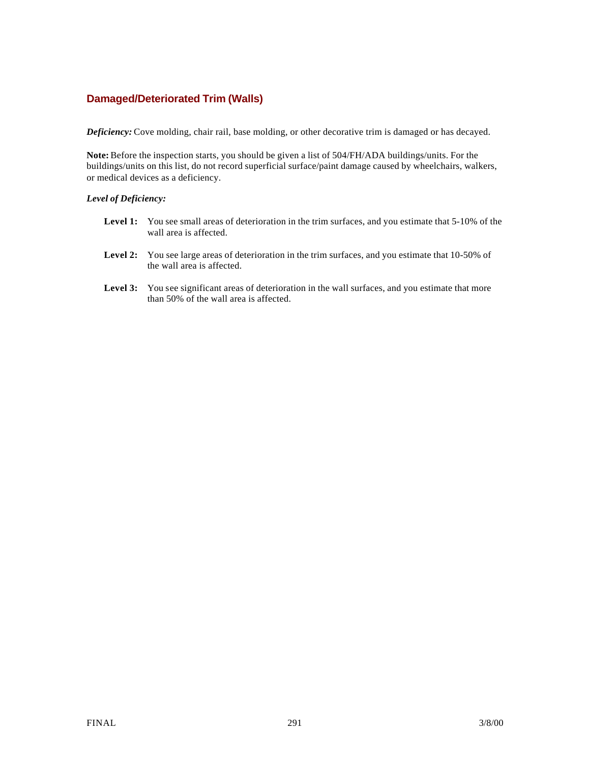## Damaged/Deteriorated Trim (Walls)

***Deficiency:*** Cove molding, chair rail, base molding, or other decorative trim is damaged or has decayed.

**Note:** Before the inspection starts, you should be given a list of 504/FH/ADA buildings/units. For the buildings/units on this list, do not record superficial surface/paint damage caused by wheelchairs, walkers, or medical devices as a deficiency.

***Level of Deficiency:***

- **Level 1:** You see small areas of deterioration in the trim surfaces, and you estimate that 5-10% of the wall area is affected.
- **Level 2:** You see large areas of deterioration in the trim surfaces, and you estimate that 10-50% of the wall area is affected.
- **Level 3:** You see significant areas of deterioration in the wall surfaces, and you estimate that more than 50% of the wall area is affected.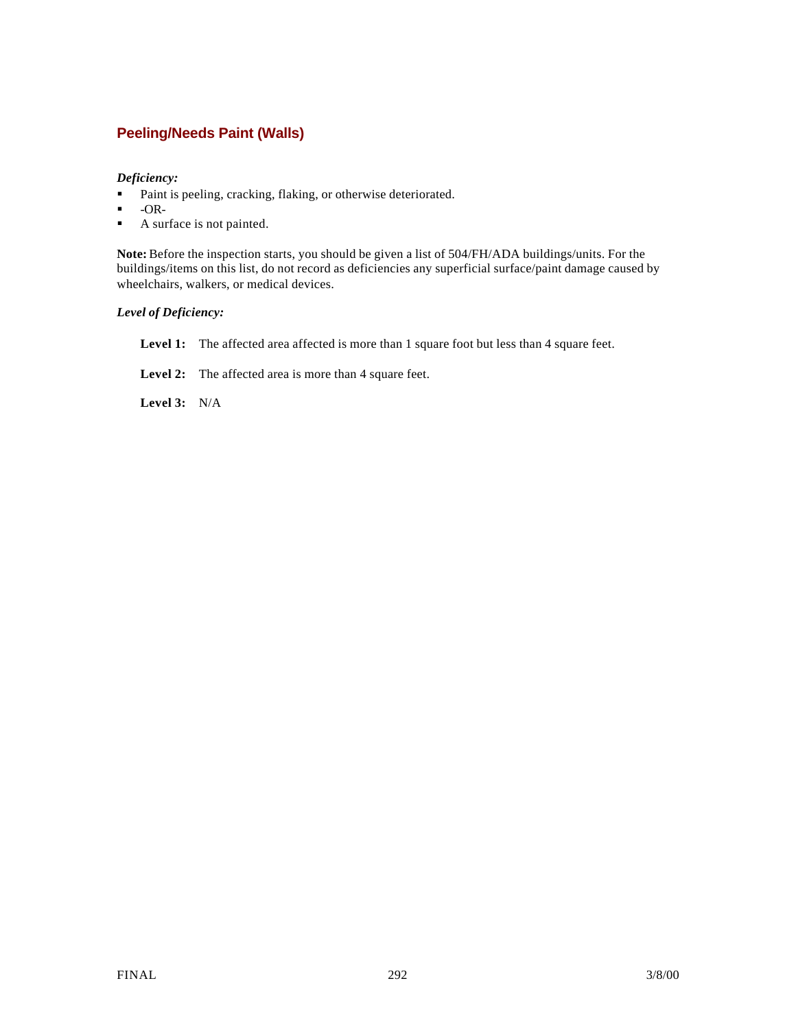## Peeling/Needs Paint (Walls)

***Deficiency:***

- Paint is peeling, cracking, flaking, or otherwise deteriorated.
- -OR-
- A surface is not painted.

**Note:** Before the inspection starts, you should be given a list of 504/FH/ADA buildings/units. For the buildings/items on this list, do not record as deficiencies any superficial surface/paint damage caused by wheelchairs, walkers, or medical devices.

***Level of Deficiency:***

**Level 1:** The affected area affected is more than 1 square foot but less than 4 square feet.

**Level 2:** The affected area is more than 4 square feet.

**Level 3:** N/A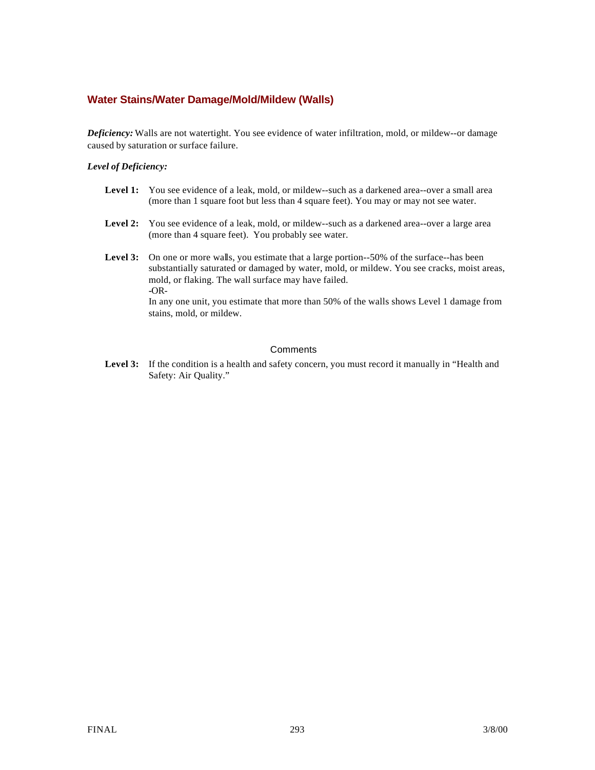## Water Stains/Water Damage/Mold/Mildew (Walls)

***Deficiency:*** Walls are not watertight. You see evidence of water infiltration, mold, or mildew--or damage caused by saturation or surface failure.

***Level of Deficiency:***

**Level 1:** You see evidence of a leak, mold, or mildew--such as a darkened area--over a small area (more than 1 square foot but less than 4 square feet). You may or may not see water.

**Level 2:** You see evidence of a leak, mold, or mildew--such as a darkened area--over a large area (more than 4 square feet). You probably see water.

**Level 3:** On one or more walls, you estimate that a large portion--50% of the surface--has been substantially saturated or damaged by water, mold, or mildew. You see cracks, moist areas, mold, or flaking. The wall surface may have failed.
-OR-
In any one unit, you estimate that more than 50% of the walls shows Level 1 damage from stains, mold, or mildew.

### Comments

**Level 3:** If the condition is a health and safety concern, you must record it manually in "Health and Safety: Air Quality."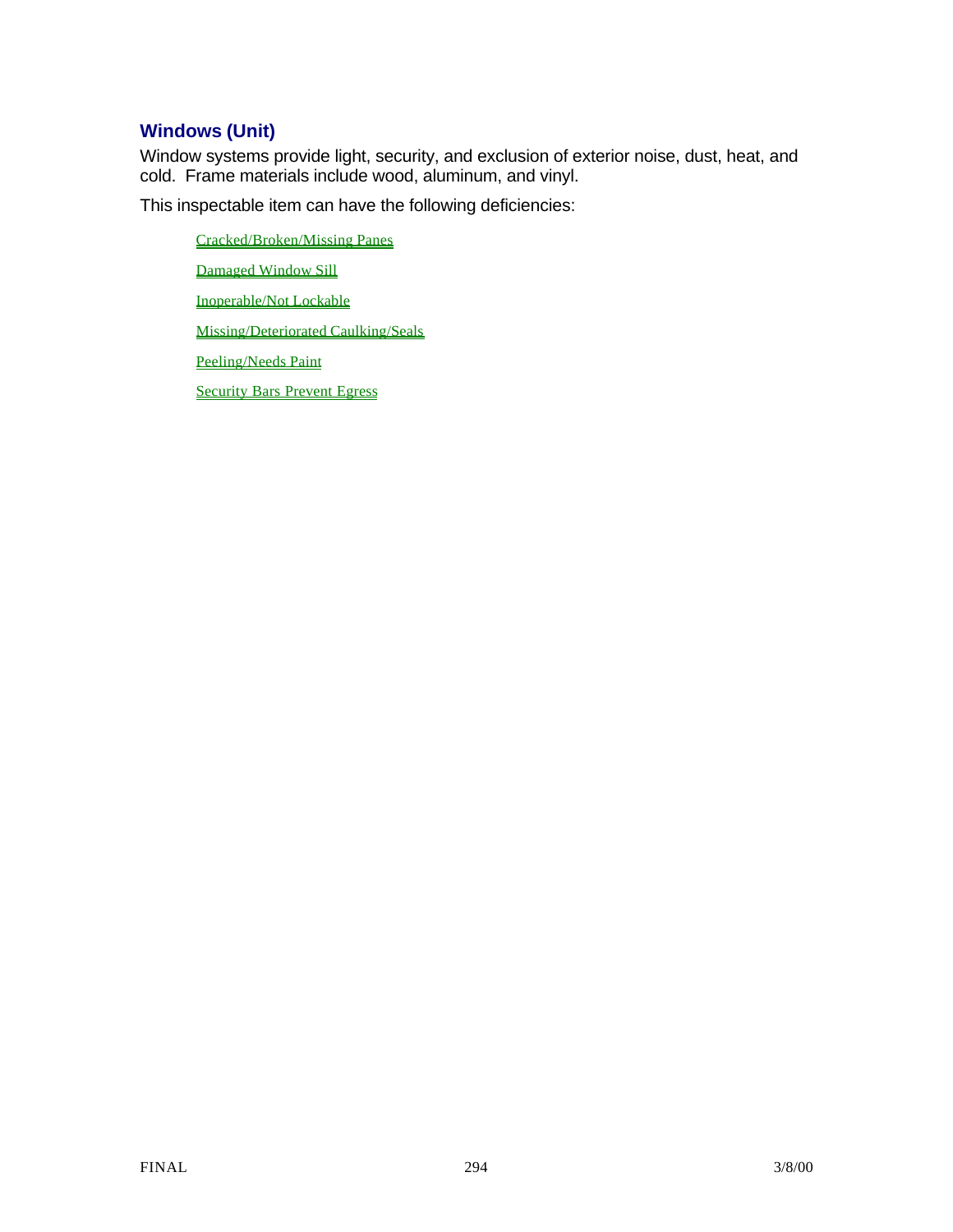## Windows (Unit)

Window systems provide light, security, and exclusion of exterior noise, dust, heat, and cold. Frame materials include wood, aluminum, and vinyl.

This inspectable item can have the following deficiencies:

- Cracked/Broken/Missing Panes
- Damaged Window Sill
- Inoperable/Not Lockable
- Missing/Deteriorated Caulking/Seals
- Peeling/Needs Paint
- Security Bars Prevent Egress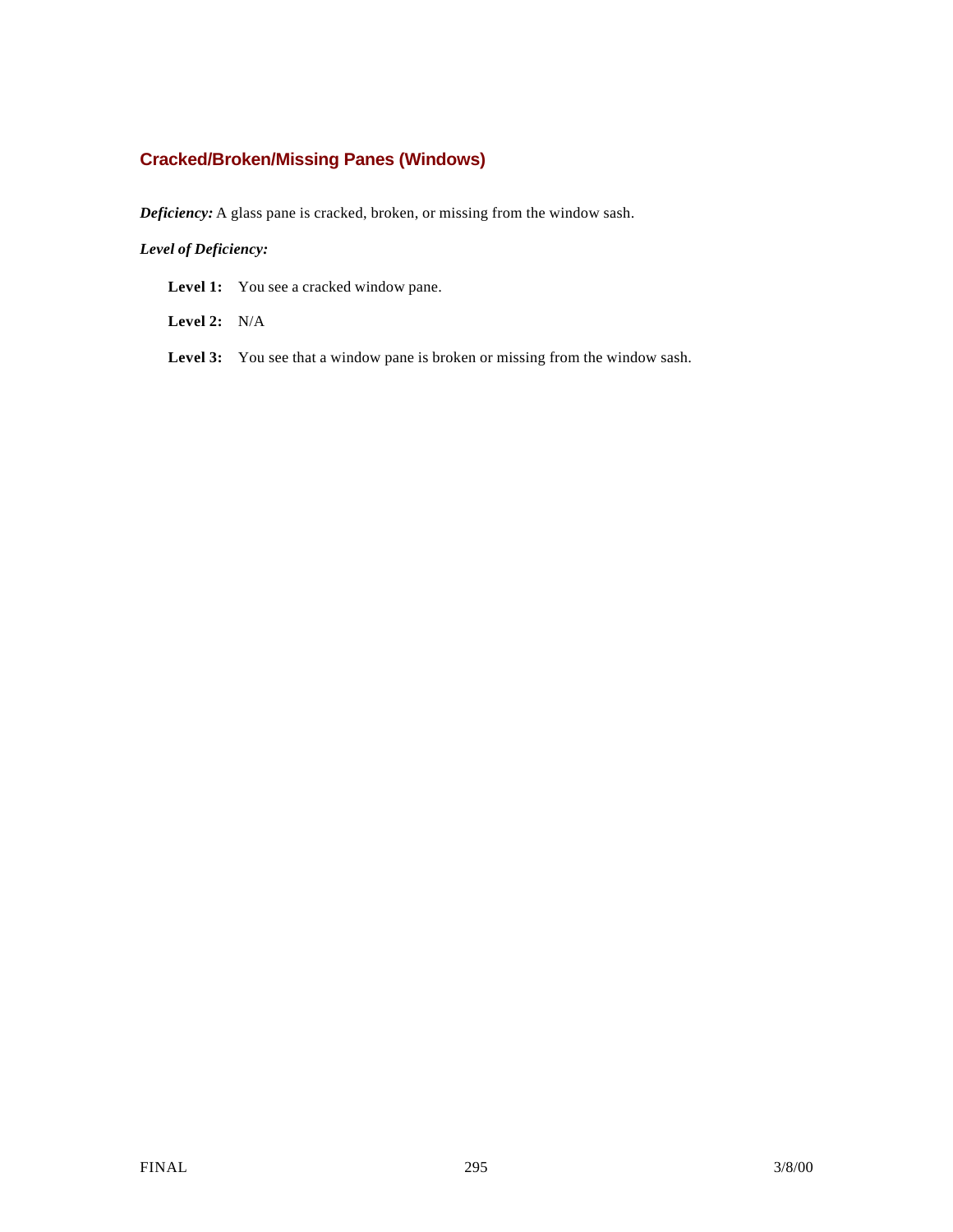### Cracked/Broken/Missing Panes (Windows)

***Deficiency:*** A glass pane is cracked, broken, or missing from the window sash.

***Level of Deficiency:***

**Level 1:** You see a cracked window pane.

**Level 2:** N/A

**Level 3:** You see that a window pane is broken or missing from the window sash.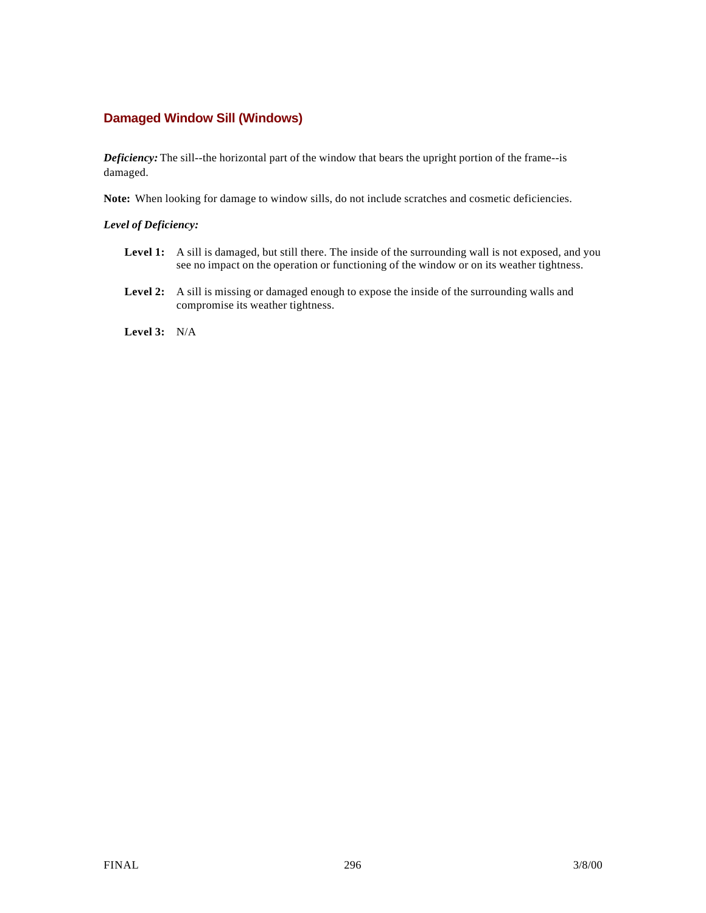## Damaged Window Sill (Windows)

***Deficiency:*** The sill--the horizontal part of the window that bears the upright portion of the frame--is damaged.

**Note:** When looking for damage to window sills, do not include scratches and cosmetic deficiencies.

***Level of Deficiency:***

**Level 1:** A sill is damaged, but still there. The inside of the surrounding wall is not exposed, and you see no impact on the operation or functioning of the window or on its weather tightness.

**Level 2:** A sill is missing or damaged enough to expose the inside of the surrounding walls and compromise its weather tightness.

**Level 3:** N/A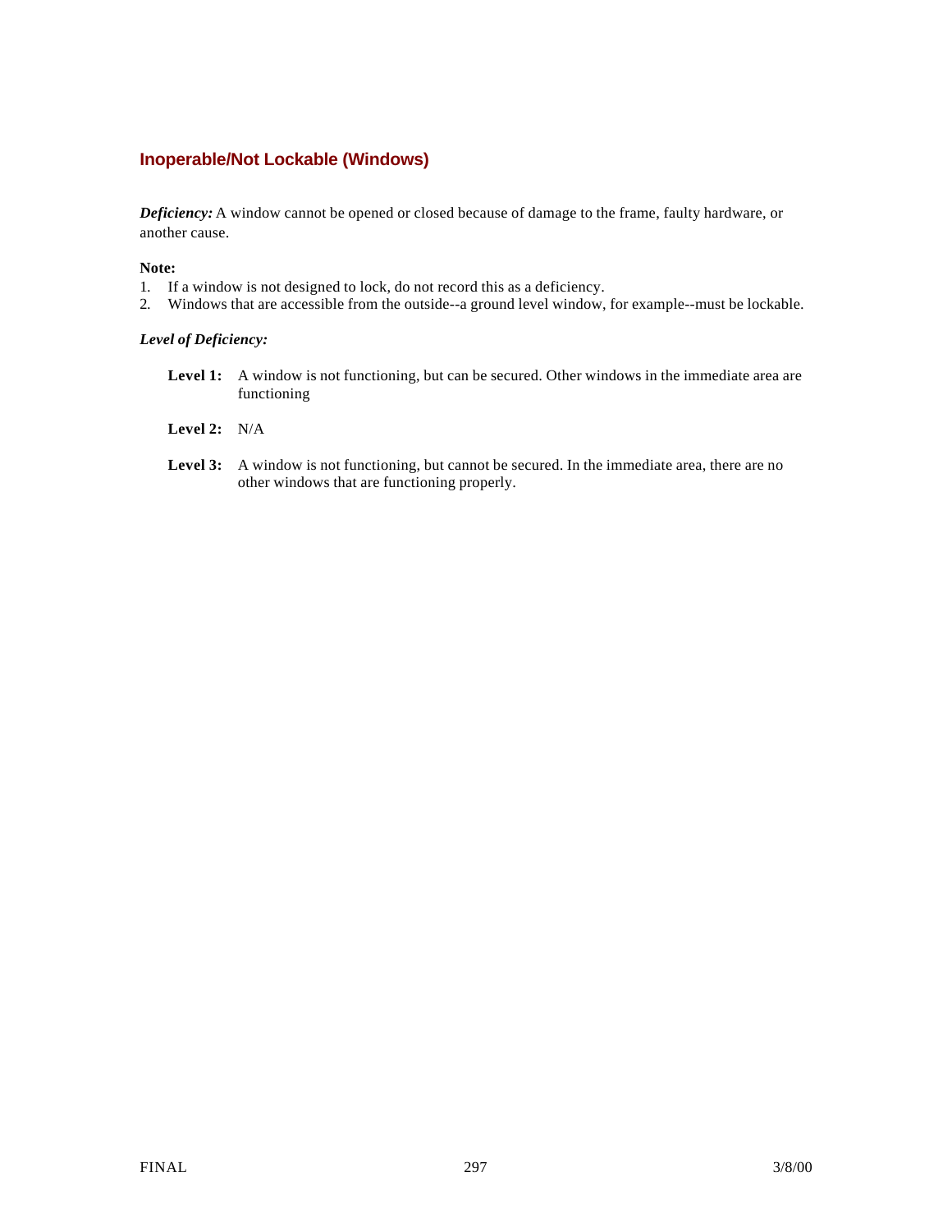## Inoperable/Not Lockable (Windows)

***Deficiency:*** A window cannot be opened or closed because of damage to the frame, faulty hardware, or another cause.

**Note:**

1. If a window is not designed to lock, do not record this as a deficiency.
2. Windows that are accessible from the outside--a ground level window, for example--must be lockable.

***Level of Deficiency:***

**Level 1:** A window is not functioning, but can be secured. Other windows in the immediate area are functioning

**Level 2:** N/A

**Level 3:** A window is not functioning, but cannot be secured. In the immediate area, there are no other windows that are functioning properly.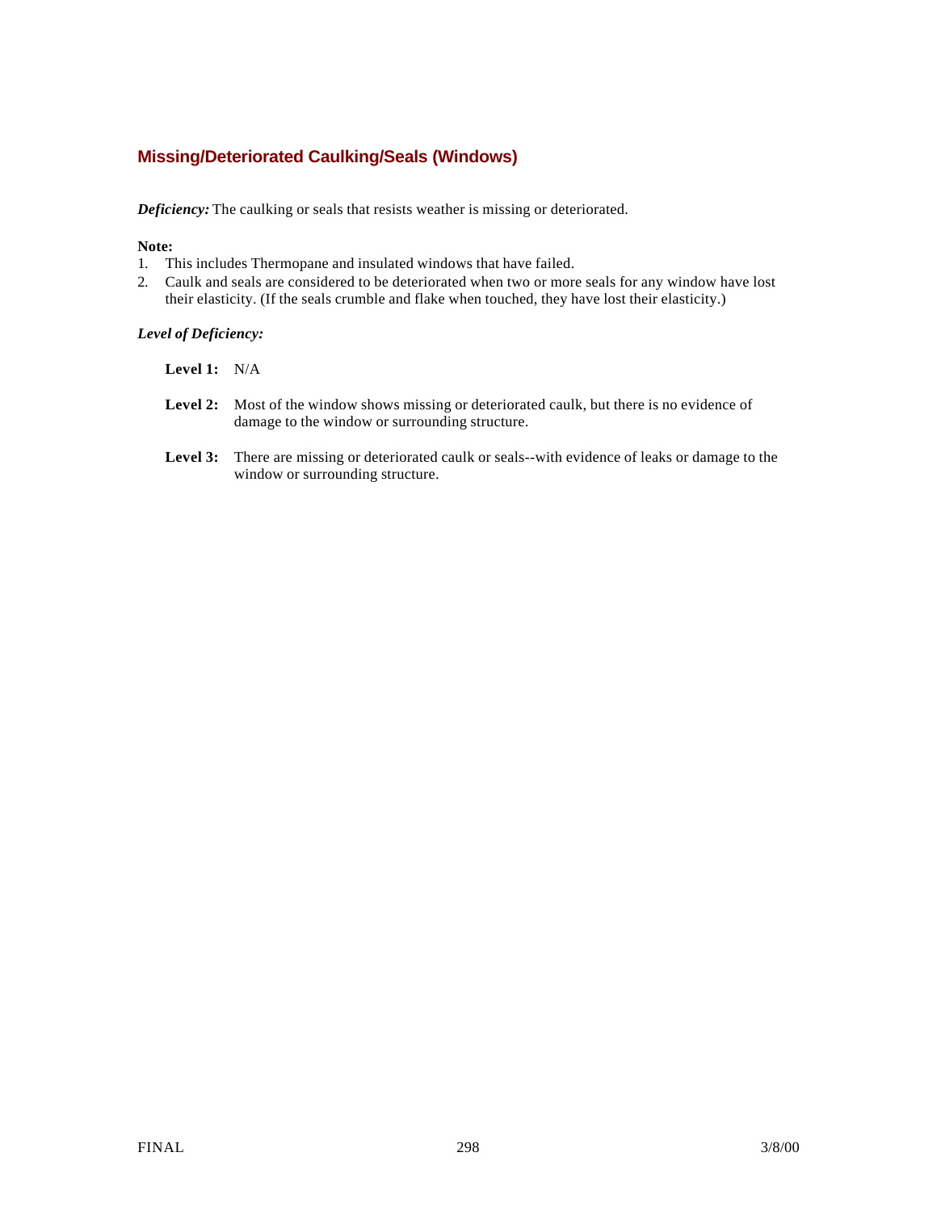## Missing/Deteriorated Caulking/Seals (Windows)

***Deficiency:*** The caulking or seals that resists weather is missing or deteriorated.

**Note:**

1. This includes Thermopane and insulated windows that have failed.
2. Caulk and seals are considered to be deteriorated when two or more seals for any window have lost their elasticity. (If the seals crumble and flake when touched, they have lost their elasticity.)

***Level of Deficiency:***

**Level 1:** N/A

**Level 2:** Most of the window shows missing or deteriorated caulk, but there is no evidence of damage to the window or surrounding structure.

**Level 3:** There are missing or deteriorated caulk or seals--with evidence of leaks or damage to the window or surrounding structure.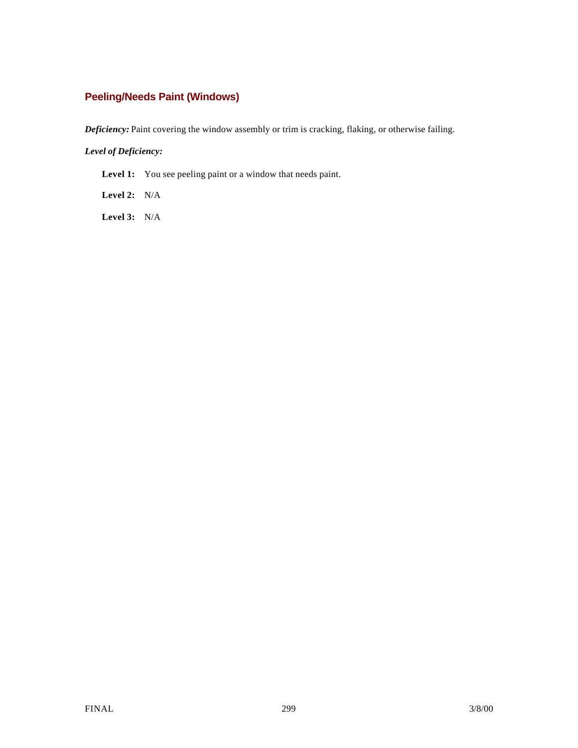## Peeling/Needs Paint (Windows)

***Deficiency:*** Paint covering the window assembly or trim is cracking, flaking, or otherwise failing.

***Level of Deficiency:***

**Level 1:** You see peeling paint or a window that needs paint.

**Level 2:** N/A

**Level 3:** N/A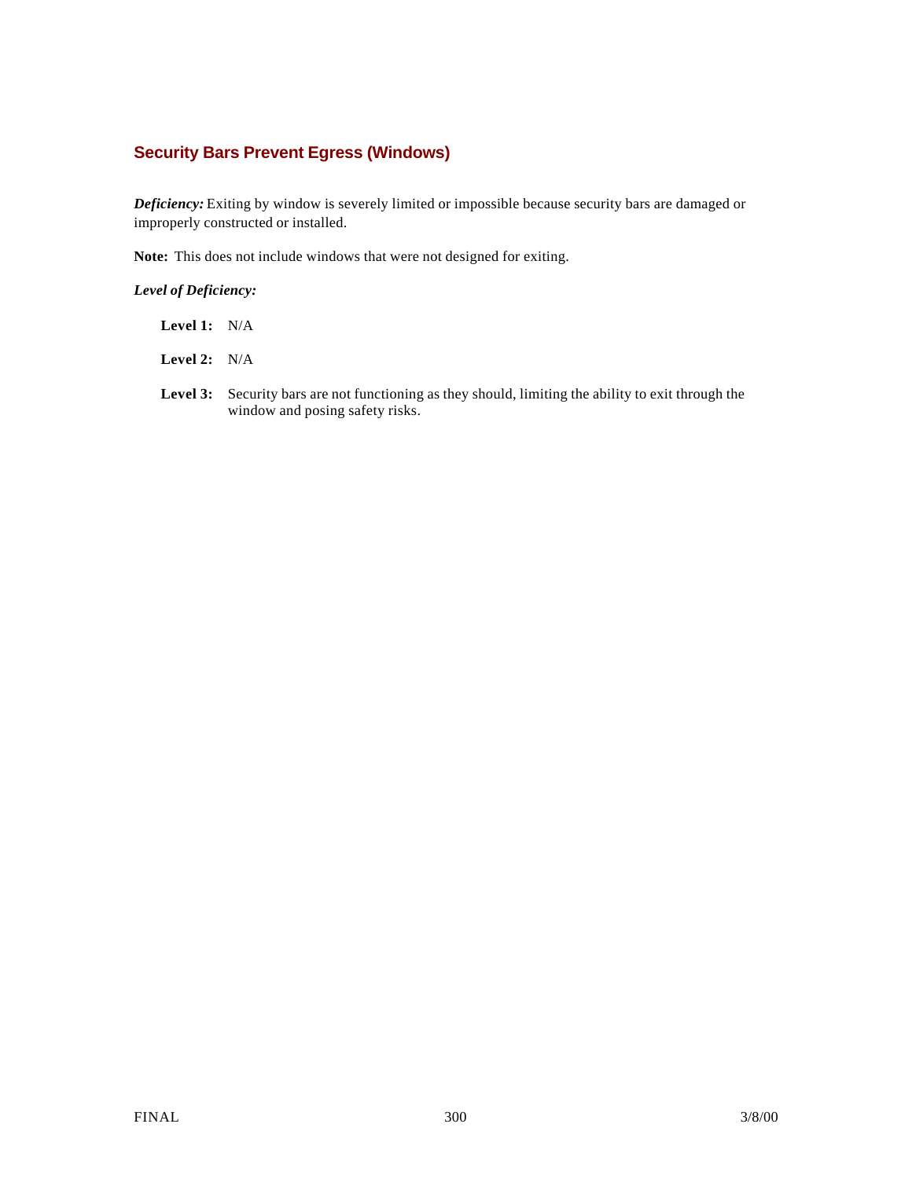### Security Bars Prevent Egress (Windows)

***Deficiency:*** Exiting by window is severely limited or impossible because security bars are damaged or improperly constructed or installed.

**Note:** This does not include windows that were not designed for exiting.

***Level of Deficiency:***

**Level 1:** N/A

**Level 2:** N/A

**Level 3:** Security bars are not functioning as they should, limiting the ability to exit through the window and posing safety risks.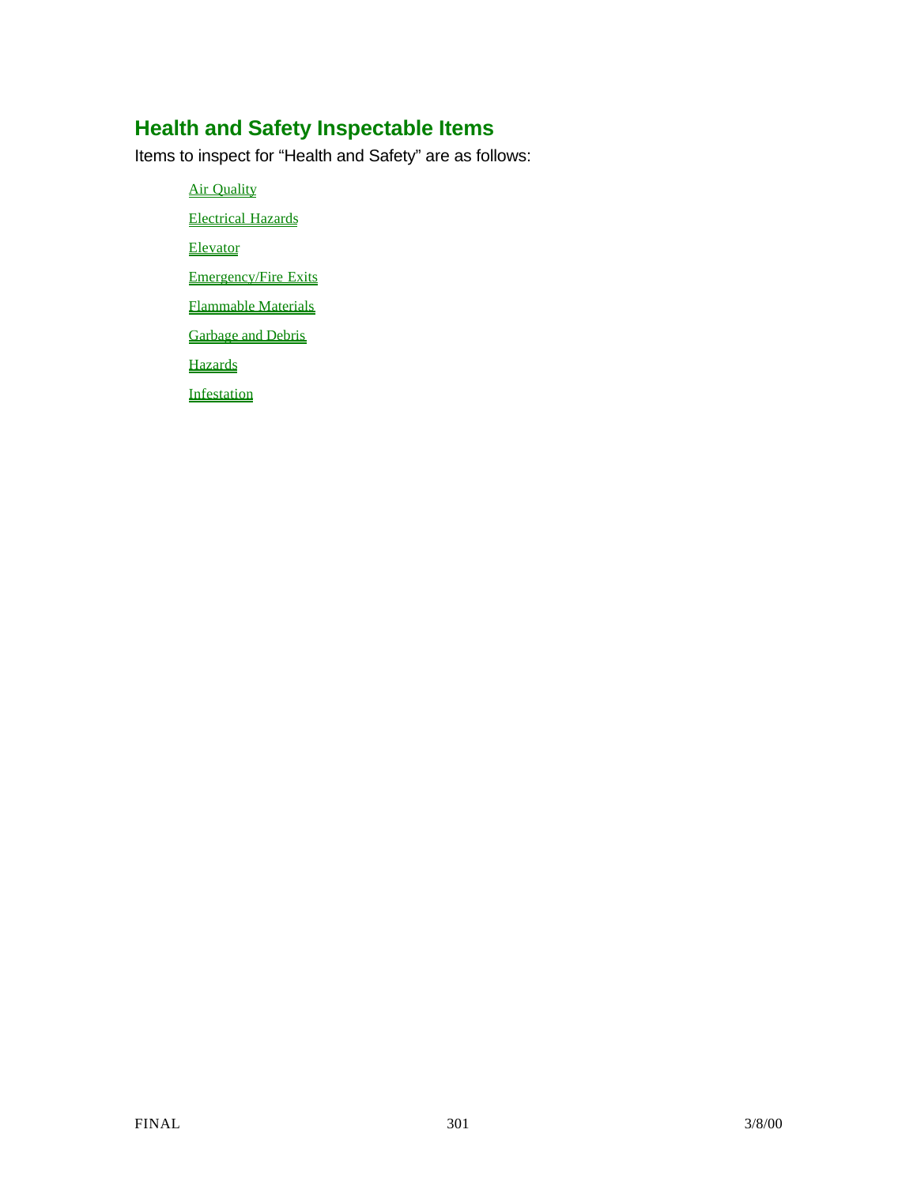## Health and Safety Inspectable Items

Items to inspect for "Health and Safety" are as follows:

- Air Quality
- Electrical Hazards
- Elevator
- Emergency/Fire Exits
- Flammable Materials
- Garbage and Debris
- Hazards
- Infestation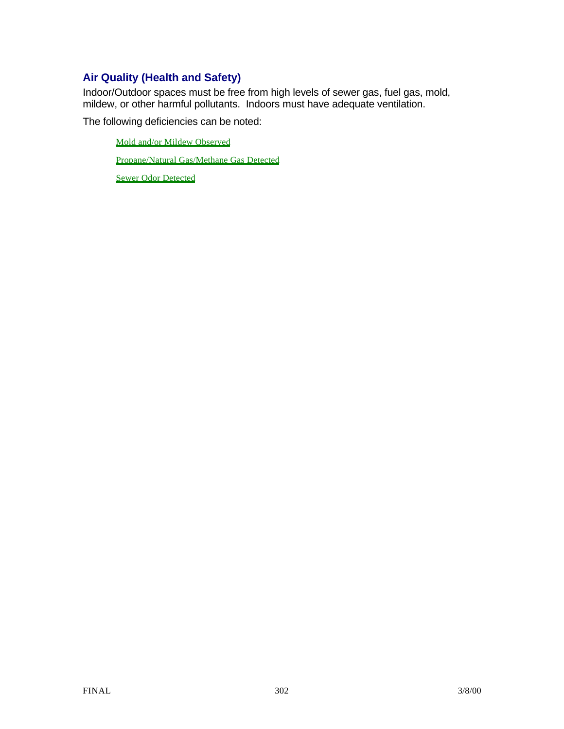## Air Quality (Health and Safety)

Indoor/Outdoor spaces must be free from high levels of sewer gas, fuel gas, mold, mildew, or other harmful pollutants. Indoors must have adequate ventilation.

The following deficiencies can be noted:

- Mold and/or Mildew Observed
- Propane/Natural Gas/Methane Gas Detected
- Sewer Odor Detected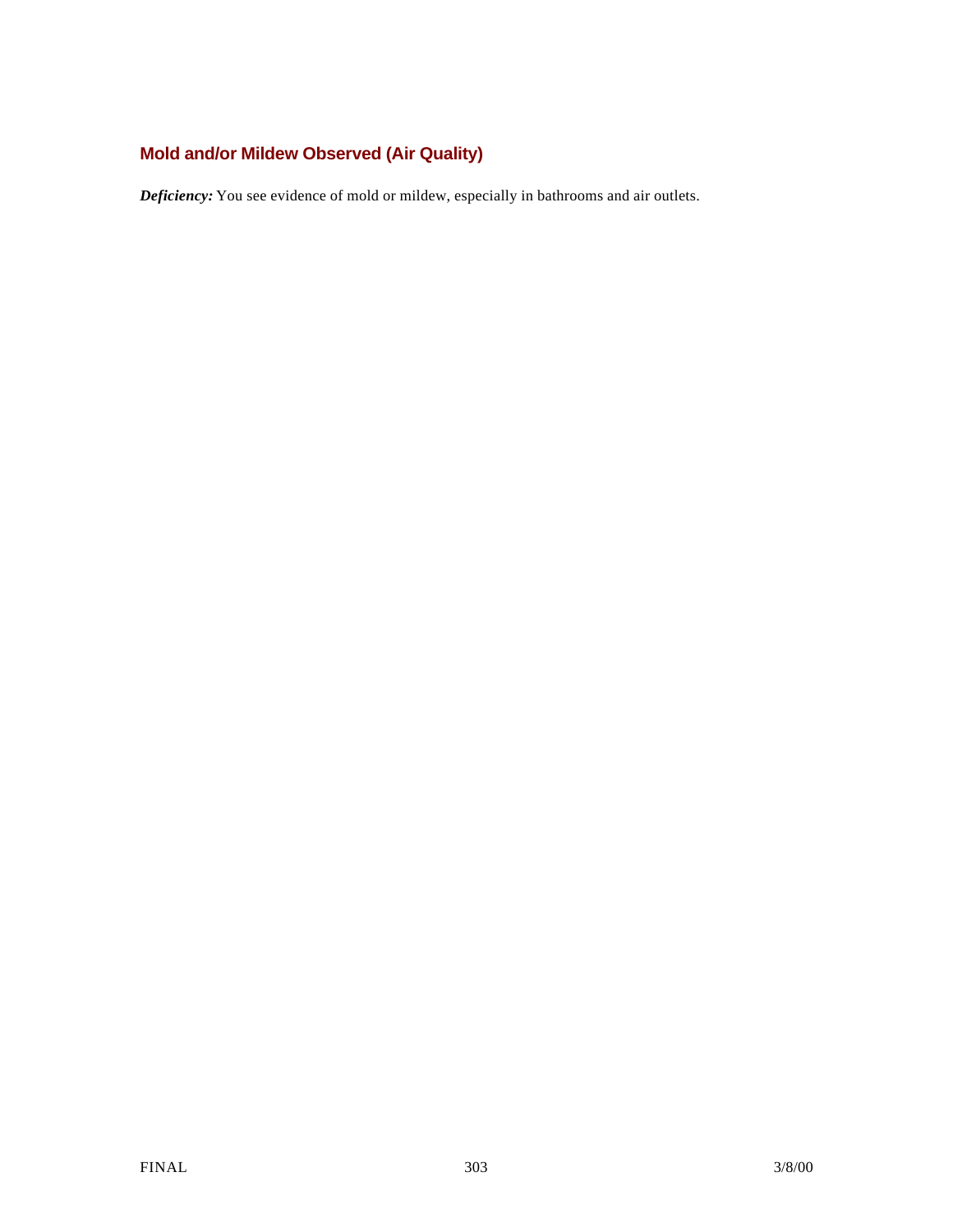## Mold and/or Mildew Observed (Air Quality)

***Deficiency:*** You see evidence of mold or mildew, especially in bathrooms and air outlets.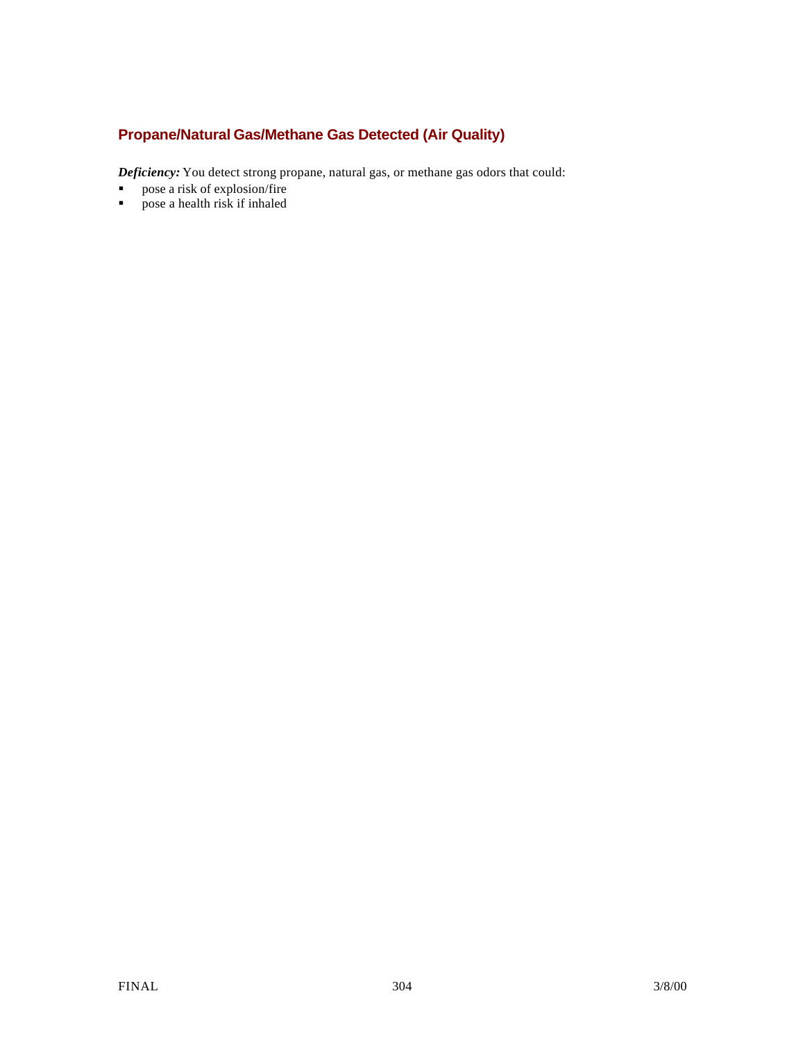## Propane/Natural Gas/Methane Gas Detected (Air Quality)

***Deficiency:*** You detect strong propane, natural gas, or methane gas odors that could:

- pose a risk of explosion/fire
- pose a health risk if inhaled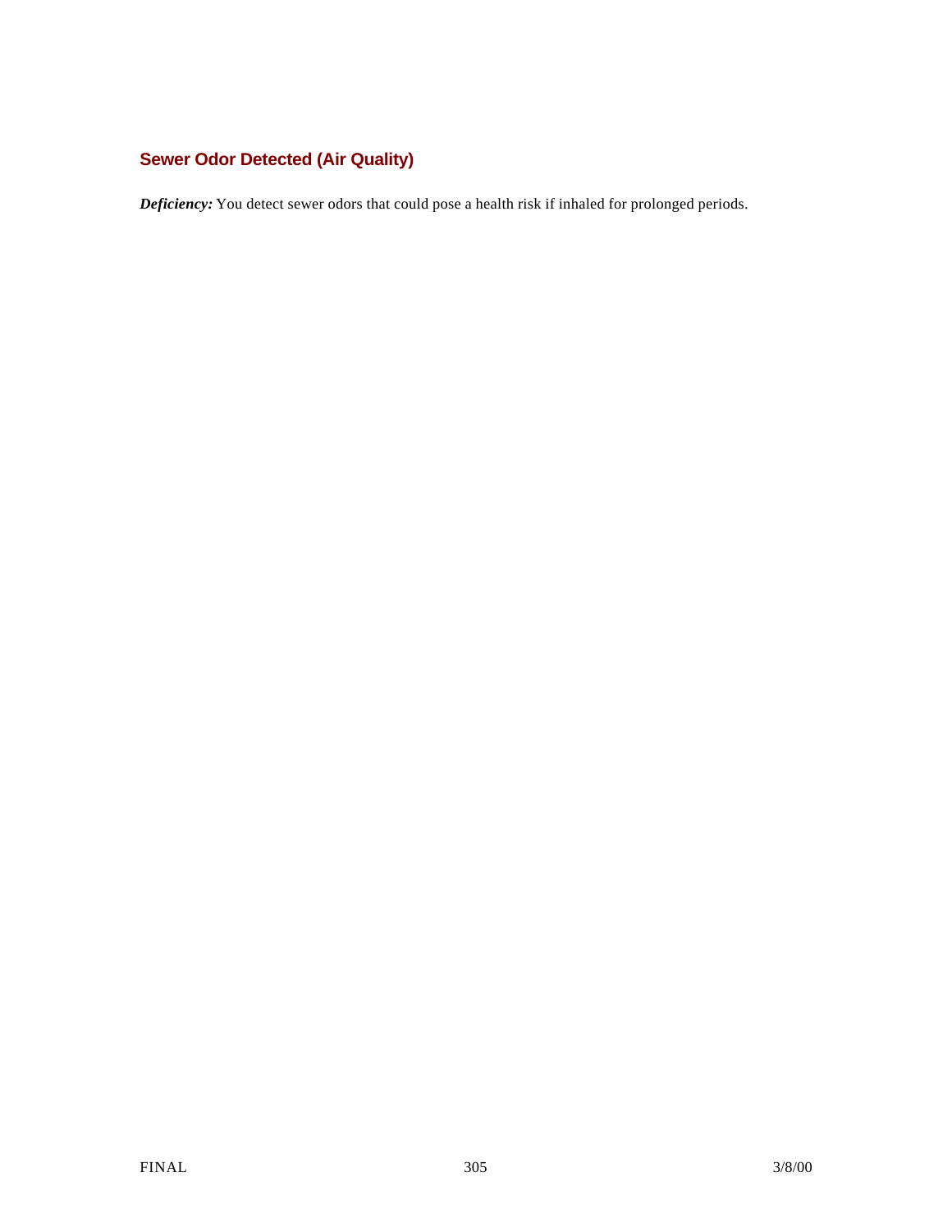## Sewer Odor Detected (Air Quality)

***Deficiency:*** You detect sewer odors that could pose a health risk if inhaled for prolonged periods.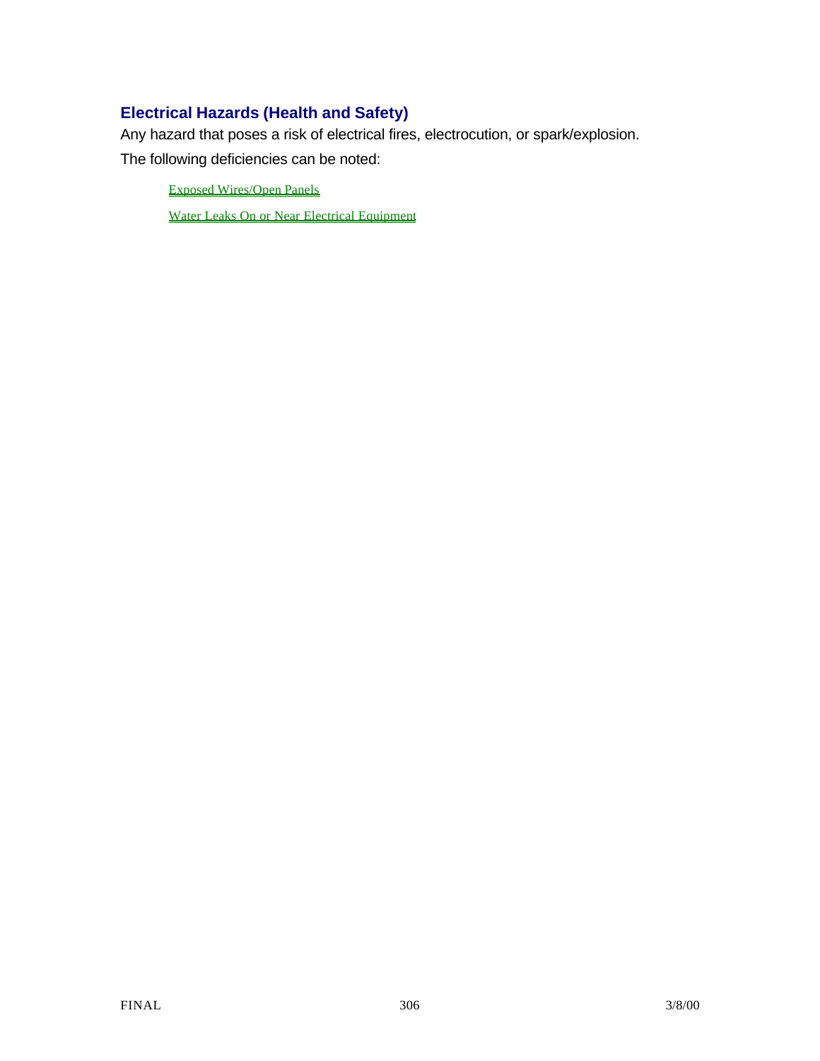## Electrical Hazards (Health and Safety)

Any hazard that poses a risk of electrical fires, electrocution, or spark/explosion.

The following deficiencies can be noted:

- Exposed Wires/Open Panels
- Water Leaks On or Near Electrical Equipment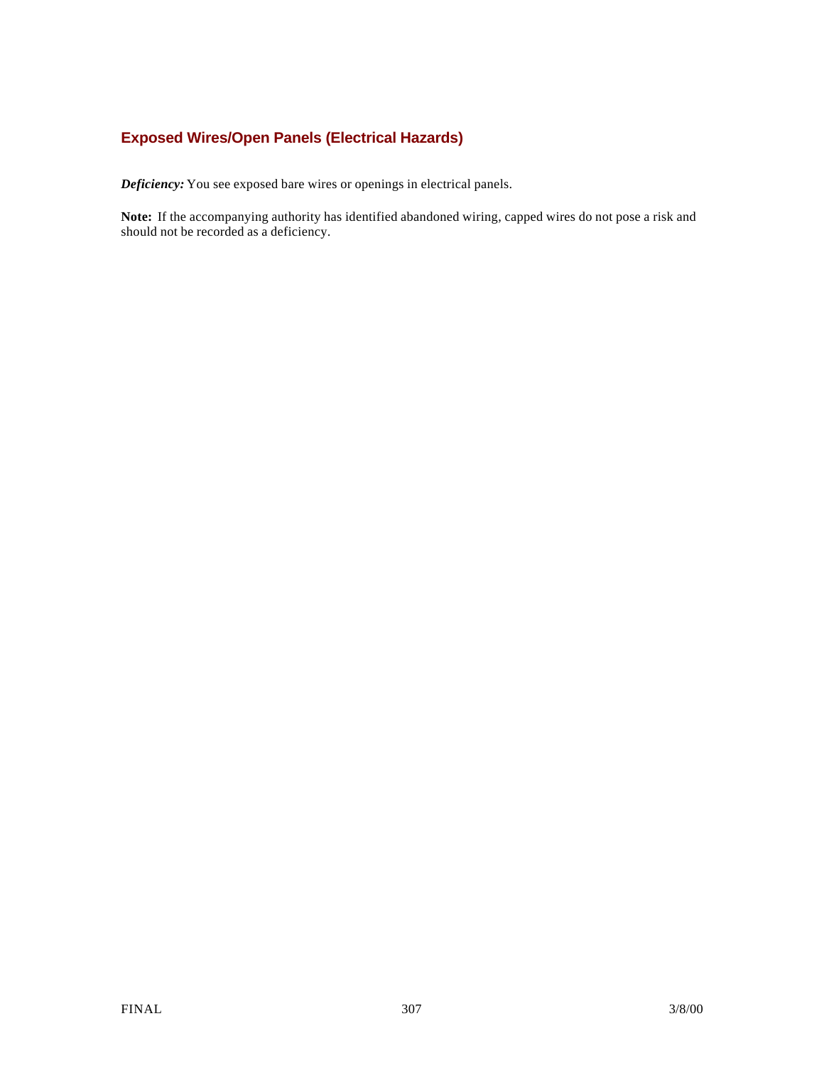## Exposed Wires/Open Panels (Electrical Hazards)

***Deficiency:*** You see exposed bare wires or openings in electrical panels.

**Note:** If the accompanying authority has identified abandoned wiring, capped wires do not pose a risk and should not be recorded as a deficiency.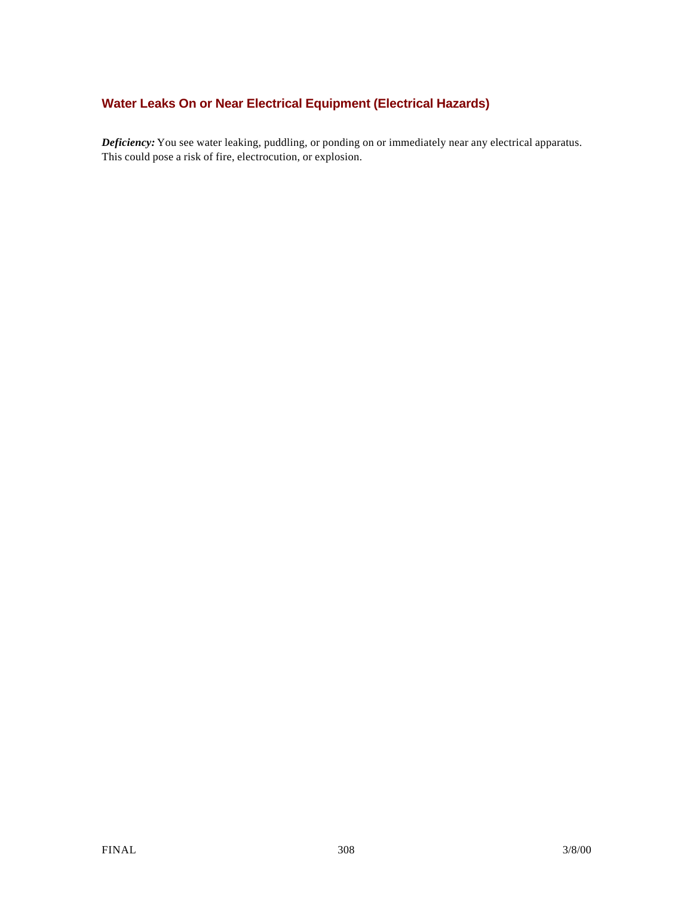## Water Leaks On or Near Electrical Equipment (Electrical Hazards)

***Deficiency:*** You see water leaking, puddling, or ponding on or immediately near any electrical apparatus. This could pose a risk of fire, electrocution, or explosion.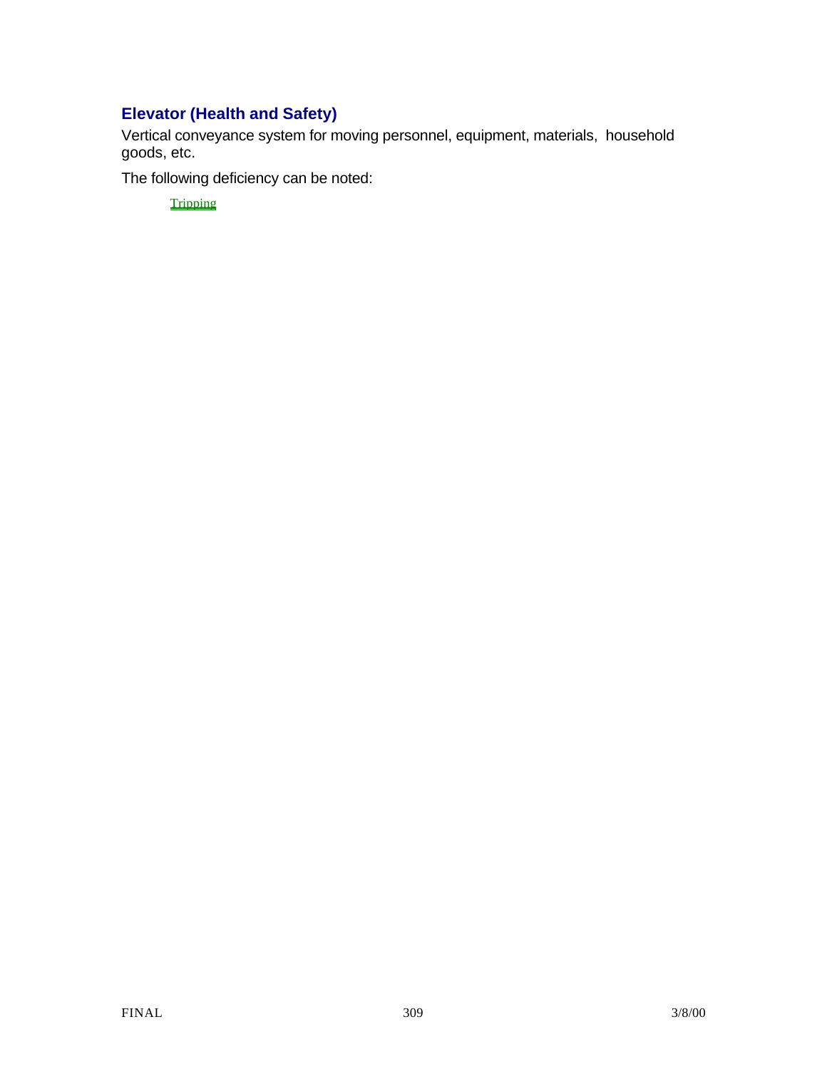## Elevator (Health and Safety)

Vertical conveyance system for moving personnel, equipment, materials, household goods, etc.

The following deficiency can be noted:

- Tripping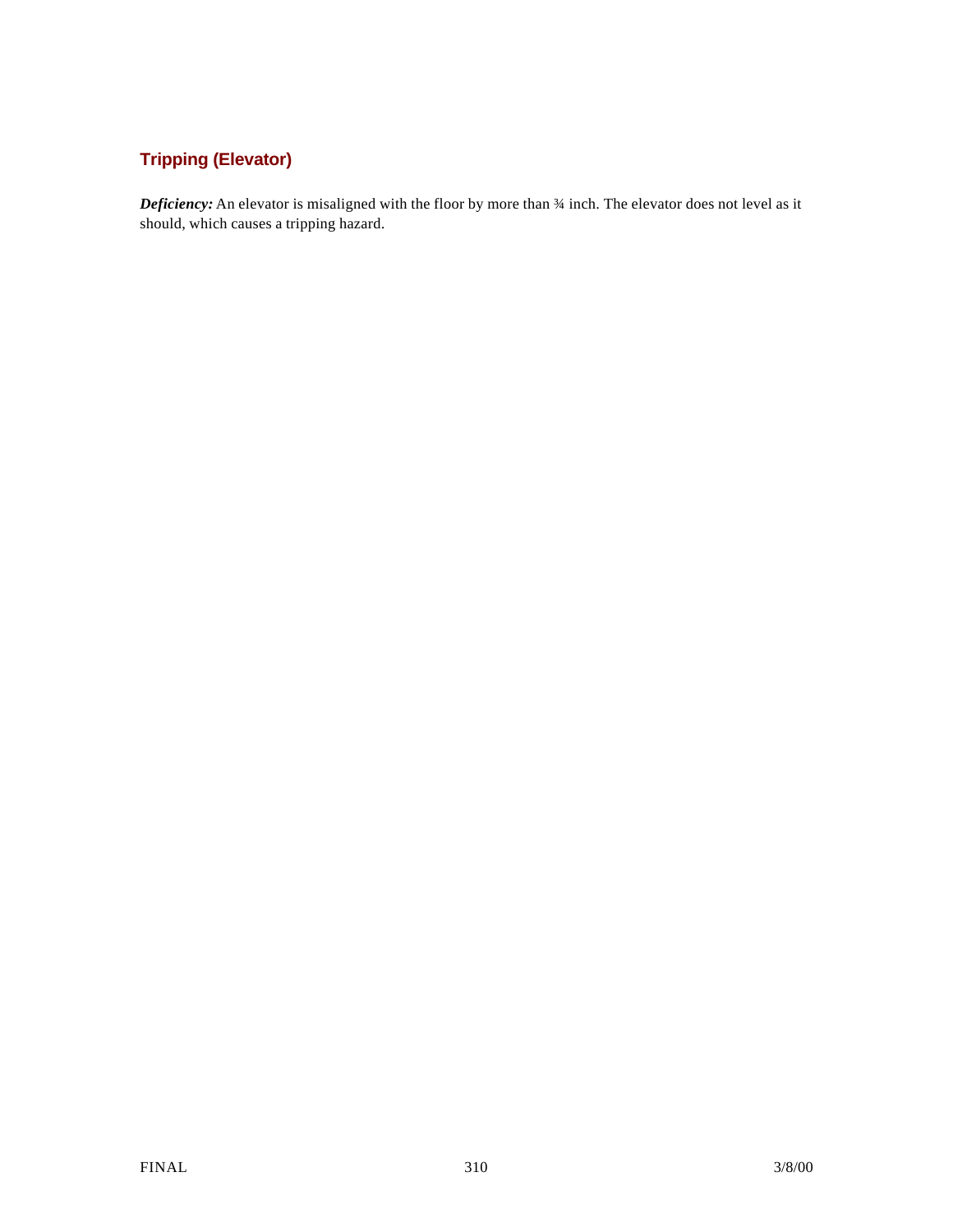## Tripping (Elevator)

***Deficiency:*** An elevator is misaligned with the floor by more than ¾ inch. The elevator does not level as it should, which causes a tripping hazard.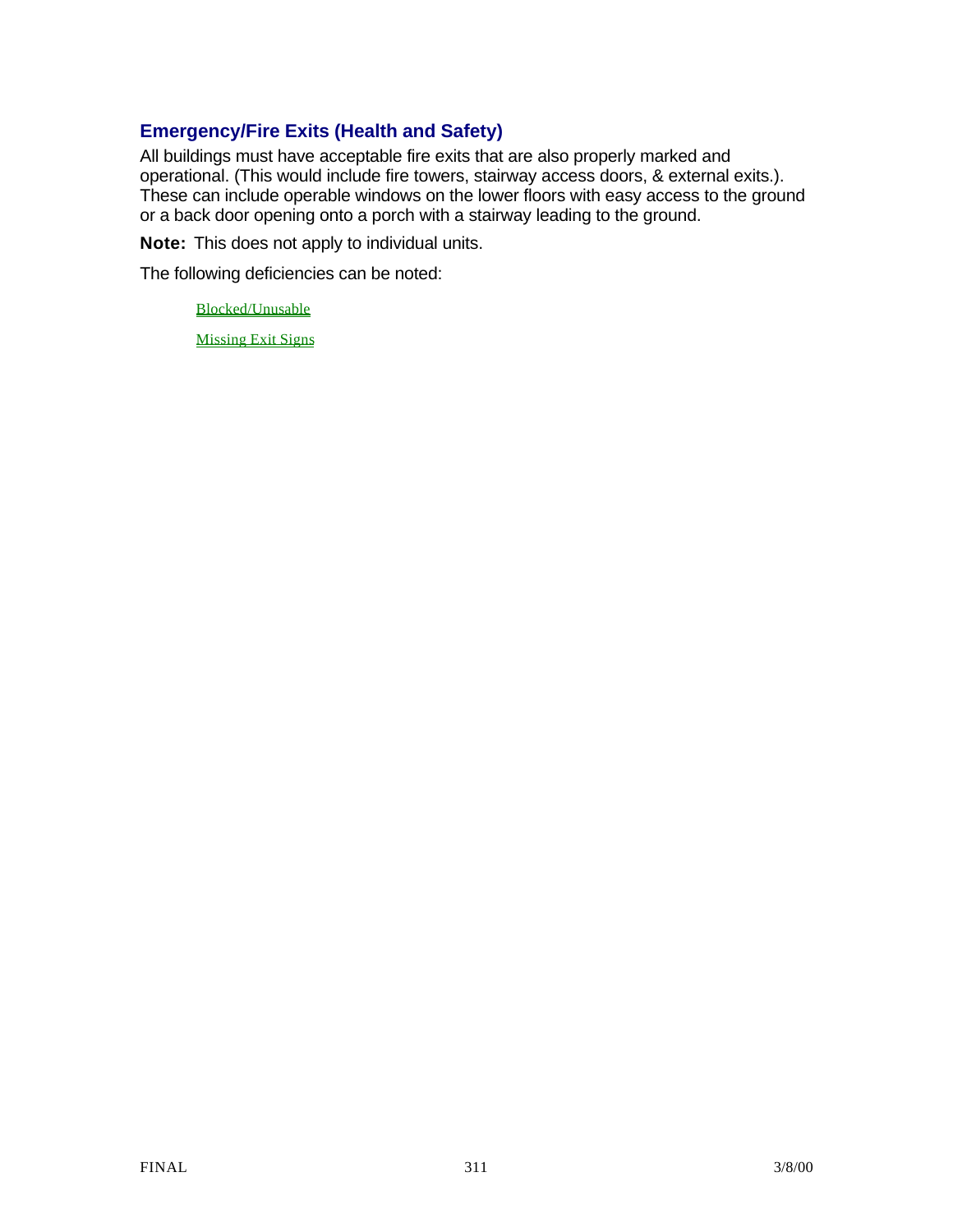## Emergency/Fire Exits (Health and Safety)

All buildings must have acceptable fire exits that are also properly marked and operational. (This would include fire towers, stairway access doors, & external exits.). These can include operable windows on the lower floors with easy access to the ground or a back door opening onto a porch with a stairway leading to the ground.

**Note:** This does not apply to individual units.

The following deficiencies can be noted:

- Blocked/Unusable
- Missing Exit Signs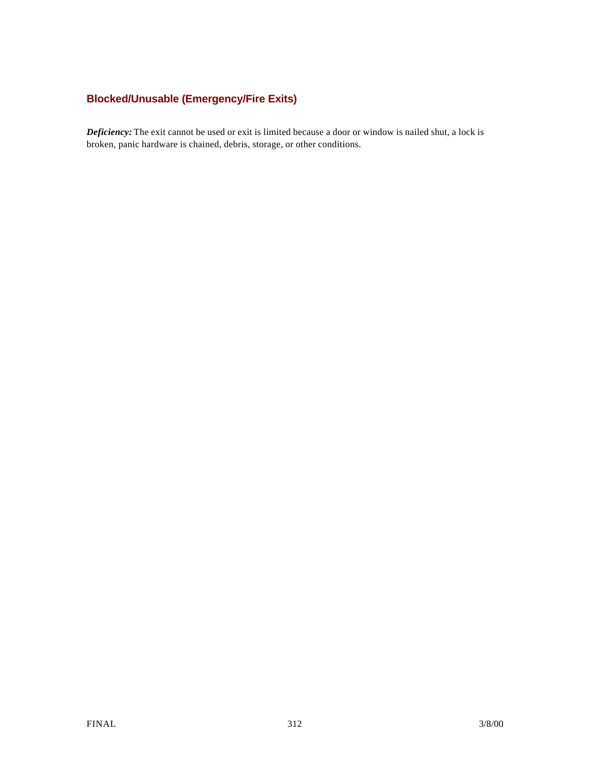## Blocked/Unusable (Emergency/Fire Exits)

***Deficiency:*** The exit cannot be used or exit is limited because a door or window is nailed shut, a lock is broken, panic hardware is chained, debris, storage, or other conditions.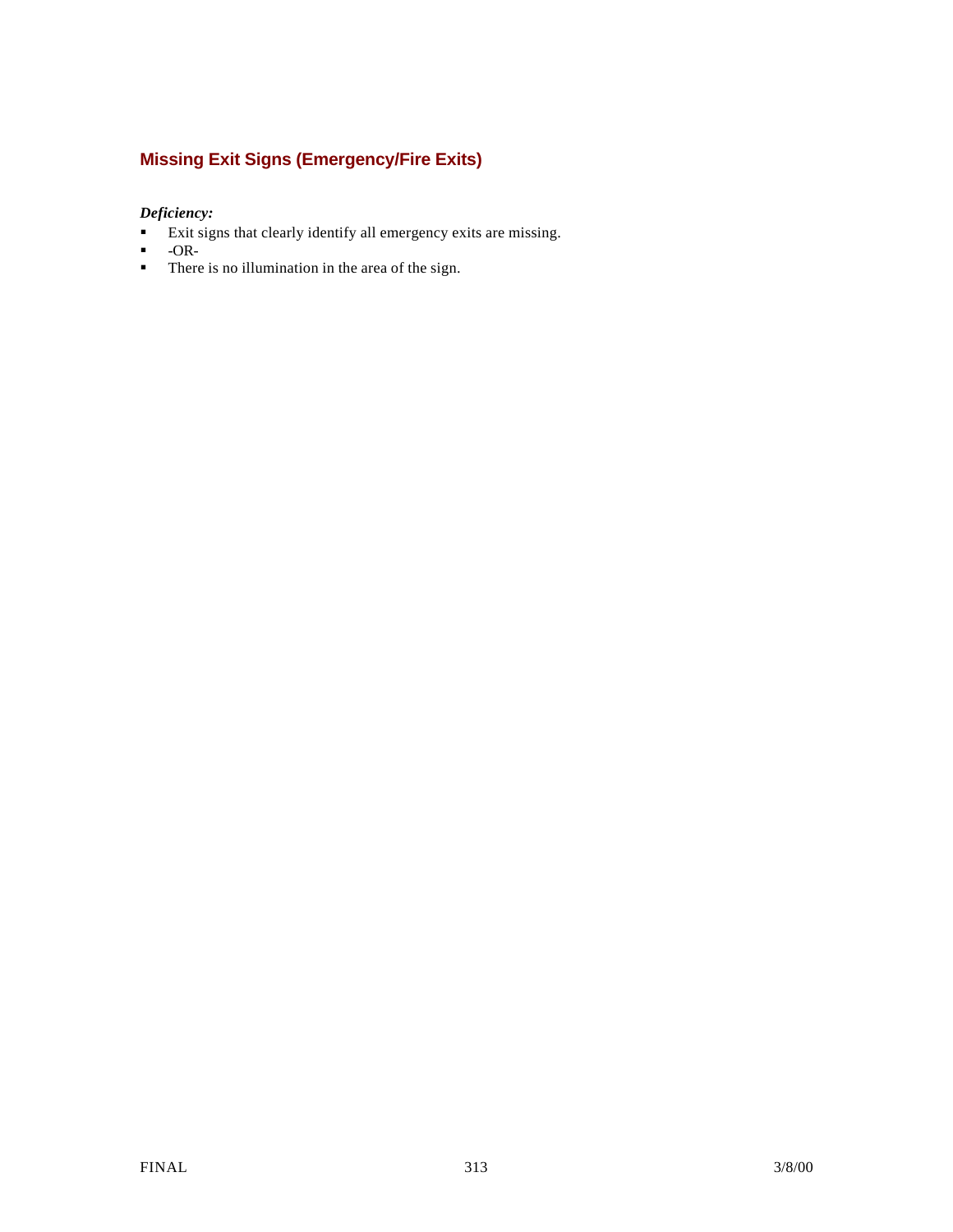## Missing Exit Signs (Emergency/Fire Exits)

***Deficiency:***

- Exit signs that clearly identify all emergency exits are missing.
- -OR-
- There is no illumination in the area of the sign.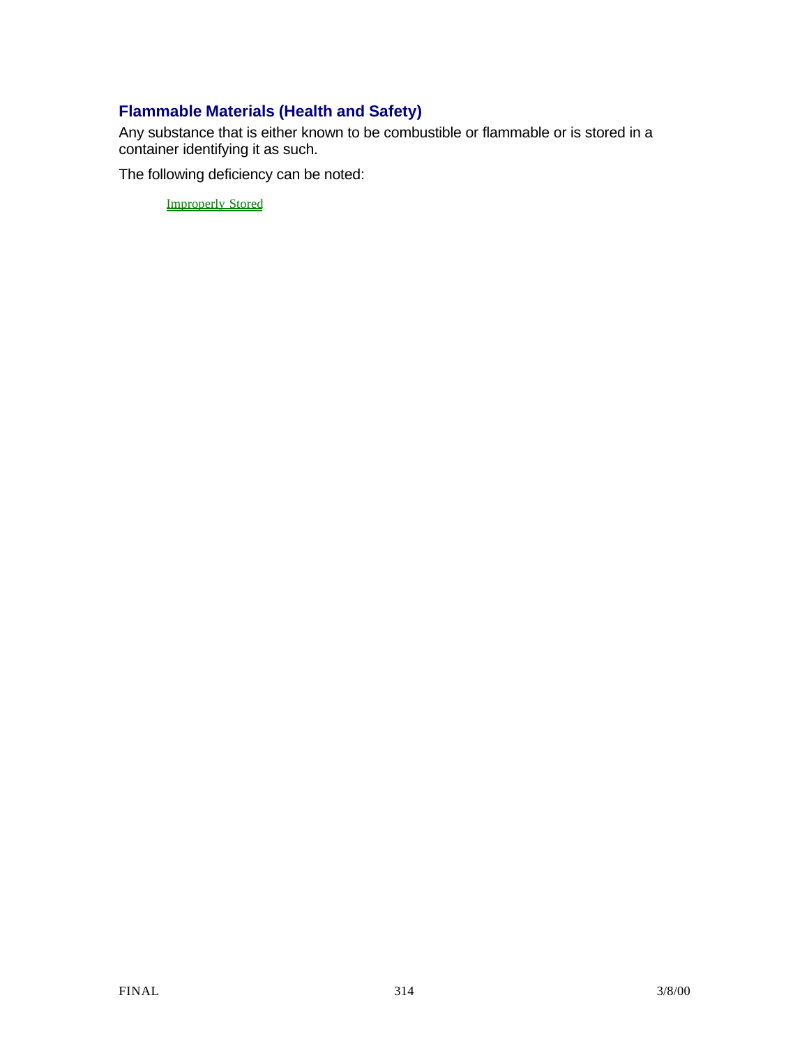## Flammable Materials (Health and Safety)

Any substance that is either known to be combustible or flammable or is stored in a container identifying it as such.

The following deficiency can be noted:

- Improperly Stored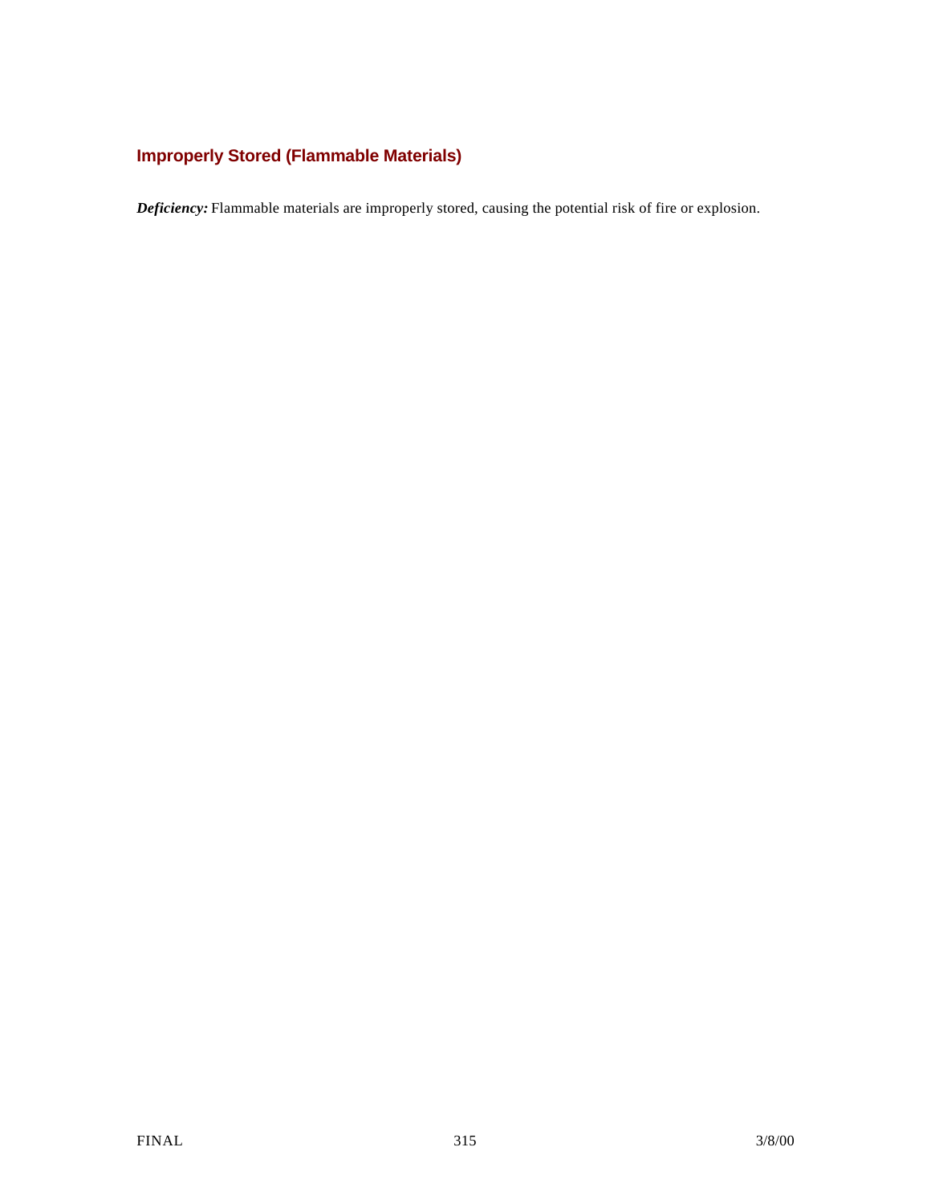## Improperly Stored (Flammable Materials)

***Deficiency:*** Flammable materials are improperly stored, causing the potential risk of fire or explosion.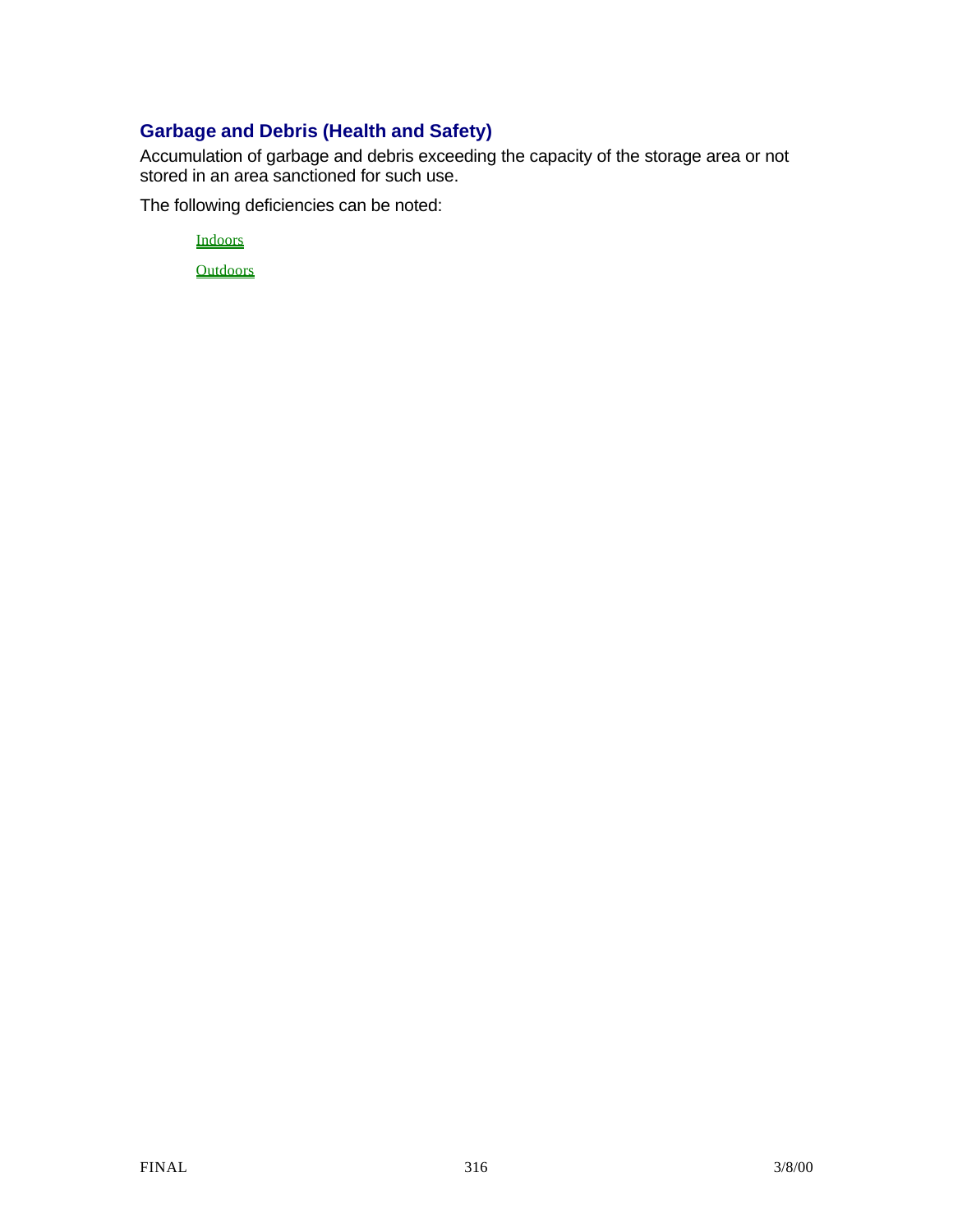## Garbage and Debris (Health and Safety)

Accumulation of garbage and debris exceeding the capacity of the storage area or not stored in an area sanctioned for such use.

The following deficiencies can be noted:

- Indoors
- Outdoors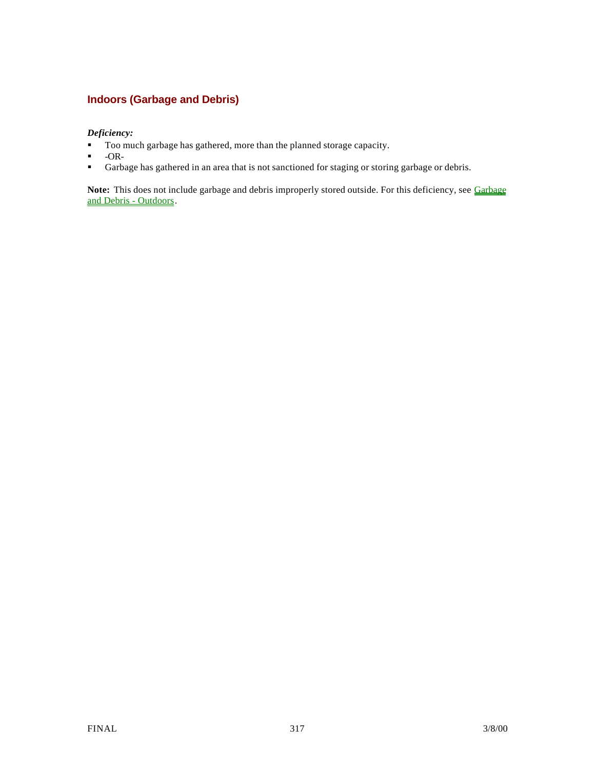## Indoors (Garbage and Debris)

***Deficiency:***

- Too much garbage has gathered, more than the planned storage capacity.
- -OR-
- Garbage has gathered in an area that is not sanctioned for staging or storing garbage or debris.

**Note:** This does not include garbage and debris improperly stored outside. For this deficiency, see Garbage and Debris - Outdoors.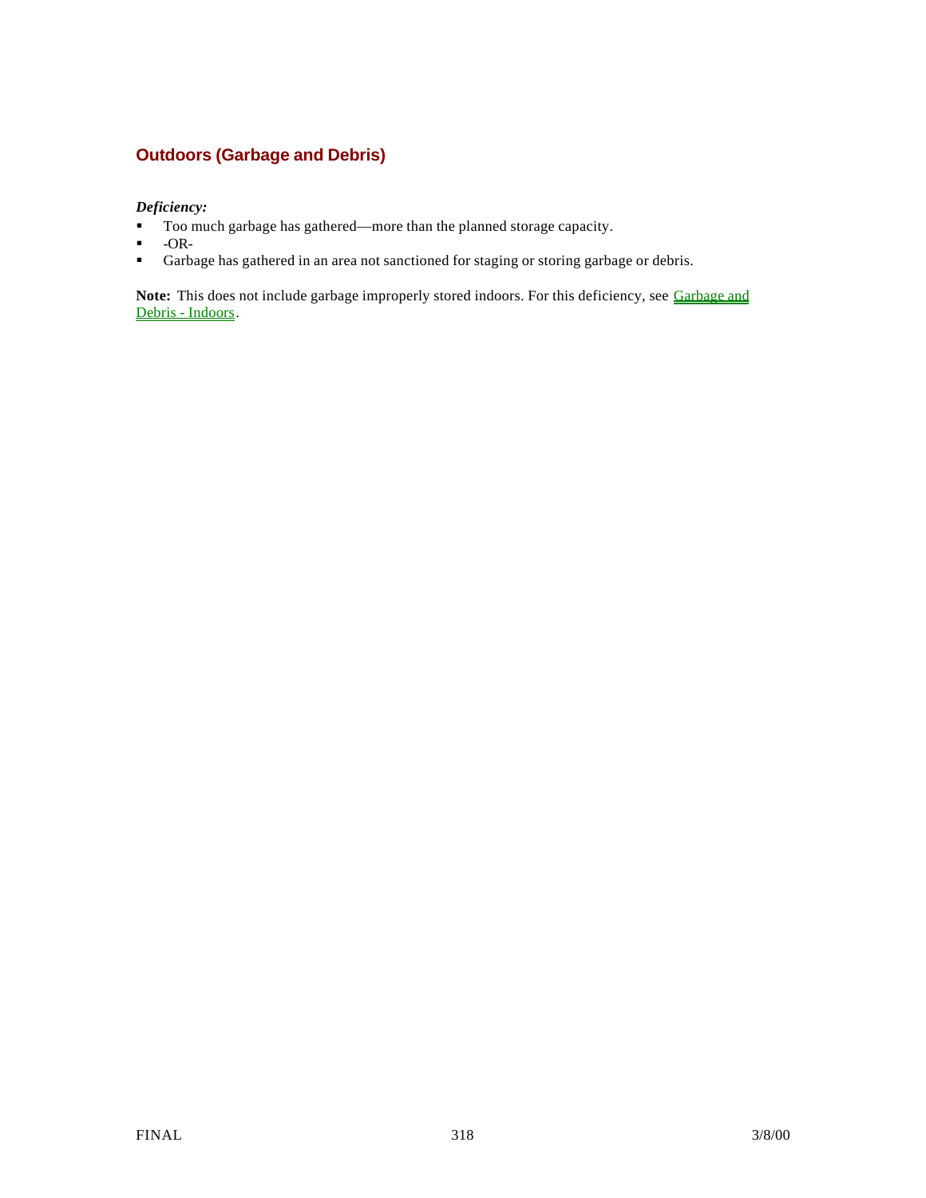## Outdoors (Garbage and Debris)

***Deficiency:***

- Too much garbage has gathered—more than the planned storage capacity.
- -OR-
- Garbage has gathered in an area not sanctioned for staging or storing garbage or debris.

**Note:** This does not include garbage improperly stored indoors. For this deficiency, see Garbage and Debris - Indoors.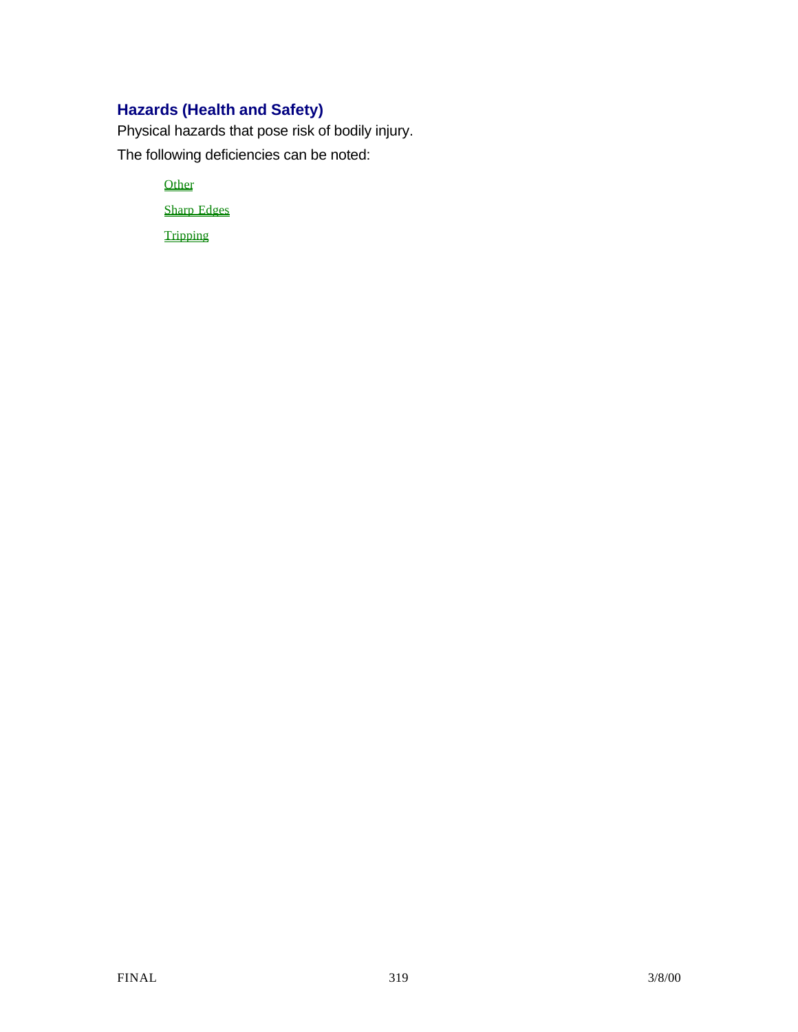## Hazards (Health and Safety)

Physical hazards that pose risk of bodily injury.

The following deficiencies can be noted:

- Other
- Sharp Edges
- Tripping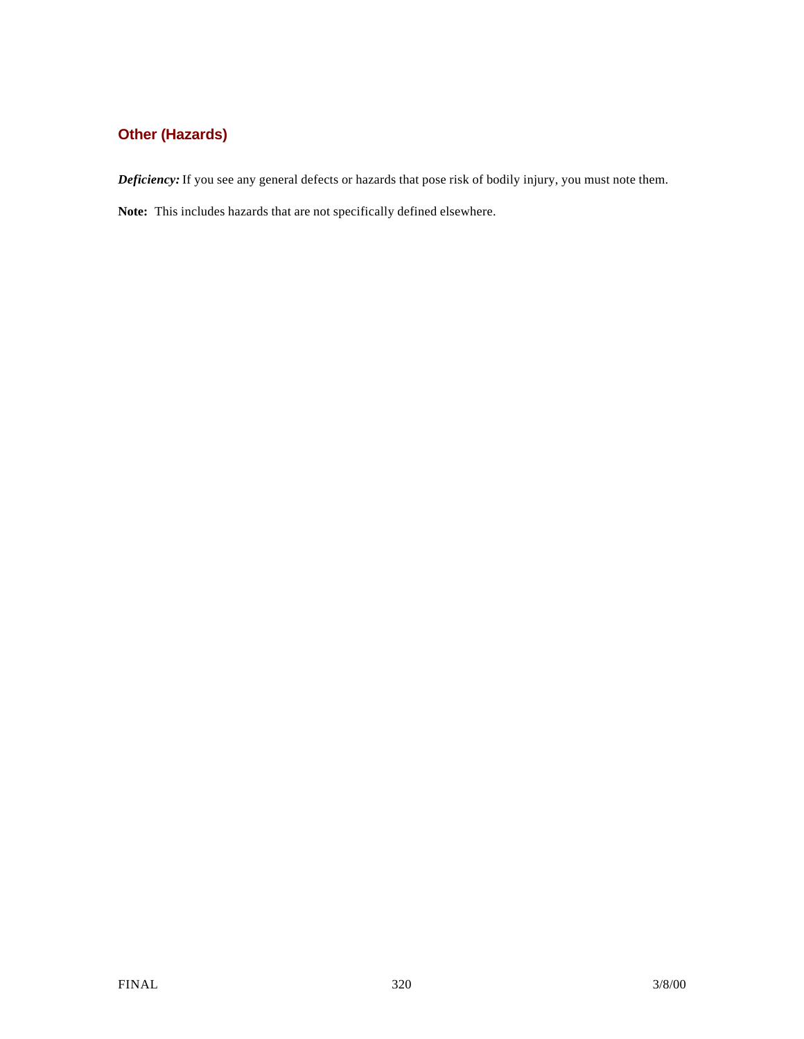### Other (Hazards)

***Deficiency:*** If you see any general defects or hazards that pose risk of bodily injury, you must note them.

**Note:** This includes hazards that are not specifically defined elsewhere.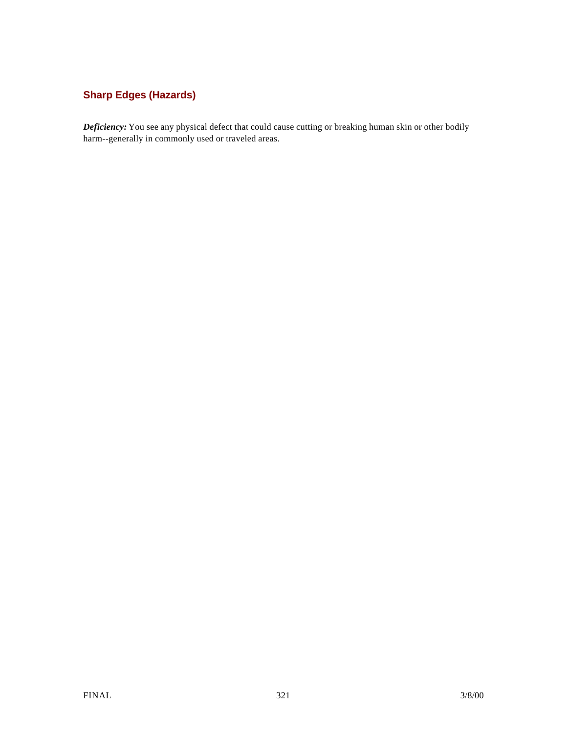## Sharp Edges (Hazards)

***Deficiency:*** You see any physical defect that could cause cutting or breaking human skin or other bodily harm--generally in commonly used or traveled areas.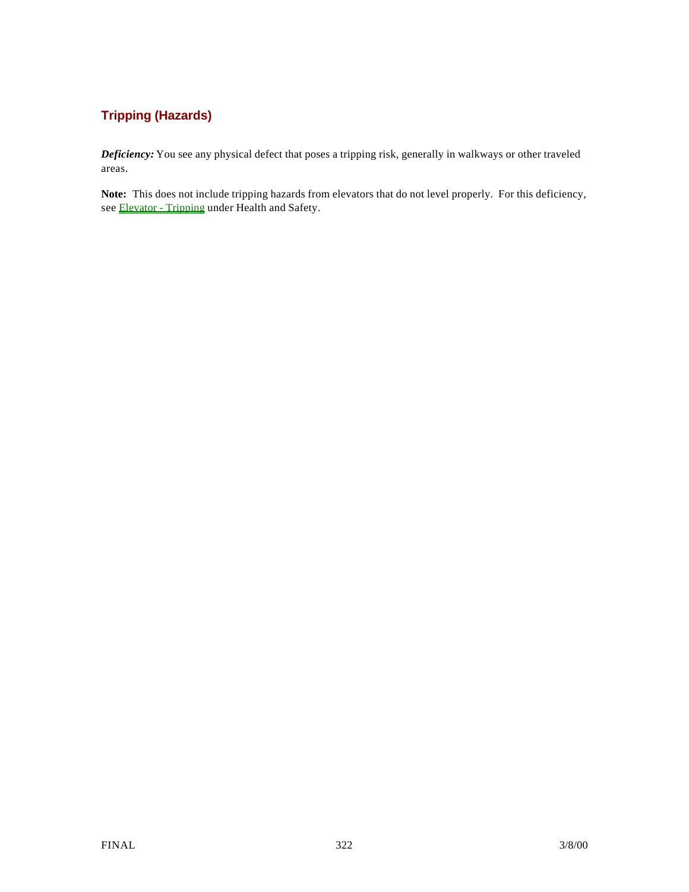## Tripping (Hazards)

***Deficiency:*** You see any physical defect that poses a tripping risk, generally in walkways or other traveled areas.

**Note:** This does not include tripping hazards from elevators that do not level properly. For this deficiency, see Elevator - Tripping under Health and Safety.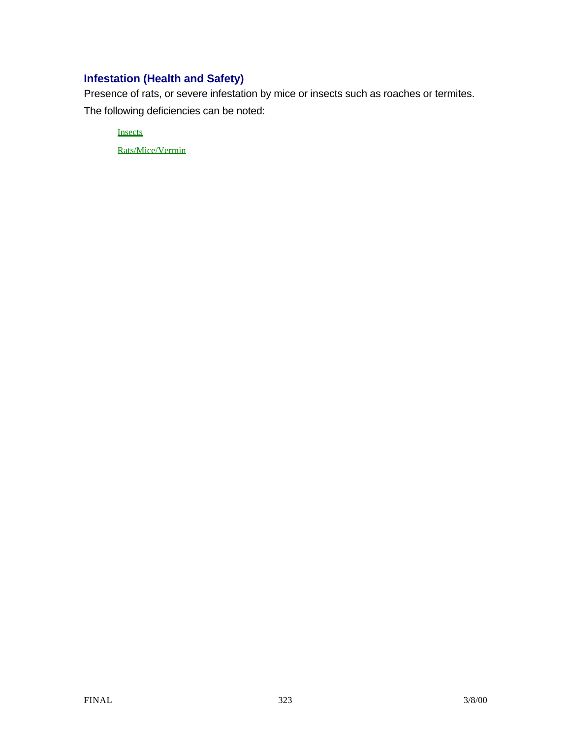### Infestation (Health and Safety)

Presence of rats, or severe infestation by mice or insects such as roaches or termites.

The following deficiencies can be noted:

- Insects
- Rats/Mice/Vermin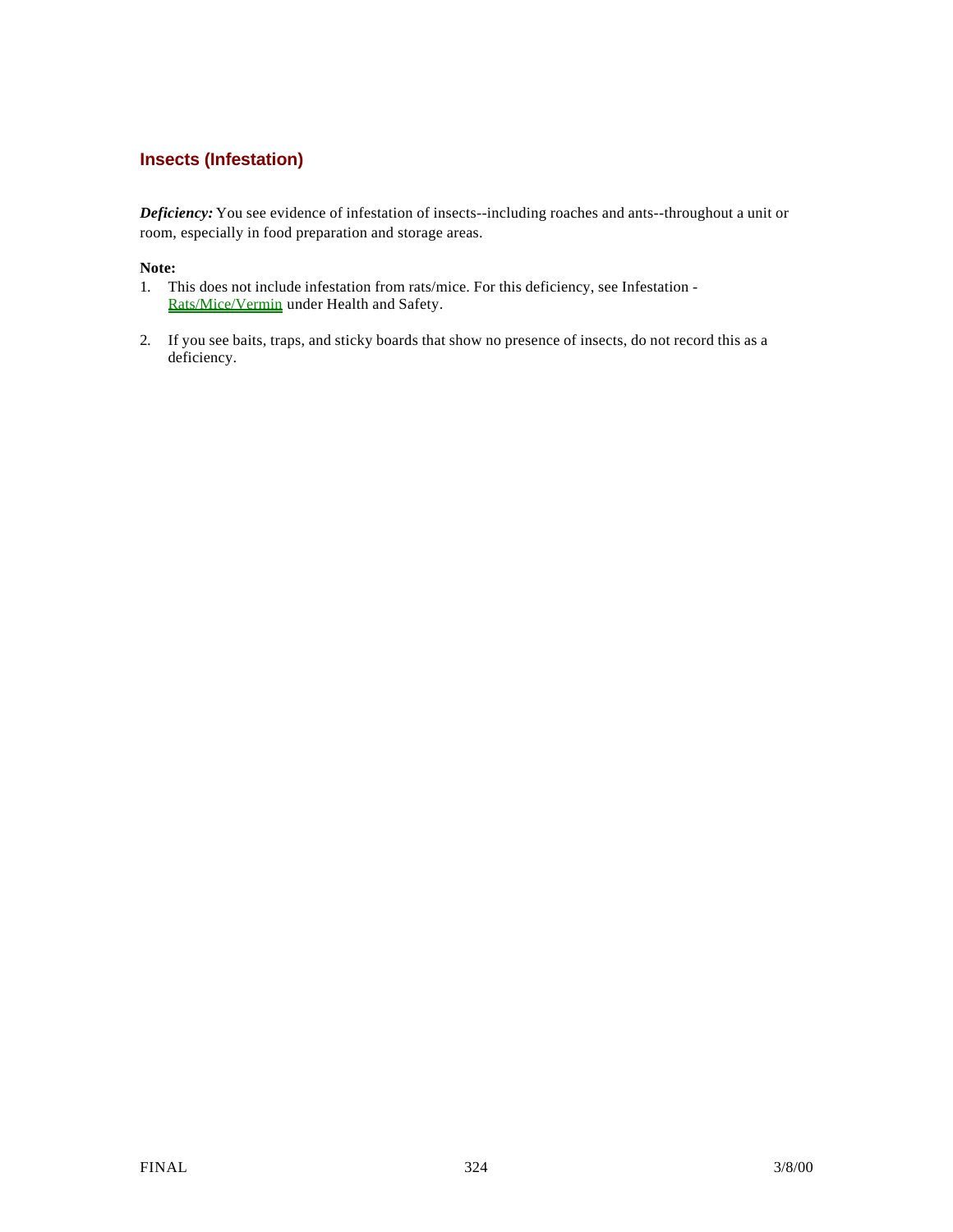## Insects (Infestation)

***Deficiency:*** You see evidence of infestation of insects--including roaches and ants--throughout a unit or room, especially in food preparation and storage areas.

**Note:**

1. This does not include infestation from rats/mice. For this deficiency, see Infestation - Rats/Mice/Vermin under Health and Safety.

2. If you see baits, traps, and sticky boards that show no presence of insects, do not record this as a deficiency.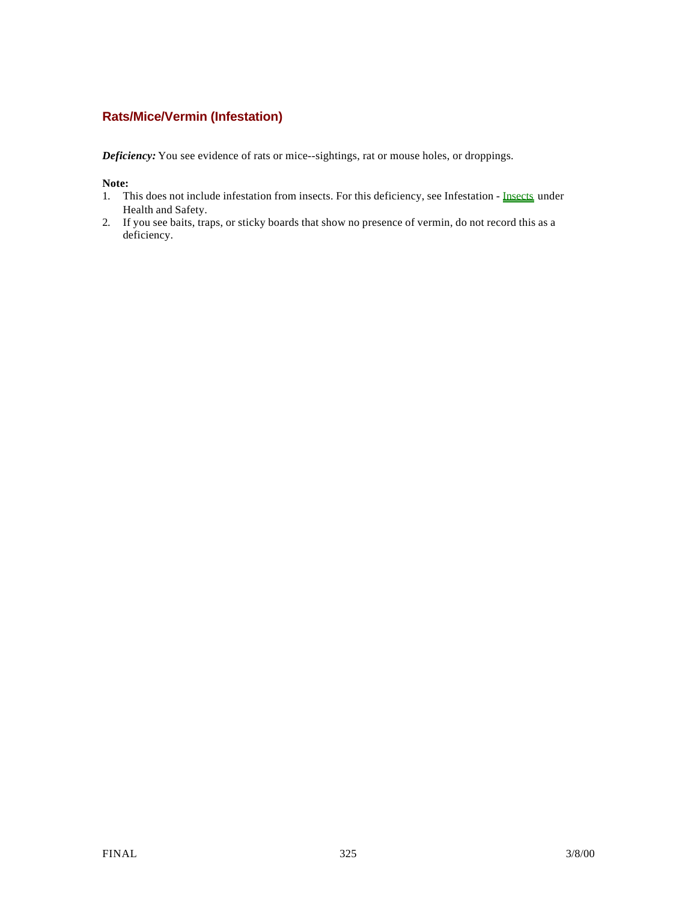## Rats/Mice/Vermin (Infestation)

***Deficiency:*** You see evidence of rats or mice--sightings, rat or mouse holes, or droppings.

**Note:**

1. This does not include infestation from insects. For this deficiency, see Infestation - Insects under Health and Safety.
2. If you see baits, traps, or sticky boards that show no presence of vermin, do not record this as a deficiency.